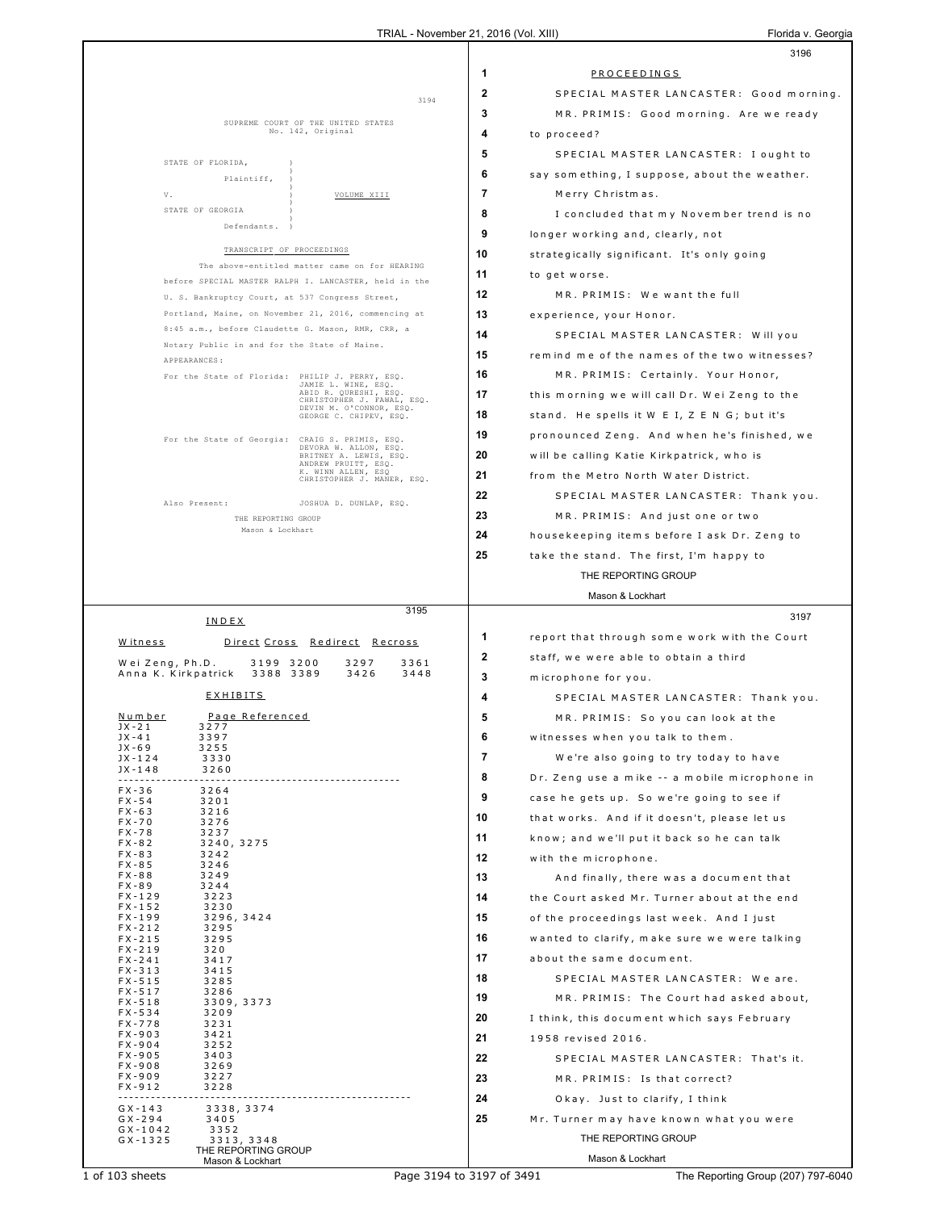SUPREME COURT OF THE UNITED STATES
No. 142, Original

STATE OF FLORIDA,
Plaintiff,

V. VOLUME XIII

STATE OF GEORGIA
Defendants.

TRANSCRIPT OF PROCEEDINGS

The above-entitled matter came on for HEARING before SPECIAL MASTER RALPH I. LANCASTER, held in the U. S. Bankruptcy Court, at 537 Congress Street, Portland, Maine, on November 21, 2016, commencing at 8:45 a.m., before Claudette G. Mason, RMR, CRR, a Notary Public in and for the State of Maine.

APPEARANCES:

For the State of Florida: PHILIP J. PERRY, ESQ.
JAMIE L. WINE, ESQ.
ABID R. QURESHI, ESQ.
CHRISTOPHER J. FAWAL, ESQ.
DEVIN M. O'CONNOR, ESQ.
GEORGE C. CHIPEV, ESQ.

For the State of Georgia: CRAIG S. PRIMIS, ESQ.
DEVORA W. ALLON, ESQ.
BRITNEY A. LEWIS, ESQ.
ANDREW PRUITT, ESQ.
K. WINN ALLEN, ESQ
CHRISTOPHER J. MANER, ESQ.

Also Present: JOSHUA D. DUNLAP, ESQ.

THE REPORTING GROUP
Mason & Lockhart

## INDEX

| Witness | Direct | Cross | Redirect | Recross |
|---|---|---|---|---|
| Wei Zeng, Ph.D. | 3199 | 3200 | 3297 | 3361 |
| Anna K. Kirkpatrick | 3388 | 3389 | 3426 | 3448 |

## EXHIBITS

| Number | Page Referenced |
|---|---|
| JX-21 | 3277 |
| JX-41 | 3397 |
| JX-69 | 3255 |
| JX-124 | 3330 |
| JX-148 | 3260 |
| FX-36 | 3264 |
| FX-54 | 3201 |
| FX-63 | 3216 |
| FX-70 | 3276 |
| FX-78 | 3237 |
| FX-82 | 3240, 3275 |
| FX-83 | 3242 |
| FX-85 | 3246 |
| FX-88 | 3249 |
| FX-89 | 3244 |
| FX-129 | 3223 |
| FX-152 | 3230 |
| FX-199 | 3296, 3424 |
| FX-212 | 3295 |
| FX-215 | 3295 |
| FX-219 | 320 |
| FX-241 | 3417 |
| FX-313 | 3415 |
| FX-515 | 3285 |
| FX-517 | 3286 |
| FX-518 | 3309, 3373 |
| FX-534 | 3209 |
| FX-778 | 3231 |
| FX-903 | 3421 |
| FX-904 | 3252 |
| FX-905 | 3403 |
| FX-908 | 3269 |
| FX-909 | 3227 |
| FX-912 | 3228 |
| GX-143 | 3338, 3374 |
| GX-294 | 3405 |
| GX-1042 | 3352 |
| GX-1325 | 3313, 3348 |

THE REPORTING GROUP
Mason & Lockhart

P R O C E E D I N G S

SPECIAL MASTER LANCASTER: Good morning.

MR. PRIMIS: Good morning. Are we ready to proceed?

SPECIAL MASTER LANCASTER: I ought to say something, I suppose, about the weather. Merry Christmas.

I concluded that my November trend is no longer working and, clearly, not strategically significant. It's only going to get worse.

MR. PRIMIS: We want the full experience, your Honor.

SPECIAL MASTER LANCASTER: Will you remind me of the names of the two witnesses?

MR. PRIMIS: Certainly. Your Honor, this morning we will call Dr. Wei Zeng to the stand. He spells it W E I, Z E N G; but it's pronounced Zeng. And when he's finished, we will be calling Katie Kirkpatrick, who is from the Metro North Water District.

SPECIAL MASTER LANCASTER: Thank you.

MR. PRIMIS: And just one or two housekeeping items before I ask Dr. Zeng to take the stand. The first, I'm happy to

THE REPORTING GROUP
Mason & Lockhart

report that through some work with the Court staff, we were able to obtain a third microphone for you.

SPECIAL MASTER LANCASTER: Thank you.

MR. PRIMIS: So you can look at the witnesses when you talk to them.

We're also going to try today to have Dr. Zeng use a mike -- a mobile microphone in case he gets up. So we're going to see if that works. And if it doesn't, please let us know; and we'll put it back so he can talk with the microphone.

And finally, there was a document that the Court asked Mr. Turner about at the end of the proceedings last week. And I just wanted to clarify, make sure we were talking about the same document.

SPECIAL MASTER LANCASTER: We are.

MR. PRIMIS: The Court had asked about, I think, this document which says February 1958 revised 2016.

SPECIAL MASTER LANCASTER: That's it.

MR. PRIMIS: Is that correct?

Okay. Just to clarify, I think Mr. Turner may have known what you were

THE REPORTING GROUP
Mason & Lockhart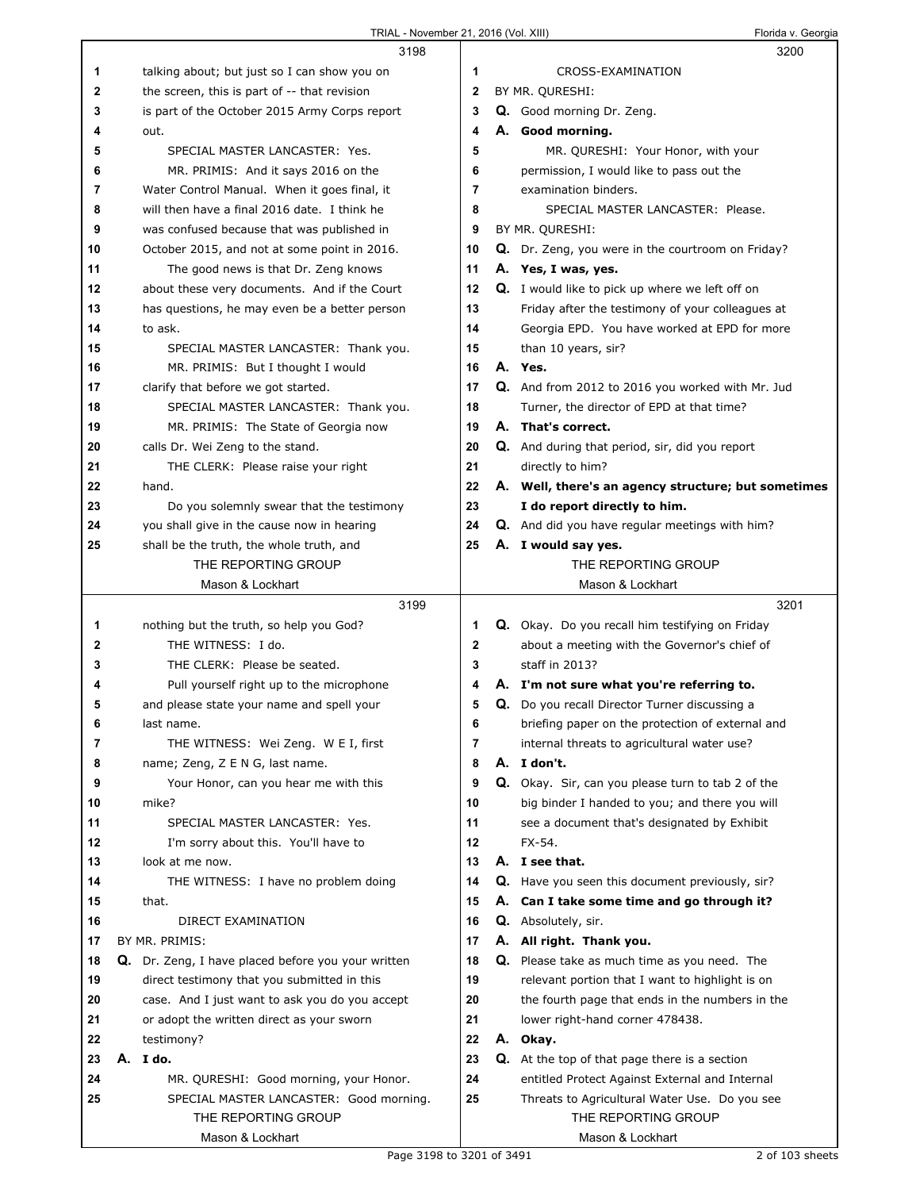**3198**

1 talking about; but just so I can show you on
2 the screen, this is part of -- that revision
3 is part of the October 2015 Army Corps report
4 out.
5 SPECIAL MASTER LANCASTER: Yes.
6 MR. PRIMIS: And it says 2016 on the
7 Water Control Manual. When it goes final, it
8 will then have a final 2016 date. I think he
9 was confused because that was published in
10 October 2015, and not at some point in 2016.
11 The good news is that Dr. Zeng knows
12 about these very documents. And if the Court
13 has questions, he may even be a better person
14 to ask.
15 SPECIAL MASTER LANCASTER: Thank you.
16 MR. PRIMIS: But I thought I would
17 clarify that before we got started.
18 SPECIAL MASTER LANCASTER: Thank you.
19 MR. PRIMIS: The State of Georgia now
20 calls Dr. Wei Zeng to the stand.
21 THE CLERK: Please raise your right
22 hand.
23 Do you solemnly swear that the testimony
24 you shall give in the cause now in hearing
25 shall be the truth, the whole truth, and

**3199**

1 nothing but the truth, so help you God?
2 THE WITNESS: I do.
3 THE CLERK: Please be seated.
4 Pull yourself right up to the microphone
5 and please state your name and spell your
6 last name.
7 THE WITNESS: Wei Zeng. W E I, first
8 name; Zeng, Z E N G, last name.
9 Your Honor, can you hear me with this
10 mike?
11 SPECIAL MASTER LANCASTER: Yes.
12 I'm sorry about this. You'll have to
13 look at me now.
14 THE WITNESS: I have no problem doing
15 that.
16 DIRECT EXAMINATION
17 BY MR. PRIMIS:
18 **Q.** Dr. Zeng, I have placed before you your written
19 direct testimony that you submitted in this
20 case. And I just want to ask you do you accept
21 or adopt the written direct as your sworn
22 testimony?
23 **A. I do.**
24 MR. QURESHI: Good morning, your Honor.
25 SPECIAL MASTER LANCASTER: Good morning.

**3200**

1 CROSS-EXAMINATION
2 BY MR. QURESHI:
3 **Q.** Good morning Dr. Zeng.
4 **A. Good morning.**
5 MR. QURESHI: Your Honor, with your
6 permission, I would like to pass out the
7 examination binders.
8 SPECIAL MASTER LANCASTER: Please.
9 BY MR. QURESHI:
10 **Q.** Dr. Zeng, you were in the courtroom on Friday?
11 **A. Yes, I was, yes.**
12 **Q.** I would like to pick up where we left off on
13 Friday after the testimony of your colleagues at
14 Georgia EPD. You have worked at EPD for more
15 than 10 years, sir?
16 **A. Yes.**
17 **Q.** And from 2012 to 2016 you worked with Mr. Jud
18 Turner, the director of EPD at that time?
19 **A. That's correct.**
20 **Q.** And during that period, sir, did you report
21 directly to him?
22 **A. Well, there's an agency structure; but sometimes**
23 **I do report directly to him.**
24 **Q.** And did you have regular meetings with him?
25 **A. I would say yes.**

**3201**

1 **Q.** Okay. Do you recall him testifying on Friday
2 about a meeting with the Governor's chief of
3 staff in 2013?
4 **A. I'm not sure what you're referring to.**
5 **Q.** Do you recall Director Turner discussing a
6 briefing paper on the protection of external and
7 internal threats to agricultural water use?
8 **A. I don't.**
9 **Q.** Okay. Sir, can you please turn to tab 2 of the
10 big binder I handed to you; and there you will
11 see a document that's designated by Exhibit
12 FX-54.
13 **A. I see that.**
14 **Q.** Have you seen this document previously, sir?
15 **A. Can I take some time and go through it?**
16 **Q.** Absolutely, sir.
17 **A. All right. Thank you.**
18 **Q.** Please take as much time as you need. The
19 relevant portion that I want to highlight is on
20 the fourth page that ends in the numbers in the
21 lower right-hand corner 478438.
22 **A. Okay.**
23 **Q.** At the top of that page there is a section
24 entitled Protect Against External and Internal
25 Threats to Agricultural Water Use. Do you see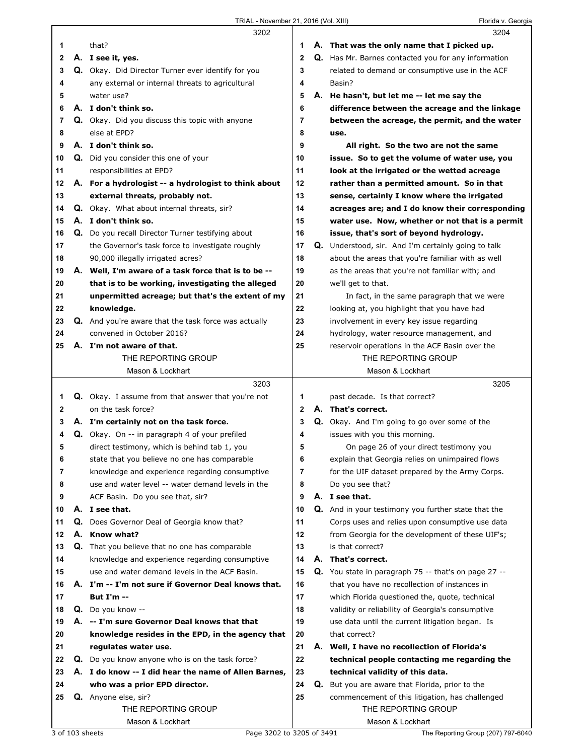3202

1 that?
2 **A. I see it, yes.**
3 Q. Okay. Did Director Turner ever identify for you
4 any external or internal threats to agricultural
5 water use?
6 **A. I don't think so.**
7 Q. Okay. Did you discuss this topic with anyone
8 else at EPD?
9 **A. I don't think so.**
10 Q. Did you consider this one of your
11 responsibilities at EPD?
12 **A. For a hydrologist -- a hydrologist to think about**
13 **external threats, probably not.**
14 Q. Okay. What about internal threats, sir?
15 **A. I don't think so.**
16 Q. Do you recall Director Turner testifying about
17 the Governor's task force to investigate roughly
18 90,000 illegally irrigated acres?
19 **A. Well, I'm aware of a task force that is to be --**
20 **that is to be working, investigating the alleged**
21 **unpermitted acreage; but that's the extent of my**
22 **knowledge.**
23 Q. And you're aware that the task force was actually
24 convened in October 2016?
25 **A. I'm not aware of that.**

3203

1 Q. Okay. I assume from that answer that you're not
2 on the task force?
3 **A. I'm certainly not on the task force.**
4 Q. Okay. On -- in paragraph 4 of your prefiled
5 direct testimony, which is behind tab 1, you
6 state that you believe no one has comparable
7 knowledge and experience regarding consumptive
8 use and water level -- water demand levels in the
9 ACF Basin. Do you see that, sir?
10 **A. I see that.**
11 Q. Does Governor Deal of Georgia know that?
12 **A. Know what?**
13 Q. That you believe that no one has comparable
14 knowledge and experience regarding consumptive
15 use and water demand levels in the ACF Basin.
16 **A. I'm -- I'm not sure if Governor Deal knows that.**
17 **But I'm --**
18 Q. Do you know --
19 **A. -- I'm sure Governor Deal knows that that**
20 **knowledge resides in the EPD, in the agency that**
21 **regulates water use.**
22 Q. Do you know anyone who is on the task force?
23 **A. I do know -- I did hear the name of Allen Barnes,**
24 **who was a prior EPD director.**
25 Q. Anyone else, sir?

3204

1 **A. That was the only name that I picked up.**
2 Q. Has Mr. Barnes contacted you for any information
3 related to demand or consumptive use in the ACF
4 Basin?
5 **A. He hasn't, but let me -- let me say the**
6 **difference between the acreage and the linkage**
7 **between the acreage, the permit, and the water**
8 **use.**
9 **All right. So the two are not the same**
10 **issue. So to get the volume of water use, you**
11 **look at the irrigated or the wetted acreage**
12 **rather than a permitted amount. So in that**
13 **sense, certainly I know where the irrigated**
14 **acreages are; and I do know their corresponding**
15 **water use. Now, whether or not that is a permit**
16 **issue, that's sort of beyond hydrology.**
17 Q. Understood, sir. And I'm certainly going to talk
18 about the areas that you're familiar with as well
19 as the areas that you're not familiar with; and
20 we'll get to that.
21 In fact, in the same paragraph that we were
22 looking at, you highlight that you have had
23 involvement in every key issue regarding
24 hydrology, water resource management, and
25 reservoir operations in the ACF Basin over the

3205

1 past decade. Is that correct?
2 **A. That's correct.**
3 Q. Okay. And I'm going to go over some of the
4 issues with you this morning.
5 On page 26 of your direct testimony you
6 explain that Georgia relies on unimpaired flows
7 for the UIF dataset prepared by the Army Corps.
8 Do you see that?
9 **A. I see that.**
10 Q. And in your testimony you further state that the
11 Corps uses and relies upon consumptive use data
12 from Georgia for the development of these UIF's;
13 is that correct?
14 **A. That's correct.**
15 Q. You state in paragraph 75 -- that's on page 27 --
16 that you have no recollection of instances in
17 which Florida questioned the, quote, technical
18 validity or reliability of Georgia's consumptive
19 use data until the current litigation began. Is
20 that correct?
21 **A. Well, I have no recollection of Florida's**
22 **technical people contacting me regarding the**
23 **technical validity of this data.**
24 Q. But you are aware that Florida, prior to the
25 commencement of this litigation, has challenged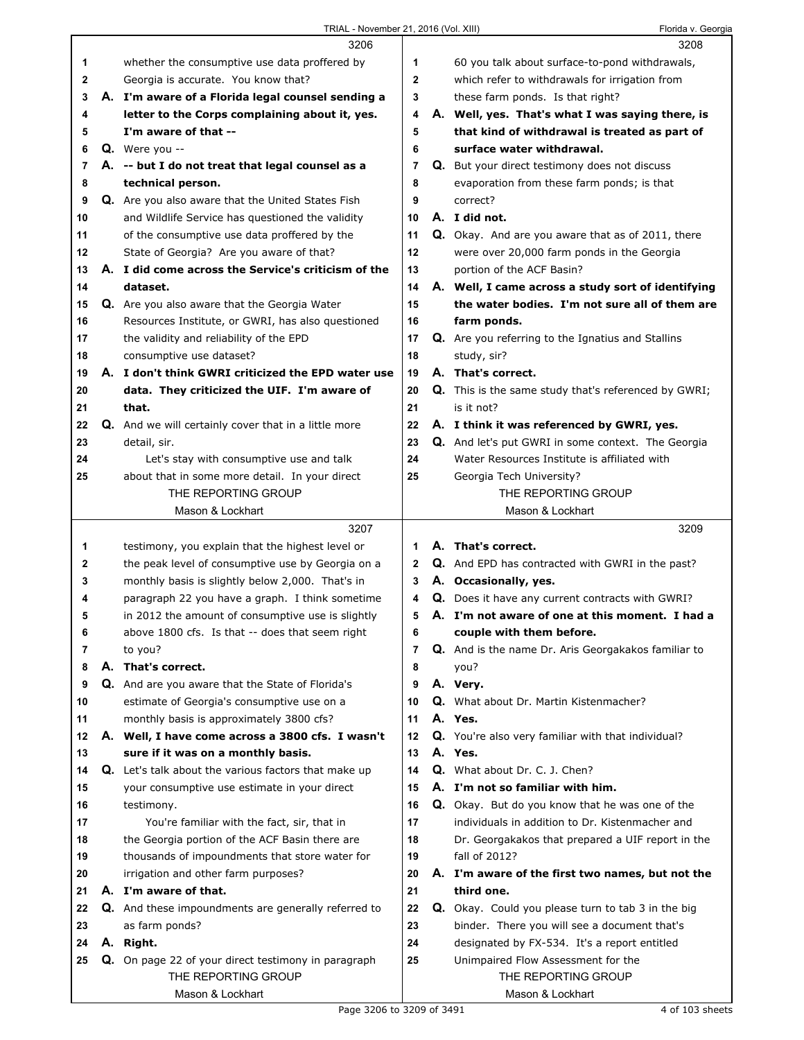3206

1 whether the consumptive use data proffered by
2 Georgia is accurate. You know that?
3 **A. I'm aware of a Florida legal counsel sending a**
4 **letter to the Corps complaining about it, yes.**
5 **I'm aware of that --**
6 **Q.** Were you --
7 **A. -- but I do not treat that legal counsel as a**
8 **technical person.**
9 **Q.** Are you also aware that the United States Fish
10 and Wildlife Service has questioned the validity
11 of the consumptive use data proffered by the
12 State of Georgia? Are you aware of that?
13 **A. I did come across the Service's criticism of the**
14 **dataset.**
15 **Q.** Are you also aware that the Georgia Water
16 Resources Institute, or GWRI, has also questioned
17 the validity and reliability of the EPD
18 consumptive use dataset?
19 **A. I don't think GWRI criticized the EPD water use**
20 **data. They criticized the UIF. I'm aware of**
21 **that.**
22 **Q.** And we will certainly cover that in a little more
23 detail, sir.
24 Let's stay with consumptive use and talk
25 about that in some more detail. In your direct

3207

1 testimony, you explain that the highest level or
2 the peak level of consumptive use by Georgia on a
3 monthly basis is slightly below 2,000. That's in
4 paragraph 22 you have a graph. I think sometime
5 in 2012 the amount of consumptive use is slightly
6 above 1800 cfs. Is that -- does that seem right
7 to you?
8 **A. That's correct.**
9 **Q.** And are you aware that the State of Florida's
10 estimate of Georgia's consumptive use on a
11 monthly basis is approximately 3800 cfs?
12 **A. Well, I have come across a 3800 cfs. I wasn't**
13 **sure if it was on a monthly basis.**
14 **Q.** Let's talk about the various factors that make up
15 your consumptive use estimate in your direct
16 testimony.
17 You're familiar with the fact, sir, that in
18 the Georgia portion of the ACF Basin there are
19 thousands of impoundments that store water for
20 irrigation and other farm purposes?
21 **A. I'm aware of that.**
22 **Q.** And these impoundments are generally referred to
23 as farm ponds?
24 **A. Right.**
25 **Q.** On page 22 of your direct testimony in paragraph

3208

1 60 you talk about surface-to-pond withdrawals,
2 which refer to withdrawals for irrigation from
3 these farm ponds. Is that right?
4 **A. Well, yes. That's what I was saying there, is**
5 **that kind of withdrawal is treated as part of**
6 **surface water withdrawal.**
7 **Q.** But your direct testimony does not discuss
8 evaporation from these farm ponds; is that
9 correct?
10 **A. I did not.**
11 **Q.** Okay. And are you aware that as of 2011, there
12 were over 20,000 farm ponds in the Georgia
13 portion of the ACF Basin?
14 **A. Well, I came across a study sort of identifying**
15 **the water bodies. I'm not sure all of them are**
16 **farm ponds.**
17 **Q.** Are you referring to the Ignatius and Stallins
18 study, sir?
19 **A. That's correct.**
20 **Q.** This is the same study that's referenced by GWRI;
21 is it not?
22 **A. I think it was referenced by GWRI, yes.**
23 **Q.** And let's put GWRI in some context. The Georgia
24 Water Resources Institute is affiliated with
25 Georgia Tech University?

3209

1 **A. That's correct.**
2 **Q.** And EPD has contracted with GWRI in the past?
3 **A. Occasionally, yes.**
4 **Q.** Does it have any current contracts with GWRI?
5 **A. I'm not aware of one at this moment. I had a**
6 **couple with them before.**
7 **Q.** And is the name Dr. Aris Georgakakos familiar to
8 you?
9 **A. Very.**
10 **Q.** What about Dr. Martin Kistenmacher?
11 **A. Yes.**
12 **Q.** You're also very familiar with that individual?
13 **A. Yes.**
14 **Q.** What about Dr. C. J. Chen?
15 **A. I'm not so familiar with him.**
16 **Q.** Okay. But do you know that he was one of the
17 individuals in addition to Dr. Kistenmacher and
18 Dr. Georgakakos that prepared a UIF report in the
19 fall of 2012?
20 **A. I'm aware of the first two names, but not the**
21 **third one.**
22 **Q.** Okay. Could you please turn to tab 3 in the big
23 binder. There you will see a document that's
24 designated by FX-534. It's a report entitled
25 Unimpaired Flow Assessment for the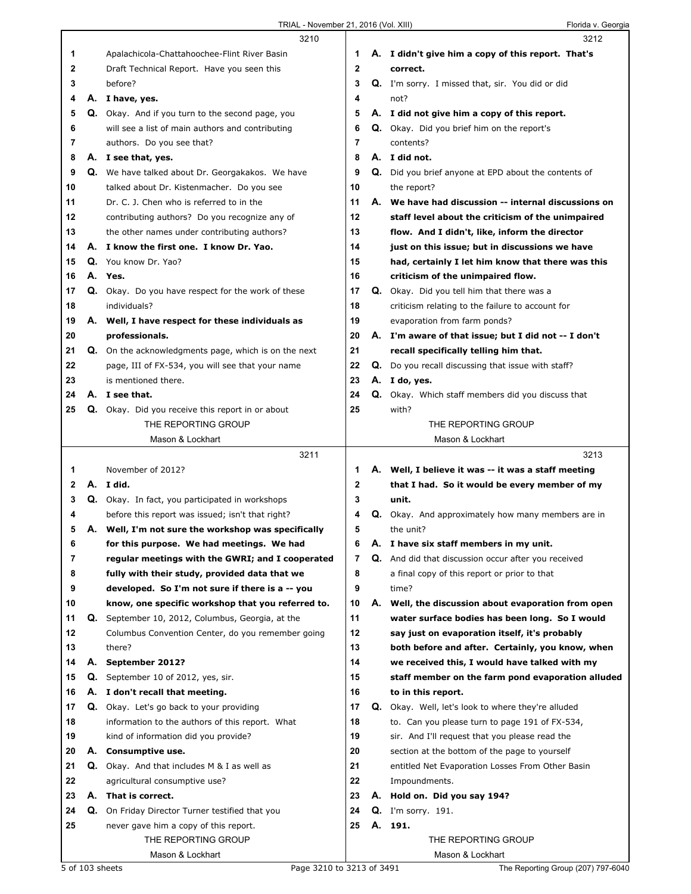**3210**

1 Apalachicola-Chattahoochee-Flint River Basin
2 Draft Technical Report. Have you seen this
3 before?
4 **A. I have, yes.**
5 **Q.** Okay. And if you turn to the second page, you
6 will see a list of main authors and contributing
7 authors. Do you see that?
8 **A. I see that, yes.**
9 **Q.** We have talked about Dr. Georgakakos. We have
10 talked about Dr. Kistenmacher. Do you see
11 Dr. C. J. Chen who is referred to in the
12 contributing authors? Do you recognize any of
13 the other names under contributing authors?
14 **A. I know the first one. I know Dr. Yao.**
15 **Q.** You know Dr. Yao?
16 **A. Yes.**
17 **Q.** Okay. Do you have respect for the work of these
18 individuals?
19 **A. Well, I have respect for these individuals as**
20 **professionals.**
21 **Q.** On the acknowledgments page, which is on the next
22 page, III of FX-534, you will see that your name
23 is mentioned there.
24 **A. I see that.**
25 **Q.** Okay. Did you receive this report in or about

**3211**

1 November of 2012?
2 **A. I did.**
3 **Q.** Okay. In fact, you participated in workshops
4 before this report was issued; isn't that right?
5 **A. Well, I'm not sure the workshop was specifically**
6 **for this purpose. We had meetings. We had**
7 **regular meetings with the GWRI; and I cooperated**
8 **fully with their study, provided data that we**
9 **developed. So I'm not sure if there is a -- you**
10 **know, one specific workshop that you referred to.**
11 **Q.** September 10, 2012, Columbus, Georgia, at the
12 Columbus Convention Center, do you remember going
13 there?
14 **A. September 2012?**
15 **Q.** September 10 of 2012, yes, sir.
16 **A. I don't recall that meeting.**
17 **Q.** Okay. Let's go back to your providing
18 information to the authors of this report. What
19 kind of information did you provide?
20 **A. Consumptive use.**
21 **Q.** Okay. And that includes M & I as well as
22 agricultural consumptive use?
23 **A. That is correct.**
24 **Q.** On Friday Director Turner testified that you
25 never gave him a copy of this report.

**3212**

1 **A. I didn't give him a copy of this report. That's**
2 **correct.**
3 **Q.** I'm sorry. I missed that, sir. You did or did
4 not?
5 **A. I did not give him a copy of this report.**
6 **Q.** Okay. Did you brief him on the report's
7 contents?
8 **A. I did not.**
9 **Q.** Did you brief anyone at EPD about the contents of
10 the report?
11 **A. We have had discussion -- internal discussions on**
12 **staff level about the criticism of the unimpaired**
13 **flow. And I didn't, like, inform the director**
14 **just on this issue; but in discussions we have**
15 **had, certainly I let him know that there was this**
16 **criticism of the unimpaired flow.**
17 **Q.** Okay. Did you tell him that there was a
18 criticism relating to the failure to account for
19 evaporation from farm ponds?
20 **A. I'm aware of that issue; but I did not -- I don't**
21 **recall specifically telling him that.**
22 **Q.** Do you recall discussing that issue with staff?
23 **A. I do, yes.**
24 **Q.** Okay. Which staff members did you discuss that
25 with?

**3213**

1 **A. Well, I believe it was -- it was a staff meeting**
2 **that I had. So it would be every member of my**
3 **unit.**
4 **Q.** Okay. And approximately how many members are in
5 the unit?
6 **A. I have six staff members in my unit.**
7 **Q.** And did that discussion occur after you received
8 a final copy of this report or prior to that
9 time?
10 **A. Well, the discussion about evaporation from open**
11 **water surface bodies has been long. So I would**
12 **say just on evaporation itself, it's probably**
13 **both before and after. Certainly, you know, when**
14 **we received this, I would have talked with my**
15 **staff member on the farm pond evaporation alluded**
16 **to in this report.**
17 **Q.** Okay. Well, let's look to where they're alluded
18 to. Can you please turn to page 191 of FX-534,
19 sir. And I'll request that you please read the
20 section at the bottom of the page to yourself
21 entitled Net Evaporation Losses From Other Basin
22 Impoundments.
23 **A. Hold on. Did you say 194?**
24 **Q.** I'm sorry. 191.
25 **A. 191.**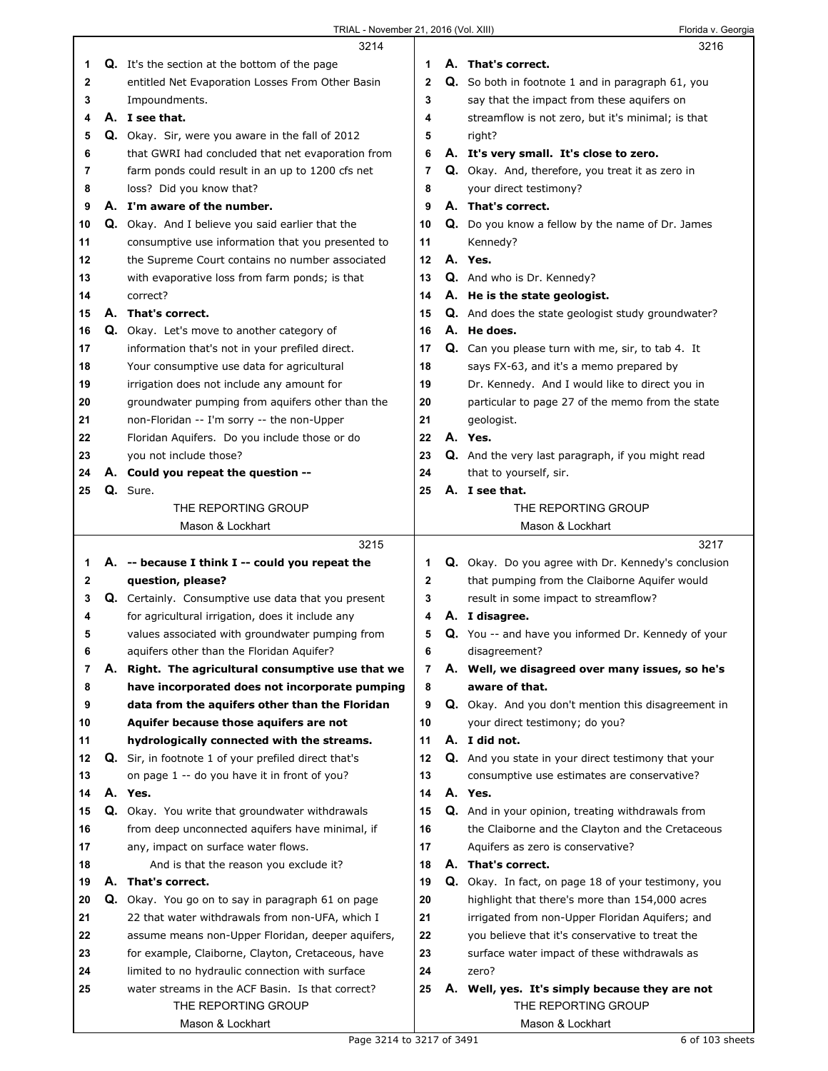**3214**

1 **Q.** It's the section at the bottom of the page
2 entitled Net Evaporation Losses From Other Basin
3 Impoundments.
4 **A. I see that.**
5 **Q.** Okay. Sir, were you aware in the fall of 2012
6 that GWRI had concluded that net evaporation from
7 farm ponds could result in an up to 1200 cfs net
8 loss? Did you know that?
9 **A. I'm aware of the number.**
10 **Q.** Okay. And I believe you said earlier that the
11 consumptive use information that you presented to
12 the Supreme Court contains no number associated
13 with evaporative loss from farm ponds; is that
14 correct?
15 **A. That's correct.**
16 **Q.** Okay. Let's move to another category of
17 information that's not in your prefiled direct.
18 Your consumptive use data for agricultural
19 irrigation does not include any amount for
20 groundwater pumping from aquifers other than the
21 non-Floridan -- I'm sorry -- the non-Upper
22 Floridan Aquifers. Do you include those or do
23 you not include those?
24 **A. Could you repeat the question --**
25 **Q.** Sure.

**3215**

1 **A. -- because I think I -- could you repeat the**
2 **question, please?**
3 **Q.** Certainly. Consumptive use data that you present
4 for agricultural irrigation, does it include any
5 values associated with groundwater pumping from
6 aquifers other than the Floridan Aquifer?
7 **A. Right. The agricultural consumptive use that we**
8 **have incorporated does not incorporate pumping**
9 **data from the aquifers other than the Floridan**
10 **Aquifer because those aquifers are not**
11 **hydrologically connected with the streams.**
12 **Q.** Sir, in footnote 1 of your prefiled direct that's
13 on page 1 -- do you have it in front of you?
14 **A. Yes.**
15 **Q.** Okay. You write that groundwater withdrawals
16 from deep unconnected aquifers have minimal, if
17 any, impact on surface water flows.
18 And is that the reason you exclude it?
19 **A. That's correct.**
20 **Q.** Okay. You go on to say in paragraph 61 on page
21 22 that water withdrawals from non-UFA, which I
22 assume means non-Upper Floridan, deeper aquifers,
23 for example, Claiborne, Clayton, Cretaceous, have
24 limited to no hydraulic connection with surface
25 water streams in the ACF Basin. Is that correct?

**3216**

1 **A. That's correct.**
2 **Q.** So both in footnote 1 and in paragraph 61, you
3 say that the impact from these aquifers on
4 streamflow is not zero, but it's minimal; is that
5 right?
6 **A. It's very small. It's close to zero.**
7 **Q.** Okay. And, therefore, you treat it as zero in
8 your direct testimony?
9 **A. That's correct.**
10 **Q.** Do you know a fellow by the name of Dr. James
11 Kennedy?
12 **A. Yes.**
13 **Q.** And who is Dr. Kennedy?
14 **A. He is the state geologist.**
15 **Q.** And does the state geologist study groundwater?
16 **A. He does.**
17 **Q.** Can you please turn with me, sir, to tab 4. It
18 says FX-63, and it's a memo prepared by
19 Dr. Kennedy. And I would like to direct you in
20 particular to page 27 of the memo from the state
21 geologist.
22 **A. Yes.**
23 **Q.** And the very last paragraph, if you might read
24 that to yourself, sir.
25 **A. I see that.**

**3217**

1 **Q.** Okay. Do you agree with Dr. Kennedy's conclusion
2 that pumping from the Claiborne Aquifer would
3 result in some impact to streamflow?
4 **A. I disagree.**
5 **Q.** You -- and have you informed Dr. Kennedy of your
6 disagreement?
7 **A. Well, we disagreed over many issues, so he's**
8 **aware of that.**
9 **Q.** Okay. And you don't mention this disagreement in
10 your direct testimony; do you?
11 **A. I did not.**
12 **Q.** And you state in your direct testimony that your
13 consumptive use estimates are conservative?
14 **A. Yes.**
15 **Q.** And in your opinion, treating withdrawals from
16 the Claiborne and the Clayton and the Cretaceous
17 Aquifers as zero is conservative?
18 **A. That's correct.**
19 **Q.** Okay. In fact, on page 18 of your testimony, you
20 highlight that there's more than 154,000 acres
21 irrigated from non-Upper Floridan Aquifers; and
22 you believe that it's conservative to treat the
23 surface water impact of these withdrawals as
24 zero?
25 **A. Well, yes. It's simply because they are not**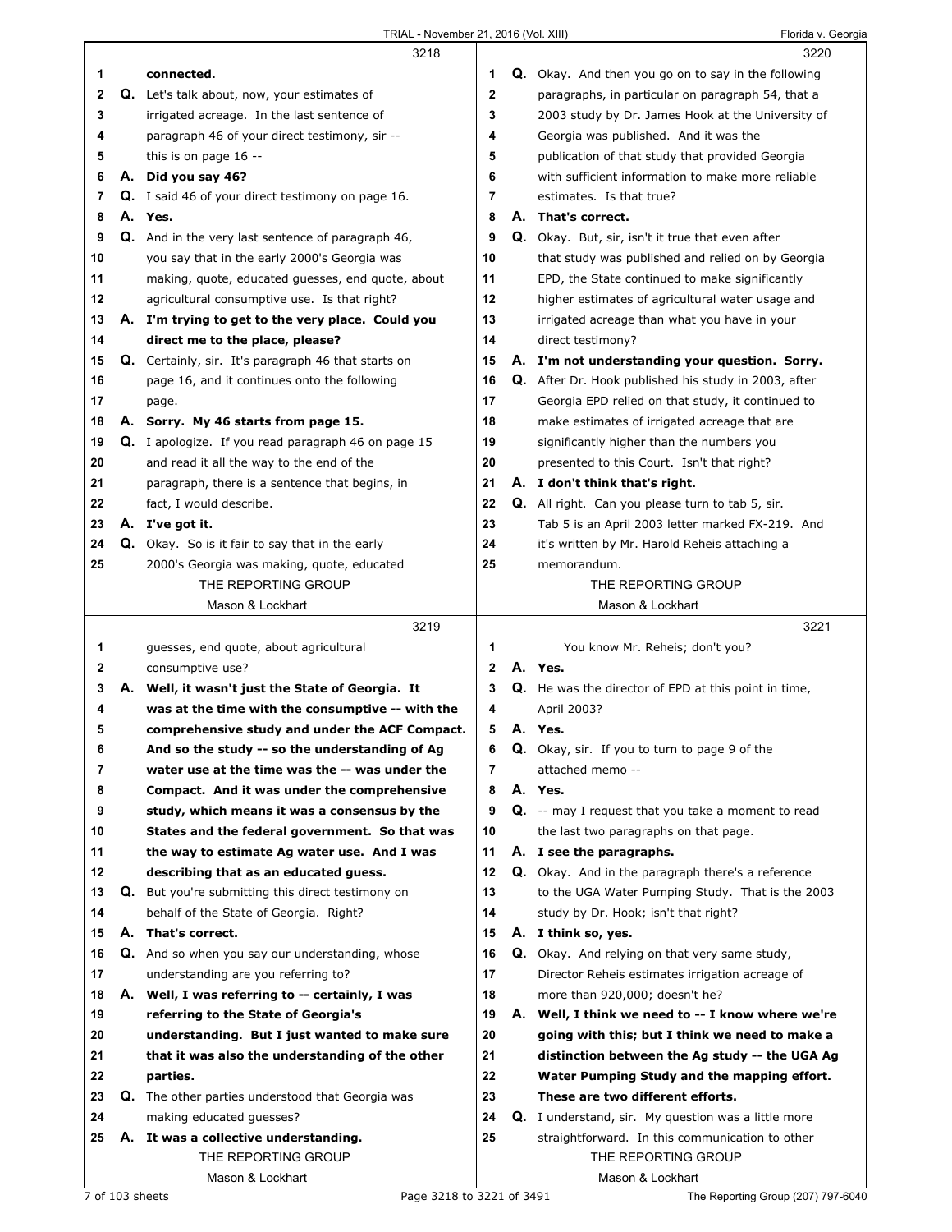**3218**

1 connected.

2 Q. Let's talk about, now, your estimates of

3 irrigated acreage. In the last sentence of

4 paragraph 46 of your direct testimony, sir --

5 this is on page 16 --

6 A. Did you say 46?

7 Q. I said 46 of your direct testimony on page 16.

8 A. Yes.

9 Q. And in the very last sentence of paragraph 46,

10 you say that in the early 2000's Georgia was

11 making, quote, educated guesses, end quote, about

12 agricultural consumptive use. Is that right?

13 A. I'm trying to get to the very place. Could you

14 direct me to the place, please?

15 Q. Certainly, sir. It's paragraph 46 that starts on

16 page 16, and it continues onto the following

17 page.

18 A. Sorry. My 46 starts from page 15.

19 Q. I apologize. If you read paragraph 46 on page 15

20 and read it all the way to the end of the

21 paragraph, there is a sentence that begins, in

22 fact, I would describe.

23 A. I've got it.

24 Q. Okay. So is it fair to say that in the early

25 2000's Georgia was making, quote, educated

**3219**

1 guesses, end quote, about agricultural

2 consumptive use?

3 A. Well, it wasn't just the State of Georgia. It

4 was at the time with the consumptive -- with the

5 comprehensive study and under the ACF Compact.

6 And so the study -- so the understanding of Ag

7 water use at the time was the -- was under the

8 Compact. And it was under the comprehensive

9 study, which means it was a consensus by the

10 States and the federal government. So that was

11 the way to estimate Ag water use. And I was

12 describing that as an educated guess.

13 Q. But you're submitting this direct testimony on

14 behalf of the State of Georgia. Right?

15 A. That's correct.

16 Q. And so when you say our understanding, whose

17 understanding are you referring to?

18 A. Well, I was referring to -- certainly, I was

19 referring to the State of Georgia's

20 understanding. But I just wanted to make sure

21 that it was also the understanding of the other

22 parties.

23 Q. The other parties understood that Georgia was

24 making educated guesses?

25 A. It was a collective understanding.

**3220**

1 Q. Okay. And then you go on to say in the following

2 paragraphs, in particular on paragraph 54, that a

3 2003 study by Dr. James Hook at the University of

4 Georgia was published. And it was the

5 publication of that study that provided Georgia

6 with sufficient information to make more reliable

7 estimates. Is that true?

8 A. That's correct.

9 Q. Okay. But, sir, isn't it true that even after

10 that study was published and relied on by Georgia

11 EPD, the State continued to make significantly

12 higher estimates of agricultural water usage and

13 irrigated acreage than what you have in your

14 direct testimony?

15 A. I'm not understanding your question. Sorry.

16 Q. After Dr. Hook published his study in 2003, after

17 Georgia EPD relied on that study, it continued to

18 make estimates of irrigated acreage that are

19 significantly higher than the numbers you

20 presented to this Court. Isn't that right?

21 A. I don't think that's right.

22 Q. All right. Can you please turn to tab 5, sir.

23 Tab 5 is an April 2003 letter marked FX-219. And

24 it's written by Mr. Harold Reheis attaching a

25 memorandum.

**3221**

1 You know Mr. Reheis; don't you?

2 A. Yes.

3 Q. He was the director of EPD at this point in time,

4 April 2003?

5 A. Yes.

6 Q. Okay, sir. If you to turn to page 9 of the

7 attached memo --

8 A. Yes.

9 Q. -- may I request that you take a moment to read

10 the last two paragraphs on that page.

11 A. I see the paragraphs.

12 Q. Okay. And in the paragraph there's a reference

13 to the UGA Water Pumping Study. That is the 2003

14 study by Dr. Hook; isn't that right?

15 A. I think so, yes.

16 Q. Okay. And relying on that very same study,

17 Director Reheis estimates irrigation acreage of

18 more than 920,000; doesn't he?

19 A. Well, I think we need to -- I know where we're

20 going with this; but I think we need to make a

21 distinction between the Ag study -- the UGA Ag

22 Water Pumping Study and the mapping effort.

23 These are two different efforts.

24 Q. I understand, sir. My question was a little more

25 straightforward. In this communication to other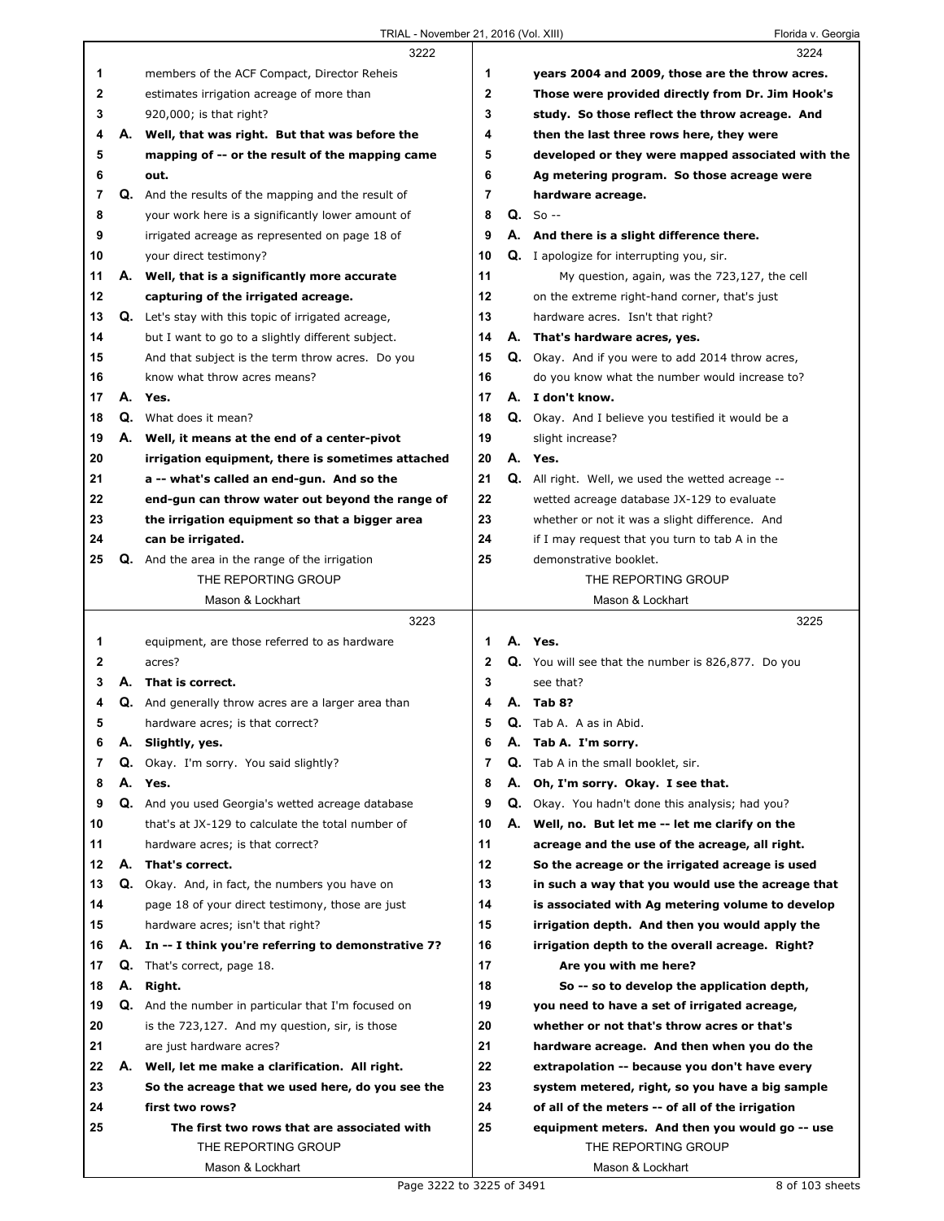3222

1 members of the ACF Compact, Director Reheis
2 estimates irrigation acreage of more than
3 920,000; is that right?
4 A. **Well, that was right. But that was before the**
5 **mapping of -- or the result of the mapping came**
6 **out.**
7 Q. And the results of the mapping and the result of
8 your work here is a significantly lower amount of
9 irrigated acreage as represented on page 18 of
10 your direct testimony?
11 A. **Well, that is a significantly more accurate**
12 **capturing of the irrigated acreage.**
13 Q. Let's stay with this topic of irrigated acreage,
14 but I want to go to a slightly different subject.
15 And that subject is the term throw acres. Do you
16 know what throw acres means?
17 A. **Yes.**
18 Q. What does it mean?
19 A. **Well, it means at the end of a center-pivot**
20 **irrigation equipment, there is sometimes attached**
21 **a -- what's called an end-gun. And so the**
22 **end-gun can throw water out beyond the range of**
23 **the irrigation equipment so that a bigger area**
24 **can be irrigated.**
25 Q. And the area in the range of the irrigation

3223

1 equipment, are those referred to as hardware
2 acres?
3 A. **That is correct.**
4 Q. And generally throw acres are a larger area than
5 hardware acres; is that correct?
6 A. **Slightly, yes.**
7 Q. Okay. I'm sorry. You said slightly?
8 A. **Yes.**
9 Q. And you used Georgia's wetted acreage database
10 that's at JX-129 to calculate the total number of
11 hardware acres; is that correct?
12 A. **That's correct.**
13 Q. Okay. And, in fact, the numbers you have on
14 page 18 of your direct testimony, those are just
15 hardware acres; isn't that right?
16 A. **In -- I think you're referring to demonstrative 7?**
17 Q. That's correct, page 18.
18 A. **Right.**
19 Q. And the number in particular that I'm focused on
20 is the 723,127. And my question, sir, is those
21 are just hardware acres?
22 A. **Well, let me make a clarification. All right.**
23 **So the acreage that we used here, do you see the**
24 **first two rows?**
25 **The first two rows that are associated with**

3224

1 **years 2004 and 2009, those are the throw acres.**
2 **Those were provided directly from Dr. Jim Hook's**
3 **study. So those reflect the throw acreage. And**
4 **then the last three rows here, they were**
5 **developed or they were mapped associated with the**
6 **Ag metering program. So those acreage were**
7 **hardware acreage.**
8 Q. So --
9 A. **And there is a slight difference there.**
10 Q. I apologize for interrupting you, sir.
11 My question, again, was the 723,127, the cell
12 on the extreme right-hand corner, that's just
13 hardware acres. Isn't that right?
14 A. **That's hardware acres, yes.**
15 Q. Okay. And if you were to add 2014 throw acres,
16 do you know what the number would increase to?
17 A. **I don't know.**
18 Q. Okay. And I believe you testified it would be a
19 slight increase?
20 A. **Yes.**
21 Q. All right. Well, we used the wetted acreage --
22 wetted acreage database JX-129 to evaluate
23 whether or not it was a slight difference. And
24 if I may request that you turn to tab A in the
25 demonstrative booklet.

3225

1 A. **Yes.**
2 Q. You will see that the number is 826,877. Do you
3 see that?
4 A. **Tab 8?**
5 Q. Tab A. A as in Abid.
6 A. **Tab A. I'm sorry.**
7 Q. Tab A in the small booklet, sir.
8 A. **Oh, I'm sorry. Okay. I see that.**
9 Q. Okay. You hadn't done this analysis; had you?
10 A. **Well, no. But let me -- let me clarify on the**
11 **acreage and the use of the acreage, all right.**
12 **So the acreage or the irrigated acreage is used**
13 **in such a way that you would use the acreage that**
14 **is associated with Ag metering volume to develop**
15 **irrigation depth. And then you would apply the**
16 **irrigation depth to the overall acreage. Right?**
17 **Are you with me here?**
18 **So -- so to develop the application depth,**
19 **you need to have a set of irrigated acreage,**
20 **whether or not that's throw acres or that's**
21 **hardware acreage. And then when you do the**
22 **extrapolation -- because you don't have every**
23 **system metered, right, so you have a big sample**
24 **of all of the meters -- of all of the irrigation**
25 **equipment meters. And then you would go -- use**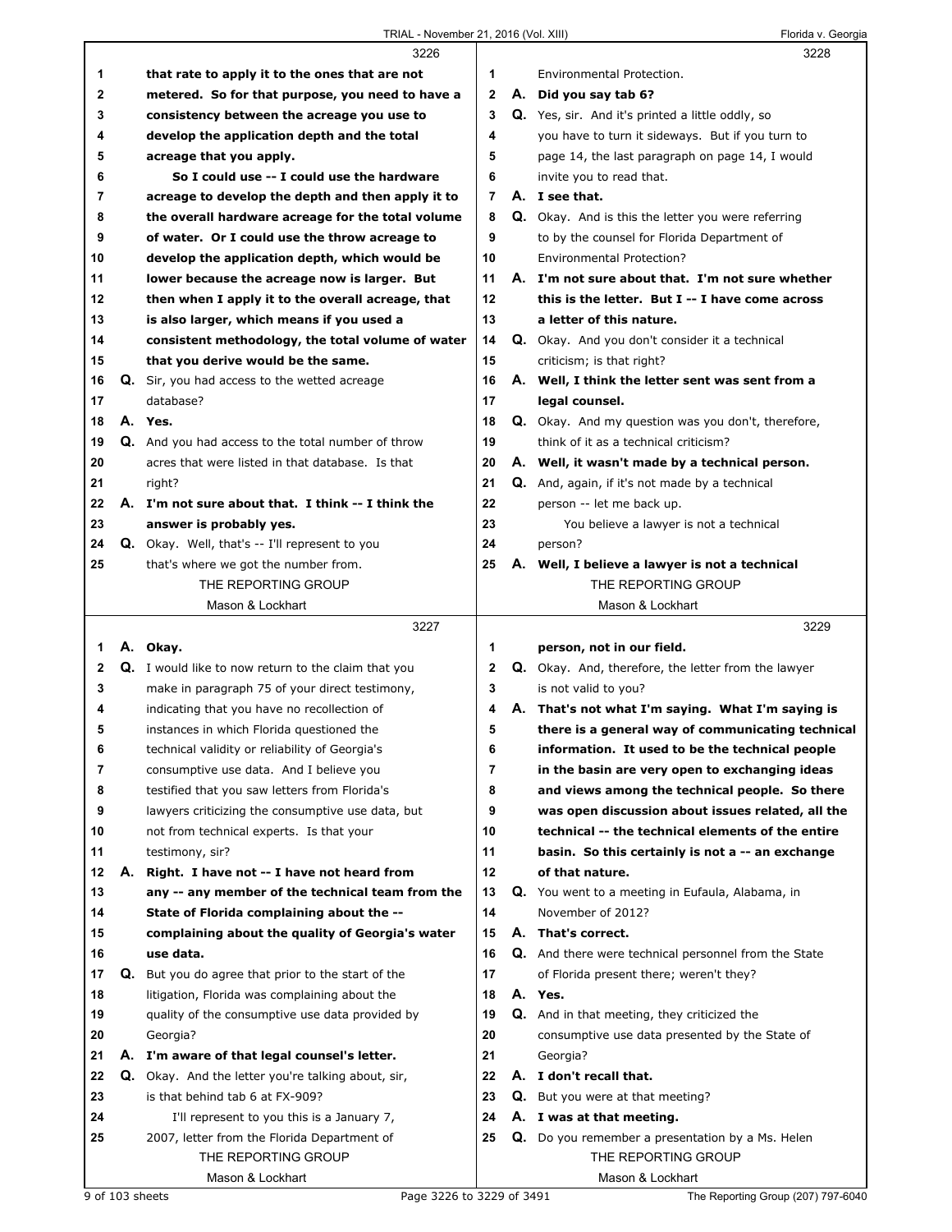**3226**

1 that rate to apply it to the ones that are not
2 metered. So for that purpose, you need to have a
3 consistency between the acreage you use to
4 develop the application depth and the total
5 acreage that you apply.
6 So I could use -- I could use the hardware
7 acreage to develop the depth and then apply it to
8 the overall hardware acreage for the total volume
9 of water. Or I could use the throw acreage to
10 develop the application depth, which would be
11 lower because the acreage now is larger. But
12 then when I apply it to the overall acreage, that
13 is also larger, which means if you used a
14 consistent methodology, the total volume of water
15 that you derive would be the same.
16 Q. Sir, you had access to the wetted acreage
17 database?
18 A. Yes.
19 Q. And you had access to the total number of throw
20 acres that were listed in that database. Is that
21 right?
22 A. I'm not sure about that. I think -- I think the
23 answer is probably yes.
24 Q. Okay. Well, that's -- I'll represent to you
25 that's where we got the number from.

**3227**

1 A. Okay.
2 Q. I would like to now return to the claim that you
3 make in paragraph 75 of your direct testimony,
4 indicating that you have no recollection of
5 instances in which Florida questioned the
6 technical validity or reliability of Georgia's
7 consumptive use data. And I believe you
8 testified that you saw letters from Florida's
9 lawyers criticizing the consumptive use data, but
10 not from technical experts. Is that your
11 testimony, sir?
12 A. Right. I have not -- I have not heard from
13 any -- any member of the technical team from the
14 State of Florida complaining about the --
15 complaining about the quality of Georgia's water
16 use data.
17 Q. But you do agree that prior to the start of the
18 litigation, Florida was complaining about the
19 quality of the consumptive use data provided by
20 Georgia?
21 A. I'm aware of that legal counsel's letter.
22 Q. Okay. And the letter you're talking about, sir,
23 is that behind tab 6 at FX-909?
24 I'll represent to you this is a January 7,
25 2007, letter from the Florida Department of

**3228**

1 Environmental Protection.
2 A. Did you say tab 6?
3 Q. Yes, sir. And it's printed a little oddly, so
4 you have to turn it sideways. But if you turn to
5 page 14, the last paragraph on page 14, I would
6 invite you to read that.
7 A. I see that.
8 Q. Okay. And is this the letter you were referring
9 to by the counsel for Florida Department of
10 Environmental Protection?
11 A. I'm not sure about that. I'm not sure whether
12 this is the letter. But I -- I have come across
13 a letter of this nature.
14 Q. Okay. And you don't consider it a technical
15 criticism; is that right?
16 A. Well, I think the letter sent was sent from a
17 legal counsel.
18 Q. Okay. And my question was you don't, therefore,
19 think of it as a technical criticism?
20 A. Well, it wasn't made by a technical person.
21 Q. And, again, if it's not made by a technical
22 person -- let me back up.
23 You believe a lawyer is not a technical
24 person?
25 A. Well, I believe a lawyer is not a technical

**3229**

1 person, not in our field.
2 Q. Okay. And, therefore, the letter from the lawyer
3 is not valid to you?
4 A. That's not what I'm saying. What I'm saying is
5 there is a general way of communicating technical
6 information. It used to be the technical people
7 in the basin are very open to exchanging ideas
8 and views among the technical people. So there
9 was open discussion about issues related, all the
10 technical -- the technical elements of the entire
11 basin. So this certainly is not a -- an exchange
12 of that nature.
13 Q. You went to a meeting in Eufaula, Alabama, in
14 November of 2012?
15 A. That's correct.
16 Q. And there were technical personnel from the State
17 of Florida present there; weren't they?
18 A. Yes.
19 Q. And in that meeting, they criticized the
20 consumptive use data presented by the State of
21 Georgia?
22 A. I don't recall that.
23 Q. But you were at that meeting?
24 A. I was at that meeting.
25 Q. Do you remember a presentation by a Ms. Helen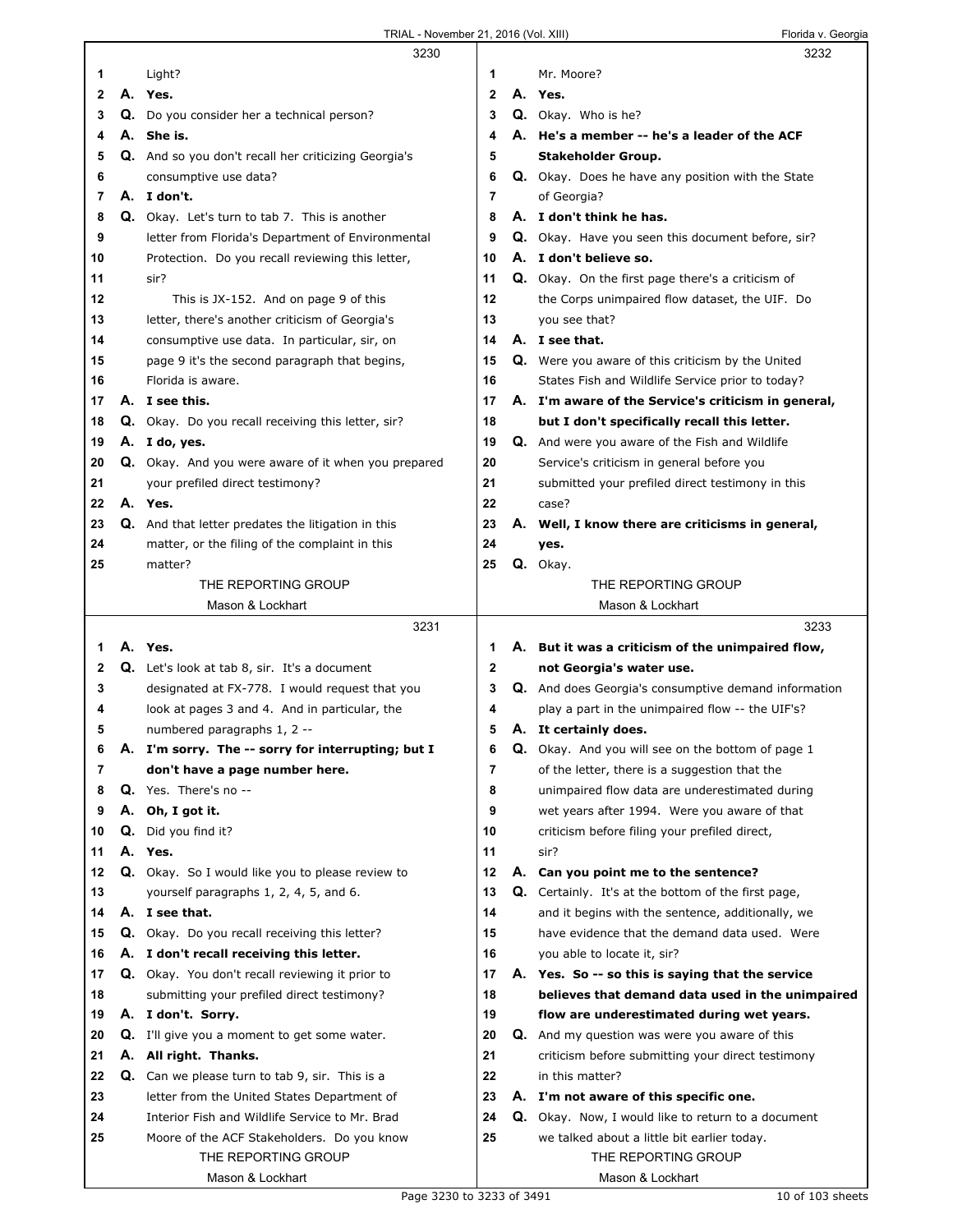3230

1 Light?
2 A. **Yes.**
3 Q. Do you consider her a technical person?
4 A. **She is.**
5 Q. And so you don't recall her criticizing Georgia's
6 consumptive use data?
7 A. **I don't.**
8 Q. Okay. Let's turn to tab 7. This is another
9 letter from Florida's Department of Environmental
10 Protection. Do you recall reviewing this letter,
11 sir?
12 This is JX-152. And on page 9 of this
13 letter, there's another criticism of Georgia's
14 consumptive use data. In particular, sir, on
15 page 9 it's the second paragraph that begins,
16 Florida is aware.
17 A. **I see this.**
18 Q. Okay. Do you recall receiving this letter, sir?
19 A. **I do, yes.**
20 Q. Okay. And you were aware of it when you prepared
21 your prefiled direct testimony?
22 A. **Yes.**
23 Q. And that letter predates the litigation in this
24 matter, or the filing of the complaint in this
25 matter?

3231

1 A. **Yes.**
2 Q. Let's look at tab 8, sir. It's a document
3 designated at FX-778. I would request that you
4 look at pages 3 and 4. And in particular, the
5 numbered paragraphs 1, 2 --
6 A. **I'm sorry. The -- sorry for interrupting; but I**
7 **don't have a page number here.**
8 Q. Yes. There's no --
9 A. **Oh, I got it.**
10 Q. Did you find it?
11 A. **Yes.**
12 Q. Okay. So I would like you to please review to
13 yourself paragraphs 1, 2, 4, 5, and 6.
14 A. **I see that.**
15 Q. Okay. Do you recall receiving this letter?
16 A. **I don't recall receiving this letter.**
17 Q. Okay. You don't recall reviewing it prior to
18 submitting your prefiled direct testimony?
19 A. **I don't. Sorry.**
20 Q. I'll give you a moment to get some water.
21 A. **All right. Thanks.**
22 Q. Can we please turn to tab 9, sir. This is a
23 letter from the United States Department of
24 Interior Fish and Wildlife Service to Mr. Brad
25 Moore of the ACF Stakeholders. Do you know

3232

1 Mr. Moore?
2 A. **Yes.**
3 Q. Okay. Who is he?
4 A. **He's a member -- he's a leader of the ACF**
5 **Stakeholder Group.**
6 Q. Okay. Does he have any position with the State
7 of Georgia?
8 A. **I don't think he has.**
9 Q. Okay. Have you seen this document before, sir?
10 A. **I don't believe so.**
11 Q. Okay. On the first page there's a criticism of
12 the Corps unimpaired flow dataset, the UIF. Do
13 you see that?
14 A. **I see that.**
15 Q. Were you aware of this criticism by the United
16 States Fish and Wildlife Service prior to today?
17 A. **I'm aware of the Service's criticism in general,**
18 **but I don't specifically recall this letter.**
19 Q. And were you aware of the Fish and Wildlife
20 Service's criticism in general before you
21 submitted your prefiled direct testimony in this
22 case?
23 A. **Well, I know there are criticisms in general,**
24 **yes.**
25 Q. Okay.

3233

1 A. **But it was a criticism of the unimpaired flow,**
2 **not Georgia's water use.**
3 Q. And does Georgia's consumptive demand information
4 play a part in the unimpaired flow -- the UIF's?
5 A. **It certainly does.**
6 Q. Okay. And you will see on the bottom of page 1
7 of the letter, there is a suggestion that the
8 unimpaired flow data are underestimated during
9 wet years after 1994. Were you aware of that
10 criticism before filing your prefiled direct,
11 sir?
12 A. **Can you point me to the sentence?**
13 Q. Certainly. It's at the bottom of the first page,
14 and it begins with the sentence, additionally, we
15 have evidence that the demand data used. Were
16 you able to locate it, sir?
17 A. **Yes. So -- so this is saying that the service**
18 **believes that demand data used in the unimpaired**
19 **flow are underestimated during wet years.**
20 Q. And my question was were you aware of this
21 criticism before submitting your direct testimony
22 in this matter?
23 A. **I'm not aware of this specific one.**
24 Q. Okay. Now, I would like to return to a document
25 we talked about a little bit earlier today.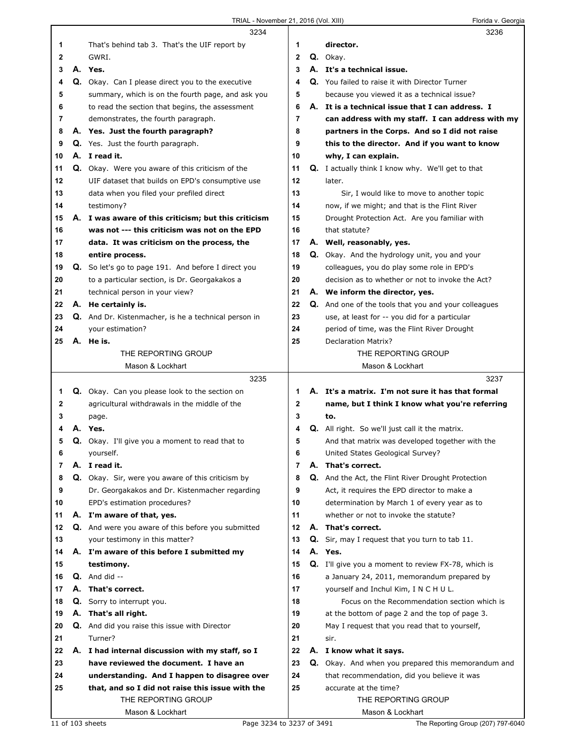3234

1 That's behind tab 3. That's the UIF report by
2 GWRI.
3 **A. Yes.**
4 **Q.** Okay. Can I please direct you to the executive
5 summary, which is on the fourth page, and ask you
6 to read the section that begins, the assessment
7 demonstrates, the fourth paragraph.
8 **A. Yes. Just the fourth paragraph?**
9 **Q.** Yes. Just the fourth paragraph.
10 **A. I read it.**
11 **Q.** Okay. Were you aware of this criticism of the
12 UIF dataset that builds on EPD's consumptive use
13 data when you filed your prefiled direct
14 testimony?
15 **A. I was aware of this criticism; but this criticism**
16 **was not --- this criticism was not on the EPD**
17 **data. It was criticism on the process, the**
18 **entire process.**
19 **Q.** So let's go to page 191. And before I direct you
20 to a particular section, is Dr. Georgakakos a
21 technical person in your view?
22 **A. He certainly is.**
23 **Q.** And Dr. Kistenmacher, is he a technical person in
24 your estimation?
25 **A. He is.**

3235

1 **Q.** Okay. Can you please look to the section on
2 agricultural withdrawals in the middle of the
3 page.
4 **A. Yes.**
5 **Q.** Okay. I'll give you a moment to read that to
6 yourself.
7 **A. I read it.**
8 **Q.** Okay. Sir, were you aware of this criticism by
9 Dr. Georgakakos and Dr. Kistenmacher regarding
10 EPD's estimation procedures?
11 **A. I'm aware of that, yes.**
12 **Q.** And were you aware of this before you submitted
13 your testimony in this matter?
14 **A. I'm aware of this before I submitted my**
15 **testimony.**
16 **Q.** And did --
17 **A. That's correct.**
18 **Q.** Sorry to interrupt you.
19 **A. That's all right.**
20 **Q.** And did you raise this issue with Director
21 Turner?
22 **A. I had internal discussion with my staff, so I**
23 **have reviewed the document. I have an**
24 **understanding. And I happen to disagree over**
25 **that, and so I did not raise this issue with the**

3236

1 **director.**
2 **Q.** Okay.
3 **A. It's a technical issue.**
4 **Q.** You failed to raise it with Director Turner
5 because you viewed it as a technical issue?
6 **A. It is a technical issue that I can address. I**
7 **can address with my staff. I can address with my**
8 **partners in the Corps. And so I did not raise**
9 **this to the director. And if you want to know**
10 **why, I can explain.**
11 **Q.** I actually think I know why. We'll get to that
12 later.
13 Sir, I would like to move to another topic
14 now, if we might; and that is the Flint River
15 Drought Protection Act. Are you familiar with
16 that statute?
17 **A. Well, reasonably, yes.**
18 **Q.** Okay. And the hydrology unit, you and your
19 colleagues, you do play some role in EPD's
20 decision as to whether or not to invoke the Act?
21 **A. We inform the director, yes.**
22 **Q.** And one of the tools that you and your colleagues
23 use, at least for -- you did for a particular
24 period of time, was the Flint River Drought
25 Declaration Matrix?

3237

1 **A. It's a matrix. I'm not sure it has that formal**
2 **name, but I think I know what you're referring**
3 **to.**
4 **Q.** All right. So we'll just call it the matrix.
5 And that matrix was developed together with the
6 United States Geological Survey?
7 **A. That's correct.**
8 **Q.** And the Act, the Flint River Drought Protection
9 Act, it requires the EPD director to make a
10 determination by March 1 of every year as to
11 whether or not to invoke the statute?
12 **A. That's correct.**
13 **Q.** Sir, may I request that you turn to tab 11.
14 **A. Yes.**
15 **Q.** I'll give you a moment to review FX-78, which is
16 a January 24, 2011, memorandum prepared by
17 yourself and Inchul Kim, I N C H U L.
18 Focus on the Recommendation section which is
19 at the bottom of page 2 and the top of page 3.
20 May I request that you read that to yourself,
21 sir.
22 **A. I know what it says.**
23 **Q.** Okay. And when you prepared this memorandum and
24 that recommendation, did you believe it was
25 accurate at the time?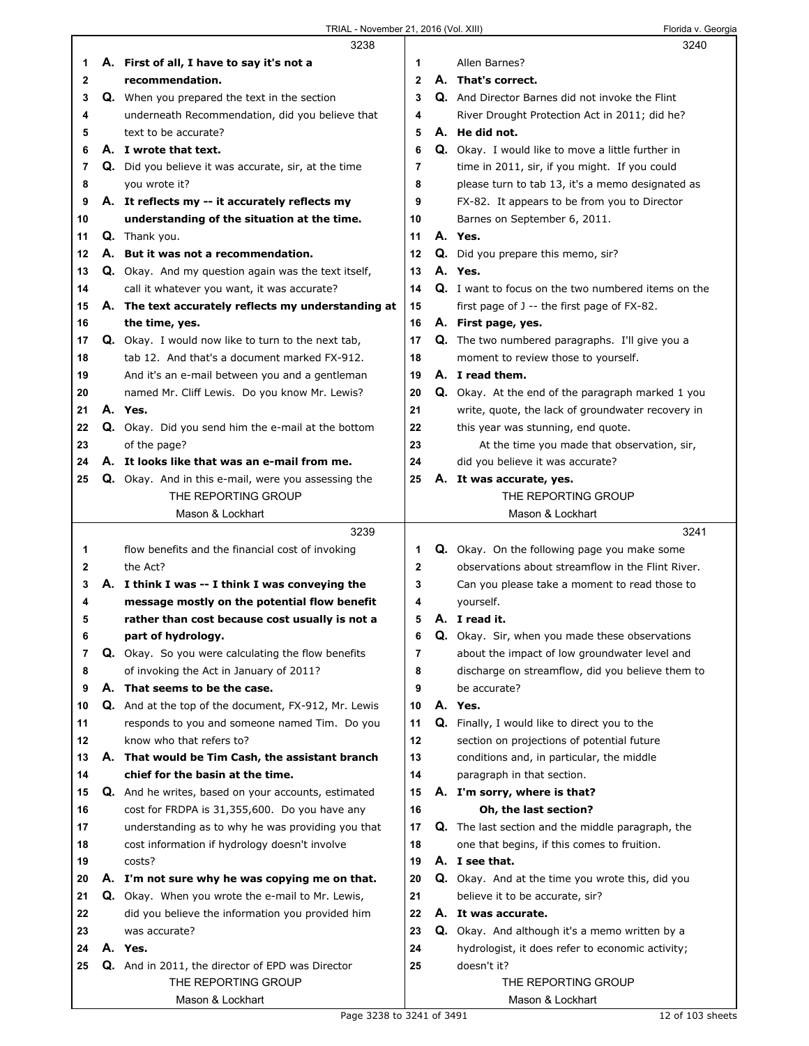3238

1 **A. First of all, I have to say it's not a**
2 **recommendation.**
3 Q. When you prepared the text in the section
4 underneath Recommendation, did you believe that
5 text to be accurate?
6 **A. I wrote that text.**
7 Q. Did you believe it was accurate, sir, at the time
8 you wrote it?
9 **A. It reflects my -- it accurately reflects my**
10 **understanding of the situation at the time.**
11 Q. Thank you.
12 **A. But it was not a recommendation.**
13 Q. Okay. And my question again was the text itself,
14 call it whatever you want, it was accurate?
15 **A. The text accurately reflects my understanding at**
16 **the time, yes.**
17 Q. Okay. I would now like to turn to the next tab,
18 tab 12. And that's a document marked FX-912.
19 And it's an e-mail between you and a gentleman
20 named Mr. Cliff Lewis. Do you know Mr. Lewis?
21 **A. Yes.**
22 Q. Okay. Did you send him the e-mail at the bottom
23 of the page?
24 **A. It looks like that was an e-mail from me.**
25 Q. Okay. And in this e-mail, were you assessing the

3239

1 flow benefits and the financial cost of invoking
2 the Act?
3 **A. I think I was -- I think I was conveying the**
4 **message mostly on the potential flow benefit**
5 **rather than cost because cost usually is not a**
6 **part of hydrology.**
7 Q. Okay. So you were calculating the flow benefits
8 of invoking the Act in January of 2011?
9 **A. That seems to be the case.**
10 Q. And at the top of the document, FX-912, Mr. Lewis
11 responds to you and someone named Tim. Do you
12 know who that refers to?
13 **A. That would be Tim Cash, the assistant branch**
14 **chief for the basin at the time.**
15 Q. And he writes, based on your accounts, estimated
16 cost for FRDPA is 31,355,600. Do you have any
17 understanding as to why he was providing you that
18 cost information if hydrology doesn't involve
19 costs?
20 **A. I'm not sure why he was copying me on that.**
21 Q. Okay. When you wrote the e-mail to Mr. Lewis,
22 did you believe the information you provided him
23 was accurate?
24 **A. Yes.**
25 Q. And in 2011, the director of EPD was Director

3240

1 Allen Barnes?
2 **A. That's correct.**
3 Q. And Director Barnes did not invoke the Flint
4 River Drought Protection Act in 2011; did he?
5 **A. He did not.**
6 Q. Okay. I would like to move a little further in
7 time in 2011, sir, if you might. If you could
8 please turn to tab 13, it's a memo designated as
9 FX-82. It appears to be from you to Director
10 Barnes on September 6, 2011.
11 **A. Yes.**
12 Q. Did you prepare this memo, sir?
13 **A. Yes.**
14 Q. I want to focus on the two numbered items on the
15 first page of J -- the first page of FX-82.
16 **A. First page, yes.**
17 Q. The two numbered paragraphs. I'll give you a
18 moment to review those to yourself.
19 **A. I read them.**
20 Q. Okay. At the end of the paragraph marked 1 you
21 write, quote, the lack of groundwater recovery in
22 this year was stunning, end quote.
23 At the time you made that observation, sir,
24 did you believe it was accurate?
25 **A. It was accurate, yes.**

3241

1 Q. Okay. On the following page you make some
2 observations about streamflow in the Flint River.
3 Can you please take a moment to read those to
4 yourself.
5 **A. I read it.**
6 Q. Okay. Sir, when you made these observations
7 about the impact of low groundwater level and
8 discharge on streamflow, did you believe them to
9 be accurate?
10 **A. Yes.**
11 Q. Finally, I would like to direct you to the
12 section on projections of potential future
13 conditions and, in particular, the middle
14 paragraph in that section.
15 **A. I'm sorry, where is that?**
16 **Oh, the last section?**
17 Q. The last section and the middle paragraph, the
18 one that begins, if this comes to fruition.
19 **A. I see that.**
20 Q. Okay. And at the time you wrote this, did you
21 believe it to be accurate, sir?
22 **A. It was accurate.**
23 Q. Okay. And although it's a memo written by a
24 hydrologist, it does refer to economic activity;
25 doesn't it?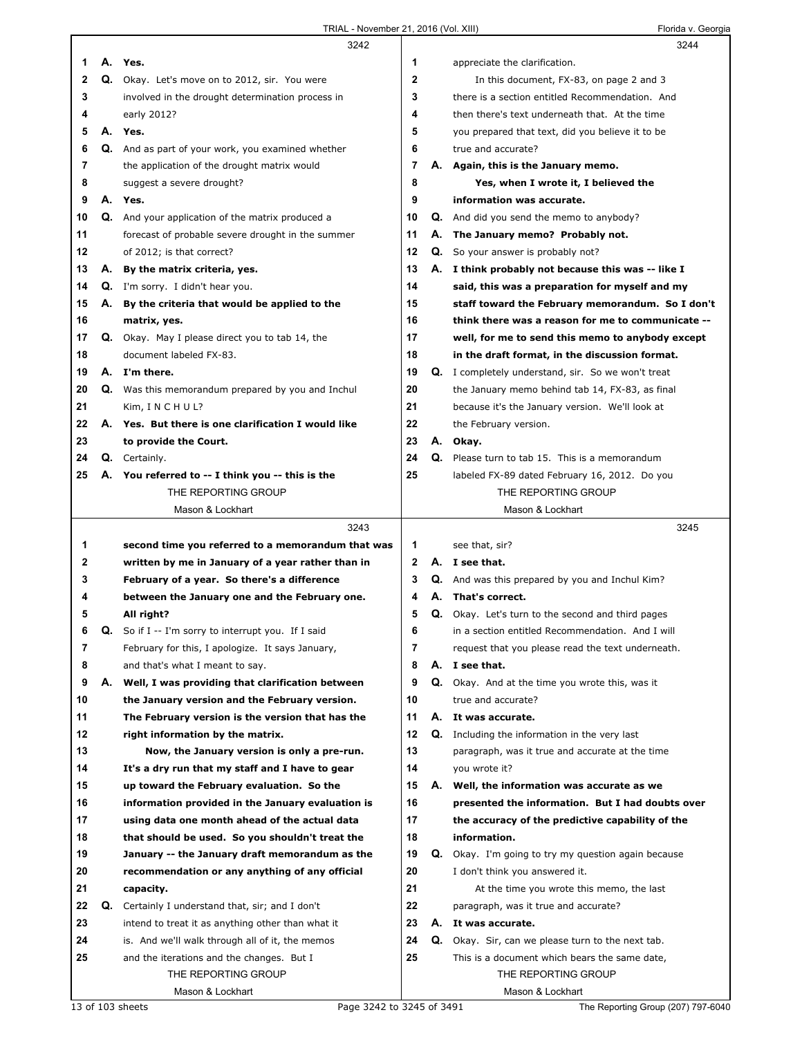**3242**

1 A. **Yes.**

2 Q. Okay. Let's move on to 2012, sir. You were

3 involved in the drought determination process in

4 early 2012?

5 A. **Yes.**

6 Q. And as part of your work, you examined whether

7 the application of the drought matrix would

8 suggest a severe drought?

9 A. **Yes.**

10 Q. And your application of the matrix produced a

11 forecast of probable severe drought in the summer

12 of 2012; is that correct?

13 A. **By the matrix criteria, yes.**

14 Q. I'm sorry. I didn't hear you.

15 A. **By the criteria that would be applied to the**

16 **matrix, yes.**

17 Q. Okay. May I please direct you to tab 14, the

18 document labeled FX-83.

19 A. **I'm there.**

20 Q. Was this memorandum prepared by you and Inchul

21 Kim, I N C H U L?

22 A. **Yes. But there is one clarification I would like**

23 **to provide the Court.**

24 Q. Certainly.

25 A. **You referred to -- I think you -- this is the**

**3243**

1 **second time you referred to a memorandum that was**

2 **written by me in January of a year rather than in**

3 **February of a year. So there's a difference**

4 **between the January one and the February one.**

5 **All right?**

6 Q. So if I -- I'm sorry to interrupt you. If I said

7 February for this, I apologize. It says January,

8 and that's what I meant to say.

9 A. **Well, I was providing that clarification between**

10 **the January version and the February version.**

11 **The February version is the version that has the**

12 **right information by the matrix.**

13 **Now, the January version is only a pre-run.**

14 **It's a dry run that my staff and I have to gear**

15 **up toward the February evaluation. So the**

16 **information provided in the January evaluation is**

17 **using data one month ahead of the actual data**

18 **that should be used. So you shouldn't treat the**

19 **January -- the January draft memorandum as the**

20 **recommendation or any anything of any official**

21 **capacity.**

22 Q. Certainly I understand that, sir; and I don't

23 intend to treat it as anything other than what it

24 is. And we'll walk through all of it, the memos

25 and the iterations and the changes. But I

**3244**

1 appreciate the clarification.

2 In this document, FX-83, on page 2 and 3

3 there is a section entitled Recommendation. And

4 then there's text underneath that. At the time

5 you prepared that text, did you believe it to be

6 true and accurate?

7 A. **Again, this is the January memo.**

8 **Yes, when I wrote it, I believed the**

9 **information was accurate.**

10 Q. And did you send the memo to anybody?

11 A. **The January memo? Probably not.**

12 Q. So your answer is probably not?

13 A. **I think probably not because this was -- like I**

14 **said, this was a preparation for myself and my**

15 **staff toward the February memorandum. So I don't**

16 **think there was a reason for me to communicate --**

17 **well, for me to send this memo to anybody except**

18 **in the draft format, in the discussion format.**

19 Q. I completely understand, sir. So we won't treat

20 the January memo behind tab 14, FX-83, as final

21 because it's the January version. We'll look at

22 the February version.

23 A. **Okay.**

24 Q. Please turn to tab 15. This is a memorandum

25 labeled FX-89 dated February 16, 2012. Do you

**3245**

1 see that, sir?

2 A. **I see that.**

3 Q. And was this prepared by you and Inchul Kim?

4 A. **That's correct.**

5 Q. Okay. Let's turn to the second and third pages

6 in a section entitled Recommendation. And I will

7 request that you please read the text underneath.

8 A. **I see that.**

9 Q. Okay. And at the time you wrote this, was it

10 true and accurate?

11 A. **It was accurate.**

12 Q. Including the information in the very last

13 paragraph, was it true and accurate at the time

14 you wrote it?

15 A. **Well, the information was accurate as we**

16 **presented the information. But I had doubts over**

17 **the accuracy of the predictive capability of the**

18 **information.**

19 Q. Okay. I'm going to try my question again because

20 I don't think you answered it.

21 At the time you wrote this memo, the last

22 paragraph, was it true and accurate?

23 A. **It was accurate.**

24 Q. Okay. Sir, can we please turn to the next tab.

25 This is a document which bears the same date,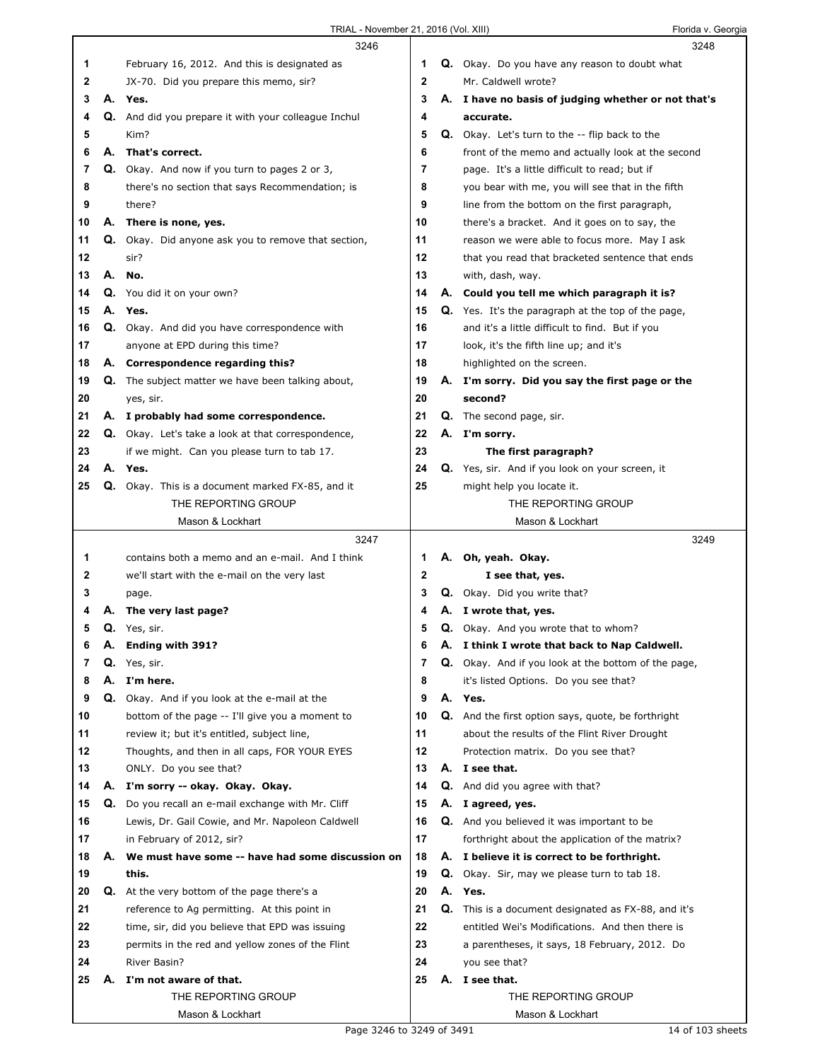3246

1 February 16, 2012. And this is designated as
2 JX-70. Did you prepare this memo, sir?
3 A. **Yes.**
4 Q. And did you prepare it with your colleague Inchul
5 Kim?
6 A. **That's correct.**
7 Q. Okay. And now if you turn to pages 2 or 3,
8 there's no section that says Recommendation; is
9 there?
10 A. **There is none, yes.**
11 Q. Okay. Did anyone ask you to remove that section,
12 sir?
13 A. **No.**
14 Q. You did it on your own?
15 A. **Yes.**
16 Q. Okay. And did you have correspondence with
17 anyone at EPD during this time?
18 A. **Correspondence regarding this?**
19 Q. The subject matter we have been talking about,
20 yes, sir.
21 A. **I probably had some correspondence.**
22 Q. Okay. Let's take a look at that correspondence,
23 if we might. Can you please turn to tab 17.
24 A. **Yes.**
25 Q. Okay. This is a document marked FX-85, and it

THE REPORTING GROUP
Mason & Lockhart

3247

1 contains both a memo and an e-mail. And I think
2 we'll start with the e-mail on the very last
3 page.
4 A. **The very last page?**
5 Q. Yes, sir.
6 A. **Ending with 391?**
7 Q. Yes, sir.
8 A. **I'm here.**
9 Q. Okay. And if you look at the e-mail at the
10 bottom of the page -- I'll give you a moment to
11 review it; but it's entitled, subject line,
12 Thoughts, and then in all caps, FOR YOUR EYES
13 ONLY. Do you see that?
14 A. **I'm sorry -- okay. Okay. Okay.**
15 Q. Do you recall an e-mail exchange with Mr. Cliff
16 Lewis, Dr. Gail Cowie, and Mr. Napoleon Caldwell
17 in February of 2012, sir?
18 A. **We must have some -- have had some discussion on**
19 **this.**
20 Q. At the very bottom of the page there's a
21 reference to Ag permitting. At this point in
22 time, sir, did you believe that EPD was issuing
23 permits in the red and yellow zones of the Flint
24 River Basin?
25 A. **I'm not aware of that.**

THE REPORTING GROUP
Mason & Lockhart

3248

1 Q. Okay. Do you have any reason to doubt what
2 Mr. Caldwell wrote?
3 A. **I have no basis of judging whether or not that's**
4 **accurate.**
5 Q. Okay. Let's turn to the -- flip back to the
6 front of the memo and actually look at the second
7 page. It's a little difficult to read; but if
8 you bear with me, you will see that in the fifth
9 line from the bottom on the first paragraph,
10 there's a bracket. And it goes on to say, the
11 reason we were able to focus more. May I ask
12 that you read that bracketed sentence that ends
13 with, dash, way.
14 A. **Could you tell me which paragraph it is?**
15 Q. Yes. It's the paragraph at the top of the page,
16 and it's a little difficult to find. But if you
17 look, it's the fifth line up; and it's
18 highlighted on the screen.
19 A. **I'm sorry. Did you say the first page or the**
20 **second?**
21 Q. The second page, sir.
22 A. **I'm sorry.**
23 **The first paragraph?**
24 Q. Yes, sir. And if you look on your screen, it
25 might help you locate it.

THE REPORTING GROUP
Mason & Lockhart

3249

1 A. **Oh, yeah. Okay.**
2 **I see that, yes.**
3 Q. Okay. Did you write that?
4 A. **I wrote that, yes.**
5 Q. Okay. And you wrote that to whom?
6 A. **I think I wrote that back to Nap Caldwell.**
7 Q. Okay. And if you look at the bottom of the page,
8 it's listed Options. Do you see that?
9 A. **Yes.**
10 Q. And the first option says, quote, be forthright
11 about the results of the Flint River Drought
12 Protection matrix. Do you see that?
13 A. **I see that.**
14 Q. And did you agree with that?
15 A. **I agreed, yes.**
16 Q. And you believed it was important to be
17 forthright about the application of the matrix?
18 A. **I believe it is correct to be forthright.**
19 Q. Okay. Sir, may we please turn to tab 18.
20 A. **Yes.**
21 Q. This is a document designated as FX-88, and it's
22 entitled Wei's Modifications. And then there is
23 a parentheses, it says, 18 February, 2012. Do
24 you see that?
25 A. **I see that.**

THE REPORTING GROUP
Mason & Lockhart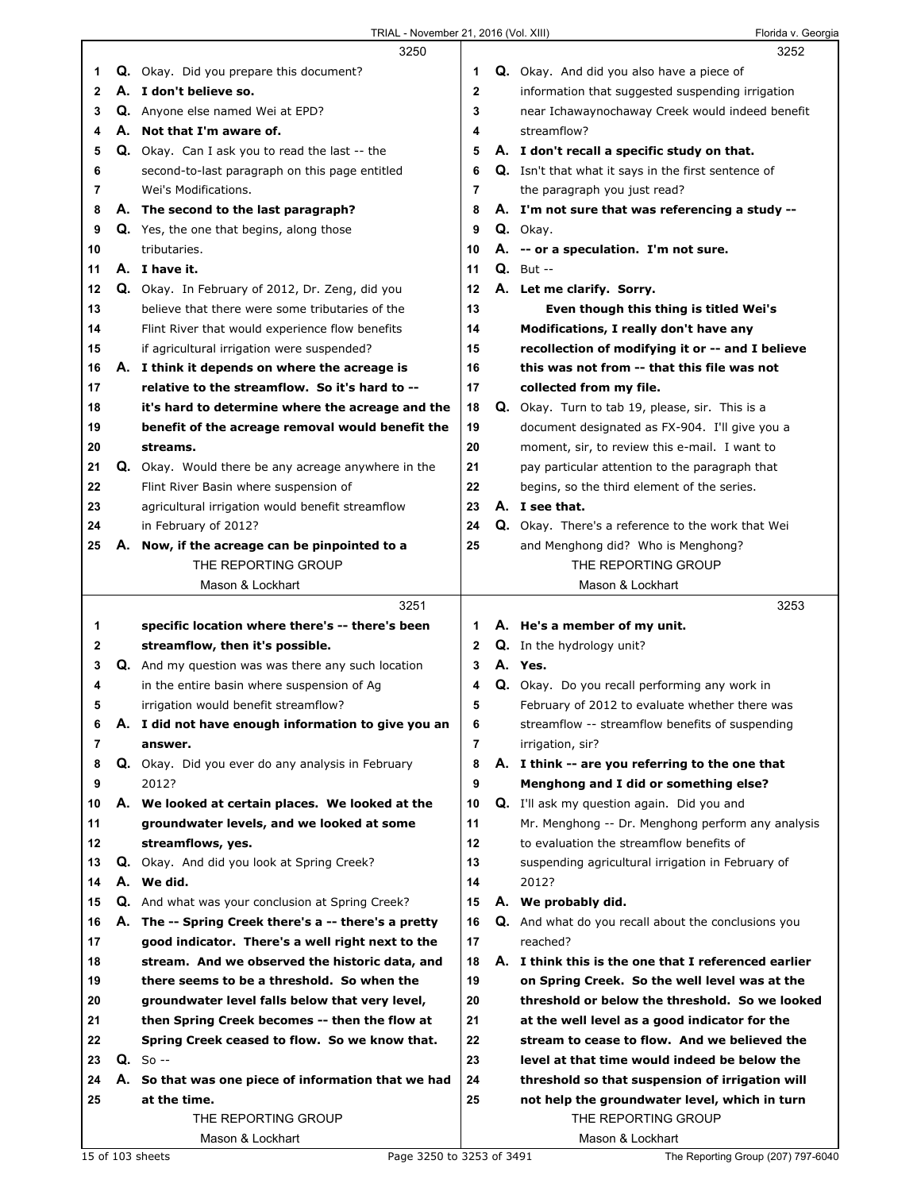**3250**

1 Q. Okay. Did you prepare this document?
2 A. **I don't believe so.**
3 Q. Anyone else named Wei at EPD?
4 A. **Not that I'm aware of.**
5 Q. Okay. Can I ask you to read the last -- the
6 second-to-last paragraph on this page entitled
7 Wei's Modifications.
8 A. **The second to the last paragraph?**
9 Q. Yes, the one that begins, along those
10 tributaries.
11 A. **I have it.**
12 Q. Okay. In February of 2012, Dr. Zeng, did you
13 believe that there were some tributaries of the
14 Flint River that would experience flow benefits
15 if agricultural irrigation were suspended?
16 A. **I think it depends on where the acreage is**
17 **relative to the streamflow. So it's hard to --**
18 **it's hard to determine where the acreage and the**
19 **benefit of the acreage removal would benefit the**
20 **streams.**
21 Q. Okay. Would there be any acreage anywhere in the
22 Flint River Basin where suspension of
23 agricultural irrigation would benefit streamflow
24 in February of 2012?
25 A. **Now, if the acreage can be pinpointed to a**

**3251**

1 **specific location where there's -- there's been**
2 **streamflow, then it's possible.**
3 Q. And my question was was there any such location
4 in the entire basin where suspension of Ag
5 irrigation would benefit streamflow?
6 A. **I did not have enough information to give you an**
7 **answer.**
8 Q. Okay. Did you ever do any analysis in February
9 2012?
10 A. **We looked at certain places. We looked at the**
11 **groundwater levels, and we looked at some**
12 **streamflows, yes.**
13 Q. Okay. And did you look at Spring Creek?
14 A. **We did.**
15 Q. And what was your conclusion at Spring Creek?
16 A. **The -- Spring Creek there's a -- there's a pretty**
17 **good indicator. There's a well right next to the**
18 **stream. And we observed the historic data, and**
19 **there seems to be a threshold. So when the**
20 **groundwater level falls below that very level,**
21 **then Spring Creek becomes -- then the flow at**
22 **Spring Creek ceased to flow. So we know that.**
23 Q. So --
24 A. **So that was one piece of information that we had**
25 **at the time.**

**3252**

1 Q. Okay. And did you also have a piece of
2 information that suggested suspending irrigation
3 near Ichawaynochaway Creek would indeed benefit
4 streamflow?
5 A. **I don't recall a specific study on that.**
6 Q. Isn't that what it says in the first sentence of
7 the paragraph you just read?
8 A. **I'm not sure that was referencing a study --**
9 Q. Okay.
10 A. **-- or a speculation. I'm not sure.**
11 Q. But --
12 A. **Let me clarify. Sorry.**
13 **Even though this thing is titled Wei's**
14 **Modifications, I really don't have any**
15 **recollection of modifying it or -- and I believe**
16 **this was not from -- that this file was not**
17 **collected from my file.**
18 Q. Okay. Turn to tab 19, please, sir. This is a
19 document designated as FX-904. I'll give you a
20 moment, sir, to review this e-mail. I want to
21 pay particular attention to the paragraph that
22 begins, so the third element of the series.
23 A. **I see that.**
24 Q. Okay. There's a reference to the work that Wei
25 and Menghong did? Who is Menghong?

**3253**

1 A. **He's a member of my unit.**
2 Q. In the hydrology unit?
3 A. **Yes.**
4 Q. Okay. Do you recall performing any work in
5 February of 2012 to evaluate whether there was
6 streamflow -- streamflow benefits of suspending
7 irrigation, sir?
8 A. **I think -- are you referring to the one that**
9 **Menghong and I did or something else?**
10 Q. I'll ask my question again. Did you and
11 Mr. Menghong -- Dr. Menghong perform any analysis
12 to evaluation the streamflow benefits of
13 suspending agricultural irrigation in February of
14 2012?
15 A. **We probably did.**
16 Q. And what do you recall about the conclusions you
17 reached?
18 A. **I think this is the one that I referenced earlier**
19 **on Spring Creek. So the well level was at the**
20 **threshold or below the threshold. So we looked**
21 **at the well level as a good indicator for the**
22 **stream to cease to flow. And we believed the**
23 **level at that time would indeed be below the**
24 **threshold so that suspension of irrigation will**
25 **not help the groundwater level, which in turn**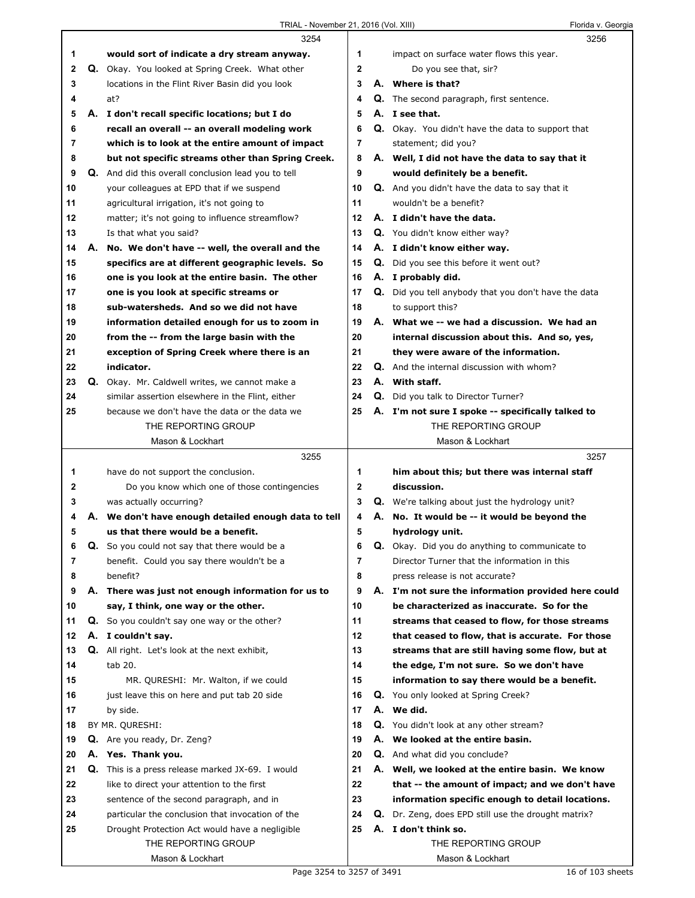3254

1 would sort of indicate a dry stream anyway.
2 Q. Okay. You looked at Spring Creek. What other
3 locations in the Flint River Basin did you look
4 at?
5 A. I don't recall specific locations; but I do
6 recall an overall -- an overall modeling work
7 which is to look at the entire amount of impact
8 but not specific streams other than Spring Creek.
9 Q. And did this overall conclusion lead you to tell
10 your colleagues at EPD that if we suspend
11 agricultural irrigation, it's not going to
12 matter; it's not going to influence streamflow?
13 Is that what you said?
14 A. No. We don't have -- well, the overall and the
15 specifics are at different geographic levels. So
16 one is you look at the entire basin. The other
17 one is you look at specific streams or
18 sub-watersheds. And so we did not have
19 information detailed enough for us to zoom in
20 from the -- from the large basin with the
21 exception of Spring Creek where there is an
22 indicator.
23 Q. Okay. Mr. Caldwell writes, we cannot make a
24 similar assertion elsewhere in the Flint, either
25 because we don't have the data or the data we

3255

1 have do not support the conclusion.
2 Do you know which one of those contingencies
3 was actually occurring?
4 A. We don't have enough detailed enough data to tell
5 us that there would be a benefit.
6 Q. So you could not say that there would be a
7 benefit. Could you say there wouldn't be a
8 benefit?
9 A. There was just not enough information for us to
10 say, I think, one way or the other.
11 Q. So you couldn't say one way or the other?
12 A. I couldn't say.
13 Q. All right. Let's look at the next exhibit,
14 tab 20.
15 MR. QURESHI: Mr. Walton, if we could
16 just leave this on here and put tab 20 side
17 by side.
18 BY MR. QURESHI:
19 Q. Are you ready, Dr. Zeng?
20 A. Yes. Thank you.
21 Q. This is a press release marked JX-69. I would
22 like to direct your attention to the first
23 sentence of the second paragraph, and in
24 particular the conclusion that invocation of the
25 Drought Protection Act would have a negligible

3256

1 impact on surface water flows this year.
2 Do you see that, sir?
3 A. Where is that?
4 Q. The second paragraph, first sentence.
5 A. I see that.
6 Q. Okay. You didn't have the data to support that
7 statement; did you?
8 A. Well, I did not have the data to say that it
9 would definitely be a benefit.
10 Q. And you didn't have the data to say that it
11 wouldn't be a benefit?
12 A. I didn't have the data.
13 Q. You didn't know either way?
14 A. I didn't know either way.
15 Q. Did you see this before it went out?
16 A. I probably did.
17 Q. Did you tell anybody that you don't have the data
18 to support this?
19 A. What we -- we had a discussion. We had an
20 internal discussion about this. And so, yes,
21 they were aware of the information.
22 Q. And the internal discussion with whom?
23 A. With staff.
24 Q. Did you talk to Director Turner?
25 A. I'm not sure I spoke -- specifically talked to

3257

1 him about this; but there was internal staff
2 discussion.
3 Q. We're talking about just the hydrology unit?
4 A. No. It would be -- it would be beyond the
5 hydrology unit.
6 Q. Okay. Did you do anything to communicate to
7 Director Turner that the information in this
8 press release is not accurate?
9 A. I'm not sure the information provided here could
10 be characterized as inaccurate. So for the
11 streams that ceased to flow, for those streams
12 that ceased to flow, that is accurate. For those
13 streams that are still having some flow, but at
14 the edge, I'm not sure. So we don't have
15 information to say there would be a benefit.
16 Q. You only looked at Spring Creek?
17 A. We did.
18 Q. You didn't look at any other stream?
19 A. We looked at the entire basin.
20 Q. And what did you conclude?
21 A. Well, we looked at the entire basin. We know
22 that -- the amount of impact; and we don't have
23 information specific enough to detail locations.
24 Q. Dr. Zeng, does EPD still use the drought matrix?
25 A. I don't think so.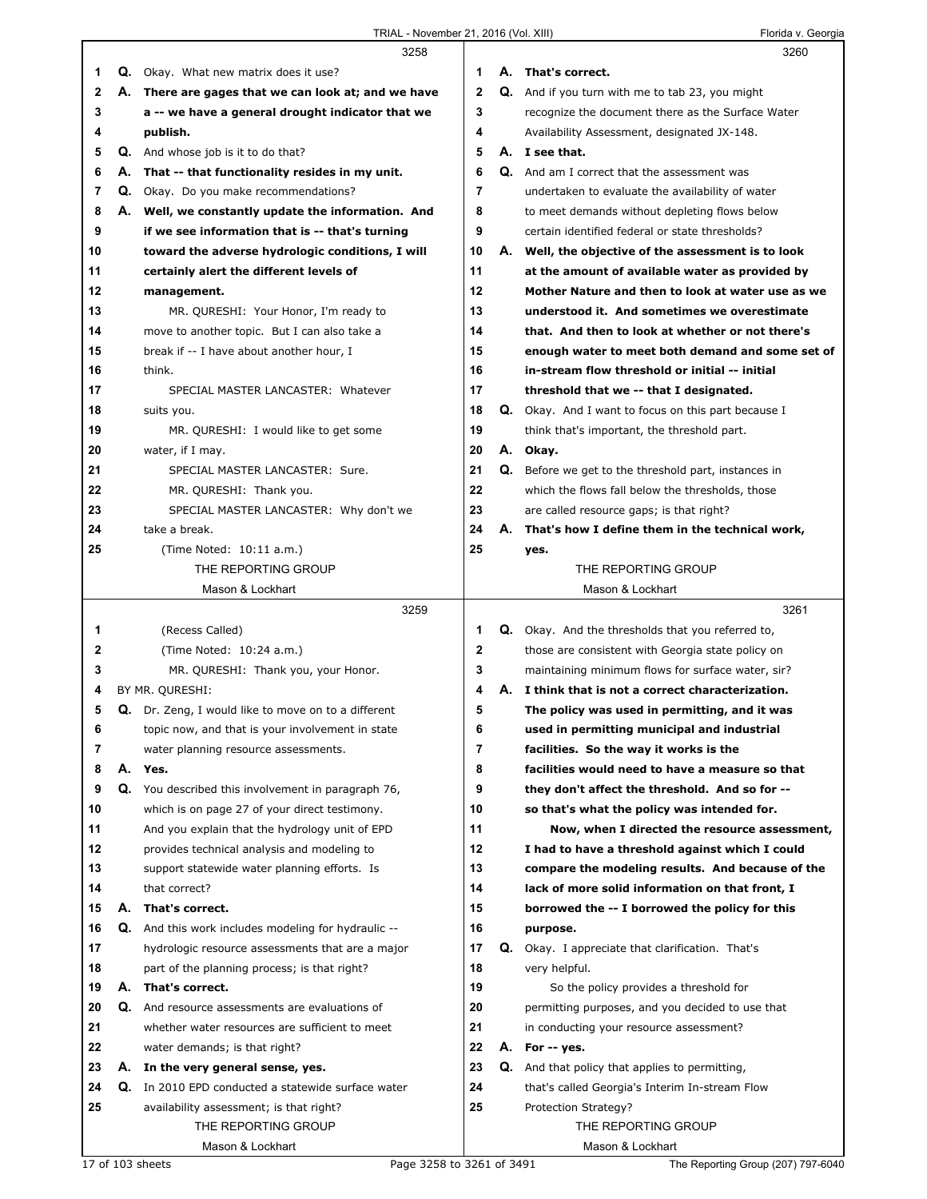3258

Q. Okay. What new matrix does it use?

**A. There are gages that we can look at; and we have a -- we have a general drought indicator that we publish.**

Q. And whose job is it to do that?

**A. That -- that functionality resides in my unit.**

Q. Okay. Do you make recommendations?

**A. Well, we constantly update the information. And if we see information that is -- that's turning toward the adverse hydrologic conditions, I will certainly alert the different levels of management.**

MR. QURESHI: Your Honor, I'm ready to move to another topic. But I can also take a break if -- I have about another hour, I think.

SPECIAL MASTER LANCASTER: Whatever suits you.

MR. QURESHI: I would like to get some water, if I may.

SPECIAL MASTER LANCASTER: Sure.

MR. QURESHI: Thank you.

SPECIAL MASTER LANCASTER: Why don't we take a break.

(Time Noted: 10:11 a.m.)

3259

(Recess Called)

(Time Noted: 10:24 a.m.)

MR. QURESHI: Thank you, your Honor.

BY MR. QURESHI:

Q. Dr. Zeng, I would like to move on to a different topic now, and that is your involvement in state water planning resource assessments.

**A. Yes.**

Q. You described this involvement in paragraph 76, which is on page 27 of your direct testimony. And you explain that the hydrology unit of EPD provides technical analysis and modeling to support statewide water planning efforts. Is that correct?

**A. That's correct.**

Q. And this work includes modeling for hydraulic -- hydrologic resource assessments that are a major part of the planning process; is that right?

**A. That's correct.**

Q. And resource assessments are evaluations of whether water resources are sufficient to meet water demands; is that right?

**A. In the very general sense, yes.**

Q. In 2010 EPD conducted a statewide surface water availability assessment; is that right?

3260

**A. That's correct.**

Q. And if you turn with me to tab 23, you might recognize the document there as the Surface Water Availability Assessment, designated JX-148.

**A. I see that.**

Q. And am I correct that the assessment was undertaken to evaluate the availability of water to meet demands without depleting flows below certain identified federal or state thresholds?

**A. Well, the objective of the assessment is to look at the amount of available water as provided by Mother Nature and then to look at water use as we understood it. And sometimes we overestimate that. And then to look at whether or not there's enough water to meet both demand and some set of in-stream flow threshold or initial -- initial threshold that we -- that I designated.**

Q. Okay. And I want to focus on this part because I think that's important, the threshold part.

**A. Okay.**

Q. Before we get to the threshold part, instances in which the flows fall below the thresholds, those are called resource gaps; is that right?

**A. That's how I define them in the technical work, yes.**

3261

Q. Okay. And the thresholds that you referred to, those are consistent with Georgia state policy on maintaining minimum flows for surface water, sir?

**A. I think that is not a correct characterization. The policy was used in permitting, and it was used in permitting municipal and industrial facilities. So the way it works is the facilities would need to have a measure so that they don't affect the threshold. And so for -- so that's what the policy was intended for.**

**Now, when I directed the resource assessment, I had to have a threshold against which I could compare the modeling results. And because of the lack of more solid information on that front, I borrowed the -- I borrowed the policy for this purpose.**

Q. Okay. I appreciate that clarification. That's very helpful.

So the policy provides a threshold for permitting purposes, and you decided to use that in conducting your resource assessment?

**A. For -- yes.**

Q. And that policy that applies to permitting, that's called Georgia's Interim In-stream Flow Protection Strategy?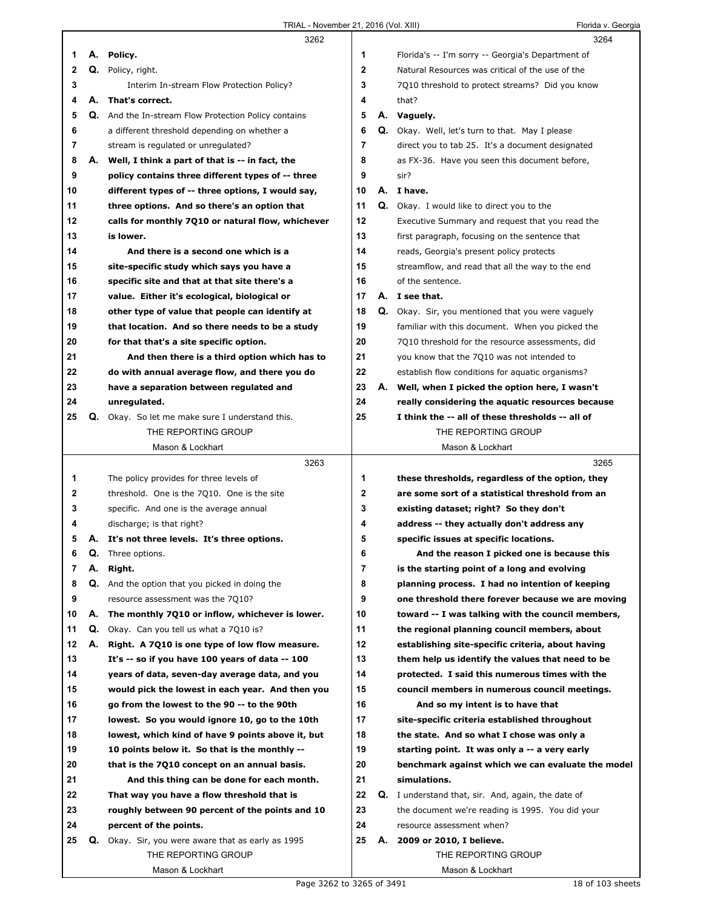**3262**

1 A. **Policy.**

2 Q. Policy, right.

3 Interim In-stream Flow Protection Policy?

4 A. **That's correct.**

5 Q. And the In-stream Flow Protection Policy contains

6 a different threshold depending on whether a

7 stream is regulated or unregulated?

8 A. **Well, I think a part of that is -- in fact, the**

9 **policy contains three different types of -- three**

10 **different types of -- three options, I would say,**

11 **three options. And so there's an option that**

12 **calls for monthly 7Q10 or natural flow, whichever**

13 **is lower.**

14 **And there is a second one which is a**

15 **site-specific study which says you have a**

16 **specific site and that at that site there's a**

17 **value. Either it's ecological, biological or**

18 **other type of value that people can identify at**

19 **that location. And so there needs to be a study**

20 **for that that's a site specific option.**

21 **And then there is a third option which has to**

22 **do with annual average flow, and there you do**

23 **have a separation between regulated and**

24 **unregulated.**

25 Q. Okay. So let me make sure I understand this.

**3263**

1 The policy provides for three levels of

2 threshold. One is the 7Q10. One is the site

3 specific. And one is the average annual

4 discharge; is that right?

5 A. **It's not three levels. It's three options.**

6 Q. Three options.

7 A. **Right.**

8 Q. And the option that you picked in doing the

9 resource assessment was the 7Q10?

10 A. **The monthly 7Q10 or inflow, whichever is lower.**

11 Q. Okay. Can you tell us what a 7Q10 is?

12 A. **Right. A 7Q10 is one type of low flow measure.**

13 **It's -- so if you have 100 years of data -- 100**

14 **years of data, seven-day average data, and you**

15 **would pick the lowest in each year. And then you**

16 **go from the lowest to the 90 -- to the 90th**

17 **lowest. So you would ignore 10, go to the 10th**

18 **lowest, which kind of have 9 points above it, but**

19 **10 points below it. So that is the monthly --**

20 **that is the 7Q10 concept on an annual basis.**

21 **And this thing can be done for each month.**

22 **That way you have a flow threshold that is**

23 **roughly between 90 percent of the points and 10**

24 **percent of the points.**

25 Q. Okay. Sir, you were aware that as early as 1995

**3264**

1 Florida's -- I'm sorry -- Georgia's Department of

2 Natural Resources was critical of the use of the

3 7Q10 threshold to protect streams? Did you know

4 that?

5 A. **Vaguely.**

6 Q. Okay. Well, let's turn to that. May I please

7 direct you to tab 25. It's a document designated

8 as FX-36. Have you seen this document before,

9 sir?

10 A. **I have.**

11 Q. Okay. I would like to direct you to the

12 Executive Summary and request that you read the

13 first paragraph, focusing on the sentence that

14 reads, Georgia's present policy protects

15 streamflow, and read that all the way to the end

16 of the sentence.

17 A. **I see that.**

18 Q. Okay. Sir, you mentioned that you were vaguely

19 familiar with this document. When you picked the

20 7Q10 threshold for the resource assessments, did

21 you know that the 7Q10 was not intended to

22 establish flow conditions for aquatic organisms?

23 A. **Well, when I picked the option here, I wasn't**

24 **really considering the aquatic resources because**

25 **I think the -- all of these thresholds -- all of**

**3265**

1 **these thresholds, regardless of the option, they**

2 **are some sort of a statistical threshold from an**

3 **existing dataset; right? So they don't**

4 **address -- they actually don't address any**

5 **specific issues at specific locations.**

6 **And the reason I picked one is because this**

7 **is the starting point of a long and evolving**

8 **planning process. I had no intention of keeping**

9 **one threshold there forever because we are moving**

10 **toward -- I was talking with the council members,**

11 **the regional planning council members, about**

12 **establishing site-specific criteria, about having**

13 **them help us identify the values that need to be**

14 **protected. I said this numerous times with the**

15 **council members in numerous council meetings.**

16 **And so my intent is to have that**

17 **site-specific criteria established throughout**

18 **the state. And so what I chose was only a**

19 **starting point. It was only a -- a very early**

20 **benchmark against which we can evaluate the model**

21 **simulations.**

22 Q. I understand that, sir. And, again, the date of

23 the document we're reading is 1995. You did your

24 resource assessment when?

25 A. **2009 or 2010, I believe.**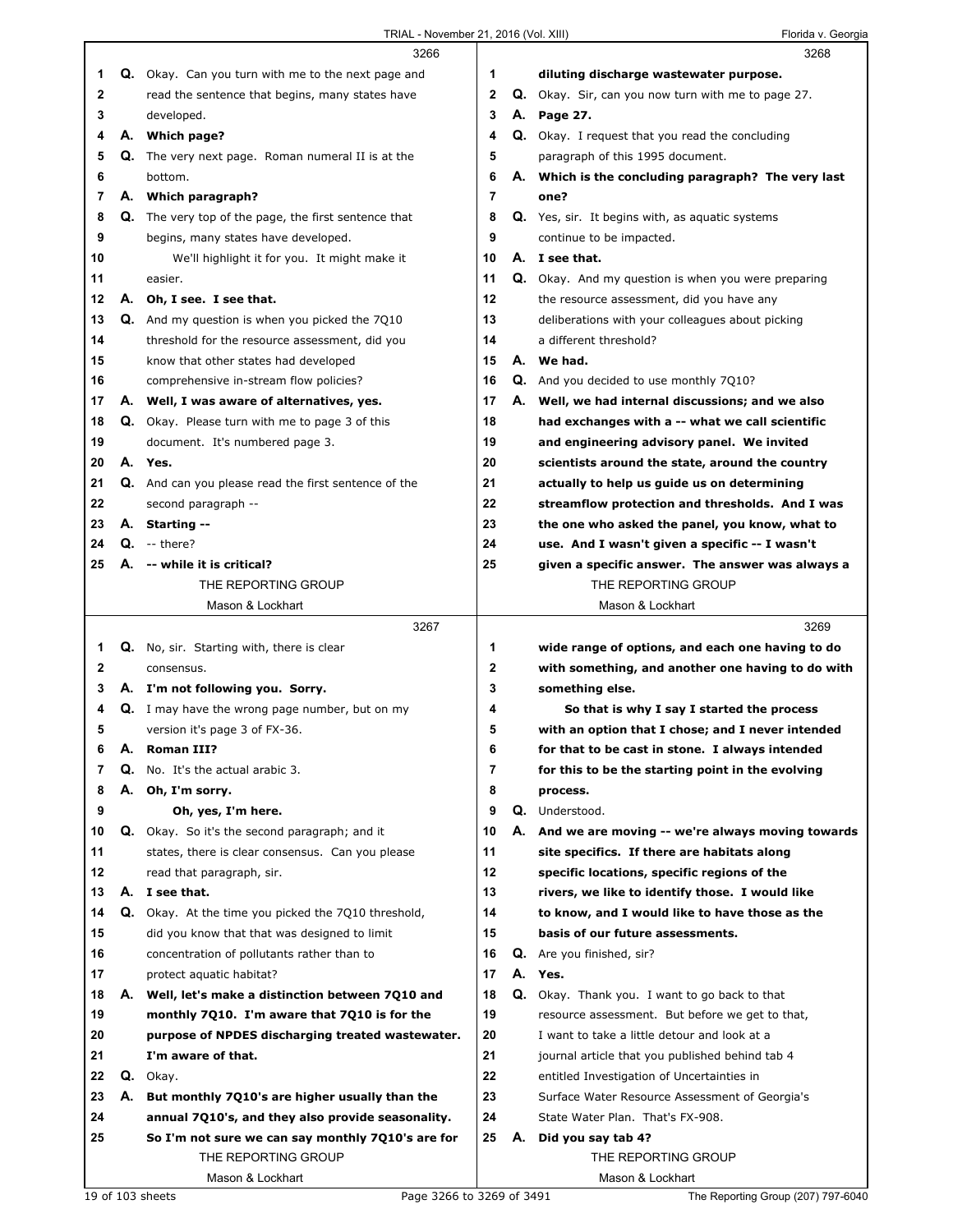**3266**

1 Q. Okay. Can you turn with me to the next page and
2 read the sentence that begins, many states have
3 developed.
4 A. **Which page?**
5 Q. The very next page. Roman numeral II is at the
6 bottom.
7 A. **Which paragraph?**
8 Q. The very top of the page, the first sentence that
9 begins, many states have developed.
10 We'll highlight it for you. It might make it
11 easier.
12 A. **Oh, I see. I see that.**
13 Q. And my question is when you picked the 7Q10
14 threshold for the resource assessment, did you
15 know that other states had developed
16 comprehensive in-stream flow policies?
17 A. **Well, I was aware of alternatives, yes.**
18 Q. Okay. Please turn with me to page 3 of this
19 document. It's numbered page 3.
20 A. **Yes.**
21 Q. And can you please read the first sentence of the
22 second paragraph --
23 A. **Starting --**
24 Q. -- there?
25 A. **-- while it is critical?**

**3267**

1 Q. No, sir. Starting with, there is clear
2 consensus.
3 A. **I'm not following you. Sorry.**
4 Q. I may have the wrong page number, but on my
5 version it's page 3 of FX-36.
6 A. **Roman III?**
7 Q. No. It's the actual arabic 3.
8 A. **Oh, I'm sorry.**
9 **Oh, yes, I'm here.**
10 Q. Okay. So it's the second paragraph; and it
11 states, there is clear consensus. Can you please
12 read that paragraph, sir.
13 A. **I see that.**
14 Q. Okay. At the time you picked the 7Q10 threshold,
15 did you know that that was designed to limit
16 concentration of pollutants rather than to
17 protect aquatic habitat?
18 A. **Well, let's make a distinction between 7Q10 and**
19 **monthly 7Q10. I'm aware that 7Q10 is for the**
20 **purpose of NPDES discharging treated wastewater.**
21 **I'm aware of that.**
22 Q. Okay.
23 A. **But monthly 7Q10's are higher usually than the**
24 **annual 7Q10's, and they also provide seasonality.**
25 **So I'm not sure we can say monthly 7Q10's are for**

**3268**

1 **diluting discharge wastewater purpose.**
2 Q. Okay. Sir, can you now turn with me to page 27.
3 A. **Page 27.**
4 Q. Okay. I request that you read the concluding
5 paragraph of this 1995 document.
6 A. **Which is the concluding paragraph? The very last**
7 **one?**
8 Q. Yes, sir. It begins with, as aquatic systems
9 continue to be impacted.
10 A. **I see that.**
11 Q. Okay. And my question is when you were preparing
12 the resource assessment, did you have any
13 deliberations with your colleagues about picking
14 a different threshold?
15 A. **We had.**
16 Q. And you decided to use monthly 7Q10?
17 A. **Well, we had internal discussions; and we also**
18 **had exchanges with a -- what we call scientific**
19 **and engineering advisory panel. We invited**
20 **scientists around the state, around the country**
21 **actually to help us guide us on determining**
22 **streamflow protection and thresholds. And I was**
23 **the one who asked the panel, you know, what to**
24 **use. And I wasn't given a specific -- I wasn't**
25 **given a specific answer. The answer was always a**

**3269**

1 **wide range of options, and each one having to do**
2 **with something, and another one having to do with**
3 **something else.**
4 **So that is why I say I started the process**
5 **with an option that I chose; and I never intended**
6 **for that to be cast in stone. I always intended**
7 **for this to be the starting point in the evolving**
8 **process.**
9 Q. Understood.
10 A. **And we are moving -- we're always moving towards**
11 **site specifics. If there are habitats along**
12 **specific locations, specific regions of the**
13 **rivers, we like to identify those. I would like**
14 **to know, and I would like to have those as the**
15 **basis of our future assessments.**
16 Q. Are you finished, sir?
17 A. **Yes.**
18 Q. Okay. Thank you. I want to go back to that
19 resource assessment. But before we get to that,
20 I want to take a little detour and look at a
21 journal article that you published behind tab 4
22 entitled Investigation of Uncertainties in
23 Surface Water Resource Assessment of Georgia's
24 State Water Plan. That's FX-908.
25 A. **Did you say tab 4?**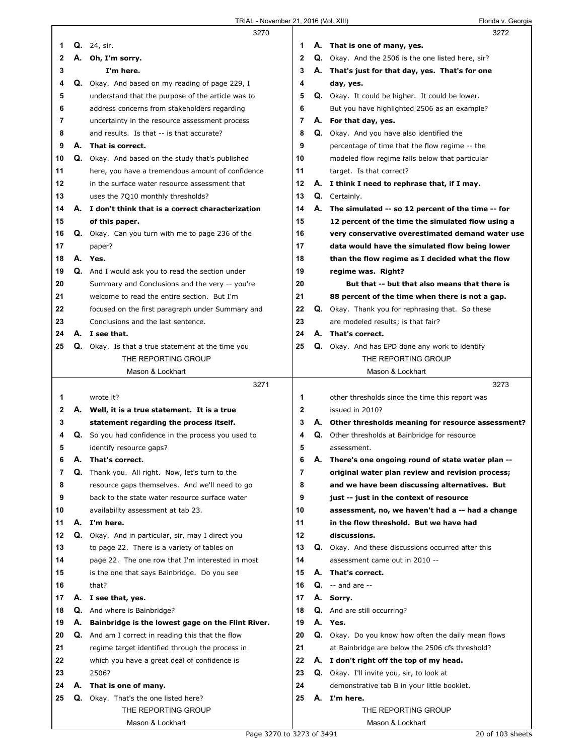**3270**

1 Q. 24, sir.
2 A. **Oh, I'm sorry.**
3 **I'm here.**
4 Q. Okay. And based on my reading of page 229, I
5 understand that the purpose of the article was to
6 address concerns from stakeholders regarding
7 uncertainty in the resource assessment process
8 and results. Is that -- is that accurate?
9 A. **That is correct.**
10 Q. Okay. And based on the study that's published
11 here, you have a tremendous amount of confidence
12 in the surface water resource assessment that
13 uses the 7Q10 monthly thresholds?
14 A. **I don't think that is a correct characterization**
15 **of this paper.**
16 Q. Okay. Can you turn with me to page 236 of the
17 paper?
18 A. **Yes.**
19 Q. And I would ask you to read the section under
20 Summary and Conclusions and the very -- you're
21 welcome to read the entire section. But I'm
22 focused on the first paragraph under Summary and
23 Conclusions and the last sentence.
24 A. **I see that.**
25 Q. Okay. Is that a true statement at the time you

**3271**

1 wrote it?
2 A. **Well, it is a true statement. It is a true**
3 **statement regarding the process itself.**
4 Q. So you had confidence in the process you used to
5 identify resource gaps?
6 A. **That's correct.**
7 Q. Thank you. All right. Now, let's turn to the
8 resource gaps themselves. And we'll need to go
9 back to the state water resource surface water
10 availability assessment at tab 23.
11 A. **I'm here.**
12 Q. Okay. And in particular, sir, may I direct you
13 to page 22. There is a variety of tables on
14 page 22. The one row that I'm interested in most
15 is the one that says Bainbridge. Do you see
16 that?
17 A. **I see that, yes.**
18 Q. And where is Bainbridge?
19 A. **Bainbridge is the lowest gage on the Flint River.**
20 Q. And am I correct in reading this that the flow
21 regime target identified through the process in
22 which you have a great deal of confidence is
23 2506?
24 A. **That is one of many.**
25 Q. Okay. That's the one listed here?

**3272**

1 A. **That is one of many, yes.**
2 Q. Okay. And the 2506 is the one listed here, sir?
3 A. **That's just for that day, yes. That's for one**
4 **day, yes.**
5 Q. Okay. It could be higher. It could be lower.
6 But you have highlighted 2506 as an example?
7 A. **For that day, yes.**
8 Q. Okay. And you have also identified the
9 percentage of time that the flow regime -- the
10 modeled flow regime falls below that particular
11 target. Is that correct?
12 A. **I think I need to rephrase that, if I may.**
13 Q. Certainly.
14 A. **The simulated -- so 12 percent of the time -- for**
15 **12 percent of the time the simulated flow using a**
16 **very conservative overestimated demand water use**
17 **data would have the simulated flow being lower**
18 **than the flow regime as I decided what the flow**
19 **regime was. Right?**
20 **But that -- but that also means that there is**
21 **88 percent of the time when there is not a gap.**
22 Q. Okay. Thank you for rephrasing that. So these
23 are modeled results; is that fair?
24 A. **That's correct.**
25 Q. Okay. And has EPD done any work to identify

**3273**

1 other thresholds since the time this report was
2 issued in 2010?
3 A. **Other thresholds meaning for resource assessment?**
4 Q. Other thresholds at Bainbridge for resource
5 assessment.
6 A. **There's one ongoing round of state water plan --**
7 **original water plan review and revision process;**
8 **and we have been discussing alternatives. But**
9 **just -- just in the context of resource**
10 **assessment, no, we haven't had a -- had a change**
11 **in the flow threshold. But we have had**
12 **discussions.**
13 Q. Okay. And these discussions occurred after this
14 assessment came out in 2010 --
15 A. **That's correct.**
16 Q. -- and are --
17 A. **Sorry.**
18 Q. And are still occurring?
19 A. **Yes.**
20 Q. Okay. Do you know how often the daily mean flows
21 at Bainbridge are below the 2506 cfs threshold?
22 A. **I don't right off the top of my head.**
23 Q. Okay. I'll invite you, sir, to look at
24 demonstrative tab B in your little booklet.
25 A. **I'm here.**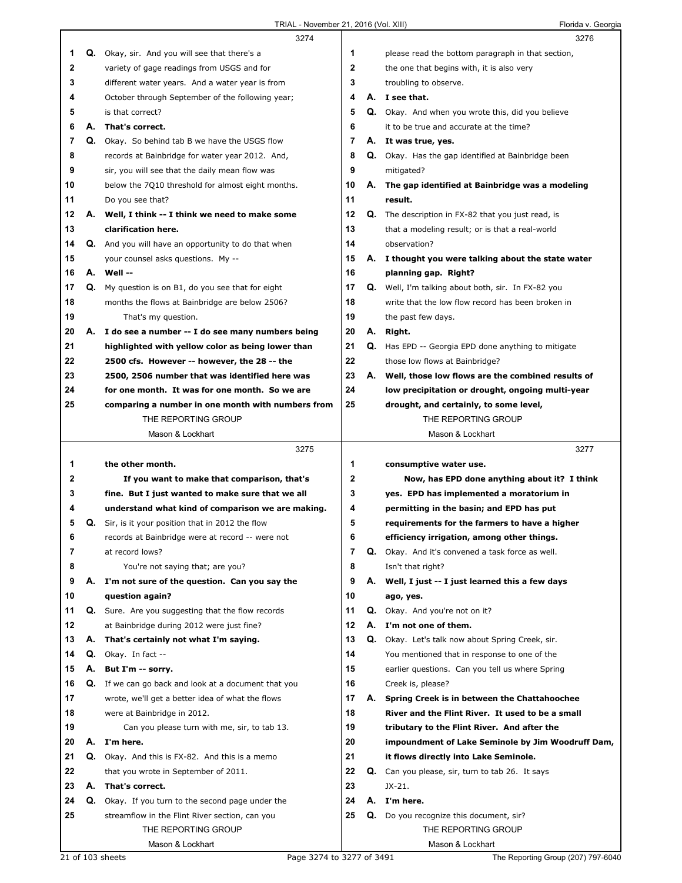3274

1 Q. Okay, sir. And you will see that there's a
2 variety of gage readings from USGS and for
3 different water years. And a water year is from
4 October through September of the following year;
5 is that correct?
6 A. **That's correct.**
7 Q. Okay. So behind tab B we have the USGS flow
8 records at Bainbridge for water year 2012. And,
9 sir, you will see that the daily mean flow was
10 below the 7Q10 threshold for almost eight months.
11 Do you see that?
12 A. **Well, I think -- I think we need to make some**
13 **clarification here.**
14 Q. And you will have an opportunity to do that when
15 your counsel asks questions. My --
16 A. **Well --**
17 Q. My question is on B1, do you see that for eight
18 months the flows at Bainbridge are below 2506?
19 That's my question.
20 A. **I do see a number -- I do see many numbers being**
21 **highlighted with yellow color as being lower than**
22 **2500 cfs. However -- however, the 28 -- the**
23 **2500, 2506 number that was identified here was**
24 **for one month. It was for one month. So we are**
25 **comparing a number in one month with numbers from**

3275

1 **the other month.**
2 **If you want to make that comparison, that's**
3 **fine. But I just wanted to make sure that we all**
4 **understand what kind of comparison we are making.**
5 Q. Sir, is it your position that in 2012 the flow
6 records at Bainbridge were at record -- were not
7 at record lows?
8 You're not saying that; are you?
9 A. **I'm not sure of the question. Can you say the**
10 **question again?**
11 Q. Sure. Are you suggesting that the flow records
12 at Bainbridge during 2012 were just fine?
13 A. **That's certainly not what I'm saying.**
14 Q. Okay. In fact --
15 A. **But I'm -- sorry.**
16 Q. If we can go back and look at a document that you
17 wrote, we'll get a better idea of what the flows
18 were at Bainbridge in 2012.
19 Can you please turn with me, sir, to tab 13.
20 A. **I'm here.**
21 Q. Okay. And this is FX-82. And this is a memo
22 that you wrote in September of 2011.
23 A. **That's correct.**
24 Q. Okay. If you turn to the second page under the
25 streamflow in the Flint River section, can you

3276

1 please read the bottom paragraph in that section,
2 the one that begins with, it is also very
3 troubling to observe.
4 A. **I see that.**
5 Q. Okay. And when you wrote this, did you believe
6 it to be true and accurate at the time?
7 A. **It was true, yes.**
8 Q. Okay. Has the gap identified at Bainbridge been
9 mitigated?
10 A. **The gap identified at Bainbridge was a modeling**
11 **result.**
12 Q. The description in FX-82 that you just read, is
13 that a modeling result; or is that a real-world
14 observation?
15 A. **I thought you were talking about the state water**
16 **planning gap. Right?**
17 Q. Well, I'm talking about both, sir. In FX-82 you
18 write that the low flow record has been broken in
19 the past few days.
20 A. **Right.**
21 Q. Has EPD -- Georgia EPD done anything to mitigate
22 those low flows at Bainbridge?
23 A. **Well, those low flows are the combined results of**
24 **low precipitation or drought, ongoing multi-year**
25 **drought, and certainly, to some level,**

3277

1 **consumptive water use.**
2 **Now, has EPD done anything about it? I think**
3 **yes. EPD has implemented a moratorium in**
4 **permitting in the basin; and EPD has put**
5 **requirements for the farmers to have a higher**
6 **efficiency irrigation, among other things.**
7 Q. Okay. And it's convened a task force as well.
8 Isn't that right?
9 A. **Well, I just -- I just learned this a few days**
10 **ago, yes.**
11 Q. Okay. And you're not on it?
12 A. **I'm not one of them.**
13 Q. Okay. Let's talk now about Spring Creek, sir.
14 You mentioned that in response to one of the
15 earlier questions. Can you tell us where Spring
16 Creek is, please?
17 A. **Spring Creek is in between the Chattahoochee**
18 **River and the Flint River. It used to be a small**
19 **tributary to the Flint River. And after the**
20 **impoundment of Lake Seminole by Jim Woodruff Dam,**
21 **it flows directly into Lake Seminole.**
22 Q. Can you please, sir, turn to tab 26. It says
23 JX-21.
24 A. **I'm here.**
25 Q. Do you recognize this document, sir?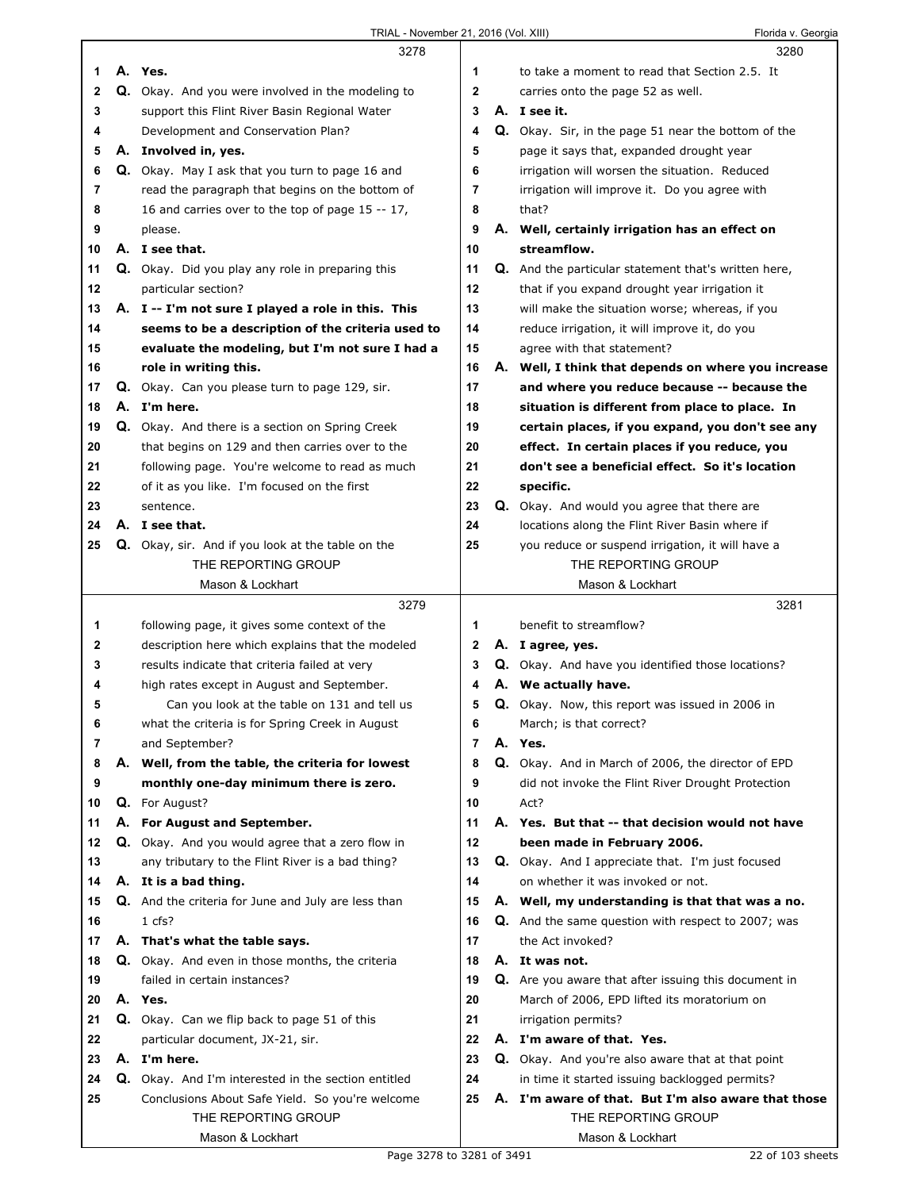3278

1 A. **Yes.**
2 Q. Okay. And you were involved in the modeling to
3 support this Flint River Basin Regional Water
4 Development and Conservation Plan?
5 A. **Involved in, yes.**
6 Q. Okay. May I ask that you turn to page 16 and
7 read the paragraph that begins on the bottom of
8 16 and carries over to the top of page 15 -- 17,
9 please.
10 A. **I see that.**
11 Q. Okay. Did you play any role in preparing this
12 particular section?
13 A. **I -- I'm not sure I played a role in this. This**
14 **seems to be a description of the criteria used to**
15 **evaluate the modeling, but I'm not sure I had a**
16 **role in writing this.**
17 Q. Okay. Can you please turn to page 129, sir.
18 A. **I'm here.**
19 Q. Okay. And there is a section on Spring Creek
20 that begins on 129 and then carries over to the
21 following page. You're welcome to read as much
22 of it as you like. I'm focused on the first
23 sentence.
24 A. **I see that.**
25 Q. Okay, sir. And if you look at the table on the

3279

1 following page, it gives some context of the
2 description here which explains that the modeled
3 results indicate that criteria failed at very
4 high rates except in August and September.
5 Can you look at the table on 131 and tell us
6 what the criteria is for Spring Creek in August
7 and September?
8 A. **Well, from the table, the criteria for lowest**
9 **monthly one-day minimum there is zero.**
10 Q. For August?
11 A. **For August and September.**
12 Q. Okay. And you would agree that a zero flow in
13 any tributary to the Flint River is a bad thing?
14 A. **It is a bad thing.**
15 Q. And the criteria for June and July are less than
16 1 cfs?
17 A. **That's what the table says.**
18 Q. Okay. And even in those months, the criteria
19 failed in certain instances?
20 A. **Yes.**
21 Q. Okay. Can we flip back to page 51 of this
22 particular document, JX-21, sir.
23 A. **I'm here.**
24 Q. Okay. And I'm interested in the section entitled
25 Conclusions About Safe Yield. So you're welcome

3280

1 to take a moment to read that Section 2.5. It
2 carries onto the page 52 as well.
3 A. **I see it.**
4 Q. Okay. Sir, in the page 51 near the bottom of the
5 page it says that, expanded drought year
6 irrigation will worsen the situation. Reduced
7 irrigation will improve it. Do you agree with
8 that?
9 A. **Well, certainly irrigation has an effect on**
10 **streamflow.**
11 Q. And the particular statement that's written here,
12 that if you expand drought year irrigation it
13 will make the situation worse; whereas, if you
14 reduce irrigation, it will improve it, do you
15 agree with that statement?
16 A. **Well, I think that depends on where you increase**
17 **and where you reduce because -- because the**
18 **situation is different from place to place. In**
19 **certain places, if you expand, you don't see any**
20 **effect. In certain places if you reduce, you**
21 **don't see a beneficial effect. So it's location**
22 **specific.**
23 Q. Okay. And would you agree that there are
24 locations along the Flint River Basin where if
25 you reduce or suspend irrigation, it will have a

3281

1 benefit to streamflow?
2 A. **I agree, yes.**
3 Q. Okay. And have you identified those locations?
4 A. **We actually have.**
5 Q. Okay. Now, this report was issued in 2006 in
6 March; is that correct?
7 A. **Yes.**
8 Q. Okay. And in March of 2006, the director of EPD
9 did not invoke the Flint River Drought Protection
10 Act?
11 A. **Yes. But that -- that decision would not have**
12 **been made in February 2006.**
13 Q. Okay. And I appreciate that. I'm just focused
14 on whether it was invoked or not.
15 A. **Well, my understanding is that that was a no.**
16 Q. And the same question with respect to 2007; was
17 the Act invoked?
18 A. **It was not.**
19 Q. Are you aware that after issuing this document in
20 March of 2006, EPD lifted its moratorium on
21 irrigation permits?
22 A. **I'm aware of that. Yes.**
23 Q. Okay. And you're also aware that at that point
24 in time it started issuing backlogged permits?
25 A. **I'm aware of that. But I'm also aware that those**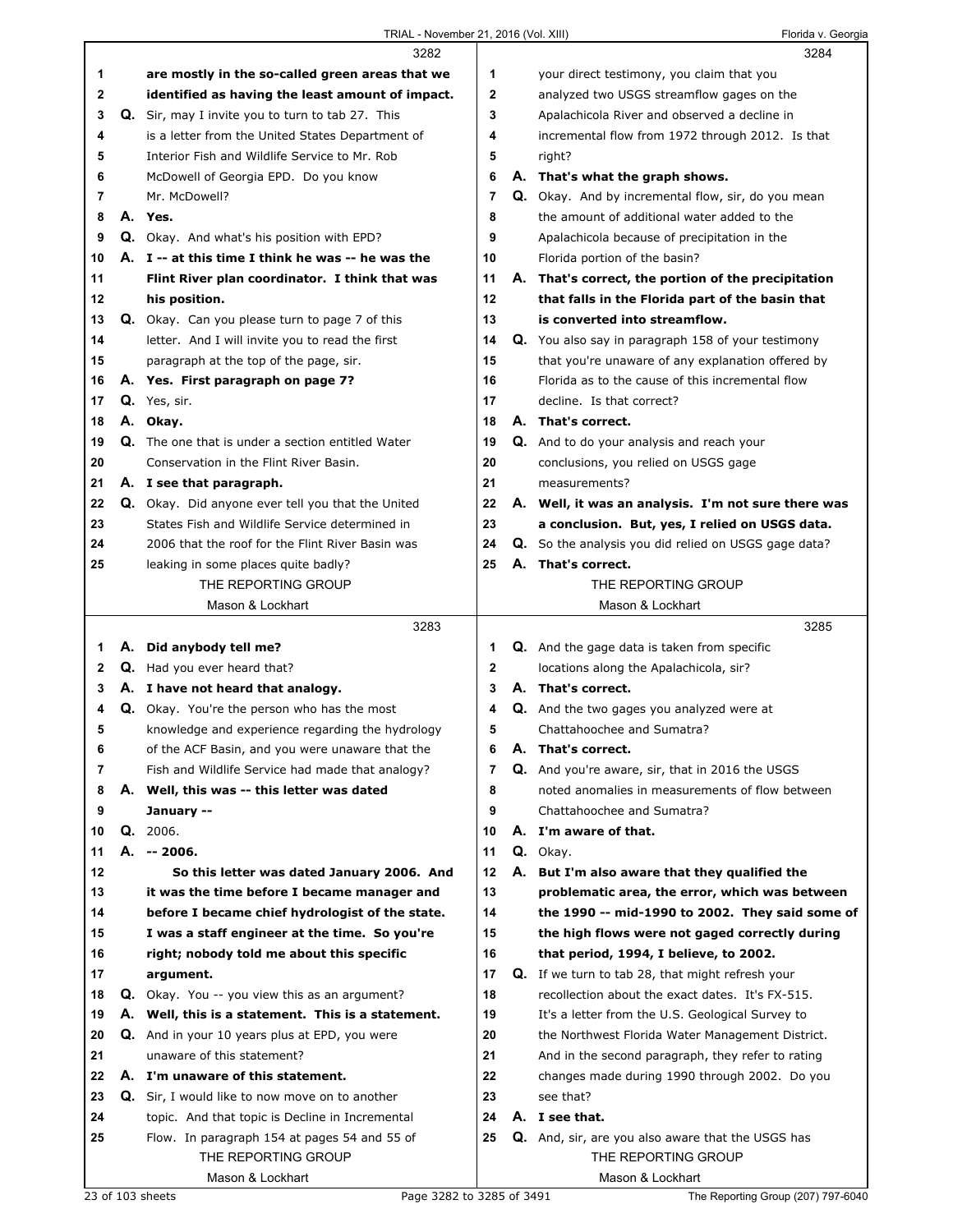3282

1 A. **are mostly in the so-called green areas that we**
2 **identified as having the least amount of impact.**
3 Q. Sir, may I invite you to turn to tab 27. This
4 is a letter from the United States Department of
5 Interior Fish and Wildlife Service to Mr. Rob
6 McDowell of Georgia EPD. Do you know
7 Mr. McDowell?
8 A. **Yes.**
9 Q. Okay. And what's his position with EPD?
10 A. **I -- at this time I think he was -- he was the**
11 **Flint River plan coordinator. I think that was**
12 **his position.**
13 Q. Okay. Can you please turn to page 7 of this
14 letter. And I will invite you to read the first
15 paragraph at the top of the page, sir.
16 A. **Yes. First paragraph on page 7?**
17 Q. Yes, sir.
18 A. **Okay.**
19 Q. The one that is under a section entitled Water
20 Conservation in the Flint River Basin.
21 A. **I see that paragraph.**
22 Q. Okay. Did anyone ever tell you that the United
23 States Fish and Wildlife Service determined in
24 2006 that the roof for the Flint River Basin was
25 leaking in some places quite badly?

3283

1 A. **Did anybody tell me?**
2 Q. Had you ever heard that?
3 A. **I have not heard that analogy.**
4 Q. Okay. You're the person who has the most
5 knowledge and experience regarding the hydrology
6 of the ACF Basin, and you were unaware that the
7 Fish and Wildlife Service had made that analogy?
8 A. **Well, this was -- this letter was dated**
9 **January --**
10 Q. 2006.
11 A. **-- 2006.**
12 **So this letter was dated January 2006. And**
13 **it was the time before I became manager and**
14 **before I became chief hydrologist of the state.**
15 **I was a staff engineer at the time. So you're**
16 **right; nobody told me about this specific**
17 **argument.**
18 Q. Okay. You -- you view this as an argument?
19 A. **Well, this is a statement. This is a statement.**
20 Q. And in your 10 years plus at EPD, you were
21 unaware of this statement?
22 A. **I'm unaware of this statement.**
23 Q. Sir, I would like to now move on to another
24 topic. And that topic is Decline in Incremental
25 Flow. In paragraph 154 at pages 54 and 55 of

3284

1 your direct testimony, you claim that you
2 analyzed two USGS streamflow gages on the
3 Apalachicola River and observed a decline in
4 incremental flow from 1972 through 2012. Is that
5 right?
6 A. **That's what the graph shows.**
7 Q. Okay. And by incremental flow, sir, do you mean
8 the amount of additional water added to the
9 Apalachicola because of precipitation in the
10 Florida portion of the basin?
11 A. **That's correct, the portion of the precipitation**
12 **that falls in the Florida part of the basin that**
13 **is converted into streamflow.**
14 Q. You also say in paragraph 158 of your testimony
15 that you're unaware of any explanation offered by
16 Florida as to the cause of this incremental flow
17 decline. Is that correct?
18 A. **That's correct.**
19 Q. And to do your analysis and reach your
20 conclusions, you relied on USGS gage
21 measurements?
22 A. **Well, it was an analysis. I'm not sure there was**
23 **a conclusion. But, yes, I relied on USGS data.**
24 Q. So the analysis you did relied on USGS gage data?
25 A. **That's correct.**

3285

1 Q. And the gage data is taken from specific
2 locations along the Apalachicola, sir?
3 A. **That's correct.**
4 Q. And the two gages you analyzed were at
5 Chattahoochee and Sumatra?
6 A. **That's correct.**
7 Q. And you're aware, sir, that in 2016 the USGS
8 noted anomalies in measurements of flow between
9 Chattahoochee and Sumatra?
10 A. **I'm aware of that.**
11 Q. Okay.
12 A. **But I'm also aware that they qualified the**
13 **problematic area, the error, which was between**
14 **the 1990 -- mid-1990 to 2002. They said some of**
15 **the high flows were not gaged correctly during**
16 **that period, 1994, I believe, to 2002.**
17 Q. If we turn to tab 28, that might refresh your
18 recollection about the exact dates. It's FX-515.
19 It's a letter from the U.S. Geological Survey to
20 the Northwest Florida Water Management District.
21 And in the second paragraph, they refer to rating
22 changes made during 1990 through 2002. Do you
23 see that?
24 A. **I see that.**
25 Q. And, sir, are you also aware that the USGS has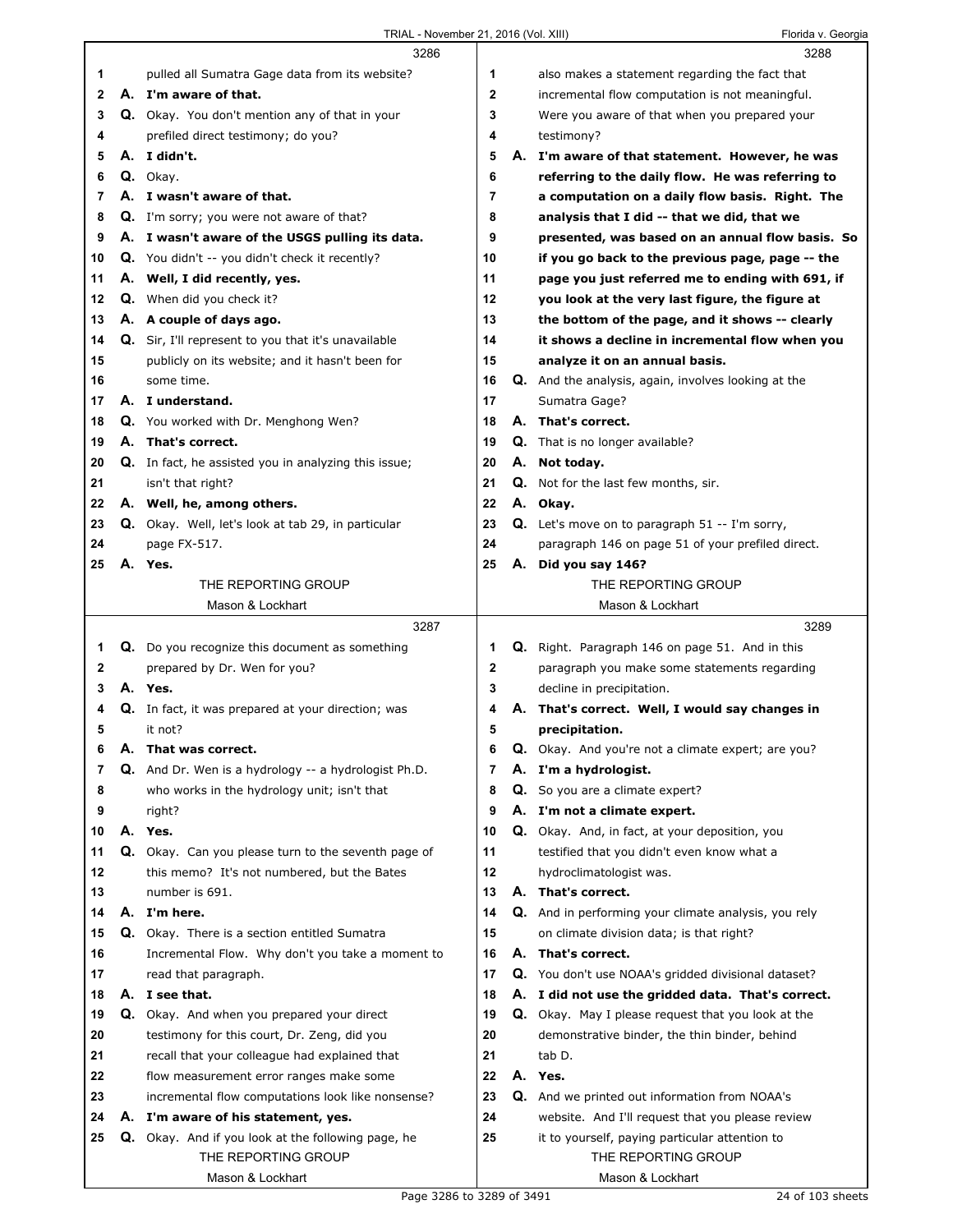3286

1 pulled all Sumatra Gage data from its website?
2 A. **I'm aware of that.**
3 Q. Okay. You don't mention any of that in your
4 prefiled direct testimony; do you?
5 A. **I didn't.**
6 Q. Okay.
7 A. **I wasn't aware of that.**
8 Q. I'm sorry; you were not aware of that?
9 A. **I wasn't aware of the USGS pulling its data.**
10 Q. You didn't -- you didn't check it recently?
11 A. **Well, I did recently, yes.**
12 Q. When did you check it?
13 A. **A couple of days ago.**
14 Q. Sir, I'll represent to you that it's unavailable
15 publicly on its website; and it hasn't been for
16 some time.
17 A. **I understand.**
18 Q. You worked with Dr. Menghong Wen?
19 A. **That's correct.**
20 Q. In fact, he assisted you in analyzing this issue;
21 isn't that right?
22 A. **Well, he, among others.**
23 Q. Okay. Well, let's look at tab 29, in particular
24 page FX-517.
25 A. **Yes.**

3287

1 Q. Do you recognize this document as something
2 prepared by Dr. Wen for you?
3 A. **Yes.**
4 Q. In fact, it was prepared at your direction; was
5 it not?
6 A. **That was correct.**
7 Q. And Dr. Wen is a hydrology -- a hydrologist Ph.D.
8 who works in the hydrology unit; isn't that
9 right?
10 A. **Yes.**
11 Q. Okay. Can you please turn to the seventh page of
12 this memo? It's not numbered, but the Bates
13 number is 691.
14 A. **I'm here.**
15 Q. Okay. There is a section entitled Sumatra
16 Incremental Flow. Why don't you take a moment to
17 read that paragraph.
18 A. **I see that.**
19 Q. Okay. And when you prepared your direct
20 testimony for this court, Dr. Zeng, did you
21 recall that your colleague had explained that
22 flow measurement error ranges make some
23 incremental flow computations look like nonsense?
24 A. **I'm aware of his statement, yes.**
25 Q. Okay. And if you look at the following page, he

3288

1 also makes a statement regarding the fact that
2 incremental flow computation is not meaningful.
3 Were you aware of that when you prepared your
4 testimony?
5 A. **I'm aware of that statement. However, he was**
6 **referring to the daily flow. He was referring to**
7 **a computation on a daily flow basis. Right. The**
8 **analysis that I did -- that we did, that we**
9 **presented, was based on an annual flow basis. So**
10 **if you go back to the previous page, page -- the**
11 **page you just referred me to ending with 691, if**
12 **you look at the very last figure, the figure at**
13 **the bottom of the page, and it shows -- clearly**
14 **it shows a decline in incremental flow when you**
15 **analyze it on an annual basis.**
16 Q. And the analysis, again, involves looking at the
17 Sumatra Gage?
18 A. **That's correct.**
19 Q. That is no longer available?
20 A. **Not today.**
21 Q. Not for the last few months, sir.
22 A. **Okay.**
23 Q. Let's move on to paragraph 51 -- I'm sorry,
24 paragraph 146 on page 51 of your prefiled direct.
25 A. **Did you say 146?**

3289

1 Q. Right. Paragraph 146 on page 51. And in this
2 paragraph you make some statements regarding
3 decline in precipitation.
4 A. **That's correct. Well, I would say changes in**
5 **precipitation.**
6 Q. Okay. And you're not a climate expert; are you?
7 A. **I'm a hydrologist.**
8 Q. So you are a climate expert?
9 A. **I'm not a climate expert.**
10 Q. Okay. And, in fact, at your deposition, you
11 testified that you didn't even know what a
12 hydroclimatologist was.
13 A. **That's correct.**
14 Q. And in performing your climate analysis, you rely
15 on climate division data; is that right?
16 A. **That's correct.**
17 Q. You don't use NOAA's gridded divisional dataset?
18 A. **I did not use the gridded data. That's correct.**
19 Q. Okay. May I please request that you look at the
20 demonstrative binder, the thin binder, behind
21 tab D.
22 A. **Yes.**
23 Q. And we printed out information from NOAA's
24 website. And I'll request that you please review
25 it to yourself, paying particular attention to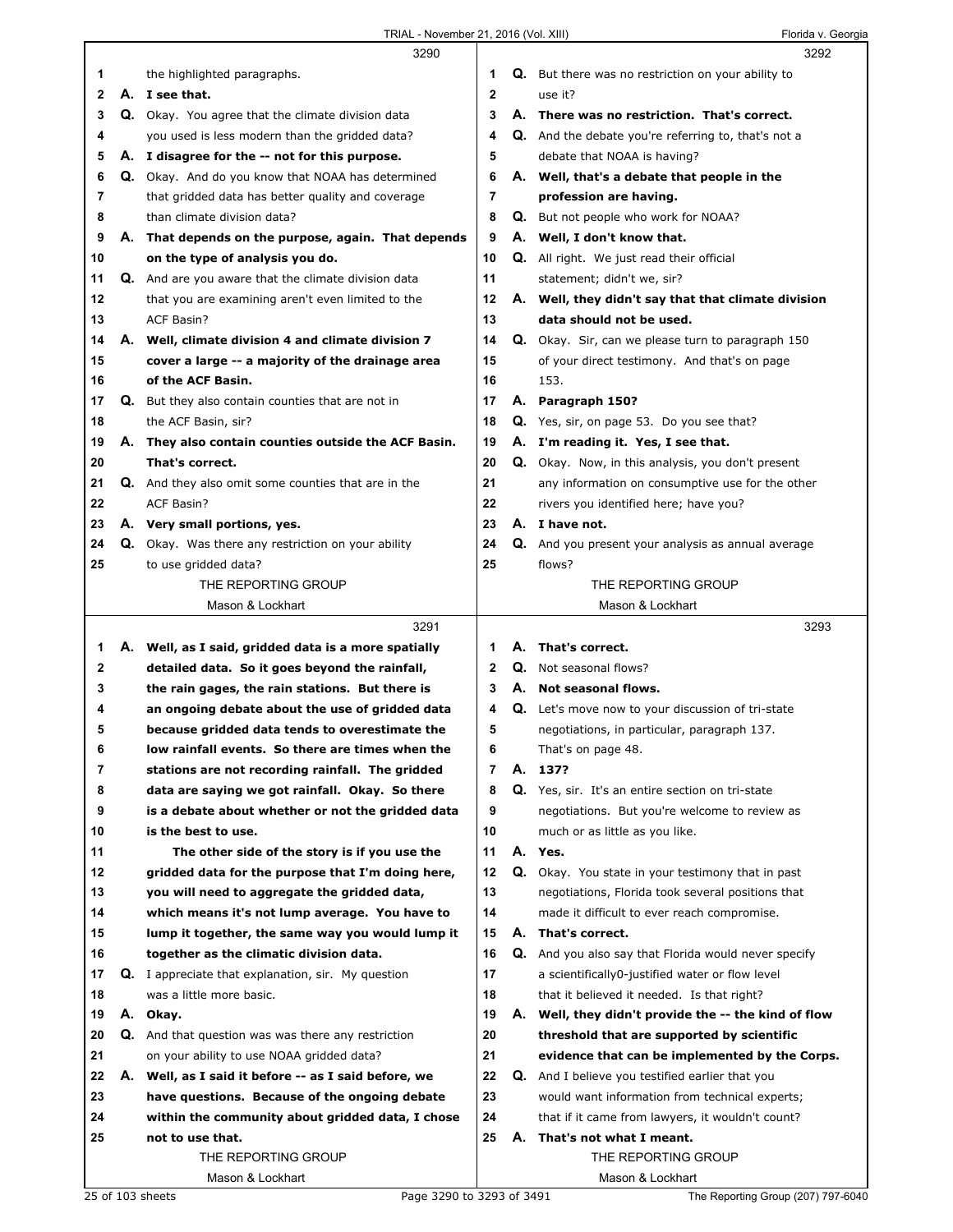3290

1 the highlighted paragraphs.

2 **A. I see that.**

3 **Q.** Okay. You agree that the climate division data

4 you used is less modern than the gridded data?

5 **A. I disagree for the -- not for this purpose.**

6 **Q.** Okay. And do you know that NOAA has determined

7 that gridded data has better quality and coverage

8 than climate division data?

9 **A. That depends on the purpose, again. That depends**

10 **on the type of analysis you do.**

11 **Q.** And are you aware that the climate division data

12 that you are examining aren't even limited to the

13 ACF Basin?

14 **A. Well, climate division 4 and climate division 7**

15 **cover a large -- a majority of the drainage area**

16 **of the ACF Basin.**

17 **Q.** But they also contain counties that are not in

18 the ACF Basin, sir?

19 **A. They also contain counties outside the ACF Basin.**

20 **That's correct.**

21 **Q.** And they also omit some counties that are in the

22 ACF Basin?

23 **A. Very small portions, yes.**

24 **Q.** Okay. Was there any restriction on your ability

25 to use gridded data?

3291

1 **A. Well, as I said, gridded data is a more spatially**

2 **detailed data. So it goes beyond the rainfall,**

3 **the rain gages, the rain stations. But there is**

4 **an ongoing debate about the use of gridded data**

5 **because gridded data tends to overestimate the**

6 **low rainfall events. So there are times when the**

7 **stations are not recording rainfall. The gridded**

8 **data are saying we got rainfall. Okay. So there**

9 **is a debate about whether or not the gridded data**

10 **is the best to use.**

11 **The other side of the story is if you use the**

12 **gridded data for the purpose that I'm doing here,**

13 **you will need to aggregate the gridded data,**

14 **which means it's not lump average. You have to**

15 **lump it together, the same way you would lump it**

16 **together as the climatic division data.**

17 **Q.** I appreciate that explanation, sir. My question

18 was a little more basic.

19 **A. Okay.**

20 **Q.** And that question was was there any restriction

21 on your ability to use NOAA gridded data?

22 **A. Well, as I said it before -- as I said before, we**

23 **have questions. Because of the ongoing debate**

24 **within the community about gridded data, I chose**

25 **not to use that.**

3292

1 **Q.** But there was no restriction on your ability to

2 use it?

3 **A. There was no restriction. That's correct.**

4 **Q.** And the debate you're referring to, that's not a

5 debate that NOAA is having?

6 **A. Well, that's a debate that people in the**

7 **profession are having.**

8 **Q.** But not people who work for NOAA?

9 **A. Well, I don't know that.**

10 **Q.** All right. We just read their official

11 statement; didn't we, sir?

12 **A. Well, they didn't say that that climate division**

13 **data should not be used.**

14 **Q.** Okay. Sir, can we please turn to paragraph 150

15 of your direct testimony. And that's on page

16 153.

17 **A. Paragraph 150?**

18 **Q.** Yes, sir, on page 53. Do you see that?

19 **A. I'm reading it. Yes, I see that.**

20 **Q.** Okay. Now, in this analysis, you don't present

21 any information on consumptive use for the other

22 rivers you identified here; have you?

23 **A. I have not.**

24 **Q.** And you present your analysis as annual average

25 flows?

3293

1 **A. That's correct.**

2 **Q.** Not seasonal flows?

3 **A. Not seasonal flows.**

4 **Q.** Let's move now to your discussion of tri-state

5 negotiations, in particular, paragraph 137.

6 That's on page 48.

7 **A. 137?**

8 **Q.** Yes, sir. It's an entire section on tri-state

9 negotiations. But you're welcome to review as

10 much or as little as you like.

11 **A. Yes.**

12 **Q.** Okay. You state in your testimony that in past

13 negotiations, Florida took several positions that

14 made it difficult to ever reach compromise.

15 **A. That's correct.**

16 **Q.** And you also say that Florida would never specify

17 a scientifically0-justified water or flow level

18 that it believed it needed. Is that right?

19 **A. Well, they didn't provide the -- the kind of flow**

20 **threshold that are supported by scientific**

21 **evidence that can be implemented by the Corps.**

22 **Q.** And I believe you testified earlier that you

23 would want information from technical experts;

24 that if it came from lawyers, it wouldn't count?

25 **A. That's not what I meant.**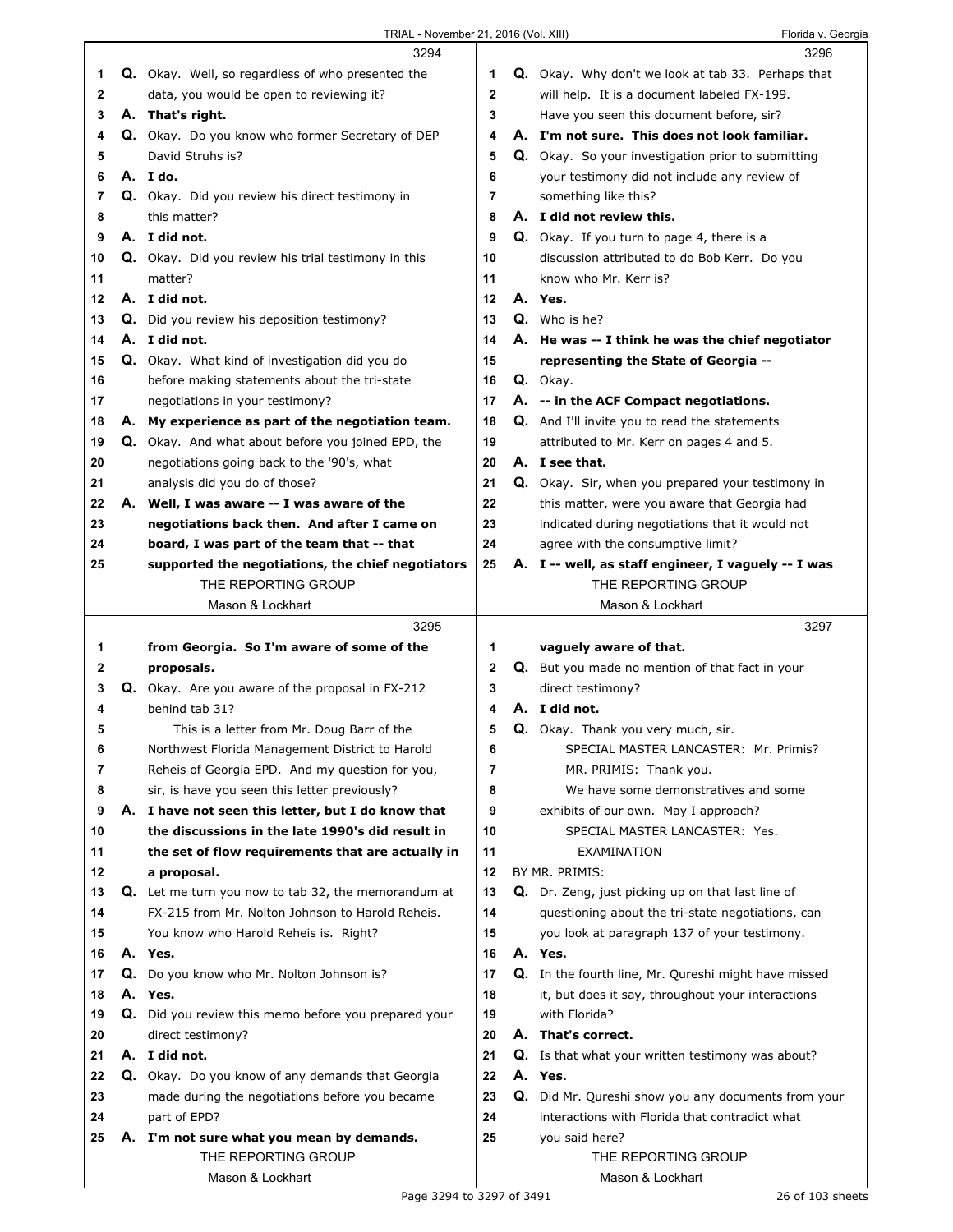**3294**

1 Q. Okay. Well, so regardless of who presented the
2 data, you would be open to reviewing it?
3 A. **That's right.**
4 Q. Okay. Do you know who former Secretary of DEP
5 David Struhs is?
6 A. **I do.**
7 Q. Okay. Did you review his direct testimony in
8 this matter?
9 A. **I did not.**
10 Q. Okay. Did you review his trial testimony in this
11 matter?
12 A. **I did not.**
13 Q. Did you review his deposition testimony?
14 A. **I did not.**
15 Q. Okay. What kind of investigation did you do
16 before making statements about the tri-state
17 negotiations in your testimony?
18 A. **My experience as part of the negotiation team.**
19 Q. Okay. And what about before you joined EPD, the
20 negotiations going back to the '90's, what
21 analysis did you do of those?
22 A. **Well, I was aware -- I was aware of the**
23 **negotiations back then. And after I came on**
24 **board, I was part of the team that -- that**
25 **supported the negotiations, the chief negotiators**

**3295**

1 **from Georgia. So I'm aware of some of the**
2 **proposals.**
3 Q. Okay. Are you aware of the proposal in FX-212
4 behind tab 31?
5 This is a letter from Mr. Doug Barr of the
6 Northwest Florida Management District to Harold
7 Reheis of Georgia EPD. And my question for you,
8 sir, is have you seen this letter previously?
9 A. **I have not seen this letter, but I do know that**
10 **the discussions in the late 1990's did result in**
11 **the set of flow requirements that are actually in**
12 **a proposal.**
13 Q. Let me turn you now to tab 32, the memorandum at
14 FX-215 from Mr. Nolton Johnson to Harold Reheis.
15 You know who Harold Reheis is. Right?
16 A. **Yes.**
17 Q. Do you know who Mr. Nolton Johnson is?
18 A. **Yes.**
19 Q. Did you review this memo before you prepared your
20 direct testimony?
21 A. **I did not.**
22 Q. Okay. Do you know of any demands that Georgia
23 made during the negotiations before you became
24 part of EPD?
25 A. **I'm not sure what you mean by demands.**

**3296**

1 Q. Okay. Why don't we look at tab 33. Perhaps that
2 will help. It is a document labeled FX-199.
3 Have you seen this document before, sir?
4 A. **I'm not sure. This does not look familiar.**
5 Q. Okay. So your investigation prior to submitting
6 your testimony did not include any review of
7 something like this?
8 A. **I did not review this.**
9 Q. Okay. If you turn to page 4, there is a
10 discussion attributed to do Bob Kerr. Do you
11 know who Mr. Kerr is?
12 A. **Yes.**
13 Q. Who is he?
14 A. **He was -- I think he was the chief negotiator**
15 **representing the State of Georgia --**
16 Q. Okay.
17 A. **-- in the ACF Compact negotiations.**
18 Q. And I'll invite you to read the statements
19 attributed to Mr. Kerr on pages 4 and 5.
20 A. **I see that.**
21 Q. Okay. Sir, when you prepared your testimony in
22 this matter, were you aware that Georgia had
23 indicated during negotiations that it would not
24 agree with the consumptive limit?
25 A. **I -- well, as staff engineer, I vaguely -- I was**

**3297**

1 **vaguely aware of that.**
2 Q. But you made no mention of that fact in your
3 direct testimony?
4 A. **I did not.**
5 Q. Okay. Thank you very much, sir.
6 SPECIAL MASTER LANCASTER: Mr. Primis?
7 MR. PRIMIS: Thank you.
8 We have some demonstratives and some
9 exhibits of our own. May I approach?
10 SPECIAL MASTER LANCASTER: Yes.
11 EXAMINATION
12 BY MR. PRIMIS:
13 Q. Dr. Zeng, just picking up on that last line of
14 questioning about the tri-state negotiations, can
15 you look at paragraph 137 of your testimony.
16 A. **Yes.**
17 Q. In the fourth line, Mr. Qureshi might have missed
18 it, but does it say, throughout your interactions
19 with Florida?
20 A. **That's correct.**
21 Q. Is that what your written testimony was about?
22 A. **Yes.**
23 Q. Did Mr. Qureshi show you any documents from your
24 interactions with Florida that contradict what
25 you said here?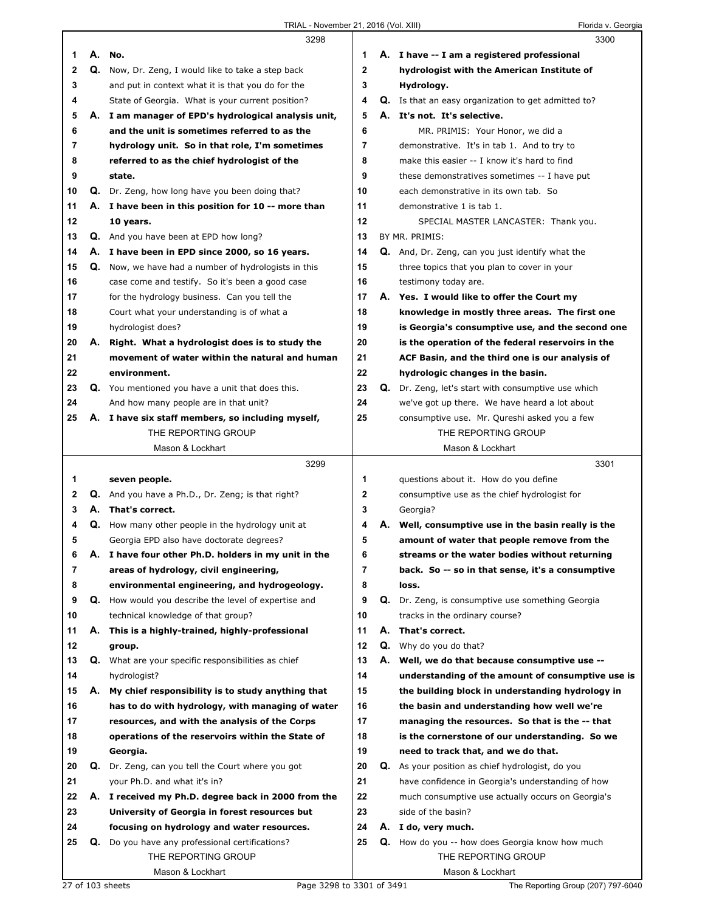**3298**

1 A. **No.**
2 Q. Now, Dr. Zeng, I would like to take a step back
3 and put in context what it is that you do for the
4 State of Georgia. What is your current position?
5 A. **I am manager of EPD's hydrological analysis unit,**
6 **and the unit is sometimes referred to as the**
7 **hydrology unit. So in that role, I'm sometimes**
8 **referred to as the chief hydrologist of the**
9 **state.**
10 Q. Dr. Zeng, how long have you been doing that?
11 A. **I have been in this position for 10 -- more than**
12 **10 years.**
13 Q. And you have been at EPD how long?
14 A. **I have been in EPD since 2000, so 16 years.**
15 Q. Now, we have had a number of hydrologists in this
16 case come and testify. So it's been a good case
17 for the hydrology business. Can you tell the
18 Court what your understanding is of what a
19 hydrologist does?
20 A. **Right. What a hydrologist does is to study the**
21 **movement of water within the natural and human**
22 **environment.**
23 Q. You mentioned you have a unit that does this.
24 And how many people are in that unit?
25 A. **I have six staff members, so including myself,**

**3299**

1 **seven people.**
2 Q. And you have a Ph.D., Dr. Zeng; is that right?
3 A. **That's correct.**
4 Q. How many other people in the hydrology unit at
5 Georgia EPD also have doctorate degrees?
6 A. **I have four other Ph.D. holders in my unit in the**
7 **areas of hydrology, civil engineering,**
8 **environmental engineering, and hydrogeology.**
9 Q. How would you describe the level of expertise and
10 technical knowledge of that group?
11 A. **This is a highly-trained, highly-professional**
12 **group.**
13 Q. What are your specific responsibilities as chief
14 hydrologist?
15 A. **My chief responsibility is to study anything that**
16 **has to do with hydrology, with managing of water**
17 **resources, and with the analysis of the Corps**
18 **operations of the reservoirs within the State of**
19 **Georgia.**
20 Q. Dr. Zeng, can you tell the Court where you got
21 your Ph.D. and what it's in?
22 A. **I received my Ph.D. degree back in 2000 from the**
23 **University of Georgia in forest resources but**
24 **focusing on hydrology and water resources.**
25 Q. Do you have any professional certifications?

**3300**

1 A. **I have -- I am a registered professional**
2 **hydrologist with the American Institute of**
3 **Hydrology.**
4 Q. Is that an easy organization to get admitted to?
5 A. **It's not. It's selective.**
6 MR. PRIMIS: Your Honor, we did a
7 demonstrative. It's in tab 1. And to try to
8 make this easier -- I know it's hard to find
9 these demonstratives sometimes -- I have put
10 each demonstrative in its own tab. So
11 demonstrative 1 is tab 1.
12 SPECIAL MASTER LANCASTER: Thank you.
13 BY MR. PRIMIS:
14 Q. And, Dr. Zeng, can you just identify what the
15 three topics that you plan to cover in your
16 testimony today are.
17 A. **Yes. I would like to offer the Court my**
18 **knowledge in mostly three areas. The first one**
19 **is Georgia's consumptive use, and the second one**
20 **is the operation of the federal reservoirs in the**
21 **ACF Basin, and the third one is our analysis of**
22 **hydrologic changes in the basin.**
23 Q. Dr. Zeng, let's start with consumptive use which
24 we've got up there. We have heard a lot about
25 consumptive use. Mr. Qureshi asked you a few

**3301**

1 questions about it. How do you define
2 consumptive use as the chief hydrologist for
3 Georgia?
4 A. **Well, consumptive use in the basin really is the**
5 **amount of water that people remove from the**
6 **streams or the water bodies without returning**
7 **back. So -- so in that sense, it's a consumptive**
8 **loss.**
9 Q. Dr. Zeng, is consumptive use something Georgia
10 tracks in the ordinary course?
11 A. **That's correct.**
12 Q. Why do you do that?
13 A. **Well, we do that because consumptive use --**
14 **understanding of the amount of consumptive use is**
15 **the building block in understanding hydrology in**
16 **the basin and understanding how well we're**
17 **managing the resources. So that is the -- that**
18 **is the cornerstone of our understanding. So we**
19 **need to track that, and we do that.**
20 Q. As your position as chief hydrologist, do you
21 have confidence in Georgia's understanding of how
22 much consumptive use actually occurs on Georgia's
23 side of the basin?
24 A. **I do, very much.**
25 Q. How do you -- how does Georgia know how much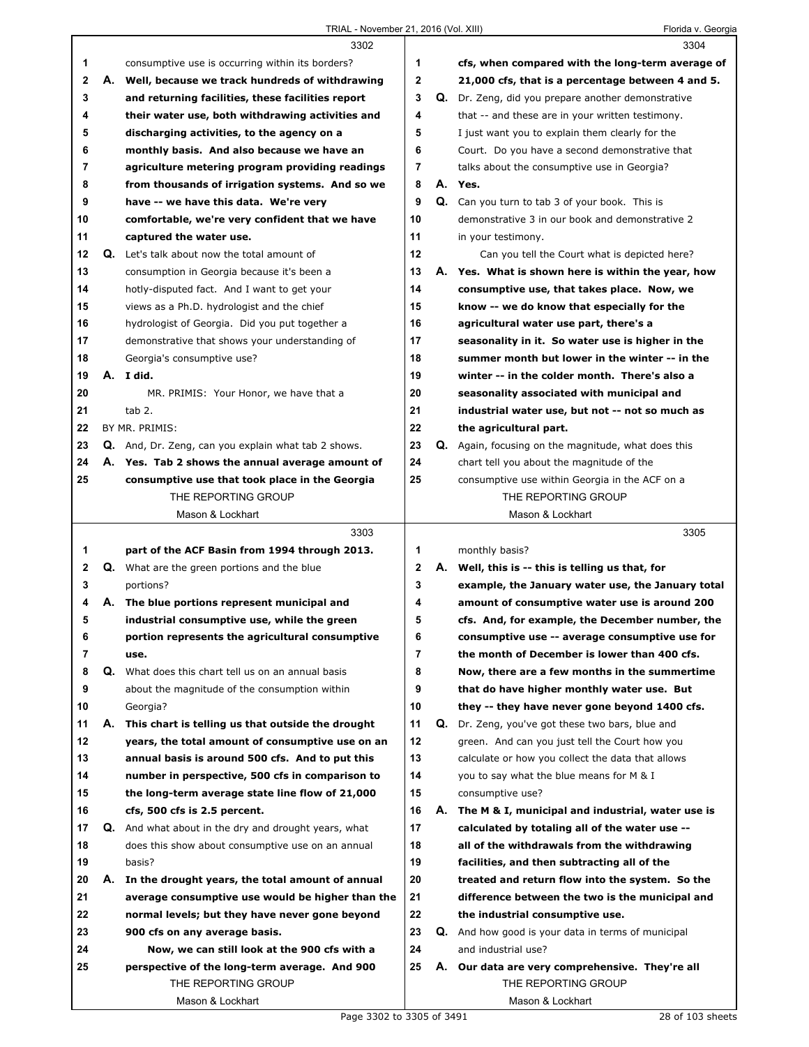**3302**

1 consumptive use is occurring within its borders?

2 **A. Well, because we track hundreds of withdrawing**
3 **and returning facilities, these facilities report**
4 **their water use, both withdrawing activities and**
5 **discharging activities, to the agency on a**
6 **monthly basis. And also because we have an**
7 **agriculture metering program providing readings**
8 **from thousands of irrigation systems. And so we**
9 **have -- we have this data. We're very**
10 **comfortable, we're very confident that we have**
11 **captured the water use.**

12 **Q.** Let's talk about now the total amount of
13 consumption in Georgia because it's been a
14 hotly-disputed fact. And I want to get your
15 views as a Ph.D. hydrologist and the chief
16 hydrologist of Georgia. Did you put together a
17 demonstrative that shows your understanding of
18 Georgia's consumptive use?

19 **A. I did.**

20 MR. PRIMIS: Your Honor, we have that a
21 tab 2.

22 BY MR. PRIMIS:

23 **Q.** And, Dr. Zeng, can you explain what tab 2 shows.

24 **A. Yes. Tab 2 shows the annual average amount of**
25 **consumptive use that took place in the Georgia**

**3303**

1 **part of the ACF Basin from 1994 through 2013.**

2 **Q.** What are the green portions and the blue
3 portions?

4 **A. The blue portions represent municipal and**
5 **industrial consumptive use, while the green**
6 **portion represents the agricultural consumptive**
7 **use.**

8 **Q.** What does this chart tell us on an annual basis
9 about the magnitude of the consumption within
10 Georgia?

11 **A. This chart is telling us that outside the drought**
12 **years, the total amount of consumptive use on an**
13 **annual basis is around 500 cfs. And to put this**
14 **number in perspective, 500 cfs in comparison to**
15 **the long-term average state line flow of 21,000**
16 **cfs, 500 cfs is 2.5 percent.**

17 **Q.** And what about in the dry and drought years, what
18 does this show about consumptive use on an annual
19 basis?

20 **A. In the drought years, the total amount of annual**
21 **average consumptive use would be higher than the**
22 **normal levels; but they have never gone beyond**
23 **900 cfs on any average basis.**

24 **Now, we can still look at the 900 cfs with a**
25 **perspective of the long-term average. And 900**

**3304**

1 **cfs, when compared with the long-term average of**
2 **21,000 cfs, that is a percentage between 4 and 5.**

3 **Q.** Dr. Zeng, did you prepare another demonstrative
4 that -- and these are in your written testimony.
5 I just want you to explain them clearly for the
6 Court. Do you have a second demonstrative that
7 talks about the consumptive use in Georgia?

8 **A. Yes.**

9 **Q.** Can you turn to tab 3 of your book. This is
10 demonstrative 3 in our book and demonstrative 2
11 in your testimony.

12 Can you tell the Court what is depicted here?

13 **A. Yes. What is shown here is within the year, how**
14 **consumptive use, that takes place. Now, we**
15 **know -- we do know that especially for the**
16 **agricultural water use part, there's a**
17 **seasonality in it. So water use is higher in the**
18 **summer month but lower in the winter -- in the**
19 **winter -- in the colder month. There's also a**
20 **seasonality associated with municipal and**
21 **industrial water use, but not -- not so much as**
22 **the agricultural part.**

23 **Q.** Again, focusing on the magnitude, what does this
24 chart tell you about the magnitude of the
25 consumptive use within Georgia in the ACF on a

**3305**

1 monthly basis?

2 **A. Well, this is -- this is telling us that, for**
3 **example, the January water use, the January total**
4 **amount of consumptive water use is around 200**
5 **cfs. And, for example, the December number, the**
6 **consumptive use -- average consumptive use for**
7 **the month of December is lower than 400 cfs.**
8 **Now, there are a few months in the summertime**
9 **that do have higher monthly water use. But**
10 **they -- they have never gone beyond 1400 cfs.**

11 **Q.** Dr. Zeng, you've got these two bars, blue and
12 green. And can you just tell the Court how you
13 calculate or how you collect the data that allows
14 you to say what the blue means for M & I
15 consumptive use?

16 **A. The M & I, municipal and industrial, water use is**
17 **calculated by totaling all of the water use --**
18 **all of the withdrawals from the withdrawing**
19 **facilities, and then subtracting all of the**
20 **treated and return flow into the system. So the**
21 **difference between the two is the municipal and**
22 **the industrial consumptive use.**

23 **Q.** And how good is your data in terms of municipal
24 and industrial use?

25 **A. Our data are very comprehensive. They're all**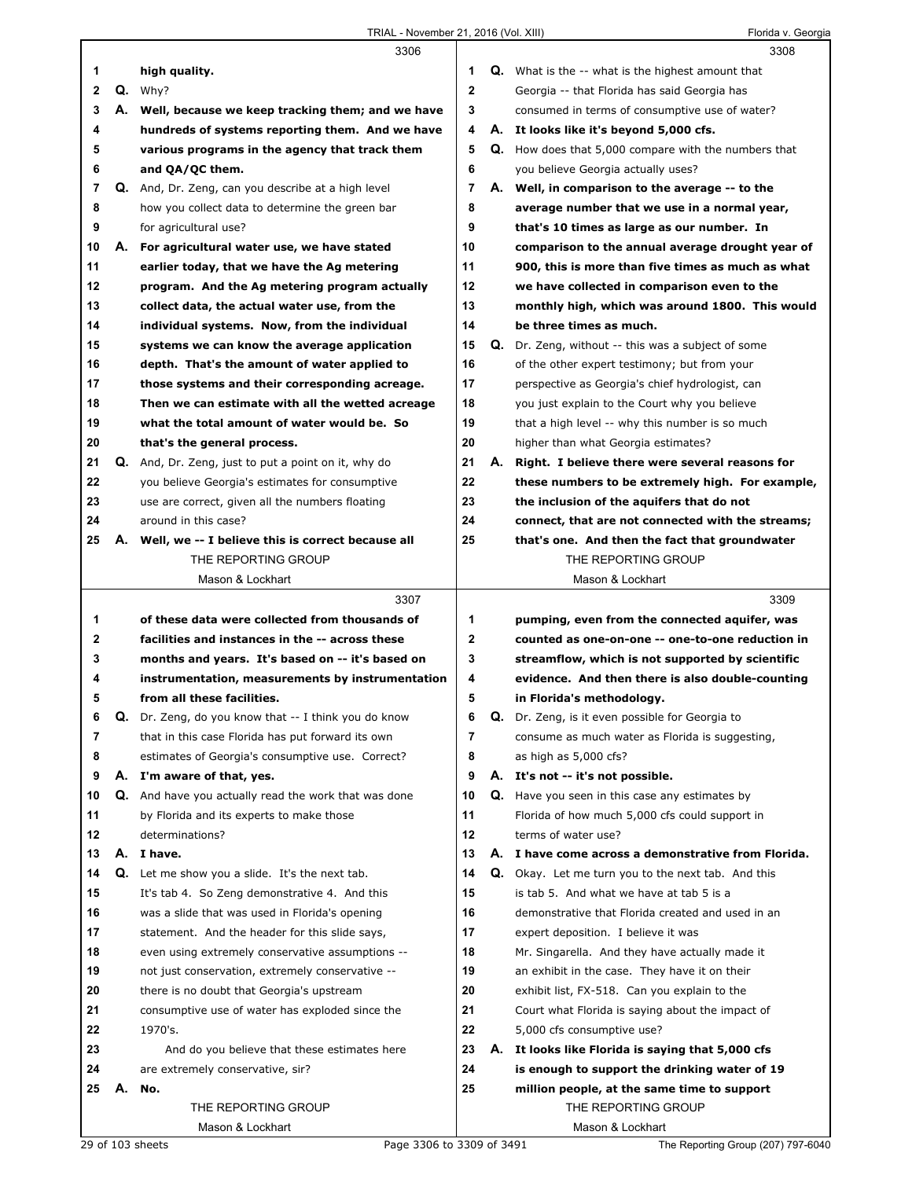3306

1 **high quality.**
2 **Q.** Why?
3 **A. Well, because we keep tracking them; and we have**
4 **hundreds of systems reporting them. And we have**
5 **various programs in the agency that track them**
6 **and QA/QC them.**
7 **Q.** And, Dr. Zeng, can you describe at a high level
8 how you collect data to determine the green bar
9 for agricultural use?
10 **A. For agricultural water use, we have stated**
11 **earlier today, that we have the Ag metering**
12 **program. And the Ag metering program actually**
13 **collect data, the actual water use, from the**
14 **individual systems. Now, from the individual**
15 **systems we can know the average application**
16 **depth. That's the amount of water applied to**
17 **those systems and their corresponding acreage.**
18 **Then we can estimate with all the wetted acreage**
19 **what the total amount of water would be. So**
20 **that's the general process.**
21 **Q.** And, Dr. Zeng, just to put a point on it, why do
22 you believe Georgia's estimates for consumptive
23 use are correct, given all the numbers floating
24 around in this case?
25 **A. Well, we -- I believe this is correct because all**

3307

1 **of these data were collected from thousands of**
2 **facilities and instances in the -- across these**
3 **months and years. It's based on -- it's based on**
4 **instrumentation, measurements by instrumentation**
5 **from all these facilities.**
6 **Q.** Dr. Zeng, do you know that -- I think you do know
7 that in this case Florida has put forward its own
8 estimates of Georgia's consumptive use. Correct?
9 **A. I'm aware of that, yes.**
10 **Q.** And have you actually read the work that was done
11 by Florida and its experts to make those
12 determinations?
13 **A. I have.**
14 **Q.** Let me show you a slide. It's the next tab.
15 It's tab 4. So Zeng demonstrative 4. And this
16 was a slide that was used in Florida's opening
17 statement. And the header for this slide says,
18 even using extremely conservative assumptions --
19 not just conservation, extremely conservative --
20 there is no doubt that Georgia's upstream
21 consumptive use of water has exploded since the
22 1970's.
23 And do you believe that these estimates here
24 are extremely conservative, sir?
25 **A. No.**

3308

1 **Q.** What is the -- what is the highest amount that
2 Georgia -- that Florida has said Georgia has
3 consumed in terms of consumptive use of water?
4 **A. It looks like it's beyond 5,000 cfs.**
5 **Q.** How does that 5,000 compare with the numbers that
6 you believe Georgia actually uses?
7 **A. Well, in comparison to the average -- to the**
8 **average number that we use in a normal year,**
9 **that's 10 times as large as our number. In**
10 **comparison to the annual average drought year of**
11 **900, this is more than five times as much as what**
12 **we have collected in comparison even to the**
13 **monthly high, which was around 1800. This would**
14 **be three times as much.**
15 **Q.** Dr. Zeng, without -- this was a subject of some
16 of the other expert testimony; but from your
17 perspective as Georgia's chief hydrologist, can
18 you just explain to the Court why you believe
19 that a high level -- why this number is so much
20 higher than what Georgia estimates?
21 **A. Right. I believe there were several reasons for**
22 **these numbers to be extremely high. For example,**
23 **the inclusion of the aquifers that do not**
24 **connect, that are not connected with the streams;**
25 **that's one. And then the fact that groundwater**

3309

1 **pumping, even from the connected aquifer, was**
2 **counted as one-on-one -- one-to-one reduction in**
3 **streamflow, which is not supported by scientific**
4 **evidence. And then there is also double-counting**
5 **in Florida's methodology.**
6 **Q.** Dr. Zeng, is it even possible for Georgia to
7 consume as much water as Florida is suggesting,
8 as high as 5,000 cfs?
9 **A. It's not -- it's not possible.**
10 **Q.** Have you seen in this case any estimates by
11 Florida of how much 5,000 cfs could support in
12 terms of water use?
13 **A. I have come across a demonstrative from Florida.**
14 **Q.** Okay. Let me turn you to the next tab. And this
15 is tab 5. And what we have at tab 5 is a
16 demonstrative that Florida created and used in an
17 expert deposition. I believe it was
18 Mr. Singarella. And they have actually made it
19 an exhibit in the case. They have it on their
20 exhibit list, FX-518. Can you explain to the
21 Court what Florida is saying about the impact of
22 5,000 cfs consumptive use?
23 **A. It looks like Florida is saying that 5,000 cfs**
24 **is enough to support the drinking water of 19**
25 **million people, at the same time to support**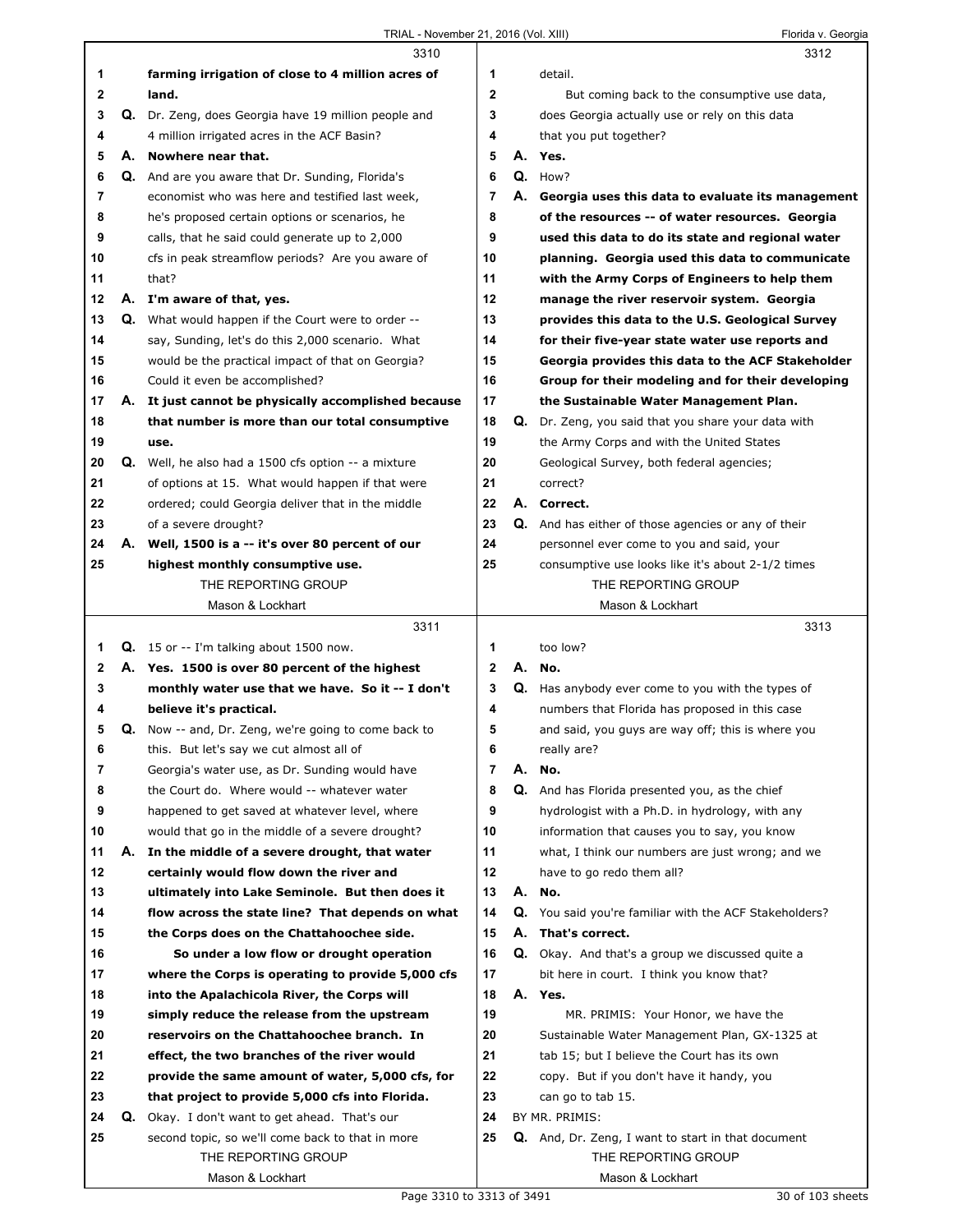farming irrigation of close to 4 million acres of land.

Q. Dr. Zeng, does Georgia have 19 million people and 4 million irrigated acres in the ACF Basin?

A. **Nowhere near that.**

Q. And are you aware that Dr. Sunding, Florida's economist who was here and testified last week, he's proposed certain options or scenarios, he calls, that he said could generate up to 2,000 cfs in peak streamflow periods? Are you aware of that?

A. **I'm aware of that, yes.**

Q. What would happen if the Court were to order -- say, Sunding, let's do this 2,000 scenario. What would be the practical impact of that on Georgia? Could it even be accomplished?

A. **It just cannot be physically accomplished because that number is more than our total consumptive use.**

Q. Well, he also had a 1500 cfs option -- a mixture of options at 15. What would happen if that were ordered; could Georgia deliver that in the middle of a severe drought?

A. **Well, 1500 is a -- it's over 80 percent of our highest monthly consumptive use.**

Q. 15 or -- I'm talking about 1500 now.

A. **Yes. 1500 is over 80 percent of the highest monthly water use that we have. So it -- I don't believe it's practical.**

Q. Now -- and, Dr. Zeng, we're going to come back to this. But let's say we cut almost all of Georgia's water use, as Dr. Sunding would have the Court do. Where would -- whatever water happened to get saved at whatever level, where would that go in the middle of a severe drought?

A. **In the middle of a severe drought, that water certainly would flow down the river and ultimately into Lake Seminole. But then does it flow across the state line? That depends on what the Corps does on the Chattahoochee side.**

**So under a low flow or drought operation where the Corps is operating to provide 5,000 cfs into the Apalachicola River, the Corps will simply reduce the release from the upstream reservoirs on the Chattahoochee branch. In effect, the two branches of the river would provide the same amount of water, 5,000 cfs, for that project to provide 5,000 cfs into Florida.**

Q. Okay. I don't want to get ahead. That's our second topic, so we'll come back to that in more detail.

But coming back to the consumptive use data, does Georgia actually use or rely on this data that you put together?

A. **Yes.**

Q. How?

A. **Georgia uses this data to evaluate its management of the resources -- of water resources. Georgia used this data to do its state and regional water planning. Georgia used this data to communicate with the Army Corps of Engineers to help them manage the river reservoir system. Georgia provides this data to the U.S. Geological Survey for their five-year state water use reports and Georgia provides this data to the ACF Stakeholder Group for their modeling and for their developing the Sustainable Water Management Plan.**

Q. Dr. Zeng, you said that you share your data with the Army Corps and with the United States Geological Survey, both federal agencies; correct?

A. **Correct.**

Q. And has either of those agencies or any of their personnel ever come to you and said, your consumptive use looks like it's about 2-1/2 times too low?

A. **No.**

Q. Has anybody ever come to you with the types of numbers that Florida has proposed in this case and said, you guys are way off; this is where you really are?

A. **No.**

Q. And has Florida presented you, as the chief hydrologist with a Ph.D. in hydrology, with any information that causes you to say, you know what, I think our numbers are just wrong; and we have to go redo them all?

A. **No.**

Q. You said you're familiar with the ACF Stakeholders?

A. **That's correct.**

Q. Okay. And that's a group we discussed quite a bit here in court. I think you know that?

A. **Yes.**

MR. PRIMIS: Your Honor, we have the Sustainable Water Management Plan, GX-1325 at tab 15; but I believe the Court has its own copy. But if you don't have it handy, you can go to tab 15.

BY MR. PRIMIS:

Q. And, Dr. Zeng, I want to start in that document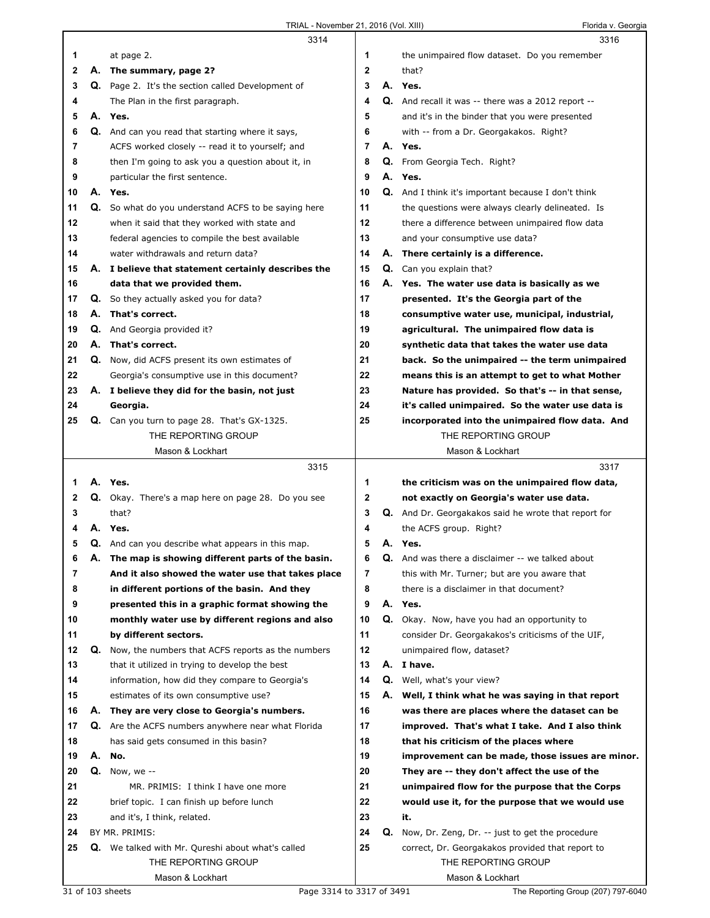3314

1 at page 2.

2 **A. The summary, page 2?**

3 Q. Page 2. It's the section called Development of

4 The Plan in the first paragraph.

5 **A. Yes.**

6 Q. And can you read that starting where it says,

7 ACFS worked closely -- read it to yourself; and

8 then I'm going to ask you a question about it, in

9 particular the first sentence.

10 **A. Yes.**

11 Q. So what do you understand ACFS to be saying here

12 when it said that they worked with state and

13 federal agencies to compile the best available

14 water withdrawals and return data?

15 **A. I believe that statement certainly describes the**

16 **data that we provided them.**

17 Q. So they actually asked you for data?

18 **A. That's correct.**

19 Q. And Georgia provided it?

20 **A. That's correct.**

21 Q. Now, did ACFS present its own estimates of

22 Georgia's consumptive use in this document?

23 **A. I believe they did for the basin, not just**

24 **Georgia.**

25 Q. Can you turn to page 28. That's GX-1325.

3315

1 **A. Yes.**

2 Q. Okay. There's a map here on page 28. Do you see

3 that?

4 **A. Yes.**

5 Q. And can you describe what appears in this map.

6 **A. The map is showing different parts of the basin.**

7 **And it also showed the water use that takes place**

8 **in different portions of the basin. And they**

9 **presented this in a graphic format showing the**

10 **monthly water use by different regions and also**

11 **by different sectors.**

12 Q. Now, the numbers that ACFS reports as the numbers

13 that it utilized in trying to develop the best

14 information, how did they compare to Georgia's

15 estimates of its own consumptive use?

16 **A. They are very close to Georgia's numbers.**

17 Q. Are the ACFS numbers anywhere near what Florida

18 has said gets consumed in this basin?

19 **A. No.**

20 Q. Now, we --

21 MR. PRIMIS: I think I have one more

22 brief topic. I can finish up before lunch

23 and it's, I think, related.

24 BY MR. PRIMIS:

25 Q. We talked with Mr. Qureshi about what's called

3316

1 the unimpaired flow dataset. Do you remember

2 that?

3 **A. Yes.**

4 Q. And recall it was -- there was a 2012 report --

5 and it's in the binder that you were presented

6 with -- from a Dr. Georgakakos. Right?

7 **A. Yes.**

8 Q. From Georgia Tech. Right?

9 **A. Yes.**

10 Q. And I think it's important because I don't think

11 the questions were always clearly delineated. Is

12 there a difference between unimpaired flow data

13 and your consumptive use data?

14 **A. There certainly is a difference.**

15 Q. Can you explain that?

16 **A. Yes. The water use data is basically as we**

17 **presented. It's the Georgia part of the**

18 **consumptive water use, municipal, industrial,**

19 **agricultural. The unimpaired flow data is**

20 **synthetic data that takes the water use data**

21 **back. So the unimpaired -- the term unimpaired**

22 **means this is an attempt to get to what Mother**

23 **Nature has provided. So that's -- in that sense,**

24 **it's called unimpaired. So the water use data is**

25 **incorporated into the unimpaired flow data. And**

3317

1 **the criticism was on the unimpaired flow data,**

2 **not exactly on Georgia's water use data.**

3 Q. And Dr. Georgakakos said he wrote that report for

4 the ACFS group. Right?

5 **A. Yes.**

6 Q. And was there a disclaimer -- we talked about

7 this with Mr. Turner; but are you aware that

8 there is a disclaimer in that document?

9 **A. Yes.**

10 Q. Okay. Now, have you had an opportunity to

11 consider Dr. Georgakakos's criticisms of the UIF,

12 unimpaired flow, dataset?

13 **A. I have.**

14 Q. Well, what's your view?

15 **A. Well, I think what he was saying in that report**

16 **was there are places where the dataset can be**

17 **improved. That's what I take. And I also think**

18 **that his criticism of the places where**

19 **improvement can be made, those issues are minor.**

20 **They are -- they don't affect the use of the**

21 **unimpaired flow for the purpose that the Corps**

22 **would use it, for the purpose that we would use**

23 **it.**

24 Q. Now, Dr. Zeng, Dr. -- just to get the procedure

25 correct, Dr. Georgakakos provided that report to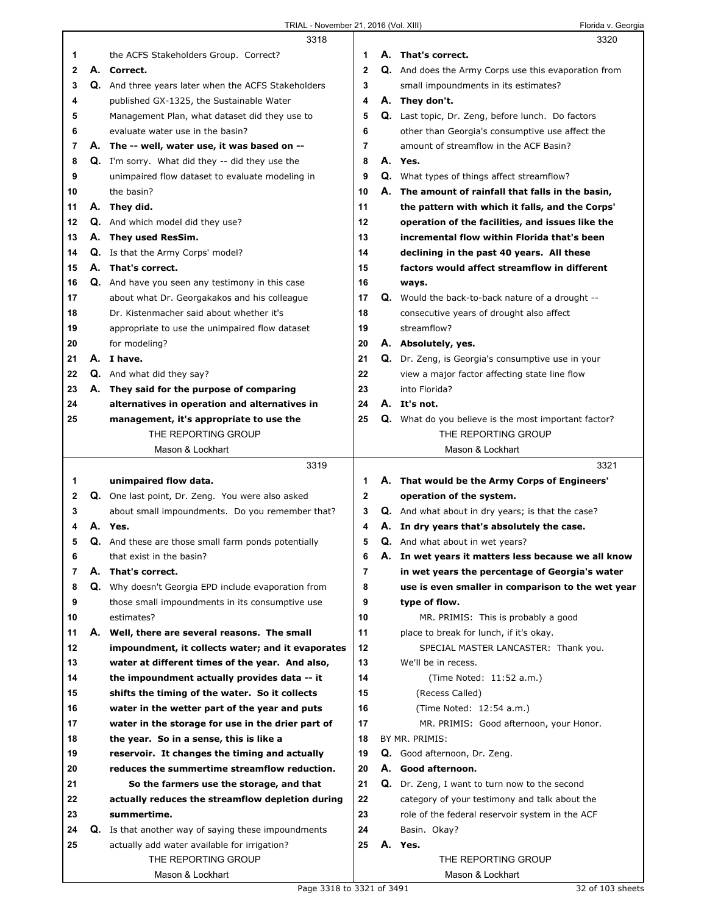**3318**

1 the ACFS Stakeholders Group. Correct?
2 A. **Correct.**
3 Q. And three years later when the ACFS Stakeholders
4 published GX-1325, the Sustainable Water
5 Management Plan, what dataset did they use to
6 evaluate water use in the basin?
7 A. **The -- well, water use, it was based on --**
8 Q. I'm sorry. What did they -- did they use the
9 unimpaired flow dataset to evaluate modeling in
10 the basin?
11 A. **They did.**
12 Q. And which model did they use?
13 A. **They used ResSim.**
14 Q. Is that the Army Corps' model?
15 A. **That's correct.**
16 Q. And have you seen any testimony in this case
17 about what Dr. Georgakakos and his colleague
18 Dr. Kistenmacher said about whether it's
19 appropriate to use the unimpaired flow dataset
20 for modeling?
21 A. **I have.**
22 Q. And what did they say?
23 A. **They said for the purpose of comparing**
24 **alternatives in operation and alternatives in**
25 **management, it's appropriate to use the**

**3319**

1 **unimpaired flow data.**
2 Q. One last point, Dr. Zeng. You were also asked
3 about small impoundments. Do you remember that?
4 A. **Yes.**
5 Q. And these are those small farm ponds potentially
6 that exist in the basin?
7 A. **That's correct.**
8 Q. Why doesn't Georgia EPD include evaporation from
9 those small impoundments in its consumptive use
10 estimates?
11 A. **Well, there are several reasons. The small**
12 **impoundment, it collects water; and it evaporates**
13 **water at different times of the year. And also,**
14 **the impoundment actually provides data -- it**
15 **shifts the timing of the water. So it collects**
16 **water in the wetter part of the year and puts**
17 **water in the storage for use in the drier part of**
18 **the year. So in a sense, this is like a**
19 **reservoir. It changes the timing and actually**
20 **reduces the summertime streamflow reduction.**
21 **So the farmers use the storage, and that**
22 **actually reduces the streamflow depletion during**
23 **summertime.**
24 Q. Is that another way of saying these impoundments
25 actually add water available for irrigation?

**3320**

1 A. **That's correct.**
2 Q. And does the Army Corps use this evaporation from
3 small impoundments in its estimates?
4 A. **They don't.**
5 Q. Last topic, Dr. Zeng, before lunch. Do factors
6 other than Georgia's consumptive use affect the
7 amount of streamflow in the ACF Basin?
8 A. **Yes.**
9 Q. What types of things affect streamflow?
10 A. **The amount of rainfall that falls in the basin,**
11 **the pattern with which it falls, and the Corps'**
12 **operation of the facilities, and issues like the**
13 **incremental flow within Florida that's been**
14 **declining in the past 40 years. All these**
15 **factors would affect streamflow in different**
16 **ways.**
17 Q. Would the back-to-back nature of a drought --
18 consecutive years of drought also affect
19 streamflow?
20 A. **Absolutely, yes.**
21 Q. Dr. Zeng, is Georgia's consumptive use in your
22 view a major factor affecting state line flow
23 into Florida?
24 A. **It's not.**
25 Q. What do you believe is the most important factor?

**3321**

1 A. **That would be the Army Corps of Engineers'**
2 **operation of the system.**
3 Q. And what about in dry years; is that the case?
4 A. **In dry years that's absolutely the case.**
5 Q. And what about in wet years?
6 A. **In wet years it matters less because we all know**
7 **in wet years the percentage of Georgia's water**
8 **use is even smaller in comparison to the wet year**
9 **type of flow.**
10 MR. PRIMIS: This is probably a good
11 place to break for lunch, if it's okay.
12 SPECIAL MASTER LANCASTER: Thank you.
13 We'll be in recess.
14 (Time Noted: 11:52 a.m.)
15 (Recess Called)
16 (Time Noted: 12:54 a.m.)
17 MR. PRIMIS: Good afternoon, your Honor.
18 BY MR. PRIMIS:
19 Q. Good afternoon, Dr. Zeng.
20 A. **Good afternoon.**
21 Q. Dr. Zeng, I want to turn now to the second
22 category of your testimony and talk about the
23 role of the federal reservoir system in the ACF
24 Basin. Okay?
25 A. **Yes.**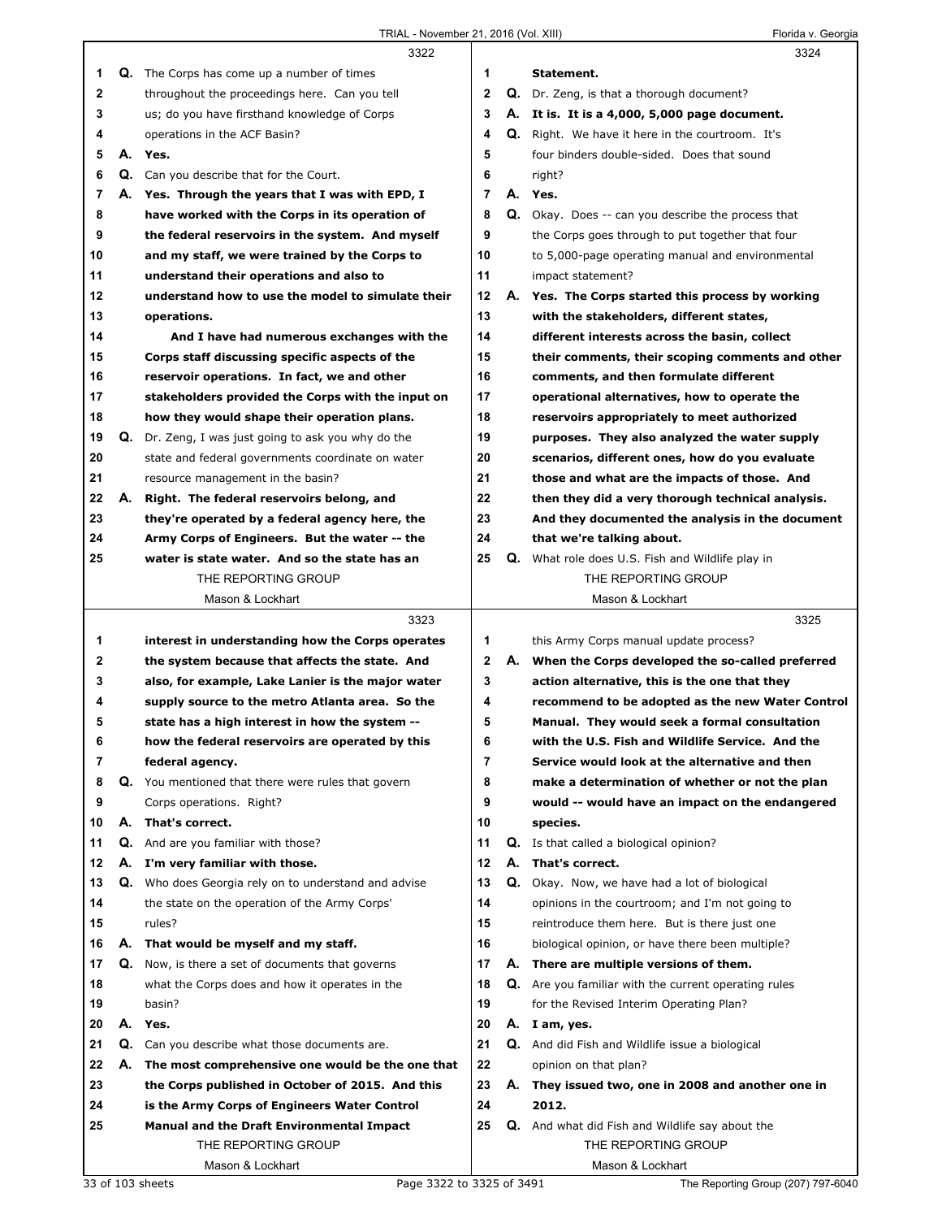**Page 3322**

Q. The Corps has come up a number of times throughout the proceedings here. Can you tell us; do you have firsthand knowledge of Corps operations in the ACF Basin?

A. **Yes.**

Q. Can you describe that for the Court.

A. **Yes. Through the years that I was with EPD, I have worked with the Corps in its operation of the federal reservoirs in the system. And myself and my staff, we were trained by the Corps to understand their operations and also to understand how to use the model to simulate their operations.**

**And I have had numerous exchanges with the Corps staff discussing specific aspects of the reservoir operations. In fact, we and other stakeholders provided the Corps with the input on how they would shape their operation plans.**

Q. Dr. Zeng, I was just going to ask you why do the state and federal governments coordinate on water resource management in the basin?

A. **Right. The federal reservoirs belong, and they're operated by a federal agency here, the Army Corps of Engineers. But the water -- the water is state water. And so the state has an**

**Page 3323**

**interest in understanding how the Corps operates the system because that affects the state. And also, for example, Lake Lanier is the major water supply source to the metro Atlanta area. So the state has a high interest in how the system -- how the federal reservoirs are operated by this federal agency.**

Q. You mentioned that there were rules that govern Corps operations. Right?

A. **That's correct.**

Q. And are you familiar with those?

A. **I'm very familiar with those.**

Q. Who does Georgia rely on to understand and advise the state on the operation of the Army Corps' rules?

A. **That would be myself and my staff.**

Q. Now, is there a set of documents that governs what the Corps does and how it operates in the basin?

A. **Yes.**

Q. Can you describe what those documents are.

A. **The most comprehensive one would be the one that the Corps published in October of 2015. And this is the Army Corps of Engineers Water Control Manual and the Draft Environmental Impact**

**Page 3324**

**Statement.**

Q. Dr. Zeng, is that a thorough document?

A. **It is. It is a 4,000, 5,000 page document.**

Q. Right. We have it here in the courtroom. It's four binders double-sided. Does that sound right?

A. **Yes.**

Q. Okay. Does -- can you describe the process that the Corps goes through to put together that four to 5,000-page operating manual and environmental impact statement?

A. **Yes. The Corps started this process by working with the stakeholders, different states, different interests across the basin, collect their comments, their scoping comments and other comments, and then formulate different operational alternatives, how to operate the reservoirs appropriately to meet authorized purposes. They also analyzed the water supply scenarios, different ones, how do you evaluate those and what are the impacts of those. And then they did a very thorough technical analysis. And they documented the analysis in the document that we're talking about.**

Q. What role does U.S. Fish and Wildlife play in

**Page 3325**

this Army Corps manual update process?

A. **When the Corps developed the so-called preferred action alternative, this is the one that they recommend to be adopted as the new Water Control Manual. They would seek a formal consultation with the U.S. Fish and Wildlife Service. And the Service would look at the alternative and then make a determination of whether or not the plan would -- would have an impact on the endangered species.**

Q. Is that called a biological opinion?

A. **That's correct.**

Q. Okay. Now, we have had a lot of biological opinions in the courtroom; and I'm not going to reintroduce them here. But is there just one biological opinion, or have there been multiple?

A. **There are multiple versions of them.**

Q. Are you familiar with the current operating rules for the Revised Interim Operating Plan?

A. **I am, yes.**

Q. And did Fish and Wildlife issue a biological opinion on that plan?

A. **They issued two, one in 2008 and another one in 2012.**

Q. And what did Fish and Wildlife say about the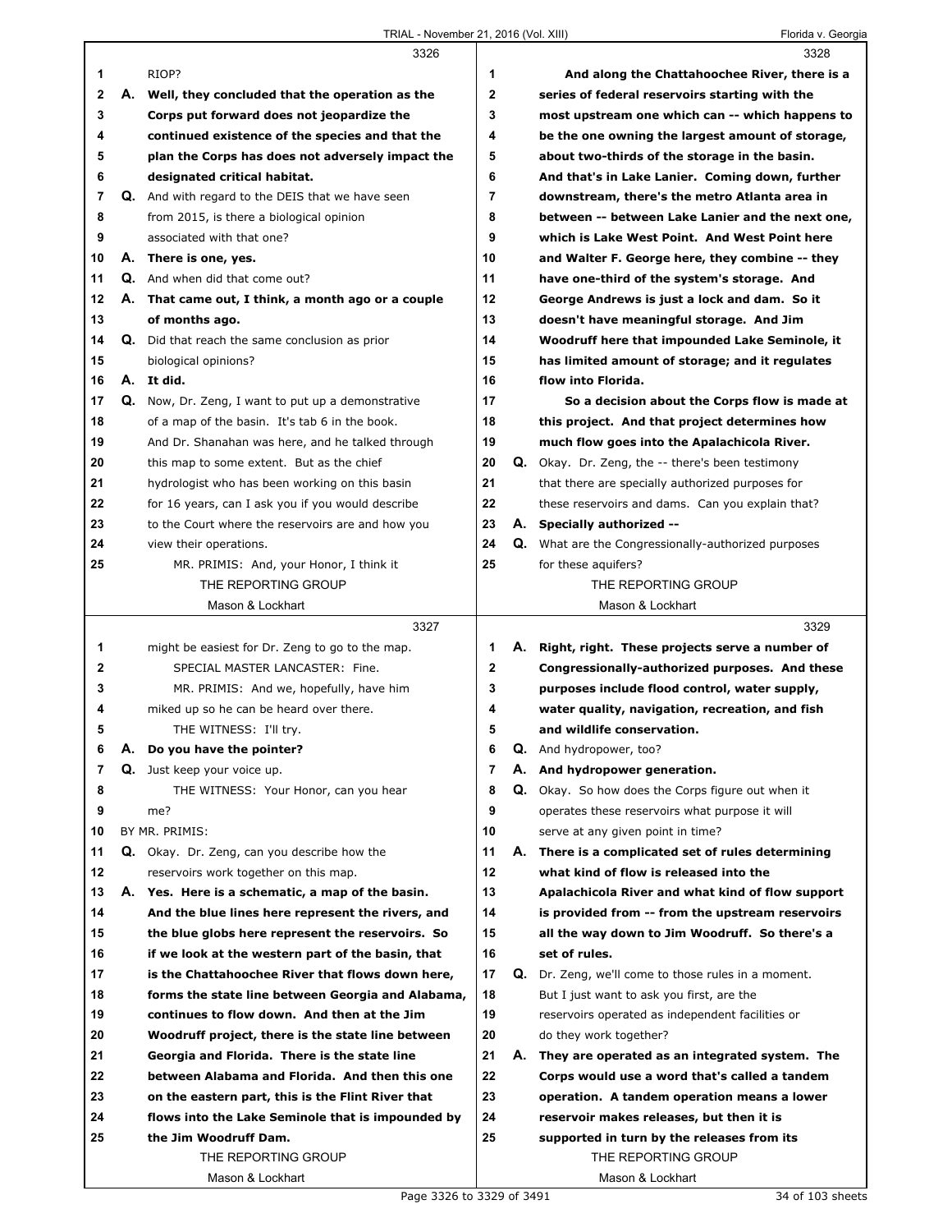3326

1 RIOP?

2 A. **Well, they concluded that the operation as the**
3 **Corps put forward does not jeopardize the**
4 **continued existence of the species and that the**
5 **plan the Corps has does not adversely impact the**
6 **designated critical habitat.**

7 Q. And with regard to the DEIS that we have seen
8 from 2015, is there a biological opinion
9 associated with that one?

10 A. **There is one, yes.**

11 Q. And when did that come out?

12 A. **That came out, I think, a month ago or a couple**
13 **of months ago.**

14 Q. Did that reach the same conclusion as prior
15 biological opinions?

16 A. **It did.**

17 Q. Now, Dr. Zeng, I want to put up a demonstrative
18 of a map of the basin. It's tab 6 in the book.
19 And Dr. Shanahan was here, and he talked through
20 this map to some extent. But as the chief
21 hydrologist who has been working on this basin
22 for 16 years, can I ask you if you would describe
23 to the Court where the reservoirs are and how you
24 view their operations.

25 MR. PRIMIS: And, your Honor, I think it

3327

1 might be easiest for Dr. Zeng to go to the map.

2 SPECIAL MASTER LANCASTER: Fine.

3 MR. PRIMIS: And we, hopefully, have him
4 miked up so he can be heard over there.

5 THE WITNESS: I'll try.

6 A. **Do you have the pointer?**

7 Q. Just keep your voice up.

8 THE WITNESS: Your Honor, can you hear
9 me?

10 BY MR. PRIMIS:

11 Q. Okay. Dr. Zeng, can you describe how the
12 reservoirs work together on this map.

13 A. **Yes. Here is a schematic, a map of the basin.**
14 **And the blue lines here represent the rivers, and**
15 **the blue globs here represent the reservoirs. So**
16 **if we look at the western part of the basin, that**
17 **is the Chattahoochee River that flows down here,**
18 **forms the state line between Georgia and Alabama,**
19 **continues to flow down. And then at the Jim**
20 **Woodruff project, there is the state line between**
21 **Georgia and Florida. There is the state line**
22 **between Alabama and Florida. And then this one**
23 **on the eastern part, this is the Flint River that**
24 **flows into the Lake Seminole that is impounded by**
25 **the Jim Woodruff Dam.**

3328

1 **And along the Chattahoochee River, there is a**
2 **series of federal reservoirs starting with the**
3 **most upstream one which can -- which happens to**
4 **be the one owning the largest amount of storage,**
5 **about two-thirds of the storage in the basin.**
6 **And that's in Lake Lanier. Coming down, further**
7 **downstream, there's the metro Atlanta area in**
8 **between -- between Lake Lanier and the next one,**
9 **which is Lake West Point. And West Point here**
10 **and Walter F. George here, they combine -- they**
11 **have one-third of the system's storage. And**
12 **George Andrews is just a lock and dam. So it**
13 **doesn't have meaningful storage. And Jim**
14 **Woodruff here that impounded Lake Seminole, it**
15 **has limited amount of storage; and it regulates**
16 **flow into Florida.**

17 **So a decision about the Corps flow is made at**
18 **this project. And that project determines how**
19 **much flow goes into the Apalachicola River.**

20 Q. Okay. Dr. Zeng, the -- there's been testimony
21 that there are specially authorized purposes for
22 these reservoirs and dams. Can you explain that?

23 A. **Specially authorized --**

24 Q. What are the Congressionally-authorized purposes
25 for these aquifers?

3329

1 A. **Right, right. These projects serve a number of**
2 **Congressionally-authorized purposes. And these**
3 **purposes include flood control, water supply,**
4 **water quality, navigation, recreation, and fish**
5 **and wildlife conservation.**

6 Q. And hydropower, too?

7 A. **And hydropower generation.**

8 Q. Okay. So how does the Corps figure out when it
9 operates these reservoirs what purpose it will
10 serve at any given point in time?

11 A. **There is a complicated set of rules determining**
12 **what kind of flow is released into the**
13 **Apalachicola River and what kind of flow support**
14 **is provided from -- from the upstream reservoirs**
15 **all the way down to Jim Woodruff. So there's a**
16 **set of rules.**

17 Q. Dr. Zeng, we'll come to those rules in a moment.
18 But I just want to ask you first, are the
19 reservoirs operated as independent facilities or
20 do they work together?

21 A. **They are operated as an integrated system. The**
22 **Corps would use a word that's called a tandem**
23 **operation. A tandem operation means a lower**
24 **reservoir makes releases, but then it is**
25 **supported in turn by the releases from its**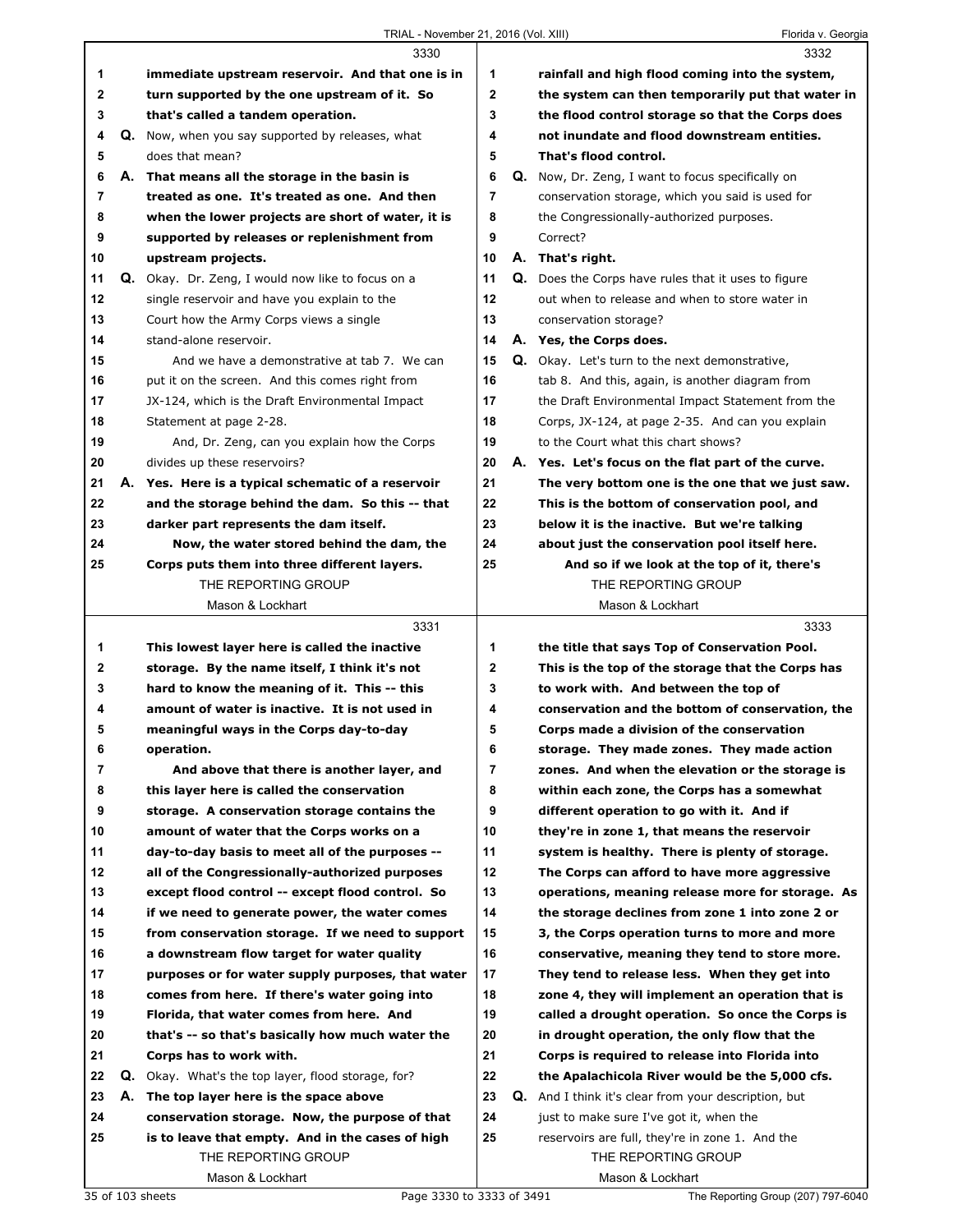**3330**

1 **immediate upstream reservoir. And that one is in**
2 **turn supported by the one upstream of it. So**
3 **that's called a tandem operation.**
4 Q. Now, when you say supported by releases, what
5 does that mean?
6 A. **That means all the storage in the basin is**
7 **treated as one. It's treated as one. And then**
8 **when the lower projects are short of water, it is**
9 **supported by releases or replenishment from**
10 **upstream projects.**
11 Q. Okay. Dr. Zeng, I would now like to focus on a
12 single reservoir and have you explain to the
13 Court how the Army Corps views a single
14 stand-alone reservoir.
15 And we have a demonstrative at tab 7. We can
16 put it on the screen. And this comes right from
17 JX-124, which is the Draft Environmental Impact
18 Statement at page 2-28.
19 And, Dr. Zeng, can you explain how the Corps
20 divides up these reservoirs?
21 A. **Yes. Here is a typical schematic of a reservoir**
22 **and the storage behind the dam. So this -- that**
23 **darker part represents the dam itself.**
24 **Now, the water stored behind the dam, the**
25 **Corps puts them into three different layers.**

**3331**

1 **This lowest layer here is called the inactive**
2 **storage. By the name itself, I think it's not**
3 **hard to know the meaning of it. This -- this**
4 **amount of water is inactive. It is not used in**
5 **meaningful ways in the Corps day-to-day**
6 **operation.**
7 **And above that there is another layer, and**
8 **this layer here is called the conservation**
9 **storage. A conservation storage contains the**
10 **amount of water that the Corps works on a**
11 **day-to-day basis to meet all of the purposes --**
12 **all of the Congressionally-authorized purposes**
13 **except flood control -- except flood control. So**
14 **if we need to generate power, the water comes**
15 **from conservation storage. If we need to support**
16 **a downstream flow target for water quality**
17 **purposes or for water supply purposes, that water**
18 **comes from here. If there's water going into**
19 **Florida, that water comes from here. And**
20 **that's -- so that's basically how much water the**
21 **Corps has to work with.**
22 Q. Okay. What's the top layer, flood storage, for?
23 A. **The top layer here is the space above**
24 **conservation storage. Now, the purpose of that**
25 **is to leave that empty. And in the cases of high**

**3332**

1 **rainfall and high flood coming into the system,**
2 **the system can then temporarily put that water in**
3 **the flood control storage so that the Corps does**
4 **not inundate and flood downstream entities.**
5 **That's flood control.**
6 Q. Now, Dr. Zeng, I want to focus specifically on
7 conservation storage, which you said is used for
8 the Congressionally-authorized purposes.
9 Correct?
10 A. **That's right.**
11 Q. Does the Corps have rules that it uses to figure
12 out when to release and when to store water in
13 conservation storage?
14 A. **Yes, the Corps does.**
15 Q. Okay. Let's turn to the next demonstrative,
16 tab 8. And this, again, is another diagram from
17 the Draft Environmental Impact Statement from the
18 Corps, JX-124, at page 2-35. And can you explain
19 to the Court what this chart shows?
20 A. **Yes. Let's focus on the flat part of the curve.**
21 **The very bottom one is the one that we just saw.**
22 **This is the bottom of conservation pool, and**
23 **below it is the inactive. But we're talking**
24 **about just the conservation pool itself here.**
25 **And so if we look at the top of it, there's**

**3333**

1 **the title that says Top of Conservation Pool.**
2 **This is the top of the storage that the Corps has**
3 **to work with. And between the top of**
4 **conservation and the bottom of conservation, the**
5 **Corps made a division of the conservation**
6 **storage. They made zones. They made action**
7 **zones. And when the elevation or the storage is**
8 **within each zone, the Corps has a somewhat**
9 **different operation to go with it. And if**
10 **they're in zone 1, that means the reservoir**
11 **system is healthy. There is plenty of storage.**
12 **The Corps can afford to have more aggressive**
13 **operations, meaning release more for storage. As**
14 **the storage declines from zone 1 into zone 2 or**
15 **3, the Corps operation turns to more and more**
16 **conservative, meaning they tend to store more.**
17 **They tend to release less. When they get into**
18 **zone 4, they will implement an operation that is**
19 **called a drought operation. So once the Corps is**
20 **in drought operation, the only flow that the**
21 **Corps is required to release into Florida into**
22 **the Apalachicola River would be the 5,000 cfs.**
23 Q. And I think it's clear from your description, but
24 just to make sure I've got it, when the
25 reservoirs are full, they're in zone 1. And the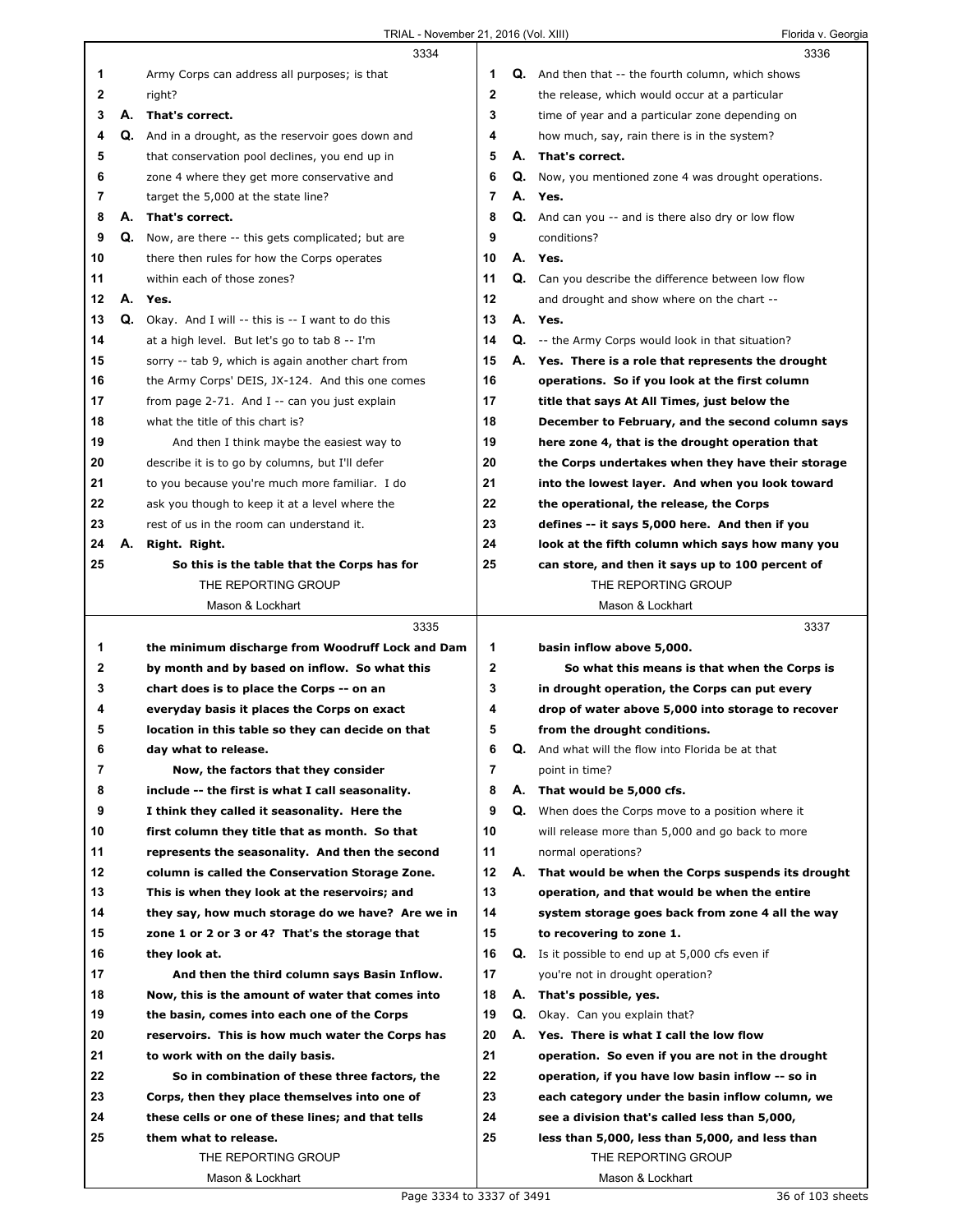3334

1 Army Corps can address all purposes; is that
2 right?
3 **A. That's correct.**
4 Q. And in a drought, as the reservoir goes down and
5 that conservation pool declines, you end up in
6 zone 4 where they get more conservative and
7 target the 5,000 at the state line?
8 **A. That's correct.**
9 Q. Now, are there -- this gets complicated; but are
10 there then rules for how the Corps operates
11 within each of those zones?
12 **A. Yes.**
13 Q. Okay. And I will -- this is -- I want to do this
14 at a high level. But let's go to tab 8 -- I'm
15 sorry -- tab 9, which is again another chart from
16 the Army Corps' DEIS, JX-124. And this one comes
17 from page 2-71. And I -- can you just explain
18 what the title of this chart is?
19 And then I think maybe the easiest way to
20 describe it is to go by columns, but I'll defer
21 to you because you're much more familiar. I do
22 ask you though to keep it at a level where the
23 rest of us in the room can understand it.
24 **A. Right. Right.**
25 **So this is the table that the Corps has for**

3335

1 **the minimum discharge from Woodruff Lock and Dam**
2 **by month and by based on inflow. So what this**
3 **chart does is to place the Corps -- on an**
4 **everyday basis it places the Corps on exact**
5 **location in this table so they can decide on that**
6 **day what to release.**
7 **Now, the factors that they consider**
8 **include -- the first is what I call seasonality.**
9 **I think they called it seasonality. Here the**
10 **first column they title that as month. So that**
11 **represents the seasonality. And then the second**
12 **column is called the Conservation Storage Zone.**
13 **This is when they look at the reservoirs; and**
14 **they say, how much storage do we have? Are we in**
15 **zone 1 or 2 or 3 or 4? That's the storage that**
16 **they look at.**
17 **And then the third column says Basin Inflow.**
18 **Now, this is the amount of water that comes into**
19 **the basin, comes into each one of the Corps**
20 **reservoirs. This is how much water the Corps has**
21 **to work with on the daily basis.**
22 **So in combination of these three factors, the**
23 **Corps, then they place themselves into one of**
24 **these cells or one of these lines; and that tells**
25 **them what to release.**

3336

1 Q. And then that -- the fourth column, which shows
2 the release, which would occur at a particular
3 time of year and a particular zone depending on
4 how much, say, rain there is in the system?
5 **A. That's correct.**
6 Q. Now, you mentioned zone 4 was drought operations.
7 **A. Yes.**
8 Q. And can you -- and is there also dry or low flow
9 conditions?
10 **A. Yes.**
11 Q. Can you describe the difference between low flow
12 and drought and show where on the chart --
13 **A. Yes.**
14 Q. -- the Army Corps would look in that situation?
15 **A. Yes. There is a role that represents the drought**
16 **operations. So if you look at the first column**
17 **title that says At All Times, just below the**
18 **December to February, and the second column says**
19 **here zone 4, that is the drought operation that**
20 **the Corps undertakes when they have their storage**
21 **into the lowest layer. And when you look toward**
22 **the operational, the release, the Corps**
23 **defines -- it says 5,000 here. And then if you**
24 **look at the fifth column which says how many you**
25 **can store, and then it says up to 100 percent of**

3337

1 **basin inflow above 5,000.**
2 **So what this means is that when the Corps is**
3 **in drought operation, the Corps can put every**
4 **drop of water above 5,000 into storage to recover**
5 **from the drought conditions.**
6 Q. And what will the flow into Florida be at that
7 point in time?
8 **A. That would be 5,000 cfs.**
9 Q. When does the Corps move to a position where it
10 will release more than 5,000 and go back to more
11 normal operations?
12 **A. That would be when the Corps suspends its drought**
13 **operation, and that would be when the entire**
14 **system storage goes back from zone 4 all the way**
15 **to recovering to zone 1.**
16 Q. Is it possible to end up at 5,000 cfs even if
17 you're not in drought operation?
18 **A. That's possible, yes.**
19 Q. Okay. Can you explain that?
20 **A. Yes. There is what I call the low flow**
21 **operation. So even if you are not in the drought**
22 **operation, if you have low basin inflow -- so in**
23 **each category under the basin inflow column, we**
24 **see a division that's called less than 5,000,**
25 **less than 5,000, less than 5,000, and less than**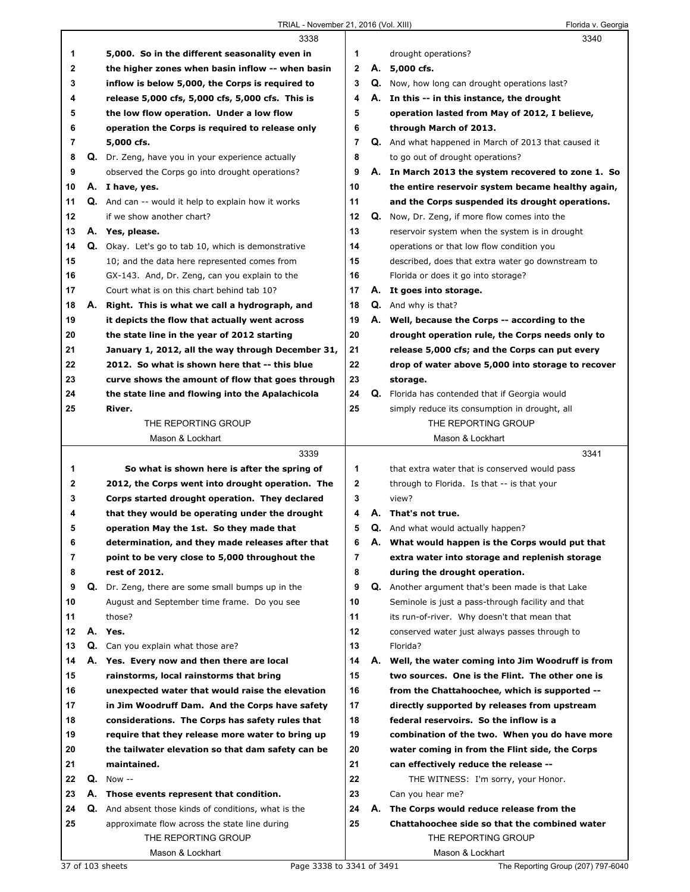**Page 3338**

1 **5,000. So in the different seasonality even in**
2 **the higher zones when basin inflow -- when basin**
3 **inflow is below 5,000, the Corps is required to**
4 **release 5,000 cfs, 5,000 cfs, 5,000 cfs. This is**
5 **the low flow operation. Under a low flow**
6 **operation the Corps is required to release only**
7 **5,000 cfs.**
8 Q. Dr. Zeng, have you in your experience actually
9 observed the Corps go into drought operations?
10 A. **I have, yes.**
11 Q. And can -- would it help to explain how it works
12 if we show another chart?
13 A. **Yes, please.**
14 Q. Okay. Let's go to tab 10, which is demonstrative
15 10; and the data here represented comes from
16 GX-143. And, Dr. Zeng, can you explain to the
17 Court what is on this chart behind tab 10?
18 A. **Right. This is what we call a hydrograph, and**
19 **it depicts the flow that actually went across**
20 **the state line in the year of 2012 starting**
21 **January 1, 2012, all the way through December 31,**
22 **2012. So what is shown here that -- this blue**
23 **curve shows the amount of flow that goes through**
24 **the state line and flowing into the Apalachicola**
25 **River.**

**Page 3339**

1 **So what is shown here is after the spring of**
2 **2012, the Corps went into drought operation. The**
3 **Corps started drought operation. They declared**
4 **that they would be operating under the drought**
5 **operation May the 1st. So they made that**
6 **determination, and they made releases after that**
7 **point to be very close to 5,000 throughout the**
8 **rest of 2012.**
9 Q. Dr. Zeng, there are some small bumps up in the
10 August and September time frame. Do you see
11 those?
12 A. **Yes.**
13 Q. Can you explain what those are?
14 A. **Yes. Every now and then there are local**
15 **rainstorms, local rainstorms that bring**
16 **unexpected water that would raise the elevation**
17 **in Jim Woodruff Dam. And the Corps have safety**
18 **considerations. The Corps has safety rules that**
19 **require that they release more water to bring up**
20 **the tailwater elevation so that dam safety can be**
21 **maintained.**
22 Q. Now --
23 A. **Those events represent that condition.**
24 Q. And absent those kinds of conditions, what is the
25 approximate flow across the state line during

**Page 3340**

1 drought operations?
2 A. **5,000 cfs.**
3 Q. Now, how long can drought operations last?
4 A. **In this -- in this instance, the drought**
5 **operation lasted from May of 2012, I believe,**
6 **through March of 2013.**
7 Q. And what happened in March of 2013 that caused it
8 to go out of drought operations?
9 A. **In March 2013 the system recovered to zone 1. So**
10 **the entire reservoir system became healthy again,**
11 **and the Corps suspended its drought operations.**
12 Q. Now, Dr. Zeng, if more flow comes into the
13 reservoir system when the system is in drought
14 operations or that low flow condition you
15 described, does that extra water go downstream to
16 Florida or does it go into storage?
17 A. **It goes into storage.**
18 Q. And why is that?
19 A. **Well, because the Corps -- according to the**
20 **drought operation rule, the Corps needs only to**
21 **release 5,000 cfs; and the Corps can put every**
22 **drop of water above 5,000 into storage to recover**
23 **storage.**
24 Q. Florida has contended that if Georgia would
25 simply reduce its consumption in drought, all

**Page 3341**

1 that extra water that is conserved would pass
2 through to Florida. Is that -- is that your
3 view?
4 A. **That's not true.**
5 Q. And what would actually happen?
6 A. **What would happen is the Corps would put that**
7 **extra water into storage and replenish storage**
8 **during the drought operation.**
9 Q. Another argument that's been made is that Lake
10 Seminole is just a pass-through facility and that
11 its run-of-river. Why doesn't that mean that
12 conserved water just always passes through to
13 Florida?
14 A. **Well, the water coming into Jim Woodruff is from**
15 **two sources. One is the Flint. The other one is**
16 **from the Chattahoochee, which is supported --**
17 **directly supported by releases from upstream**
18 **federal reservoirs. So the inflow is a**
19 **combination of the two. When you do have more**
20 **water coming in from the Flint side, the Corps**
21 **can effectively reduce the release --**
22 THE WITNESS: I'm sorry, your Honor.
23 Can you hear me?
24 A. **The Corps would reduce release from the**
25 **Chattahoochee side so that the combined water**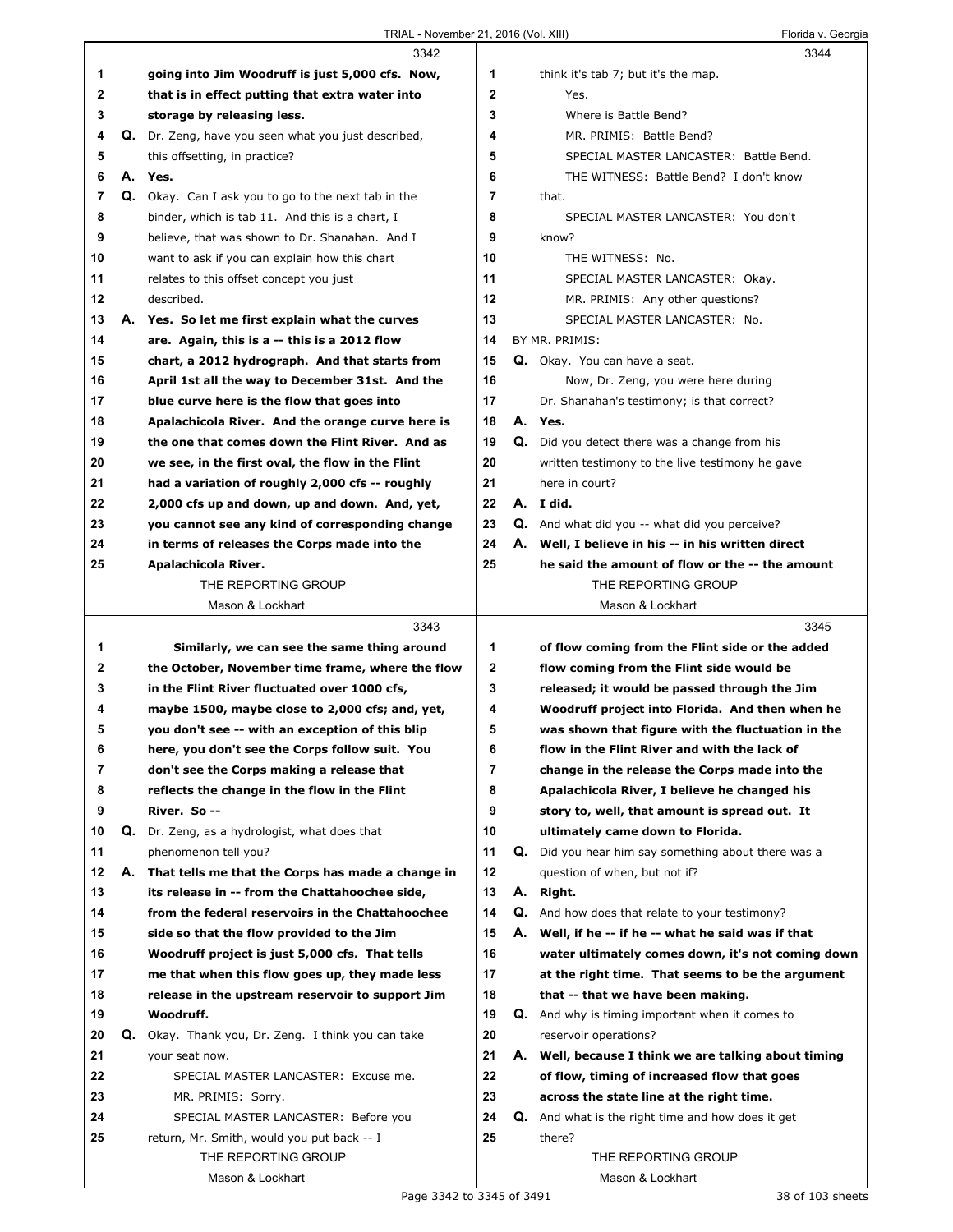**3342**

1 going into Jim Woodruff is just 5,000 cfs. Now,
2 that is in effect putting that extra water into
3 storage by releasing less.
4 Q. Dr. Zeng, have you seen what you just described,
5 this offsetting, in practice?
6 A. Yes.
7 Q. Okay. Can I ask you to go to the next tab in the
8 binder, which is tab 11. And this is a chart, I
9 believe, that was shown to Dr. Shanahan. And I
10 want to ask if you can explain how this chart
11 relates to this offset concept you just
12 described.
13 A. Yes. So let me first explain what the curves
14 are. Again, this is a -- this is a 2012 flow
15 chart, a 2012 hydrograph. And that starts from
16 April 1st all the way to December 31st. And the
17 blue curve here is the flow that goes into
18 Apalachicola River. And the orange curve here is
19 the one that comes down the Flint River. And as
20 we see, in the first oval, the flow in the Flint
21 had a variation of roughly 2,000 cfs -- roughly
22 2,000 cfs up and down, up and down. And, yet,
23 you cannot see any kind of corresponding change
24 in terms of releases the Corps made into the
25 Apalachicola River.

**3343**

1 Similarly, we can see the same thing around
2 the October, November time frame, where the flow
3 in the Flint River fluctuated over 1000 cfs,
4 maybe 1500, maybe close to 2,000 cfs; and, yet,
5 you don't see -- with an exception of this blip
6 here, you don't see the Corps follow suit. You
7 don't see the Corps making a release that
8 reflects the change in the flow in the Flint
9 River. So --
10 Q. Dr. Zeng, as a hydrologist, what does that
11 phenomenon tell you?
12 A. That tells me that the Corps has made a change in
13 its release in -- from the Chattahoochee side,
14 from the federal reservoirs in the Chattahoochee
15 side so that the flow provided to the Jim
16 Woodruff project is just 5,000 cfs. That tells
17 me that when this flow goes up, they made less
18 release in the upstream reservoir to support Jim
19 Woodruff.
20 Q. Okay. Thank you, Dr. Zeng. I think you can take
21 your seat now.
22 SPECIAL MASTER LANCASTER: Excuse me.
23 MR. PRIMIS: Sorry.
24 SPECIAL MASTER LANCASTER: Before you
25 return, Mr. Smith, would you put back -- I

**3344**

1 think it's tab 7; but it's the map.
2 Yes.
3 Where is Battle Bend?
4 MR. PRIMIS: Battle Bend?
5 SPECIAL MASTER LANCASTER: Battle Bend.
6 THE WITNESS: Battle Bend? I don't know
7 that.
8 SPECIAL MASTER LANCASTER: You don't
9 know?
10 THE WITNESS: No.
11 SPECIAL MASTER LANCASTER: Okay.
12 MR. PRIMIS: Any other questions?
13 SPECIAL MASTER LANCASTER: No.
14 BY MR. PRIMIS:
15 Q. Okay. You can have a seat.
16 Now, Dr. Zeng, you were here during
17 Dr. Shanahan's testimony; is that correct?
18 A. Yes.
19 Q. Did you detect there was a change from his
20 written testimony to the live testimony he gave
21 here in court?
22 A. I did.
23 Q. And what did you -- what did you perceive?
24 A. Well, I believe in his -- in his written direct
25 he said the amount of flow or the -- the amount

**3345**

1 of flow coming from the Flint side or the added
2 flow coming from the Flint side would be
3 released; it would be passed through the Jim
4 Woodruff project into Florida. And then when he
5 was shown that figure with the fluctuation in the
6 flow in the Flint River and with the lack of
7 change in the release the Corps made into the
8 Apalachicola River, I believe he changed his
9 story to, well, that amount is spread out. It
10 ultimately came down to Florida.
11 Q. Did you hear him say something about there was a
12 question of when, but not if?
13 A. Right.
14 Q. And how does that relate to your testimony?
15 A. Well, if he -- if he -- what he said was if that
16 water ultimately comes down, it's not coming down
17 at the right time. That seems to be the argument
18 that -- that we have been making.
19 Q. And why is timing important when it comes to
20 reservoir operations?
21 A. Well, because I think we are talking about timing
22 of flow, timing of increased flow that goes
23 across the state line at the right time.
24 Q. And what is the right time and how does it get
25 there?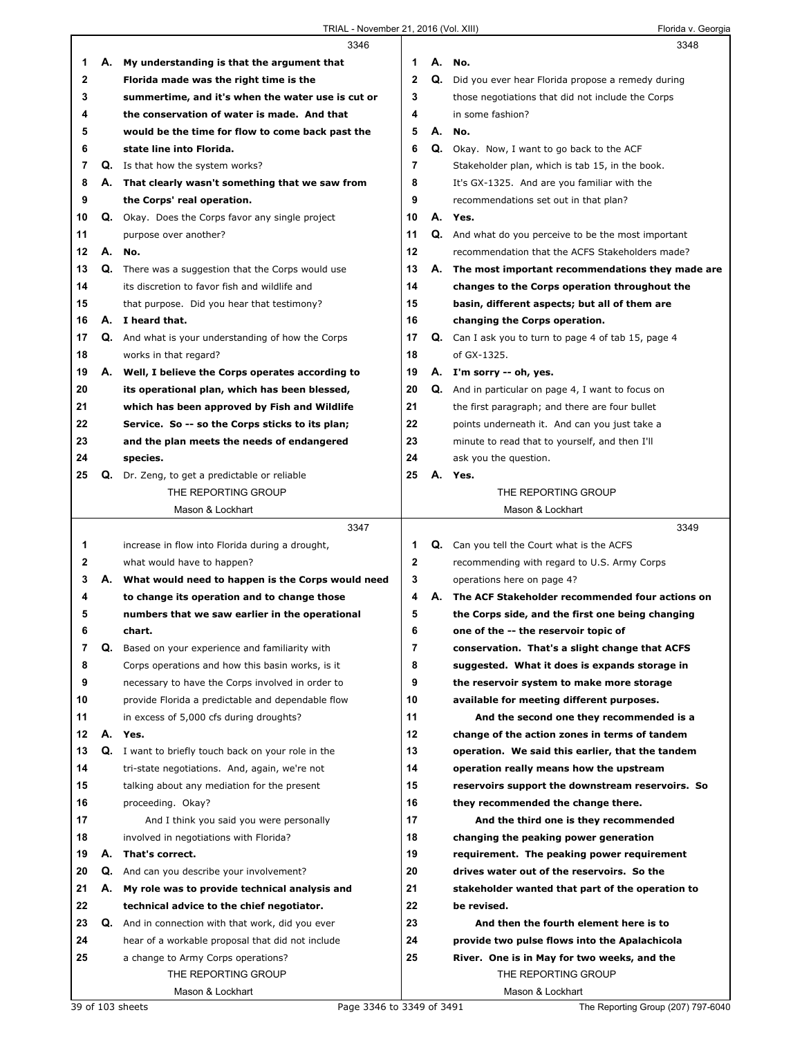**3346**

1 **A. My understanding is that the argument that**
2 **Florida made was the right time is the**
3 **summertime, and it's when the water use is cut or**
4 **the conservation of water is made. And that**
5 **would be the time for flow to come back past the**
6 **state line into Florida.**
7 Q. Is that how the system works?
8 **A. That clearly wasn't something that we saw from**
9 **the Corps' real operation.**
10 Q. Okay. Does the Corps favor any single project
11 purpose over another?
12 **A. No.**
13 Q. There was a suggestion that the Corps would use
14 its discretion to favor fish and wildlife and
15 that purpose. Did you hear that testimony?
16 **A. I heard that.**
17 Q. And what is your understanding of how the Corps
18 works in that regard?
19 **A. Well, I believe the Corps operates according to**
20 **its operational plan, which has been blessed,**
21 **which has been approved by Fish and Wildlife**
22 **Service. So -- so the Corps sticks to its plan;**
23 **and the plan meets the needs of endangered**
24 **species.**
25 Q. Dr. Zeng, to get a predictable or reliable

**3347**

1 increase in flow into Florida during a drought,
2 what would have to happen?
3 **A. What would need to happen is the Corps would need**
4 **to change its operation and to change those**
5 **numbers that we saw earlier in the operational**
6 **chart.**
7 Q. Based on your experience and familiarity with
8 Corps operations and how this basin works, is it
9 necessary to have the Corps involved in order to
10 provide Florida a predictable and dependable flow
11 in excess of 5,000 cfs during droughts?
12 **A. Yes.**
13 Q. I want to briefly touch back on your role in the
14 tri-state negotiations. And, again, we're not
15 talking about any mediation for the present
16 proceeding. Okay?
17 And I think you said you were personally
18 involved in negotiations with Florida?
19 **A. That's correct.**
20 Q. And can you describe your involvement?
21 **A. My role was to provide technical analysis and**
22 **technical advice to the chief negotiator.**
23 Q. And in connection with that work, did you ever
24 hear of a workable proposal that did not include
25 a change to Army Corps operations?

**3348**

1 **A. No.**
2 Q. Did you ever hear Florida propose a remedy during
3 those negotiations that did not include the Corps
4 in some fashion?
5 **A. No.**
6 Q. Okay. Now, I want to go back to the ACF
7 Stakeholder plan, which is tab 15, in the book.
8 It's GX-1325. And are you familiar with the
9 recommendations set out in that plan?
10 **A. Yes.**
11 Q. And what do you perceive to be the most important
12 recommendation that the ACFS Stakeholders made?
13 **A. The most important recommendations they made are**
14 **changes to the Corps operation throughout the**
15 **basin, different aspects; but all of them are**
16 **changing the Corps operation.**
17 Q. Can I ask you to turn to page 4 of tab 15, page 4
18 of GX-1325.
19 **A. I'm sorry -- oh, yes.**
20 Q. And in particular on page 4, I want to focus on
21 the first paragraph; and there are four bullet
22 points underneath it. And can you just take a
23 minute to read that to yourself, and then I'll
24 ask you the question.
25 **A. Yes.**

**3349**

1 Q. Can you tell the Court what is the ACFS
2 recommending with regard to U.S. Army Corps
3 operations here on page 4?
4 **A. The ACF Stakeholder recommended four actions on**
5 **the Corps side, and the first one being changing**
6 **one of the -- the reservoir topic of**
7 **conservation. That's a slight change that ACFS**
8 **suggested. What it does is expands storage in**
9 **the reservoir system to make more storage**
10 **available for meeting different purposes.**
11 **And the second one they recommended is a**
12 **change of the action zones in terms of tandem**
13 **operation. We said this earlier, that the tandem**
14 **operation really means how the upstream**
15 **reservoirs support the downstream reservoirs. So**
16 **they recommended the change there.**
17 **And the third one is they recommended**
18 **changing the peaking power generation**
19 **requirement. The peaking power requirement**
20 **drives water out of the reservoirs. So the**
21 **stakeholder wanted that part of the operation to**
22 **be revised.**
23 **And then the fourth element here is to**
24 **provide two pulse flows into the Apalachicola**
25 **River. One is in May for two weeks, and the**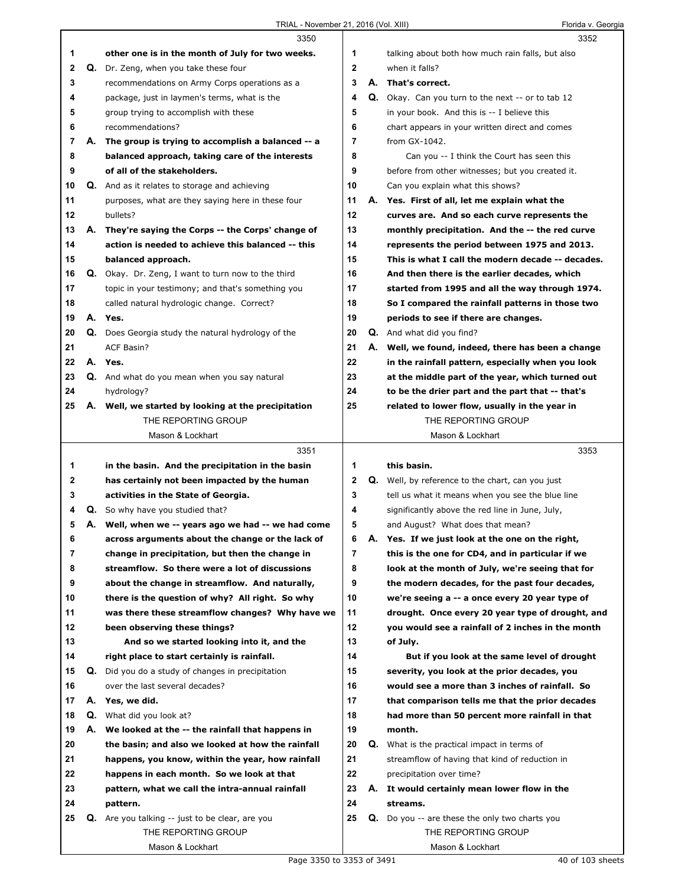3350

1 other one is in the month of July for two weeks.

2 Q. Dr. Zeng, when you take these four

3 recommendations on Army Corps operations as a

4 package, just in laymen's terms, what is the

5 group trying to accomplish with these

6 recommendations?

7 A. **The group is trying to accomplish a balanced -- a**

8 **balanced approach, taking care of the interests**

9 **of all of the stakeholders.**

10 Q. And as it relates to storage and achieving

11 purposes, what are they saying here in these four

12 bullets?

13 A. **They're saying the Corps -- the Corps' change of**

14 **action is needed to achieve this balanced -- this**

15 **balanced approach.**

16 Q. Okay. Dr. Zeng, I want to turn now to the third

17 topic in your testimony; and that's something you

18 called natural hydrologic change. Correct?

19 A. **Yes.**

20 Q. Does Georgia study the natural hydrology of the

21 ACF Basin?

22 A. **Yes.**

23 Q. And what do you mean when you say natural

24 hydrology?

25 A. **Well, we started by looking at the precipitation**

3351

1 **in the basin. And the precipitation in the basin**

2 **has certainly not been impacted by the human**

3 **activities in the State of Georgia.**

4 Q. So why have you studied that?

5 A. **Well, when we -- years ago we had -- we had come**

6 **across arguments about the change or the lack of**

7 **change in precipitation, but then the change in**

8 **streamflow. So there were a lot of discussions**

9 **about the change in streamflow. And naturally,**

10 **there is the question of why? All right. So why**

11 **was there these streamflow changes? Why have we**

12 **been observing these things?**

13 **And so we started looking into it, and the**

14 **right place to start certainly is rainfall.**

15 Q. Did you do a study of changes in precipitation

16 over the last several decades?

17 A. **Yes, we did.**

18 Q. What did you look at?

19 A. **We looked at the -- the rainfall that happens in**

20 **the basin; and also we looked at how the rainfall**

21 **happens, you know, within the year, how rainfall**

22 **happens in each month. So we look at that**

23 **pattern, what we call the intra-annual rainfall**

24 **pattern.**

25 Q. Are you talking -- just to be clear, are you

3352

1 talking about both how much rain falls, but also

2 when it falls?

3 A. **That's correct.**

4 Q. Okay. Can you turn to the next -- or to tab 12

5 in your book. And this is -- I believe this

6 chart appears in your written direct and comes

7 from GX-1042.

8 Can you -- I think the Court has seen this

9 before from other witnesses; but you created it.

10 Can you explain what this shows?

11 A. **Yes. First of all, let me explain what the**

12 **curves are. And so each curve represents the**

13 **monthly precipitation. And the -- the red curve**

14 **represents the period between 1975 and 2013.**

15 **This is what I call the modern decade -- decades.**

16 **And then there is the earlier decades, which**

17 **started from 1995 and all the way through 1974.**

18 **So I compared the rainfall patterns in those two**

19 **periods to see if there are changes.**

20 Q. And what did you find?

21 A. **Well, we found, indeed, there has been a change**

22 **in the rainfall pattern, especially when you look**

23 **at the middle part of the year, which turned out**

24 **to be the drier part and the part that -- that's**

25 **related to lower flow, usually in the year in**

3353

1 **this basin.**

2 Q. Well, by reference to the chart, can you just

3 tell us what it means when you see the blue line

4 significantly above the red line in June, July,

5 and August? What does that mean?

6 A. **Yes. If we just look at the one on the right,**

7 **this is the one for CD4, and in particular if we**

8 **look at the month of July, we're seeing that for**

9 **the modern decades, for the past four decades,**

10 **we're seeing a -- a once every 20 year type of**

11 **drought. Once every 20 year type of drought, and**

12 **you would see a rainfall of 2 inches in the month**

13 **of July.**

14 **But if you look at the same level of drought**

15 **severity, you look at the prior decades, you**

16 **would see a more than 3 inches of rainfall. So**

17 **that comparison tells me that the prior decades**

18 **had more than 50 percent more rainfall in that**

19 **month.**

20 Q. What is the practical impact in terms of

21 streamflow of having that kind of reduction in

22 precipitation over time?

23 A. **It would certainly mean lower flow in the**

24 **streams.**

25 Q. Do you -- are these the only two charts you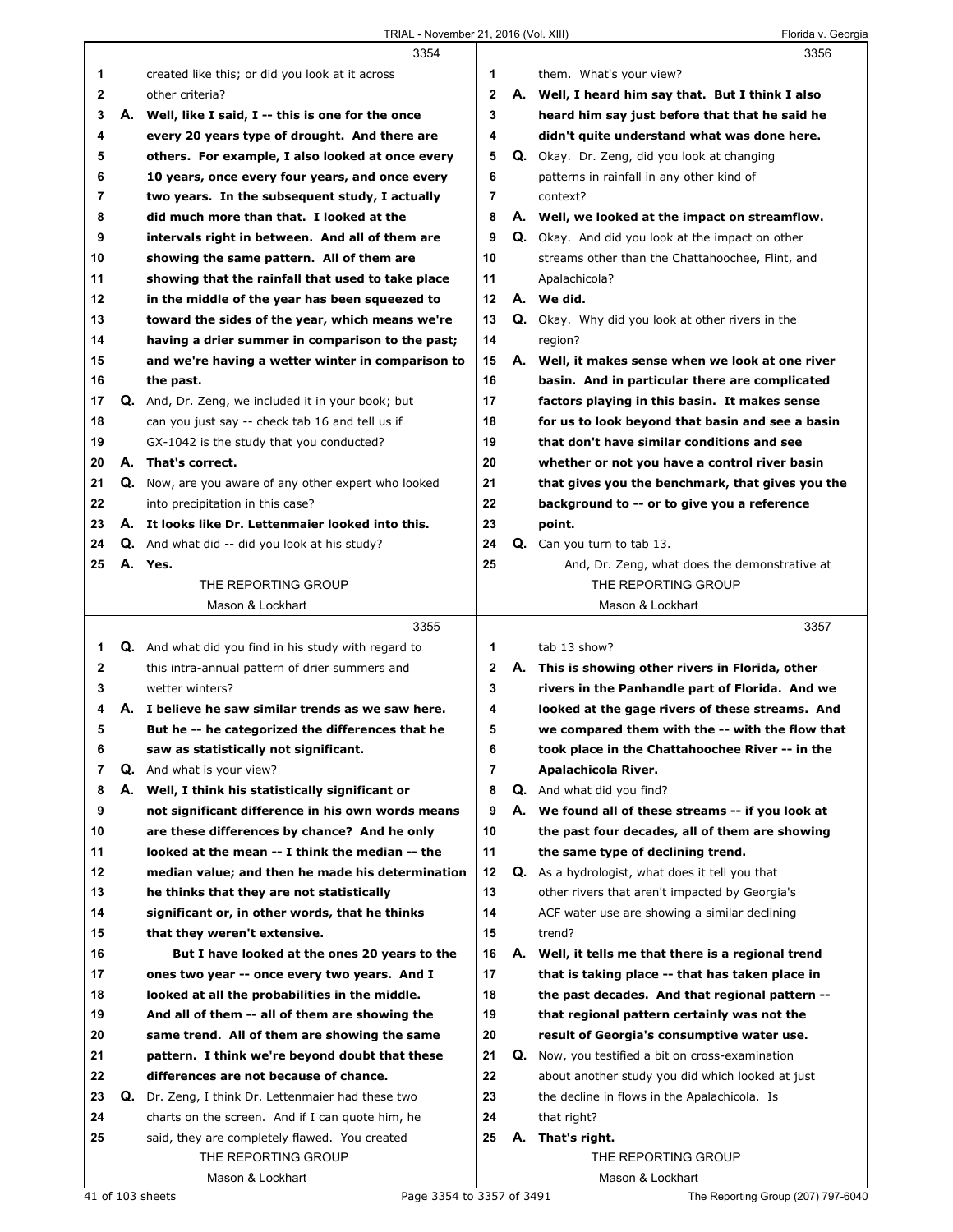3354

1 created like this; or did you look at it across
2 other criteria?
3 **A. Well, like I said, I -- this is one for the once**
4 **every 20 years type of drought. And there are**
5 **others. For example, I also looked at once every**
6 **10 years, once every four years, and once every**
7 **two years. In the subsequent study, I actually**
8 **did much more than that. I looked at the**
9 **intervals right in between. And all of them are**
10 **showing the same pattern. All of them are**
11 **showing that the rainfall that used to take place**
12 **in the middle of the year has been squeezed to**
13 **toward the sides of the year, which means we're**
14 **having a drier summer in comparison to the past;**
15 **and we're having a wetter winter in comparison to**
16 **the past.**
17 **Q.** And, Dr. Zeng, we included it in your book; but
18 can you just say -- check tab 16 and tell us if
19 GX-1042 is the study that you conducted?
20 **A. That's correct.**
21 **Q.** Now, are you aware of any other expert who looked
22 into precipitation in this case?
23 **A. It looks like Dr. Lettenmaier looked into this.**
24 **Q.** And what did -- did you look at his study?
25 **A. Yes.**

3355

1 **Q.** And what did you find in his study with regard to
2 this intra-annual pattern of drier summers and
3 wetter winters?
4 **A. I believe he saw similar trends as we saw here.**
5 **But he -- he categorized the differences that he**
6 **saw as statistically not significant.**
7 **Q.** And what is your view?
8 **A. Well, I think his statistically significant or**
9 **not significant difference in his own words means**
10 **are these differences by chance? And he only**
11 **looked at the mean -- I think the median -- the**
12 **median value; and then he made his determination**
13 **he thinks that they are not statistically**
14 **significant or, in other words, that he thinks**
15 **that they weren't extensive.**
16 **But I have looked at the ones 20 years to the**
17 **ones two year -- once every two years. And I**
18 **looked at all the probabilities in the middle.**
19 **And all of them -- all of them are showing the**
20 **same trend. All of them are showing the same**
21 **pattern. I think we're beyond doubt that these**
22 **differences are not because of chance.**
23 **Q.** Dr. Zeng, I think Dr. Lettenmaier had these two
24 charts on the screen. And if I can quote him, he
25 said, they are completely flawed. You created

3356

1 them. What's your view?
2 **A. Well, I heard him say that. But I think I also**
3 **heard him say just before that that he said he**
4 **didn't quite understand what was done here.**
5 **Q.** Okay. Dr. Zeng, did you look at changing
6 patterns in rainfall in any other kind of
7 context?
8 **A. Well, we looked at the impact on streamflow.**
9 **Q.** Okay. And did you look at the impact on other
10 streams other than the Chattahoochee, Flint, and
11 Apalachicola?
12 **A. We did.**
13 **Q.** Okay. Why did you look at other rivers in the
14 region?
15 **A. Well, it makes sense when we look at one river**
16 **basin. And in particular there are complicated**
17 **factors playing in this basin. It makes sense**
18 **for us to look beyond that basin and see a basin**
19 **that don't have similar conditions and see**
20 **whether or not you have a control river basin**
21 **that gives you the benchmark, that gives you the**
22 **background to -- or to give you a reference**
23 **point.**
24 **Q.** Can you turn to tab 13.
25 And, Dr. Zeng, what does the demonstrative at

3357

1 tab 13 show?
2 **A. This is showing other rivers in Florida, other**
3 **rivers in the Panhandle part of Florida. And we**
4 **looked at the gage rivers of these streams. And**
5 **we compared them with the -- with the flow that**
6 **took place in the Chattahoochee River -- in the**
7 **Apalachicola River.**
8 **Q.** And what did you find?
9 **A. We found all of these streams -- if you look at**
10 **the past four decades, all of them are showing**
11 **the same type of declining trend.**
12 **Q.** As a hydrologist, what does it tell you that
13 other rivers that aren't impacted by Georgia's
14 ACF water use are showing a similar declining
15 trend?
16 **A. Well, it tells me that there is a regional trend**
17 **that is taking place -- that has taken place in**
18 **the past decades. And that regional pattern --**
19 **that regional pattern certainly was not the**
20 **result of Georgia's consumptive water use.**
21 **Q.** Now, you testified a bit on cross-examination
22 about another study you did which looked at just
23 the decline in flows in the Apalachicola. Is
24 that right?
25 **A. That's right.**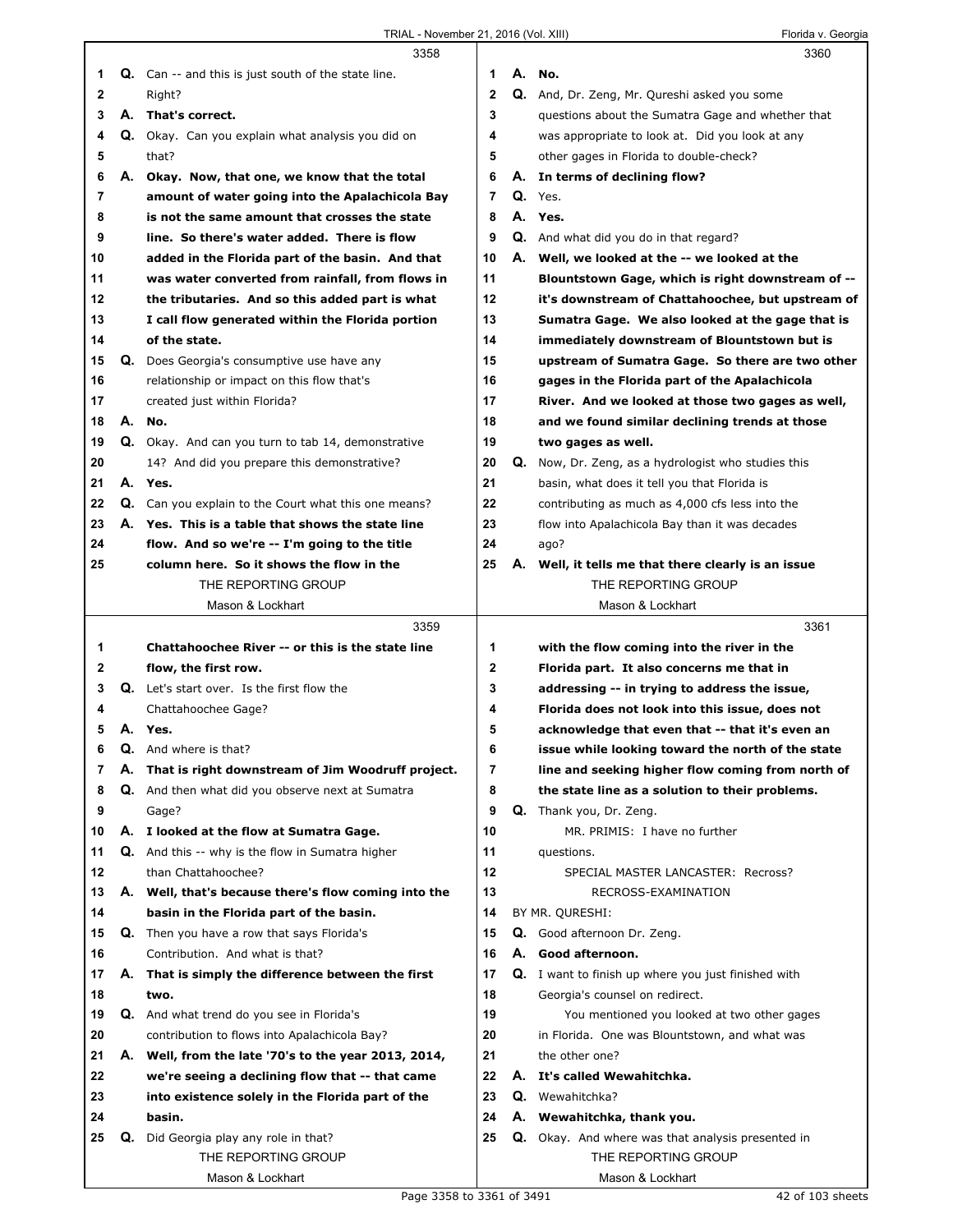3358

1 **Q.** Can -- and this is just south of the state line.
2 Right?
3 **A. That's correct.**
4 **Q.** Okay. Can you explain what analysis you did on
5 that?
6 **A. Okay. Now, that one, we know that the total**
7 **amount of water going into the Apalachicola Bay**
8 **is not the same amount that crosses the state**
9 **line. So there's water added. There is flow**
10 **added in the Florida part of the basin. And that**
11 **was water converted from rainfall, from flows in**
12 **the tributaries. And so this added part is what**
13 **I call flow generated within the Florida portion**
14 **of the state.**
15 **Q.** Does Georgia's consumptive use have any
16 relationship or impact on this flow that's
17 created just within Florida?
18 **A. No.**
19 **Q.** Okay. And can you turn to tab 14, demonstrative
20 14? And did you prepare this demonstrative?
21 **A. Yes.**
22 **Q.** Can you explain to the Court what this one means?
23 **A. Yes. This is a table that shows the state line**
24 **flow. And so we're -- I'm going to the title**
25 **column here. So it shows the flow in the**

3359

1 **Chattahoochee River -- or this is the state line**
2 **flow, the first row.**
3 **Q.** Let's start over. Is the first flow the
4 Chattahoochee Gage?
5 **A. Yes.**
6 **Q.** And where is that?
7 **A. That is right downstream of Jim Woodruff project.**
8 **Q.** And then what did you observe next at Sumatra
9 Gage?
10 **A. I looked at the flow at Sumatra Gage.**
11 **Q.** And this -- why is the flow in Sumatra higher
12 than Chattahoochee?
13 **A. Well, that's because there's flow coming into the**
14 **basin in the Florida part of the basin.**
15 **Q.** Then you have a row that says Florida's
16 Contribution. And what is that?
17 **A. That is simply the difference between the first**
18 **two.**
19 **Q.** And what trend do you see in Florida's
20 contribution to flows into Apalachicola Bay?
21 **A. Well, from the late '70s to the year 2013, 2014,**
22 **we're seeing a declining flow that -- that came**
23 **into existence solely in the Florida part of the**
24 **basin.**
25 **Q.** Did Georgia play any role in that?

3360

1 **A. No.**
2 **Q.** And, Dr. Zeng, Mr. Qureshi asked you some
3 questions about the Sumatra Gage and whether that
4 was appropriate to look at. Did you look at any
5 other gages in Florida to double-check?
6 **A. In terms of declining flow?**
7 **Q.** Yes.
8 **A. Yes.**
9 **Q.** And what did you do in that regard?
10 **A. Well, we looked at the -- we looked at the**
11 **Blountstown Gage, which is right downstream of --**
12 **it's downstream of Chattahoochee, but upstream of**
13 **Sumatra Gage. We also looked at the gage that is**
14 **immediately downstream of Blountstown but is**
15 **upstream of Sumatra Gage. So there are two other**
16 **gages in the Florida part of the Apalachicola**
17 **River. And we looked at those two gages as well,**
18 **and we found similar declining trends at those**
19 **two gages as well.**
20 **Q.** Now, Dr. Zeng, as a hydrologist who studies this
21 basin, what does it tell you that Florida is
22 contributing as much as 4,000 cfs less into the
23 flow into Apalachicola Bay than it was decades
24 ago?
25 **A. Well, it tells me that there clearly is an issue**

3361

1 **with the flow coming into the river in the**
2 **Florida part. It also concerns me that in**
3 **addressing -- in trying to address the issue,**
4 **Florida does not look into this issue, does not**
5 **acknowledge that even that -- that it's even an**
6 **issue while looking toward the north of the state**
7 **line and seeking higher flow coming from north of**
8 **the state line as a solution to their problems.**
9 **Q.** Thank you, Dr. Zeng.
10 MR. PRIMIS: I have no further
11 questions.
12 SPECIAL MASTER LANCASTER: Recross?
13 RECROSS-EXAMINATION
14 BY MR. QURESHI:
15 **Q.** Good afternoon Dr. Zeng.
16 **A. Good afternoon.**
17 **Q.** I want to finish up where you just finished with
18 Georgia's counsel on redirect.
19 You mentioned you looked at two other gages
20 in Florida. One was Blountstown, and what was
21 the other one?
22 **A. It's called Wewahitchka.**
23 **Q.** Wewahitchka?
24 **A. Wewahitchka, thank you.**
25 **Q.** Okay. And where was that analysis presented in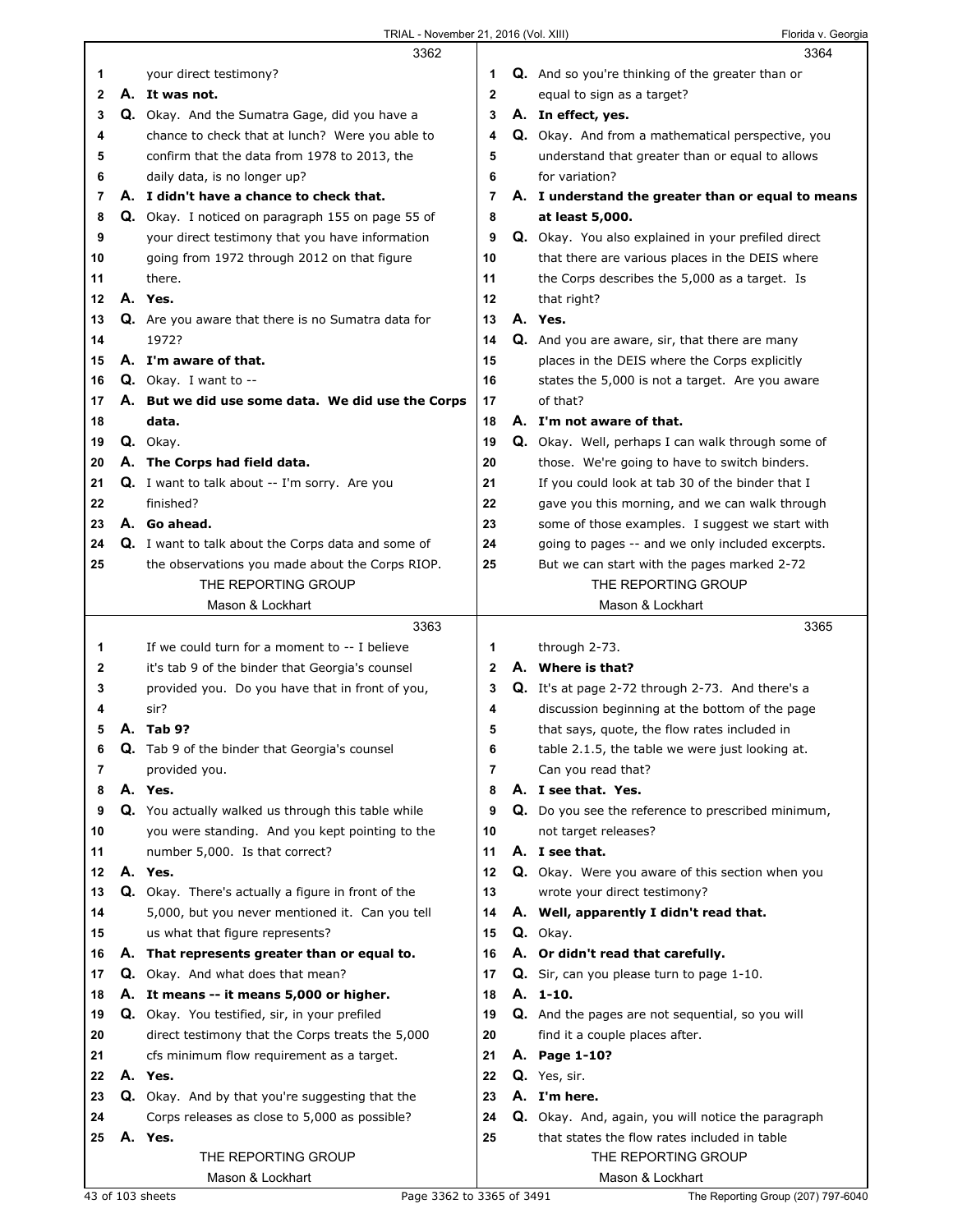**3362**

1 your direct testimony?
2 **A. It was not.**
3 **Q.** Okay. And the Sumatra Gage, did you have a
4 chance to check that at lunch? Were you able to
5 confirm that the data from 1978 to 2013, the
6 daily data, is no longer up?
7 **A. I didn't have a chance to check that.**
8 **Q.** Okay. I noticed on paragraph 155 on page 55 of
9 your direct testimony that you have information
10 going from 1972 through 2012 on that figure
11 there.
12 **A. Yes.**
13 **Q.** Are you aware that there is no Sumatra data for
14 1972?
15 **A. I'm aware of that.**
16 **Q.** Okay. I want to --
17 **A. But we did use some data. We did use the Corps**
18 **data.**
19 **Q.** Okay.
20 **A. The Corps had field data.**
21 **Q.** I want to talk about -- I'm sorry. Are you
22 finished?
23 **A. Go ahead.**
24 **Q.** I want to talk about the Corps data and some of
25 the observations you made about the Corps RIOP.

**3363**

1 If we could turn for a moment to -- I believe
2 it's tab 9 of the binder that Georgia's counsel
3 provided you. Do you have that in front of you,
4 sir?
5 **A. Tab 9?**
6 **Q.** Tab 9 of the binder that Georgia's counsel
7 provided you.
8 **A. Yes.**
9 **Q.** You actually walked us through this table while
10 you were standing. And you kept pointing to the
11 number 5,000. Is that correct?
12 **A. Yes.**
13 **Q.** Okay. There's actually a figure in front of the
14 5,000, but you never mentioned it. Can you tell
15 us what that figure represents?
16 **A. That represents greater than or equal to.**
17 **Q.** Okay. And what does that mean?
18 **A. It means -- it means 5,000 or higher.**
19 **Q.** Okay. You testified, sir, in your prefiled
20 direct testimony that the Corps treats the 5,000
21 cfs minimum flow requirement as a target.
22 **A. Yes.**
23 **Q.** Okay. And by that you're suggesting that the
24 Corps releases as close to 5,000 as possible?
25 **A. Yes.**

**3364**

1 **Q.** And so you're thinking of the greater than or
2 equal to sign as a target?
3 **A. In effect, yes.**
4 **Q.** Okay. And from a mathematical perspective, you
5 understand that greater than or equal to allows
6 for variation?
7 **A. I understand the greater than or equal to means**
8 **at least 5,000.**
9 **Q.** Okay. You also explained in your prefiled direct
10 that there are various places in the DEIS where
11 the Corps describes the 5,000 as a target. Is
12 that right?
13 **A. Yes.**
14 **Q.** And you are aware, sir, that there are many
15 places in the DEIS where the Corps explicitly
16 states the 5,000 is not a target. Are you aware
17 of that?
18 **A. I'm not aware of that.**
19 **Q.** Okay. Well, perhaps I can walk through some of
20 those. We're going to have to switch binders.
21 If you could look at tab 30 of the binder that I
22 gave you this morning, and we can walk through
23 some of those examples. I suggest we start with
24 going to pages -- and we only included excerpts.
25 But we can start with the pages marked 2-72

**3365**

1 through 2-73.
2 **A. Where is that?**
3 **Q.** It's at page 2-72 through 2-73. And there's a
4 discussion beginning at the bottom of the page
5 that says, quote, the flow rates included in
6 table 2.1.5, the table we were just looking at.
7 Can you read that?
8 **A. I see that. Yes.**
9 **Q.** Do you see the reference to prescribed minimum,
10 not target releases?
11 **A. I see that.**
12 **Q.** Okay. Were you aware of this section when you
13 wrote your direct testimony?
14 **A. Well, apparently I didn't read that.**
15 **Q.** Okay.
16 **A. Or didn't read that carefully.**
17 **Q.** Sir, can you please turn to page 1-10.
18 **A. 1-10.**
19 **Q.** And the pages are not sequential, so you will
20 find it a couple places after.
21 **A. Page 1-10?**
22 **Q.** Yes, sir.
23 **A. I'm here.**
24 **Q.** Okay. And, again, you will notice the paragraph
25 that states the flow rates included in table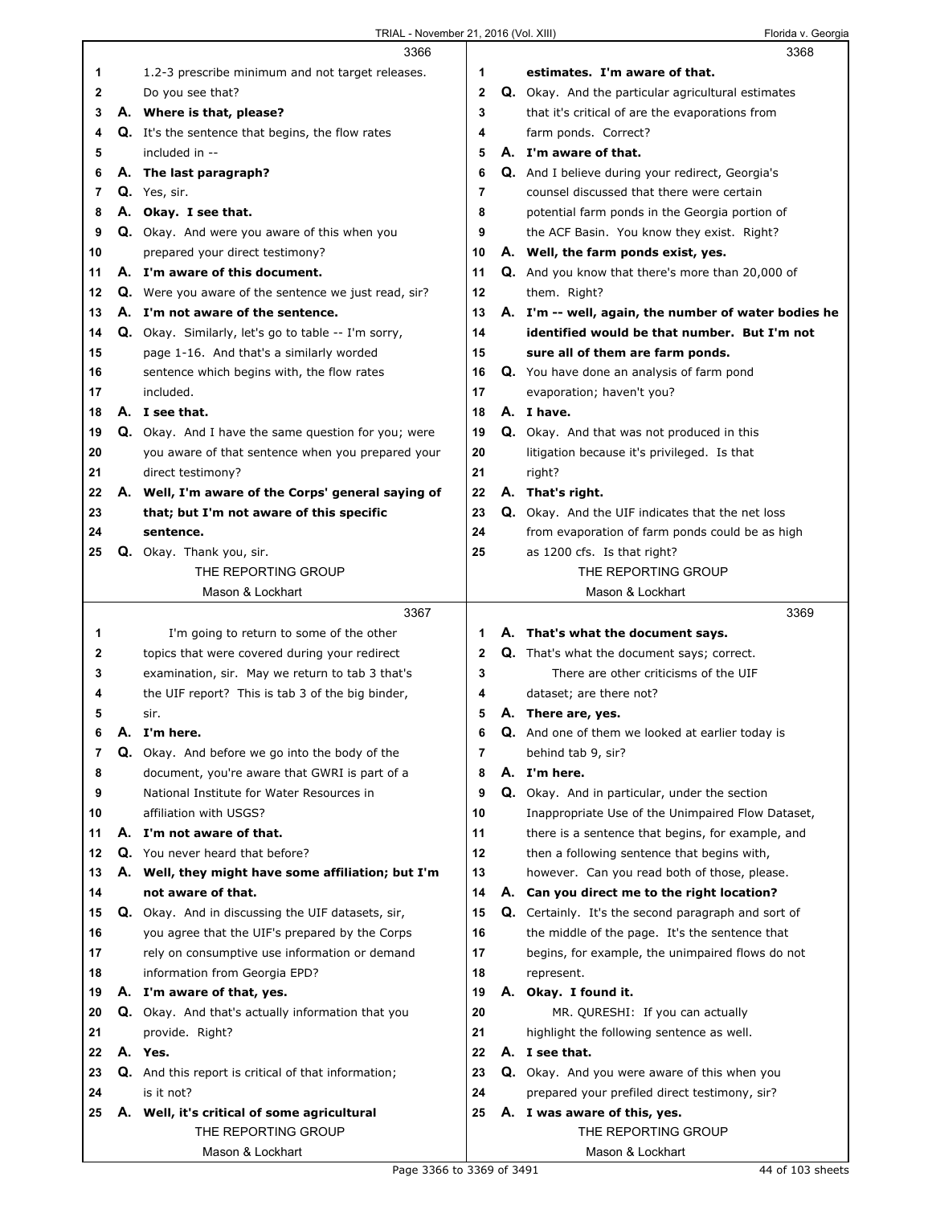**3366**

1 1.2-3 prescribe minimum and not target releases.
2 Do you see that?
3 **A. Where is that, please?**
4 Q. It's the sentence that begins, the flow rates
5 included in --
6 **A. The last paragraph?**
7 Q. Yes, sir.
8 **A. Okay. I see that.**
9 Q. Okay. And were you aware of this when you
10 prepared your direct testimony?
11 **A. I'm aware of this document.**
12 Q. Were you aware of the sentence we just read, sir?
13 **A. I'm not aware of the sentence.**
14 Q. Okay. Similarly, let's go to table -- I'm sorry,
15 page 1-16. And that's a similarly worded
16 sentence which begins with, the flow rates
17 included.
18 **A. I see that.**
19 Q. Okay. And I have the same question for you; were
20 you aware of that sentence when you prepared your
21 direct testimony?
22 **A. Well, I'm aware of the Corps' general saying of**
23 **that; but I'm not aware of this specific**
24 **sentence.**
25 Q. Okay. Thank you, sir.

**3367**

1 I'm going to return to some of the other
2 topics that were covered during your redirect
3 examination, sir. May we return to tab 3 that's
4 the UIF report? This is tab 3 of the big binder,
5 sir.
6 **A. I'm here.**
7 Q. Okay. And before we go into the body of the
8 document, you're aware that GWRI is part of a
9 National Institute for Water Resources in
10 affiliation with USGS?
11 **A. I'm not aware of that.**
12 Q. You never heard that before?
13 **A. Well, they might have some affiliation; but I'm**
14 **not aware of that.**
15 Q. Okay. And in discussing the UIF datasets, sir,
16 you agree that the UIF's prepared by the Corps
17 rely on consumptive use information or demand
18 information from Georgia EPD?
19 **A. I'm aware of that, yes.**
20 Q. Okay. And that's actually information that you
21 provide. Right?
22 **A. Yes.**
23 Q. And this report is critical of that information;
24 is it not?
25 **A. Well, it's critical of some agricultural**

**3368**

1 **estimates. I'm aware of that.**
2 Q. Okay. And the particular agricultural estimates
3 that it's critical of are the evaporations from
4 farm ponds. Correct?
5 **A. I'm aware of that.**
6 Q. And I believe during your redirect, Georgia's
7 counsel discussed that there were certain
8 potential farm ponds in the Georgia portion of
9 the ACF Basin. You know they exist. Right?
10 **A. Well, the farm ponds exist, yes.**
11 Q. And you know that there's more than 20,000 of
12 them. Right?
13 **A. I'm -- well, again, the number of water bodies he**
14 **identified would be that number. But I'm not**
15 **sure all of them are farm ponds.**
16 Q. You have done an analysis of farm pond
17 evaporation; haven't you?
18 **A. I have.**
19 Q. Okay. And that was not produced in this
20 litigation because it's privileged. Is that
21 right?
22 **A. That's right.**
23 Q. Okay. And the UIF indicates that the net loss
24 from evaporation of farm ponds could be as high
25 as 1200 cfs. Is that right?

**3369**

1 **A. That's what the document says.**
2 Q. That's what the document says; correct.
3 There are other criticisms of the UIF
4 dataset; are there not?
5 **A. There are, yes.**
6 Q. And one of them we looked at earlier today is
7 behind tab 9, sir?
8 **A. I'm here.**
9 Q. Okay. And in particular, under the section
10 Inappropriate Use of the Unimpaired Flow Dataset,
11 there is a sentence that begins, for example, and
12 then a following sentence that begins with,
13 however. Can you read both of those, please.
14 **A. Can you direct me to the right location?**
15 Q. Certainly. It's the second paragraph and sort of
16 the middle of the page. It's the sentence that
17 begins, for example, the unimpaired flows do not
18 represent.
19 **A. Okay. I found it.**
20 MR. QURESHI: If you can actually
21 highlight the following sentence as well.
22 **A. I see that.**
23 Q. Okay. And you were aware of this when you
24 prepared your prefiled direct testimony, sir?
25 **A. I was aware of this, yes.**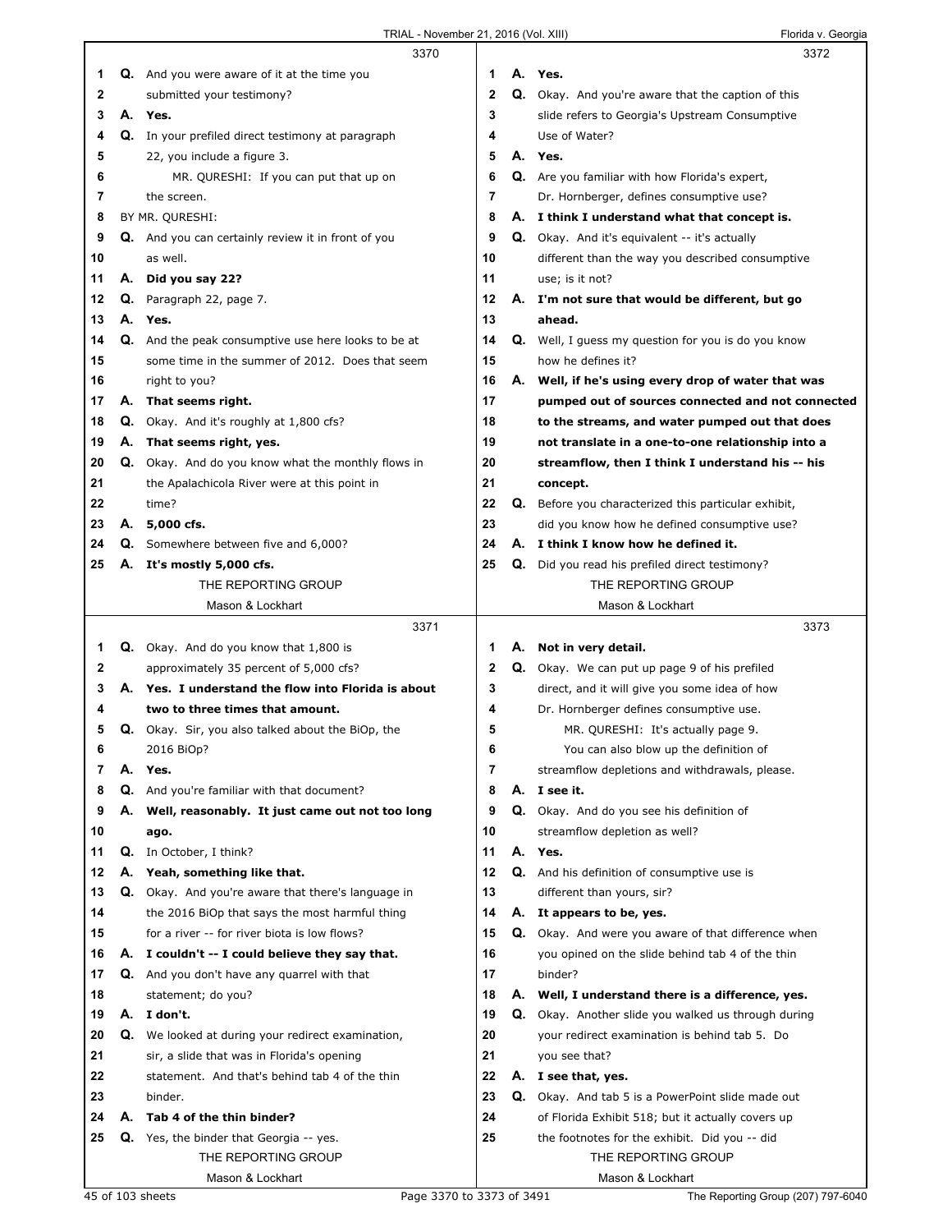3370

1 **Q.** And you were aware of it at the time you
2 submitted your testimony?
3 **A. Yes.**
4 **Q.** In your prefiled direct testimony at paragraph
5 22, you include a figure 3.
6 MR. QURESHI: If you can put that up on
7 the screen.
8 BY MR. QURESHI:
9 **Q.** And you can certainly review it in front of you
10 as well.
11 **A. Did you say 22?**
12 **Q.** Paragraph 22, page 7.
13 **A. Yes.**
14 **Q.** And the peak consumptive use here looks to be at
15 some time in the summer of 2012. Does that seem
16 right to you?
17 **A. That seems right.**
18 **Q.** Okay. And it's roughly at 1,800 cfs?
19 **A. That seems right, yes.**
20 **Q.** Okay. And do you know what the monthly flows in
21 the Apalachicola River were at this point in
22 time?
23 **A. 5,000 cfs.**
24 **Q.** Somewhere between five and 6,000?
25 **A. It's mostly 5,000 cfs.**

3371

1 **Q.** Okay. And do you know that 1,800 is
2 approximately 35 percent of 5,000 cfs?
3 **A. Yes. I understand the flow into Florida is about**
4 **two to three times that amount.**
5 **Q.** Okay. Sir, you also talked about the BiOp, the
6 2016 BiOp?
7 **A. Yes.**
8 **Q.** And you're familiar with that document?
9 **A. Well, reasonably. It just came out not too long**
10 **ago.**
11 **Q.** In October, I think?
12 **A. Yeah, something like that.**
13 **Q.** Okay. And you're aware that there's language in
14 the 2016 BiOp that says the most harmful thing
15 for a river -- for river biota is low flows?
16 **A. I couldn't -- I could believe they say that.**
17 **Q.** And you don't have any quarrel with that
18 statement; do you?
19 **A. I don't.**
20 **Q.** We looked at during your redirect examination,
21 sir, a slide that was in Florida's opening
22 statement. And that's behind tab 4 of the thin
23 binder.
24 **A. Tab 4 of the thin binder?**
25 **Q.** Yes, the binder that Georgia -- yes.

3372

1 **A. Yes.**
2 **Q.** Okay. And you're aware that the caption of this
3 slide refers to Georgia's Upstream Consumptive
4 Use of Water?
5 **A. Yes.**
6 **Q.** Are you familiar with how Florida's expert,
7 Dr. Hornberger, defines consumptive use?
8 **A. I think I understand what that concept is.**
9 **Q.** Okay. And it's equivalent -- it's actually
10 different than the way you described consumptive
11 use; is it not?
12 **A. I'm not sure that would be different, but go**
13 **ahead.**
14 **Q.** Well, I guess my question for you is do you know
15 how he defines it?
16 **A. Well, if he's using every drop of water that was**
17 **pumped out of sources connected and not connected**
18 **to the streams, and water pumped out that does**
19 **not translate in a one-to-one relationship into a**
20 **streamflow, then I think I understand his -- his**
21 **concept.**
22 **Q.** Before you characterized this particular exhibit,
23 did you know how he defined consumptive use?
24 **A. I think I know how he defined it.**
25 **Q.** Did you read his prefiled direct testimony?

3373

1 **A. Not in very detail.**
2 **Q.** Okay. We can put up page 9 of his prefiled
3 direct, and it will give you some idea of how
4 Dr. Hornberger defines consumptive use.
5 MR. QURESHI: It's actually page 9.
6 You can also blow up the definition of
7 streamflow depletions and withdrawals, please.
8 **A. I see it.**
9 **Q.** Okay. And do you see his definition of
10 streamflow depletion as well?
11 **A. Yes.**
12 **Q.** And his definition of consumptive use is
13 different than yours, sir?
14 **A. It appears to be, yes.**
15 **Q.** Okay. And were you aware of that difference when
16 you opined on the slide behind tab 4 of the thin
17 binder?
18 **A. Well, I understand there is a difference, yes.**
19 **Q.** Okay. Another slide you walked us through during
20 your redirect examination is behind tab 5. Do
21 you see that?
22 **A. I see that, yes.**
23 **Q.** Okay. And tab 5 is a PowerPoint slide made out
24 of Florida Exhibit 518; but it actually covers up
25 the footnotes for the exhibit. Did you -- did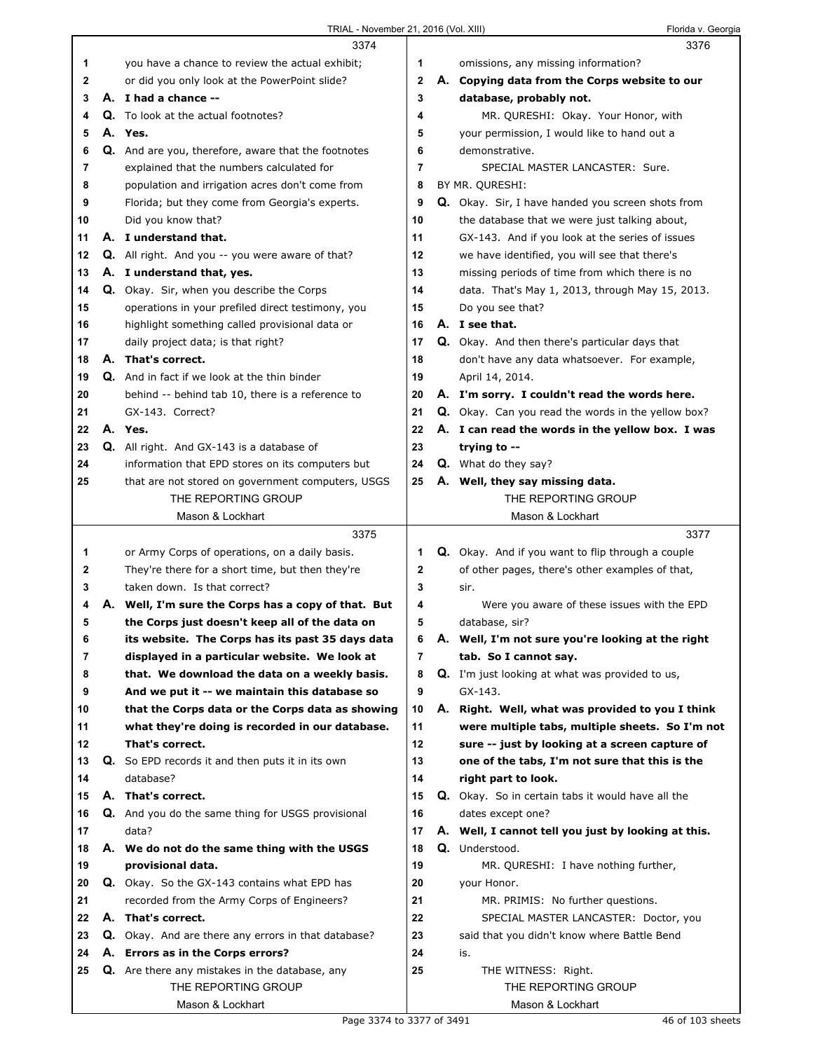**3374**

1 you have a chance to review the actual exhibit;
2 or did you only look at the PowerPoint slide?
3 A. **I had a chance --**
4 Q. To look at the actual footnotes?
5 A. **Yes.**
6 Q. And are you, therefore, aware that the footnotes
7 explained that the numbers calculated for
8 population and irrigation acres don't come from
9 Florida; but they come from Georgia's experts.
10 Did you know that?
11 A. **I understand that.**
12 Q. All right. And you -- you were aware of that?
13 A. **I understand that, yes.**
14 Q. Okay. Sir, when you describe the Corps
15 operations in your prefiled direct testimony, you
16 highlight something called provisional data or
17 daily project data; is that right?
18 A. **That's correct.**
19 Q. And in fact if we look at the thin binder
20 behind -- behind tab 10, there is a reference to
21 GX-143. Correct?
22 A. **Yes.**
23 Q. All right. And GX-143 is a database of
24 information that EPD stores on its computers but
25 that are not stored on government computers, USGS

**3375**

1 or Army Corps of operations, on a daily basis.
2 They're there for a short time, but then they're
3 taken down. Is that correct?
4 A. **Well, I'm sure the Corps has a copy of that. But**
5 **the Corps just doesn't keep all of the data on**
6 **its website. The Corps has its past 35 days data**
7 **displayed in a particular website. We look at**
8 **that. We download the data on a weekly basis.**
9 **And we put it -- we maintain this database so**
10 **that the Corps data or the Corps data as showing**
11 **what they're doing is recorded in our database.**
12 **That's correct.**
13 Q. So EPD records it and then puts it in its own
14 database?
15 A. **That's correct.**
16 Q. And you do the same thing for USGS provisional
17 data?
18 A. **We do not do the same thing with the USGS**
19 **provisional data.**
20 Q. Okay. So the GX-143 contains what EPD has
21 recorded from the Army Corps of Engineers?
22 A. **That's correct.**
23 Q. Okay. And are there any errors in that database?
24 A. **Errors as in the Corps errors?**
25 Q. Are there any mistakes in the database, any

**3376**

1 omissions, any missing information?
2 A. **Copying data from the Corps website to our**
3 **database, probably not.**
4 MR. QURESHI: Okay. Your Honor, with
5 your permission, I would like to hand out a
6 demonstrative.
7 SPECIAL MASTER LANCASTER: Sure.
8 BY MR. QURESHI:
9 Q. Okay. Sir, I have handed you screen shots from
10 the database that we were just talking about,
11 GX-143. And if you look at the series of issues
12 we have identified, you will see that there's
13 missing periods of time from which there is no
14 data. That's May 1, 2013, through May 15, 2013.
15 Do you see that?
16 A. **I see that.**
17 Q. Okay. And then there's particular days that
18 don't have any data whatsoever. For example,
19 April 14, 2014.
20 A. **I'm sorry. I couldn't read the words here.**
21 Q. Okay. Can you read the words in the yellow box?
22 A. **I can read the words in the yellow box. I was**
23 **trying to --**
24 Q. What do they say?
25 A. **Well, they say missing data.**

**3377**

1 Q. Okay. And if you want to flip through a couple
2 of other pages, there's other examples of that,
3 sir.
4 Were you aware of these issues with the EPD
5 database, sir?
6 A. **Well, I'm not sure you're looking at the right**
7 **tab. So I cannot say.**
8 Q. I'm just looking at what was provided to us,
9 GX-143.
10 A. **Right. Well, what was provided to you I think**
11 **were multiple tabs, multiple sheets. So I'm not**
12 **sure -- just by looking at a screen capture of**
13 **one of the tabs, I'm not sure that this is the**
14 **right part to look.**
15 Q. Okay. So in certain tabs it would have all the
16 dates except one?
17 A. **Well, I cannot tell you just by looking at this.**
18 Q. Understood.
19 MR. QURESHI: I have nothing further,
20 your Honor.
21 MR. PRIMIS: No further questions.
22 SPECIAL MASTER LANCASTER: Doctor, you
23 said that you didn't know where Battle Bend
24 is.
25 THE WITNESS: Right.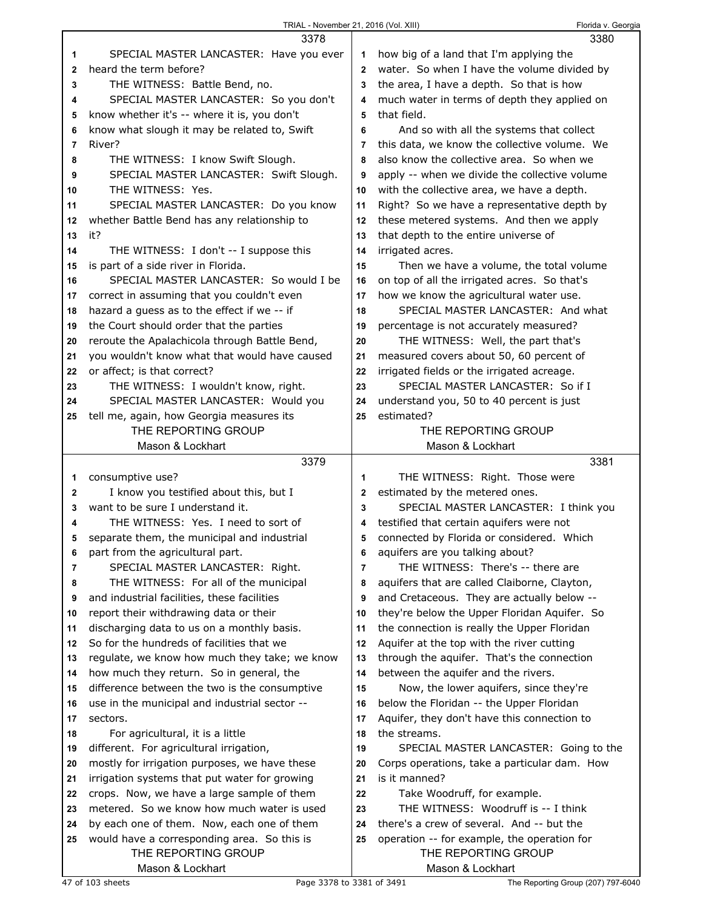SPECIAL MASTER LANCASTER: Have you ever heard the term before?

THE WITNESS: Battle Bend, no.

SPECIAL MASTER LANCASTER: So you don't know whether it's -- where it is, you don't know what slough it may be related to, Swift River?

THE WITNESS: I know Swift Slough.

SPECIAL MASTER LANCASTER: Swift Slough.

THE WITNESS: Yes.

SPECIAL MASTER LANCASTER: Do you know whether Battle Bend has any relationship to it?

THE WITNESS: I don't -- I suppose this is part of a side river in Florida.

SPECIAL MASTER LANCASTER: So would I be correct in assuming that you couldn't even hazard a guess as to the effect if we -- if the Court should order that the parties reroute the Apalachicola through Battle Bend, you wouldn't know what that would have caused or affect; is that correct?

THE WITNESS: I wouldn't know, right.

SPECIAL MASTER LANCASTER: Would you tell me, again, how Georgia measures its consumptive use?

I know you testified about this, but I want to be sure I understand it.

THE WITNESS: Yes. I need to sort of separate them, the municipal and industrial part from the agricultural part.

SPECIAL MASTER LANCASTER: Right.

THE WITNESS: For all of the municipal and industrial facilities, these facilities report their withdrawing data or their discharging data to us on a monthly basis. So for the hundreds of facilities that we regulate, we know how much they take; we know how much they return. So in general, the difference between the two is the consumptive use in the municipal and industrial sector -- sectors.

For agricultural, it is a little different. For agricultural irrigation, mostly for irrigation purposes, we have these irrigation systems that put water for growing crops. Now, we have a large sample of them metered. So we know how much water is used by each one of them. Now, each one of them would have a corresponding area. So this is how big of a land that I'm applying the water. So when I have the volume divided by the area, I have a depth. So that is how much water in terms of depth they applied on that field.

And so with all the systems that collect this data, we know the collective volume. We also know the collective area. So when we apply -- when we divide the collective volume with the collective area, we have a depth. Right? So we have a representative depth by these metered systems. And then we apply that depth to the entire universe of irrigated acres.

Then we have a volume, the total volume on top of all the irrigated acres. So that's how we know the agricultural water use.

SPECIAL MASTER LANCASTER: And what percentage is not accurately measured?

THE WITNESS: Well, the part that's measured covers about 50, 60 percent of irrigated fields or the irrigated acreage.

SPECIAL MASTER LANCASTER: So if I understand you, 50 to 40 percent is just estimated?

THE WITNESS: Right. Those were estimated by the metered ones.

SPECIAL MASTER LANCASTER: I think you testified that certain aquifers were not connected by Florida or considered. Which aquifers are you talking about?

THE WITNESS: There's -- there are aquifers that are called Claiborne, Clayton, and Cretaceous. They are actually below -- they're below the Upper Floridan Aquifer. So the connection is really the Upper Floridan Aquifer at the top with the river cutting through the aquifer. That's the connection between the aquifer and the rivers.

Now, the lower aquifers, since they're below the Floridan -- the Upper Floridan Aquifer, they don't have this connection to the streams.

SPECIAL MASTER LANCASTER: Going to the Corps operations, take a particular dam. How is it manned?

Take Woodruff, for example.

THE WITNESS: Woodruff is -- I think there's a crew of several. And -- but the operation -- for example, the operation for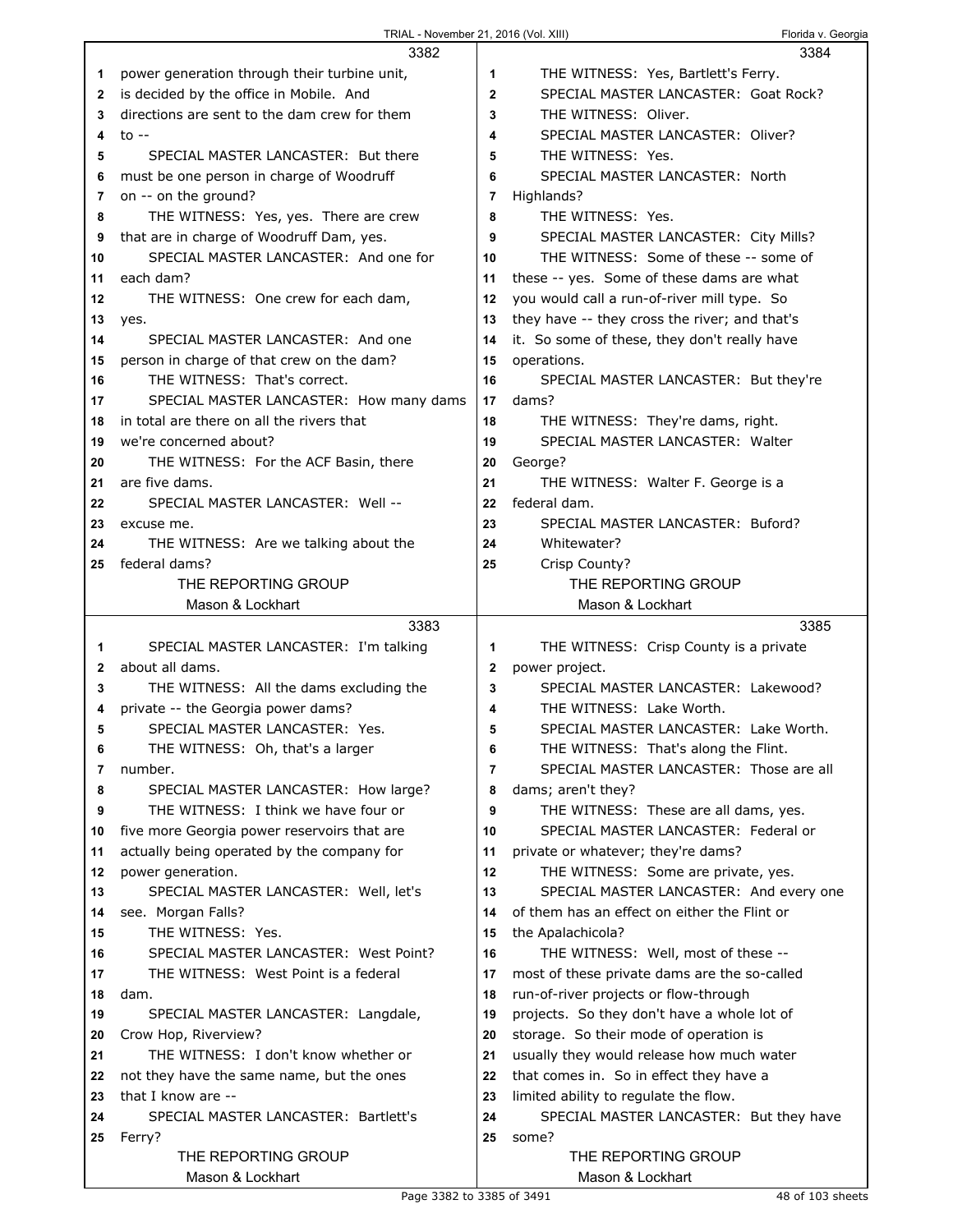**3382**

1 power generation through their turbine unit,
2 is decided by the office in Mobile. And
3 directions are sent to the dam crew for them
4 to --
5 SPECIAL MASTER LANCASTER: But there
6 must be one person in charge of Woodruff
7 on -- on the ground?
8 THE WITNESS: Yes, yes. There are crew
9 that are in charge of Woodruff Dam, yes.
10 SPECIAL MASTER LANCASTER: And one for
11 each dam?
12 THE WITNESS: One crew for each dam,
13 yes.
14 SPECIAL MASTER LANCASTER: And one
15 person in charge of that crew on the dam?
16 THE WITNESS: That's correct.
17 SPECIAL MASTER LANCASTER: How many dams
18 in total are there on all the rivers that
19 we're concerned about?
20 THE WITNESS: For the ACF Basin, there
21 are five dams.
22 SPECIAL MASTER LANCASTER: Well --
23 excuse me.
24 THE WITNESS: Are we talking about the
25 federal dams?

**3383**

1 SPECIAL MASTER LANCASTER: I'm talking
2 about all dams.
3 THE WITNESS: All the dams excluding the
4 private -- the Georgia power dams?
5 SPECIAL MASTER LANCASTER: Yes.
6 THE WITNESS: Oh, that's a larger
7 number.
8 SPECIAL MASTER LANCASTER: How large?
9 THE WITNESS: I think we have four or
10 five more Georgia power reservoirs that are
11 actually being operated by the company for
12 power generation.
13 SPECIAL MASTER LANCASTER: Well, let's
14 see. Morgan Falls?
15 THE WITNESS: Yes.
16 SPECIAL MASTER LANCASTER: West Point?
17 THE WITNESS: West Point is a federal
18 dam.
19 SPECIAL MASTER LANCASTER: Langdale,
20 Crow Hop, Riverview?
21 THE WITNESS: I don't know whether or
22 not they have the same name, but the ones
23 that I know are --
24 SPECIAL MASTER LANCASTER: Bartlett's
25 Ferry?

**3384**

1 THE WITNESS: Yes, Bartlett's Ferry.
2 SPECIAL MASTER LANCASTER: Goat Rock?
3 THE WITNESS: Oliver.
4 SPECIAL MASTER LANCASTER: Oliver?
5 THE WITNESS: Yes.
6 SPECIAL MASTER LANCASTER: North
7 Highlands?
8 THE WITNESS: Yes.
9 SPECIAL MASTER LANCASTER: City Mills?
10 THE WITNESS: Some of these -- some of
11 these -- yes. Some of these dams are what
12 you would call a run-of-river mill type. So
13 they have -- they cross the river; and that's
14 it. So some of these, they don't really have
15 operations.
16 SPECIAL MASTER LANCASTER: But they're
17 dams?
18 THE WITNESS: They're dams, right.
19 SPECIAL MASTER LANCASTER: Walter
20 George?
21 THE WITNESS: Walter F. George is a
22 federal dam.
23 SPECIAL MASTER LANCASTER: Buford?
24 Whitewater?
25 Crisp County?

**3385**

1 THE WITNESS: Crisp County is a private
2 power project.
3 SPECIAL MASTER LANCASTER: Lakewood?
4 THE WITNESS: Lake Worth.
5 SPECIAL MASTER LANCASTER: Lake Worth.
6 THE WITNESS: That's along the Flint.
7 SPECIAL MASTER LANCASTER: Those are all
8 dams; aren't they?
9 THE WITNESS: These are all dams, yes.
10 SPECIAL MASTER LANCASTER: Federal or
11 private or whatever; they're dams?
12 THE WITNESS: Some are private, yes.
13 SPECIAL MASTER LANCASTER: And every one
14 of them has an effect on either the Flint or
15 the Apalachicola?
16 THE WITNESS: Well, most of these --
17 most of these private dams are the so-called
18 run-of-river projects or flow-through
19 projects. So they don't have a whole lot of
20 storage. So their mode of operation is
21 usually they would release how much water
22 that comes in. So in effect they have a
23 limited ability to regulate the flow.
24 SPECIAL MASTER LANCASTER: But they have
25 some?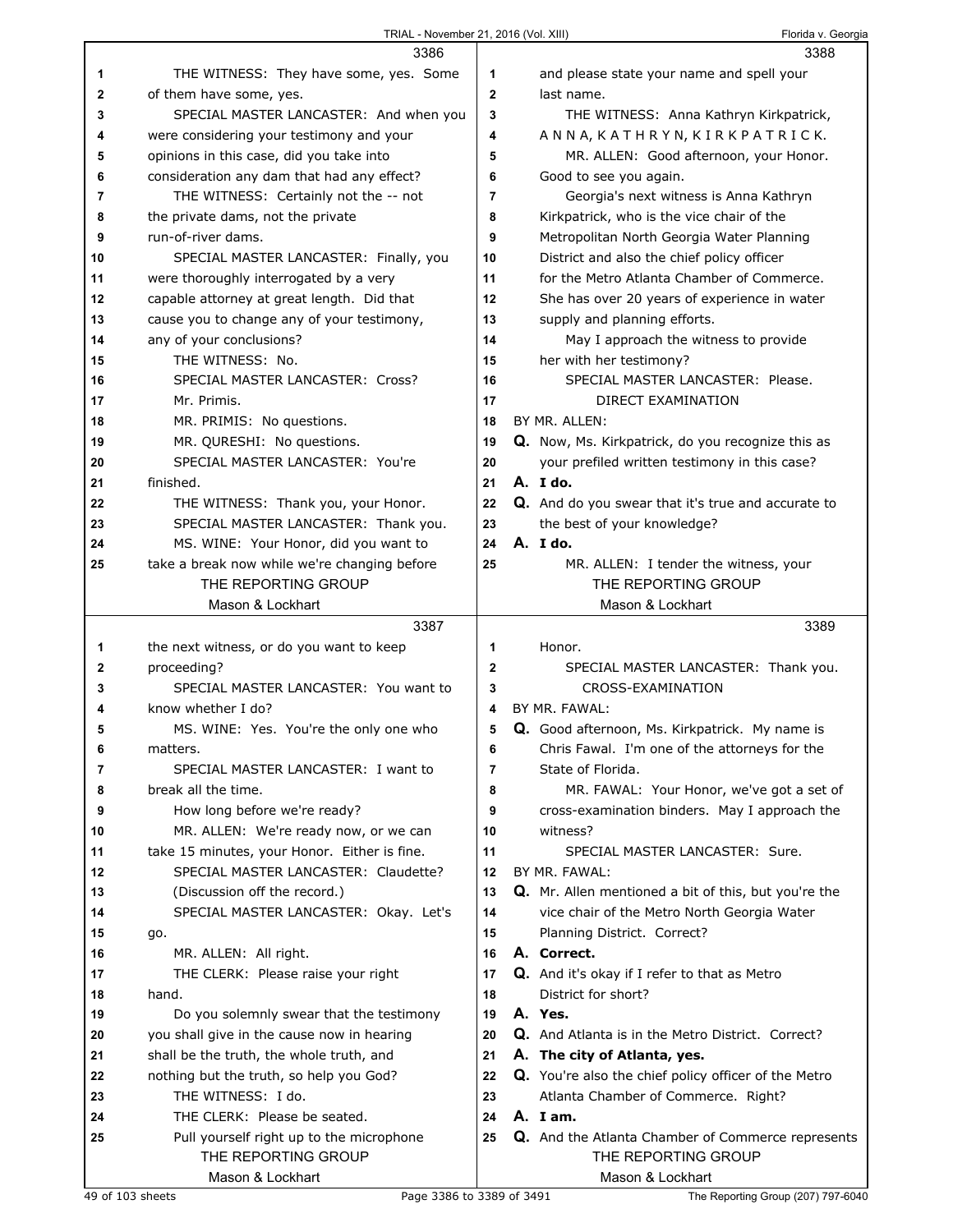**3386**

1 THE WITNESS: They have some, yes. Some
2 of them have some, yes.
3 SPECIAL MASTER LANCASTER: And when you
4 were considering your testimony and your
5 opinions in this case, did you take into
6 consideration any dam that had any effect?
7 THE WITNESS: Certainly not the -- not
8 the private dams, not the private
9 run-of-river dams.
10 SPECIAL MASTER LANCASTER: Finally, you
11 were thoroughly interrogated by a very
12 capable attorney at great length. Did that
13 cause you to change any of your testimony,
14 any of your conclusions?
15 THE WITNESS: No.
16 SPECIAL MASTER LANCASTER: Cross?
17 Mr. Primis.
18 MR. PRIMIS: No questions.
19 MR. QURESHI: No questions.
20 SPECIAL MASTER LANCASTER: You're
21 finished.
22 THE WITNESS: Thank you, your Honor.
23 SPECIAL MASTER LANCASTER: Thank you.
24 MS. WINE: Your Honor, did you want to
25 take a break now while we're changing before

**3387**

1 the next witness, or do you want to keep
2 proceeding?
3 SPECIAL MASTER LANCASTER: You want to
4 know whether I do?
5 MS. WINE: Yes. You're the only one who
6 matters.
7 SPECIAL MASTER LANCASTER: I want to
8 break all the time.
9 How long before we're ready?
10 MR. ALLEN: We're ready now, or we can
11 take 15 minutes, your Honor. Either is fine.
12 SPECIAL MASTER LANCASTER: Claudette?
13 (Discussion off the record.)
14 SPECIAL MASTER LANCASTER: Okay. Let's
15 go.
16 MR. ALLEN: All right.
17 THE CLERK: Please raise your right
18 hand.
19 Do you solemnly swear that the testimony
20 you shall give in the cause now in hearing
21 shall be the truth, the whole truth, and
22 nothing but the truth, so help you God?
23 THE WITNESS: I do.
24 THE CLERK: Please be seated.
25 Pull yourself right up to the microphone

**3388**

1 and please state your name and spell your
2 last name.
3 THE WITNESS: Anna Kathryn Kirkpatrick,
4 A N N A, K A T H R Y N, K I R K P A T R I C K.
5 MR. ALLEN: Good afternoon, your Honor.
6 Good to see you again.
7 Georgia's next witness is Anna Kathryn
8 Kirkpatrick, who is the vice chair of the
9 Metropolitan North Georgia Water Planning
10 District and also the chief policy officer
11 for the Metro Atlanta Chamber of Commerce.
12 She has over 20 years of experience in water
13 supply and planning efforts.
14 May I approach the witness to provide
15 her with her testimony?
16 SPECIAL MASTER LANCASTER: Please.
17 DIRECT EXAMINATION
18 BY MR. ALLEN:
19 **Q.** Now, Ms. Kirkpatrick, do you recognize this as
20 your prefiled written testimony in this case?
21 **A. I do.**
22 **Q.** And do you swear that it's true and accurate to
23 the best of your knowledge?
24 **A. I do.**
25 MR. ALLEN: I tender the witness, your

**3389**

1 Honor.
2 SPECIAL MASTER LANCASTER: Thank you.
3 CROSS-EXAMINATION
4 BY MR. FAWAL:
5 **Q.** Good afternoon, Ms. Kirkpatrick. My name is
6 Chris Fawal. I'm one of the attorneys for the
7 State of Florida.
8 MR. FAWAL: Your Honor, we've got a set of
9 cross-examination binders. May I approach the
10 witness?
11 SPECIAL MASTER LANCASTER: Sure.
12 BY MR. FAWAL:
13 **Q.** Mr. Allen mentioned a bit of this, but you're the
14 vice chair of the Metro North Georgia Water
15 Planning District. Correct?
16 **A. Correct.**
17 **Q.** And it's okay if I refer to that as Metro
18 District for short?
19 **A. Yes.**
20 **Q.** And Atlanta is in the Metro District. Correct?
21 **A. The city of Atlanta, yes.**
22 **Q.** You're also the chief policy officer of the Metro
23 Atlanta Chamber of Commerce. Right?
24 **A. I am.**
25 **Q.** And the Atlanta Chamber of Commerce represents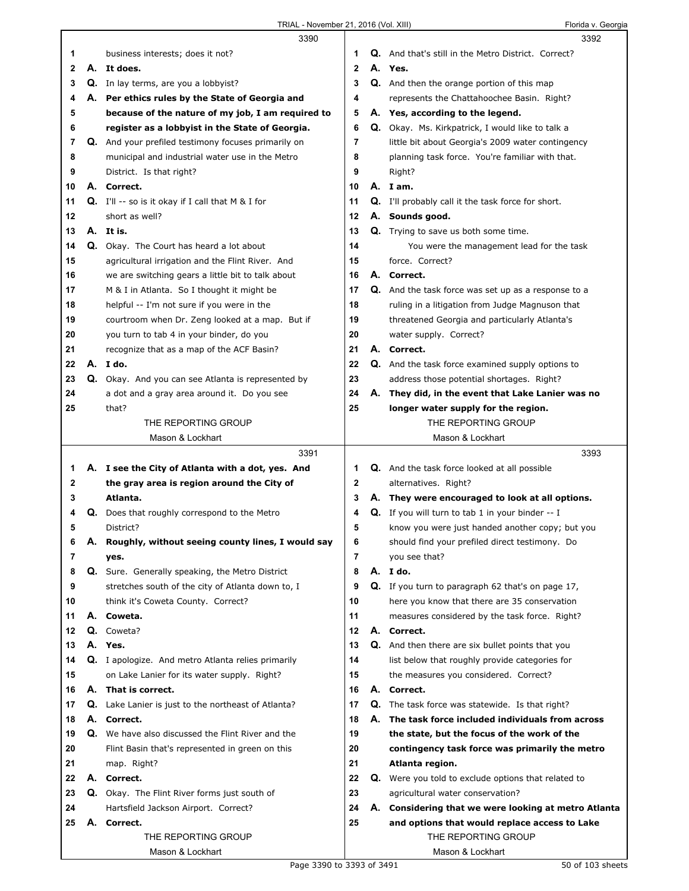3390

1 business interests; does it not?
2 **A. It does.**
3 **Q.** In lay terms, are you a lobbyist?
4 **A. Per ethics rules by the State of Georgia and**
5 **because of the nature of my job, I am required to**
6 **register as a lobbyist in the State of Georgia.**
7 **Q.** And your prefiled testimony focuses primarily on
8 municipal and industrial water use in the Metro
9 District. Is that right?
10 **A. Correct.**
11 **Q.** I'll -- so is it okay if I call that M & I for
12 short as well?
13 **A. It is.**
14 **Q.** Okay. The Court has heard a lot about
15 agricultural irrigation and the Flint River. And
16 we are switching gears a little bit to talk about
17 M & I in Atlanta. So I thought it might be
18 helpful -- I'm not sure if you were in the
19 courtroom when Dr. Zeng looked at a map. But if
20 you turn to tab 4 in your binder, do you
21 recognize that as a map of the ACF Basin?
22 **A. I do.**
23 **Q.** Okay. And you can see Atlanta is represented by
24 a dot and a gray area around it. Do you see
25 that?

3391

1 **A. I see the City of Atlanta with a dot, yes. And**
2 **the gray area is region around the City of**
3 **Atlanta.**
4 **Q.** Does that roughly correspond to the Metro
5 District?
6 **A. Roughly, without seeing county lines, I would say**
7 **yes.**
8 **Q.** Sure. Generally speaking, the Metro District
9 stretches south of the city of Atlanta down to, I
10 think it's Coweta County. Correct?
11 **A. Coweta.**
12 **Q.** Coweta?
13 **A. Yes.**
14 **Q.** I apologize. And metro Atlanta relies primarily
15 on Lake Lanier for its water supply. Right?
16 **A. That is correct.**
17 **Q.** Lake Lanier is just to the northeast of Atlanta?
18 **A. Correct.**
19 **Q.** We have also discussed the Flint River and the
20 Flint Basin that's represented in green on this
21 map. Right?
22 **A. Correct.**
23 **Q.** Okay. The Flint River forms just south of
24 Hartsfield Jackson Airport. Correct?
25 **A. Correct.**

3392

1 **Q.** And that's still in the Metro District. Correct?
2 **A. Yes.**
3 **Q.** And then the orange portion of this map
4 represents the Chattahoochee Basin. Right?
5 **A. Yes, according to the legend.**
6 **Q.** Okay. Ms. Kirkpatrick, I would like to talk a
7 little bit about Georgia's 2009 water contingency
8 planning task force. You're familiar with that.
9 Right?
10 **A. I am.**
11 **Q.** I'll probably call it the task force for short.
12 **A. Sounds good.**
13 **Q.** Trying to save us both some time.
14 You were the management lead for the task
15 force. Correct?
16 **A. Correct.**
17 **Q.** And the task force was set up as a response to a
18 ruling in a litigation from Judge Magnuson that
19 threatened Georgia and particularly Atlanta's
20 water supply. Correct?
21 **A. Correct.**
22 **Q.** And the task force examined supply options to
23 address those potential shortages. Right?
24 **A. They did, in the event that Lake Lanier was no**
25 **longer water supply for the region.**

3393

1 **Q.** And the task force looked at all possible
2 alternatives. Right?
3 **A. They were encouraged to look at all options.**
4 **Q.** If you will turn to tab 1 in your binder -- I
5 know you were just handed another copy; but you
6 should find your prefiled direct testimony. Do
7 you see that?
8 **A. I do.**
9 **Q.** If you turn to paragraph 62 that's on page 17,
10 here you know that there are 35 conservation
11 measures considered by the task force. Right?
12 **A. Correct.**
13 **Q.** And then there are six bullet points that you
14 list below that roughly provide categories for
15 the measures you considered. Correct?
16 **A. Correct.**
17 **Q.** The task force was statewide. Is that right?
18 **A. The task force included individuals from across**
19 **the state, but the focus of the work of the**
20 **contingency task force was primarily the metro**
21 **Atlanta region.**
22 **Q.** Were you told to exclude options that related to
23 agricultural water conservation?
24 **A. Considering that we were looking at metro Atlanta**
25 **and options that would replace access to Lake**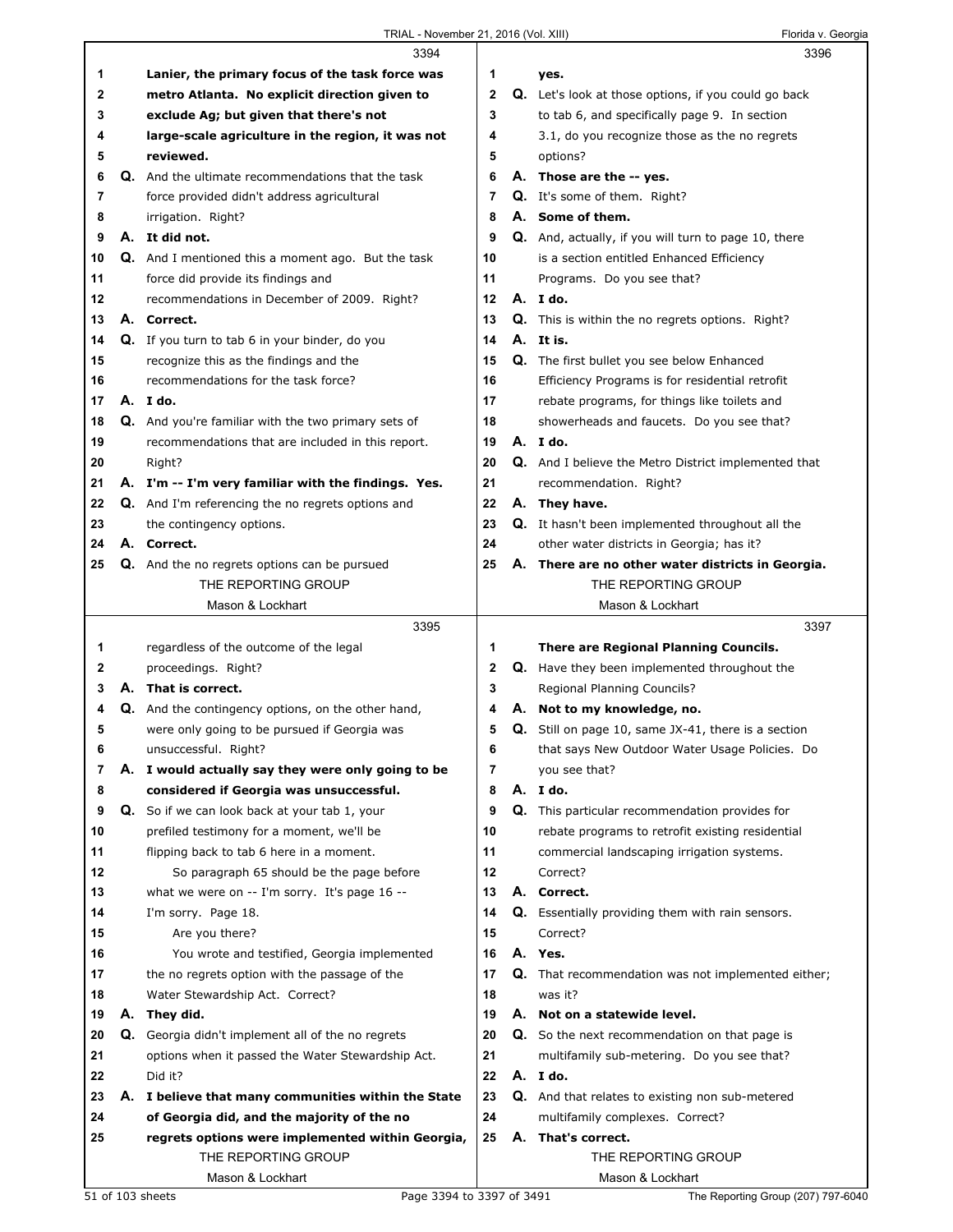**Page 3394**

1 **Lanier, the primary focus of the task force was**
2 **metro Atlanta. No explicit direction given to**
3 **exclude Ag; but given that there's not**
4 **large-scale agriculture in the region, it was not**
5 **reviewed.**
6 Q. And the ultimate recommendations that the task
7 force provided didn't address agricultural
8 irrigation. Right?
9 A. **It did not.**
10 Q. And I mentioned this a moment ago. But the task
11 force did provide its findings and
12 recommendations in December of 2009. Right?
13 A. **Correct.**
14 Q. If you turn to tab 6 in your binder, do you
15 recognize this as the findings and the
16 recommendations for the task force?
17 A. **I do.**
18 Q. And you're familiar with the two primary sets of
19 recommendations that are included in this report.
20 Right?
21 A. **I'm -- I'm very familiar with the findings. Yes.**
22 Q. And I'm referencing the no regrets options and
23 the contingency options.
24 A. **Correct.**
25 Q. And the no regrets options can be pursued

**Page 3395**

1 regardless of the outcome of the legal
2 proceedings. Right?
3 A. **That is correct.**
4 Q. And the contingency options, on the other hand,
5 were only going to be pursued if Georgia was
6 unsuccessful. Right?
7 A. **I would actually say they were only going to be**
8 **considered if Georgia was unsuccessful.**
9 Q. So if we can look back at your tab 1, your
10 prefiled testimony for a moment, we'll be
11 flipping back to tab 6 here in a moment.
12 So paragraph 65 should be the page before
13 what we were on -- I'm sorry. It's page 16 --
14 I'm sorry. Page 18.
15 Are you there?
16 You wrote and testified, Georgia implemented
17 the no regrets option with the passage of the
18 Water Stewardship Act. Correct?
19 A. **They did.**
20 Q. Georgia didn't implement all of the no regrets
21 options when it passed the Water Stewardship Act.
22 Did it?
23 A. **I believe that many communities within the State**
24 **of Georgia did, and the majority of the no**
25 **regrets options were implemented within Georgia,**

**Page 3396**

1 **yes.**
2 Q. Let's look at those options, if you could go back
3 to tab 6, and specifically page 9. In section
4 3.1, do you recognize those as the no regrets
5 options?
6 A. **Those are the -- yes.**
7 Q. It's some of them. Right?
8 A. **Some of them.**
9 Q. And, actually, if you will turn to page 10, there
10 is a section entitled Enhanced Efficiency
11 Programs. Do you see that?
12 A. **I do.**
13 Q. This is within the no regrets options. Right?
14 A. **It is.**
15 Q. The first bullet you see below Enhanced
16 Efficiency Programs is for residential retrofit
17 rebate programs, for things like toilets and
18 showerheads and faucets. Do you see that?
19 A. **I do.**
20 Q. And I believe the Metro District implemented that
21 recommendation. Right?
22 A. **They have.**
23 Q. It hasn't been implemented throughout all the
24 other water districts in Georgia; has it?
25 A. **There are no other water districts in Georgia.**

**Page 3397**

1 **There are Regional Planning Councils.**
2 Q. Have they been implemented throughout the
3 Regional Planning Councils?
4 A. **Not to my knowledge, no.**
5 Q. Still on page 10, same JX-41, there is a section
6 that says New Outdoor Water Usage Policies. Do
7 you see that?
8 A. **I do.**
9 Q. This particular recommendation provides for
10 rebate programs to retrofit existing residential
11 commercial landscaping irrigation systems.
12 Correct?
13 A. **Correct.**
14 Q. Essentially providing them with rain sensors.
15 Correct?
16 A. **Yes.**
17 Q. That recommendation was not implemented either;
18 was it?
19 A. **Not on a statewide level.**
20 Q. So the next recommendation on that page is
21 multifamily sub-metering. Do you see that?
22 A. **I do.**
23 Q. And that relates to existing non sub-metered
24 multifamily complexes. Correct?
25 A. **That's correct.**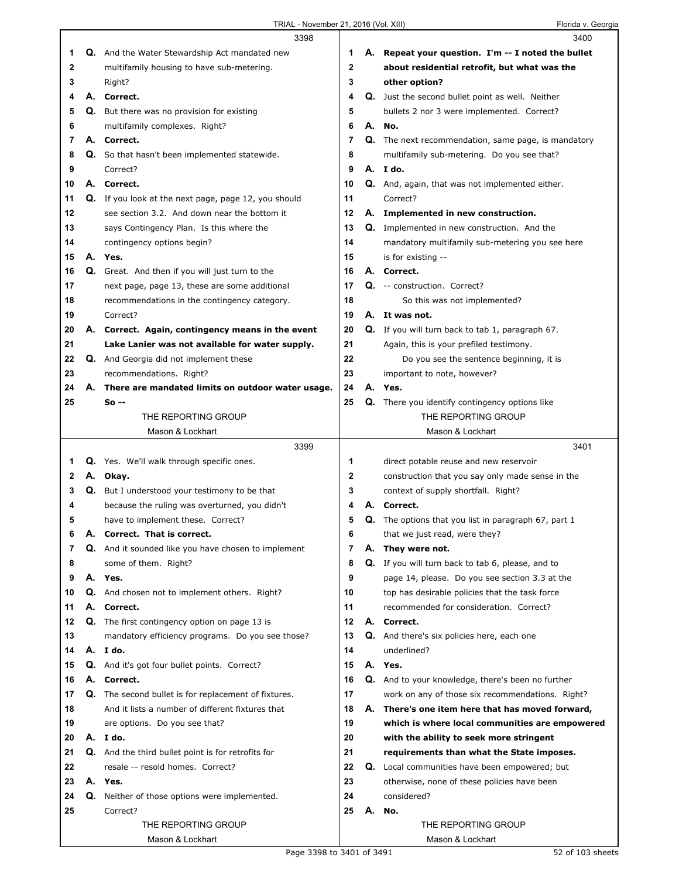**3398**

1 Q. And the Water Stewardship Act mandated new
2 multifamily housing to have sub-metering.
3 Right?
4 A. **Correct.**
5 Q. But there was no provision for existing
6 multifamily complexes. Right?
7 A. **Correct.**
8 Q. So that hasn't been implemented statewide.
9 Correct?
10 A. **Correct.**
11 Q. If you look at the next page, page 12, you should
12 see section 3.2. And down near the bottom it
13 says Contingency Plan. Is this where the
14 contingency options begin?
15 A. **Yes.**
16 Q. Great. And then if you will just turn to the
17 next page, page 13, these are some additional
18 recommendations in the contingency category.
19 Correct?
20 A. **Correct. Again, contingency means in the event**
21 **Lake Lanier was not available for water supply.**
22 Q. And Georgia did not implement these
23 recommendations. Right?
24 A. **There are mandated limits on outdoor water usage.**
25 **So --**

**3399**

1 Q. Yes. We'll walk through specific ones.
2 A. **Okay.**
3 Q. But I understood your testimony to be that
4 because the ruling was overturned, you didn't
5 have to implement these. Correct?
6 A. **Correct. That is correct.**
7 Q. And it sounded like you have chosen to implement
8 some of them. Right?
9 A. **Yes.**
10 Q. And chosen not to implement others. Right?
11 A. **Correct.**
12 Q. The first contingency option on page 13 is
13 mandatory efficiency programs. Do you see those?
14 A. **I do.**
15 Q. And it's got four bullet points. Correct?
16 A. **Correct.**
17 Q. The second bullet is for replacement of fixtures.
18 And it lists a number of different fixtures that
19 are options. Do you see that?
20 A. **I do.**
21 Q. And the third bullet point is for retrofits for
22 resale -- resold homes. Correct?
23 A. **Yes.**
24 Q. Neither of those options were implemented.
25 Correct?

**3400**

1 A. **Repeat your question. I'm -- I noted the bullet**
2 **about residential retrofit, but what was the**
3 **other option?**
4 Q. Just the second bullet point as well. Neither
5 bullets 2 nor 3 were implemented. Correct?
6 A. **No.**
7 Q. The next recommendation, same page, is mandatory
8 multifamily sub-metering. Do you see that?
9 A. **I do.**
10 Q. And, again, that was not implemented either.
11 Correct?
12 A. **Implemented in new construction.**
13 Q. Implemented in new construction. And the
14 mandatory multifamily sub-metering you see here
15 is for existing --
16 A. **Correct.**
17 Q. -- construction. Correct?
18 So this was not implemented?
19 A. **It was not.**
20 Q. If you will turn back to tab 1, paragraph 67.
21 Again, this is your prefiled testimony.
22 Do you see the sentence beginning, it is
23 important to note, however?
24 A. **Yes.**
25 Q. There you identify contingency options like

**3401**

1 direct potable reuse and new reservoir
2 construction that you say only made sense in the
3 context of supply shortfall. Right?
4 A. **Correct.**
5 Q. The options that you list in paragraph 67, part 1
6 that we just read, were they?
7 A. **They were not.**
8 Q. If you will turn back to tab 6, please, and to
9 page 14, please. Do you see section 3.3 at the
10 top has desirable policies that the task force
11 recommended for consideration. Correct?
12 A. **Correct.**
13 Q. And there's six policies here, each one
14 underlined?
15 A. **Yes.**
16 Q. And to your knowledge, there's been no further
17 work on any of those six recommendations. Right?
18 A. **There's one item here that has moved forward,**
19 **which is where local communities are empowered**
20 **with the ability to seek more stringent**
21 **requirements than what the State imposes.**
22 Q. Local communities have been empowered; but
23 otherwise, none of these policies have been
24 considered?
25 A. **No.**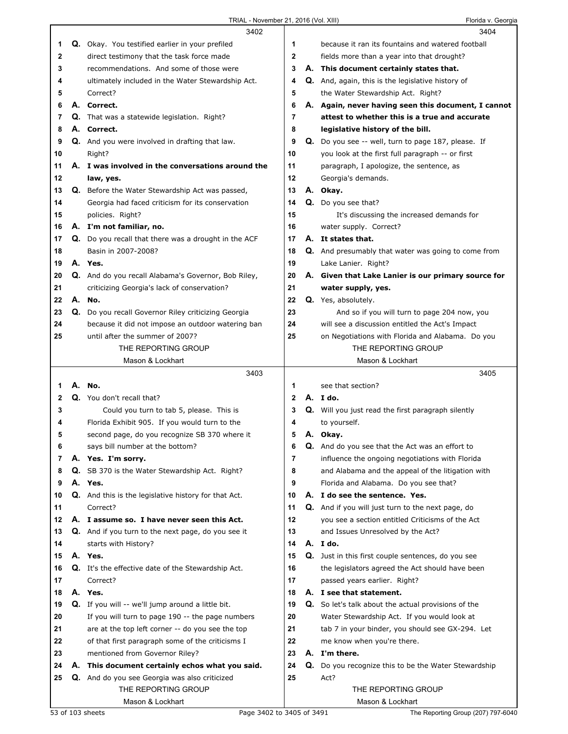3402

1 Q. Okay. You testified earlier in your prefiled
2 direct testimony that the task force made
3 recommendations. And some of those were
4 ultimately included in the Water Stewardship Act.
5 Correct?
6 A. **Correct.**
7 Q. That was a statewide legislation. Right?
8 A. **Correct.**
9 Q. And you were involved in drafting that law.
10 Right?
11 A. **I was involved in the conversations around the**
12 **law, yes.**
13 Q. Before the Water Stewardship Act was passed,
14 Georgia had faced criticism for its conservation
15 policies. Right?
16 A. **I'm not familiar, no.**
17 Q. Do you recall that there was a drought in the ACF
18 Basin in 2007-2008?
19 A. **Yes.**
20 Q. And do you recall Alabama's Governor, Bob Riley,
21 criticizing Georgia's lack of conservation?
22 A. **No.**
23 Q. Do you recall Governor Riley criticizing Georgia
24 because it did not impose an outdoor watering ban
25 until after the summer of 2007?

3403

1 A. **No.**
2 Q. You don't recall that?
3 Could you turn to tab 5, please. This is
4 Florida Exhibit 905. If you would turn to the
5 second page, do you recognize SB 370 where it
6 says bill number at the bottom?
7 A. **Yes. I'm sorry.**
8 Q. SB 370 is the Water Stewardship Act. Right?
9 A. **Yes.**
10 Q. And this is the legislative history for that Act.
11 Correct?
12 A. **I assume so. I have never seen this Act.**
13 Q. And if you turn to the next page, do you see it
14 starts with History?
15 A. **Yes.**
16 Q. It's the effective date of the Stewardship Act.
17 Correct?
18 A. **Yes.**
19 Q. If you will -- we'll jump around a little bit.
20 If you will turn to page 190 -- the page numbers
21 are at the top left corner -- do you see the top
22 of that first paragraph some of the criticisms I
23 mentioned from Governor Riley?
24 A. **This document certainly echos what you said.**
25 Q. And do you see Georgia was also criticized

3404

1 because it ran its fountains and watered football
2 fields more than a year into that drought?
3 A. **This document certainly states that.**
4 Q. And, again, this is the legislative history of
5 the Water Stewardship Act. Right?
6 A. **Again, never having seen this document, I cannot**
7 **attest to whether this is a true and accurate**
8 **legislative history of the bill.**
9 Q. Do you see -- well, turn to page 187, please. If
10 you look at the first full paragraph -- or first
11 paragraph, I apologize, the sentence, as
12 Georgia's demands.
13 A. **Okay.**
14 Q. Do you see that?
15 It's discussing the increased demands for
16 water supply. Correct?
17 A. **It states that.**
18 Q. And presumably that water was going to come from
19 Lake Lanier. Right?
20 A. **Given that Lake Lanier is our primary source for**
21 **water supply, yes.**
22 Q. Yes, absolutely.
23 And so if you will turn to page 204 now, you
24 will see a discussion entitled the Act's Impact
25 on Negotiations with Florida and Alabama. Do you

3405

1 see that section?
2 A. **I do.**
3 Q. Will you just read the first paragraph silently
4 to yourself.
5 A. **Okay.**
6 Q. And do you see that the Act was an effort to
7 influence the ongoing negotiations with Florida
8 and Alabama and the appeal of the litigation with
9 Florida and Alabama. Do you see that?
10 A. **I do see the sentence. Yes.**
11 Q. And if you will just turn to the next page, do
12 you see a section entitled Criticisms of the Act
13 and Issues Unresolved by the Act?
14 A. **I do.**
15 Q. Just in this first couple sentences, do you see
16 the legislators agreed the Act should have been
17 passed years earlier. Right?
18 A. **I see that statement.**
19 Q. So let's talk about the actual provisions of the
20 Water Stewardship Act. If you would look at
21 tab 7 in your binder, you should see GX-294. Let
22 me know when you're there.
23 A. **I'm there.**
24 Q. Do you recognize this to be the Water Stewardship
25 Act?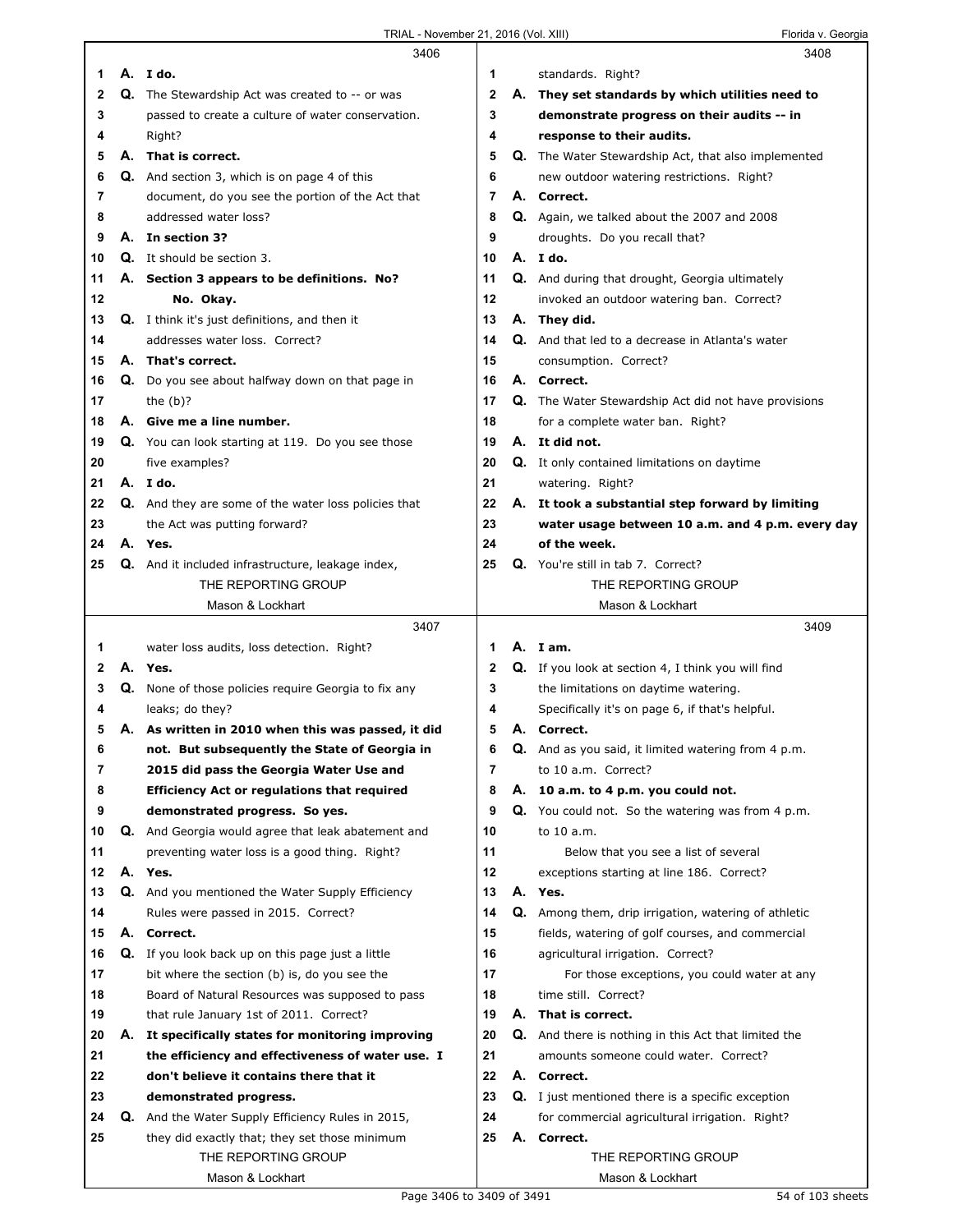**3406**

1 A. I do.
2 Q. The Stewardship Act was created to -- or was
3 passed to create a culture of water conservation.
4 Right?
5 A. That is correct.
6 Q. And section 3, which is on page 4 of this
7 document, do you see the portion of the Act that
8 addressed water loss?
9 A. In section 3?
10 Q. It should be section 3.
11 A. Section 3 appears to be definitions. No?
12 No. Okay.
13 Q. I think it's just definitions, and then it
14 addresses water loss. Correct?
15 A. That's correct.
16 Q. Do you see about halfway down on that page in
17 the (b)?
18 A. Give me a line number.
19 Q. You can look starting at 119. Do you see those
20 five examples?
21 A. I do.
22 Q. And they are some of the water loss policies that
23 the Act was putting forward?
24 A. Yes.
25 Q. And it included infrastructure, leakage index,

**3407**

1 water loss audits, loss detection. Right?
2 A. Yes.
3 Q. None of those policies require Georgia to fix any
4 leaks; do they?
5 A. As written in 2010 when this was passed, it did
6 not. But subsequently the State of Georgia in
7 2015 did pass the Georgia Water Use and
8 Efficiency Act or regulations that required
9 demonstrated progress. So yes.
10 Q. And Georgia would agree that leak abatement and
11 preventing water loss is a good thing. Right?
12 A. Yes.
13 Q. And you mentioned the Water Supply Efficiency
14 Rules were passed in 2015. Correct?
15 A. Correct.
16 Q. If you look back up on this page just a little
17 bit where the section (b) is, do you see the
18 Board of Natural Resources was supposed to pass
19 that rule January 1st of 2011. Correct?
20 A. It specifically states for monitoring improving
21 the efficiency and effectiveness of water use. I
22 don't believe it contains there that it
23 demonstrated progress.
24 Q. And the Water Supply Efficiency Rules in 2015,
25 they did exactly that; they set those minimum

**3408**

1 standards. Right?
2 A. They set standards by which utilities need to
3 demonstrate progress on their audits -- in
4 response to their audits.
5 Q. The Water Stewardship Act, that also implemented
6 new outdoor watering restrictions. Right?
7 A. Correct.
8 Q. Again, we talked about the 2007 and 2008
9 droughts. Do you recall that?
10 A. I do.
11 Q. And during that drought, Georgia ultimately
12 invoked an outdoor watering ban. Correct?
13 A. They did.
14 Q. And that led to a decrease in Atlanta's water
15 consumption. Correct?
16 A. Correct.
17 Q. The Water Stewardship Act did not have provisions
18 for a complete water ban. Right?
19 A. It did not.
20 Q. It only contained limitations on daytime
21 watering. Right?
22 A. It took a substantial step forward by limiting
23 water usage between 10 a.m. and 4 p.m. every day
24 of the week.
25 Q. You're still in tab 7. Correct?

**3409**

1 A. I am.
2 Q. If you look at section 4, I think you will find
3 the limitations on daytime watering.
4 Specifically it's on page 6, if that's helpful.
5 A. Correct.
6 Q. And as you said, it limited watering from 4 p.m.
7 to 10 a.m. Correct?
8 A. 10 a.m. to 4 p.m. you could not.
9 Q. You could not. So the watering was from 4 p.m.
10 to 10 a.m.
11 Below that you see a list of several
12 exceptions starting at line 186. Correct?
13 A. Yes.
14 Q. Among them, drip irrigation, watering of athletic
15 fields, watering of golf courses, and commercial
16 agricultural irrigation. Correct?
17 For those exceptions, you could water at any
18 time still. Correct?
19 A. That is correct.
20 Q. And there is nothing in this Act that limited the
21 amounts someone could water. Correct?
22 A. Correct.
23 Q. I just mentioned there is a specific exception
24 for commercial agricultural irrigation. Right?
25 A. Correct.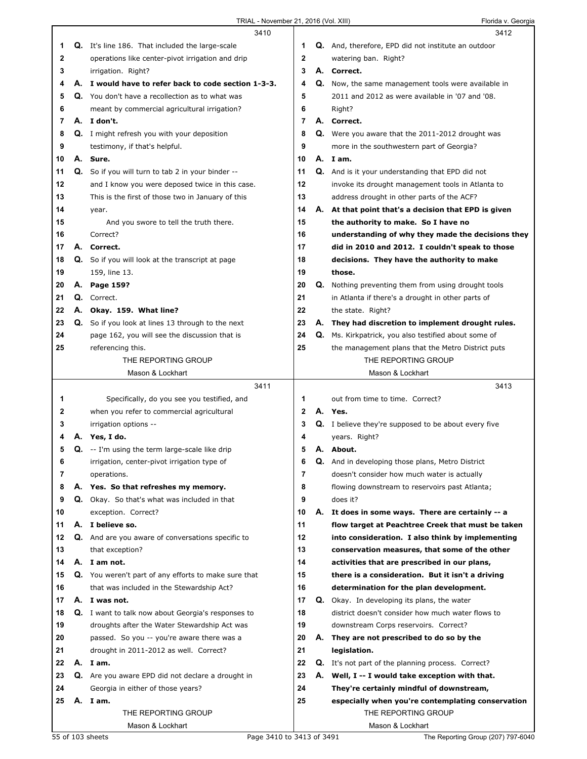3410

1 **Q.** It's line 186. That included the large-scale
2 operations like center-pivot irrigation and drip
3 irrigation. Right?
4 **A. I would have to refer back to code section 1-3-3.**
5 **Q.** You don't have a recollection as to what was
6 meant by commercial agricultural irrigation?
7 **A. I don't.**
8 **Q.** I might refresh you with your deposition
9 testimony, if that's helpful.
10 **A. Sure.**
11 **Q.** So if you will turn to tab 2 in your binder --
12 and I know you were deposed twice in this case.
13 This is the first of those two in January of this
14 year.
15 And you swore to tell the truth there.
16 Correct?
17 **A. Correct.**
18 **Q.** So if you will look at the transcript at page
19 159, line 13.
20 **A. Page 159?**
21 **Q.** Correct.
22 **A. Okay. 159. What line?**
23 **Q.** So if you look at lines 13 through to the next
24 page 162, you will see the discussion that is
25 referencing this.

3411

1 Specifically, do you see you testified, and
2 when you refer to commercial agricultural
3 irrigation options --
4 **A. Yes, I do.**
5 **Q.** -- I'm using the term large-scale like drip
6 irrigation, center-pivot irrigation type of
7 operations.
8 **A. Yes. So that refreshes my memory.**
9 **Q.** Okay. So that's what was included in that
10 exception. Correct?
11 **A. I believe so.**
12 **Q.** And are you aware of conversations specific to
13 that exception?
14 **A. I am not.**
15 **Q.** You weren't part of any efforts to make sure that
16 that was included in the Stewardship Act?
17 **A. I was not.**
18 **Q.** I want to talk now about Georgia's responses to
19 droughts after the Water Stewardship Act was
20 passed. So you -- you're aware there was a
21 drought in 2011-2012 as well. Correct?
22 **A. I am.**
23 **Q.** Are you aware EPD did not declare a drought in
24 Georgia in either of those years?
25 **A. I am.**

3412

1 **Q.** And, therefore, EPD did not institute an outdoor
2 watering ban. Right?
3 **A. Correct.**
4 **Q.** Now, the same management tools were available in
5 2011 and 2012 as were available in '07 and '08.
6 Right?
7 **A. Correct.**
8 **Q.** Were you aware that the 2011-2012 drought was
9 more in the southwestern part of Georgia?
10 **A. I am.**
11 **Q.** And is it your understanding that EPD did not
12 invoke its drought management tools in Atlanta to
13 address drought in other parts of the ACF?
14 **A. At that point that's a decision that EPD is given**
15 **the authority to make. So I have no**
16 **understanding of why they made the decisions they**
17 **did in 2010 and 2012. I couldn't speak to those**
18 **decisions. They have the authority to make**
19 **those.**
20 **Q.** Nothing preventing them from using drought tools
21 in Atlanta if there's a drought in other parts of
22 the state. Right?
23 **A. They had discretion to implement drought rules.**
24 **Q.** Ms. Kirkpatrick, you also testified about some of
25 the management plans that the Metro District puts

3413

1 out from time to time. Correct?
2 **A. Yes.**
3 **Q.** I believe they're supposed to be about every five
4 years. Right?
5 **A. About.**
6 **Q.** And in developing those plans, Metro District
7 doesn't consider how much water is actually
8 flowing downstream to reservoirs past Atlanta;
9 does it?
10 **A. It does in some ways. There are certainly -- a**
11 **flow target at Peachtree Creek that must be taken**
12 **into consideration. I also think by implementing**
13 **conservation measures, that some of the other**
14 **activities that are prescribed in our plans,**
15 **there is a consideration. But it isn't a driving**
16 **determination for the plan development.**
17 **Q.** Okay. In developing its plans, the water
18 district doesn't consider how much water flows to
19 downstream Corps reservoirs. Correct?
20 **A. They are not prescribed to do so by the**
21 **legislation.**
22 **Q.** It's not part of the planning process. Correct?
23 **A. Well, I -- I would take exception with that.**
24 **They're certainly mindful of downstream,**
25 **especially when you're contemplating conservation**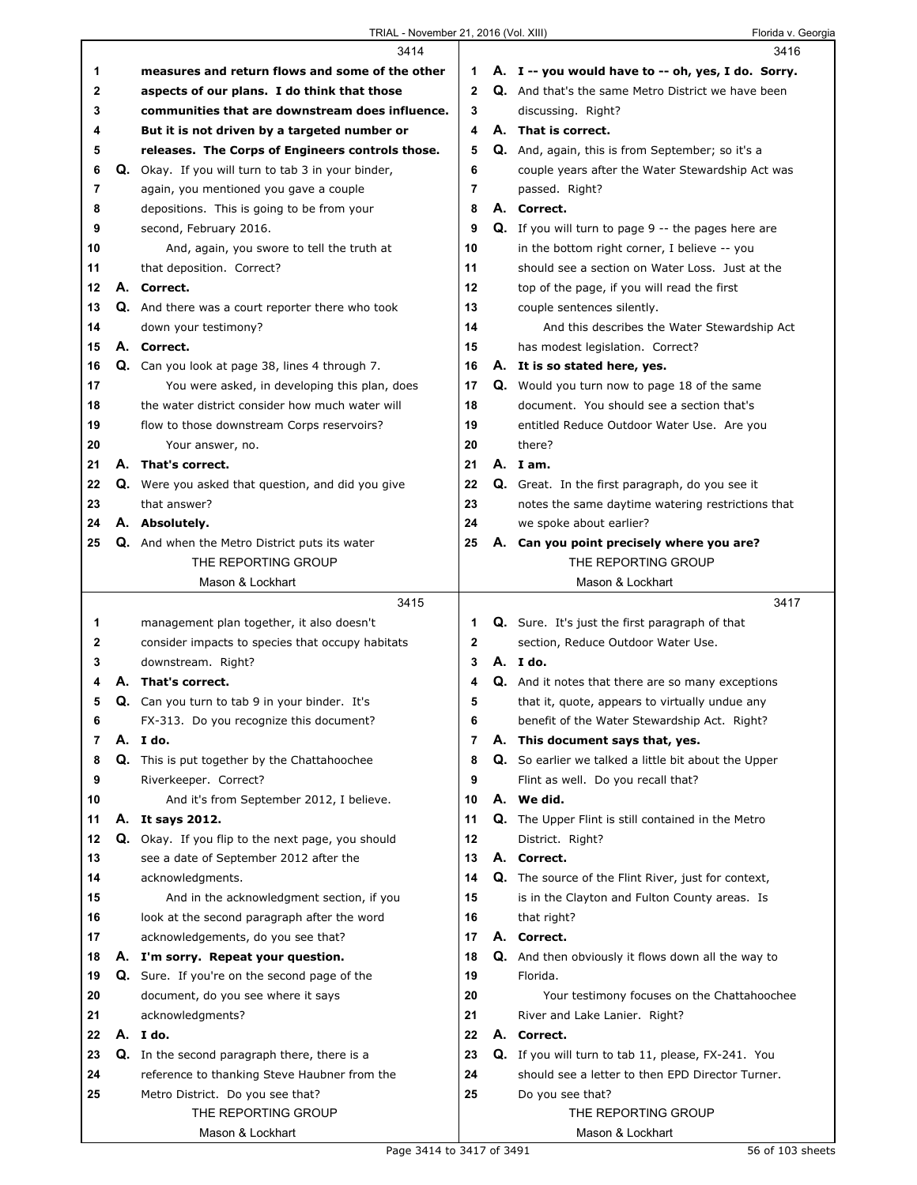**3414**

1 **measures and return flows and some of the other**
2 **aspects of our plans. I do think that those**
3 **communities that are downstream does influence.**
4 **But it is not driven by a targeted number or**
5 **releases. The Corps of Engineers controls those.**
6 **Q.** Okay. If you will turn to tab 3 in your binder,
7 again, you mentioned you gave a couple
8 depositions. This is going to be from your
9 second, February 2016.
10 And, again, you swore to tell the truth at
11 that deposition. Correct?
12 **A. Correct.**
13 **Q.** And there was a court reporter there who took
14 down your testimony?
15 **A. Correct.**
16 **Q.** Can you look at page 38, lines 4 through 7.
17 You were asked, in developing this plan, does
18 the water district consider how much water will
19 flow to those downstream Corps reservoirs?
20 Your answer, no.
21 **A. That's correct.**
22 **Q.** Were you asked that question, and did you give
23 that answer?
24 **A. Absolutely.**
25 **Q.** And when the Metro District puts its water

**3415**

1 management plan together, it also doesn't
2 consider impacts to species that occupy habitats
3 downstream. Right?
4 **A. That's correct.**
5 **Q.** Can you turn to tab 9 in your binder. It's
6 FX-313. Do you recognize this document?
7 **A. I do.**
8 **Q.** This is put together by the Chattahoochee
9 Riverkeeper. Correct?
10 And it's from September 2012, I believe.
11 **A. It says 2012.**
12 **Q.** Okay. If you flip to the next page, you should
13 see a date of September 2012 after the
14 acknowledgments.
15 And in the acknowledgment section, if you
16 look at the second paragraph after the word
17 acknowledgements, do you see that?
18 **A. I'm sorry. Repeat your question.**
19 **Q.** Sure. If you're on the second page of the
20 document, do you see where it says
21 acknowledgments?
22 **A. I do.**
23 **Q.** In the second paragraph there, there is a
24 reference to thanking Steve Haubner from the
25 Metro District. Do you see that?

**3416**

1 **A. I -- you would have to -- oh, yes, I do. Sorry.**
2 **Q.** And that's the same Metro District we have been
3 discussing. Right?
4 **A. That is correct.**
5 **Q.** And, again, this is from September; so it's a
6 couple years after the Water Stewardship Act was
7 passed. Right?
8 **A. Correct.**
9 **Q.** If you will turn to page 9 -- the pages here are
10 in the bottom right corner, I believe -- you
11 should see a section on Water Loss. Just at the
12 top of the page, if you will read the first
13 couple sentences silently.
14 And this describes the Water Stewardship Act
15 has modest legislation. Correct?
16 **A. It is so stated here, yes.**
17 **Q.** Would you turn now to page 18 of the same
18 document. You should see a section that's
19 entitled Reduce Outdoor Water Use. Are you
20 there?
21 **A. I am.**
22 **Q.** Great. In the first paragraph, do you see it
23 notes the same daytime watering restrictions that
24 we spoke about earlier?
25 **A. Can you point precisely where you are?**

**3417**

1 **Q.** Sure. It's just the first paragraph of that
2 section, Reduce Outdoor Water Use.
3 **A. I do.**
4 **Q.** And it notes that there are so many exceptions
5 that it, quote, appears to virtually undue any
6 benefit of the Water Stewardship Act. Right?
7 **A. This document says that, yes.**
8 **Q.** So earlier we talked a little bit about the Upper
9 Flint as well. Do you recall that?
10 **A. We did.**
11 **Q.** The Upper Flint is still contained in the Metro
12 District. Right?
13 **A. Correct.**
14 **Q.** The source of the Flint River, just for context,
15 is in the Clayton and Fulton County areas. Is
16 that right?
17 **A. Correct.**
18 **Q.** And then obviously it flows down all the way to
19 Florida.
20 Your testimony focuses on the Chattahoochee
21 River and Lake Lanier. Right?
22 **A. Correct.**
23 **Q.** If you will turn to tab 11, please, FX-241. You
24 should see a letter to then EPD Director Turner.
25 Do you see that?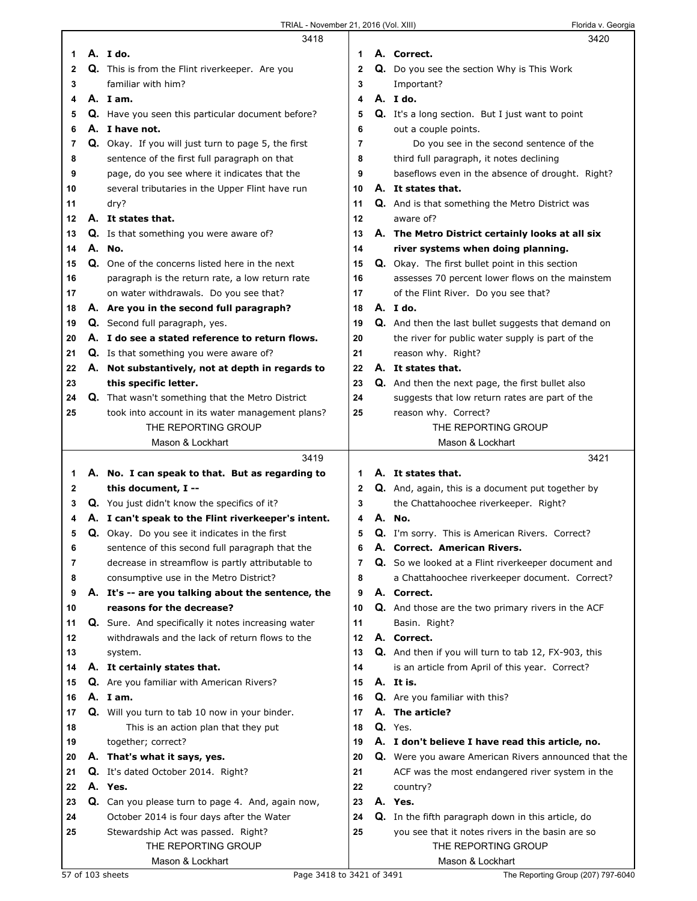3418

1 **A. I do.**
2 Q. This is from the Flint riverkeeper. Are you
3 familiar with him?
4 **A. I am.**
5 Q. Have you seen this particular document before?
6 **A. I have not.**
7 Q. Okay. If you will just turn to page 5, the first
8 sentence of the first full paragraph on that
9 page, do you see where it indicates that the
10 several tributaries in the Upper Flint have run
11 dry?
12 **A. It states that.**
13 Q. Is that something you were aware of?
14 **A. No.**
15 Q. One of the concerns listed here in the next
16 paragraph is the return rate, a low return rate
17 on water withdrawals. Do you see that?
18 **A. Are you in the second full paragraph?**
19 Q. Second full paragraph, yes.
20 **A. I do see a stated reference to return flows.**
21 Q. Is that something you were aware of?
22 **A. Not substantively, not at depth in regards to**
23 **this specific letter.**
24 Q. That wasn't something that the Metro District
25 took into account in its water management plans?

3419

1 **A. No. I can speak to that. But as regarding to**
2 **this document, I --**
3 Q. You just didn't know the specifics of it?
4 **A. I can't speak to the Flint riverkeeper's intent.**
5 Q. Okay. Do you see it indicates in the first
6 sentence of this second full paragraph that the
7 decrease in streamflow is partly attributable to
8 consumptive use in the Metro District?
9 **A. It's -- are you talking about the sentence, the**
10 **reasons for the decrease?**
11 Q. Sure. And specifically it notes increasing water
12 withdrawals and the lack of return flows to the
13 system.
14 **A. It certainly states that.**
15 Q. Are you familiar with American Rivers?
16 **A. I am.**
17 Q. Will you turn to tab 10 now in your binder.
18 This is an action plan that they put
19 together; correct?
20 **A. That's what it says, yes.**
21 Q. It's dated October 2014. Right?
22 **A. Yes.**
23 Q. Can you please turn to page 4. And, again now,
24 October 2014 is four days after the Water
25 Stewardship Act was passed. Right?

3420

1 **A. Correct.**
2 Q. Do you see the section Why is This Work
3 Important?
4 **A. I do.**
5 Q. It's a long section. But I just want to point
6 out a couple points.
7 Do you see in the second sentence of the
8 third full paragraph, it notes declining
9 baseflows even in the absence of drought. Right?
10 **A. It states that.**
11 Q. And is that something the Metro District was
12 aware of?
13 **A. The Metro District certainly looks at all six**
14 **river systems when doing planning.**
15 Q. Okay. The first bullet point in this section
16 assesses 70 percent lower flows on the mainstem
17 of the Flint River. Do you see that?
18 **A. I do.**
19 Q. And then the last bullet suggests that demand on
20 the river for public water supply is part of the
21 reason why. Right?
22 **A. It states that.**
23 Q. And then the next page, the first bullet also
24 suggests that low return rates are part of the
25 reason why. Correct?

3421

1 **A. It states that.**
2 Q. And, again, this is a document put together by
3 the Chattahoochee riverkeeper. Right?
4 **A. No.**
5 Q. I'm sorry. This is American Rivers. Correct?
6 **A. Correct. American Rivers.**
7 Q. So we looked at a Flint riverkeeper document and
8 a Chattahoochee riverkeeper document. Correct?
9 **A. Correct.**
10 Q. And those are the two primary rivers in the ACF
11 Basin. Right?
12 **A. Correct.**
13 Q. And then if you will turn to tab 12, FX-903, this
14 is an article from April of this year. Correct?
15 **A. It is.**
16 Q. Are you familiar with this?
17 **A. The article?**
18 Q. Yes.
19 **A. I don't believe I have read this article, no.**
20 Q. Were you aware American Rivers announced that the
21 ACF was the most endangered river system in the
22 country?
23 **A. Yes.**
24 Q. In the fifth paragraph down in this article, do
25 you see that it notes rivers in the basin are so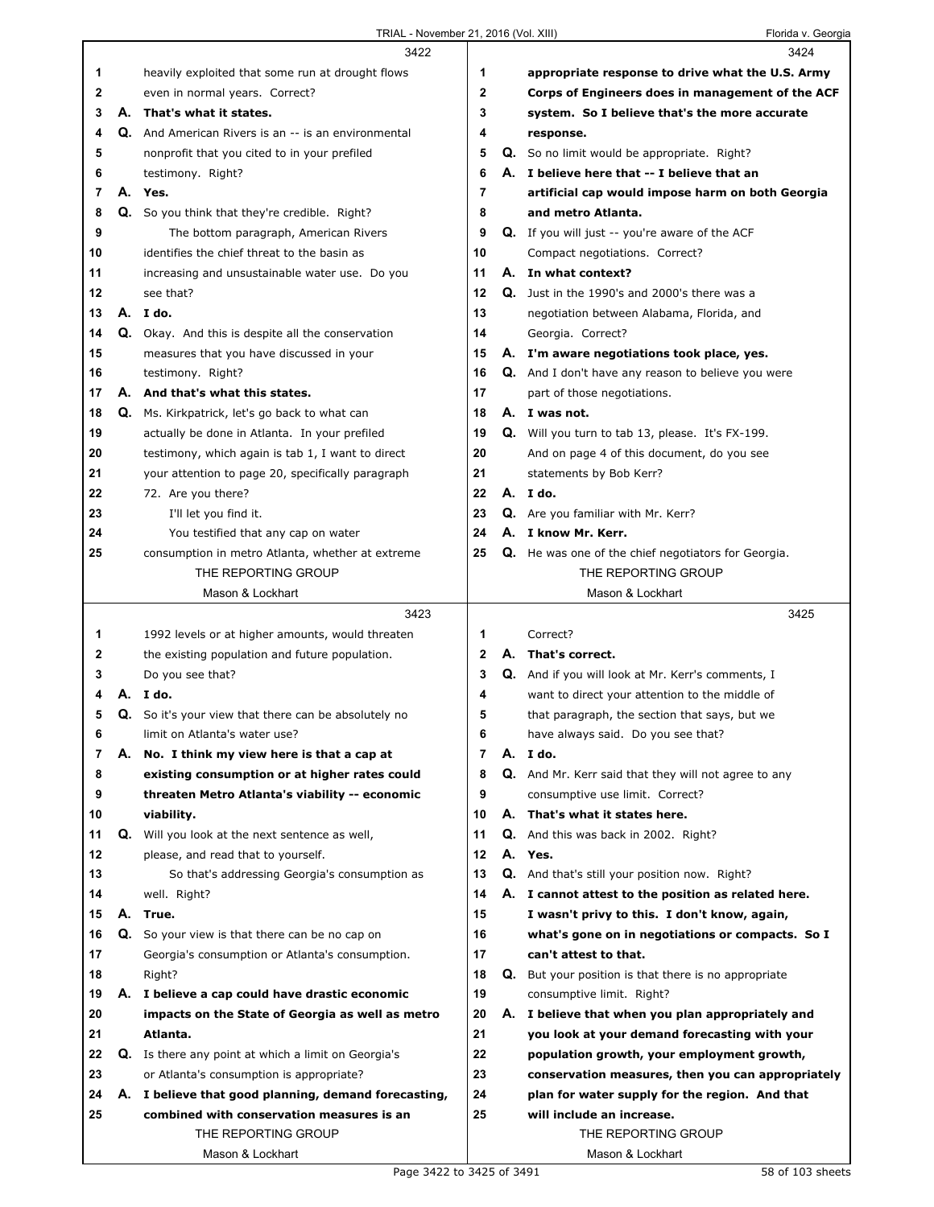**3422**

1 heavily exploited that some run at drought flows
2 even in normal years. Correct?
3 A. **That's what it states.**
4 Q. And American Rivers is an -- is an environmental
5 nonprofit that you cited to in your prefiled
6 testimony. Right?
7 A. **Yes.**
8 Q. So you think that they're credible. Right?
9 The bottom paragraph, American Rivers
10 identifies the chief threat to the basin as
11 increasing and unsustainable water use. Do you
12 see that?
13 A. **I do.**
14 Q. Okay. And this is despite all the conservation
15 measures that you have discussed in your
16 testimony. Right?
17 A. **And that's what this states.**
18 Q. Ms. Kirkpatrick, let's go back to what can
19 actually be done in Atlanta. In your prefiled
20 testimony, which again is tab 1, I want to direct
21 your attention to page 20, specifically paragraph
22 72. Are you there?
23 I'll let you find it.
24 You testified that any cap on water
25 consumption in metro Atlanta, whether at extreme

**3423**

1 1992 levels or at higher amounts, would threaten
2 the existing population and future population.
3 Do you see that?
4 A. **I do.**
5 Q. So it's your view that there can be absolutely no
6 limit on Atlanta's water use?
7 A. **No. I think my view here is that a cap at**
8 **existing consumption or at higher rates could**
9 **threaten Metro Atlanta's viability -- economic**
10 **viability.**
11 Q. Will you look at the next sentence as well,
12 please, and read that to yourself.
13 So that's addressing Georgia's consumption as
14 well. Right?
15 A. **True.**
16 Q. So your view is that there can be no cap on
17 Georgia's consumption or Atlanta's consumption.
18 Right?
19 A. **I believe a cap could have drastic economic**
20 **impacts on the State of Georgia as well as metro**
21 **Atlanta.**
22 Q. Is there any point at which a limit on Georgia's
23 or Atlanta's consumption is appropriate?
24 A. **I believe that good planning, demand forecasting,**
25 **combined with conservation measures is an**

**3424**

1 **appropriate response to drive what the U.S. Army**
2 **Corps of Engineers does in management of the ACF**
3 **system. So I believe that's the more accurate**
4 **response.**
5 Q. So no limit would be appropriate. Right?
6 A. **I believe here that -- I believe that an**
7 **artificial cap would impose harm on both Georgia**
8 **and metro Atlanta.**
9 Q. If you will just -- you're aware of the ACF
10 Compact negotiations. Correct?
11 A. **In what context?**
12 Q. Just in the 1990's and 2000's there was a
13 negotiation between Alabama, Florida, and
14 Georgia. Correct?
15 A. **I'm aware negotiations took place, yes.**
16 Q. And I don't have any reason to believe you were
17 part of those negotiations.
18 A. **I was not.**
19 Q. Will you turn to tab 13, please. It's FX-199.
20 And on page 4 of this document, do you see
21 statements by Bob Kerr?
22 A. **I do.**
23 Q. Are you familiar with Mr. Kerr?
24 A. **I know Mr. Kerr.**
25 Q. He was one of the chief negotiators for Georgia.

**3425**

1 Correct?
2 A. **That's correct.**
3 Q. And if you will look at Mr. Kerr's comments, I
4 want to direct your attention to the middle of
5 that paragraph, the section that says, but we
6 have always said. Do you see that?
7 A. **I do.**
8 Q. And Mr. Kerr said that they will not agree to any
9 consumptive use limit. Correct?
10 A. **That's what it states here.**
11 Q. And this was back in 2002. Right?
12 A. **Yes.**
13 Q. And that's still your position now. Right?
14 A. **I cannot attest to the position as related here.**
15 **I wasn't privy to this. I don't know, again,**
16 **what's gone on in negotiations or compacts. So I**
17 **can't attest to that.**
18 Q. But your position is that there is no appropriate
19 consumptive limit. Right?
20 A. **I believe that when you plan appropriately and**
21 **you look at your demand forecasting with your**
22 **population growth, your employment growth,**
23 **conservation measures, then you can appropriately**
24 **plan for water supply for the region. And that**
25 **will include an increase.**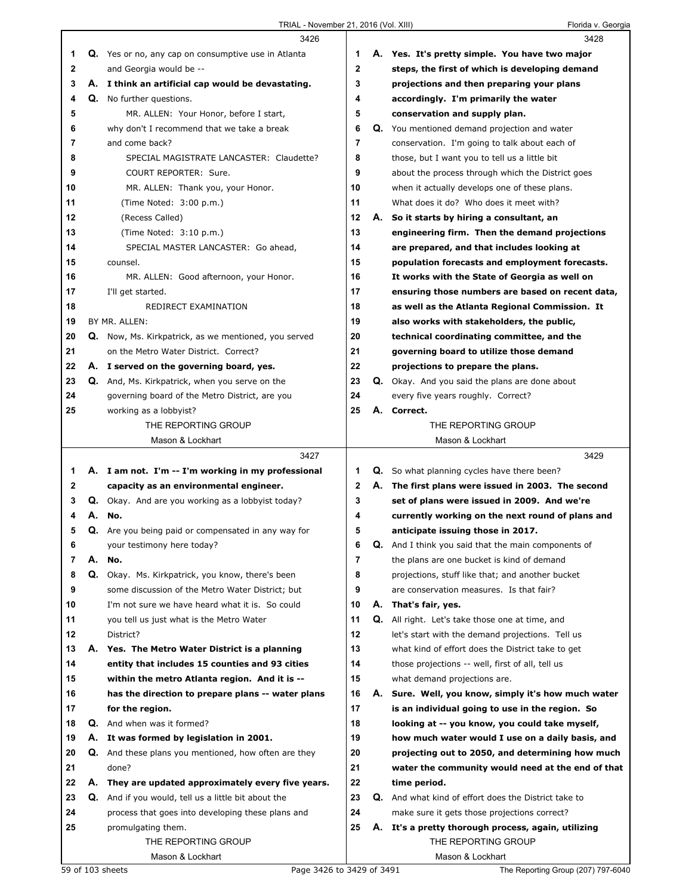3426

1 **Q.** Yes or no, any cap on consumptive use in Atlanta
2 and Georgia would be --
3 **A. I think an artificial cap would be devastating.**
4 **Q.** No further questions.
5 MR. ALLEN: Your Honor, before I start,
6 why don't I recommend that we take a break
7 and come back?
8 SPECIAL MAGISTRATE LANCASTER: Claudette?
9 COURT REPORTER: Sure.
10 MR. ALLEN: Thank you, your Honor.
11 (Time Noted: 3:00 p.m.)
12 (Recess Called)
13 (Time Noted: 3:10 p.m.)
14 SPECIAL MASTER LANCASTER: Go ahead,
15 counsel.
16 MR. ALLEN: Good afternoon, your Honor.
17 I'll get started.
18 REDIRECT EXAMINATION
19 BY MR. ALLEN:
20 **Q.** Now, Ms. Kirkpatrick, as we mentioned, you served
21 on the Metro Water District. Correct?
22 **A. I served on the governing board, yes.**
23 **Q.** And, Ms. Kirkpatrick, when you serve on the
24 governing board of the Metro District, are you
25 working as a lobbyist?

3427

1 **A. I am not. I'm -- I'm working in my professional**
2 **capacity as an environmental engineer.**
3 **Q.** Okay. And are you working as a lobbyist today?
4 **A. No.**
5 **Q.** Are you being paid or compensated in any way for
6 your testimony here today?
7 **A. No.**
8 **Q.** Okay. Ms. Kirkpatrick, you know, there's been
9 some discussion of the Metro Water District; but
10 I'm not sure we have heard what it is. So could
11 you tell us just what is the Metro Water
12 District?
13 **A. Yes. The Metro Water District is a planning**
14 **entity that includes 15 counties and 93 cities**
15 **within the metro Atlanta region. And it is --**
16 **has the direction to prepare plans -- water plans**
17 **for the region.**
18 **Q.** And when was it formed?
19 **A. It was formed by legislation in 2001.**
20 **Q.** And these plans you mentioned, how often are they
21 done?
22 **A. They are updated approximately every five years.**
23 **Q.** And if you would, tell us a little bit about the
24 process that goes into developing these plans and
25 promulgating them.

3428

1 **A. Yes. It's pretty simple. You have two major**
2 **steps, the first of which is developing demand**
3 **projections and then preparing your plans**
4 **accordingly. I'm primarily the water**
5 **conservation and supply plan.**
6 **Q.** You mentioned demand projection and water
7 conservation. I'm going to talk about each of
8 those, but I want you to tell us a little bit
9 about the process through which the District goes
10 when it actually develops one of these plans.
11 What does it do? Who does it meet with?
12 **A. So it starts by hiring a consultant, an**
13 **engineering firm. Then the demand projections**
14 **are prepared, and that includes looking at**
15 **population forecasts and employment forecasts.**
16 **It works with the State of Georgia as well on**
17 **ensuring those numbers are based on recent data,**
18 **as well as the Atlanta Regional Commission. It**
19 **also works with stakeholders, the public,**
20 **technical coordinating committee, and the**
21 **governing board to utilize those demand**
22 **projections to prepare the plans.**
23 **Q.** Okay. And you said the plans are done about
24 every five years roughly. Correct?
25 **A. Correct.**

3429

1 **Q.** So what planning cycles have there been?
2 **A. The first plans were issued in 2003. The second**
3 **set of plans were issued in 2009. And we're**
4 **currently working on the next round of plans and**
5 **anticipate issuing those in 2017.**
6 **Q.** And I think you said that the main components of
7 the plans are one bucket is kind of demand
8 projections, stuff like that; and another bucket
9 are conservation measures. Is that fair?
10 **A. That's fair, yes.**
11 **Q.** All right. Let's take those one at time, and
12 let's start with the demand projections. Tell us
13 what kind of effort does the District take to get
14 those projections -- well, first of all, tell us
15 what demand projections are.
16 **A. Sure. Well, you know, simply it's how much water**
17 **is an individual going to use in the region. So**
18 **looking at -- you know, you could take myself,**
19 **how much water would I use on a daily basis, and**
20 **projecting out to 2050, and determining how much**
21 **water the community would need at the end of that**
22 **time period.**
23 **Q.** And what kind of effort does the District take to
24 make sure it gets those projections correct?
25 **A. It's a pretty thorough process, again, utilizing**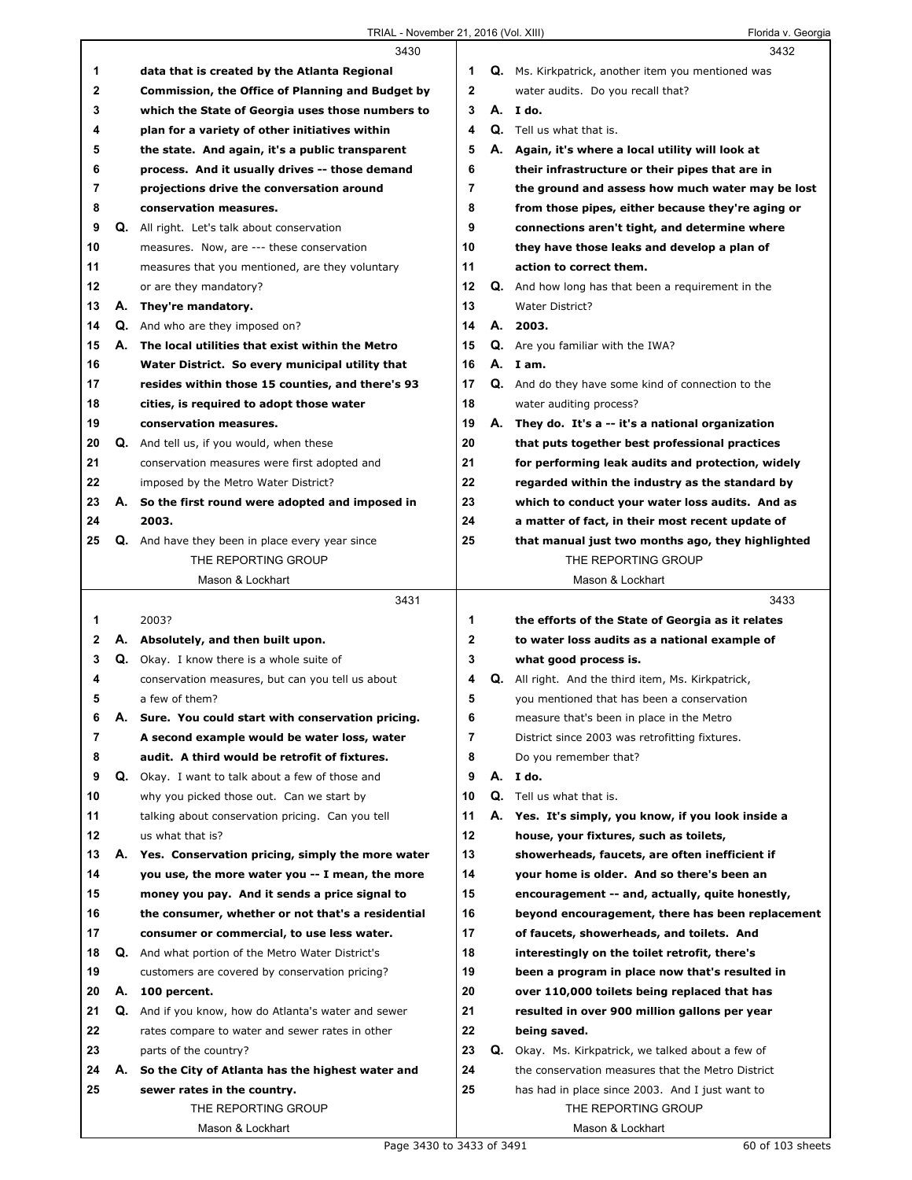**3430**

1 data that is created by the Atlanta Regional
2 Commission, the Office of Planning and Budget by
3 which the State of Georgia uses those numbers to
4 plan for a variety of other initiatives within
5 the state. And again, it's a public transparent
6 process. And it usually drives -- those demand
7 projections drive the conversation around
8 conservation measures.
9 Q. All right. Let's talk about conservation
10 measures. Now, are --- these conservation
11 measures that you mentioned, are they voluntary
12 or are they mandatory?
13 A. They're mandatory.
14 Q. And who are they imposed on?
15 A. The local utilities that exist within the Metro
16 Water District. So every municipal utility that
17 resides within those 15 counties, and there's 93
18 cities, is required to adopt those water
19 conservation measures.
20 Q. And tell us, if you would, when these
21 conservation measures were first adopted and
22 imposed by the Metro Water District?
23 A. So the first round were adopted and imposed in
24 2003.
25 Q. And have they been in place every year since

**3431**

1 2003?
2 A. Absolutely, and then built upon.
3 Q. Okay. I know there is a whole suite of
4 conservation measures, but can you tell us about
5 a few of them?
6 A. Sure. You could start with conservation pricing.
7 A second example would be water loss, water
8 audit. A third would be retrofit of fixtures.
9 Q. Okay. I want to talk about a few of those and
10 why you picked those out. Can we start by
11 talking about conservation pricing. Can you tell
12 us what that is?
13 A. Yes. Conservation pricing, simply the more water
14 you use, the more water you -- I mean, the more
15 money you pay. And it sends a price signal to
16 the consumer, whether or not that's a residential
17 consumer or commercial, to use less water.
18 Q. And what portion of the Metro Water District's
19 customers are covered by conservation pricing?
20 A. 100 percent.
21 Q. And if you know, how do Atlanta's water and sewer
22 rates compare to water and sewer rates in other
23 parts of the country?
24 A. So the City of Atlanta has the highest water and
25 sewer rates in the country.

**3432**

1 Q. Ms. Kirkpatrick, another item you mentioned was
2 water audits. Do you recall that?
3 A. I do.
4 Q. Tell us what that is.
5 A. Again, it's where a local utility will look at
6 their infrastructure or their pipes that are in
7 the ground and assess how much water may be lost
8 from those pipes, either because they're aging or
9 connections aren't tight, and determine where
10 they have those leaks and develop a plan of
11 action to correct them.
12 Q. And how long has that been a requirement in the
13 Water District?
14 A. 2003.
15 Q. Are you familiar with the IWA?
16 A. I am.
17 Q. And do they have some kind of connection to the
18 water auditing process?
19 A. They do. It's a -- it's a national organization
20 that puts together best professional practices
21 for performing leak audits and protection, widely
22 regarded within the industry as the standard by
23 which to conduct your water loss audits. And as
24 a matter of fact, in their most recent update of
25 that manual just two months ago, they highlighted

**3433**

1 the efforts of the State of Georgia as it relates
2 to water loss audits as a national example of
3 what good process is.
4 Q. All right. And the third item, Ms. Kirkpatrick,
5 you mentioned that has been a conservation
6 measure that's been in place in the Metro
7 District since 2003 was retrofitting fixtures.
8 Do you remember that?
9 A. I do.
10 Q. Tell us what that is.
11 A. Yes. It's simply, you know, if you look inside a
12 house, your fixtures, such as toilets,
13 showerheads, faucets, are often inefficient if
14 your home is older. And so there's been an
15 encouragement -- and, actually, quite honestly,
16 beyond encouragement, there has been replacement
17 of faucets, showerheads, and toilets. And
18 interestingly on the toilet retrofit, there's
19 been a program in place now that's resulted in
20 over 110,000 toilets being replaced that has
21 resulted in over 900 million gallons per year
22 being saved.
23 Q. Okay. Ms. Kirkpatrick, we talked about a few of
24 the conservation measures that the Metro District
25 has had in place since 2003. And I just want to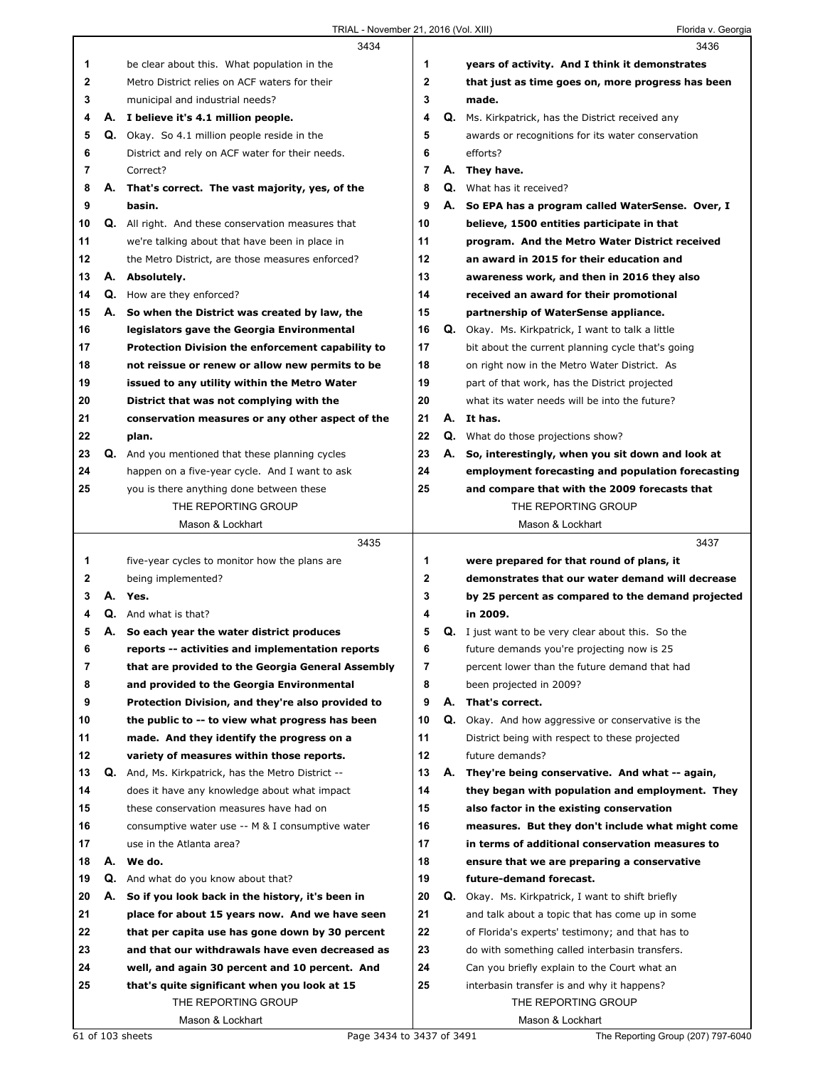3434

1 be clear about this. What population in the
2 Metro District relies on ACF waters for their
3 municipal and industrial needs?
4 A. **I believe it's 4.1 million people.**
5 Q. Okay. So 4.1 million people reside in the
6 District and rely on ACF water for their needs.
7 Correct?
8 A. **That's correct. The vast majority, yes, of the**
9 **basin.**
10 Q. All right. And these conservation measures that
11 we're talking about that have been in place in
12 the Metro District, are those measures enforced?
13 A. **Absolutely.**
14 Q. How are they enforced?
15 A. **So when the District was created by law, the**
16 **legislators gave the Georgia Environmental**
17 **Protection Division the enforcement capability to**
18 **not reissue or renew or allow new permits to be**
19 **issued to any utility within the Metro Water**
20 **District that was not complying with the**
21 **conservation measures or any other aspect of the**
22 **plan.**
23 Q. And you mentioned that these planning cycles
24 happen on a five-year cycle. And I want to ask
25 you is there anything done between these

3435

1 five-year cycles to monitor how the plans are
2 being implemented?
3 A. **Yes.**
4 Q. And what is that?
5 A. **So each year the water district produces**
6 **reports -- activities and implementation reports**
7 **that are provided to the Georgia General Assembly**
8 **and provided to the Georgia Environmental**
9 **Protection Division, and they're also provided to**
10 **the public to -- to view what progress has been**
11 **made. And they identify the progress on a**
12 **variety of measures within those reports.**
13 Q. And, Ms. Kirkpatrick, has the Metro District --
14 does it have any knowledge about what impact
15 these conservation measures have had on
16 consumptive water use -- M & I consumptive water
17 use in the Atlanta area?
18 A. **We do.**
19 Q. And what do you know about that?
20 A. **So if you look back in the history, it's been in**
21 **place for about 15 years now. And we have seen**
22 **that per capita use has gone down by 30 percent**
23 **and that our withdrawals have even decreased as**
24 **well, and again 30 percent and 10 percent. And**
25 **that's quite significant when you look at 15**

3436

1 **years of activity. And I think it demonstrates**
2 **that just as time goes on, more progress has been**
3 **made.**
4 Q. Ms. Kirkpatrick, has the District received any
5 awards or recognitions for its water conservation
6 efforts?
7 A. **They have.**
8 Q. What has it received?
9 A. **So EPA has a program called WaterSense. Over, I**
10 **believe, 1500 entities participate in that**
11 **program. And the Metro Water District received**
12 **an award in 2015 for their education and**
13 **awareness work, and then in 2016 they also**
14 **received an award for their promotional**
15 **partnership of WaterSense appliance.**
16 Q. Okay. Ms. Kirkpatrick, I want to talk a little
17 bit about the current planning cycle that's going
18 on right now in the Metro Water District. As
19 part of that work, has the District projected
20 what its water needs will be into the future?
21 A. **It has.**
22 Q. What do those projections show?
23 A. **So, interestingly, when you sit down and look at**
24 **employment forecasting and population forecasting**
25 **and compare that with the 2009 forecasts that**

3437

1 **were prepared for that round of plans, it**
2 **demonstrates that our water demand will decrease**
3 **by 25 percent as compared to the demand projected**
4 **in 2009.**
5 Q. I just want to be very clear about this. So the
6 future demands you're projecting now is 25
7 percent lower than the future demand that had
8 been projected in 2009?
9 A. **That's correct.**
10 Q. Okay. And how aggressive or conservative is the
11 District being with respect to these projected
12 future demands?
13 A. **They're being conservative. And what -- again,**
14 **they began with population and employment. They**
15 **also factor in the existing conservation**
16 **measures. But they don't include what might come**
17 **in terms of additional conservation measures to**
18 **ensure that we are preparing a conservative**
19 **future-demand forecast.**
20 Q. Okay. Ms. Kirkpatrick, I want to shift briefly
21 and talk about a topic that has come up in some
22 of Florida's experts' testimony; and that has to
23 do with something called interbasin transfers.
24 Can you briefly explain to the Court what an
25 interbasin transfer is and why it happens?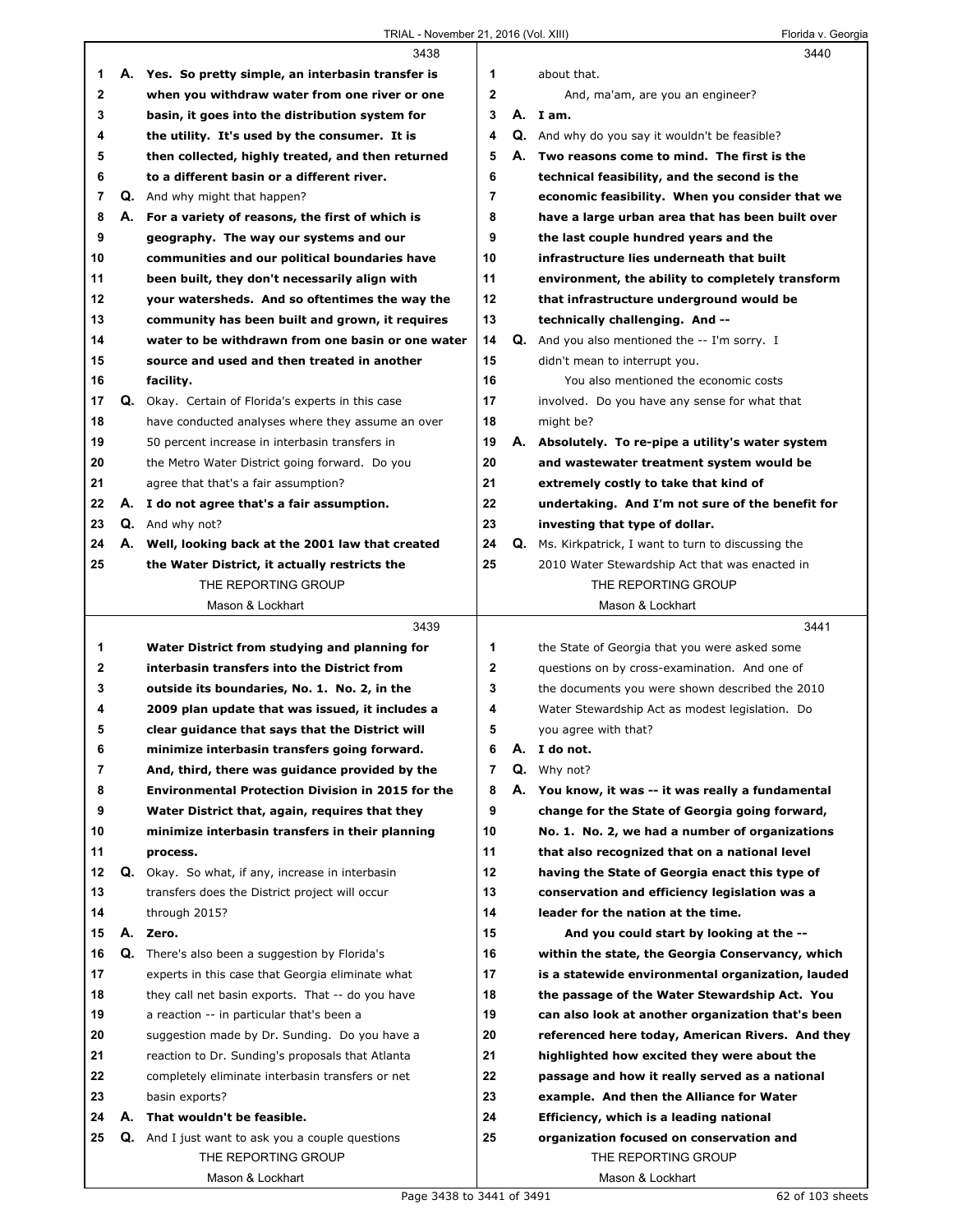**3438**

1 **A. Yes. So pretty simple, an interbasin transfer is**
2 **when you withdraw water from one river or one**
3 **basin, it goes into the distribution system for**
4 **the utility. It's used by the consumer. It is**
5 **then collected, highly treated, and then returned**
6 **to a different basin or a different river.**
7 Q. And why might that happen?
8 **A. For a variety of reasons, the first of which is**
9 **geography. The way our systems and our**
10 **communities and our political boundaries have**
11 **been built, they don't necessarily align with**
12 **your watersheds. And so oftentimes the way the**
13 **community has been built and grown, it requires**
14 **water to be withdrawn from one basin or one water**
15 **source and used and then treated in another**
16 **facility.**
17 Q. Okay. Certain of Florida's experts in this case
18 have conducted analyses where they assume an over
19 50 percent increase in interbasin transfers in
20 the Metro Water District going forward. Do you
21 agree that that's a fair assumption?
22 **A. I do not agree that's a fair assumption.**
23 Q. And why not?
24 **A. Well, looking back at the 2001 law that created**
25 **the Water District, it actually restricts the**

**3439**

1 **Water District from studying and planning for**
2 **interbasin transfers into the District from**
3 **outside its boundaries, No. 1. No. 2, in the**
4 **2009 plan update that was issued, it includes a**
5 **clear guidance that says that the District will**
6 **minimize interbasin transfers going forward.**
7 **And, third, there was guidance provided by the**
8 **Environmental Protection Division in 2015 for the**
9 **Water District that, again, requires that they**
10 **minimize interbasin transfers in their planning**
11 **process.**
12 Q. Okay. So what, if any, increase in interbasin
13 transfers does the District project will occur
14 through 2015?
15 **A. Zero.**
16 Q. There's also been a suggestion by Florida's
17 experts in this case that Georgia eliminate what
18 they call net basin exports. That -- do you have
19 a reaction -- in particular that's been a
20 suggestion made by Dr. Sunding. Do you have a
21 reaction to Dr. Sunding's proposals that Atlanta
22 completely eliminate interbasin transfers or net
23 basin exports?
24 **A. That wouldn't be feasible.**
25 Q. And I just want to ask you a couple questions

**3440**

1 about that.
2 And, ma'am, are you an engineer?
3 **A. I am.**
4 Q. And why do you say it wouldn't be feasible?
5 **A. Two reasons come to mind. The first is the**
6 **technical feasibility, and the second is the**
7 **economic feasibility. When you consider that we**
8 **have a large urban area that has been built over**
9 **the last couple hundred years and the**
10 **infrastructure lies underneath that built**
11 **environment, the ability to completely transform**
12 **that infrastructure underground would be**
13 **technically challenging. And --**
14 Q. And you also mentioned the -- I'm sorry. I
15 didn't mean to interrupt you.
16 You also mentioned the economic costs
17 involved. Do you have any sense for what that
18 might be?
19 **A. Absolutely. To re-pipe a utility's water system**
20 **and wastewater treatment system would be**
21 **extremely costly to take that kind of**
22 **undertaking. And I'm not sure of the benefit for**
23 **investing that type of dollar.**
24 Q. Ms. Kirkpatrick, I want to turn to discussing the
25 2010 Water Stewardship Act that was enacted in

**3441**

1 the State of Georgia that you were asked some
2 questions on by cross-examination. And one of
3 the documents you were shown described the 2010
4 Water Stewardship Act as modest legislation. Do
5 you agree with that?
6 **A. I do not.**
7 Q. Why not?
8 **A. You know, it was -- it was really a fundamental**
9 **change for the State of Georgia going forward,**
10 **No. 1. No. 2, we had a number of organizations**
11 **that also recognized that on a national level**
12 **having the State of Georgia enact this type of**
13 **conservation and efficiency legislation was a**
14 **leader for the nation at the time.**
15 **And you could start by looking at the --**
16 **within the state, the Georgia Conservancy, which**
17 **is a statewide environmental organization, lauded**
18 **the passage of the Water Stewardship Act. You**
19 **can also look at another organization that's been**
20 **referenced here today, American Rivers. And they**
21 **highlighted how excited they were about the**
22 **passage and how it really served as a national**
23 **example. And then the Alliance for Water**
24 **Efficiency, which is a leading national**
25 **organization focused on conservation and**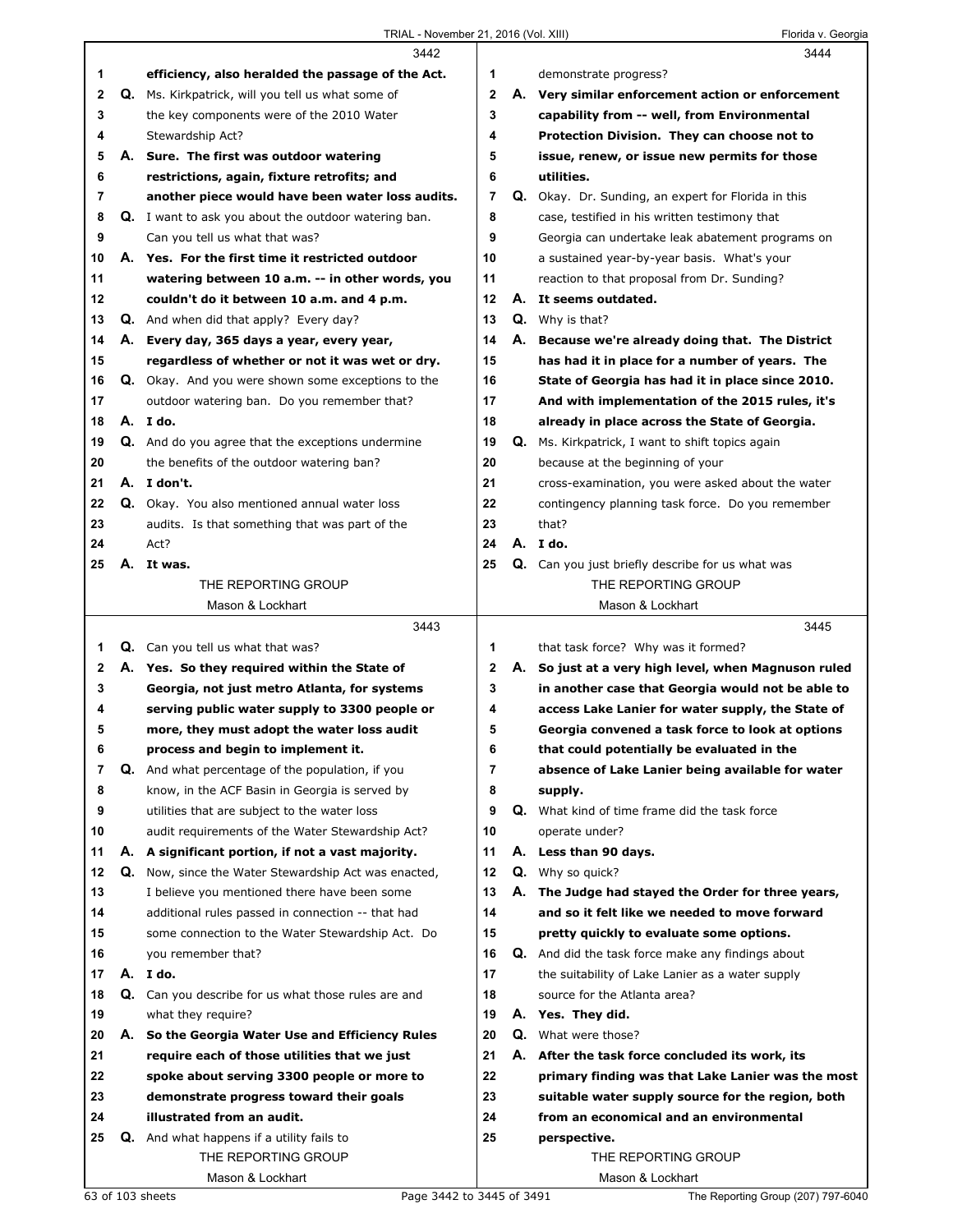**3442**

1 **efficiency, also heralded the passage of the Act.**
2 Q. Ms. Kirkpatrick, will you tell us what some of
3 the key components were of the 2010 Water
4 Stewardship Act?
5 A. **Sure. The first was outdoor watering**
6 **restrictions, again, fixture retrofits; and**
7 **another piece would have been water loss audits.**
8 Q. I want to ask you about the outdoor watering ban.
9 Can you tell us what that was?
10 A. **Yes. For the first time it restricted outdoor**
11 **watering between 10 a.m. -- in other words, you**
12 **couldn't do it between 10 a.m. and 4 p.m.**
13 Q. And when did that apply? Every day?
14 A. **Every day, 365 days a year, every year,**
15 **regardless of whether or not it was wet or dry.**
16 Q. Okay. And you were shown some exceptions to the
17 outdoor watering ban. Do you remember that?
18 A. **I do.**
19 Q. And do you agree that the exceptions undermine
20 the benefits of the outdoor watering ban?
21 A. **I don't.**
22 Q. Okay. You also mentioned annual water loss
23 audits. Is that something that was part of the
24 Act?
25 A. **It was.**

**3443**

1 Q. Can you tell us what that was?
2 A. **Yes. So they required within the State of**
3 **Georgia, not just metro Atlanta, for systems**
4 **serving public water supply to 3300 people or**
5 **more, they must adopt the water loss audit**
6 **process and begin to implement it.**
7 Q. And what percentage of the population, if you
8 know, in the ACF Basin in Georgia is served by
9 utilities that are subject to the water loss
10 audit requirements of the Water Stewardship Act?
11 A. **A significant portion, if not a vast majority.**
12 Q. Now, since the Water Stewardship Act was enacted,
13 I believe you mentioned there have been some
14 additional rules passed in connection -- that had
15 some connection to the Water Stewardship Act. Do
16 you remember that?
17 A. **I do.**
18 Q. Can you describe for us what those rules are and
19 what they require?
20 A. **So the Georgia Water Use and Efficiency Rules**
21 **require each of those utilities that we just**
22 **spoke about serving 3300 people or more to**
23 **demonstrate progress toward their goals**
24 **illustrated from an audit.**
25 Q. And what happens if a utility fails to

**3444**

1 demonstrate progress?
2 A. **Very similar enforcement action or enforcement**
3 **capability from -- well, from Environmental**
4 **Protection Division. They can choose not to**
5 **issue, renew, or issue new permits for those**
6 **utilities.**
7 Q. Okay. Dr. Sunding, an expert for Florida in this
8 case, testified in his written testimony that
9 Georgia can undertake leak abatement programs on
10 a sustained year-by-year basis. What's your
11 reaction to that proposal from Dr. Sunding?
12 A. **It seems outdated.**
13 Q. Why is that?
14 A. **Because we're already doing that. The District**
15 **has had it in place for a number of years. The**
16 **State of Georgia has had it in place since 2010.**
17 **And with implementation of the 2015 rules, it's**
18 **already in place across the State of Georgia.**
19 Q. Ms. Kirkpatrick, I want to shift topics again
20 because at the beginning of your
21 cross-examination, you were asked about the water
22 contingency planning task force. Do you remember
23 that?
24 A. **I do.**
25 Q. Can you just briefly describe for us what was

**3445**

1 that task force? Why was it formed?
2 A. **So just at a very high level, when Magnuson ruled**
3 **in another case that Georgia would not be able to**
4 **access Lake Lanier for water supply, the State of**
5 **Georgia convened a task force to look at options**
6 **that could potentially be evaluated in the**
7 **absence of Lake Lanier being available for water**
8 **supply.**
9 Q. What kind of time frame did the task force
10 operate under?
11 A. **Less than 90 days.**
12 Q. Why so quick?
13 A. **The Judge had stayed the Order for three years,**
14 **and so it felt like we needed to move forward**
15 **pretty quickly to evaluate some options.**
16 Q. And did the task force make any findings about
17 the suitability of Lake Lanier as a water supply
18 source for the Atlanta area?
19 A. **Yes. They did.**
20 Q. What were those?
21 A. **After the task force concluded its work, its**
22 **primary finding was that Lake Lanier was the most**
23 **suitable water supply source for the region, both**
24 **from an economical and an environmental**
25 **perspective.**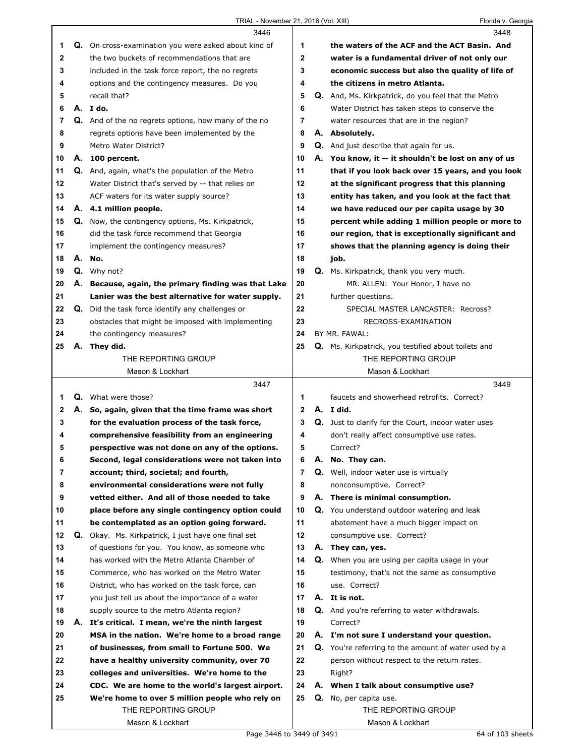**3446**

1 Q. On cross-examination you were asked about kind of
2 the two buckets of recommendations that are
3 included in the task force report, the no regrets
4 options and the contingency measures. Do you
5 recall that?
6 A. **I do.**
7 Q. And of the no regrets options, how many of the no
8 regrets options have been implemented by the
9 Metro Water District?
10 A. **100 percent.**
11 Q. And, again, what's the population of the Metro
12 Water District that's served by -- that relies on
13 ACF waters for its water supply source?
14 A. **4.1 million people.**
15 Q. Now, the contingency options, Ms. Kirkpatrick,
16 did the task force recommend that Georgia
17 implement the contingency measures?
18 A. **No.**
19 Q. Why not?
20 A. **Because, again, the primary finding was that Lake**
21 **Lanier was the best alternative for water supply.**
22 Q. Did the task force identify any challenges or
23 obstacles that might be imposed with implementing
24 the contingency measures?
25 A. **They did.**

**3447**

1 Q. What were those?
2 A. **So, again, given that the time frame was short**
3 **for the evaluation process of the task force,**
4 **comprehensive feasibility from an engineering**
5 **perspective was not done on any of the options.**
6 **Second, legal considerations were not taken into**
7 **account; third, societal; and fourth,**
8 **environmental considerations were not fully**
9 **vetted either. And all of those needed to take**
10 **place before any single contingency option could**
11 **be contemplated as an option going forward.**
12 Q. Okay. Ms. Kirkpatrick, I just have one final set
13 of questions for you. You know, as someone who
14 has worked with the Metro Atlanta Chamber of
15 Commerce, who has worked on the Metro Water
16 District, who has worked on the task force, can
17 you just tell us about the importance of a water
18 supply source to the metro Atlanta region?
19 A. **It's critical. I mean, we're the ninth largest**
20 **MSA in the nation. We're home to a broad range**
21 **of businesses, from small to Fortune 500. We**
22 **have a healthy university community, over 70**
23 **colleges and universities. We're home to the**
24 **CDC. We are home to the world's largest airport.**
25 **We're home to over 5 million people who rely on**

**3448**

1 **the waters of the ACF and the ACT Basin. And**
2 **water is a fundamental driver of not only our**
3 **economic success but also the quality of life of**
4 **the citizens in metro Atlanta.**
5 Q. And, Ms. Kirkpatrick, do you feel that the Metro
6 Water District has taken steps to conserve the
7 water resources that are in the region?
8 A. **Absolutely.**
9 Q. And just describe that again for us.
10 A. **You know, it -- it shouldn't be lost on any of us**
11 **that if you look back over 15 years, and you look**
12 **at the significant progress that this planning**
13 **entity has taken, and you look at the fact that**
14 **we have reduced our per capita usage by 30**
15 **percent while adding 1 million people or more to**
16 **our region, that is exceptionally significant and**
17 **shows that the planning agency is doing their**
18 **job.**
19 Q. Ms. Kirkpatrick, thank you very much.
20 MR. ALLEN: Your Honor, I have no
21 further questions.
22 SPECIAL MASTER LANCASTER: Recross?
23 RECROSS-EXAMINATION
24 BY MR. FAWAL:
25 Q. Ms. Kirkpatrick, you testified about toilets and

**3449**

1 faucets and showerhead retrofits. Correct?
2 A. **I did.**
3 Q. Just to clarify for the Court, indoor water uses
4 don't really affect consumptive use rates.
5 Correct?
6 A. **No. They can.**
7 Q. Well, indoor water use is virtually
8 nonconsumptive. Correct?
9 A. **There is minimal consumption.**
10 Q. You understand outdoor watering and leak
11 abatement have a much bigger impact on
12 consumptive use. Correct?
13 A. **They can, yes.**
14 Q. When you are using per capita usage in your
15 testimony, that's not the same as consumptive
16 use. Correct?
17 A. **It is not.**
18 Q. And you're referring to water withdrawals.
19 Correct?
20 A. **I'm not sure I understand your question.**
21 Q. You're referring to the amount of water used by a
22 person without respect to the return rates.
23 Right?
24 A. **When I talk about consumptive use?**
25 Q. No, per capita use.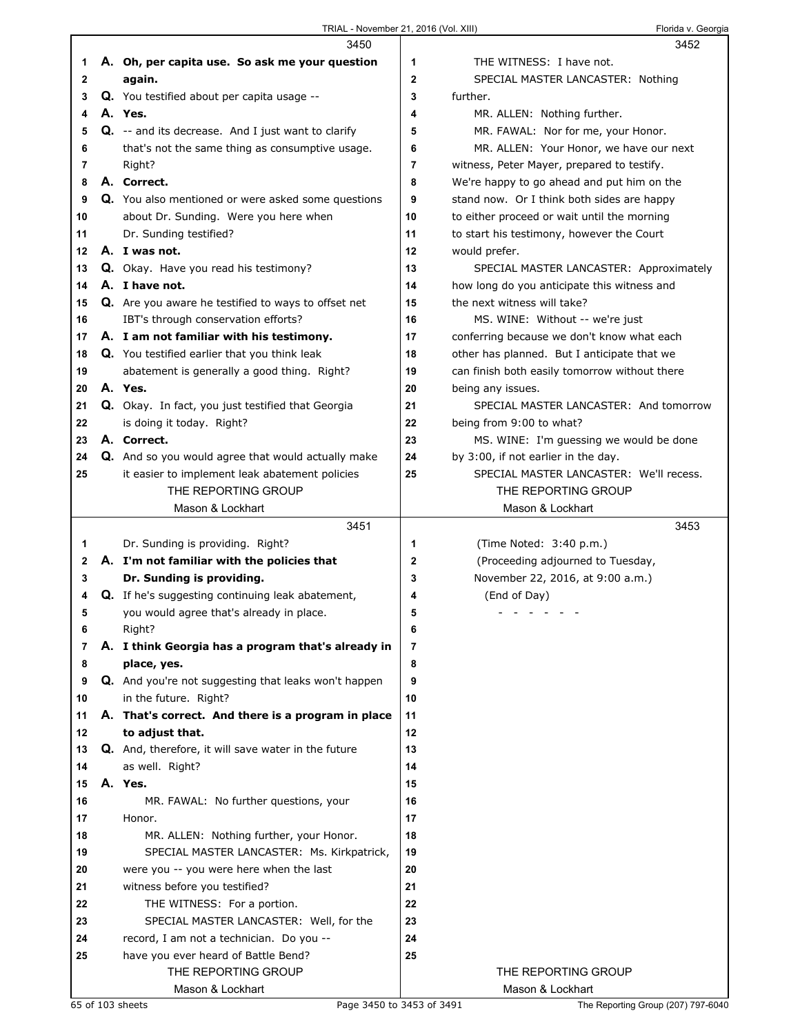**3450**

1 **A. Oh, per capita use. So ask me your question**
2 **again.**
3 Q. You testified about per capita usage --
4 **A. Yes.**
5 Q. -- and its decrease. And I just want to clarify
6 that's not the same thing as consumptive usage.
7 Right?
8 **A. Correct.**
9 Q. You also mentioned or were asked some questions
10 about Dr. Sunding. Were you here when
11 Dr. Sunding testified?
12 **A. I was not.**
13 Q. Okay. Have you read his testimony?
14 **A. I have not.**
15 Q. Are you aware he testified to ways to offset net
16 IBT's through conservation efforts?
17 **A. I am not familiar with his testimony.**
18 Q. You testified earlier that you think leak
19 abatement is generally a good thing. Right?
20 **A. Yes.**
21 Q. Okay. In fact, you just testified that Georgia
22 is doing it today. Right?
23 **A. Correct.**
24 Q. And so you would agree that would actually make
25 it easier to implement leak abatement policies

**3451**

1 Dr. Sunding is providing. Right?
2 **A. I'm not familiar with the policies that**
3 **Dr. Sunding is providing.**
4 Q. If he's suggesting continuing leak abatement,
5 you would agree that's already in place.
6 Right?
7 **A. I think Georgia has a program that's already in**
8 **place, yes.**
9 Q. And you're not suggesting that leaks won't happen
10 in the future. Right?
11 **A. That's correct. And there is a program in place**
12 **to adjust that.**
13 Q. And, therefore, it will save water in the future
14 as well. Right?
15 **A. Yes.**
16 MR. FAWAL: No further questions, your
17 Honor.
18 MR. ALLEN: Nothing further, your Honor.
19 SPECIAL MASTER LANCASTER: Ms. Kirkpatrick,
20 were you -- you were here when the last
21 witness before you testified?
22 THE WITNESS: For a portion.
23 SPECIAL MASTER LANCASTER: Well, for the
24 record, I am not a technician. Do you --
25 have you ever heard of Battle Bend?

**3452**

1 THE WITNESS: I have not.
2 SPECIAL MASTER LANCASTER: Nothing
3 further.
4 MR. ALLEN: Nothing further.
5 MR. FAWAL: Nor for me, your Honor.
6 MR. ALLEN: Your Honor, we have our next
7 witness, Peter Mayer, prepared to testify.
8 We're happy to go ahead and put him on the
9 stand now. Or I think both sides are happy
10 to either proceed or wait until the morning
11 to start his testimony, however the Court
12 would prefer.
13 SPECIAL MASTER LANCASTER: Approximately
14 how long do you anticipate this witness and
15 the next witness will take?
16 MS. WINE: Without -- we're just
17 conferring because we don't know what each
18 other has planned. But I anticipate that we
19 can finish both easily tomorrow without there
20 being any issues.
21 SPECIAL MASTER LANCASTER: And tomorrow
22 being from 9:00 to what?
23 MS. WINE: I'm guessing we would be done
24 by 3:00, if not earlier in the day.
25 SPECIAL MASTER LANCASTER: We'll recess.

**3453**

1 (Time Noted: 3:40 p.m.)
2 (Proceeding adjourned to Tuesday,
3 November 22, 2016, at 9:00 a.m.)
4 (End of Day)
5 - - - - - - -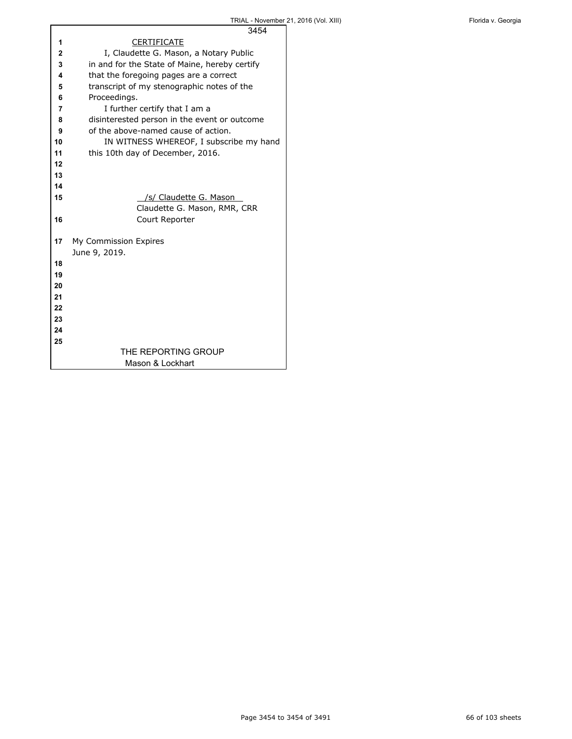CERTIFICATE

I, Claudette G. Mason, a Notary Public in and for the State of Maine, hereby certify that the foregoing pages are a correct transcript of my stenographic notes of the Proceedings.

I further certify that I am a disinterested person in the event or outcome of the above-named cause of action.

IN WITNESS WHEREOF, I subscribe my hand this 10th day of December, 2016.

/s/ Claudette G. Mason
Claudette G. Mason, RMR, CRR
Court Reporter

My Commission Expires
June 9, 2019.

THE REPORTING GROUP
Mason & Lockhart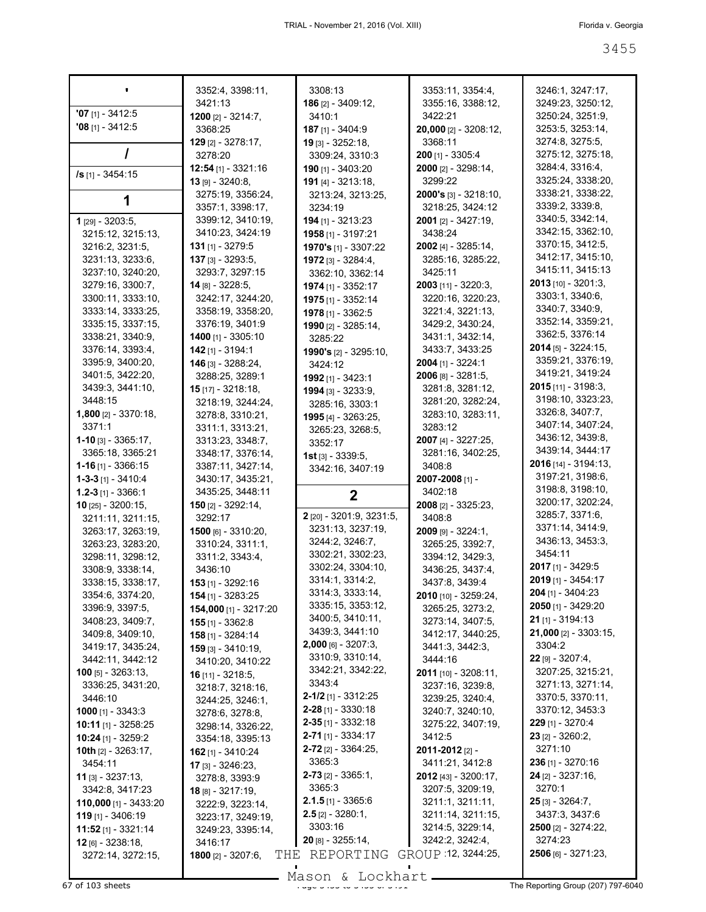## '

**'07** [1] - 3412:5
**'08** [1] - 3412:5

## /

**/s** [1] - 3454:15

## 1

**1** [29] - 3203:5, 3215:12, 3215:13, 3216:2, 3231:5, 3231:13, 3233:6, 3237:10, 3240:20, 3279:16, 3300:7, 3300:11, 3333:10, 3333:14, 3333:25, 3335:15, 3337:15, 3338:21, 3340:9, 3376:14, 3393:4, 3395:9, 3400:20, 3401:5, 3422:20, 3439:3, 3441:10, 3448:15
**1,800** [2] - 3370:18, 3371:1
**1-10** [3] - 3365:17, 3365:18, 3365:21
**1-16** [1] - 3366:15
**1-3-3** [1] - 3410:4
**1.2-3** [1] - 3366:1
**10** [25] - 3200:15, 3211:11, 3211:15, 3263:17, 3263:19, 3263:23, 3283:20, 3298:11, 3298:12, 3308:9, 3338:14, 3338:15, 3338:17, 3354:6, 3374:20, 3396:9, 3397:5, 3408:23, 3409:7, 3409:8, 3409:10, 3419:17, 3435:24, 3442:11, 3442:12
**100** [5] - 3263:13, 3336:25, 3431:20, 3446:10
**1000** [1] - 3343:3
**10:11** [1] - 3258:25
**10:24** [1] - 3259:2
**10th** [2] - 3263:17, 3454:11
**11** [3] - 3237:13, 3342:8, 3417:23
**110,000** [1] - 3433:20
**119** [1] - 3406:19
**11:52** [1] - 3321:14
**12** [6] - 3238:18, 3272:14, 3272:15, 3352:4, 3398:11, 3421:13
**1200** [2] - 3214:7, 3368:25
**129** [2] - 3278:17, 3278:20
**12:54** [1] - 3321:16
**13** [9] - 3240:8, 3275:19, 3356:24, 3357:1, 3398:17, 3399:12, 3410:19, 3410:23, 3424:19
**131** [1] - 3279:5
**137** [3] - 3293:5, 3293:7, 3297:15
**14** [8] - 3228:5, 3242:17, 3244:20, 3358:19, 3358:20, 3376:19, 3401:9
**1400** [1] - 3305:10
**142** [1] - 3194:1
**146** [3] - 3288:24, 3288:25, 3289:1
**15** [17] - 3218:18, 3218:19, 3244:24, 3278:8, 3310:21, 3311:1, 3313:21, 3313:23, 3348:7, 3348:17, 3376:14, 3387:11, 3427:14, 3430:17, 3435:21, 3435:25, 3448:11
**150** [2] - 3292:14, 3292:17
**1500** [6] - 3310:20, 3310:24, 3311:1, 3311:2, 3343:4, 3436:10
**153** [1] - 3292:16
**154** [1] - 3283:25
**154,000** [1] - 3217:20
**155** [1] - 3362:8
**158** [1] - 3284:14
**159** [3] - 3410:19, 3410:20, 3410:22
**16** [11] - 3218:5, 3218:7, 3218:16, 3244:25, 3246:1, 3278:6, 3278:8, 3298:14, 3326:22, 3354:18, 3395:13
**162** [1] - 3410:24
**17** [3] - 3246:23, 3278:8, 3393:9
**18** [8] - 3217:19, 3222:9, 3223:14, 3223:17, 3249:19, 3249:23, 3395:14, 3416:17
**1800** [2] - 3207:6, 3308:13
**186** [2] - 3409:12, 3410:1
**187** [1] - 3404:9
**19** [3] - 3252:18, 3309:24, 3310:3
**190** [1] - 3403:20
**191** [4] - 3213:18, 3213:24, 3213:25, 3234:19
**194** [1] - 3213:23
**1958** [1] - 3197:21
**1970's** [1] - 3307:22
**1972** [3] - 3284:4, 3362:10, 3362:14
**1974** [1] - 3352:17
**1975** [1] - 3352:14
**1978** [1] - 3362:5
**1990** [2] - 3285:14, 3285:22
**1990's** [2] - 3295:10, 3424:12
**1992** [1] - 3423:1
**1994** [3] - 3233:9, 3285:16, 3303:1
**1995** [4] - 3263:25, 3265:23, 3268:5, 3352:17
**1st** [3] - 3339:5, 3342:16, 3407:19

## 2

**2** [20] - 3201:9, 3231:5, 3231:13, 3237:19, 3244:2, 3246:7, 3302:21, 3302:23, 3302:24, 3304:10, 3314:1, 3314:2, 3314:3, 3333:14, 3335:15, 3353:12, 3400:5, 3410:11, 3439:3, 3441:10
**2,000** [6] - 3207:3, 3310:9, 3310:14, 3342:21, 3342:22, 3343:4
**2-1/2** [1] - 3312:25
**2-28** [1] - 3330:18
**2-35** [1] - 3332:18
**2-71** [1] - 3334:17
**2-72** [2] - 3364:25, 3365:3
**2-73** [2] - 3365:1, 3365:3
**2.1.5** [1] - 3365:6
**2.5** [2] - 3280:1, 3303:16
**20** [8] - 3255:14, 3353:11, 3354:4, 3355:16, 3388:12, 3422:21
**20,000** [2] - 3208:12, 3368:11
**200** [1] - 3305:4
**2000** [2] - 3298:14, 3299:22
**2000's** [3] - 3218:10, 3218:25, 3424:12
**2001** [2] - 3427:19, 3438:24
**2002** [4] - 3285:14, 3285:16, 3285:22, 3425:11
**2003** [11] - 3220:3, 3220:16, 3220:23, 3221:4, 3221:13, 3429:2, 3430:24, 3431:1, 3432:14, 3433:7, 3433:25
**2004** [1] - 3224:1
**2006** [8] - 3281:5, 3281:8, 3281:12, 3281:20, 3282:24, 3283:10, 3283:11, 3283:12
**2007** [4] - 3227:25, 3281:16, 3402:25, 3408:8
**2007-2008** [1] - 3402:18
**2008** [2] - 3325:23, 3408:8
**2009** [9] - 3224:1, 3265:25, 3392:7, 3394:12, 3429:3, 3436:25, 3437:4, 3437:8, 3439:4
**2010** [10] - 3259:24, 3265:25, 3273:2, 3273:14, 3407:5, 3412:17, 3440:25, 3441:3, 3442:3, 3444:16
**2011** [10] - 3208:11, 3237:16, 3239:8, 3239:25, 3240:4, 3240:7, 3240:10, 3275:22, 3407:19, 3412:5
**2011-2012** [2] - 3411:21, 3412:8
**2012** [43] - 3200:17, 3207:5, 3209:19, 3211:1, 3211:11, 3211:14, 3211:15, 3214:5, 3229:14, 3242:2, 3242:4, 3243:12, 3244:25, 3246:1, 3247:17, 3249:23, 3250:12, 3250:24, 3251:9, 3253:5, 3253:14, 3274:8, 3275:5, 3275:12, 3275:18, 3284:4, 3316:4, 3325:24, 3338:20, 3338:21, 3338:22, 3339:2, 3339:8, 3340:5, 3342:14, 3342:15, 3362:10, 3370:15, 3412:5, 3412:17, 3415:10, 3415:11, 3415:13
**2013** [10] - 3201:3, 3303:1, 3340:6, 3340:7, 3340:9, 3352:14, 3359:21, 3362:5, 3376:14
**2014** [5] - 3224:15, 3359:21, 3376:19, 3419:21, 3419:24
**2015** [11] - 3198:3, 3198:10, 3323:23, 3326:8, 3407:7, 3407:14, 3407:24, 3436:12, 3439:8, 3439:14, 3444:17
**2016** [14] - 3194:13, 3197:21, 3198:6, 3198:8, 3198:10, 3200:17, 3202:24, 3285:7, 3371:6, 3371:14, 3414:9, 3436:13, 3453:3, 3454:11
**2017** [1] - 3429:5
**2019** [1] - 3454:17
**204** [1] - 3404:23
**2050** [1] - 3429:20
**21** [1] - 3194:13
**21,000** [2] - 3303:15, 3304:2
**22** [9] - 3207:4, 3207:25, 3215:21, 3271:13, 3271:14, 3370:5, 3370:11, 3370:12, 3453:3
**229** [1] - 3270:4
**23** [2] - 3260:2, 3271:10
**236** [1] - 3270:16
**24** [2] - 3237:16, 3270:1
**25** [3] - 3264:7, 3437:3, 3437:6
**2500** [2] - 3274:22, 3274:23
**2506** [6] - 3271:23,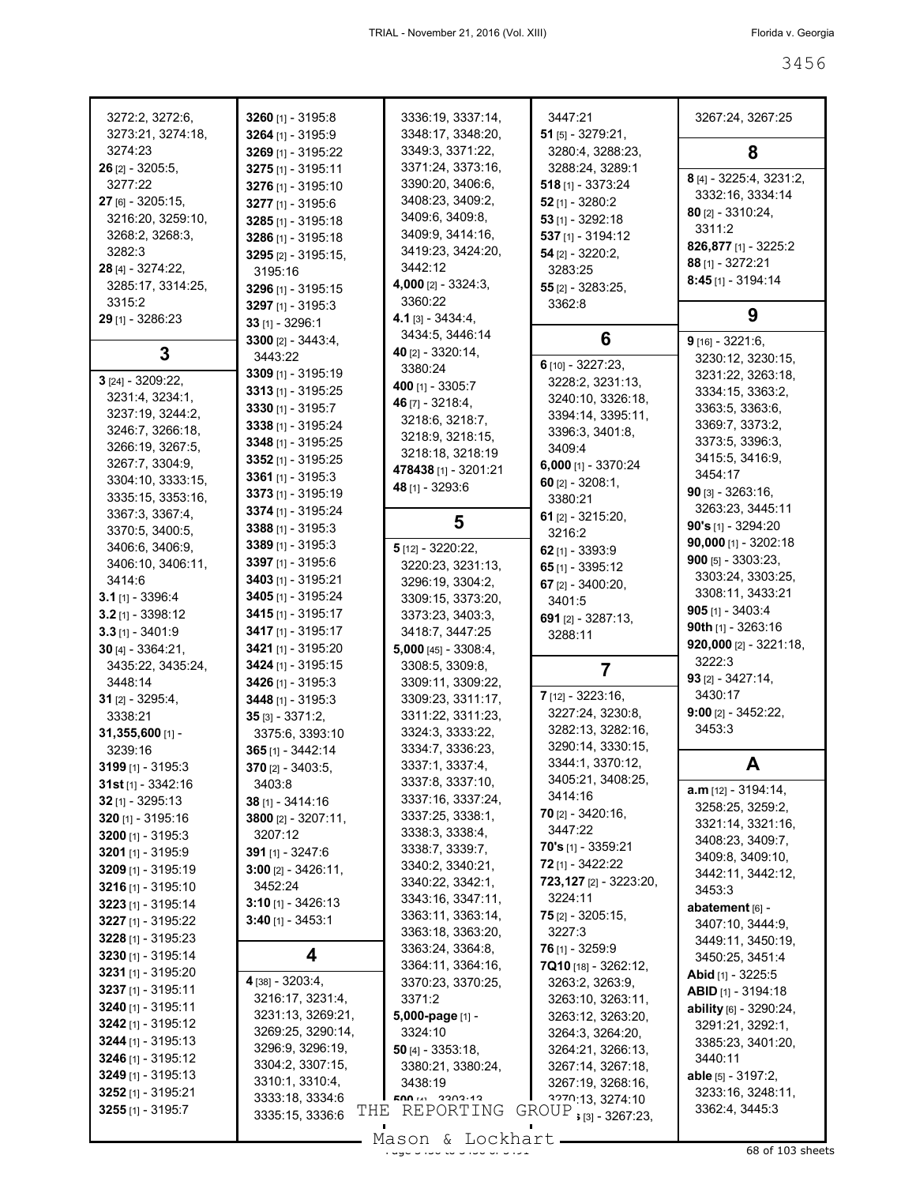3272:2, 3272:6, 3273:21, 3274:18, 3274:23
**26** [2] - 3205:5, 3277:22
**27** [6] - 3205:15, 3216:20, 3259:10, 3268:2, 3268:3, 3282:3
**28** [4] - 3274:22, 3285:17, 3314:25, 3315:2
**29** [1] - 3286:23

## 3

**3** [24] - 3209:22, 3231:4, 3234:1, 3237:19, 3244:2, 3246:7, 3266:18, 3266:19, 3267:5, 3267:7, 3304:9, 3304:10, 3333:15, 3335:15, 3353:16, 3367:3, 3367:4, 3370:5, 3400:5, 3406:6, 3406:9, 3406:10, 3406:11, 3414:6
**3.1** [1] - 3396:4
**3.2** [1] - 3398:12
**3.3** [1] - 3401:9
**30** [4] - 3364:21, 3435:22, 3435:24, 3448:14
**31** [2] - 3295:4, 3338:21
**31,355,600** [1] - 3239:16
**3199** [1] - 3195:3
**31st** [1] - 3342:16
**32** [1] - 3295:13
**320** [1] - 3195:16
**3200** [1] - 3195:3
**3201** [1] - 3195:9
**3209** [1] - 3195:19
**3216** [1] - 3195:10
**3223** [1] - 3195:14
**3227** [1] - 3195:22
**3228** [1] - 3195:23
**3230** [1] - 3195:14
**3231** [1] - 3195:20
**3237** [1] - 3195:11
**3240** [1] - 3195:11
**3242** [1] - 3195:12
**3244** [1] - 3195:13
**3246** [1] - 3195:12
**3249** [1] - 3195:13
**3252** [1] - 3195:21
**3255** [1] - 3195:7
**3260** [1] - 3195:8
**3264** [1] - 3195:9
**3269** [1] - 3195:22
**3275** [1] - 3195:11
**3276** [1] - 3195:10
**3277** [1] - 3195:6
**3285** [1] - 3195:18
**3286** [1] - 3195:18
**3295** [2] - 3195:15, 3195:16
**3296** [1] - 3195:15
**3297** [1] - 3195:3
**33** [1] - 3296:1
**3300** [2] - 3443:4, 3443:22
**3309** [1] - 3195:19
**3313** [1] - 3195:25
**3330** [1] - 3195:7
**3338** [1] - 3195:24
**3348** [1] - 3195:25
**3352** [1] - 3195:25
**3361** [1] - 3195:3
**3373** [1] - 3195:19
**3374** [1] - 3195:24
**3388** [1] - 3195:3
**3389** [1] - 3195:3
**3397** [1] - 3195:6
**3403** [1] - 3195:21
**3405** [1] - 3195:24
**3415** [1] - 3195:17
**3417** [1] - 3195:17
**3421** [1] - 3195:20
**3424** [1] - 3195:15
**3426** [1] - 3195:3
**3448** [1] - 3195:3
**35** [3] - 3371:2, 3375:6, 3393:10
**365** [1] - 3442:14
**370** [2] - 3403:5, 3403:8
**38** [1] - 3414:16
**3800** [2] - 3207:11, 3207:12
**391** [1] - 3247:6
**3:00** [2] - 3426:11, 3452:24
**3:10** [1] - 3426:13
**3:40** [1] - 3453:1

## 4

**4** [38] - 3203:4, 3216:17, 3231:4, 3231:13, 3269:21, 3269:25, 3290:14, 3296:9, 3296:19, 3304:2, 3307:15, 3310:1, 3310:4, 3333:18, 3334:6, 3335:15, 3336:6, 3336:19, 3337:14, 3348:17, 3348:20, 3349:3, 3371:22, 3371:24, 3373:16, 3390:20, 3406:6, 3408:23, 3409:2, 3409:6, 3409:8, 3409:9, 3414:16, 3419:23, 3424:20, 3442:12
**4,000** [2] - 3324:3, 3360:22
**4.1** [3] - 3434:4, 3434:5, 3446:14
**40** [2] - 3320:14, 3380:24
**400** [1] - 3305:7
**46** [7] - 3218:4, 3218:6, 3218:7, 3218:9, 3218:15, 3218:18, 3218:19
**478438** [1] - 3201:21
**48** [1] - 3293:6

## 5

**5** [12] - 3220:22, 3220:23, 3231:13, 3296:19, 3304:2, 3309:15, 3373:20, 3373:23, 3403:3, 3418:7, 3447:25
**5,000** [45] - 3308:4, 3308:5, 3309:8, 3309:11, 3309:22, 3309:23, 3311:17, 3311:22, 3311:23, 3324:3, 3333:22, 3334:7, 3336:23, 3337:1, 3337:4, 3337:8, 3337:10, 3337:16, 3337:24, 3337:25, 3338:1, 3338:3, 3338:4, 3338:7, 3339:7, 3340:2, 3340:21, 3340:22, 3342:1, 3343:16, 3347:11, 3363:11, 3363:14, 3363:18, 3363:20, 3363:24, 3364:8, 3364:11, 3364:16, 3370:20, 3370:25, 3371:2
**5,000-page** [1] - 3324:10
**50** [4] - 3353:18, 3380:21, 3380:24, 3438:19
**500** [4] - 3303:13, 3447:21
**51** [5] - 3279:21, 3280:4, 3288:23, 3288:24, 3289:1
**518** [1] - 3373:24
**52** [1] - 3280:2
**53** [1] - 3292:18
**537** [1] - 3194:12
**54** [2] - 3220:2, 3283:25
**55** [2] - 3283:25, 3362:8

## 6

**6** [10] - 3227:23, 3228:2, 3231:13, 3240:10, 3326:18, 3394:14, 3395:11, 3396:3, 3401:8, 3409:4
**6,000** [1] - 3370:24
**60** [2] - 3208:1, 3380:21
**61** [2] - 3215:20, 3216:2
**62** [1] - 3393:9
**65** [1] - 3395:12
**67** [2] - 3400:20, 3401:5
**691** [2] - 3287:13, 3288:11

## 7

**7** [12] - 3223:16, 3227:24, 3230:8, 3282:13, 3282:16, 3290:14, 3330:15, 3344:1, 3370:12, 3405:21, 3408:25, 3414:16
**70** [2] - 3420:16, 3447:22
**70's** [1] - 3359:21
**72** [1] - 3422:22
**723,127** [2] - 3223:20, 3224:11
**75** [2] - 3205:15, 3227:3
**76** [1] - 3259:9
**7Q10** [18] - 3262:12, 3263:2, 3263:9, 3263:10, 3263:11, 3263:12, 3263:20, 3264:3, 3264:20, 3264:21, 3266:13, 3267:14, 3267:18, 3267:19, 3268:16, 3270:13, 3274:10
**7Q10s** [3] - 3267:23, 3267:24, 3267:25

## 8

**8** [4] - 3225:4, 3231:2, 3332:16, 3334:14
**80** [2] - 3310:24, 3311:2
**826,877** [1] - 3225:2
**88** [1] - 3272:21
**8:45** [1] - 3194:14

## 9

**9** [16] - 3221:6, 3230:12, 3230:15, 3231:22, 3263:18, 3334:15, 3363:2, 3363:5, 3363:6, 3369:7, 3373:2, 3373:5, 3396:3, 3415:5, 3416:9, 3454:17
**90** [3] - 3263:16, 3263:23, 3445:11
**90's** [1] - 3294:20
**90,000** [1] - 3202:18
**900** [5] - 3303:23, 3303:24, 3303:25, 3308:11, 3433:21
**905** [1] - 3403:4
**90th** [1] - 3263:16
**920,000** [2] - 3221:18, 3222:3
**93** [2] - 3427:14, 3430:17
**9:00** [2] - 3452:22, 3453:3

## A

**a.m** [12] - 3194:14, 3258:25, 3259:2, 3321:14, 3321:16, 3408:23, 3409:7, 3409:8, 3409:10, 3442:11, 3442:12, 3453:3
**abatement** [6] - 3407:10, 3444:9, 3449:11, 3450:19, 3450:25, 3451:4
**Abid** [1] - 3225:5
**ABID** [1] - 3194:18
**ability** [6] - 3290:24, 3291:21, 3292:1, 3385:23, 3401:20, 3440:11
**able** [5] - 3197:2, 3233:16, 3248:11, 3362:4, 3445:3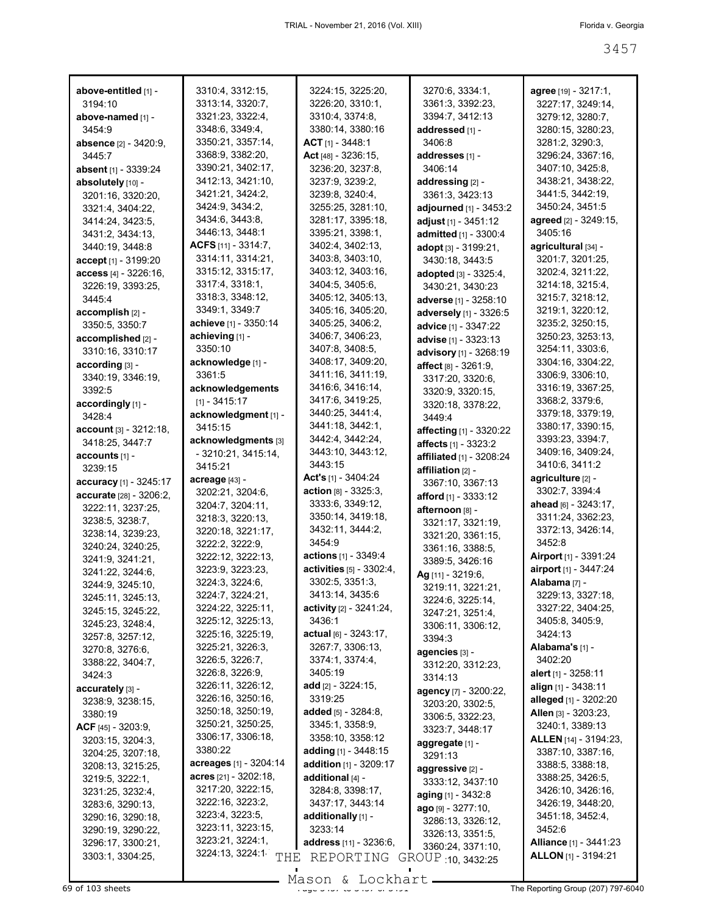**above-entitled** [1] - 3194:10
**above-named** [1] - 3454:9
**absence** [2] - 3420:9, 3445:7
**absent** [1] - 3339:24
**absolutely** [10] - 3201:16, 3320:20, 3321:4, 3404:22, 3414:24, 3423:5, 3431:2, 3434:13, 3440:19, 3448:8
**accept** [1] - 3199:20
**access** [4] - 3226:16, 3226:19, 3393:25, 3445:4
**accomplish** [2] - 3350:5, 3350:7
**accomplished** [2] - 3310:16, 3310:17
**according** [3] - 3340:19, 3346:19, 3392:5
**accordingly** [1] - 3428:4
**account** [3] - 3212:18, 3418:25, 3447:7
**accounts** [1] - 3239:15
**accuracy** [1] - 3245:17
**accurate** [28] - 3206:2, 3222:11, 3237:25, 3238:5, 3238:7, 3238:14, 3239:23, 3240:24, 3240:25, 3241:9, 3241:21, 3241:22, 3244:6, 3244:9, 3245:10, 3245:11, 3245:13, 3245:15, 3245:22, 3245:23, 3248:4, 3257:8, 3257:12, 3270:8, 3276:6, 3388:22, 3404:7, 3424:3
**accurately** [3] - 3238:9, 3238:15, 3380:19
**ACF** [45] - 3203:9, 3203:15, 3204:3, 3204:25, 3207:18, 3208:13, 3215:25, 3219:5, 3222:1, 3231:25, 3232:4, 3283:6, 3290:13, 3290:16, 3290:18, 3290:19, 3290:22, 3296:17, 3300:21, 3303:1, 3304:25, 3310:4, 3312:15, 3313:14, 3320:7, 3321:23, 3322:4, 3348:6, 3349:4, 3350:21, 3357:14, 3368:9, 3382:20, 3390:21, 3402:17, 3412:13, 3421:10, 3421:21, 3424:2, 3424:9, 3434:2, 3434:6, 3443:8, 3446:13, 3448:1
**ACFS** [11] - 3314:7, 3314:11, 3314:21, 3315:12, 3315:17, 3317:4, 3318:1, 3318:3, 3348:12, 3349:1, 3349:7
**achieve** [1] - 3350:14
**achieving** [1] - 3350:10
**acknowledge** [1] - 3361:5
**acknowledgements** [1] - 3415:17
**acknowledgment** [1] - 3415:15
**acknowledgments** [3] - 3210:21, 3415:14, 3415:21
**acreage** [43] - 3202:21, 3204:6, 3204:7, 3204:11, 3218:3, 3220:13, 3220:18, 3221:17, 3222:2, 3222:9, 3222:12, 3222:13, 3223:9, 3223:23, 3224:3, 3224:6, 3224:7, 3224:21, 3224:22, 3225:11, 3225:12, 3225:13, 3225:16, 3225:19, 3225:21, 3226:3, 3226:5, 3226:7, 3226:8, 3226:9, 3226:11, 3226:12, 3226:16, 3250:16, 3250:18, 3250:19, 3250:21, 3250:25, 3306:17, 3306:18, 3380:22
**acreages** [1] - 3204:14
**acres** [21] - 3202:18, 3217:20, 3222:15, 3222:16, 3223:2, 3223:4, 3223:5, 3223:11, 3223:15, 3223:21, 3224:1, 3224:13, 3224:15, 3225:20, 3226:20, 3310:1, 3310:4, 3374:8, 3380:14, 3380:16
**ACT** [1] - 3448:1
**Act** [48] - 3236:15, 3236:20, 3237:8, 3237:9, 3239:2, 3239:8, 3240:4, 3255:25, 3281:10, 3281:17, 3395:18, 3395:21, 3398:1, 3402:4, 3402:13, 3403:8, 3403:10, 3403:12, 3403:16, 3404:5, 3405:6, 3405:12, 3405:13, 3405:16, 3405:20, 3405:25, 3406:2, 3406:7, 3406:23, 3407:8, 3408:5, 3408:17, 3409:20, 3411:16, 3411:19, 3416:6, 3416:14, 3417:6, 3419:25, 3440:25, 3441:4, 3441:18, 3442:1, 3442:4, 3442:24, 3443:10, 3443:12, 3443:15
**Act's** [1] - 3404:24
**action** [8] - 3325:3, 3333:6, 3349:12, 3350:14, 3419:18, 3432:11, 3444:2, 3454:9
**actions** [1] - 3349:4
**activities** [5] - 3302:4, 3302:5, 3351:3, 3413:14, 3435:6
**activity** [2] - 3241:24, 3436:1
**actual** [6] - 3243:17, 3267:7, 3306:13, 3374:1, 3374:4, 3405:19
**add** [2] - 3224:15, 3319:25
**added** [5] - 3284:8, 3345:1, 3358:9, 3358:10, 3358:12
**adding** [1] - 3448:15
**addition** [1] - 3209:17
**additional** [4] - 3284:8, 3398:17, 3437:17, 3443:14
**additionally** [1] - 3233:14
**address** [11] - 3236:6, 3270:6, 3334:1, 3361:3, 3392:23, 3394:7, 3412:13
**addressed** [1] - 3406:8
**addresses** [1] - 3406:14
**addressing** [2] - 3361:3, 3423:13
**adjourned** [1] - 3453:2
**adjust** [1] - 3451:12
**admitted** [1] - 3300:4
**adopt** [3] - 3199:21, 3430:18, 3443:5
**adopted** [3] - 3325:4, 3430:21, 3430:23
**adverse** [1] - 3258:10
**adversely** [1] - 3326:5
**advice** [1] - 3347:22
**advise** [1] - 3323:13
**advisory** [1] - 3268:19
**affect** [8] - 3261:9, 3317:20, 3320:6, 3320:9, 3320:15, 3320:18, 3378:22, 3449:4
**affecting** [1] - 3320:22
**affects** [1] - 3323:2
**affiliated** [1] - 3208:24
**affiliation** [2] - 3367:10, 3367:13
**afford** [1] - 3333:12
**afternoon** [8] - 3321:17, 3321:19, 3321:20, 3361:15, 3361:16, 3388:5, 3389:5, 3426:16
**Ag** [11] - 3219:6, 3219:11, 3221:21, 3224:6, 3225:14, 3247:21, 3251:4, 3306:11, 3306:12, 3394:3
**agencies** [3] - 3312:20, 3312:23, 3314:13
**agency** [7] - 3200:22, 3203:20, 3302:5, 3306:5, 3322:23, 3323:7, 3448:17
**aggregate** [1] - 3291:13
**aggressive** [2] - 3333:12, 3437:10
**aging** [1] - 3432:8
**ago** [9] - 3277:10, 3286:13, 3326:12, 3326:13, 3351:5, 3360:24, 3371:10, 3432:25
**agree** [19] - 3217:1, 3227:17, 3249:14, 3279:12, 3280:7, 3280:15, 3280:23, 3281:2, 3290:3, 3296:24, 3367:16, 3407:10, 3425:8, 3438:21, 3438:22, 3441:5, 3442:19, 3450:24, 3451:5
**agreed** [2] - 3249:15, 3405:16
**agricultural** [34] - 3201:7, 3201:25, 3202:4, 3211:22, 3214:18, 3215:4, 3215:7, 3218:12, 3219:1, 3220:12, 3235:2, 3250:15, 3250:23, 3253:13, 3254:11, 3303:6, 3304:16, 3304:22, 3306:9, 3306:10, 3316:19, 3367:25, 3368:2, 3379:6, 3379:18, 3379:19, 3380:17, 3390:15, 3393:23, 3394:7, 3409:16, 3409:24, 3410:6, 3411:2
**agriculture** [2] - 3302:7, 3394:4
**ahead** [6] - 3243:17, 3311:24, 3362:23, 3372:13, 3426:14, 3452:8
**Airport** [1] - 3391:24
**airport** [1] - 3447:24
**Alabama** [7] - 3229:13, 3327:18, 3327:22, 3404:25, 3405:8, 3405:9, 3424:13
**Alabama's** [1] - 3402:20
**alert** [1] - 3258:11
**align** [1] - 3438:11
**alleged** [1] - 3202:20
**Allen** [3] - 3203:23, 3240:1, 3389:13
**ALLEN** [14] - 3194:23, 3387:10, 3387:16, 3388:5, 3388:18, 3388:25, 3426:5, 3426:10, 3426:16, 3426:19, 3448:20, 3451:18, 3452:4, 3452:6
**Alliance** [1] - 3441:23
**ALLON** [1] - 3194:21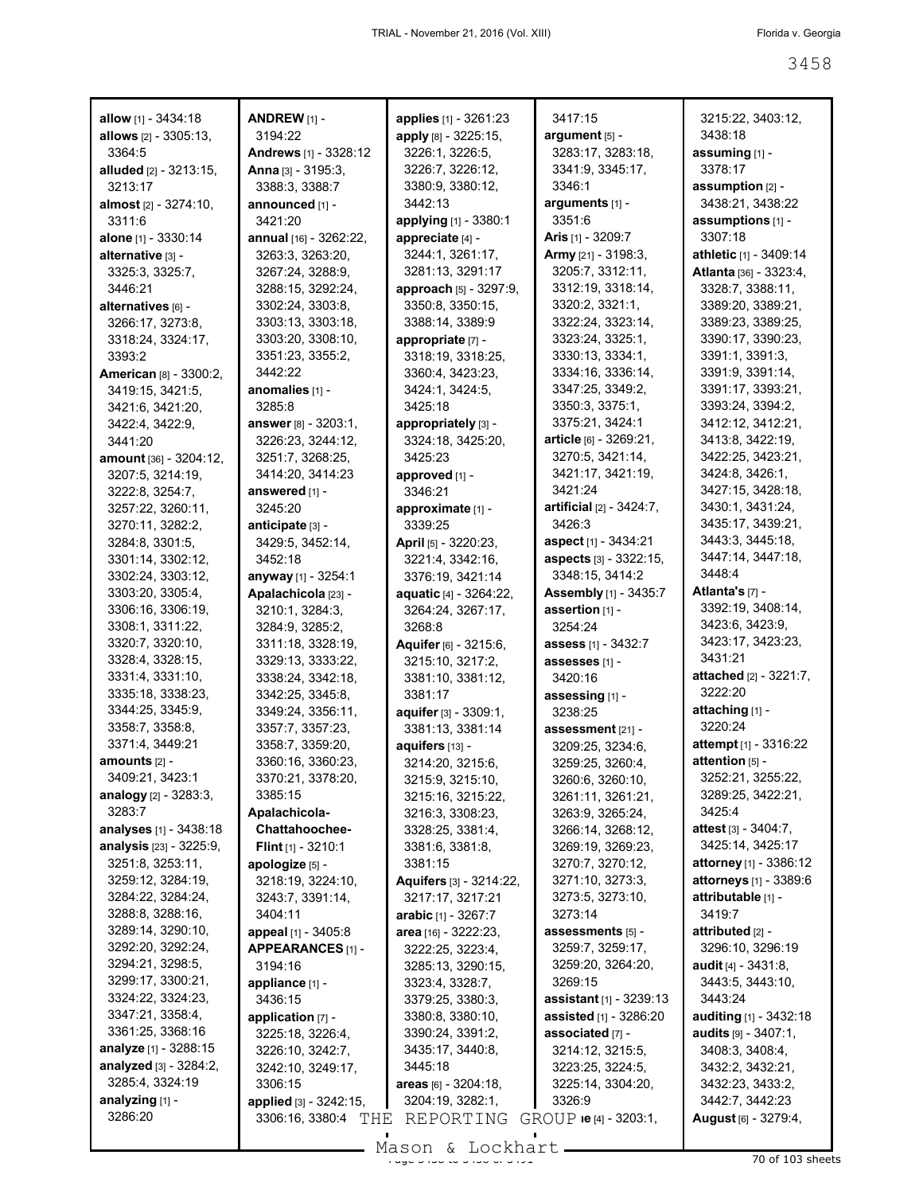**allow** [1] - 3434:18
**allows** [2] - 3305:13, 3364:5
**alluded** [2] - 3213:15, 3213:17
**almost** [2] - 3274:10, 3311:6
**alone** [1] - 3330:14
**alternative** [3] - 3325:3, 3325:7, 3446:21
**alternatives** [6] - 3266:17, 3273:8, 3318:24, 3324:17, 3393:2
**American** [8] - 3300:2, 3419:15, 3421:5, 3421:6, 3421:20, 3422:4, 3422:9, 3441:20
**amount** [36] - 3204:12, 3207:5, 3214:19, 3222:8, 3254:7, 3257:22, 3260:11, 3270:11, 3282:2, 3284:8, 3301:5, 3301:14, 3302:12, 3302:24, 3303:12, 3303:20, 3305:4, 3306:16, 3306:19, 3308:1, 3311:22, 3320:7, 3320:10, 3328:4, 3328:15, 3331:4, 3331:10, 3335:18, 3338:23, 3344:25, 3345:9, 3358:7, 3358:8, 3371:4, 3449:21
**amounts** [2] - 3409:21, 3423:1
**analogy** [2] - 3283:3, 3283:7
**analyses** [1] - 3438:18
**analysis** [23] - 3225:9, 3251:8, 3253:11, 3259:12, 3284:19, 3284:22, 3284:24, 3288:8, 3288:16, 3289:14, 3290:10, 3292:20, 3292:24, 3294:21, 3298:5, 3299:17, 3300:21, 3324:22, 3324:23, 3347:21, 3358:4, 3361:25, 3368:16
**analyze** [1] - 3288:15
**analyzed** [3] - 3284:2, 3285:4, 3324:19
**analyzing** [1] - 3286:20
**ANDREW** [1] - 3194:22
**Andrews** [1] - 3328:12
**Anna** [3] - 3195:3, 3388:3, 3388:7
**announced** [1] - 3421:20
**annual** [16] - 3262:22, 3263:3, 3263:20, 3267:24, 3288:9, 3288:15, 3292:24, 3302:24, 3303:8, 3303:13, 3303:18, 3303:20, 3308:10, 3351:23, 3355:2, 3442:22
**anomalies** [1] - 3285:8
**answer** [8] - 3203:1, 3226:23, 3244:12, 3251:7, 3268:25, 3414:20, 3414:23
**answered** [1] - 3245:20
**anticipate** [3] - 3429:5, 3452:14, 3452:18
**anyway** [1] - 3254:1
**Apalachicola** [23] - 3210:1, 3284:3, 3284:9, 3285:2, 3311:18, 3328:19, 3329:13, 3333:22, 3338:24, 3342:18, 3342:25, 3345:8, 3349:24, 3356:11, 3357:7, 3357:23, 3358:7, 3359:20, 3360:16, 3360:23, 3370:21, 3378:20, 3385:15
**Apalachicola-Chattahoochee-Flint** [1] - 3210:1
**apologize** [5] - 3218:19, 3224:10, 3243:7, 3391:14, 3404:11
**appeal** [1] - 3405:8
**APPEARANCES** [1] - 3194:16
**appliance** [1] - 3436:15
**application** [7] - 3225:18, 3226:4, 3226:10, 3242:7, 3242:10, 3249:17, 3306:15
**applied** [3] - 3242:15, 3306:16, 3380:4
**applies** [1] - 3261:23
**apply** [8] - 3225:15, 3226:1, 3226:5, 3226:7, 3226:12, 3380:9, 3380:12, 3442:13
**applying** [1] - 3380:1
**appreciate** [4] - 3244:1, 3261:17, 3281:13, 3291:17
**approach** [5] - 3297:9, 3350:8, 3350:15, 3388:14, 3389:9
**appropriate** [7] - 3318:19, 3318:25, 3360:4, 3423:23, 3424:1, 3424:5, 3425:18
**appropriately** [3] - 3324:18, 3425:20, 3425:23
**approved** [1] - 3346:21
**approximate** [1] - 3339:25
**April** [5] - 3220:23, 3221:4, 3342:16, 3376:19, 3421:14
**aquatic** [4] - 3264:22, 3264:24, 3267:17, 3268:8
**Aquifer** [6] - 3215:6, 3215:10, 3217:2, 3381:10, 3381:12, 3381:17
**aquifer** [3] - 3309:1, 3381:13, 3381:14
**aquifers** [13] - 3214:20, 3215:6, 3215:9, 3215:10, 3215:16, 3215:22, 3216:3, 3308:23, 3328:25, 3381:4, 3381:6, 3381:8, 3381:15
**Aquifers** [3] - 3214:22, 3217:17, 3217:21
**arabic** [1] - 3267:7
**area** [16] - 3222:23, 3222:25, 3223:4, 3285:13, 3290:15, 3323:4, 3328:7, 3379:25, 3380:3, 3380:8, 3380:10, 3390:24, 3391:2, 3435:17, 3440:8, 3445:18
**areas** [6] - 3204:18, 3204:19, 3282:1, 3417:15
**argument** [5] - 3283:17, 3283:18, 3341:9, 3345:17, 3346:1
**arguments** [1] - 3351:6
**Aris** [1] - 3209:7
**Army** [21] - 3198:3, 3205:7, 3312:11, 3312:19, 3318:14, 3320:2, 3321:1, 3322:24, 3323:14, 3323:24, 3325:1, 3330:13, 3334:1, 3334:16, 3336:14, 3347:25, 3349:2, 3350:3, 3375:1, 3375:21, 3424:1
**article** [6] - 3269:21, 3270:5, 3421:14, 3421:17, 3421:19, 3421:24
**artificial** [2] - 3424:7, 3426:3
**aspect** [1] - 3434:21
**aspects** [3] - 3322:15, 3348:15, 3414:2
**Assembly** [1] - 3435:7
**assertion** [1] - 3254:24
**assess** [1] - 3432:7
**assesses** [1] - 3420:16
**assessing** [1] - 3238:25
**assessment** [21] - 3209:25, 3234:6, 3259:25, 3260:4, 3260:6, 3260:10, 3261:11, 3261:21, 3263:9, 3265:24, 3266:14, 3268:12, 3269:19, 3269:23, 3270:7, 3270:12, 3271:10, 3273:3, 3273:5, 3273:10, 3273:14
**assessments** [5] - 3259:7, 3259:17, 3259:20, 3264:20, 3269:15
**assistant** [1] - 3239:13
**assisted** [1] - 3286:20
**associated** [7] - 3214:12, 3215:5, 3223:25, 3224:5, 3225:14, 3304:20, 3326:9
**...ie** [4] - 3203:1, 3215:22, 3403:12, 3438:18
**assuming** [1] - 3378:17
**assumption** [2] - 3438:21, 3438:22
**assumptions** [1] - 3307:18
**athletic** [1] - 3409:14
**Atlanta** [36] - 3323:4, 3328:7, 3388:11, 3389:20, 3389:21, 3389:23, 3389:25, 3390:17, 3390:23, 3391:1, 3391:3, 3391:9, 3391:14, 3391:17, 3393:21, 3393:24, 3394:2, 3412:12, 3412:21, 3413:8, 3422:19, 3422:25, 3423:21, 3424:8, 3426:1, 3427:15, 3428:18, 3430:1, 3431:24, 3435:17, 3439:21, 3443:3, 3445:18, 3447:14, 3447:18, 3448:4
**Atlanta's** [7] - 3392:19, 3408:14, 3423:6, 3423:9, 3423:17, 3423:23, 3431:21
**attached** [2] - 3221:7, 3222:20
**attaching** [1] - 3220:24
**attempt** [1] - 3316:22
**attention** [5] - 3252:21, 3255:22, 3289:25, 3422:21, 3425:4
**attest** [3] - 3404:7, 3425:14, 3425:17
**attorney** [1] - 3386:12
**attorneys** [1] - 3389:6
**attributable** [1] - 3419:7
**attributed** [2] - 3296:10, 3296:19
**audit** [4] - 3431:8, 3443:5, 3443:10, 3443:24
**auditing** [1] - 3432:18
**audits** [9] - 3407:1, 3408:3, 3408:4, 3432:2, 3432:21, 3432:23, 3433:2, 3442:7, 3442:23
**August** [6] - 3279:4,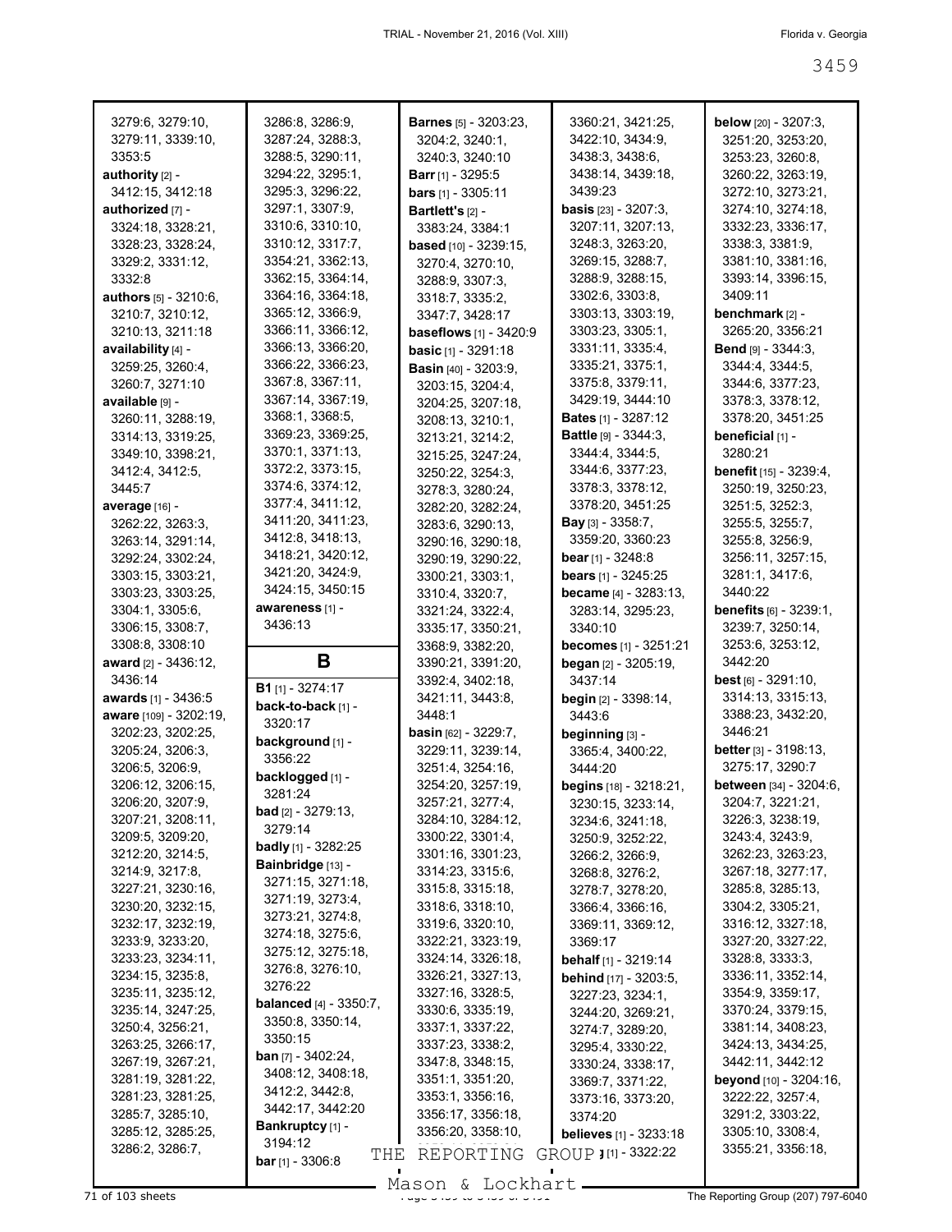3279:6, 3279:10, 3279:11, 3339:10, 3353:5
**authority** [2] - 3412:15, 3412:18
**authorized** [7] - 3324:18, 3328:21, 3328:23, 3328:24, 3329:2, 3331:12, 3332:8
**authors** [5] - 3210:6, 3210:7, 3210:12, 3210:13, 3211:18
**availability** [4] - 3259:25, 3260:4, 3260:7, 3271:10
**available** [9] - 3260:11, 3288:19, 3314:13, 3319:25, 3349:10, 3398:21, 3412:4, 3412:5, 3445:7
**average** [16] - 3262:22, 3263:3, 3263:14, 3291:14, 3292:24, 3302:24, 3303:15, 3303:21, 3303:23, 3303:25, 3304:1, 3305:6, 3306:15, 3308:7, 3308:8, 3308:10
**award** [2] - 3436:12, 3436:14
**awards** [1] - 3436:5
**aware** [109] - 3202:19, 3202:23, 3202:25, 3205:24, 3206:3, 3206:5, 3206:9, 3206:12, 3206:15, 3206:20, 3207:9, 3207:21, 3208:11, 3209:5, 3209:20, 3212:20, 3214:5, 3214:9, 3217:8, 3227:21, 3230:16, 3230:20, 3232:15, 3232:17, 3232:19, 3233:9, 3233:20, 3233:23, 3234:11, 3234:15, 3235:8, 3235:11, 3235:12, 3235:14, 3247:25, 3250:4, 3256:21, 3263:25, 3266:17, 3267:19, 3267:21, 3281:19, 3281:22, 3281:23, 3281:25, 3285:7, 3285:10, 3285:12, 3285:25, 3286:2, 3286:7, 3286:8, 3286:9, 3287:24, 3288:3, 3288:5, 3290:11, 3294:22, 3295:1, 3295:3, 3296:22, 3297:1, 3307:9, 3310:6, 3310:10, 3310:12, 3317:7, 3354:21, 3362:13, 3362:15, 3364:14, 3364:16, 3364:18, 3365:12, 3366:9, 3366:11, 3366:12, 3366:13, 3366:20, 3366:22, 3366:23, 3367:8, 3367:11, 3367:14, 3367:19, 3368:1, 3368:5, 3369:23, 3369:25, 3370:1, 3371:13, 3372:2, 3373:15, 3374:6, 3374:12, 3377:4, 3411:12, 3411:20, 3411:23, 3412:8, 3418:13, 3418:21, 3420:12, 3421:20, 3424:9, 3424:15, 3450:15
**awareness** [1] - 3436:13

## B

**B1** [1] - 3274:17
**back-to-back** [1] - 3320:17
**background** [1] - 3356:22
**backlogged** [1] - 3281:24
**bad** [2] - 3279:13, 3279:14
**badly** [1] - 3282:25
**Bainbridge** [13] - 3271:15, 3271:18, 3271:19, 3273:4, 3273:21, 3274:8, 3274:18, 3275:6, 3275:12, 3275:18, 3276:8, 3276:10, 3276:22
**balanced** [4] - 3350:7, 3350:8, 3350:14, 3350:15
**ban** [7] - 3402:24, 3408:12, 3408:18, 3412:2, 3442:8, 3442:17, 3442:20
**Bankruptcy** [1] - 3194:12
**bar** [1] - 3306:8
**Barnes** [5] - 3203:23, 3204:2, 3240:1, 3240:3, 3240:10
**Barr** [1] - 3295:5
**bars** [1] - 3305:11
**Bartlett's** [2] - 3383:24, 3384:1
**based** [10] - 3239:15, 3270:4, 3270:10, 3288:9, 3307:3, 3318:7, 3335:2, 3347:7, 3428:17
**baseflows** [1] - 3420:9
**basic** [1] - 3291:18
**Basin** [40] - 3203:9, 3203:15, 3204:4, 3204:25, 3207:18, 3208:13, 3210:1, 3213:21, 3214:2, 3215:25, 3247:24, 3250:22, 3254:3, 3278:3, 3280:24, 3282:20, 3282:24, 3283:6, 3290:13, 3290:16, 3290:18, 3290:19, 3290:22, 3300:21, 3303:1, 3310:4, 3320:7, 3321:24, 3322:4, 3335:17, 3350:21, 3368:9, 3382:20, 3390:21, 3391:20, 3392:4, 3402:18, 3421:11, 3443:8, 3448:1
**basin** [62] - 3229:7, 3229:11, 3239:14, 3251:4, 3254:16, 3254:20, 3257:19, 3257:21, 3277:4, 3284:10, 3284:12, 3300:22, 3301:4, 3301:16, 3301:23, 3314:23, 3315:6, 3315:8, 3315:18, 3318:6, 3318:10, 3319:6, 3320:10, 3322:21, 3323:19, 3324:14, 3326:18, 3326:21, 3327:13, 3327:16, 3328:5, 3330:6, 3335:19, 3337:1, 3337:22, 3337:23, 3338:2, 3347:8, 3348:15, 3351:1, 3351:20, 3353:1, 3356:16, 3356:17, 3356:18, 3356:20, 3358:10, 3360:21, 3421:25, 3422:10, 3434:9, 3438:3, 3438:6, 3438:14, 3439:18, 3439:23
**basis** [23] - 3207:3, 3207:11, 3207:13, 3248:3, 3263:20, 3269:15, 3288:7, 3288:9, 3288:15, 3302:6, 3303:8, 3303:13, 3303:19, 3303:23, 3305:1, 3331:11, 3335:4, 3335:21, 3375:1, 3375:8, 3379:11, 3429:19, 3444:10
**Bates** [1] - 3287:12
**Battle** [9] - 3344:3, 3344:4, 3344:5, 3344:6, 3377:23, 3378:3, 3378:12, 3378:20, 3451:25
**Bay** [3] - 3358:7, 3359:20, 3360:23
**bear** [1] - 3248:8
**bears** [1] - 3245:25
**became** [4] - 3283:13, 3283:14, 3295:23, 3340:10
**becomes** [1] - 3251:21
**began** [2] - 3205:19, 3437:14
**begin** [2] - 3398:14, 3443:6
**beginning** [3] - 3365:4, 3400:22, 3444:20
**begins** [18] - 3218:21, 3230:15, 3233:14, 3234:6, 3241:18, 3250:9, 3252:22, 3266:2, 3266:9, 3268:8, 3276:2, 3278:7, 3278:20, 3366:4, 3366:16, 3369:11, 3369:12, 3369:17
**behalf** [1] - 3219:14
**behind** [17] - 3203:5, 3227:23, 3234:1, 3244:20, 3269:21, 3274:7, 3289:20, 3295:4, 3330:22, 3330:24, 3338:17, 3369:7, 3371:22, 3373:16, 3373:20, 3374:20
**believes** [1] - 3233:18
**[?]** [1] - 3322:22
**below** [20] - 3207:3, 3251:20, 3253:20, 3253:23, 3260:8, 3260:22, 3263:19, 3272:10, 3273:21, 3274:10, 3274:18, 3332:23, 3336:17, 3338:3, 3381:9, 3381:10, 3381:16, 3393:14, 3396:15, 3409:11
**benchmark** [2] - 3265:20, 3356:21
**Bend** [9] - 3344:3, 3344:4, 3344:5, 3344:6, 3377:23, 3378:3, 3378:12, 3378:20, 3451:25
**beneficial** [1] - 3280:21
**benefit** [15] - 3239:4, 3250:19, 3250:23, 3251:5, 3252:3, 3255:5, 3255:7, 3255:8, 3256:9, 3256:11, 3257:15, 3281:1, 3417:6, 3440:22
**benefits** [6] - 3239:1, 3239:7, 3250:14, 3253:6, 3253:12, 3442:20
**best** [6] - 3291:10, 3314:13, 3315:13, 3388:23, 3432:20, 3446:21
**better** [3] - 3198:13, 3275:17, 3290:7
**between** [34] - 3204:6, 3204:7, 3221:21, 3226:3, 3238:19, 3243:4, 3243:9, 3262:23, 3263:23, 3267:18, 3277:17, 3285:8, 3285:13, 3304:2, 3305:21, 3316:12, 3327:18, 3327:20, 3327:22, 3328:8, 3333:3, 3336:11, 3352:14, 3354:9, 3359:17, 3370:24, 3379:15, 3381:14, 3408:23, 3424:13, 3434:25, 3442:11, 3442:12
**beyond** [10] - 3204:16, 3222:22, 3257:4, 3291:2, 3303:22, 3305:10, 3308:4, 3355:21, 3356:18,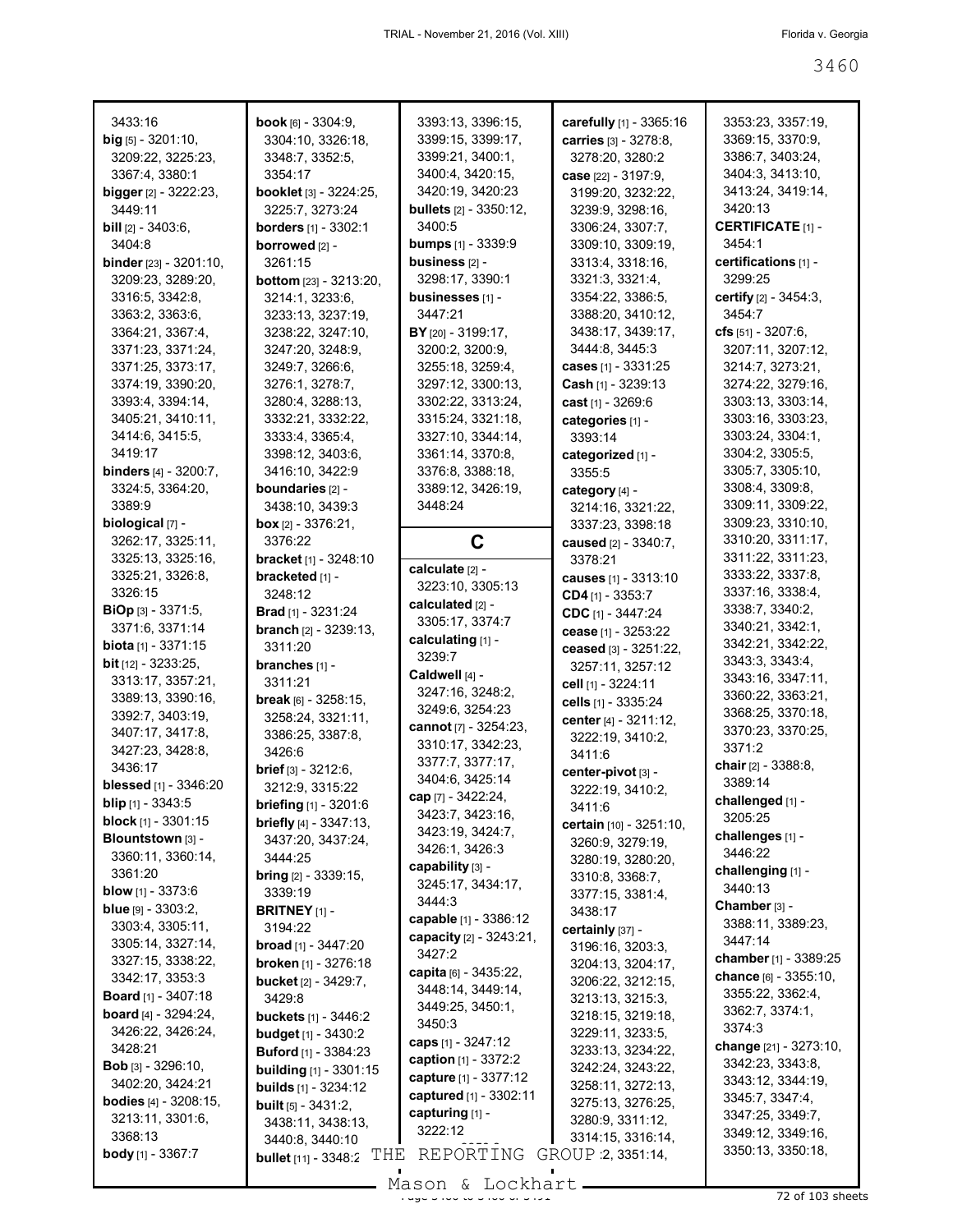3433:16
**big** [5] - 3201:10, 3209:22, 3225:23, 3367:4, 3380:1
**bigger** [2] - 3222:23, 3449:11
**bill** [2] - 3403:6, 3404:8
**binder** [23] - 3201:10, 3209:23, 3289:20, 3316:5, 3342:8, 3363:2, 3363:6, 3364:21, 3367:4, 3371:23, 3371:24, 3371:25, 3373:17, 3374:19, 3390:20, 3393:4, 3394:14, 3405:21, 3410:11, 3414:6, 3415:5, 3419:17
**binders** [4] - 3200:7, 3324:5, 3364:20, 3389:9
**biological** [7] - 3262:17, 3325:11, 3325:13, 3325:16, 3325:21, 3326:8, 3326:15
**BiOp** [3] - 3371:5, 3371:6, 3371:14
**biota** [1] - 3371:15
**bit** [12] - 3233:25, 3313:17, 3357:21, 3389:13, 3390:16, 3392:7, 3403:19, 3407:17, 3417:8, 3427:23, 3428:8, 3436:17
**blessed** [1] - 3346:20
**blip** [1] - 3343:5
**block** [1] - 3301:15
**Blountstown** [3] - 3360:11, 3360:14, 3361:20
**blow** [1] - 3373:6
**blue** [9] - 3303:2, 3303:4, 3305:11, 3305:14, 3327:14, 3327:15, 3338:22, 3342:17, 3353:3
**Board** [1] - 3407:18
**board** [4] - 3294:24, 3426:22, 3426:24, 3428:21
**Bob** [3] - 3296:10, 3402:20, 3424:21
**bodies** [4] - 3208:15, 3213:11, 3301:6, 3368:13
**body** [1] - 3367:7
**book** [6] - 3304:9, 3304:10, 3326:18, 3348:7, 3352:5, 3354:17
**booklet** [3] - 3224:25, 3225:7, 3273:24
**borders** [1] - 3302:1
**borrowed** [2] - 3261:15
**bottom** [23] - 3213:20, 3214:1, 3233:6, 3233:13, 3237:19, 3238:22, 3247:10, 3247:20, 3248:9, 3249:7, 3266:6, 3276:1, 3278:7, 3280:4, 3288:13, 3332:21, 3332:22, 3333:4, 3365:4, 3398:12, 3403:6, 3416:10, 3422:9
**boundaries** [2] - 3438:10, 3439:3
**box** [2] - 3376:21, 3376:22
**bracket** [1] - 3248:10
**bracketed** [1] - 3248:12
**Brad** [1] - 3231:24
**branch** [2] - 3239:13, 3311:20
**branches** [1] - 3311:21
**break** [6] - 3258:15, 3258:24, 3321:11, 3386:25, 3387:8, 3426:6
**brief** [3] - 3212:6, 3212:9, 3315:22
**briefing** [1] - 3201:6
**briefly** [4] - 3347:13, 3437:20, 3437:24, 3444:25
**bring** [2] - 3339:15, 3339:19
**BRITNEY** [1] - 3194:22
**broad** [1] - 3447:20
**broken** [1] - 3276:18
**bucket** [2] - 3429:7, 3429:8
**buckets** [1] - 3446:2
**budget** [1] - 3430:2
**Buford** [1] - 3384:23
**building** [1] - 3301:15
**builds** [1] - 3234:12
**built** [5] - 3431:2, 3438:11, 3438:13, 3440:8, 3440:10
**bullet** [11] - 3348:2
3393:13, 3396:15, 3399:15, 3399:17, 3399:21, 3400:1, 3400:4, 3420:15, 3420:19, 3420:23
**bullets** [2] - 3350:12, 3400:5
**bumps** [1] - 3339:9
**business** [2] - 3298:17, 3390:1
**businesses** [1] - 3447:21
**BY** [20] - 3199:17, 3200:2, 3200:9, 3255:18, 3259:4, 3297:12, 3300:13, 3302:22, 3313:24, 3315:24, 3321:18, 3327:10, 3344:14, 3361:14, 3370:8, 3376:8, 3388:18, 3389:12, 3426:19, 3448:24

## C

**calculate** [2] - 3223:10, 3305:13
**calculated** [2] - 3305:17, 3374:7
**calculating** [1] - 3239:7
**Caldwell** [4] - 3247:16, 3248:2, 3249:6, 3254:23
**cannot** [7] - 3254:23, 3310:17, 3342:23, 3377:7, 3377:17, 3404:6, 3425:14
**cap** [7] - 3422:24, 3423:7, 3423:16, 3423:19, 3424:7, 3426:1, 3426:3
**capability** [3] - 3245:17, 3434:17, 3444:3
**capable** [1] - 3386:12
**capacity** [2] - 3243:21, 3427:2
**capita** [6] - 3435:22, 3448:14, 3449:14, 3449:25, 3450:1, 3450:3
**caps** [1] - 3247:12
**caption** [1] - 3372:2
**capture** [1] - 3377:12
**captured** [1] - 3302:11
**capturing** [1] - 3222:12
**carefully** [1] - 3365:16
**carries** [3] - 3278:8, 3278:20, 3280:2
**case** [22] - 3197:9, 3199:20, 3232:22, 3239:9, 3298:16, 3306:24, 3307:7, 3309:10, 3309:19, 3313:4, 3318:16, 3321:3, 3321:4, 3354:22, 3386:5, 3388:20, 3410:12, 3438:17, 3439:17, 3444:8, 3445:3
**cases** [1] - 3331:25
**Cash** [1] - 3239:13
**cast** [1] - 3269:6
**categories** [1] - 3393:14
**categorized** [1] - 3355:5
**category** [4] - 3214:16, 3321:22, 3337:23, 3398:18
**caused** [2] - 3340:7, 3378:21
**causes** [1] - 3313:10
**CD4** [1] - 3353:7
**CDC** [1] - 3447:24
**cease** [1] - 3253:22
**ceased** [3] - 3251:22, 3257:11, 3257:12
**cell** [1] - 3224:11
**cells** [1] - 3335:24
**center** [4] - 3211:12, 3222:19, 3410:2, 3411:6
**center-pivot** [3] - 3222:19, 3410:2, 3411:6
**certain** [10] - 3251:10, 3260:9, 3279:19, 3280:19, 3280:20, 3310:8, 3368:7, 3377:15, 3381:4, 3438:17
**certainly** [37] - 3196:16, 3203:3, 3204:13, 3204:17, 3206:22, 3212:15, 3213:13, 3215:3, 3218:15, 3219:18, 3229:11, 3233:5, 3233:13, 3234:22, 3242:24, 3243:22, 3258:11, 3272:13, 3275:13, 3276:25, 3280:9, 3311:12, 3314:15, 3316:14, ...:2, 3351:14,
3353:23, 3357:19, 3369:15, 3370:9, 3386:7, 3403:24, 3404:3, 3413:10, 3413:24, 3419:14, 3420:13
**CERTIFICATE** [1] - 3454:1
**certifications** [1] - 3299:25
**certify** [2] - 3454:3, 3454:7
**cfs** [51] - 3207:6, 3207:11, 3207:12, 3214:7, 3273:21, 3274:22, 3279:16, 3303:13, 3303:14, 3303:16, 3303:23, 3303:24, 3304:1, 3304:2, 3305:5, 3305:7, 3305:10, 3308:4, 3309:8, 3309:11, 3309:22, 3309:23, 3310:10, 3310:20, 3311:17, 3311:22, 3311:23, 3333:22, 3337:8, 3337:16, 3338:4, 3338:7, 3340:2, 3340:21, 3342:1, 3342:21, 3342:22, 3343:3, 3343:4, 3343:16, 3347:11, 3360:22, 3363:21, 3368:25, 3370:18, 3370:23, 3370:25, 3371:2
**chair** [2] - 3388:8, 3389:14
**challenged** [1] - 3205:25
**challenges** [1] - 3446:22
**challenging** [1] - 3440:13
**Chamber** [3] - 3388:11, 3389:23, 3447:14
**chamber** [1] - 3389:25
**chance** [6] - 3355:10, 3355:22, 3362:4, 3362:7, 3374:1, 3374:3
**change** [21] - 3273:10, 3342:23, 3343:8, 3343:12, 3344:19, 3345:7, 3347:4, 3347:25, 3349:7, 3349:12, 3349:16, 3350:13, 3350:18,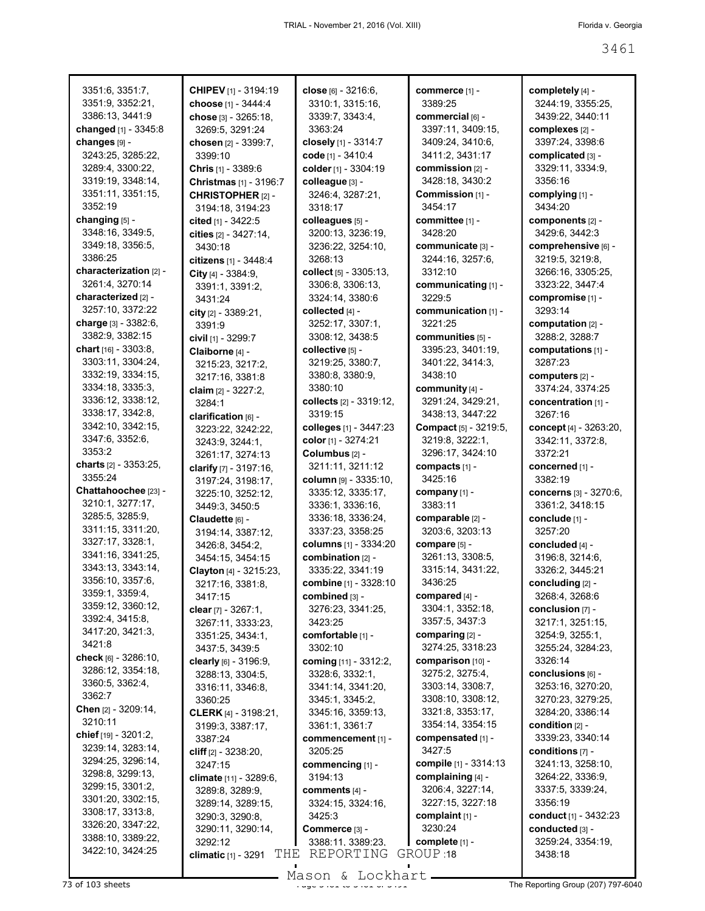3351:6, 3351:7, 3351:9, 3352:21, 3386:13, 3441:9
**changed** [1] - 3345:8
**changes** [9] - 3243:25, 3285:22, 3289:4, 3300:22, 3319:19, 3348:14, 3351:11, 3351:15, 3352:19
**changing** [5] - 3348:16, 3349:5, 3349:18, 3356:5, 3386:25
**characterization** [2] - 3261:4, 3270:14
**characterized** [2] - 3257:10, 3372:22
**charge** [3] - 3382:6, 3382:9, 3382:15
**chart** [16] - 3303:8, 3303:11, 3304:24, 3332:19, 3334:15, 3334:18, 3335:3, 3336:12, 3338:12, 3338:17, 3342:8, 3342:10, 3342:15, 3347:6, 3352:6, 3353:2
**charts** [2] - 3353:25, 3355:24
**Chattahoochee** [23] - 3210:1, 3277:17, 3285:5, 3285:9, 3311:15, 3311:20, 3327:17, 3328:1, 3341:16, 3341:25, 3343:13, 3343:14, 3356:10, 3357:6, 3359:1, 3359:4, 3359:12, 3360:12, 3392:4, 3415:8, 3417:20, 3421:3, 3421:8
**check** [6] - 3286:10, 3286:12, 3354:18, 3360:5, 3362:4, 3362:7
**Chen** [2] - 3209:14, 3210:11
**chief** [19] - 3201:2, 3239:14, 3283:14, 3294:25, 3296:14, 3298:8, 3299:13, 3299:15, 3301:2, 3301:20, 3302:15, 3308:17, 3313:8, 3326:20, 3347:22, 3388:10, 3389:22, 3422:10, 3424:25
**CHIPEV** [1] - 3194:19
**choose** [1] - 3444:4
**chose** [3] - 3265:18, 3269:5, 3291:24
**chosen** [2] - 3399:7, 3399:10
**Chris** [1] - 3389:6
**Christmas** [1] - 3196:7
**CHRISTOPHER** [2] - 3194:18, 3194:23
**cited** [1] - 3422:5
**cities** [2] - 3427:14, 3430:18
**citizens** [1] - 3448:4
**City** [4] - 3384:9, 3391:1, 3391:2, 3431:24
**city** [2] - 3389:21, 3391:9
**civil** [1] - 3299:7
**Claiborne** [4] - 3215:23, 3217:2, 3217:16, 3381:8
**claim** [2] - 3227:2, 3284:1
**clarification** [6] - 3223:22, 3242:22, 3243:9, 3244:1, 3261:17, 3274:13
**clarify** [7] - 3197:16, 3197:24, 3198:17, 3225:10, 3252:12, 3449:3, 3450:5
**Claudette** [6] - 3194:14, 3387:12, 3426:8, 3454:2, 3454:15, 3454:15
**Clayton** [4] - 3215:23, 3217:16, 3381:8, 3417:15
**clear** [7] - 3267:1, 3267:11, 3333:23, 3351:25, 3434:1, 3437:5, 3439:5
**clearly** [6] - 3196:9, 3288:13, 3304:5, 3316:11, 3346:8, 3360:25
**CLERK** [4] - 3198:21, 3199:3, 3387:17, 3387:24
**cliff** [2] - 3238:20, 3247:15
**climate** [11] - 3289:6, 3289:8, 3289:9, 3289:14, 3289:15, 3290:3, 3290:8, 3290:11, 3290:14, 3292:12
**climatic** [1] - 3291
**close** [6] - 3216:6, 3310:1, 3315:16, 3339:7, 3343:4, 3363:24
**closely** [1] - 3314:7
**code** [1] - 3410:4
**colder** [1] - 3304:19
**colleague** [3] - 3246:4, 3287:21, 3318:17
**colleagues** [5] - 3200:13, 3236:19, 3236:22, 3254:10, 3268:13
**collect** [5] - 3305:13, 3306:8, 3306:13, 3324:14, 3380:6
**collected** [4] - 3252:17, 3307:1, 3308:12, 3438:5
**collective** [5] - 3219:25, 3380:7, 3380:8, 3380:9, 3380:10
**collects** [2] - 3319:12, 3319:15
**colleges** [1] - 3447:23
**color** [1] - 3274:21
**Columbus** [2] - 3211:11, 3211:12
**column** [9] - 3335:10, 3335:12, 3335:17, 3336:1, 3336:16, 3336:18, 3336:24, 3337:23, 3358:25
**columns** [1] - 3334:20
**combination** [2] - 3335:22, 3341:19
**combine** [1] - 3328:10
**combined** [3] - 3276:23, 3341:25, 3423:25
**comfortable** [1] - 3302:10
**coming** [11] - 3312:2, 3328:6, 3332:1, 3341:14, 3341:20, 3345:1, 3345:2, 3345:16, 3359:13, 3361:1, 3361:7
**commencement** [1] - 3205:25
**commencing** [1] - 3194:13
**comments** [4] - 3324:15, 3324:16, 3425:3
**Commerce** [3] - 3388:11, 3389:23,
**commerce** [1] - 3389:25
**commercial** [6] - 3397:11, 3409:15, 3409:24, 3410:6, 3411:2, 3431:17
**commission** [2] - 3428:18, 3430:2
**Commission** [1] - 3454:17
**committee** [1] - 3428:20
**communicate** [3] - 3244:16, 3257:6, 3312:10
**communicating** [1] - 3229:5
**communication** [1] - 3221:25
**communities** [5] - 3395:23, 3401:19, 3401:22, 3414:3, 3438:10
**community** [4] - 3291:24, 3429:21, 3438:13, 3447:22
**Compact** [5] - 3219:5, 3219:8, 3222:1, 3296:17, 3424:10
**compacts** [1] - 3425:16
**company** [1] - 3383:11
**comparable** [2] - 3203:6, 3203:13
**compare** [5] - 3261:13, 3308:5, 3315:14, 3431:22, 3436:25
**compared** [4] - 3304:1, 3352:18, 3357:5, 3437:3
**comparing** [2] - 3274:25, 3318:23
**comparison** [10] - 3275:2, 3275:4, 3303:14, 3308:7, 3308:10, 3308:12, 3321:8, 3353:17, 3354:14, 3354:15
**compensated** [1] - 3427:5
**compile** [1] - 3314:13
**complaining** [4] - 3206:4, 3227:14, 3227:15, 3227:18
**complaint** [1] - 3230:24
**complete** [1] - ...:18
**completely** [4] - 3244:19, 3355:25, 3439:22, 3440:11
**complexes** [2] - 3397:24, 3398:6
**complicated** [3] - 3329:11, 3334:9, 3356:16
**complying** [1] - 3434:20
**components** [2] - 3429:6, 3442:3
**comprehensive** [6] - 3219:5, 3219:8, 3266:16, 3305:25, 3323:22, 3447:4
**compromise** [1] - 3293:14
**computation** [2] - 3288:2, 3288:7
**computations** [1] - 3287:23
**computers** [2] - 3374:24, 3374:25
**concentration** [1] - 3267:16
**concept** [4] - 3263:20, 3342:11, 3372:8, 3372:21
**concerned** [1] - 3382:19
**concerns** [3] - 3270:6, 3361:2, 3418:15
**conclude** [1] - 3257:20
**concluded** [4] - 3196:8, 3214:6, 3326:2, 3445:21
**concluding** [2] - 3268:4, 3268:6
**conclusion** [7] - 3217:1, 3251:15, 3254:9, 3255:1, 3255:24, 3284:23, 3326:14
**conclusions** [6] - 3253:16, 3270:20, 3270:23, 3279:25, 3284:20, 3386:14
**condition** [2] - 3339:23, 3340:14
**conditions** [7] - 3241:13, 3258:10, 3264:22, 3336:9, 3337:5, 3339:24, 3356:19
**conduct** [1] - 3432:23
**conducted** [3] - 3259:24, 3354:19, 3438:18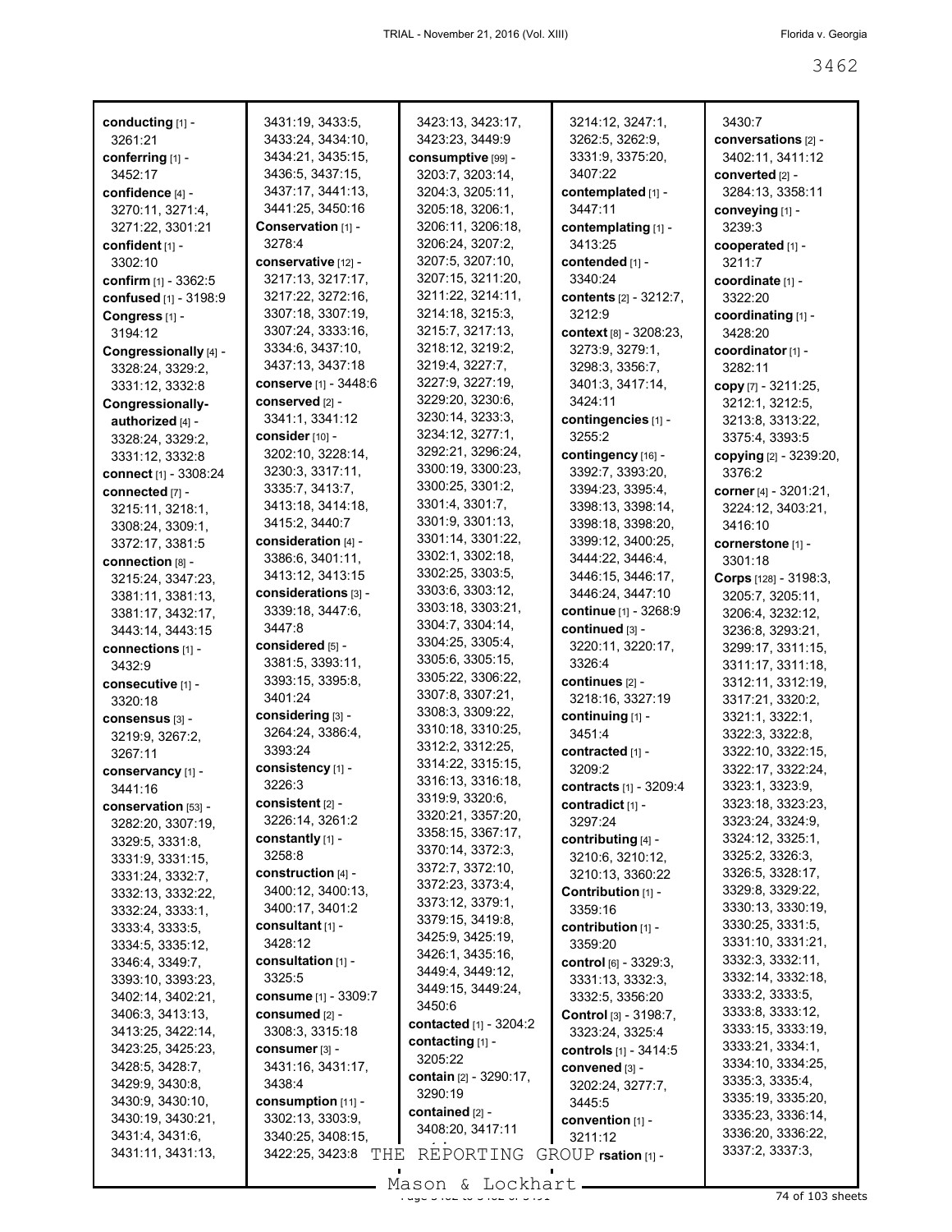**conducting** [1] - 3261:21
**conferring** [1] - 3452:17
**confidence** [4] - 3270:11, 3271:4, 3271:22, 3301:21
**confident** [1] - 3302:10
**confirm** [1] - 3362:5
**confused** [1] - 3198:9
**Congress** [1] - 3194:12
**Congressionally** [4] - 3328:24, 3329:2, 3331:12, 3332:8
**Congressionally-authorized** [4] - 3328:24, 3329:2, 3331:12, 3332:8
**connect** [1] - 3308:24
**connected** [7] - 3215:11, 3218:1, 3308:24, 3309:1, 3372:17, 3381:5
**connection** [8] - 3215:24, 3347:23, 3381:11, 3381:13, 3381:17, 3432:17, 3443:14, 3443:15
**connections** [1] - 3432:9
**consecutive** [1] - 3320:18
**consensus** [3] - 3219:9, 3267:2, 3267:11
**conservancy** [1] - 3441:16
**conservation** [53] - 3282:20, 3307:19, 3329:5, 3331:8, 3331:9, 3331:15, 3331:24, 3332:7, 3332:13, 3332:22, 3332:24, 3333:1, 3333:4, 3333:5, 3334:5, 3335:12, 3346:4, 3349:7, 3393:10, 3393:23, 3402:14, 3402:21, 3406:3, 3413:13, 3413:25, 3422:14, 3423:25, 3425:23, 3428:5, 3428:7, 3429:9, 3430:8, 3430:9, 3430:10, 3430:19, 3430:21, 3431:4, 3431:6, 3431:11, 3431:13, 3431:19, 3433:5, 3433:24, 3434:10, 3434:21, 3435:15, 3436:5, 3437:15, 3437:17, 3441:13, 3441:25, 3450:16
**Conservation** [1] - 3278:4
**conservative** [12] - 3217:13, 3217:17, 3217:22, 3272:16, 3307:18, 3307:19, 3307:24, 3333:16, 3334:6, 3437:10, 3437:13, 3437:18
**conserve** [1] - 3448:6
**conserved** [2] - 3341:1, 3341:12
**consider** [10] - 3202:10, 3228:14, 3230:3, 3317:11, 3335:7, 3413:7, 3413:18, 3414:18, 3415:2, 3440:7
**consideration** [4] - 3386:6, 3401:11, 3413:12, 3413:15
**considerations** [3] - 3339:18, 3447:6, 3447:8
**considered** [5] - 3381:5, 3393:11, 3393:15, 3395:8, 3401:24
**considering** [3] - 3264:24, 3386:4, 3393:24
**consistency** [1] - 3226:3
**consistent** [2] - 3226:14, 3261:2
**constantly** [1] - 3258:8
**construction** [4] - 3400:12, 3400:13, 3400:17, 3401:2
**consultant** [1] - 3428:12
**consultation** [1] - 3325:5
**consume** [1] - 3309:7
**consumed** [2] - 3308:3, 3315:18
**consumer** [3] - 3431:16, 3431:17, 3438:4
**consumption** [11] - 3302:13, 3303:9, 3340:25, 3408:15, 3422:25, 3423:8, 3423:13, 3423:17, 3423:23, 3449:9
**consumptive** [99] - 3203:7, 3203:14, 3204:3, 3205:11, 3205:18, 3206:1, 3206:11, 3206:18, 3206:24, 3207:2, 3207:5, 3207:10, 3207:15, 3211:20, 3211:22, 3214:11, 3214:18, 3215:3, 3215:7, 3217:13, 3218:12, 3219:2, 3219:4, 3227:7, 3227:9, 3227:19, 3229:20, 3230:6, 3230:14, 3233:3, 3234:12, 3277:1, 3292:21, 3296:24, 3300:19, 3300:23, 3300:25, 3301:2, 3301:4, 3301:7, 3301:9, 3301:13, 3301:14, 3301:22, 3302:1, 3302:18, 3302:25, 3303:5, 3303:6, 3303:12, 3303:18, 3303:21, 3304:7, 3304:14, 3304:25, 3305:4, 3305:6, 3305:15, 3305:22, 3306:22, 3307:8, 3307:21, 3308:3, 3309:22, 3310:18, 3310:25, 3312:2, 3312:25, 3314:22, 3315:15, 3316:13, 3316:18, 3319:9, 3320:6, 3320:21, 3357:20, 3358:15, 3367:17, 3370:14, 3372:3, 3372:7, 3372:10, 3372:23, 3373:4, 3373:12, 3379:1, 3379:15, 3419:8, 3425:9, 3425:19, 3426:1, 3435:16, 3449:4, 3449:12, 3449:15, 3449:24, 3450:6
**contacted** [1] - 3204:2
**contacting** [1] - 3205:22
**contain** [2] - 3290:17, 3290:19
**contained** [2] - 3408:20, 3417:11, 3214:12, 3247:1, 3262:5, 3262:9, 3331:9, 3375:20, 3407:22
**contemplated** [1] - 3447:11
**contemplating** [1] - 3413:25
**contended** [1] - 3340:24
**contents** [2] - 3212:7, 3212:9
**context** [8] - 3208:23, 3273:9, 3279:1, 3298:3, 3356:7, 3401:3, 3417:14, 3424:11
**contingencies** [1] - 3255:2
**contingency** [16] - 3392:7, 3393:20, 3394:23, 3395:4, 3398:13, 3398:14, 3398:18, 3398:20, 3399:12, 3400:25, 3444:22, 3446:4, 3446:15, 3446:17, 3446:24, 3447:10
**continue** [1] - 3268:9
**continued** [3] - 3220:11, 3220:17, 3326:4
**continues** [2] - 3218:16, 3327:19
**continuing** [1] - 3451:4
**contracted** [1] - 3209:2
**contracts** [1] - 3209:4
**contradict** [1] - 3297:24
**contributing** [4] - 3210:6, 3210:12, 3210:13, 3360:22
**Contribution** [1] - 3359:16
**contribution** [1] - 3359:20
**control** [6] - 3329:3, 3331:13, 3332:3, 3332:5, 3356:20
**Control** [3] - 3198:7, 3323:24, 3325:4
**controls** [1] - 3414:5
**convened** [3] - 3202:24, 3277:7, 3445:5
**convention** [1] - 3211:12
**...rsation** [1] - 3430:7
**conversations** [2] - 3402:11, 3411:12
**converted** [2] - 3284:13, 3358:11
**conveying** [1] - 3239:3
**cooperated** [1] - 3211:7
**coordinate** [1] - 3322:20
**coordinating** [1] - 3428:20
**coordinator** [1] - 3282:11
**copy** [7] - 3211:25, 3212:1, 3212:5, 3213:8, 3313:22, 3375:4, 3393:5
**copying** [2] - 3239:20, 3376:2
**corner** [4] - 3201:21, 3224:12, 3403:21, 3416:10
**cornerstone** [1] - 3301:18
**Corps** [128] - 3198:3, 3205:7, 3205:11, 3206:4, 3232:12, 3236:8, 3293:21, 3299:17, 3311:15, 3311:17, 3311:18, 3312:11, 3312:19, 3317:21, 3320:2, 3321:1, 3322:1, 3322:3, 3322:8, 3322:10, 3322:15, 3322:17, 3322:24, 3323:1, 3323:9, 3323:18, 3323:23, 3323:24, 3324:9, 3324:12, 3325:1, 3325:2, 3326:3, 3326:5, 3328:17, 3329:8, 3329:22, 3330:13, 3330:19, 3330:25, 3331:5, 3331:10, 3331:21, 3332:3, 3332:11, 3332:14, 3332:18, 3333:2, 3333:5, 3333:8, 3333:12, 3333:15, 3333:19, 3333:21, 3334:1, 3334:10, 3334:25, 3335:3, 3335:4, 3335:19, 3335:20, 3335:23, 3336:14, 3336:20, 3336:22, 3337:2, 3337:3,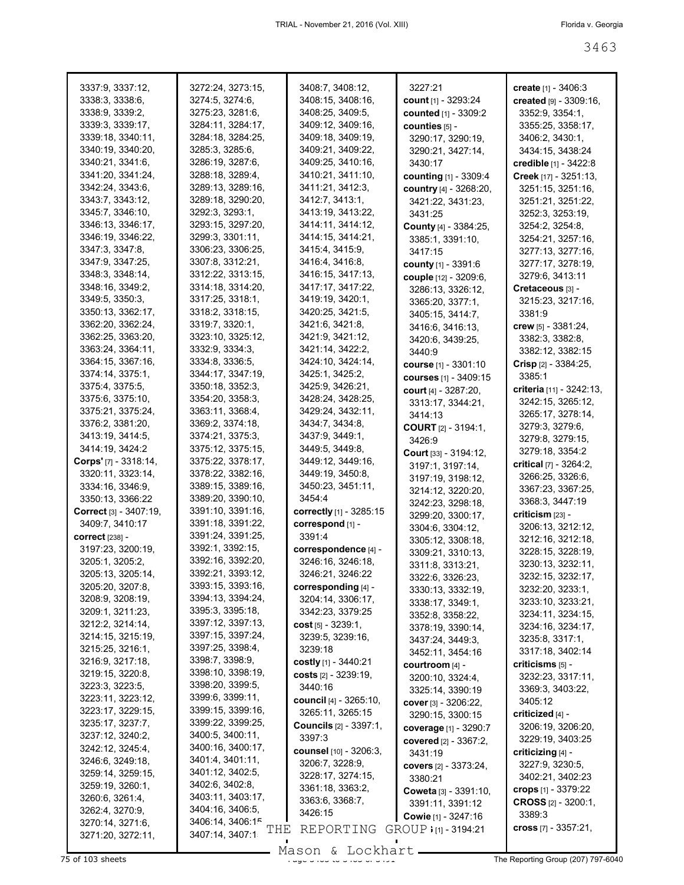3337:9, 3337:12, 3338:3, 3338:6, 3338:9, 3339:2, 3339:3, 3339:17, 3339:18, 3340:11, 3340:19, 3340:20, 3340:21, 3341:6, 3341:20, 3341:24, 3342:24, 3343:6, 3343:7, 3343:12, 3345:7, 3346:10, 3346:13, 3346:17, 3346:19, 3346:22, 3347:3, 3347:8, 3347:9, 3347:25, 3348:3, 3348:14, 3348:16, 3349:2, 3349:5, 3350:3, 3350:13, 3362:17, 3362:20, 3362:24, 3362:25, 3363:20, 3363:24, 3364:11, 3364:15, 3367:16, 3374:14, 3375:1, 3375:4, 3375:5, 3375:6, 3375:10, 3375:21, 3375:24, 3376:2, 3381:20, 3413:19, 3414:5, 3414:19, 3424:2

**Corps'** [7] - 3318:14, 3320:11, 3323:14, 3334:16, 3346:9, 3350:13, 3366:22

**Correct** [3] - 3407:19, 3409:7, 3410:17

**correct** [238] - 3197:23, 3200:19, 3205:1, 3205:2, 3205:13, 3205:14, 3205:20, 3207:8, 3208:9, 3208:19, 3209:1, 3211:23, 3212:2, 3214:14, 3214:15, 3215:19, 3215:25, 3216:1, 3216:9, 3217:18, 3219:15, 3220:8, 3223:3, 3223:5, 3223:11, 3223:12, 3223:17, 3229:15, 3235:17, 3237:7, 3237:12, 3240:2, 3242:12, 3245:4, 3246:6, 3249:18, 3259:14, 3259:15, 3259:19, 3260:1, 3260:6, 3261:4, 3262:4, 3270:9, 3270:14, 3271:6, 3271:20, 3272:11, 3272:24, 3273:15, 3274:5, 3274:6, 3275:23, 3281:6, 3284:11, 3284:17, 3284:18, 3284:25, 3285:3, 3285:6, 3286:19, 3287:6, 3288:18, 3289:4, 3289:13, 3289:16, 3289:18, 3290:20, 3292:3, 3293:1, 3293:15, 3297:20, 3299:3, 3301:11, 3306:23, 3306:25, 3307:8, 3312:21, 3312:22, 3313:15, 3314:18, 3314:20, 3317:25, 3318:1, 3318:2, 3318:15, 3319:7, 3320:1, 3323:10, 3325:12, 3332:9, 3334:3, 3334:8, 3336:5, 3344:17, 3347:19, 3350:18, 3352:3, 3354:20, 3358:3, 3363:11, 3368:4, 3369:2, 3374:18, 3374:21, 3375:3, 3375:12, 3375:15, 3375:22, 3378:17, 3378:22, 3382:16, 3389:15, 3389:16, 3389:20, 3390:10, 3391:10, 3391:16, 3391:18, 3391:22, 3391:24, 3391:25, 3392:1, 3392:15, 3392:16, 3392:20, 3392:21, 3393:12, 3393:15, 3393:16, 3394:13, 3394:24, 3395:3, 3395:18, 3397:12, 3397:13, 3397:15, 3397:24, 3397:25, 3398:4, 3398:7, 3398:9, 3398:10, 3398:19, 3398:20, 3399:5, 3399:6, 3399:11, 3399:15, 3399:16, 3399:22, 3399:25, 3400:5, 3400:11, 3400:16, 3400:17, 3401:4, 3401:11, 3401:12, 3402:5, 3402:6, 3402:8, 3403:11, 3403:17, 3404:16, 3406:5, 3406:14, 3406:15, 3407:14, 3407:1, 3408:7, 3408:12, 3408:15, 3408:16, 3408:25, 3409:5, 3409:12, 3409:16, 3409:18, 3409:19, 3409:21, 3409:22, 3409:25, 3410:16, 3410:21, 3411:10, 3411:21, 3412:3, 3412:7, 3413:1, 3413:19, 3413:22, 3414:11, 3414:12, 3414:15, 3414:21, 3415:4, 3415:9, 3416:4, 3416:8, 3416:15, 3417:13, 3417:17, 3417:22, 3419:19, 3420:1, 3420:25, 3421:5, 3421:6, 3421:8, 3421:9, 3421:12, 3421:14, 3422:2, 3424:10, 3424:14, 3425:1, 3425:2, 3425:9, 3426:21, 3428:24, 3428:25, 3429:24, 3432:11, 3434:7, 3434:8, 3437:9, 3449:1, 3449:5, 3449:8, 3449:12, 3449:16, 3449:19, 3450:8, 3450:23, 3451:11, 3454:4

**correctly** [1] - 3285:15

**correspond** [1] - 3391:4

**correspondence** [4] - 3246:16, 3246:18, 3246:21, 3246:22

**corresponding** [4] - 3204:14, 3306:17, 3342:23, 3379:25

**cost** [5] - 3239:1, 3239:5, 3239:16, 3239:18

**costly** [1] - 3440:21

**costs** [2] - 3239:19, 3440:16

**council** [4] - 3265:10, 3265:11, 3265:15

**Councils** [2] - 3397:1, 3397:3

**counsel** [10] - 3206:3, 3206:7, 3228:9, 3228:17, 3274:15, 3361:18, 3363:2, 3363:6, 3368:7, 3426:15

3227:21

**count** [1] - 3293:24

**counted** [1] - 3309:2

**counties** [5] - 3290:17, 3290:19, 3290:21, 3427:14, 3430:17

**counting** [1] - 3309:4

**country** [4] - 3268:20, 3421:22, 3431:23, 3431:25

**County** [4] - 3384:25, 3385:1, 3391:10, 3417:15

**county** [1] - 3391:6

**couple** [12] - 3209:6, 3286:13, 3326:12, 3365:20, 3377:1, 3405:15, 3414:7, 3416:6, 3416:13, 3420:6, 3439:25, 3440:9

**course** [1] - 3301:10

**courses** [1] - 3409:15

**court** [4] - 3287:20, 3313:17, 3344:21, 3414:13

**COURT** [2] - 3194:1, 3426:9

**Court** [33] - 3194:12, 3197:1, 3197:14, 3197:19, 3198:12, 3214:12, 3220:20, 3242:23, 3298:18, 3299:20, 3300:17, 3304:6, 3304:12, 3305:12, 3308:18, 3309:21, 3310:13, 3311:8, 3313:21, 3322:6, 3326:23, 3330:13, 3332:19, 3338:17, 3349:1, 3352:8, 3358:22, 3378:19, 3390:14, 3437:24, 3449:3, 3452:11, 3454:16

**courtroom** [4] - 3200:10, 3324:4, 3325:14, 3390:19

**cover** [3] - 3206:22, 3290:15, 3300:15

**coverage** [1] - 3290:7

**covered** [2] - 3367:2, 3431:19

**covers** [2] - 3373:24, 3380:21

**Coweta** [3] - 3391:10, 3391:11, 3391:12

**Cowie** [1] - 3247:16

**cr** [1] - 3194:21

**create** [1] - 3406:3

**created** [9] - 3309:16, 3352:9, 3354:1, 3355:25, 3358:17, 3406:2, 3430:1, 3434:15, 3438:24

**credible** [1] - 3422:8

**Creek** [17] - 3251:13, 3251:15, 3251:16, 3251:22, 3252:3, 3253:19, 3254:2, 3254:8, 3254:21, 3257:16, 3277:13, 3277:16, 3277:17, 3278:19, 3279:6, 3413:11

**Cretaceous** [3] - 3215:23, 3217:16, 3381:9

**crew** [5] - 3381:24, 3382:3, 3382:8, 3382:12, 3382:15

**Crisp** [2] - 3384:25, 3385:1

**criteria** [11] - 3242:13, 3242:15, 3265:12, 3265:17, 3278:14, 3279:3, 3279:6, 3279:8, 3279:15, 3279:18, 3354:2

**critical** [7] - 3264:2, 3266:25, 3326:6, 3367:23, 3367:25, 3368:3, 3447:19

**criticism** [23] - 3206:13, 3212:12, 3212:16, 3212:18, 3228:15, 3228:19, 3230:13, 3232:11, 3232:15, 3232:17, 3232:20, 3233:1, 3233:10, 3233:21, 3234:11, 3234:15, 3234:16, 3234:17, 3235:8, 3317:1, 3317:18, 3402:14

**criticisms** [5] - 3232:23, 3317:11, 3369:3, 3403:22, 3405:12

**criticized** [4] - 3206:19, 3206:20, 3229:19, 3403:25

**criticizing** [4] - 3227:9, 3230:5, 3402:21, 3402:23

**crops** [1] - 3379:22

**CROSS** [2] - 3200:1, 3389:3

**cross** [7] - 3357:21,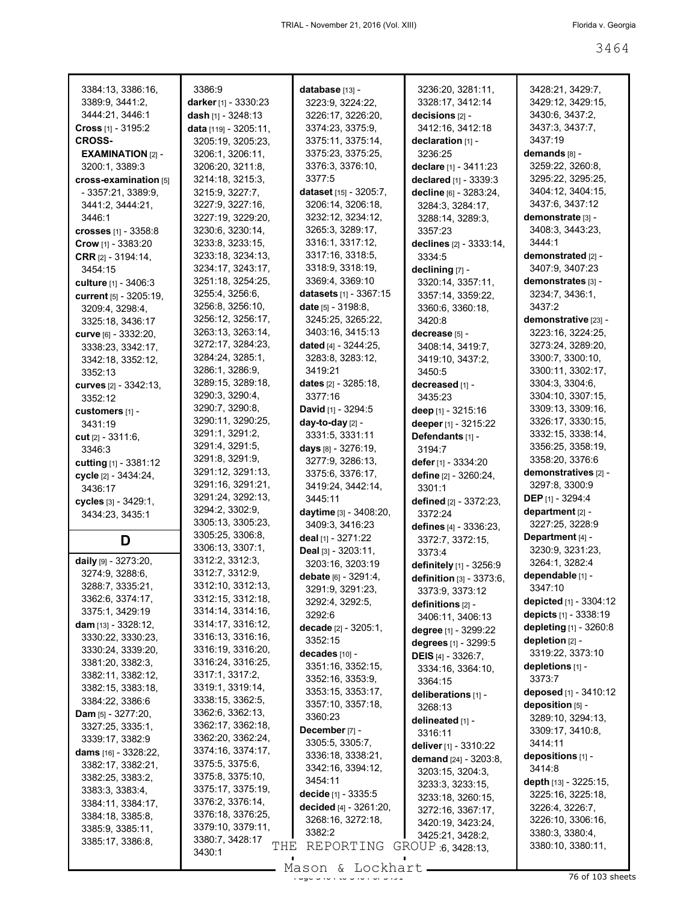3384:13, 3386:16, 3389:9, 3441:2, 3444:21, 3446:1
**Cross** [1] - 3195:2
**CROSS-EXAMINATION** [2] - 3200:1, 3389:3
**cross-examination** [5] - 3357:21, 3389:9, 3441:2, 3444:21, 3446:1
**crosses** [1] - 3358:8
**Crow** [1] - 3383:20
**CRR** [2] - 3194:14, 3454:15
**culture** [1] - 3406:3
**current** [5] - 3205:19, 3209:4, 3298:4, 3325:18, 3436:17
**curve** [6] - 3332:20, 3338:23, 3342:17, 3342:18, 3352:12, 3352:13
**curves** [2] - 3342:13, 3352:12
**customers** [1] - 3431:19
**cut** [2] - 3311:6, 3346:3
**cutting** [1] - 3381:12
**cycle** [2] - 3434:24, 3436:17
**cycles** [3] - 3429:1, 3434:23, 3435:1

## D

**daily** [9] - 3273:20, 3274:9, 3288:6, 3288:7, 3335:21, 3362:6, 3374:17, 3375:1, 3429:19
**dam** [13] - 3328:12, 3330:22, 3330:23, 3330:24, 3339:20, 3381:20, 3382:3, 3382:11, 3382:12, 3382:15, 3383:18, 3384:22, 3386:6
**Dam** [5] - 3277:20, 3327:25, 3335:1, 3339:17, 3382:9
**dams** [16] - 3328:22, 3382:17, 3382:21, 3382:25, 3383:2, 3383:3, 3383:4, 3384:11, 3384:17, 3384:18, 3385:8, 3385:9, 3385:11, 3385:17, 3386:8, 3386:9
**darker** [1] - 3330:23
**dash** [1] - 3248:13
**data** [119] - 3205:11, 3205:19, 3205:23, 3206:1, 3206:11, 3206:20, 3211:8, 3214:18, 3215:3, 3215:9, 3227:7, 3227:9, 3227:16, 3227:19, 3229:20, 3230:6, 3230:14, 3233:8, 3233:15, 3233:18, 3234:13, 3234:17, 3243:17, 3251:18, 3254:25, 3255:4, 3256:6, 3256:8, 3256:10, 3256:12, 3256:17, 3263:13, 3263:14, 3272:17, 3284:23, 3284:24, 3285:1, 3286:1, 3286:9, 3289:15, 3289:18, 3290:3, 3290:4, 3290:7, 3290:8, 3290:11, 3290:25, 3291:1, 3291:2, 3291:4, 3291:5, 3291:8, 3291:9, 3291:12, 3291:13, 3291:16, 3291:21, 3291:24, 3292:13, 3294:2, 3302:9, 3305:13, 3305:23, 3305:25, 3306:8, 3306:13, 3307:1, 3312:2, 3312:3, 3312:7, 3312:9, 3312:10, 3312:13, 3312:15, 3312:18, 3314:14, 3314:16, 3314:17, 3316:12, 3316:13, 3316:16, 3316:19, 3316:20, 3316:24, 3316:25, 3317:1, 3317:2, 3319:1, 3319:14, 3338:15, 3362:5, 3362:6, 3362:13, 3362:17, 3362:18, 3362:20, 3362:24, 3374:16, 3374:17, 3375:5, 3375:6, 3375:8, 3375:10, 3375:17, 3375:19, 3376:2, 3376:14, 3376:18, 3376:25, 3379:10, 3379:11, 3380:7, 3428:17, 3430:1
**database** [13] - 3223:9, 3224:22, 3226:17, 3226:20, 3374:23, 3375:9, 3375:11, 3375:14, 3375:23, 3375:25, 3376:3, 3376:10, 3377:5
**dataset** [15] - 3205:7, 3206:14, 3206:18, 3232:12, 3234:12, 3265:3, 3289:17, 3316:1, 3317:12, 3317:16, 3318:5, 3318:9, 3318:19, 3369:4, 3369:10
**datasets** [1] - 3367:15
**date** [5] - 3198:8, 3245:25, 3265:22, 3403:16, 3415:13
**dated** [4] - 3244:25, 3283:8, 3283:12, 3419:21
**dates** [2] - 3285:18, 3377:16
**David** [1] - 3294:5
**day-to-day** [2] - 3331:5, 3331:11
**days** [8] - 3276:19, 3277:9, 3286:13, 3375:6, 3376:17, 3419:24, 3442:14, 3445:11
**daytime** [3] - 3408:20, 3409:3, 3416:23
**deal** [1] - 3271:22
**Deal** [3] - 3203:11, 3203:16, 3203:19
**debate** [6] - 3291:4, 3291:9, 3291:23, 3292:4, 3292:5, 3292:6
**decade** [2] - 3205:1, 3352:15
**decades** [10] - 3351:16, 3352:15, 3352:16, 3353:9, 3353:15, 3353:17, 3357:10, 3357:18, 3360:23
**December** [7] - 3305:5, 3305:7, 3336:18, 3338:21, 3342:16, 3394:12, 3454:11
**decide** [1] - 3335:5
**decided** [4] - 3261:20, 3268:16, 3272:18, 3382:2
**decision** 3236:20, 3281:11, 3328:17, 3412:14
**decisions** [2] - 3412:16, 3412:18
**declaration** [1] - 3236:25
**declare** [1] - 3411:23
**declared** [1] - 3339:3
**decline** [6] - 3283:24, 3284:3, 3284:17, 3288:14, 3289:3, 3357:23
**declines** [2] - 3333:14, 3334:5
**declining** [7] - 3320:14, 3357:11, 3357:14, 3359:22, 3360:6, 3360:18, 3420:8
**decrease** [5] - 3408:14, 3419:7, 3419:10, 3437:2, 3450:5
**decreased** [1] - 3435:23
**deep** [1] - 3215:16
**deeper** [1] - 3215:22
**Defendants** [1] - 3194:7
**defer** [1] - 3334:20
**define** [2] - 3260:24, 3301:1
**defined** [2] - 3372:23, 3372:24
**defines** [4] - 3336:23, 3372:7, 3372:15, 3373:4
**definitely** [1] - 3256:9
**definition** [3] - 3373:6, 3373:9, 3373:12
**definitions** [2] - 3406:11, 3406:13
**degree** [1] - 3299:22
**degrees** [1] - 3299:5
**DEIS** [4] - 3326:7, 3334:16, 3364:10, 3364:15
**deliberations** [1] - 3268:13
**delineated** [1] - 3316:11
**deliver** [1] - 3310:22
**demand** [24] - 3203:8, 3203:15, 3204:3, 3233:3, 3233:15, 3233:18, 3260:15, 3272:16, 3367:17, 3420:19, 3423:24, 3425:21, 3428:2, 3428:6, 3428:13, 3428:21, 3429:7, 3429:12, 3429:15, 3430:6, 3437:2, 3437:3, 3437:7, 3437:19
**demands** [8] - 3259:22, 3260:8, 3295:22, 3295:25, 3404:12, 3404:15, 3437:6, 3437:12
**demonstrate** [3] - 3408:3, 3443:23, 3444:1
**demonstrated** [2] - 3407:9, 3407:23
**demonstrates** [3] - 3234:7, 3436:1, 3437:2
**demonstrative** [23] - 3223:16, 3224:25, 3273:24, 3289:20, 3300:7, 3300:10, 3300:11, 3302:17, 3304:3, 3304:6, 3304:10, 3307:15, 3309:13, 3309:16, 3326:17, 3330:15, 3332:15, 3338:14, 3356:25, 3358:19, 3358:20, 3376:6
**demonstratives** [2] - 3297:8, 3300:9
**DEP** [1] - 3294:4
**department** [2] - 3227:25, 3228:9
**Department** [4] - 3230:9, 3231:23, 3264:1, 3282:4
**dependable** [1] - 3347:10
**depicted** [1] - 3304:12
**depicts** [1] - 3338:19
**depleting** [1] - 3260:8
**depletion** [2] - 3319:22, 3373:10
**depletions** [1] - 3373:7
**deposed** [1] - 3410:12
**deposition** [5] - 3289:10, 3294:13, 3309:17, 3410:8, 3414:11
**depositions** [1] - 3414:8
**depth** [13] - 3225:15, 3225:16, 3225:18, 3226:4, 3226:7, 3226:10, 3306:16, 3380:3, 3380:4, 3380:10, 3380:11,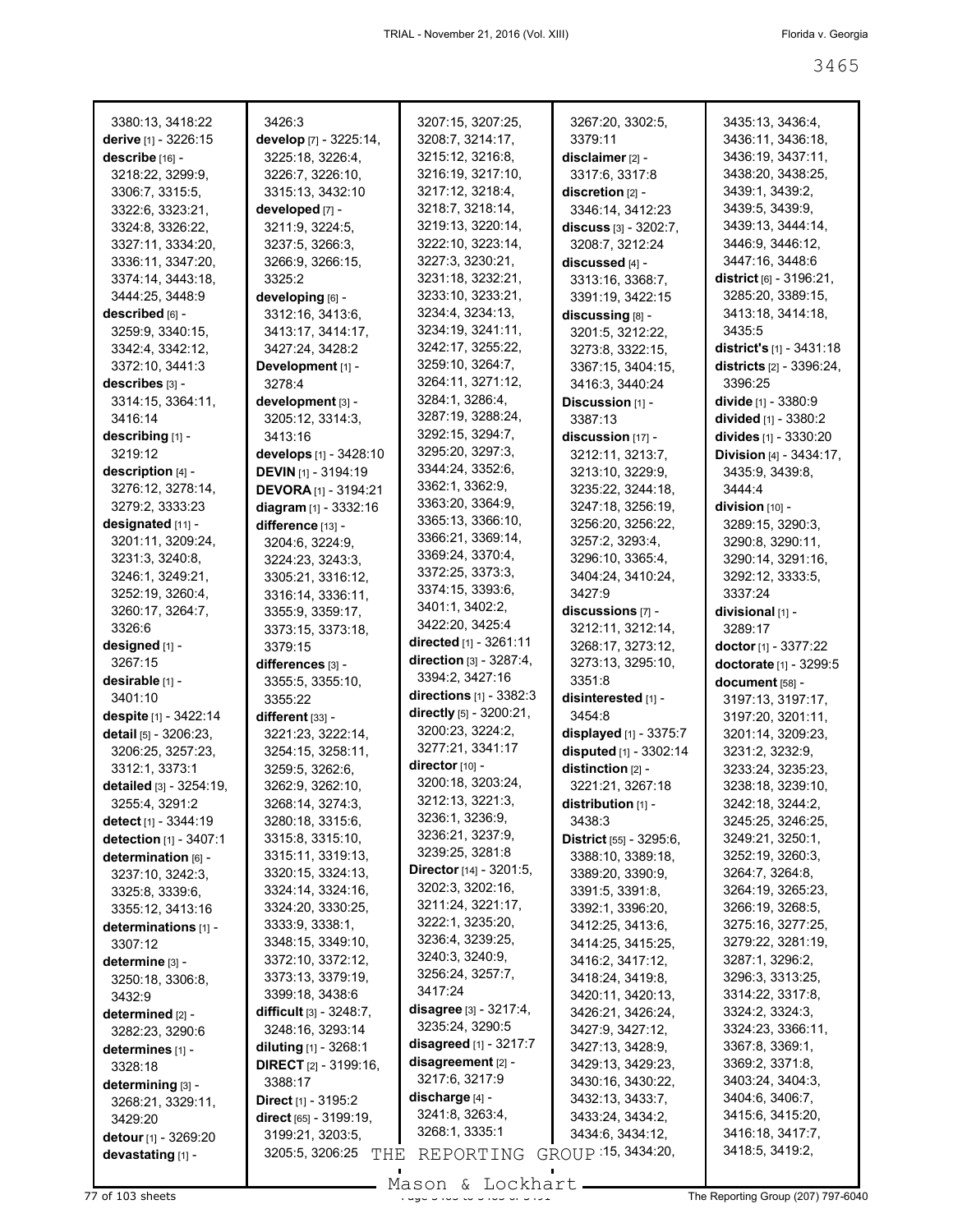3380:13, 3418:22
**derive** [1] - 3226:15
**describe** [16] - 3218:22, 3299:9, 3306:7, 3315:5, 3322:6, 3323:21, 3324:8, 3326:22, 3327:11, 3334:20, 3336:11, 3347:20, 3374:14, 3443:18, 3444:25, 3448:9
**described** [6] - 3259:9, 3340:15, 3342:4, 3342:12, 3372:10, 3441:3
**describes** [3] - 3314:15, 3364:11, 3416:14
**describing** [1] - 3219:12
**description** [4] - 3276:12, 3278:14, 3279:2, 3333:23
**designated** [11] - 3201:11, 3209:24, 3231:3, 3240:8, 3246:1, 3249:21, 3252:19, 3260:4, 3260:17, 3264:7, 3326:6
**designed** [1] - 3267:15
**desirable** [1] - 3401:10
**despite** [1] - 3422:14
**detail** [5] - 3206:23, 3206:25, 3257:23, 3312:1, 3373:1
**detailed** [3] - 3254:19, 3255:4, 3291:2
**detect** [1] - 3344:19
**detection** [1] - 3407:1
**determination** [6] - 3237:10, 3242:3, 3325:8, 3339:6, 3355:12, 3413:16
**determinations** [1] - 3307:12
**determine** [3] - 3250:18, 3306:8, 3432:9
**determined** [2] - 3282:23, 3290:6
**determines** [1] - 3328:18
**determining** [3] - 3268:21, 3329:11, 3429:20
**detour** [1] - 3269:20
**devastating** [1] - 3426:3
**develop** [7] - 3225:14, 3225:18, 3226:4, 3226:7, 3226:10, 3315:13, 3432:10
**developed** [7] - 3211:9, 3224:5, 3237:5, 3266:3, 3266:9, 3266:15, 3325:2
**developing** [6] - 3312:16, 3413:6, 3413:17, 3414:17, 3427:24, 3428:2
**Development** [1] - 3278:4
**development** [3] - 3205:12, 3314:3, 3413:16
**develops** [1] - 3428:10
**DEVIN** [1] - 3194:19
**DEVORA** [1] - 3194:21
**diagram** [1] - 3332:16
**difference** [13] - 3204:6, 3224:9, 3224:23, 3243:3, 3305:21, 3316:12, 3316:14, 3336:11, 3355:9, 3359:17, 3373:15, 3373:18, 3379:15
**differences** [3] - 3355:5, 3355:10, 3355:22
**different** [33] - 3221:23, 3222:14, 3254:15, 3258:11, 3259:5, 3262:6, 3262:9, 3262:10, 3268:14, 3274:3, 3280:18, 3315:6, 3315:8, 3315:10, 3315:11, 3319:13, 3320:15, 3324:13, 3324:14, 3324:16, 3324:20, 3330:25, 3333:9, 3338:1, 3348:15, 3349:10, 3372:10, 3372:12, 3373:13, 3379:19, 3399:18, 3438:6
**difficult** [3] - 3248:7, 3248:16, 3293:14
**diluting** [1] - 3268:1
**DIRECT** [2] - 3199:16, 3388:17
**Direct** [1] - 3195:2
**direct** [65] - 3199:19, 3199:21, 3203:5, 3205:5, 3206:25, 3207:15, 3207:25, 3208:7, 3214:17, 3215:12, 3216:8, 3216:19, 3217:10, 3217:12, 3218:4, 3218:7, 3218:14, 3219:13, 3220:14, 3222:10, 3223:14, 3227:3, 3230:21, 3231:18, 3232:21, 3233:10, 3233:21, 3234:4, 3234:13, 3234:19, 3241:11, 3242:17, 3255:22, 3259:10, 3264:7, 3264:11, 3271:12, 3284:1, 3286:4, 3287:19, 3288:24, 3292:15, 3294:7, 3295:20, 3297:3, 3344:24, 3352:6, 3362:1, 3362:9, 3363:20, 3364:9, 3365:13, 3366:10, 3366:21, 3369:14, 3369:24, 3370:4, 3372:25, 3373:3, 3374:15, 3393:6, 3401:1, 3402:2, 3422:20, 3425:4
**directed** [1] - 3261:11
**direction** [3] - 3287:4, 3394:2, 3427:16
**directions** [1] - 3382:3
**directly** [5] - 3200:21, 3200:23, 3224:2, 3277:21, 3341:17
**director** [10] - 3200:18, 3203:24, 3212:13, 3221:3, 3236:1, 3236:9, 3236:21, 3237:9, 3239:25, 3281:8
**Director** [14] - 3201:5, 3202:3, 3202:16, 3211:24, 3221:17, 3222:1, 3235:20, 3236:4, 3239:25, 3240:3, 3240:9, 3256:24, 3257:7, 3417:24
**disagree** [3] - 3217:4, 3235:24, 3290:5
**disagreed** [1] - 3217:7
**disagreement** [2] - 3217:6, 3217:9
**discharge** [4] - 3241:8, 3263:4, 3268:1, 3335:1
3267:20, 3302:5, 3379:11
**disclaimer** [2] - 3317:6, 3317:8
**discretion** [2] - 3346:14, 3412:23
**discuss** [3] - 3202:7, 3208:7, 3212:24
**discussed** [4] - 3313:16, 3368:7, 3391:19, 3422:15
**discussing** [8] - 3201:5, 3212:22, 3273:8, 3322:15, 3367:15, 3404:15, 3416:3, 3440:24
**Discussion** [1] - 3387:13
**discussion** [17] - 3212:11, 3213:7, 3213:10, 3229:9, 3235:22, 3244:18, 3247:18, 3256:19, 3256:20, 3256:22, 3257:2, 3293:4, 3296:10, 3365:4, 3404:24, 3410:24, 3427:9
**discussions** [7] - 3212:11, 3212:14, 3268:17, 3273:12, 3273:13, 3295:10, 3351:8
**disinterested** [1] - 3454:8
**displayed** [1] - 3375:7
**disputed** [1] - 3302:14
**distinction** [2] - 3221:22, 3267:18
**distribution** [1] - 3438:3
**District** [55] - 3295:6, 3388:10, 3389:18, 3389:20, 3390:9, 3391:5, 3391:8, 3392:1, 3396:20, 3412:25, 3413:6, 3414:25, 3415:25, 3416:2, 3417:12, 3418:24, 3419:8, 3420:11, 3420:13, 3426:21, 3426:24, 3427:9, 3427:12, 3427:13, 3428:9, 3429:13, 3429:23, 3430:16, 3430:22, 3432:13, 3433:7, 3433:24, 3434:2, 3434:6, 3434:12, 3434:15, 3434:20, 3435:13, 3436:4, 3436:11, 3436:18, 3436:19, 3437:11, 3438:20, 3438:25, 3439:1, 3439:2, 3439:5, 3439:9, 3439:13, 3444:14, 3446:9, 3446:12, 3447:16, 3448:6
**district** [6] - 3196:21, 3285:20, 3389:15, 3413:18, 3414:18, 3435:5
**district's** [1] - 3431:18
**districts** [2] - 3396:24, 3396:25
**divide** [1] - 3380:9
**divided** [1] - 3380:2
**divides** [1] - 3330:20
**Division** [4] - 3434:17, 3435:9, 3439:8, 3444:4
**division** [10] - 3289:15, 3290:3, 3290:8, 3290:11, 3290:14, 3291:16, 3292:12, 3333:5, 3337:24
**divisional** [1] - 3289:17
**doctor** [1] - 3377:22
**doctorate** [1] - 3299:5
**document** [58] - 3197:13, 3197:17, 3197:20, 3201:11, 3201:14, 3209:23, 3231:2, 3232:9, 3233:24, 3235:23, 3238:18, 3239:10, 3242:18, 3244:2, 3245:25, 3246:25, 3249:21, 3250:1, 3252:19, 3260:3, 3264:7, 3264:8, 3264:19, 3265:23, 3266:19, 3268:5, 3275:16, 3277:25, 3279:22, 3281:19, 3287:1, 3296:2, 3296:3, 3313:25, 3314:22, 3317:8, 3324:2, 3324:3, 3324:23, 3366:11, 3367:8, 3369:1, 3369:2, 3371:8, 3403:24, 3404:3, 3404:6, 3406:7, 3415:6, 3415:20, 3416:18, 3417:7, 3418:5, 3419:2,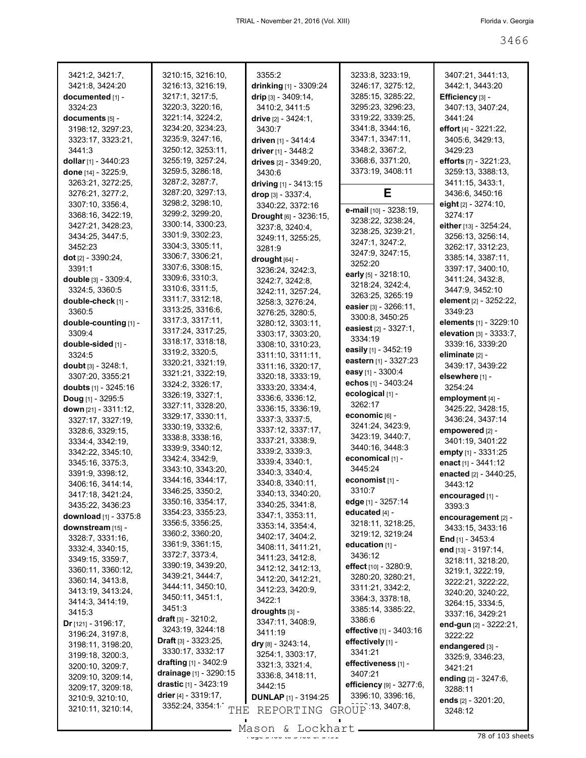3421:2, 3421:7, 3421:8, 3424:20
**documented** [1] - 3324:23
**documents** [5] - 3198:12, 3297:23, 3323:17, 3323:21, 3441:3
**dollar** [1] - 3440:23
**done** [14] - 3225:9, 3263:21, 3272:25, 3276:21, 3277:2, 3307:10, 3356:4, 3368:16, 3422:19, 3427:21, 3428:23, 3434:25, 3447:5, 3452:23
**dot** [2] - 3390:24, 3391:1
**double** [3] - 3309:4, 3324:5, 3360:5
**double-check** [1] - 3360:5
**double-counting** [1] - 3309:4
**double-sided** [1] - 3324:5
**doubt** [3] - 3248:1, 3307:20, 3355:21
**doubts** [1] - 3245:16
**Doug** [1] - 3295:5
**down** [21] - 3311:12, 3327:17, 3327:19, 3328:6, 3329:15, 3334:4, 3342:19, 3342:22, 3345:10, 3345:16, 3375:3, 3391:9, 3398:12, 3406:16, 3414:14, 3417:18, 3421:24, 3435:22, 3436:23
**download** [1] - 3375:8
**downstream** [15] - 3328:7, 3331:16, 3332:4, 3340:15, 3349:15, 3359:7, 3360:11, 3360:12, 3360:14, 3413:8, 3413:19, 3413:24, 3414:3, 3414:19, 3415:3
**Dr** [121] - 3196:17, 3196:24, 3197:8, 3198:11, 3198:20, 3199:18, 3200:3, 3200:10, 3209:7, 3209:10, 3209:14, 3209:17, 3209:18, 3210:9, 3210:10, 3210:11, 3210:14, 3210:15, 3216:10, 3216:13, 3216:19, 3217:1, 3217:5, 3220:3, 3220:16, 3221:14, 3224:2, 3234:20, 3234:23, 3235:9, 3247:16, 3250:12, 3253:11, 3255:19, 3257:24, 3259:5, 3286:18, 3287:2, 3287:7, 3287:20, 3297:13, 3298:2, 3298:10, 3299:2, 3299:20, 3300:14, 3300:23, 3301:9, 3302:23, 3304:3, 3305:11, 3306:7, 3306:21, 3307:6, 3308:15, 3309:6, 3310:3, 3310:6, 3311:5, 3311:7, 3312:18, 3313:25, 3316:6, 3317:3, 3317:11, 3317:24, 3317:25, 3318:17, 3318:18, 3319:2, 3320:5, 3320:21, 3321:19, 3321:21, 3322:19, 3324:2, 3326:17, 3326:19, 3327:1, 3327:11, 3328:20, 3329:17, 3330:11, 3330:19, 3332:6, 3338:8, 3338:16, 3339:9, 3340:12, 3342:4, 3342:9, 3343:10, 3343:20, 3344:16, 3344:17, 3346:25, 3350:2, 3350:16, 3354:17, 3354:23, 3355:23, 3356:5, 3356:25, 3360:2, 3360:20, 3361:9, 3361:15, 3372:7, 3373:4, 3390:19, 3439:20, 3439:21, 3444:7, 3444:11, 3450:10, 3450:11, 3451:1, 3451:3
**draft** [3] - 3210:2, 3243:19, 3244:18
**Draft** [3] - 3323:25, 3330:17, 3332:17
**drafting** [1] - 3402:9
**drainage** [1] - 3290:15
**drastic** [1] - 3423:19
**drier** [4] - 3319:17, 3352:24, 3354:1, 3355:2
**drinking** [1] - 3309:24
**drip** [3] - 3409:14, 3410:2, 3411:5
**drive** [2] - 3424:1, 3430:7
**driven** [1] - 3414:4
**driver** [1] - 3448:2
**drives** [2] - 3349:20, 3430:6
**driving** [1] - 3413:15
**drop** [3] - 3337:4, 3340:22, 3372:16
**Drought** [6] - 3236:15, 3237:8, 3240:4, 3249:11, 3255:25, 3281:9
**drought** [64] - 3236:24, 3242:3, 3242:7, 3242:8, 3242:11, 3257:24, 3258:3, 3276:24, 3276:25, 3280:5, 3280:12, 3303:11, 3303:17, 3303:20, 3308:10, 3310:23, 3311:10, 3311:11, 3311:16, 3320:17, 3320:18, 3333:19, 3333:20, 3334:4, 3336:6, 3336:12, 3336:15, 3336:19, 3337:3, 3337:5, 3337:12, 3337:17, 3337:21, 3338:9, 3339:2, 3339:3, 3339:4, 3340:1, 3340:3, 3340:4, 3340:8, 3340:11, 3340:13, 3340:20, 3340:25, 3341:8, 3347:1, 3353:11, 3353:14, 3354:4, 3402:17, 3404:2, 3408:11, 3411:21, 3411:23, 3412:8, 3412:12, 3412:13, 3412:20, 3412:21, 3412:23, 3420:9, 3422:1
**droughts** [3] - 3347:11, 3408:9, 3411:19
**dry** [8] - 3243:14, 3254:1, 3303:17, 3321:3, 3321:4, 3336:8, 3418:11, 3442:15
**DUNLAP** [1] - 3194:25
**during** [22] - 3233:8, 3233:19, 3246:17, 3275:12, 3285:15, 3285:22, 3295:23, 3296:23, 3319:22, 3339:25, 3341:8, 3344:16, 3347:1, 3347:11, 3348:2, 3367:2, 3368:6, 3371:20, 3373:19, 3408:11

## E

**e-mail** [10] - 3238:19, 3238:22, 3238:24, 3238:25, 3239:21, 3247:1, 3247:2, 3247:9, 3247:15, 3252:20
**early** [5] - 3218:10, 3218:24, 3242:4, 3263:25, 3265:19
**easier** [3] - 3266:11, 3300:8, 3450:25
**easiest** [2] - 3327:1, 3334:19
**easily** [1] - 3452:19
**eastern** [1] - 3327:23
**easy** [1] - 3300:4
**echos** [1] - 3403:24
**ecological** [1] - 3262:17
**economic** [6] - 3241:24, 3423:9, 3423:19, 3440:7, 3440:16, 3448:3
**economical** [1] - 3445:24
**economist** [1] - 3310:7
**edge** [1] - 3257:14
**educated** [4] - 3218:11, 3218:25, 3219:12, 3219:24
**education** [1] - 3436:12
**effect** [10] - 3280:9, 3280:20, 3280:21, 3311:21, 3342:2, 3364:3, 3378:18, 3385:14, 3385:22, 3386:6
**effective** [1] - 3403:16
**effectively** [1] - 3341:21
**effectiveness** [1] - 3407:21
**efficiency** [9] - 3277:6, 3396:10, 3396:16, 3396:13, 3407:8, 3407:21, 3441:13, 3442:1, 3443:20
**Efficiency** [3] - 3407:13, 3407:24, 3441:24
**effort** [4] - 3221:22, 3405:6, 3429:13, 3429:23
**efforts** [7] - 3221:23, 3259:13, 3388:13, 3411:15, 3433:1, 3436:6, 3450:16
**eight** [2] - 3274:10, 3274:17
**either** [13] - 3254:24, 3256:13, 3256:14, 3262:17, 3312:23, 3385:14, 3387:11, 3397:17, 3400:10, 3411:24, 3432:8, 3447:9, 3452:10
**element** [2] - 3252:22, 3349:23
**elements** [1] - 3229:10
**elevation** [3] - 3333:7, 3339:16, 3339:20
**eliminate** [2] - 3439:17, 3439:22
**elsewhere** [1] - 3254:24
**employment** [4] - 3425:22, 3428:15, 3436:24, 3437:14
**empowered** [2] - 3401:19, 3401:22
**empty** [1] - 3331:25
**enact** [1] - 3441:12
**enacted** [2] - 3440:25, 3443:12
**encouraged** [1] - 3393:3
**encouragement** [2] - 3433:15, 3433:16
**End** [1] - 3453:4
**end** [13] - 3197:14, 3218:11, 3218:20, 3219:1, 3222:19, 3222:21, 3222:22, 3240:20, 3240:22, 3264:15, 3334:5, 3337:16, 3429:21
**end-gun** [2] - 3222:21, 3222:22
**endangered** [3] - 3325:9, 3346:23, 3421:21
**ending** [2] - 3247:6, 3288:11
**ends** [2] - 3201:20, 3248:12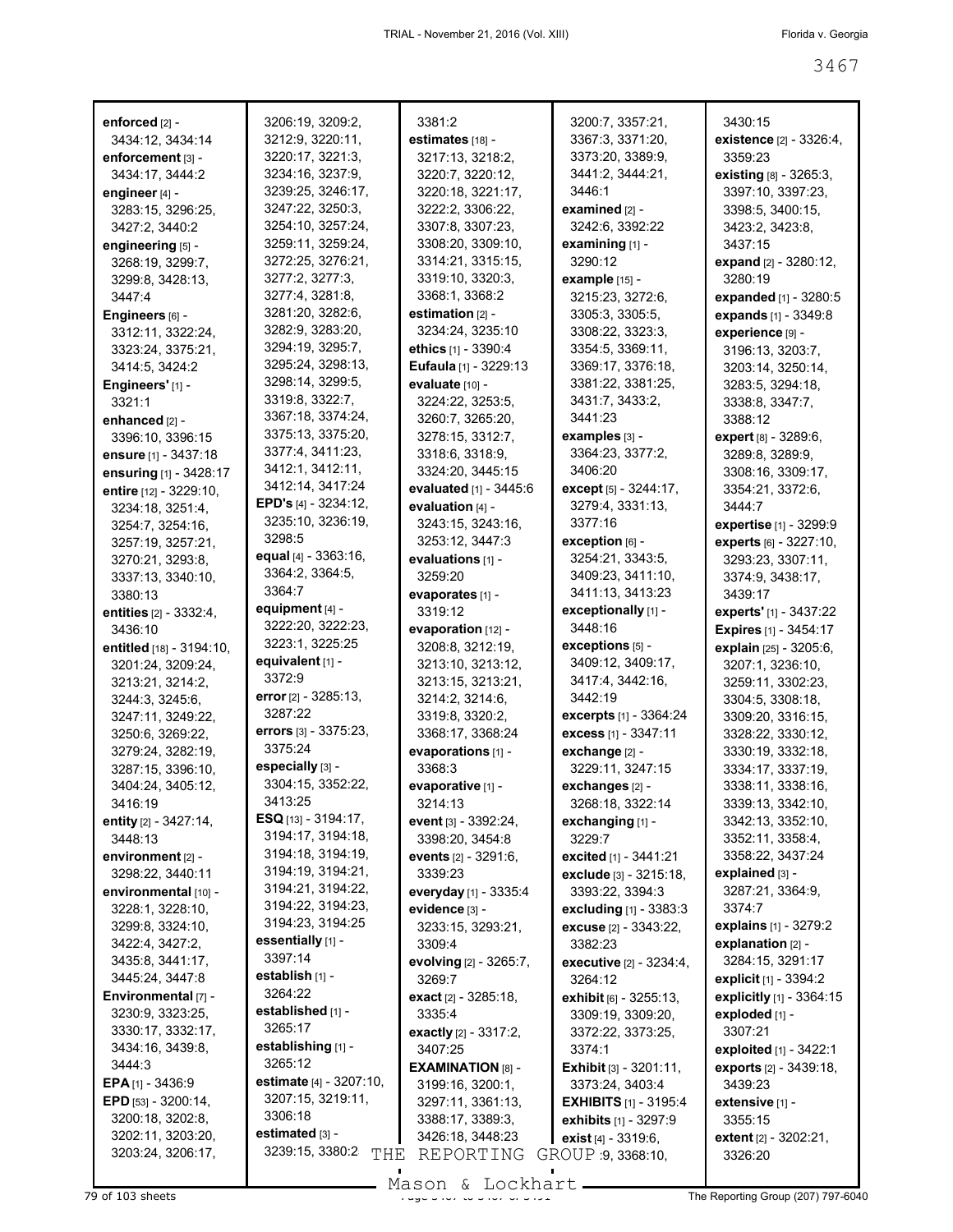**enforced** [2] - 3434:12, 3434:14
**enforcement** [3] - 3434:17, 3444:2
**engineer** [4] - 3283:15, 3296:25, 3427:2, 3440:2
**engineering** [5] - 3268:19, 3299:7, 3299:8, 3428:13, 3447:4
**Engineers** [6] - 3312:11, 3322:24, 3323:24, 3375:21, 3414:5, 3424:2
**Engineers'** [1] - 3321:1
**enhanced** [2] - 3396:10, 3396:15
**ensure** [1] - 3437:18
**ensuring** [1] - 3428:17
**entire** [12] - 3229:10, 3234:18, 3251:4, 3254:7, 3254:16, 3257:19, 3257:21, 3270:21, 3293:8, 3337:13, 3340:10, 3380:13
**entities** [2] - 3332:4, 3436:10
**entitled** [18] - 3194:10, 3201:24, 3209:24, 3213:21, 3214:2, 3244:3, 3245:6, 3247:11, 3249:22, 3250:6, 3269:22, 3279:24, 3282:19, 3287:15, 3396:10, 3404:24, 3405:12, 3416:19
**entity** [2] - 3427:14, 3448:13
**environment** [2] - 3298:22, 3440:11
**environmental** [10] - 3228:1, 3228:10, 3299:8, 3324:10, 3422:4, 3427:2, 3435:8, 3441:17, 3445:24, 3447:8
**Environmental** [7] - 3230:9, 3323:25, 3330:17, 3332:17, 3434:16, 3439:8, 3444:3
**EPA** [1] - 3436:9
**EPD** [53] - 3200:14, 3200:18, 3202:8, 3202:11, 3203:20, 3203:24, 3206:17, 3206:19, 3209:2, 3212:9, 3220:11, 3220:17, 3221:3, 3234:16, 3237:9, 3239:25, 3246:17, 3247:22, 3250:3, 3254:10, 3257:24, 3259:11, 3259:24, 3272:25, 3276:21, 3277:2, 3277:3, 3277:4, 3281:8, 3281:20, 3282:6, 3282:9, 3283:20, 3294:19, 3295:7, 3295:24, 3298:13, 3298:14, 3299:5, 3319:8, 3322:7, 3367:18, 3374:24, 3375:13, 3375:20, 3377:4, 3411:23, 3412:1, 3412:11, 3412:14, 3417:24
**EPD's** [4] - 3234:12, 3235:10, 3236:19, 3298:5
**equal** [4] - 3363:16, 3364:2, 3364:5, 3364:7
**equipment** [4] - 3222:20, 3222:23, 3223:1, 3225:25
**equivalent** [1] - 3372:9
**error** [2] - 3285:13, 3287:22
**errors** [3] - 3375:23, 3375:24
**especially** [3] - 3304:15, 3352:22, 3413:25
**ESQ** [13] - 3194:17, 3194:17, 3194:18, 3194:19, 3194:19, 3194:21, 3194:21, 3194:22, 3194:22, 3194:23, 3194:23, 3194:25
**essentially** [1] - 3397:14
**establish** [1] - 3264:22
**established** [1] - 3265:17
**establishing** [1] - 3265:12
**estimate** [4] - 3207:10, 3207:15, 3219:11, 3306:18
**estimated** [3] - 3239:15, 3380:2, 3381:2
**estimates** [18] - 3217:13, 3218:2, 3220:7, 3220:12, 3220:18, 3221:17, 3222:2, 3306:22, 3307:8, 3307:23, 3308:20, 3309:10, 3314:21, 3315:15, 3319:10, 3320:3, 3368:1, 3368:2
**estimation** [2] - 3234:24, 3235:10
**ethics** [1] - 3390:4
**Eufaula** [1] - 3229:13
**evaluate** [10] - 3224:22, 3253:5, 3260:7, 3265:20, 3278:15, 3312:7, 3318:6, 3318:9, 3324:20, 3445:15
**evaluated** [1] - 3445:6
**evaluation** [4] - 3243:15, 3243:16, 3253:12, 3447:3
**evaluations** [1] - 3259:20
**evaporates** [1] - 3319:12
**evaporation** [12] - 3208:8, 3212:19, 3213:10, 3213:12, 3213:15, 3213:21, 3214:2, 3214:6, 3319:8, 3320:2, 3368:17, 3368:24
**evaporations** [1] - 3368:3
**evaporative** [1] - 3214:13
**event** [3] - 3392:24, 3398:20, 3454:8
**events** [2] - 3291:6, 3339:23
**everyday** [1] - 3335:4
**evidence** [3] - 3233:15, 3293:21, 3309:4
**evolving** [2] - 3265:7, 3269:7
**exact** [2] - 3285:18, 3335:4
**exactly** [2] - 3317:2, 3407:25
**EXAMINATION** [8] - 3199:16, 3200:1, 3297:11, 3361:13, 3388:17, 3389:3, 3426:18, 3448:23
**examined** [2] - 3242:6, 3392:22
**examining** [1] - 3290:12
**example** [15] - 3215:23, 3272:6, 3305:3, 3305:5, 3308:22, 3323:3, 3354:5, 3369:11, 3369:17, 3376:18, 3381:22, 3381:25, 3431:7, 3433:2, 3441:23
**examples** [3] - 3364:23, 3377:2, 3406:20
**except** [5] - 3244:17, 3279:4, 3331:13, 3377:16
**exception** [6] - 3254:21, 3343:5, 3409:23, 3411:10, 3411:13, 3413:23
**exceptionally** [1] - 3448:16
**exceptions** [5] - 3409:12, 3409:17, 3417:4, 3442:16, 3442:19
**excerpts** [1] - 3364:24
**excess** [1] - 3347:11
**exchange** [2] - 3229:11, 3247:15
**exchanges** [2] - 3268:18, 3322:14
**exchanging** [1] - 3229:7
**excited** [1] - 3441:21
**exclude** [3] - 3215:18, 3393:22, 3394:3
**excluding** [1] - 3383:3
**excuse** [2] - 3343:22, 3382:23
**executive** [2] - 3234:4, 3264:12
**exhibit** [6] - 3255:13, 3309:19, 3309:20, 3372:22, 3373:25, 3374:1
**Exhibit** [3] - 3201:11, 3373:24, 3403:4
**EXHIBITS** [1] - 3195:4
**exhibits** [1] - 3297:9
**exist** [4] - 3319:6, 3200:7, 3357:21, 3367:3, 3371:20, 3373:20, 3389:9, 3441:2, 3444:21, 3446:1
**existence** [2] - 3326:4, 3359:23
**existing** [8] - 3265:3, 3397:10, 3397:23, 3398:5, 3400:15, 3423:2, 3423:8, 3437:15
**expand** [2] - 3280:12, 3280:19
**expanded** [1] - 3280:5
**expands** [1] - 3349:8
**experience** [9] - 3196:13, 3203:7, 3203:14, 3250:14, 3283:5, 3294:18, 3338:8, 3347:7, 3388:12
**expert** [8] - 3289:6, 3289:8, 3289:9, 3308:16, 3309:17, 3354:21, 3372:6, 3444:7
**expertise** [1] - 3299:9
**experts** [6] - 3227:10, 3293:23, 3307:11, 3374:9, 3438:17, 3439:17
**experts'** [1] - 3437:22
**Expires** [1] - 3454:17
**explain** [25] - 3205:6, 3207:1, 3236:10, 3259:11, 3302:23, 3304:5, 3308:18, 3309:20, 3316:15, 3328:22, 3330:12, 3330:19, 3332:18, 3334:17, 3337:19, 3338:11, 3338:16, 3339:13, 3342:10, 3342:13, 3352:10, 3352:11, 3358:4, 3358:22, 3437:24
**explained** [3] - 3287:21, 3364:9, 3374:7
**explains** [1] - 3279:2
**explanation** [2] - 3284:15, 3291:17
**explicit** [1] - 3394:2
**explicitly** [1] - 3364:15
**exploded** [1] - 3307:21
**exploited** [1] - 3422:1
**exports** [2] - 3439:18, 3439:23
**extensive** [1] - 3355:15
**extent** [2] - 3202:21, 3326:20, 3430:15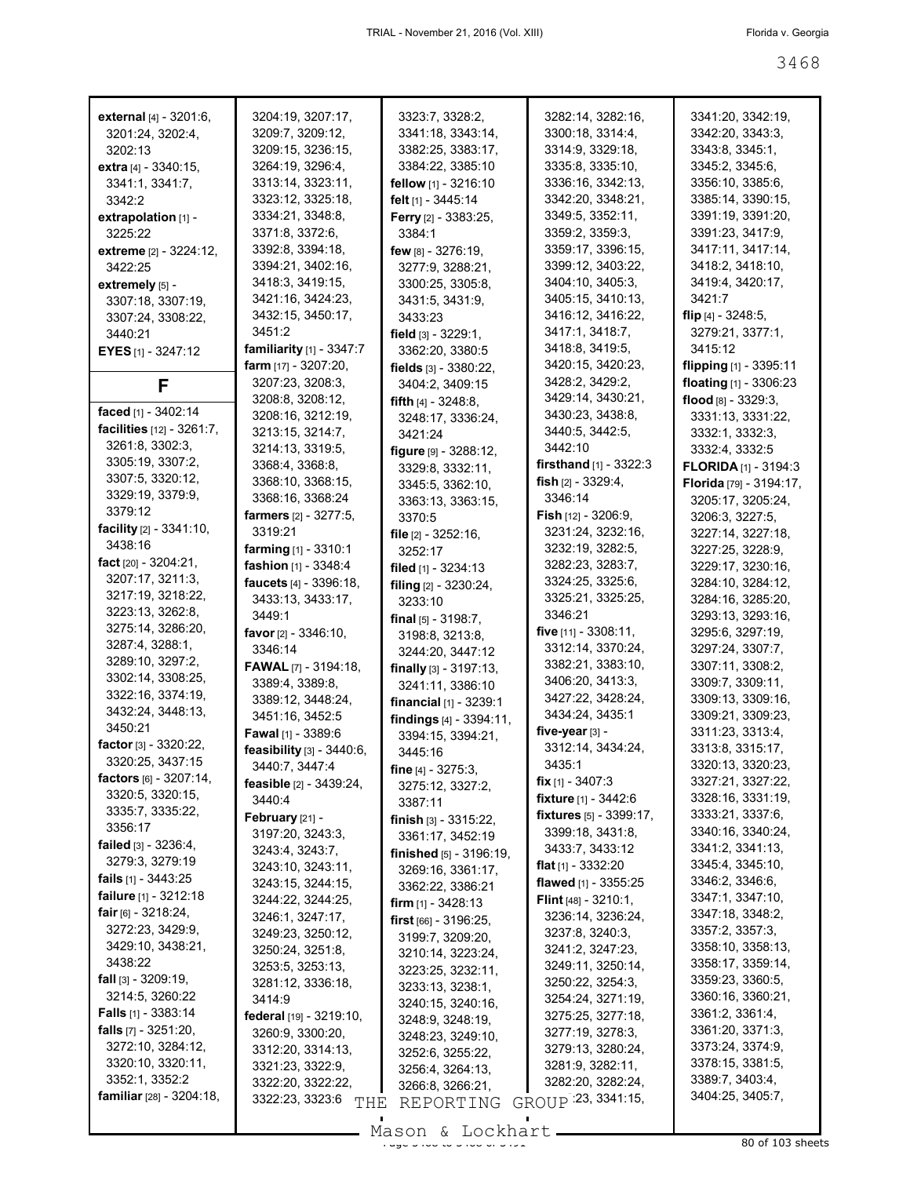**external** [4] - 3201:6, 3201:24, 3202:4, 3202:13
**extra** [4] - 3340:15, 3341:1, 3341:7, 3342:2
**extrapolation** [1] - 3225:22
**extreme** [2] - 3224:12, 3422:25
**extremely** [5] - 3307:18, 3307:19, 3307:24, 3308:22, 3440:21
**EYES** [1] - 3247:12

## F

**faced** [1] - 3402:14
**facilities** [12] - 3261:7, 3261:8, 3302:3, 3305:19, 3307:2, 3307:5, 3320:12, 3329:19, 3379:9, 3379:12
**facility** [2] - 3341:10, 3438:16
**fact** [20] - 3204:21, 3207:17, 3211:3, 3217:19, 3218:22, 3223:13, 3262:8, 3275:14, 3286:20, 3287:4, 3288:1, 3289:10, 3297:2, 3302:14, 3308:25, 3322:16, 3374:19, 3432:24, 3448:13, 3450:21
**factor** [3] - 3320:22, 3320:25, 3437:15
**factors** [6] - 3207:14, 3320:5, 3320:15, 3335:7, 3335:22, 3356:17
**failed** [3] - 3236:4, 3279:3, 3279:19
**fails** [1] - 3443:25
**failure** [1] - 3212:18
**fair** [6] - 3218:24, 3272:23, 3429:9, 3429:10, 3438:21, 3438:22
**fall** [3] - 3209:19, 3214:5, 3260:22
**Falls** [1] - 3383:14
**falls** [7] - 3251:20, 3272:10, 3284:12, 3320:10, 3320:11, 3352:1, 3352:2
**familiar** [28] - 3204:18, 3204:19, 3207:17, 3209:7, 3209:12, 3209:15, 3236:15, 3264:19, 3296:4, 3313:14, 3323:11, 3323:12, 3325:18, 3334:21, 3348:8, 3371:8, 3372:6, 3392:8, 3394:18, 3394:21, 3402:16, 3418:3, 3419:15, 3421:16, 3424:23, 3432:15, 3450:17, 3451:2
**familiarity** [1] - 3347:7
**farm** [17] - 3207:20, 3207:23, 3208:3, 3208:8, 3208:12, 3208:16, 3212:19, 3213:15, 3214:7, 3214:13, 3319:5, 3368:4, 3368:8, 3368:10, 3368:15, 3368:16, 3368:24
**farmers** [2] - 3277:5, 3319:21
**farming** [1] - 3310:1
**fashion** [1] - 3348:4
**faucets** [4] - 3396:18, 3433:13, 3433:17, 3449:1
**favor** [2] - 3346:10, 3346:14
**FAWAL** [7] - 3194:18, 3389:4, 3389:8, 3389:12, 3448:24, 3451:16, 3452:5
**Fawal** [1] - 3389:6
**feasibility** [3] - 3440:6, 3440:7, 3447:4
**feasible** [2] - 3439:24, 3440:4
**February** [21] - 3197:20, 3243:3, 3243:4, 3243:7, 3243:10, 3243:11, 3243:15, 3244:15, 3244:22, 3244:25, 3246:1, 3247:17, 3249:23, 3250:12, 3250:24, 3251:8, 3253:5, 3253:13, 3281:12, 3336:18, 3414:9
**federal** [19] - 3219:10, 3260:9, 3300:20, 3312:20, 3314:13, 3321:23, 3322:9, 3322:20, 3322:22, 3322:23, 3323:6, 3323:7, 3328:2, 3341:18, 3343:14, 3382:25, 3383:17, 3384:22, 3385:10
**fellow** [1] - 3216:10
**felt** [1] - 3445:14
**Ferry** [2] - 3383:25, 3384:1
**few** [8] - 3276:19, 3277:9, 3288:21, 3300:25, 3305:8, 3431:5, 3431:9, 3433:23
**field** [3] - 3229:1, 3362:20, 3380:5
**fields** [3] - 3380:22, 3404:2, 3409:15
**fifth** [4] - 3248:8, 3248:17, 3336:24, 3421:24
**figure** [9] - 3288:12, 3329:8, 3332:11, 3345:5, 3362:10, 3363:13, 3363:15, 3370:5
**file** [2] - 3252:16, 3252:17
**filed** [1] - 3234:13
**filing** [2] - 3230:24, 3233:10
**final** [5] - 3198:7, 3198:8, 3213:8, 3244:20, 3447:12
**finally** [3] - 3197:13, 3241:11, 3386:10
**financial** [1] - 3239:1
**findings** [4] - 3394:11, 3394:15, 3394:21, 3445:16
**fine** [4] - 3275:3, 3275:12, 3327:2, 3387:11
**finish** [3] - 3315:22, 3361:17, 3452:19
**finished** [5] - 3196:19, 3269:16, 3361:17, 3362:22, 3386:21
**firm** [1] - 3428:13
**first** [66] - 3196:25, 3199:7, 3209:20, 3210:14, 3223:24, 3223:25, 3232:11, 3233:13, 3238:1, 3240:15, 3240:16, 3248:9, 3248:19, 3248:23, 3249:10, 3252:6, 3255:22, 3256:4, 3264:13, 3266:8, 3266:21, 3282:14, 3282:16, 3300:18, 3314:4, 3314:9, 3329:18, 3335:8, 3335:10, 3336:16, 3342:13, 3342:20, 3348:21, 3349:5, 3352:11, 3359:2, 3359:3, 3359:17, 3396:15, 3399:12, 3403:22, 3404:10, 3405:3, 3405:15, 3410:13, 3416:12, 3416:22, 3417:1, 3418:7, 3418:8, 3419:5, 3420:15, 3420:23, 3428:2, 3429:2, 3429:14, 3430:21, 3430:23, 3438:8, 3440:5, 3442:5, 3442:10
**firsthand** [1] - 3322:3
**fish** [2] - 3329:4, 3346:14
**Fish** [12] - 3206:9, 3231:24, 3232:16, 3232:19, 3282:5, 3282:23, 3283:7, 3324:25, 3325:6, 3325:21, 3325:25, 3346:21
**five** [11] - 3308:11, 3312:14, 3370:24, 3382:21, 3383:10, 3406:20, 3413:3, 3427:22, 3428:24, 3434:24, 3435:1
**five-year** [3] - 3312:14, 3434:24, 3435:1
**fix** [1] - 3407:3
**fixture** [1] - 3442:6
**fixtures** [5] - 3399:17, 3399:18, 3431:8, 3433:7, 3433:12
**flat** [1] - 3332:20
**flawed** [1] - 3355:25
**Flint** [48] - 3210:1, 3236:14, 3236:24, 3237:8, 3240:3, 3241:2, 3247:23, 3249:11, 3250:14, 3250:22, 3254:3, 3254:24, 3271:19, 3275:25, 3277:18, 3277:19, 3278:3, 3279:13, 3280:24, 3281:9, 3282:11, 3282:20, 3282:24, 3341:15, 3341:20, 3342:19, 3342:20, 3343:3, 3343:8, 3345:1, 3345:2, 3345:6, 3356:10, 3385:6, 3385:14, 3390:15, 3391:19, 3391:20, 3391:23, 3417:9, 3417:11, 3417:14, 3418:2, 3418:10, 3419:4, 3420:17, 3421:7
**flip** [4] - 3248:5, 3279:21, 3377:1, 3415:12
**flipping** [1] - 3395:11
**floating** [1] - 3306:23
**flood** [8] - 3329:3, 3331:13, 3331:22, 3332:1, 3332:3, 3332:4, 3332:5
**FLORIDA** [1] - 3194:3
**Florida** [79] - 3194:17, 3205:17, 3205:24, 3206:3, 3227:5, 3227:14, 3227:18, 3227:25, 3228:9, 3229:17, 3230:16, 3284:10, 3284:12, 3284:16, 3285:20, 3293:13, 3293:16, 3295:6, 3297:19, 3297:24, 3307:7, 3307:11, 3308:2, 3309:7, 3309:11, 3309:13, 3309:16, 3309:21, 3309:23, 3311:23, 3313:4, 3313:8, 3315:17, 3320:13, 3320:23, 3327:21, 3327:22, 3328:16, 3331:19, 3333:21, 3337:6, 3340:16, 3340:24, 3341:2, 3341:13, 3345:4, 3345:10, 3346:2, 3346:6, 3347:1, 3347:10, 3347:18, 3348:2, 3357:2, 3357:3, 3358:10, 3358:13, 3358:17, 3359:14, 3359:23, 3360:5, 3360:16, 3360:21, 3361:2, 3361:4, 3361:20, 3371:3, 3373:24, 3374:9, 3378:15, 3381:5, 3389:7, 3403:4, 3404:25, 3405:7,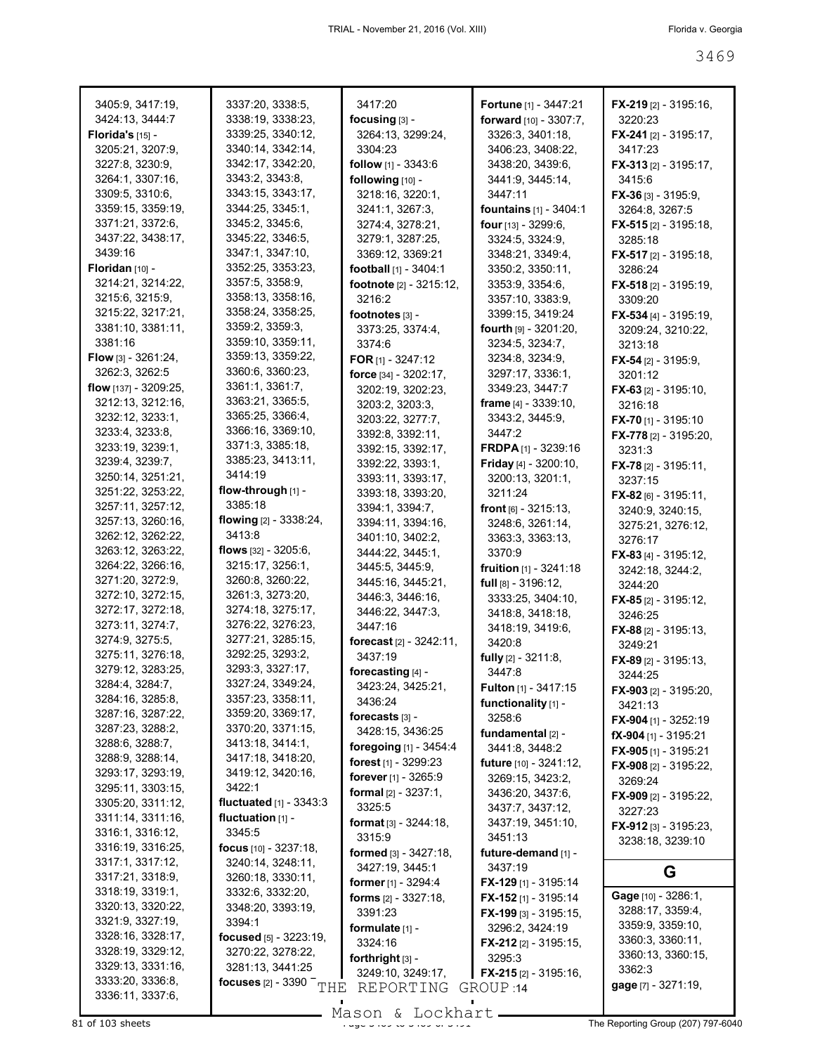3405:9, 3417:19, 3424:13, 3444:7
**Florida's** [15] - 3205:21, 3207:9, 3227:8, 3230:9, 3264:1, 3307:16, 3309:5, 3310:6, 3359:15, 3359:19, 3371:21, 3372:6, 3437:22, 3438:17, 3439:16
**Floridan** [10] - 3214:21, 3214:22, 3215:6, 3215:9, 3215:22, 3217:21, 3381:10, 3381:11, 3381:16
**Flow** [3] - 3261:24, 3262:3, 3262:5
**flow** [137] - 3209:25, 3212:13, 3212:16, 3232:12, 3233:1, 3233:4, 3233:8, 3233:19, 3239:1, 3239:4, 3239:7, 3250:14, 3251:21, 3251:22, 3253:22, 3257:11, 3257:12, 3257:13, 3260:16, 3262:12, 3262:22, 3263:12, 3263:22, 3264:22, 3266:16, 3271:20, 3272:9, 3272:10, 3272:15, 3272:17, 3272:18, 3273:11, 3274:7, 3274:9, 3275:5, 3275:11, 3276:18, 3279:12, 3283:25, 3284:4, 3284:7, 3284:16, 3285:8, 3287:16, 3287:22, 3287:23, 3288:2, 3288:6, 3288:7, 3288:9, 3288:14, 3293:17, 3293:19, 3295:11, 3303:15, 3305:20, 3311:12, 3311:14, 3311:16, 3316:1, 3316:12, 3316:19, 3316:25, 3317:1, 3317:12, 3317:21, 3318:9, 3318:19, 3319:1, 3320:13, 3320:22, 3321:9, 3327:19, 3328:16, 3328:17, 3328:19, 3329:12, 3329:13, 3331:16, 3333:20, 3336:8, 3336:11, 3337:6, 3337:20, 3338:5, 3338:19, 3338:23, 3339:25, 3340:12, 3340:14, 3342:14, 3342:17, 3342:20, 3343:2, 3343:8, 3343:15, 3343:17, 3344:25, 3345:1, 3345:2, 3345:6, 3345:22, 3346:5, 3347:1, 3347:10, 3352:25, 3353:23, 3357:5, 3358:9, 3358:13, 3358:16, 3358:24, 3358:25, 3359:2, 3359:3, 3359:10, 3359:11, 3359:13, 3359:22, 3360:6, 3360:23, 3361:1, 3361:7, 3363:21, 3365:5, 3365:25, 3366:4, 3366:16, 3369:10, 3371:3, 3385:18, 3385:23, 3413:11, 3414:19
**flow-through** [1] - 3385:18
**flowing** [2] - 3338:24, 3413:8
**flows** [32] - 3205:6, 3215:17, 3256:1, 3260:8, 3260:22, 3261:3, 3273:20, 3274:18, 3275:17, 3276:22, 3276:23, 3277:21, 3285:15, 3292:25, 3293:2, 3293:3, 3327:17, 3327:24, 3349:24, 3357:23, 3358:11, 3359:20, 3369:17, 3370:20, 3371:15, 3413:18, 3414:1, 3417:18, 3418:20, 3419:12, 3420:16, 3422:1
**fluctuated** [1] - 3343:3
**fluctuation** [1] - 3345:5
**focus** [10] - 3237:18, 3240:14, 3248:11, 3260:18, 3330:11, 3332:6, 3332:20, 3348:20, 3393:19, 3394:1
**focused** [5] - 3223:19, 3270:22, 3278:22, 3281:13, 3441:25
**focuses** [2] - 3390:14, 3417:20
**focusing** [3] - 3264:13, 3299:24, 3304:23
**follow** [1] - 3343:6
**following** [10] - 3218:16, 3220:1, 3241:1, 3267:3, 3274:4, 3278:21, 3279:1, 3287:25, 3369:12, 3369:21
**football** [1] - 3404:1
**footnote** [2] - 3215:12, 3216:2
**footnotes** [3] - 3373:25, 3374:4, 3374:6
**FOR** [1] - 3247:12
**force** [34] - 3202:17, 3202:19, 3202:23, 3203:2, 3203:3, 3203:22, 3277:7, 3392:8, 3392:11, 3392:15, 3392:17, 3392:22, 3393:1, 3393:11, 3393:17, 3393:18, 3393:20, 3394:1, 3394:7, 3394:11, 3394:16, 3401:10, 3402:2, 3444:22, 3445:1, 3445:5, 3445:9, 3445:16, 3445:21, 3446:3, 3446:16, 3446:22, 3447:3, 3447:16
**forecast** [2] - 3242:11, 3437:19
**forecasting** [4] - 3423:24, 3425:21, 3436:24
**forecasts** [3] - 3428:15, 3436:25
**foregoing** [1] - 3454:4
**forest** [1] - 3299:23
**forever** [1] - 3265:9
**formal** [2] - 3237:1, 3325:5
**format** [3] - 3244:18, 3315:9
**formed** [3] - 3427:18, 3427:19, 3445:1
**former** [1] - 3294:4
**forms** [2] - 3327:18, 3391:23
**formulate** [1] - 3324:16
**forthright** [3] - 3249:10, 3249:17,
**Fortune** [1] - 3447:21
**forward** [10] - 3307:7, 3326:3, 3401:18, 3406:23, 3408:22, 3438:20, 3439:6, 3441:9, 3445:14, 3447:11
**fountains** [1] - 3404:1
**four** [13] - 3299:6, 3324:5, 3324:9, 3348:21, 3349:4, 3350:2, 3350:11, 3353:9, 3354:6, 3357:10, 3383:9, 3399:15, 3419:24
**fourth** [9] - 3201:20, 3234:5, 3234:7, 3234:8, 3234:9, 3297:17, 3336:1, 3349:23, 3447:7
**frame** [4] - 3339:10, 3343:2, 3445:9, 3447:2
**FRDPA** [1] - 3239:16
**Friday** [4] - 3200:10, 3200:13, 3201:1, 3211:24
**front** [6] - 3215:13, 3248:6, 3261:14, 3363:3, 3363:13, 3370:9
**fruition** [1] - 3241:18
**full** [8] - 3196:12, 3333:25, 3404:10, 3418:8, 3418:18, 3418:19, 3419:6, 3420:8
**fully** [2] - 3211:8, 3447:8
**Fulton** [1] - 3417:15
**functionality** [1] - 3258:6
**fundamental** [2] - 3441:8, 3448:2
**future** [10] - 3241:12, 3269:15, 3423:2, 3436:20, 3437:6, 3437:7, 3437:12, 3437:19, 3451:10, 3451:13
**future-demand** [1] - 3437:19
**FX-129** [1] - 3195:14
**FX-152** [1] - 3195:14
**FX-199** [3] - 3195:15, 3296:2, 3424:19
**FX-212** [2] - 3195:15, 3295:3
**FX-215** [2] - 3195:16,
**FX-219** [2] - 3195:16, 3220:23
**FX-241** [2] - 3195:17, 3417:23
**FX-313** [2] - 3195:17, 3415:6
**FX-36** [3] - 3195:9, 3264:8, 3267:5
**FX-515** [2] - 3195:18, 3285:18
**FX-517** [2] - 3195:18, 3286:24
**FX-518** [2] - 3195:19, 3309:20
**FX-534** [4] - 3195:19, 3209:24, 3210:22, 3213:18
**FX-54** [2] - 3195:9, 3201:12
**FX-63** [2] - 3195:10, 3216:18
**FX-70** [1] - 3195:10
**FX-778** [2] - 3195:20, 3231:3
**FX-78** [2] - 3195:11, 3237:15
**FX-82** [6] - 3195:11, 3240:9, 3240:15, 3275:21, 3276:12, 3276:17
**FX-83** [4] - 3195:12, 3242:18, 3244:2, 3244:20
**FX-85** [2] - 3195:12, 3246:25
**FX-88** [2] - 3195:13, 3249:21
**FX-89** [2] - 3195:13, 3244:25
**FX-903** [2] - 3195:20, 3421:13
**FX-904** [1] - 3252:19
**fX-904** [1] - 3195:21
**FX-905** [1] - 3195:21
**FX-908** [2] - 3195:22, 3269:24
**FX-909** [2] - 3195:22, 3227:23
**FX-912** [3] - 3195:23, 3238:18, 3239:10

## G

**Gage** [10] - 3286:1, 3288:17, 3359:4, 3359:9, 3359:10, 3360:3, 3360:11, 3360:13, 3360:15, 3362:3
**gage** [7] - 3271:19,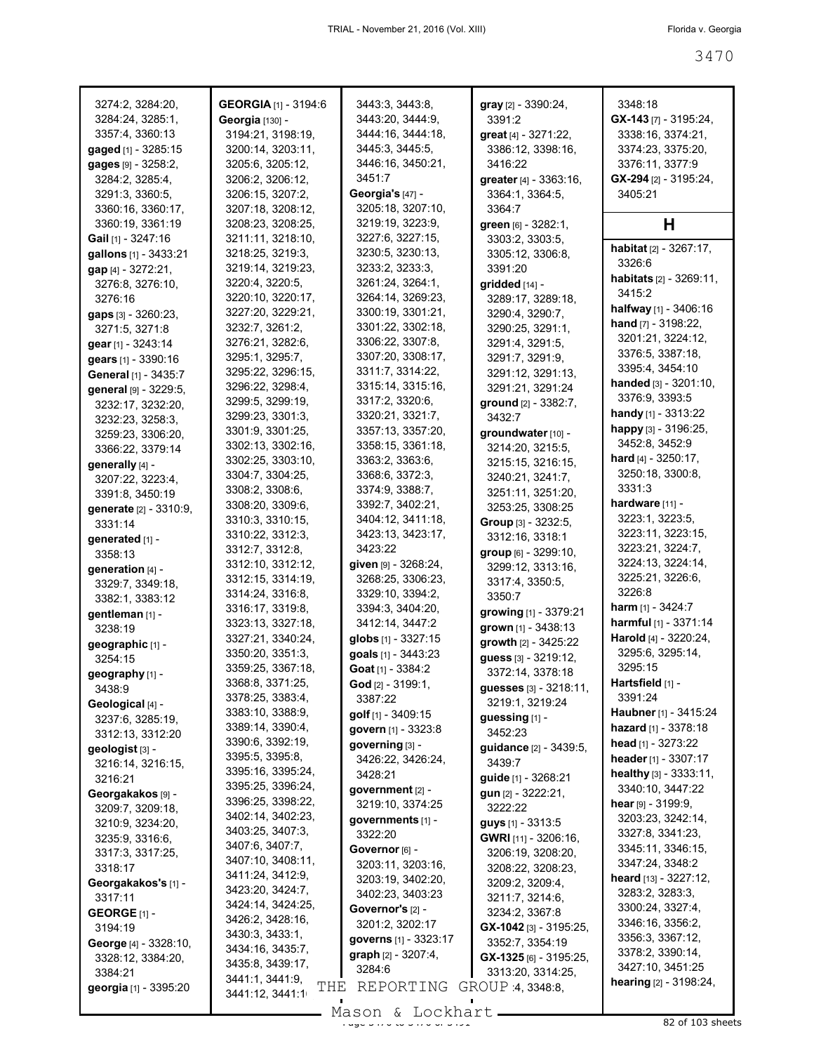3274:2, 3284:20, 3284:24, 3285:1, 3357:4, 3360:13
**gaged** [1] - 3285:15
**gages** [9] - 3258:2, 3284:2, 3285:4, 3291:3, 3360:5, 3360:16, 3360:17, 3360:19, 3361:19
**Gail** [1] - 3247:16
**gallons** [1] - 3433:21
**gap** [4] - 3272:21, 3276:8, 3276:10, 3276:16
**gaps** [3] - 3260:23, 3271:5, 3271:8
**gear** [1] - 3243:14
**gears** [1] - 3390:16
**General** [1] - 3435:7
**general** [9] - 3229:5, 3232:17, 3232:20, 3232:23, 3258:3, 3259:23, 3306:20, 3366:22, 3379:14
**generally** [4] - 3207:22, 3223:4, 3391:8, 3450:19
**generate** [2] - 3310:9, 3331:14
**generated** [1] - 3358:13
**generation** [4] - 3329:7, 3349:18, 3382:1, 3383:12
**gentleman** [1] - 3238:19
**geographic** [1] - 3254:15
**geography** [1] - 3438:9
**Geological** [4] - 3237:6, 3285:19, 3312:13, 3312:20
**geologist** [3] - 3216:14, 3216:15, 3216:21
**Georgakakos** [9] - 3209:7, 3209:18, 3210:9, 3234:20, 3235:9, 3316:6, 3317:3, 3317:25, 3318:17
**Georgakakos's** [1] - 3317:11
**GEORGE** [1] - 3194:19
**George** [4] - 3328:10, 3328:12, 3384:20, 3384:21
**georgia** [1] - 3395:20
**GEORGIA** [1] - 3194:6
**Georgia** [130] - 3194:21, 3198:19, 3200:14, 3203:11, 3205:6, 3205:12, 3206:2, 3206:12, 3206:15, 3207:2, 3207:18, 3208:12, 3208:23, 3208:25, 3211:11, 3218:10, 3218:25, 3219:3, 3219:14, 3219:23, 3220:4, 3220:5, 3220:10, 3220:17, 3227:20, 3229:21, 3232:7, 3261:2, 3276:21, 3282:6, 3295:1, 3295:7, 3295:22, 3296:15, 3296:22, 3298:4, 3299:5, 3299:19, 3299:23, 3301:3, 3301:9, 3301:25, 3302:13, 3302:16, 3302:25, 3303:10, 3304:7, 3304:25, 3308:2, 3308:6, 3308:20, 3309:6, 3310:3, 3310:15, 3310:22, 3312:3, 3312:7, 3312:8, 3312:10, 3312:12, 3312:15, 3314:19, 3314:24, 3316:8, 3316:17, 3319:8, 3323:13, 3327:18, 3327:21, 3340:24, 3350:20, 3351:3, 3359:25, 3367:18, 3368:8, 3371:25, 3378:25, 3383:4, 3383:10, 3388:9, 3389:14, 3390:4, 3390:6, 3392:19, 3395:5, 3395:8, 3395:16, 3395:24, 3395:25, 3396:24, 3396:25, 3398:22, 3402:14, 3402:23, 3403:25, 3407:3, 3407:6, 3407:7, 3407:10, 3408:11, 3411:24, 3412:9, 3423:20, 3424:7, 3424:14, 3424:25, 3426:2, 3428:16, 3430:3, 3433:1, 3434:16, 3435:7, 3435:8, 3439:17, 3441:1, 3441:9, 3441:12, 3441:1, 3443:3, 3443:8, 3443:20, 3444:9, 3444:16, 3444:18, 3445:3, 3445:5, 3446:16, 3450:21, 3451:7
**Georgia's** [47] - 3205:18, 3207:10, 3219:19, 3223:9, 3227:6, 3227:15, 3230:5, 3230:13, 3233:2, 3233:3, 3261:24, 3264:1, 3264:14, 3269:23, 3300:19, 3301:21, 3301:22, 3302:18, 3306:22, 3307:8, 3307:20, 3308:17, 3311:7, 3314:22, 3315:14, 3315:16, 3317:2, 3320:6, 3320:21, 3321:7, 3357:13, 3357:20, 3358:15, 3361:18, 3363:2, 3363:6, 3368:6, 3372:3, 3374:9, 3388:7, 3392:7, 3402:21, 3404:12, 3411:18, 3423:13, 3423:17, 3423:22
**given** [9] - 3268:24, 3268:25, 3306:23, 3329:10, 3394:2, 3394:3, 3404:20, 3412:14, 3447:2
**globs** [1] - 3327:15
**goals** [1] - 3443:23
**Goat** [1] - 3384:2
**God** [2] - 3199:1, 3387:22
**golf** [1] - 3409:15
**govern** [1] - 3323:8
**governing** [3] - 3426:22, 3426:24, 3428:21
**government** [2] - 3219:10, 3374:25
**governments** [1] - 3322:20
**Governor** [6] - 3203:11, 3203:16, 3203:19, 3402:20, 3402:23, 3403:23
**Governor's** [2] - 3201:2, 3202:17
**governs** [1] - 3323:17
**graph** [2] - 3207:4, 3284:6
**gray** [2] - 3390:24, 3391:2
**great** [4] - 3271:22, 3386:12, 3398:16, 3416:22
**greater** [4] - 3363:16, 3364:1, 3364:5, 3364:7
**green** [6] - 3282:1, 3303:2, 3303:5, 3305:12, 3306:8, 3391:20
**gridded** [14] - 3289:17, 3289:18, 3290:4, 3290:7, 3290:25, 3291:1, 3291:4, 3291:5, 3291:7, 3291:9, 3291:12, 3291:13, 3291:21, 3291:24
**ground** [2] - 3382:7, 3432:7
**groundwater** [10] - 3214:20, 3215:5, 3215:15, 3216:15, 3240:21, 3241:7, 3251:11, 3251:20, 3253:25, 3308:25
**Group** [3] - 3232:5, 3312:16, 3318:1
**group** [6] - 3299:10, 3299:12, 3313:16, 3317:4, 3350:5, 3350:7
**growing** [1] - 3379:21
**grown** [1] - 3438:13
**growth** [2] - 3425:22
**guess** [3] - 3219:12, 3372:14, 3378:18
**guesses** [3] - 3218:11, 3219:1, 3219:24
**guessing** [1] - 3452:23
**guidance** [2] - 3439:5, 3439:7
**guide** [1] - 3268:21
**gun** [2] - 3222:21, 3222:22
**guys** [1] - 3313:5
**GWRI** [11] - 3206:16, 3206:19, 3208:20, 3208:22, 3208:23, 3209:2, 3209:4, 3211:7, 3214:6, 3234:2, 3367:8
**GX-1042** [3] - 3195:25, 3352:7, 3354:19
**GX-1325** [6] - 3195:25, 3313:20, 3314:25, ...:4, 3348:8, 3348:18
**GX-143** [7] - 3195:24, 3338:16, 3374:21, 3374:23, 3375:20, 3376:11, 3377:9
**GX-294** [2] - 3195:24, 3405:21

## H

**habitat** [2] - 3267:17, 3326:6
**habitats** [2] - 3269:11, 3415:2
**halfway** [1] - 3406:16
**hand** [7] - 3198:22, 3201:21, 3224:12, 3376:5, 3387:18, 3395:4, 3454:10
**handed** [3] - 3201:10, 3376:9, 3393:5
**handy** [1] - 3313:22
**happy** [3] - 3196:25, 3452:8, 3452:9
**hard** [4] - 3250:17, 3250:18, 3300:8, 3331:3
**hardware** [11] - 3223:1, 3223:5, 3223:11, 3223:15, 3223:21, 3224:7, 3224:13, 3224:14, 3225:21, 3226:6, 3226:8
**harm** [1] - 3424:7
**harmful** [1] - 3371:14
**Harold** [4] - 3220:24, 3295:6, 3295:14, 3295:15
**Hartsfield** [1] - 3391:24
**Haubner** [1] - 3415:24
**hazard** [1] - 3378:18
**head** [1] - 3273:22
**header** [1] - 3307:17
**healthy** [3] - 3333:11, 3340:10, 3447:22
**hear** [9] - 3199:9, 3203:23, 3242:14, 3327:8, 3341:23, 3345:11, 3346:15, 3347:24, 3348:2
**heard** [13] - 3227:12, 3283:2, 3283:3, 3300:24, 3327:4, 3346:16, 3356:2, 3356:3, 3367:12, 3378:2, 3390:14, 3427:10, 3451:25
**hearing** [2] - 3198:24,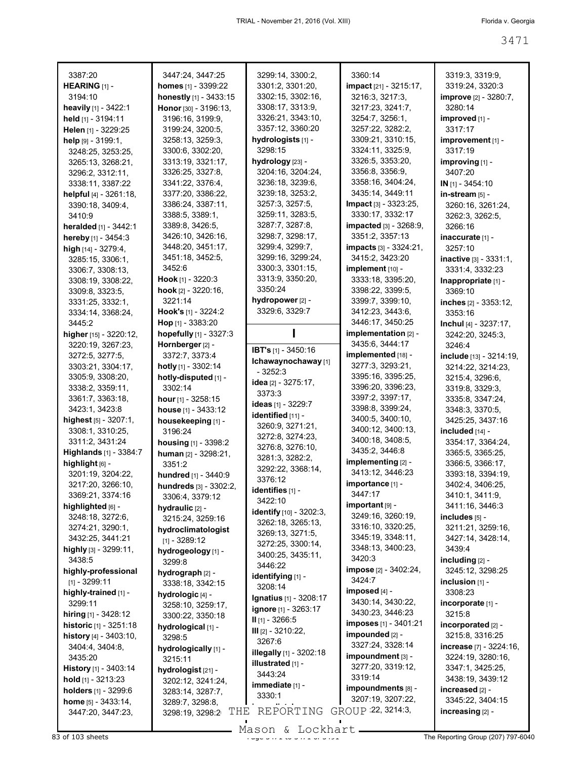3387:20
**HEARING** [1] - 3194:10
**heavily** [1] - 3422:1
**held** [1] - 3194:11
**Helen** [1] - 3229:25
**help** [9] - 3199:1, 3248:25, 3253:25, 3265:13, 3268:21, 3296:2, 3312:11, 3338:11, 3387:22
**helpful** [4] - 3261:18, 3390:18, 3409:4, 3410:9
**heralded** [1] - 3442:1
**hereby** [1] - 3454:3
**high** [14] - 3279:4, 3285:15, 3306:1, 3306:7, 3308:13, 3308:19, 3308:22, 3309:8, 3323:5, 3331:25, 3332:1, 3334:14, 3368:24, 3445:2
**higher** [15] - 3220:12, 3220:19, 3267:23, 3272:5, 3277:5, 3303:21, 3304:17, 3305:9, 3308:20, 3338:2, 3359:11, 3361:7, 3363:18, 3423:1, 3423:8
**highest** [5] - 3207:1, 3308:1, 3310:25, 3311:2, 3431:24
**Highlands** [1] - 3384:7
**highlight** [6] - 3201:19, 3204:22, 3217:20, 3266:10, 3369:21, 3374:16
**highlighted** [6] - 3248:18, 3272:6, 3274:21, 3290:1, 3432:25, 3441:21
**highly** [3] - 3299:11, 3438:5
**highly-professional** [1] - 3299:11
**highly-trained** [1] - 3299:11
**hiring** [1] - 3428:12
**historic** [1] - 3251:18
**history** [4] - 3403:10, 3404:4, 3404:8, 3435:20
**History** [1] - 3403:14
**hold** [1] - 3213:23
**holders** [1] - 3299:6
**home** [5] - 3433:14, 3447:20, 3447:23, 3447:24, 3447:25
**homes** [1] - 3399:22
**honestly** [1] - 3433:15
**Honor** [30] - 3196:13, 3196:16, 3199:9, 3199:24, 3200:5, 3258:13, 3259:3, 3300:6, 3302:20, 3313:19, 3321:17, 3326:25, 3327:8, 3341:22, 3376:4, 3377:20, 3386:22, 3386:24, 3387:11, 3388:5, 3389:1, 3389:8, 3426:5, 3426:10, 3426:16, 3448:20, 3451:17, 3451:18, 3452:5, 3452:6
**Hook** [1] - 3220:3
**hook** [2] - 3220:16, 3221:14
**Hook's** [1] - 3224:2
**Hop** [1] - 3383:20
**hopefully** [1] - 3327:3
**Hornberger** [2] - 3372:7, 3373:4
**hotly** [1] - 3302:14
**hotly-disputed** [1] - 3302:14
**hour** [1] - 3258:15
**house** [1] - 3433:12
**housekeeping** [1] - 3196:24
**housing** [1] - 3398:2
**human** [2] - 3298:21, 3351:2
**hundred** [1] - 3440:9
**hundreds** [3] - 3302:2, 3306:4, 3379:12
**hydraulic** [2] - 3215:24, 3259:16
**hydroclimatologist** [1] - 3289:12
**hydrogeology** [1] - 3299:8
**hydrograph** [2] - 3338:18, 3342:15
**hydrologic** [4] - 3258:10, 3259:17, 3300:22, 3350:18
**hydrological** [1] - 3298:5
**hydrologically** [1] - 3215:11
**hydrologist** [21] - 3202:12, 3241:24, 3283:14, 3287:7, 3289:7, 3298:8, 3298:19, 3298:2, 3299:14, 3300:2, 3301:2, 3301:20, 3302:15, 3302:16, 3308:17, 3313:9, 3326:21, 3343:10, 3357:12, 3360:20
**hydrologists** [1] - 3298:15
**hydrology** [23] - 3204:16, 3204:24, 3236:18, 3239:6, 3239:18, 3253:2, 3257:3, 3257:5, 3259:11, 3283:5, 3287:7, 3287:8, 3298:7, 3298:17, 3299:4, 3299:7, 3299:16, 3299:24, 3300:3, 3301:15, 3313:9, 3350:20, 3350:24
**hydropower** [2] - 3329:6, 3329:7

## I

**IBT's** [1] - 3450:16
**Ichawaynochaway** [1] - 3252:3
**idea** [2] - 3275:17, 3373:3
**ideas** [1] - 3229:7
**identified** [11] - 3260:9, 3271:21, 3272:8, 3274:23, 3276:8, 3276:10, 3281:3, 3282:2, 3292:22, 3368:14, 3376:12
**identifies** [1] - 3422:10
**identify** [10] - 3202:3, 3262:18, 3265:13, 3269:13, 3271:5, 3272:25, 3300:14, 3400:25, 3435:11, 3446:22
**identifying** [1] - 3208:14
**Ignatius** [1] - 3208:17
**ignore** [1] - 3263:17
**II** [1] - 3266:5
**III** [2] - 3210:22, 3267:6
**illegally** [1] - 3202:18
**illustrated** [1] - 3443:24
**immediate** [1] - 3330:1
3360:14
**impact** [21] - 3215:17, 3216:3, 3217:3, 3217:23, 3241:7, 3254:7, 3256:1, 3257:22, 3282:2, 3309:21, 3310:15, 3324:11, 3325:9, 3326:5, 3353:20, 3356:8, 3356:9, 3358:16, 3404:24, 3435:14, 3449:11
**Impact** [3] - 3323:25, 3330:17, 3332:17
**impacted** [3] - 3268:9, 3351:2, 3357:13
**impacts** [3] - 3324:21, 3415:2, 3423:20
**implement** [10] - 3333:18, 3395:20, 3398:22, 3399:5, 3399:7, 3399:10, 3412:23, 3443:6, 3446:17, 3450:25
**implementation** [2] - 3435:6, 3444:17
**implemented** [18] - 3277:3, 3293:21, 3395:16, 3395:25, 3396:20, 3396:23, 3397:2, 3397:17, 3398:8, 3399:24, 3400:5, 3400:10, 3400:12, 3400:13, 3400:18, 3408:5, 3435:2, 3446:8
**implementing** [2] - 3413:12, 3446:23
**importance** [1] - 3447:17
**important** [9] - 3249:16, 3260:19, 3316:10, 3320:25, 3345:19, 3348:11, 3348:13, 3400:23, 3420:3
**impose** [2] - 3402:24, 3424:7
**imposed** [4] - 3430:14, 3430:22, 3430:23, 3446:23
**imposes** [1] - 3401:21
**impounded** [2] - 3327:24, 3328:14
**impoundment** [3] - 3277:20, 3319:12, 3319:14
**impoundments** [8] - 3207:19, 3207:22, 3207:22, 3214:3,
3319:3, 3319:9, 3319:24, 3320:3
**improve** [2] - 3280:7, 3280:14
**improved** [1] - 3317:17
**improvement** [1] - 3317:19
**improving** [1] - 3407:20
**IN** [1] - 3454:10
**in-stream** [5] - 3260:16, 3261:24, 3262:3, 3262:5, 3266:16
**inaccurate** [1] - 3257:10
**inactive** [3] - 3331:1, 3331:4, 3332:23
**Inappropriate** [1] - 3369:10
**inches** [2] - 3353:12, 3353:16
**Inchul** [4] - 3237:17, 3242:20, 3245:3, 3246:4
**include** [13] - 3214:19, 3214:22, 3214:23, 3215:4, 3296:6, 3319:8, 3329:3, 3335:8, 3347:24, 3348:3, 3370:5, 3425:25, 3437:16
**included** [14] - 3354:17, 3364:24, 3365:5, 3365:25, 3366:5, 3366:17, 3393:18, 3394:19, 3402:4, 3406:25, 3410:1, 3411:9, 3411:16, 3446:3
**includes** [5] - 3211:21, 3259:16, 3427:14, 3428:14, 3439:4
**including** [2] - 3245:12, 3298:25
**inclusion** [1] - 3308:23
**incorporate** [1] - 3215:8
**incorporated** [2] - 3215:8, 3316:25
**increase** [7] - 3224:16, 3224:19, 3280:16, 3347:1, 3425:25, 3438:19, 3439:12
**increased** [2] - 3345:22, 3404:15
**increasing** [2] -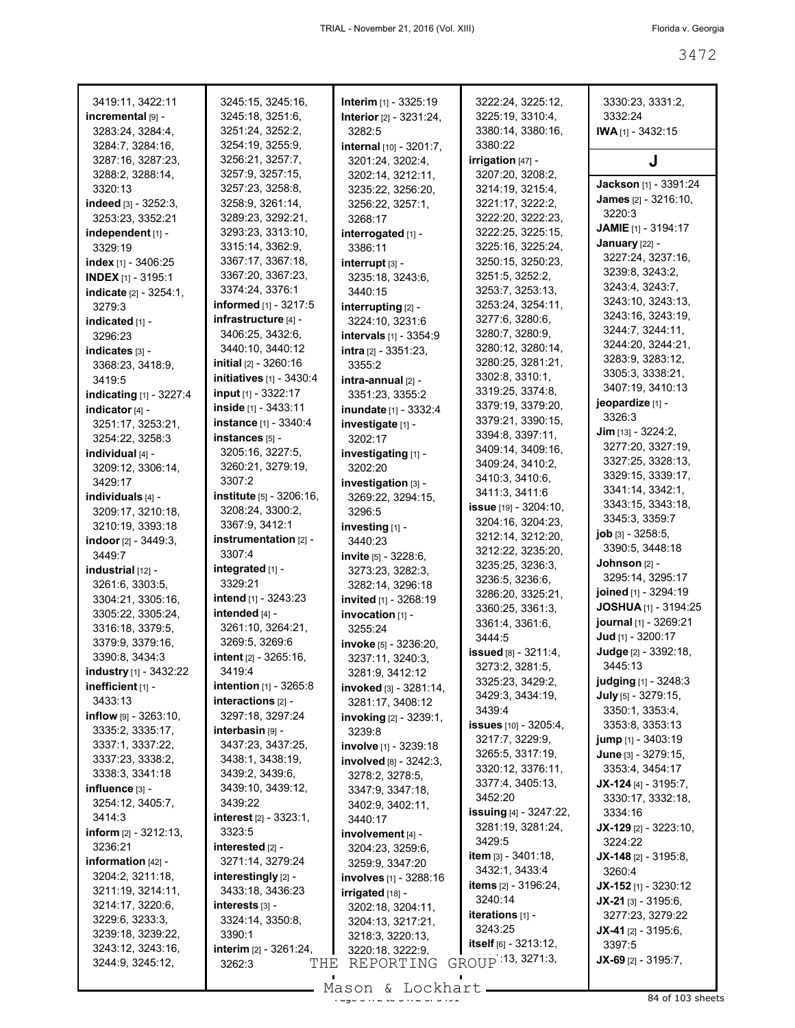3419:11, 3422:11
**incremental** [9] - 3283:24, 3284:4, 3284:7, 3284:16, 3287:16, 3287:23, 3288:2, 3288:14, 3320:13
**indeed** [3] - 3252:3, 3253:23, 3352:21
**independent** [1] - 3329:19
**index** [1] - 3406:25
**INDEX** [1] - 3195:1
**indicate** [2] - 3254:1, 3279:3
**indicated** [1] - 3296:23
**indicates** [3] - 3368:23, 3418:9, 3419:5
**indicating** [1] - 3227:4
**indicator** [4] - 3251:17, 3253:21, 3254:22, 3258:3
**individual** [4] - 3209:12, 3306:14, 3429:17
**individuals** [4] - 3209:17, 3210:18, 3210:19, 3393:18
**indoor** [2] - 3449:3, 3449:7
**industrial** [12] - 3261:6, 3303:5, 3304:21, 3305:16, 3305:22, 3305:24, 3316:18, 3379:5, 3379:9, 3379:16, 3390:8, 3434:3
**industry** [1] - 3432:22
**inefficient** [1] - 3433:13
**inflow** [9] - 3263:10, 3335:2, 3335:17, 3337:1, 3337:22, 3337:23, 3338:2, 3338:3, 3341:18
**influence** [3] - 3254:12, 3405:7, 3414:3
**inform** [2] - 3212:13, 3236:21
**information** [42] - 3204:2, 3211:18, 3211:19, 3214:11, 3214:17, 3220:6, 3229:6, 3233:3, 3239:18, 3239:22, 3243:12, 3243:16, 3244:9, 3245:12, 3245:15, 3245:16, 3245:18, 3251:6, 3251:24, 3252:2, 3254:19, 3255:9, 3256:21, 3257:7, 3257:9, 3257:15, 3257:23, 3258:8, 3258:9, 3261:14, 3289:23, 3292:21, 3293:23, 3313:10, 3315:14, 3362:9, 3367:17, 3367:18, 3367:20, 3367:23, 3374:24, 3376:1
**informed** [1] - 3217:5
**infrastructure** [4] - 3406:25, 3432:6, 3440:10, 3440:12
**initial** [2] - 3260:16
**initiatives** [1] - 3430:4
**input** [1] - 3322:17
**inside** [1] - 3433:11
**instance** [1] - 3340:4
**instances** [5] - 3205:16, 3227:5, 3260:21, 3279:19, 3307:2
**institute** [5] - 3206:16, 3208:24, 3300:2, 3367:9, 3412:1
**instrumentation** [2] - 3307:4
**integrated** [1] - 3329:21
**intend** [1] - 3243:23
**intended** [4] - 3261:10, 3264:21, 3269:5, 3269:6
**intent** [2] - 3265:16, 3419:4
**intention** [1] - 3265:8
**interactions** [2] - 3297:18, 3297:24
**interbasin** [9] - 3437:23, 3437:25, 3438:1, 3438:19, 3439:2, 3439:6, 3439:10, 3439:12, 3439:22
**interest** [2] - 3323:1, 3323:5
**interested** [2] - 3271:14, 3279:24
**interestingly** [2] - 3433:18, 3436:23
**interests** [3] - 3324:14, 3350:8, 3390:1
**interim** [2] - 3261:24, 3262:3
**Interim** [1] - 3325:19
**Interior** [2] - 3231:24, 3282:5
**internal** [10] - 3201:7, 3201:24, 3202:4, 3202:14, 3212:11, 3235:22, 3256:20, 3256:22, 3257:1, 3268:17
**interrogated** [1] - 3386:11
**interrupt** [3] - 3235:18, 3243:6, 3440:15
**interrupting** [2] - 3224:10, 3231:6
**intervals** [1] - 3354:9
**intra** [2] - 3351:23, 3355:2
**intra-annual** [2] - 3351:23, 3355:2
**inundate** [1] - 3332:4
**investigate** [1] - 3202:17
**investigating** [1] - 3202:20
**investigation** [3] - 3269:22, 3294:15, 3296:5
**investing** [1] - 3440:23
**invite** [5] - 3228:6, 3273:23, 3282:3, 3282:14, 3296:18
**invited** [1] - 3268:19
**invocation** [1] - 3255:24
**invoke** [5] - 3236:20, 3237:11, 3240:3, 3281:9, 3412:12
**invoked** [3] - 3281:14, 3281:17, 3408:12
**invoking** [2] - 3239:1, 3239:8
**involve** [1] - 3239:18
**involved** [8] - 3242:3, 3278:2, 3278:5, 3347:9, 3347:18, 3402:9, 3402:11, 3440:17
**involvement** [4] - 3204:23, 3259:6, 3259:9, 3347:20
**involves** [1] - 3288:16
**irrigated** [18] - 3202:18, 3204:11, 3204:13, 3217:21, 3218:3, 3220:13, 3220:18, 3222:9, 3222:24, 3225:12, 3225:19, 3310:4, 3380:14, 3380:16, 3380:22
**irrigation** [47] - 3207:20, 3208:2, 3214:19, 3215:4, 3221:17, 3222:2, 3222:20, 3222:23, 3222:25, 3225:15, 3225:16, 3225:24, 3250:15, 3250:23, 3251:5, 3252:2, 3253:7, 3253:13, 3253:24, 3254:11, 3277:6, 3280:6, 3280:7, 3280:9, 3280:12, 3280:14, 3280:25, 3281:21, 3302:8, 3310:1, 3319:25, 3374:8, 3379:19, 3379:20, 3379:21, 3390:15, 3394:8, 3397:11, 3409:14, 3409:16, 3409:24, 3410:2, 3410:3, 3410:6, 3411:3, 3411:6
**issue** [19] - 3204:10, 3204:16, 3204:23, 3212:14, 3212:20, 3212:22, 3235:20, 3235:25, 3236:3, 3236:5, 3236:6, 3286:20, 3325:21, 3360:25, 3361:3, 3361:4, 3361:6, 3444:5
**issued** [8] - 3211:4, 3273:2, 3281:5, 3325:23, 3429:2, 3429:3, 3434:19, 3439:4
**issues** [10] - 3205:4, 3217:7, 3229:9, 3265:5, 3317:19, 3320:12, 3376:11, 3377:4, 3405:13, 3452:20
**issuing** [4] - 3247:22, 3281:19, 3281:24, 3429:5
**item** [3] - 3401:18, 3432:1, 3433:4
**items** [2] - 3196:24, 3240:14
**iterations** [1] - 3243:25
**itself** [6] - 3213:12, ...:13, 3271:3, 3330:23, 3331:2, 3332:24
**IWA** [1] - 3432:15

## J

**Jackson** [1] - 3391:24
**James** [2] - 3216:10, 3220:3
**JAMIE** [1] - 3194:17
**January** [22] - 3227:24, 3237:16, 3239:8, 3243:2, 3243:4, 3243:7, 3243:10, 3243:13, 3243:16, 3243:19, 3244:7, 3244:11, 3244:20, 3244:21, 3283:9, 3283:12, 3305:3, 3338:21, 3407:19, 3410:13
**jeopardize** [1] - 3326:3
**Jim** [13] - 3224:2, 3277:20, 3327:19, 3327:25, 3328:13, 3329:15, 3339:17, 3341:14, 3342:1, 3343:15, 3343:18, 3345:3, 3359:7
**job** [3] - 3258:5, 3390:5, 3448:18
**Johnson** [2] - 3295:14, 3295:17
**joined** [1] - 3294:19
**JOSHUA** [1] - 3194:25
**journal** [1] - 3269:21
**Jud** [1] - 3200:17
**Judge** [2] - 3392:18, 3445:13
**judging** [1] - 3248:3
**July** [5] - 3279:15, 3350:1, 3353:4, 3353:8, 3353:13
**jump** [1] - 3403:19
**June** [3] - 3279:15, 3353:4, 3454:17
**JX-124** [4] - 3195:7, 3330:17, 3332:18, 3334:16
**JX-129** [2] - 3223:10, 3224:22
**JX-148** [2] - 3195:8, 3260:4
**JX-152** [1] - 3230:12
**JX-21** [3] - 3195:6, 3277:23, 3279:22
**JX-41** [2] - 3195:6, 3397:5
**JX-69** [2] - 3195:7,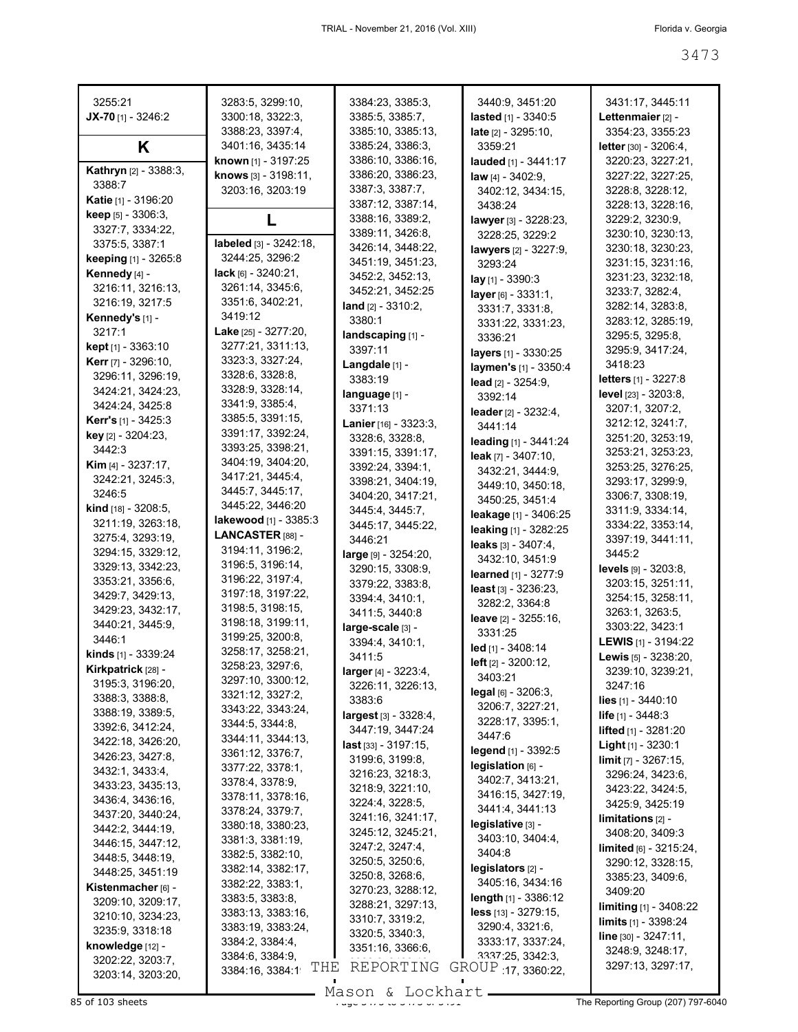3255:21
**JX-70** [1] - 3246:2

## K

**Kathryn** [2] - 3388:3, 3388:7
**Katie** [1] - 3196:20
**keep** [5] - 3306:3, 3327:7, 3334:22, 3375:5, 3387:1
**keeping** [1] - 3265:8
**Kennedy** [4] - 3216:11, 3216:13, 3216:19, 3217:5
**Kennedy's** [1] - 3217:1
**kept** [1] - 3363:10
**Kerr** [7] - 3296:10, 3296:11, 3296:19, 3424:21, 3424:23, 3424:24, 3425:8
**Kerr's** [1] - 3425:3
**key** [2] - 3204:23, 3442:3
**Kim** [4] - 3237:17, 3242:21, 3245:3, 3246:5
**kind** [18] - 3208:5, 3211:19, 3263:18, 3275:4, 3293:19, 3294:15, 3329:12, 3329:13, 3342:23, 3353:21, 3356:6, 3429:7, 3429:13, 3429:23, 3432:17, 3440:21, 3445:9, 3446:1
**kinds** [1] - 3339:24
**Kirkpatrick** [28] - 3195:3, 3196:20, 3388:3, 3388:8, 3388:19, 3389:5, 3392:6, 3412:24, 3422:18, 3426:20, 3426:23, 3427:8, 3432:1, 3433:4, 3433:23, 3435:13, 3436:4, 3436:16, 3437:20, 3440:24, 3442:2, 3444:19, 3446:15, 3447:12, 3448:5, 3448:19, 3448:25, 3451:19
**Kistenmacher** [6] - 3209:10, 3209:17, 3210:10, 3234:23, 3235:9, 3318:18
**knowledge** [12] - 3202:22, 3203:7, 3203:14, 3203:20, 3283:5, 3299:10, 3300:18, 3322:3, 3388:23, 3397:4, 3401:16, 3435:14
**known** [1] - 3197:25
**knows** [3] - 3198:11, 3203:16, 3203:19

## L

**labeled** [3] - 3242:18, 3244:25, 3296:2
**lack** [6] - 3240:21, 3261:14, 3345:6, 3351:6, 3402:21, 3419:12
**Lake** [25] - 3277:20, 3277:21, 3311:13, 3323:3, 3327:24, 3328:6, 3328:8, 3328:9, 3328:14, 3341:9, 3385:4, 3385:5, 3391:15, 3391:17, 3392:24, 3393:25, 3398:21, 3404:19, 3404:20, 3417:21, 3445:4, 3445:7, 3445:17, 3445:22, 3446:20
**lakewood** [1] - 3385:3
**LANCASTER** [88] - 3194:11, 3196:2, 3196:5, 3196:14, 3196:22, 3197:4, 3197:18, 3197:22, 3198:5, 3198:15, 3198:18, 3199:11, 3199:25, 3200:8, 3258:17, 3258:21, 3258:23, 3297:6, 3297:10, 3300:12, 3321:12, 3327:2, 3343:22, 3343:24, 3344:5, 3344:8, 3344:11, 3344:13, 3361:12, 3376:7, 3377:22, 3378:1, 3378:4, 3378:9, 3378:11, 3378:16, 3378:24, 3379:7, 3380:18, 3380:23, 3381:3, 3381:19, 3382:5, 3382:10, 3382:14, 3382:17, 3382:22, 3383:1, 3383:5, 3383:8, 3383:13, 3383:16, 3383:19, 3383:24, 3384:2, 3384:4, 3384:6, 3384:9, 3384:16, 3384:1?, 3384:23, 3385:3, 3385:5, 3385:7, 3385:10, 3385:13, 3385:24, 3386:3, 3386:10, 3386:16, 3386:20, 3386:23, 3387:3, 3387:7, 3387:12, 3387:14, 3388:16, 3389:2, 3389:11, 3426:8, 3426:14, 3448:22, 3451:19, 3451:23, 3452:2, 3452:13, 3452:21, 3452:25
**land** [2] - 3310:2, 3380:1
**landscaping** [1] - 3397:11
**Langdale** [1] - 3383:19
**language** [1] - 3371:13
**Lanier** [16] - 3323:3, 3328:6, 3328:8, 3391:15, 3391:17, 3392:24, 3394:1, 3398:21, 3404:19, 3404:20, 3417:21, 3445:4, 3445:7, 3445:17, 3445:22, 3446:21
**large** [9] - 3254:20, 3290:15, 3308:9, 3379:22, 3383:8, 3394:4, 3410:1, 3411:5, 3440:8
**large-scale** [3] - 3394:4, 3410:1, 3411:5
**larger** [4] - 3223:4, 3226:11, 3226:13, 3383:6
**largest** [3] - 3328:4, 3447:19, 3447:24
**last** [33] - 3197:15, 3199:6, 3199:8, 3216:23, 3218:3, 3218:9, 3221:10, 3224:4, 3228:5, 3241:16, 3241:17, 3245:12, 3245:21, 3247:2, 3247:4, 3250:5, 3250:6, 3250:8, 3268:6, 3270:23, 3288:12, 3288:21, 3297:13, 3310:7, 3319:2, 3320:5, 3340:3, 3351:16, 3366:6, 3440:9, 3451:20
**lasted** [1] - 3340:5
**late** [2] - 3295:10, 3359:21
**lauded** [1] - 3441:17
**law** [4] - 3402:9, 3402:12, 3434:15, 3438:24
**lawyer** [3] - 3228:23, 3228:25, 3229:2
**lawyers** [2] - 3227:9, 3293:24
**lay** [1] - 3390:3
**layer** [6] - 3331:1, 3331:7, 3331:8, 3331:22, 3331:23, 3336:21
**layers** [1] - 3330:25
**laymen's** [1] - 3350:4
**lead** [2] - 3254:9, 3392:14
**leader** [2] - 3232:4, 3441:14
**leading** [1] - 3441:24
**leak** [7] - 3407:10, 3432:21, 3444:9, 3449:10, 3450:18, 3450:25, 3451:4
**leakage** [1] - 3406:25
**leaking** [1] - 3282:25
**leaks** [3] - 3407:4, 3432:10, 3451:9
**learned** [1] - 3277:9
**least** [3] - 3236:23, 3282:2, 3364:8
**leave** [2] - 3255:16, 3331:25
**led** [1] - 3408:14
**left** [2] - 3200:12, 3403:21
**legal** [6] - 3206:3, 3206:7, 3227:21, 3228:17, 3395:1, 3447:6
**legend** [1] - 3392:5
**legislation** [6] - 3402:7, 3413:21, 3416:15, 3427:19, 3441:4, 3441:13
**legislative** [3] - 3403:10, 3404:4, 3404:8
**legislators** [2] - 3405:16, 3434:16
**length** [1] - 3386:12
**less** [13] - 3279:15, 3290:4, 3321:6, 3333:17, 3337:24, 3337:25, 3342:3, ?:17, 3360:22, 3431:17, 3445:11
**Lettenmaier** [2] - 3354:23, 3355:23
**letter** [30] - 3206:4, 3220:23, 3227:21, 3227:22, 3227:25, 3228:8, 3228:12, 3228:13, 3228:16, 3229:2, 3230:9, 3230:10, 3230:13, 3230:18, 3230:23, 3231:15, 3231:16, 3231:23, 3232:18, 3233:7, 3282:4, 3282:14, 3283:8, 3283:12, 3285:19, 3295:5, 3295:8, 3295:9, 3417:24, 3418:23
**letters** [1] - 3227:8
**level** [23] - 3203:8, 3207:1, 3207:2, 3212:12, 3241:7, 3251:20, 3253:19, 3253:21, 3253:23, 3253:25, 3276:25, 3293:17, 3299:9, 3306:7, 3308:19, 3311:9, 3334:14, 3334:22, 3353:14, 3397:19, 3441:11, 3445:2
**levels** [9] - 3203:8, 3203:15, 3251:11, 3254:15, 3258:11, 3263:1, 3263:5, 3303:22, 3423:1
**LEWIS** [1] - 3194:22
**Lewis** [5] - 3238:20, 3239:10, 3239:21, 3247:16
**lies** [1] - 3440:10
**life** [1] - 3448:3
**lifted** [1] - 3281:20
**Light** [1] - 3230:1
**limit** [7] - 3267:15, 3296:24, 3423:6, 3423:22, 3424:5, 3425:9, 3425:19
**limitations** [2] - 3408:20, 3409:3
**limited** [6] - 3215:24, 3290:12, 3328:15, 3385:23, 3409:6, 3409:20
**limiting** [1] - 3408:22
**limits** [1] - 3398:24
**line** [30] - 3247:11, 3248:9, 3248:17, 3297:13, 3297:17,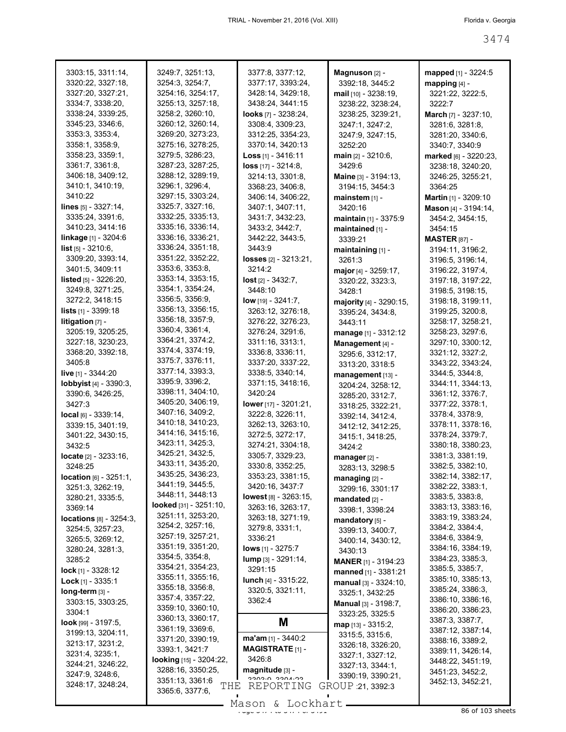3303:15, 3311:14, 3320:22, 3327:18, 3327:20, 3327:21, 3334:7, 3338:20, 3338:24, 3339:25, 3345:23, 3346:6, 3353:3, 3353:4, 3358:1, 3358:9, 3358:23, 3359:1, 3361:7, 3361:8, 3406:18, 3409:12, 3410:1, 3410:19, 3410:22

**lines** [5] - 3327:14, 3335:24, 3391:6, 3410:23, 3414:16

**linkage** [1] - 3204:6

**list** [5] - 3210:6, 3309:20, 3393:14, 3401:5, 3409:11

**listed** [5] - 3226:20, 3249:8, 3271:25, 3272:2, 3418:15

**lists** [1] - 3399:18

**litigation** [7] - 3205:19, 3205:25, 3227:18, 3230:23, 3368:20, 3392:18, 3405:8

**live** [1] - 3344:20

**lobbyist** [4] - 3390:3, 3390:6, 3426:25, 3427:3

**local** [6] - 3339:14, 3339:15, 3401:19, 3401:22, 3430:15, 3432:5

**locate** [2] - 3233:16, 3248:25

**location** [6] - 3251:1, 3251:3, 3262:19, 3280:21, 3335:5, 3369:14

**locations** [8] - 3254:3, 3254:5, 3257:23, 3265:5, 3269:12, 3280:24, 3281:3, 3285:2

**lock** [1] - 3328:12

**Lock** [1] - 3335:1

**long-term** [3] - 3303:15, 3303:25, 3304:1

**look** [99] - 3197:5, 3199:13, 3204:11, 3213:17, 3231:2, 3231:4, 3235:1, 3244:21, 3246:22, 3247:9, 3248:6, 3248:17, 3248:24, 3249:7, 3251:13, 3254:3, 3254:7, 3254:16, 3254:17, 3255:13, 3257:18, 3258:2, 3260:10, 3260:12, 3260:14, 3269:20, 3273:23, 3275:16, 3278:25, 3279:5, 3286:23, 3287:23, 3287:25, 3288:12, 3289:19, 3296:1, 3296:4, 3297:15, 3303:24, 3325:7, 3327:16, 3332:25, 3335:13, 3335:16, 3336:14, 3336:16, 3336:21, 3336:24, 3351:18, 3351:22, 3352:22, 3353:6, 3353:8, 3353:14, 3353:15, 3354:1, 3354:24, 3356:5, 3356:9, 3356:13, 3356:15, 3356:18, 3357:9, 3360:4, 3361:4, 3364:21, 3374:2, 3374:4, 3374:19, 3375:7, 3376:11, 3377:14, 3393:3, 3395:9, 3396:2, 3398:11, 3404:10, 3405:20, 3406:19, 3407:16, 3409:2, 3410:18, 3410:23, 3414:16, 3415:16, 3423:11, 3425:3, 3425:21, 3432:5, 3433:11, 3435:20, 3435:25, 3436:23, 3441:19, 3445:5, 3448:11, 3448:13

**looked** [31] - 3251:10, 3251:11, 3253:20, 3254:2, 3257:16, 3257:19, 3257:21, 3351:19, 3351:20, 3354:5, 3354:8, 3354:21, 3354:23, 3355:11, 3355:16, 3355:18, 3356:8, 3357:4, 3357:22, 3359:10, 3360:10, 3360:13, 3360:17, 3361:19, 3369:6, 3371:20, 3390:19, 3393:1, 3421:7

**looking** [15] - 3204:22, 3288:16, 3350:25, 3351:13, 3361:6, 3365:6, 3377:6, 3377:8, 3377:12, 3377:17, 3393:24, 3428:14, 3429:18, 3438:24, 3441:15

**looks** [7] - 3238:24, 3308:4, 3309:23, 3312:25, 3354:23, 3370:14, 3420:13

**Loss** [1] - 3416:11

**loss** [17] - 3214:8, 3214:13, 3301:8, 3368:23, 3406:8, 3406:14, 3406:22, 3407:1, 3407:11, 3431:7, 3432:23, 3433:2, 3442:7, 3442:22, 3443:5, 3443:9

**losses** [2] - 3213:21, 3214:2

**lost** [2] - 3432:7, 3448:10

**low** [19] - 3241:7, 3263:12, 3276:18, 3276:22, 3276:23, 3276:24, 3291:6, 3311:16, 3313:1, 3336:8, 3336:11, 3337:20, 3337:22, 3338:5, 3340:14, 3371:15, 3418:16, 3420:24

**lower** [17] - 3201:21, 3222:8, 3226:11, 3262:13, 3263:10, 3272:5, 3272:17, 3274:21, 3304:18, 3305:7, 3329:23, 3330:8, 3352:25, 3353:23, 3381:15, 3420:16, 3437:7

**lowest** [8] - 3263:15, 3263:16, 3263:17, 3263:18, 3271:19, 3279:8, 3331:1, 3336:21

**lows** [1] - 3275:7

**lump** [3] - 3291:14, 3291:15

**lunch** [4] - 3315:22, 3320:5, 3321:11, 3362:4

## M

**ma'am** [1] - 3440:2

**MAGISTRATE** [1] - 3426:8

**magnitude** [3] - 3303:9, 3304:22, 3392:3

**Magnuson** [2] - 3392:18, 3445:2

**mail** [10] - 3238:19, 3238:22, 3238:24, 3238:25, 3239:21, 3247:1, 3247:2, 3247:9, 3247:15, 3252:20

**main** [2] - 3210:6, 3429:6

**Maine** [3] - 3194:13, 3194:15, 3454:3

**mainstem** [1] - 3420:16

**maintain** [1] - 3375:9

**maintained** [1] - 3339:21

**maintaining** [1] - 3261:3

**major** [4] - 3259:17, 3320:22, 3323:3, 3428:1

**majority** [4] - 3290:15, 3395:24, 3434:8, 3443:11

**manage** [1] - 3312:12

**Management** [4] - 3295:6, 3312:17, 3313:20, 3318:5

**management** [13] - 3204:24, 3258:12, 3285:20, 3312:7, 3318:25, 3322:21, 3392:14, 3412:4, 3412:12, 3412:25, 3415:1, 3418:25, 3424:2

**manager** [2] - 3283:13, 3298:5

**managing** [2] - 3299:16, 3301:17

**mandated** [2] - 3398:1, 3398:24

**mandatory** [5] - 3399:13, 3400:7, 3400:14, 3430:12, 3430:13

**MANER** [1] - 3194:23

**manned** [1] - 3381:21

**manual** [3] - 3324:10, 3325:1, 3432:25

**Manual** [3] - 3198:7, 3323:25, 3325:5

**map** [13] - 3315:2, 3315:5, 3315:6, 3326:18, 3326:20, 3327:1, 3327:12, 3327:13, 3344:1, 3390:19, 3390:21, 3391:21, 3392:3

**mapped** [1] - 3224:5

**mapping** [4] - 3221:22, 3222:5, 3222:7

**March** [7] - 3237:10, 3281:6, 3281:8, 3281:20, 3340:6, 3340:7, 3340:9

**marked** [6] - 3220:23, 3238:18, 3240:20, 3246:25, 3255:21, 3364:25

**Martin** [1] - 3209:10

**Mason** [4] - 3194:14, 3454:2, 3454:15, 3454:15

**MASTER** [87] - 3194:11, 3196:2, 3196:5, 3196:14, 3196:22, 3197:4, 3197:18, 3197:22, 3198:5, 3198:15, 3198:18, 3199:11, 3199:25, 3200:8, 3258:17, 3258:21, 3258:23, 3297:6, 3297:10, 3300:12, 3321:12, 3327:2, 3343:22, 3343:24, 3344:5, 3344:8, 3344:11, 3344:13, 3361:12, 3376:7, 3377:22, 3378:1, 3378:4, 3378:9, 3378:11, 3378:16, 3378:24, 3379:7, 3380:18, 3380:23, 3381:3, 3381:19, 3382:5, 3382:10, 3382:14, 3382:17, 3382:22, 3383:1, 3383:5, 3383:8, 3383:13, 3383:16, 3383:19, 3383:24, 3384:2, 3384:4, 3384:6, 3384:9, 3384:16, 3384:19, 3384:23, 3385:3, 3385:5, 3385:7, 3385:10, 3385:13, 3385:24, 3386:3, 3386:10, 3386:16, 3386:20, 3386:23, 3387:3, 3387:7, 3387:12, 3387:14, 3388:16, 3389:2, 3389:11, 3426:14, 3448:22, 3451:19, 3451:23, 3452:2, 3452:13, 3452:21,

THE REPORTING GROUP
Mason & Lockhart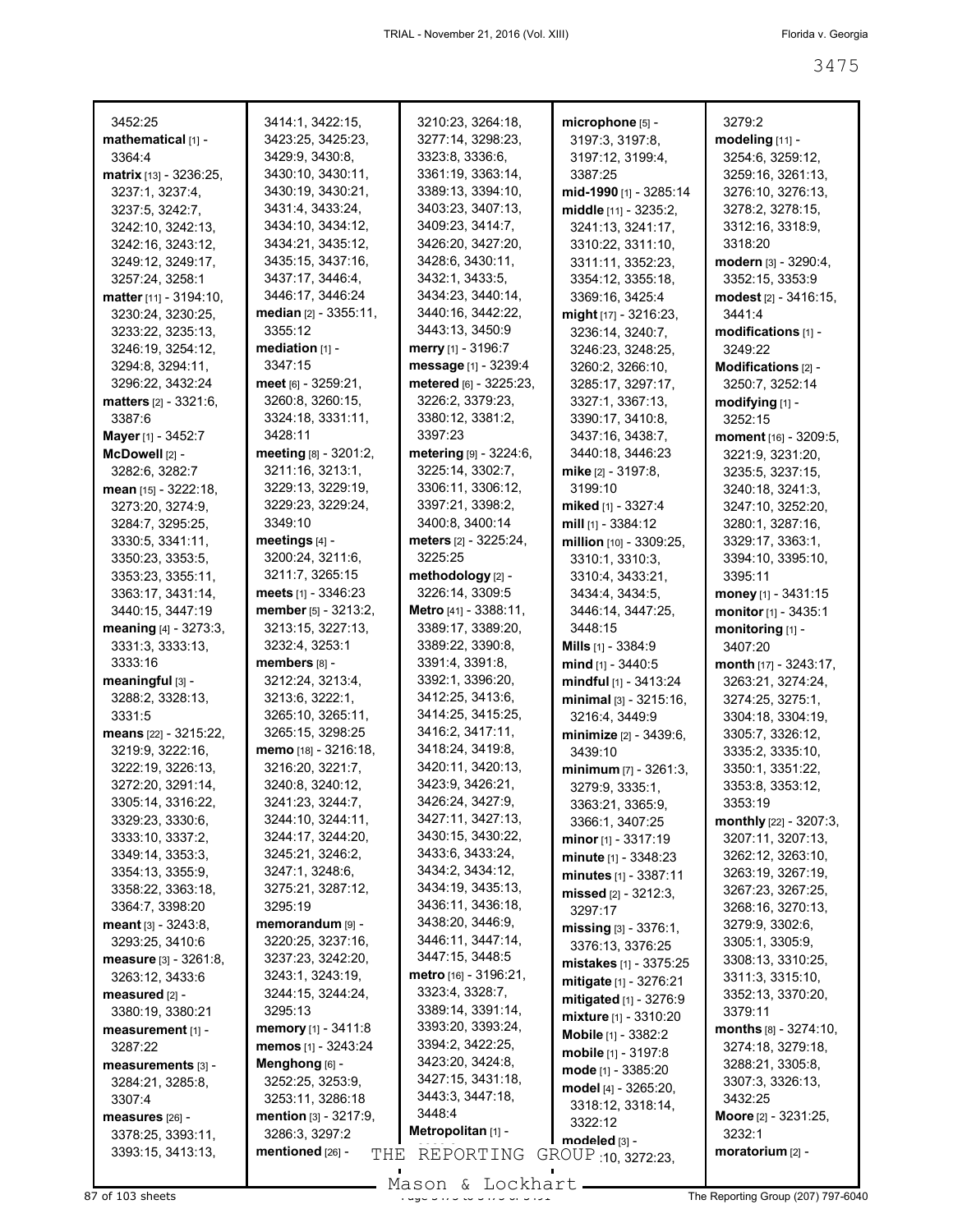3452:25
**mathematical** [1] - 3364:4
**matrix** [13] - 3236:25, 3237:1, 3237:4, 3237:5, 3242:7, 3242:10, 3242:13, 3242:16, 3243:12, 3249:12, 3249:17, 3257:24, 3258:1
**matter** [11] - 3194:10, 3230:24, 3230:25, 3233:22, 3235:13, 3246:19, 3254:12, 3294:8, 3294:11, 3296:22, 3432:24
**matters** [2] - 3321:6, 3387:6
**Mayer** [1] - 3452:7
**McDowell** [2] - 3282:6, 3282:7
**mean** [15] - 3222:18, 3273:20, 3274:9, 3284:7, 3295:25, 3330:5, 3341:11, 3350:23, 3353:5, 3353:23, 3355:11, 3363:17, 3431:14, 3440:15, 3447:19
**meaning** [4] - 3273:3, 3331:3, 3333:13, 3333:16
**meaningful** [3] - 3288:2, 3328:13, 3331:5
**means** [22] - 3215:22, 3219:9, 3222:16, 3222:19, 3226:13, 3272:20, 3291:14, 3305:14, 3316:22, 3329:23, 3330:6, 3333:10, 3337:2, 3349:14, 3353:3, 3354:13, 3355:9, 3358:22, 3363:18, 3364:7, 3398:20
**meant** [3] - 3243:8, 3293:25, 3410:6
**measure** [3] - 3261:8, 3263:12, 3433:6
**measured** [2] - 3380:19, 3380:21
**measurement** [1] - 3287:22
**measurements** [3] - 3284:21, 3285:8, 3307:4
**measures** [26] - 3378:25, 3393:11, 3393:15, 3413:13, 3414:1, 3422:15, 3423:25, 3425:23, 3429:9, 3430:8, 3430:10, 3430:11, 3430:19, 3430:21, 3431:4, 3433:24, 3434:10, 3434:12, 3434:21, 3435:12, 3435:15, 3437:16, 3437:17, 3446:4, 3446:17, 3446:24
**median** [2] - 3355:11, 3355:12
**mediation** [1] - 3347:15
**meet** [6] - 3259:21, 3260:8, 3260:15, 3324:18, 3331:11, 3428:11
**meeting** [8] - 3201:2, 3211:16, 3213:1, 3229:13, 3229:19, 3229:23, 3229:24, 3349:10
**meetings** [4] - 3200:24, 3211:6, 3211:7, 3265:15
**meets** [1] - 3346:23
**member** [5] - 3213:2, 3213:15, 3227:13, 3232:4, 3253:1
**members** [8] - 3212:24, 3213:4, 3213:6, 3222:1, 3265:10, 3265:11, 3265:15, 3298:25
**memo** [18] - 3216:18, 3216:20, 3221:7, 3240:8, 3240:12, 3241:23, 3244:7, 3244:10, 3244:11, 3244:17, 3244:20, 3245:21, 3246:2, 3247:1, 3248:6, 3275:21, 3287:12, 3295:19
**memorandum** [9] - 3220:25, 3237:16, 3237:23, 3242:20, 3243:1, 3243:19, 3244:15, 3244:24, 3295:13
**memory** [1] - 3411:8
**memos** [1] - 3243:24
**Menghong** [6] - 3252:25, 3253:9, 3253:11, 3286:18
**mention** [3] - 3217:9, 3286:3, 3297:2
**mentioned** [26] - 3210:23, 3264:18, 3277:14, 3298:23, 3323:8, 3336:6, 3361:19, 3363:14, 3389:13, 3394:10, 3403:23, 3407:13, 3409:23, 3414:7, 3426:20, 3427:20, 3428:6, 3430:11, 3432:1, 3433:5, 3434:23, 3440:14, 3440:16, 3442:22, 3443:13, 3450:9
**merry** [1] - 3196:7
**message** [1] - 3239:4
**metered** [6] - 3225:23, 3226:2, 3379:23, 3380:12, 3381:2, 3397:23
**metering** [9] - 3224:6, 3225:14, 3302:7, 3306:11, 3306:12, 3397:21, 3398:2, 3400:8, 3400:14
**meters** [2] - 3225:24, 3225:25
**methodology** [2] - 3226:14, 3309:5
**Metro** [41] - 3388:11, 3389:17, 3389:20, 3389:22, 3390:8, 3391:4, 3391:8, 3392:1, 3396:20, 3412:25, 3413:6, 3414:25, 3415:25, 3416:2, 3417:11, 3418:24, 3419:8, 3420:11, 3420:13, 3423:9, 3426:21, 3426:24, 3427:9, 3427:11, 3427:13, 3430:15, 3430:22, 3433:6, 3433:24, 3434:2, 3434:12, 3434:19, 3435:13, 3436:11, 3436:18, 3438:20, 3446:9, 3446:11, 3447:14, 3447:15, 3448:5
**metro** [16] - 3196:21, 3323:4, 3328:7, 3389:14, 3391:14, 3393:20, 3393:24, 3394:2, 3422:25, 3423:20, 3424:8, 3427:15, 3431:18, 3443:3, 3447:18, 3448:4
**Metropolitan** [1] -
**microphone** [5] - 3197:3, 3197:8, 3197:12, 3199:4, 3387:25
**mid-1990** [1] - 3285:14
**middle** [11] - 3235:2, 3241:13, 3241:17, 3310:22, 3311:10, 3311:11, 3352:23, 3354:12, 3355:18, 3369:16, 3425:4
**might** [17] - 3216:23, 3236:14, 3240:7, 3246:23, 3248:25, 3260:2, 3266:10, 3285:17, 3297:17, 3327:1, 3367:13, 3390:17, 3410:8, 3437:16, 3438:7, 3440:18, 3446:23
**mike** [2] - 3197:8, 3199:10
**miked** [1] - 3327:4
**mill** [1] - 3384:12
**million** [10] - 3309:25, 3310:1, 3310:3, 3310:4, 3433:21, 3434:4, 3434:5, 3446:14, 3447:25, 3448:15
**Mills** [1] - 3384:9
**mind** [1] - 3440:5
**mindful** [1] - 3413:24
**minimal** [3] - 3215:16, 3216:4, 3449:9
**minimize** [2] - 3439:6, 3439:10
**minimum** [7] - 3261:3, 3279:9, 3335:1, 3363:21, 3365:9, 3366:1, 3407:25
**minor** [1] - 3317:19
**minute** [1] - 3348:23
**minutes** [1] - 3387:11
**missed** [2] - 3212:3, 3297:17
**missing** [3] - 3376:1, 3376:13, 3376:25
**mistakes** [1] - 3375:25
**mitigate** [1] - 3276:21
**mitigated** [1] - 3276:9
**mixture** [1] - 3310:20
**Mobile** [1] - 3382:2
**mobile** [1] - 3197:8
**mode** [1] - 3385:20
**model** [4] - 3265:20, 3318:12, 3318:14, 3322:12
**modeled** [3] - ...:10, 3272:23, 3279:2
**modeling** [11] - 3254:6, 3259:12, 3259:16, 3261:13, 3276:10, 3276:13, 3278:2, 3278:15, 3312:16, 3318:9, 3318:20
**modern** [3] - 3290:4, 3352:15, 3353:9
**modest** [2] - 3416:15, 3441:4
**modifications** [1] - 3249:22
**Modifications** [2] - 3250:7, 3252:14
**modifying** [1] - 3252:15
**moment** [16] - 3209:5, 3221:9, 3231:20, 3235:5, 3237:15, 3240:18, 3241:3, 3247:10, 3252:20, 3280:1, 3287:16, 3329:17, 3363:1, 3394:10, 3395:10, 3395:11
**money** [1] - 3431:15
**monitor** [1] - 3435:1
**monitoring** [1] - 3407:20
**month** [17] - 3243:17, 3263:21, 3274:24, 3274:25, 3275:1, 3304:18, 3304:19, 3305:7, 3326:12, 3335:2, 3335:10, 3350:1, 3351:22, 3353:8, 3353:12, 3353:19
**monthly** [22] - 3207:3, 3207:11, 3207:13, 3262:12, 3263:10, 3263:19, 3267:19, 3267:23, 3267:25, 3268:16, 3270:13, 3279:9, 3302:6, 3305:1, 3305:9, 3308:13, 3310:25, 3311:3, 3315:10, 3352:13, 3370:20, 3379:11
**months** [8] - 3274:10, 3274:18, 3279:18, 3288:21, 3305:8, 3307:3, 3326:13, 3432:25
**Moore** [2] - 3231:25, 3232:1
**moratorium** [2] -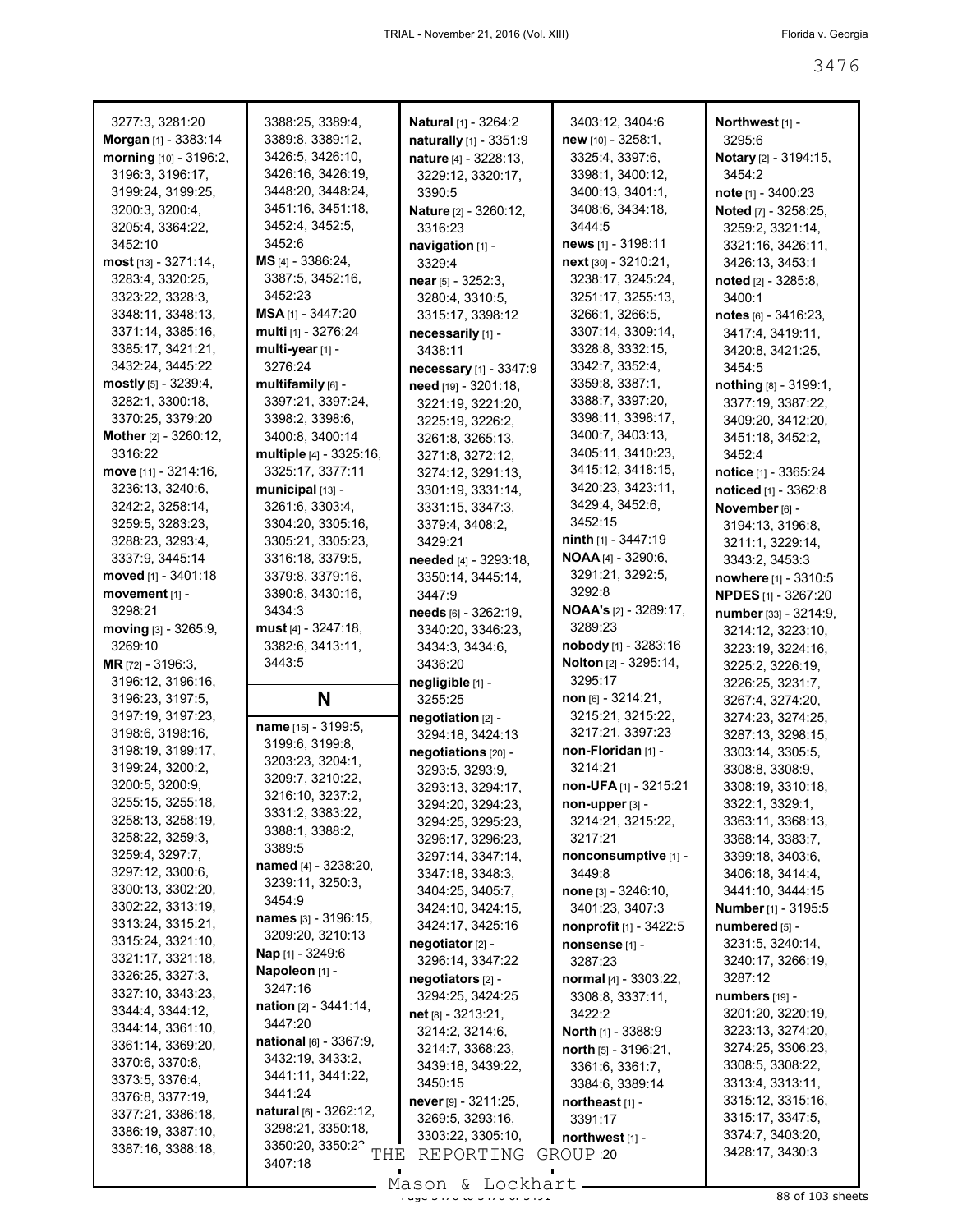3277:3, 3281:20
**Morgan** [1] - 3383:14
**morning** [10] - 3196:2, 3196:3, 3196:17, 3199:24, 3199:25, 3200:3, 3200:4, 3205:4, 3364:22, 3452:10
**most** [13] - 3271:14, 3283:4, 3320:25, 3323:22, 3328:3, 3348:11, 3348:13, 3371:14, 3385:16, 3385:17, 3421:21, 3432:24, 3445:22
**mostly** [5] - 3239:4, 3282:1, 3300:18, 3370:25, 3379:20
**Mother** [2] - 3260:12, 3316:22
**move** [11] - 3214:16, 3236:13, 3240:6, 3242:2, 3258:14, 3259:5, 3283:23, 3288:23, 3293:4, 3337:9, 3445:14
**moved** [1] - 3401:18
**movement** [1] - 3298:21
**moving** [3] - 3265:9, 3269:10
**MR** [72] - 3196:3, 3196:12, 3196:16, 3196:23, 3197:5, 3197:19, 3197:23, 3198:6, 3198:16, 3198:19, 3199:17, 3199:24, 3200:2, 3200:5, 3200:9, 3255:15, 3255:18, 3258:13, 3258:19, 3258:22, 3259:3, 3259:4, 3297:7, 3297:12, 3300:6, 3300:13, 3302:20, 3302:22, 3313:19, 3313:24, 3315:21, 3315:24, 3321:10, 3321:17, 3321:18, 3326:25, 3327:3, 3327:10, 3343:23, 3344:4, 3344:12, 3344:14, 3361:10, 3361:14, 3369:20, 3370:6, 3370:8, 3373:5, 3376:4, 3376:8, 3377:19, 3377:21, 3386:18, 3386:19, 3387:10, 3387:16, 3388:18, 3388:25, 3389:4, 3389:8, 3389:12, 3426:5, 3426:10, 3426:16, 3426:19, 3448:20, 3448:24, 3451:16, 3451:18, 3452:4, 3452:5, 3452:6
**MS** [4] - 3386:24, 3387:5, 3452:16, 3452:23
**MSA** [1] - 3447:20
**multi** [1] - 3276:24
**multi-year** [1] - 3276:24
**multifamily** [6] - 3397:21, 3397:24, 3398:2, 3398:6, 3400:8, 3400:14
**multiple** [4] - 3325:16, 3325:17, 3377:11
**municipal** [13] - 3261:6, 3303:4, 3304:20, 3305:16, 3305:21, 3305:23, 3316:18, 3379:5, 3379:8, 3379:16, 3390:8, 3430:16, 3434:3
**must** [4] - 3247:18, 3382:6, 3413:11, 3443:5

## N

**name** [15] - 3199:5, 3199:6, 3199:8, 3203:23, 3204:1, 3209:7, 3210:22, 3216:10, 3237:2, 3331:2, 3383:22, 3388:1, 3388:2, 3389:5
**named** [4] - 3238:20, 3239:11, 3250:3, 3454:9
**names** [3] - 3196:15, 3209:20, 3210:13
**Nap** [1] - 3249:6
**Napoleon** [1] - 3247:16
**nation** [2] - 3441:14, 3447:20
**national** [6] - 3367:9, 3432:19, 3433:2, 3441:11, 3441:22, 3441:24
**natural** [6] - 3262:12, 3298:21, 3350:18, 3350:20, 3350:2?, 3407:18
**Natural** [1] - 3264:2
**naturally** [1] - 3351:9
**nature** [4] - 3228:13, 3229:12, 3320:17, 3390:5
**Nature** [2] - 3260:12, 3316:23
**navigation** [1] - 3329:4
**near** [5] - 3252:3, 3280:4, 3310:5, 3315:17, 3398:12
**necessarily** [1] - 3438:11
**necessary** [1] - 3347:9
**need** [19] - 3201:18, 3221:19, 3221:20, 3225:19, 3226:2, 3261:8, 3265:13, 3271:8, 3272:12, 3274:12, 3291:13, 3301:19, 3331:14, 3331:15, 3347:3, 3379:4, 3408:2, 3429:21
**needed** [4] - 3293:18, 3350:14, 3445:14, 3447:9
**needs** [6] - 3262:19, 3340:20, 3346:23, 3434:3, 3434:6, 3436:20
**negligible** [1] - 3255:25
**negotiation** [2] - 3294:18, 3424:13
**negotiations** [20] - 3293:5, 3293:9, 3293:13, 3294:17, 3294:20, 3294:23, 3294:25, 3295:23, 3296:17, 3296:23, 3297:14, 3347:14, 3347:18, 3348:3, 3404:25, 3405:7, 3424:10, 3424:15, 3424:17, 3425:16
**negotiator** [2] - 3296:14, 3347:22
**negotiators** [2] - 3294:25, 3424:25
**net** [8] - 3213:21, 3214:2, 3214:6, 3214:7, 3368:23, 3439:18, 3439:22, 3450:15
**never** [9] - 3211:25, 3269:5, 3293:16, 3303:22, 3305:10, 3403:12, 3404:6
**new** [10] - 3258:1, 3325:4, 3397:6, 3398:1, 3400:12, 3400:13, 3401:1, 3408:6, 3434:18, 3444:5
**news** [1] - 3198:11
**next** [30] - 3210:21, 3238:17, 3245:24, 3251:17, 3255:13, 3266:1, 3266:5, 3307:14, 3309:14, 3328:8, 3332:15, 3342:7, 3352:4, 3359:8, 3387:1, 3388:7, 3397:20, 3398:11, 3398:17, 3400:7, 3403:13, 3405:11, 3410:23, 3415:12, 3418:15, 3420:23, 3423:11, 3429:4, 3452:6, 3452:15
**ninth** [1] - 3447:19
**NOAA** [4] - 3290:6, 3291:23, 3292:5, 3292:8
**NOAA's** [2] - 3289:17, 3289:23
**nobody** [1] - 3283:16
**Nolton** [2] - 3295:14, 3295:17
**non** [6] - 3214:21, 3215:21, 3215:22, 3217:21, 3397:23
**non-Floridian** [1] - 3214:21
**non-UFA** [1] - 3215:21
**non-upper** [3] - 3214:21, 3215:22, 3217:21
**nonconsumptive** [1] - 3449:8
**none** [3] - 3246:10, 3401:23, 3407:3
**nonprofit** [1] - 3422:5
**nonsense** [1] - 3287:23
**normal** [4] - 3303:22, 3308:3, 3337:11, 3422:2
**North** [1] - 3388:9
**north** [5] - 3196:21, 3361:6, 3361:7, 3384:6, 3389:14
**northeast** [1] - 3391:17
**northwest** [1] - ?:20
**Northwest** [1] - 3295:6
**Notary** [2] - 3194:15, 3454:2
**note** [1] - 3400:23
**Noted** [7] - 3258:25, 3259:2, 3321:14, 3321:16, 3426:11, 3426:13, 3453:1
**noted** [2] - 3285:8, 3400:1
**notes** [6] - 3416:23, 3417:4, 3419:11, 3420:8, 3421:25, 3454:5
**nothing** [8] - 3199:1, 3377:19, 3387:22, 3409:20, 3412:20, 3451:18, 3452:2, 3452:4
**notice** [1] - 3365:24
**noticed** [1] - 3362:8
**November** [6] - 3194:13, 3196:8, 3211:1, 3229:14, 3343:2, 3453:3
**nowhere** [1] - 3310:5
**NPDES** [1] - 3267:20
**number** [33] - 3214:9, 3214:12, 3223:10, 3223:19, 3224:16, 3225:2, 3226:19, 3226:25, 3231:7, 3267:4, 3274:20, 3274:23, 3274:25, 3287:13, 3298:15, 3303:14, 3305:5, 3308:8, 3308:9, 3308:19, 3310:18, 3322:1, 3329:1, 3363:11, 3368:13, 3368:14, 3383:7, 3399:18, 3403:6, 3406:18, 3414:4, 3441:10, 3444:15
**Number** [1] - 3195:5
**numbered** [5] - 3231:5, 3240:14, 3240:17, 3266:19, 3287:12
**numbers** [19] - 3201:20, 3220:19, 3223:13, 3274:20, 3274:25, 3306:23, 3308:5, 3308:22, 3313:4, 3313:11, 3315:12, 3315:16, 3315:17, 3347:5, 3374:7, 3403:20, 3428:17, 3430:3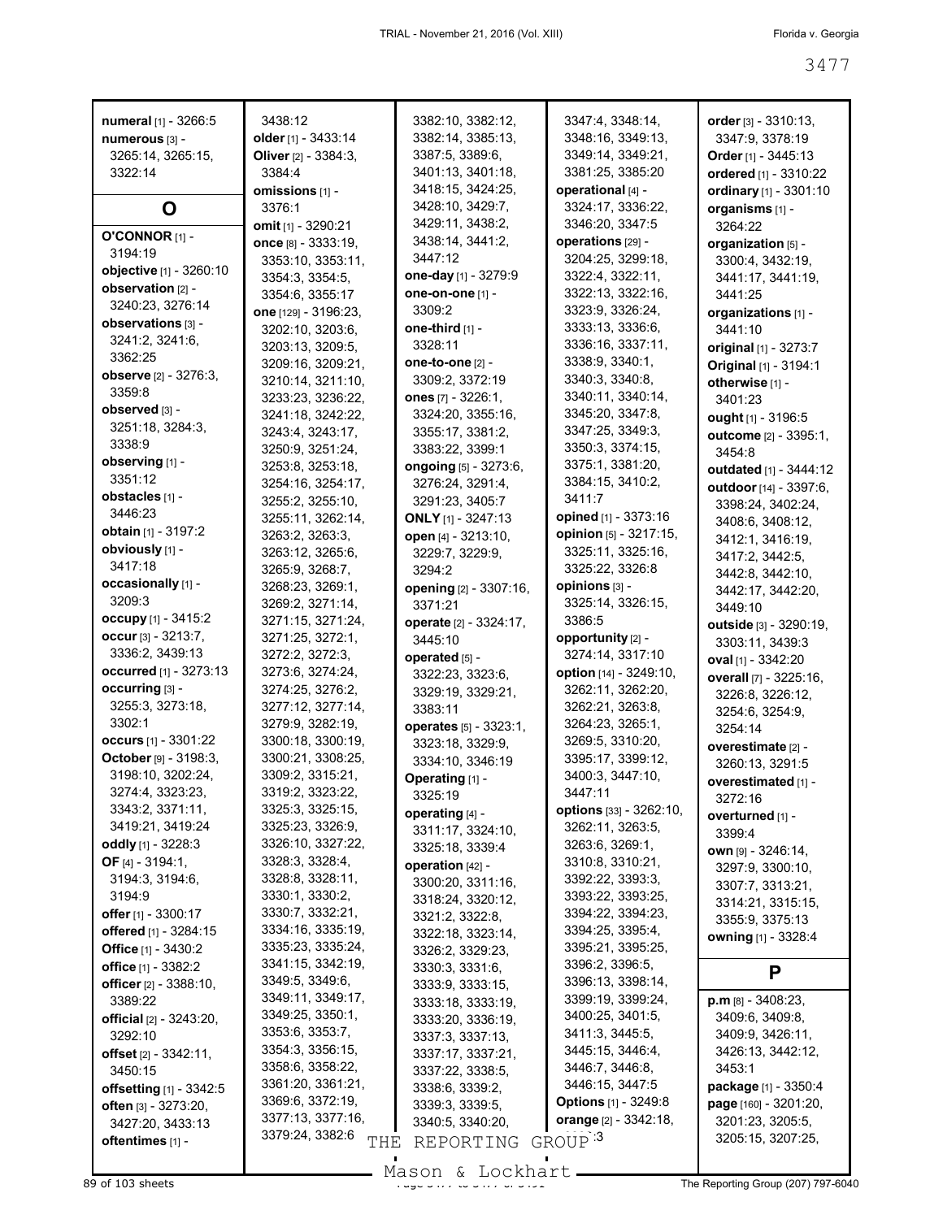**numeral** [1] - 3266:5
**numerous** [3] - 3265:14, 3265:15, 3322:14

## O

**O'CONNOR** [1] - 3194:19
**objective** [1] - 3260:10
**observation** [2] - 3240:23, 3276:14
**observations** [3] - 3241:2, 3241:6, 3362:25
**observe** [2] - 3276:3, 3359:8
**observed** [3] - 3251:18, 3284:3, 3338:9
**observing** [1] - 3351:12
**obstacles** [1] - 3446:23
**obtain** [1] - 3197:2
**obviously** [1] - 3417:18
**occasionally** [1] - 3209:3
**occupy** [1] - 3415:2
**occur** [3] - 3213:7, 3336:2, 3439:13
**occurred** [1] - 3273:13
**occurring** [3] - 3255:3, 3273:18, 3302:1
**occurs** [1] - 3301:22
**October** [9] - 3198:3, 3198:10, 3202:24, 3274:4, 3323:23, 3343:2, 3371:11, 3419:21, 3419:24
**oddly** [1] - 3228:3
**OF** [4] - 3194:1, 3194:3, 3194:6, 3194:9
**offer** [1] - 3300:17
**offered** [1] - 3284:15
**Office** [1] - 3430:2
**office** [1] - 3382:2
**officer** [2] - 3388:10, 3389:22
**official** [2] - 3243:20, 3292:10
**offset** [2] - 3342:11, 3450:15
**offsetting** [1] - 3342:5
**often** [3] - 3273:20, 3427:20, 3433:13
**oftentimes** [1] - 3438:12
**older** [1] - 3433:14
**Oliver** [2] - 3384:3, 3384:4
**omissions** [1] - 3376:1
**omit** [1] - 3290:21
**once** [8] - 3333:19, 3353:10, 3353:11, 3354:3, 3354:5, 3354:6, 3355:17
**one** [129] - 3196:23, 3202:10, 3203:6, 3203:13, 3209:5, 3209:16, 3209:21, 3210:14, 3211:10, 3233:23, 3236:22, 3241:18, 3242:22, 3243:4, 3243:17, 3250:9, 3251:24, 3253:8, 3253:18, 3254:16, 3254:17, 3255:2, 3255:10, 3255:11, 3262:14, 3263:2, 3263:3, 3263:12, 3265:6, 3265:9, 3268:7, 3268:23, 3269:1, 3269:2, 3271:14, 3271:15, 3271:24, 3271:25, 3272:1, 3272:2, 3272:3, 3273:6, 3274:24, 3274:25, 3276:2, 3277:12, 3277:14, 3279:9, 3282:19, 3300:18, 3300:19, 3300:21, 3308:25, 3309:2, 3315:21, 3319:2, 3323:22, 3325:3, 3325:15, 3325:23, 3326:9, 3326:10, 3327:22, 3328:3, 3328:4, 3328:8, 3328:11, 3330:1, 3330:2, 3330:7, 3332:21, 3334:16, 3335:19, 3335:23, 3335:24, 3341:15, 3342:19, 3349:5, 3349:6, 3349:11, 3349:17, 3349:25, 3350:1, 3353:6, 3353:7, 3354:3, 3356:15, 3358:6, 3358:22, 3361:20, 3361:21, 3369:6, 3372:19, 3377:13, 3377:16, 3379:24, 3382:6, 3382:10, 3382:12, 3382:14, 3385:13, 3387:5, 3389:6, 3401:13, 3401:18, 3418:15, 3424:25, 3428:10, 3429:7, 3429:11, 3438:2, 3438:14, 3441:2, 3447:12
**one-day** [1] - 3279:9
**one-on-one** [1] - 3309:2
**one-third** [1] - 3328:11
**one-to-one** [2] - 3309:2, 3372:19
**ones** [7] - 3226:1, 3324:20, 3355:16, 3355:17, 3381:2, 3383:22, 3399:1
**ongoing** [5] - 3273:6, 3276:24, 3291:4, 3291:23, 3405:7
**ONLY** [1] - 3247:13
**open** [4] - 3213:10, 3229:7, 3229:9, 3294:2
**opening** [2] - 3307:16, 3371:21
**operate** [2] - 3324:17, 3445:10
**operated** [5] - 3322:23, 3323:6, 3329:19, 3329:21, 3383:11
**operates** [5] - 3323:1, 3323:18, 3329:9, 3334:10, 3346:19
**Operating** [1] - 3325:19
**operating** [4] - 3311:17, 3324:10, 3325:18, 3339:4
**operation** [42] - 3300:20, 3311:16, 3318:24, 3320:12, 3321:2, 3322:8, 3322:18, 3323:14, 3326:2, 3329:23, 3330:3, 3331:6, 3333:9, 3333:15, 3333:18, 3333:19, 3333:20, 3336:19, 3337:3, 3337:13, 3337:17, 3337:21, 3337:22, 3338:5, 3338:6, 3339:2, 3339:3, 3339:5, 3340:5, 3340:20, 3347:4, 3348:14, 3348:16, 3349:13, 3349:14, 3349:21, 3381:25, 3385:20
**operational** [4] - 3324:17, 3336:22, 3346:20, 3347:5
**operations** [29] - 3204:25, 3299:18, 3322:4, 3322:11, 3322:13, 3322:16, 3323:9, 3326:24, 3333:13, 3336:6, 3336:16, 3337:11, 3338:9, 3340:1, 3340:3, 3340:8, 3340:11, 3340:14, 3345:20, 3347:8, 3347:25, 3349:3, 3350:3, 3374:15, 3375:1, 3381:20, 3384:15, 3410:2, 3411:7
**opined** [1] - 3373:16
**opinion** [5] - 3217:15, 3325:11, 3325:16, 3325:22, 3326:8
**opinions** [3] - 3325:14, 3326:15, 3386:5
**opportunity** [2] - 3274:14, 3317:10
**option** [14] - 3249:10, 3262:11, 3262:20, 3262:21, 3263:8, 3264:23, 3265:1, 3269:5, 3310:20, 3395:17, 3399:12, 3400:3, 3447:10, 3447:11
**options** [33] - 3262:10, 3262:11, 3263:5, 3263:6, 3269:1, 3310:8, 3310:21, 3392:22, 3393:3, 3393:22, 3393:25, 3394:22, 3394:23, 3394:25, 3395:4, 3395:21, 3395:25, 3396:2, 3396:5, 3396:13, 3398:14, 3399:19, 3399:24, 3400:25, 3401:5, 3411:3, 3445:5, 3445:15, 3446:4, 3446:7, 3446:8, 3446:15, 3447:5
**Options** [1] - 3249:8
**orange** [2] - 3342:18, 3342:3
**order** [3] - 3310:13, 3347:9, 3378:19
**Order** [1] - 3445:13
**ordered** [1] - 3310:22
**ordinary** [1] - 3301:10
**organisms** [1] - 3264:22
**organization** [5] - 3300:4, 3432:19, 3441:17, 3441:19, 3441:25
**organizations** [1] - 3441:10
**original** [1] - 3273:7
**Original** [1] - 3194:1
**otherwise** [1] - 3401:23
**ought** [1] - 3196:5
**outcome** [2] - 3395:1, 3454:8
**outdated** [1] - 3444:12
**outdoor** [14] - 3397:6, 3398:24, 3402:24, 3408:6, 3408:12, 3412:1, 3416:19, 3417:2, 3442:5, 3442:8, 3442:10, 3442:17, 3442:20, 3449:10
**outside** [3] - 3290:19, 3303:11, 3439:3
**oval** [1] - 3342:20
**overall** [7] - 3225:16, 3226:8, 3226:12, 3254:6, 3254:9, 3254:14
**overestimate** [2] - 3260:13, 3291:5
**overestimated** [1] - 3272:16
**overturned** [1] - 3399:4
**own** [9] - 3246:14, 3297:9, 3300:10, 3307:7, 3313:21, 3314:21, 3315:15, 3355:9, 3375:13
**owning** [1] - 3328:4

## P

**p.m** [8] - 3408:23, 3409:6, 3409:8, 3409:9, 3426:11, 3426:13, 3442:12, 3453:1
**package** [1] - 3350:4
**page** [160] - 3201:20, 3201:23, 3205:5, 3205:15, 3207:25,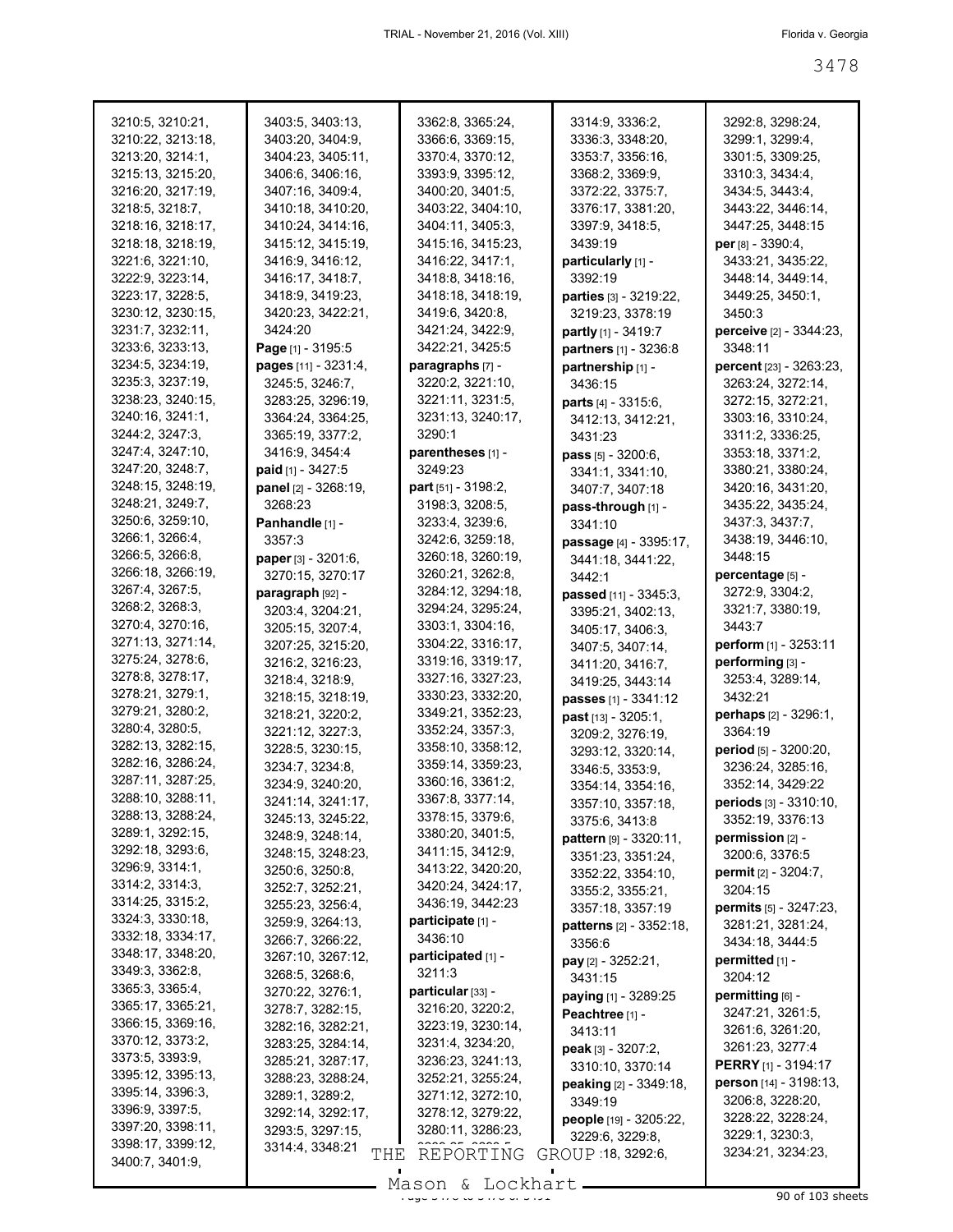3210:5, 3210:21, 3210:22, 3213:18, 3213:20, 3214:1, 3215:13, 3215:20, 3216:20, 3217:19, 3218:5, 3218:7, 3218:16, 3218:17, 3218:18, 3218:19, 3221:6, 3221:10, 3222:9, 3223:14, 3223:17, 3228:5, 3230:12, 3230:15, 3231:7, 3232:11, 3233:6, 3233:13, 3234:5, 3234:19, 3235:3, 3237:19, 3238:23, 3240:15, 3240:16, 3241:1, 3244:2, 3247:3, 3247:4, 3247:10, 3247:20, 3248:7, 3248:15, 3248:19, 3248:21, 3249:7, 3250:6, 3259:10, 3266:1, 3266:4, 3266:5, 3266:8, 3266:18, 3266:19, 3267:4, 3267:5, 3268:2, 3268:3, 3270:4, 3270:16, 3271:13, 3271:14, 3275:24, 3278:6, 3278:8, 3278:17, 3278:21, 3279:1, 3279:21, 3280:2, 3280:4, 3280:5, 3282:13, 3282:15, 3282:16, 3286:24, 3287:11, 3287:25, 3288:10, 3288:11, 3288:13, 3288:24, 3289:1, 3292:15, 3292:18, 3293:6, 3296:9, 3314:1, 3314:2, 3314:3, 3314:25, 3315:2, 3324:3, 3330:18, 3332:18, 3334:17, 3348:17, 3348:20, 3349:3, 3362:8, 3365:3, 3365:4, 3365:17, 3365:21, 3366:15, 3369:16, 3370:12, 3373:2, 3373:5, 3393:9, 3395:12, 3395:13, 3395:14, 3396:3, 3396:9, 3397:5, 3397:20, 3398:11, 3398:17, 3399:12, 3400:7, 3401:9, 3403:5, 3403:13, 3403:20, 3404:9, 3404:23, 3405:11, 3406:6, 3406:16, 3407:16, 3409:4, 3410:18, 3410:20, 3410:24, 3414:16, 3415:12, 3415:19, 3416:9, 3416:12, 3416:17, 3418:7, 3418:9, 3419:23, 3420:23, 3422:21, 3424:20

**Page** [1] - 3195:5
**pages** [11] - 3231:4, 3245:5, 3246:7, 3283:25, 3296:19, 3364:24, 3364:25, 3365:19, 3377:2, 3416:9, 3454:4
**paid** [1] - 3427:5
**panel** [2] - 3268:19, 3268:23
**Panhandle** [1] - 3357:3
**paper** [3] - 3201:6, 3270:15, 3270:17
**paragraph** [92] - 3203:4, 3204:21, 3205:15, 3207:4, 3207:25, 3215:20, 3216:2, 3216:23, 3218:4, 3218:9, 3218:15, 3218:19, 3218:21, 3220:2, 3221:12, 3227:3, 3228:5, 3230:15, 3234:7, 3234:8, 3234:9, 3240:20, 3241:14, 3241:17, 3245:13, 3245:22, 3248:9, 3248:14, 3248:15, 3248:23, 3250:6, 3250:8, 3252:7, 3252:21, 3255:23, 3256:4, 3259:9, 3264:13, 3266:7, 3266:22, 3267:10, 3267:12, 3268:5, 3268:6, 3270:22, 3276:1, 3278:7, 3282:15, 3282:16, 3282:21, 3283:25, 3284:14, 3285:21, 3287:17, 3288:23, 3288:24, 3289:1, 3289:2, 3292:14, 3292:17, 3293:5, 3297:15, 3314:4, 3348:21

3362:8, 3365:24, 3366:6, 3369:15, 3370:4, 3370:12, 3393:9, 3395:12, 3400:20, 3401:5, 3403:22, 3404:10, 3404:11, 3405:3, 3415:16, 3415:23, 3416:22, 3417:1, 3418:8, 3418:16, 3418:18, 3418:19, 3419:6, 3420:8, 3421:24, 3422:9, 3422:21, 3425:5

**paragraphs** [7] - 3220:2, 3221:10, 3221:11, 3231:5, 3231:13, 3240:17, 3290:1
**parentheses** [1] - 3249:23
**part** [51] - 3198:2, 3198:3, 3208:5, 3233:4, 3239:6, 3242:6, 3259:18, 3260:18, 3260:19, 3260:21, 3262:8, 3284:12, 3294:18, 3294:24, 3295:24, 3303:1, 3304:16, 3304:22, 3316:17, 3319:16, 3319:17, 3327:16, 3327:23, 3330:23, 3332:20, 3349:21, 3352:23, 3352:24, 3357:3, 3358:10, 3358:12, 3359:14, 3359:23, 3360:16, 3361:2, 3367:8, 3377:14, 3378:15, 3379:6, 3380:20, 3401:5, 3411:15, 3412:9, 3413:22, 3420:20, 3420:24, 3424:17, 3436:19, 3442:23
**participate** [1] - 3436:10
**participated** [1] - 3211:3
**particular** [33] - 3216:20, 3220:2, 3223:19, 3230:14, 3231:4, 3234:20, 3236:23, 3241:13, 3252:21, 3255:24, 3271:12, 3272:10, 3278:12, 3279:22, 3280:11, 3286:23,

3314:9, 3336:2, 3336:3, 3348:20, 3353:7, 3356:16, 3368:2, 3369:9, 3372:22, 3375:7, 3376:17, 3381:20, 3397:9, 3418:5, 3439:19

**particularly** [1] - 3392:19
**parties** [3] - 3219:22, 3219:23, 3378:19
**partly** [1] - 3419:7
**partners** [1] - 3236:8
**partnership** [1] - 3436:15
**parts** [4] - 3315:6, 3412:13, 3412:21, 3431:23
**pass** [5] - 3200:6, 3341:1, 3341:10, 3407:7, 3407:18
**pass-through** [1] - 3341:10
**passage** [4] - 3395:17, 3441:18, 3441:22, 3442:1
**passed** [11] - 3345:3, 3395:21, 3402:13, 3405:17, 3406:3, 3407:5, 3407:14, 3411:20, 3416:7, 3419:25, 3443:14
**passes** [1] - 3341:12
**past** [13] - 3205:1, 3209:2, 3276:19, 3293:12, 3320:14, 3346:5, 3353:9, 3354:14, 3354:16, 3357:10, 3357:18, 3375:6, 3413:8
**pattern** [9] - 3320:11, 3351:23, 3351:24, 3352:22, 3354:10, 3355:2, 3355:21, 3357:18, 3357:19
**patterns** [2] - 3352:18, 3356:6
**pay** [2] - 3252:21, 3431:15
**paying** [1] - 3289:25
**Peachtree** [1] - 3413:11
**peak** [3] - 3207:2, 3310:10, 3370:14
**peaking** [2] - 3349:18, 3349:19
**people** [19] - 3205:22, 3229:6, 3229:8, ...:18, 3292:6,

3292:8, 3298:24, 3299:1, 3299:4, 3301:5, 3309:25, 3310:3, 3434:4, 3434:5, 3443:4, 3443:22, 3446:14, 3447:25, 3448:15

**per** [8] - 3390:4, 3433:21, 3435:22, 3448:14, 3449:14, 3449:25, 3450:1, 3450:3
**perceive** [2] - 3344:23, 3348:11
**percent** [23] - 3263:23, 3263:24, 3272:14, 3272:15, 3272:21, 3303:16, 3310:24, 3311:2, 3336:25, 3353:18, 3371:2, 3380:21, 3380:24, 3420:16, 3431:20, 3435:22, 3435:24, 3437:3, 3437:7, 3438:19, 3446:10, 3448:15
**percentage** [5] - 3272:9, 3304:2, 3321:7, 3380:19, 3443:7
**perform** [1] - 3253:11
**performing** [3] - 3253:4, 3289:14, 3432:21
**perhaps** [2] - 3296:1, 3364:19
**period** [5] - 3200:20, 3236:24, 3285:16, 3352:14, 3429:22
**periods** [3] - 3310:10, 3352:19, 3376:13
**permission** [2] - 3200:6, 3376:5
**permit** [2] - 3204:7, 3204:15
**permits** [5] - 3247:23, 3281:21, 3281:24, 3434:18, 3444:5
**permitted** [1] - 3204:12
**permitting** [6] - 3247:21, 3261:5, 3261:6, 3261:20, 3261:23, 3277:4
**PERRY** [1] - 3194:17
**person** [14] - 3198:13, 3206:8, 3228:20, 3228:22, 3228:24, 3229:1, 3230:3, 3234:21, 3234:23,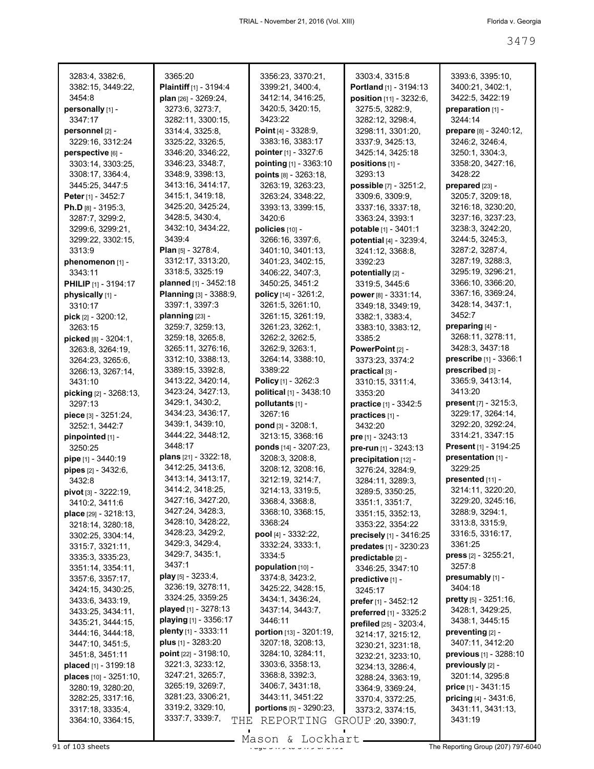3283:4, 3382:6, 3382:15, 3449:22, 3454:8
**personally** [1] - 3347:17
**personnel** [2] - 3229:16, 3312:24
**perspective** [6] - 3303:14, 3303:25, 3308:17, 3364:4, 3445:25, 3447:5
**Peter** [1] - 3452:7
**Ph.D** [8] - 3195:3, 3287:7, 3299:2, 3299:6, 3299:21, 3299:22, 3302:15, 3313:9
**phenomenon** [1] - 3343:11
**PHILIP** [1] - 3194:17
**physically** [1] - 3310:17
**pick** [2] - 3200:12, 3263:15
**picked** [8] - 3204:1, 3263:8, 3264:19, 3264:23, 3265:6, 3266:13, 3267:14, 3431:10
**picking** [2] - 3268:13, 3297:13
**piece** [3] - 3251:24, 3252:1, 3442:7
**pinpointed** [1] - 3250:25
**pipe** [1] - 3440:19
**pipes** [2] - 3432:6, 3432:8
**pivot** [3] - 3222:19, 3410:2, 3411:6
**place** [29] - 3218:13, 3218:14, 3280:18, 3302:25, 3304:14, 3315:7, 3321:11, 3335:3, 3335:23, 3351:14, 3354:11, 3357:6, 3357:17, 3424:15, 3430:25, 3433:6, 3433:19, 3433:25, 3434:11, 3435:21, 3444:15, 3444:16, 3444:18, 3447:10, 3451:5, 3451:8, 3451:11
**placed** [1] - 3199:18
**places** [10] - 3251:10, 3280:19, 3280:20, 3282:25, 3317:16, 3317:18, 3335:4, 3364:10, 3364:15, 3365:20
**Plaintiff** [1] - 3194:4
**plan** [26] - 3269:24, 3273:6, 3273:7, 3282:11, 3300:15, 3314:4, 3325:8, 3325:22, 3326:5, 3346:20, 3346:22, 3346:23, 3348:7, 3348:9, 3398:13, 3413:16, 3414:17, 3415:1, 3419:18, 3425:20, 3425:24, 3428:5, 3430:4, 3432:10, 3434:22, 3439:4
**Plan** [5] - 3278:4, 3312:17, 3313:20, 3318:5, 3325:19
**planned** [1] - 3452:18
**Planning** [3] - 3388:9, 3397:1, 3397:3
**planning** [23] - 3259:7, 3259:13, 3259:18, 3265:8, 3265:11, 3276:16, 3312:10, 3388:13, 3389:15, 3392:8, 3413:22, 3420:14, 3423:24, 3427:13, 3429:1, 3430:2, 3434:23, 3436:17, 3439:1, 3439:10, 3444:22, 3448:12, 3448:17
**plans** [21] - 3322:18, 3412:25, 3413:6, 3413:14, 3413:17, 3414:2, 3418:25, 3427:16, 3427:20, 3427:24, 3428:3, 3428:10, 3428:22, 3428:23, 3429:2, 3429:3, 3429:4, 3429:7, 3435:1, 3437:1
**play** [5] - 3233:4, 3236:19, 3278:11, 3324:25, 3359:25
**played** [1] - 3278:13
**playing** [1] - 3356:17
**plenty** [1] - 3333:11
**plus** [1] - 3283:20
**point** [22] - 3198:10, 3221:3, 3233:12, 3247:21, 3265:7, 3265:19, 3269:7, 3281:23, 3306:21, 3319:2, 3329:10, 3337:7, 3339:7, 3356:23, 3370:21, 3399:21, 3400:4, 3412:14, 3416:25, 3420:5, 3420:15, 3423:22
**Point** [4] - 3328:9, 3383:16, 3383:17
**pointer** [1] - 3327:6
**pointing** [1] - 3363:10
**points** [8] - 3263:18, 3263:19, 3263:23, 3263:24, 3348:22, 3393:13, 3399:15, 3420:6
**policies** [10] - 3266:16, 3397:6, 3401:10, 3401:13, 3401:23, 3402:15, 3406:22, 3407:3, 3450:25, 3451:2
**policy** [14] - 3261:2, 3261:5, 3261:10, 3261:15, 3261:19, 3261:23, 3262:1, 3262:2, 3262:5, 3262:9, 3263:1, 3264:14, 3388:10, 3389:22
**Policy** [1] - 3262:3
**political** [1] - 3438:10
**pollutants** [1] - 3267:16
**pond** [3] - 3208:1, 3213:15, 3368:16
**ponds** [14] - 3207:23, 3208:3, 3208:8, 3208:12, 3208:16, 3212:19, 3214:7, 3214:13, 3319:5, 3368:4, 3368:8, 3368:10, 3368:15, 3368:24
**pool** [4] - 3332:22, 3332:24, 3333:1, 3334:5
**population** [10] - 3374:8, 3423:2, 3425:22, 3428:15, 3434:1, 3436:24, 3437:14, 3443:7, 3446:11
**portion** [13] - 3201:19, 3207:18, 3208:13, 3284:10, 3284:11, 3303:6, 3358:13, 3368:8, 3392:3, 3406:7, 3431:18, 3443:11, 3451:22
**portions** [5] - 3290:23, 3303:4, 3315:8
**Portland** [1] - 3194:13
**position** [11] - 3232:6, 3275:5, 3282:9, 3282:12, 3298:4, 3298:11, 3301:20, 3337:9, 3425:13, 3425:14, 3425:18
**positions** [1] - 3293:13
**possible** [7] - 3251:2, 3309:6, 3309:9, 3337:16, 3337:18, 3363:24, 3393:1
**potable** [1] - 3401:1
**potential** [4] - 3239:4, 3241:12, 3368:8, 3392:23
**potentially** [2] - 3319:5, 3445:6
**power** [8] - 3331:14, 3349:18, 3349:19, 3382:1, 3383:4, 3383:10, 3383:12, 3385:2
**PowerPoint** [2] - 3373:23, 3374:2
**practical** [3] - 3310:15, 3311:4, 3353:20
**practice** [1] - 3342:5
**practices** [1] - 3432:20
**pre** [1] - 3243:13
**pre-run** [1] - 3243:13
**precipitation** [12] - 3276:24, 3284:9, 3284:11, 3289:3, 3289:5, 3350:25, 3351:1, 3351:7, 3351:15, 3352:13, 3353:22, 3354:22
**precisely** [1] - 3416:25
**predates** [1] - 3230:23
**predictable** [2] - 3346:25, 3347:10
**predictive** [1] - 3245:17
**prefer** [1] - 3452:12
**preferred** [1] - 3325:2
**prefiled** [25] - 3203:4, 3214:17, 3215:12, 3230:21, 3231:18, 3232:21, 3233:10, 3234:13, 3286:4, 3288:24, 3363:19, 3364:9, 3369:24, 3370:4, 3372:25, 3373:2, 3374:15, 3390:20, 3390:7, 3393:6, 3395:10, 3400:21, 3402:1, 3422:5, 3422:19
**preparation** [1] - 3244:14
**prepare** [8] - 3240:12, 3246:2, 3246:4, 3250:1, 3304:3, 3358:20, 3427:16, 3428:22
**prepared** [23] - 3205:7, 3209:18, 3216:18, 3230:20, 3237:16, 3237:23, 3238:3, 3242:20, 3244:5, 3245:3, 3287:2, 3287:4, 3287:19, 3288:3, 3295:19, 3296:21, 3366:10, 3366:20, 3367:16, 3369:24, 3428:14, 3437:1, 3452:7
**preparing** [4] - 3268:11, 3278:11, 3428:3, 3437:18
**prescribe** [1] - 3366:1
**prescribed** [3] - 3365:9, 3413:14, 3413:20
**present** [7] - 3215:3, 3229:17, 3264:14, 3292:20, 3292:24, 3314:21, 3347:15
**Present** [1] - 3194:25
**presentation** [1] - 3229:25
**presented** [11] - 3214:11, 3220:20, 3229:20, 3245:16, 3288:9, 3294:1, 3313:8, 3315:9, 3316:5, 3316:17, 3361:25
**press** [2] - 3255:21, 3257:8
**presumably** [1] - 3404:18
**pretty** [5] - 3251:16, 3428:1, 3429:25, 3438:1, 3445:15
**preventing** [2] - 3407:11, 3412:20
**previous** [1] - 3288:10
**previously** [2] - 3201:14, 3295:8
**price** [1] - 3431:15
**pricing** [4] - 3431:6, 3431:11, 3431:13, 3431:19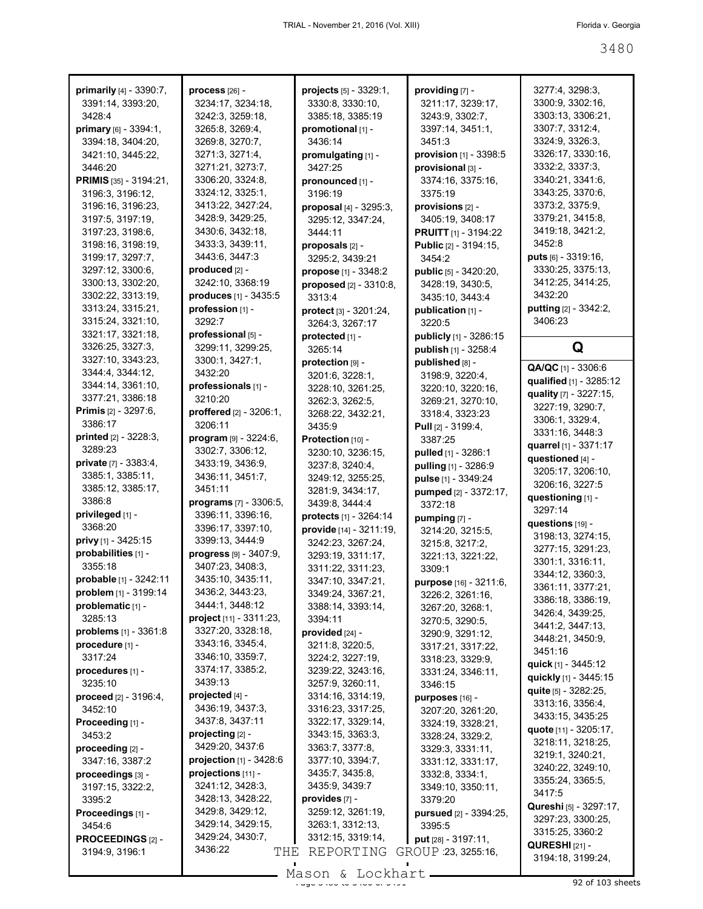**primarily** [4] - 3390:7, 3391:14, 3393:20, 3428:4
**primary** [6] - 3394:1, 3394:18, 3404:20, 3421:10, 3445:22, 3446:20
**PRIMIS** [35] - 3194:21, 3196:3, 3196:12, 3196:16, 3196:23, 3197:5, 3197:19, 3197:23, 3198:6, 3198:16, 3198:19, 3199:17, 3297:7, 3297:12, 3300:6, 3300:13, 3302:20, 3302:22, 3313:19, 3313:24, 3315:21, 3315:24, 3321:10, 3321:17, 3321:18, 3326:25, 3327:3, 3327:10, 3343:23, 3344:4, 3344:12, 3344:14, 3361:10, 3377:21, 3386:18
**Primis** [2] - 3297:6, 3386:17
**printed** [2] - 3228:3, 3289:23
**private** [7] - 3383:4, 3385:1, 3385:11, 3385:12, 3385:17, 3386:8
**privileged** [1] - 3368:20
**privy** [1] - 3425:15
**probabilities** [1] - 3355:18
**probable** [1] - 3242:11
**problem** [1] - 3199:14
**problematic** [1] - 3285:13
**problems** [1] - 3361:8
**procedure** [1] - 3317:24
**procedures** [1] - 3235:10
**proceed** [2] - 3196:4, 3452:10
**Proceeding** [1] - 3453:2
**proceeding** [2] - 3347:16, 3387:2
**proceedings** [3] - 3197:15, 3322:2, 3395:2
**Proceedings** [1] - 3454:6
**PROCEEDINGS** [2] - 3194:9, 3196:1
**process** [26] - 3234:17, 3234:18, 3242:3, 3259:18, 3265:8, 3269:4, 3269:8, 3270:7, 3271:3, 3271:4, 3271:21, 3273:7, 3306:20, 3324:8, 3324:12, 3325:1, 3413:22, 3427:24, 3428:9, 3429:25, 3430:6, 3432:18, 3433:3, 3439:11, 3443:6, 3447:3
**produced** [2] - 3242:10, 3368:19
**produces** [1] - 3435:5
**profession** [1] - 3292:7
**professional** [5] - 3299:11, 3299:25, 3300:1, 3427:1, 3432:20
**professionals** [1] - 3210:20
**proffered** [2] - 3206:1, 3206:11
**program** [9] - 3224:6, 3302:7, 3306:12, 3433:19, 3436:9, 3436:11, 3451:7, 3451:11
**programs** [7] - 3306:5, 3396:11, 3396:16, 3396:17, 3397:10, 3399:13, 3444:9
**progress** [9] - 3407:9, 3407:23, 3408:3, 3435:10, 3435:11, 3436:2, 3443:23, 3444:1, 3448:12
**project** [11] - 3311:23, 3327:20, 3328:18, 3343:16, 3345:4, 3346:10, 3359:7, 3374:17, 3385:2, 3439:13
**projected** [4] - 3436:19, 3437:3, 3437:8, 3437:11
**projecting** [2] - 3429:20, 3437:6
**projection** [1] - 3428:6
**projections** [11] - 3241:12, 3428:3, 3428:13, 3428:22, 3429:8, 3429:12, 3429:14, 3429:15, 3429:24, 3430:7, 3436:22
**projects** [5] - 3329:1, 3330:8, 3330:10, 3385:18, 3385:19
**promotional** [1] - 3436:14
**promulgating** [1] - 3427:25
**pronounced** [1] - 3196:19
**proposal** [4] - 3295:3, 3295:12, 3347:24, 3444:11
**proposals** [2] - 3295:2, 3439:21
**propose** [1] - 3348:2
**proposed** [2] - 3310:8, 3313:4
**protect** [3] - 3201:24, 3264:3, 3267:17
**protected** [1] - 3265:14
**protection** [9] - 3201:6, 3228:1, 3228:10, 3261:25, 3262:3, 3262:5, 3268:22, 3432:21, 3435:9
**Protection** [10] - 3230:10, 3236:15, 3237:8, 3240:4, 3249:12, 3255:25, 3281:9, 3434:17, 3439:8, 3444:4
**protects** [1] - 3264:14
**provide** [14] - 3211:19, 3242:23, 3267:24, 3293:19, 3311:17, 3311:22, 3311:23, 3347:10, 3347:21, 3349:24, 3367:21, 3388:14, 3393:14, 3394:11
**provided** [24] - 3211:8, 3220:5, 3224:2, 3227:19, 3239:22, 3243:16, 3257:9, 3260:11, 3314:16, 3314:19, 3316:23, 3317:25, 3322:17, 3329:14, 3343:15, 3363:3, 3363:7, 3377:8, 3377:10, 3394:7, 3435:7, 3435:8, 3435:9, 3439:7
**provides** [7] - 3259:12, 3261:19, 3263:1, 3312:13, 3312:15, 3319:14,
**providing** [7] - 3211:17, 3239:17, 3243:9, 3302:7, 3397:14, 3451:1, 3451:3
**provision** [1] - 3398:5
**provisional** [3] - 3374:16, 3375:16, 3375:19
**provisions** [2] - 3405:19, 3408:17
**PRUITT** [1] - 3194:22
**Public** [2] - 3194:15, 3454:2
**public** [5] - 3420:20, 3428:19, 3430:5, 3435:10, 3443:4
**publication** [1] - 3220:5
**publicly** [1] - 3286:15
**publish** [1] - 3258:4
**published** [8] - 3198:9, 3220:4, 3220:10, 3220:16, 3269:21, 3270:10, 3318:4, 3323:23
**Pull** [2] - 3199:4, 3387:25
**pulled** [1] - 3286:1
**pulling** [1] - 3286:9
**pulse** [1] - 3349:24
**pumped** [2] - 3372:17, 3372:18
**pumping** [7] - 3214:20, 3215:5, 3215:8, 3217:2, 3221:13, 3221:22, 3309:1
**purpose** [16] - 3211:6, 3226:2, 3261:16, 3267:20, 3268:1, 3270:5, 3290:5, 3290:9, 3291:12, 3317:21, 3317:22, 3318:23, 3329:9, 3331:24, 3346:11, 3346:15
**purposes** [16] - 3207:20, 3261:20, 3324:19, 3328:21, 3328:24, 3329:2, 3329:3, 3331:11, 3331:12, 3331:17, 3332:8, 3334:1, 3349:10, 3350:11, 3379:20
**pursued** [2] - 3394:25, 3395:5
**put** [28] - 3197:11, 3255:16, 3277:4, 3298:3, 3300:9, 3302:16, 3303:13, 3306:21, 3307:7, 3312:4, 3324:9, 3326:3, 3326:17, 3330:16, 3332:2, 3337:3, 3340:21, 3341:6, 3343:25, 3370:6, 3373:2, 3375:9, 3379:21, 3415:8, 3419:18, 3421:2, 3452:8
**puts** [6] - 3319:16, 3330:25, 3375:13, 3412:25, 3414:25, 3432:20
**putting** [2] - 3342:2, 3406:23

# Q

**QA/QC** [1] - 3306:6
**qualified** [1] - 3285:12
**quality** [7] - 3227:15, 3227:19, 3290:7, 3306:1, 3329:4, 3331:16, 3448:3
**quarrel** [1] - 3371:17
**questioned** [4] - 3205:17, 3206:10, 3206:16, 3227:5
**questioning** [1] - 3297:14
**questions** [19] - 3198:13, 3274:15, 3277:15, 3291:23, 3301:1, 3316:11, 3344:12, 3360:3, 3361:11, 3377:21, 3386:18, 3386:19, 3426:4, 3439:25, 3441:2, 3447:13, 3448:21, 3450:9, 3451:16
**quick** [1] - 3445:12
**quickly** [1] - 3445:15
**quite** [5] - 3282:25, 3313:16, 3356:4, 3433:15, 3435:25
**quote** [11] - 3205:17, 3218:11, 3218:25, 3219:1, 3240:21, 3240:22, 3249:10, 3355:24, 3365:5, 3417:5
**Qureshi** [5] - 3297:17, 3297:23, 3300:25, 3315:25, 3360:2
**QURESHI** [21] - 3194:18, 3199:24,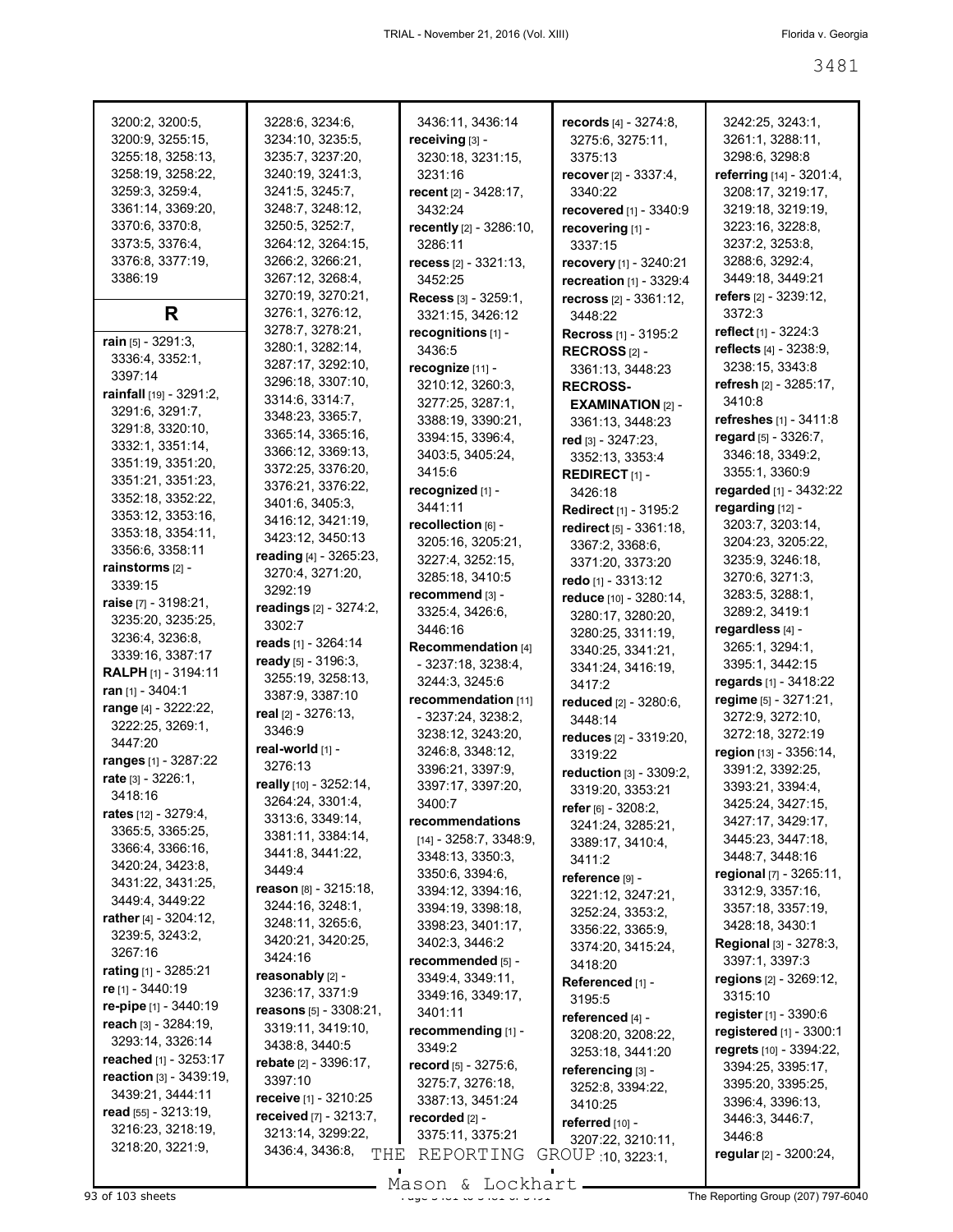3200:2, 3200:5, 3200:9, 3255:15, 3255:18, 3258:13, 3258:19, 3258:22, 3259:3, 3259:4, 3361:14, 3369:20, 3370:6, 3370:8, 3373:5, 3376:4, 3376:8, 3377:19, 3386:19

## R

**rain** [5] - 3291:3, 3336:4, 3352:1, 3397:14
**rainfall** [19] - 3291:2, 3291:6, 3291:7, 3291:8, 3320:10, 3332:1, 3351:14, 3351:19, 3351:20, 3351:21, 3351:23, 3352:18, 3352:22, 3353:12, 3353:16, 3353:18, 3354:11, 3356:6, 3358:11
**rainstorms** [2] - 3339:15
**raise** [7] - 3198:21, 3235:20, 3235:25, 3236:4, 3236:8, 3339:16, 3387:17
**RALPH** [1] - 3194:11
**ran** [1] - 3404:1
**range** [4] - 3222:22, 3222:25, 3269:1, 3447:20
**ranges** [1] - 3287:22
**rate** [3] - 3226:1, 3418:16
**rates** [12] - 3279:4, 3365:5, 3365:25, 3366:4, 3366:16, 3420:24, 3423:8, 3431:22, 3431:25, 3449:4, 3449:22
**rather** [4] - 3204:12, 3239:5, 3243:2, 3267:16
**rating** [1] - 3285:21
**re** [1] - 3440:19
**re-pipe** [1] - 3440:19
**reach** [3] - 3284:19, 3293:14, 3326:14
**reached** [1] - 3253:17
**reaction** [3] - 3439:19, 3439:21, 3444:11
**read** [55] - 3213:19, 3216:23, 3218:19, 3218:20, 3221:9, 3228:6, 3234:6, 3234:10, 3235:5, 3235:7, 3237:20, 3240:19, 3241:3, 3241:5, 3245:7, 3248:7, 3248:12, 3250:5, 3252:7, 3264:12, 3264:15, 3266:2, 3266:21, 3267:12, 3268:4, 3270:19, 3270:21, 3276:1, 3276:12, 3278:7, 3278:21, 3280:1, 3282:14, 3287:17, 3292:10, 3296:18, 3307:10, 3314:6, 3314:7, 3348:23, 3365:7, 3365:14, 3365:16, 3366:12, 3369:13, 3372:25, 3376:20, 3376:21, 3376:22, 3401:6, 3405:3, 3416:12, 3421:19, 3423:12, 3450:13
**reading** [4] - 3265:23, 3270:4, 3271:20, 3292:19
**readings** [2] - 3274:2, 3302:7
**reads** [1] - 3264:14
**ready** [5] - 3196:3, 3255:19, 3258:13, 3387:9, 3387:10
**real** [2] - 3276:13, 3346:9
**real-world** [1] - 3276:13
**really** [10] - 3252:14, 3264:24, 3301:4, 3313:6, 3349:14, 3381:11, 3384:14, 3441:8, 3441:22, 3449:4
**reason** [8] - 3215:18, 3244:16, 3248:1, 3248:11, 3265:6, 3420:21, 3420:25, 3424:16
**reasonably** [2] - 3236:17, 3371:9
**reasons** [5] - 3308:21, 3319:11, 3419:10, 3438:8, 3440:5
**rebate** [2] - 3396:17, 3397:10
**receive** [1] - 3210:25
**received** [7] - 3213:7, 3213:14, 3299:22, 3436:4, 3436:8, 3436:11, 3436:14
**receiving** [3] - 3230:18, 3231:15, 3231:16
**recent** [2] - 3428:17, 3432:24
**recently** [2] - 3286:10, 3286:11
**recess** [2] - 3321:13, 3452:25
**Recess** [3] - 3259:1, 3321:15, 3426:12
**recognitions** [1] - 3436:5
**recognize** [11] - 3210:12, 3260:3, 3277:25, 3287:1, 3388:19, 3390:21, 3394:15, 3396:4, 3403:5, 3405:24, 3415:6
**recognized** [1] - 3441:11
**recollection** [6] - 3205:16, 3205:21, 3227:4, 3252:15, 3285:18, 3410:5
**recommend** [3] - 3325:4, 3426:6, 3446:16
**Recommendation** [4] - 3237:18, 3238:4, 3244:3, 3245:6
**recommendation** [11] - 3237:24, 3238:2, 3238:12, 3243:20, 3246:8, 3348:12, 3396:21, 3397:9, 3397:17, 3397:20, 3400:7
**recommendations** [14] - 3258:7, 3348:9, 3348:13, 3350:3, 3350:6, 3394:6, 3394:12, 3394:16, 3394:19, 3398:18, 3398:23, 3401:17, 3402:3, 3446:2
**recommended** [5] - 3349:4, 3349:11, 3349:16, 3349:17, 3401:11
**recommending** [1] - 3349:2
**record** [5] - 3275:6, 3275:7, 3276:18, 3387:13, 3451:24
**recorded** [2] - 3375:11, 3375:21
**records** [4] - 3274:8, 3275:6, 3275:11, 3375:13
**recover** [2] - 3337:4, 3340:22
**recovered** [1] - 3340:9
**recovering** [1] - 3337:15
**recovery** [1] - 3240:21
**recreation** [1] - 3329:4
**recross** [2] - 3361:12, 3448:22
**Recross** [1] - 3195:2
**RECROSS** [2] - 3361:13, 3448:23
**RECROSS-EXAMINATION** [2] - 3361:13, 3448:23
**red** [3] - 3247:23, 3352:13, 3353:4
**REDIRECT** [1] - 3426:18
**Redirect** [1] - 3195:2
**redirect** [5] - 3361:18, 3367:2, 3368:6, 3371:20, 3373:20
**redo** [1] - 3313:12
**reduce** [10] - 3280:14, 3280:17, 3280:20, 3280:25, 3311:19, 3340:25, 3341:21, 3341:24, 3416:19, 3417:2
**reduced** [2] - 3280:6, 3448:14
**reduces** [2] - 3319:20, 3319:22
**reduction** [3] - 3309:2, 3319:20, 3353:21
**refer** [6] - 3208:2, 3241:24, 3285:21, 3389:17, 3410:4, 3411:2
**reference** [9] - 3221:12, 3247:21, 3252:24, 3353:2, 3356:22, 3365:9, 3374:20, 3415:24, 3418:20
**Referenced** [1] - 3195:5
**referenced** [4] - 3208:20, 3208:22, 3253:18, 3441:20
**referencing** [3] - 3252:8, 3394:22, 3410:25
**referred** [10] - 3207:22, 3210:11, 3211:10, 3223:1, 3242:25, 3243:1, 3261:1, 3288:11, 3298:6, 3298:8
**referring** [14] - 3201:4, 3208:17, 3219:17, 3219:18, 3219:19, 3223:16, 3228:8, 3237:2, 3253:8, 3288:6, 3292:4, 3449:18, 3449:21
**refers** [2] - 3239:12, 3372:3
**reflect** [1] - 3224:3
**reflects** [4] - 3238:9, 3238:15, 3343:8
**refresh** [2] - 3285:17, 3410:8
**refreshes** [1] - 3411:8
**regard** [5] - 3326:7, 3346:18, 3349:2, 3355:1, 3360:9
**regarded** [1] - 3432:22
**regarding** [12] - 3203:7, 3203:14, 3204:23, 3205:22, 3235:9, 3246:18, 3270:6, 3271:3, 3283:5, 3288:1, 3289:2, 3419:1
**regardless** [4] - 3265:1, 3294:1, 3395:1, 3442:15
**regards** [1] - 3418:22
**regime** [5] - 3271:21, 3272:9, 3272:10, 3272:18, 3272:19
**region** [13] - 3356:14, 3391:2, 3392:25, 3393:21, 3394:4, 3425:24, 3427:15, 3427:17, 3429:17, 3445:23, 3447:18, 3448:7, 3448:16
**regional** [7] - 3265:11, 3312:9, 3357:16, 3357:18, 3357:19, 3428:18, 3430:1
**Regional** [3] - 3278:3, 3397:1, 3397:3
**regions** [2] - 3269:12, 3315:10
**register** [1] - 3390:6
**registered** [1] - 3300:1
**regrets** [10] - 3394:22, 3394:25, 3395:17, 3395:20, 3395:25, 3396:4, 3396:13, 3446:3, 3446:7, 3446:8
**regular** [2] - 3200:24,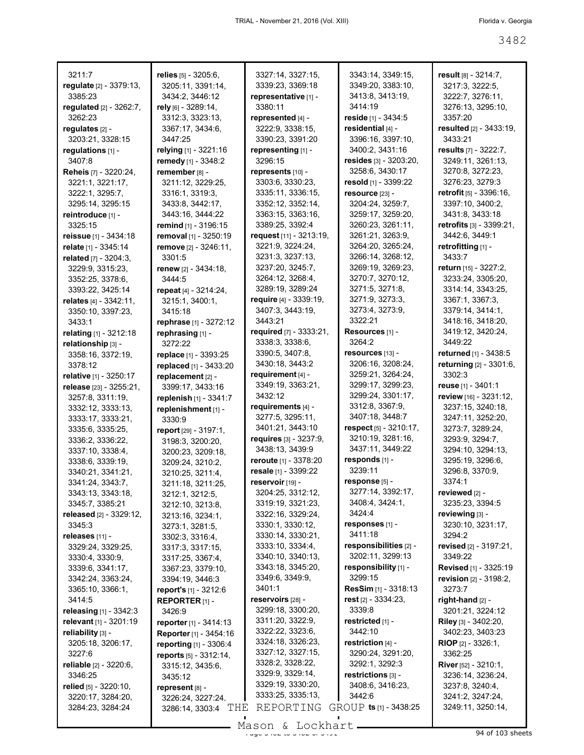3211:7
**regulate** [2] - 3379:13, 3385:23
**regulated** [2] - 3262:7, 3262:23
**regulates** [2] - 3203:21, 3328:15
**regulations** [1] - 3407:8
**Reheis** [7] - 3220:24, 3221:1, 3221:17, 3222:1, 3295:7, 3295:14, 3295:15
**reintroduce** [1] - 3325:15
**reissue** [1] - 3434:18
**relate** [1] - 3345:14
**related** [7] - 3204:3, 3229:9, 3315:23, 3352:25, 3378:6, 3393:22, 3425:14
**relates** [4] - 3342:11, 3350:10, 3397:23, 3433:1
**relating** [1] - 3212:18
**relationship** [3] - 3358:16, 3372:19, 3378:12
**relative** [1] - 3250:17
**release** [23] - 3255:21, 3257:8, 3311:19, 3332:12, 3333:13, 3333:17, 3333:21, 3335:6, 3335:25, 3336:2, 3336:22, 3337:10, 3338:4, 3338:6, 3339:19, 3340:21, 3341:21, 3341:24, 3343:7, 3343:13, 3343:18, 3345:7, 3385:21
**released** [2] - 3329:12, 3345:3
**releases** [11] - 3329:24, 3329:25, 3330:4, 3330:9, 3339:6, 3341:17, 3342:24, 3363:24, 3365:10, 3366:1, 3414:5
**releasing** [1] - 3342:3
**relevant** [1] - 3201:19
**reliability** [3] - 3205:18, 3206:17, 3227:6
**reliable** [2] - 3220:6, 3346:25
**relied** [5] - 3220:10, 3220:17, 3284:20, 3284:23, 3284:24
**relies** [5] - 3205:6, 3205:11, 3391:14, 3434:2, 3446:12
**rely** [6] - 3289:14, 3312:3, 3323:13, 3367:17, 3434:6, 3447:25
**relying** [1] - 3221:16
**remedy** [1] - 3348:2
**remember** [8] - 3211:12, 3229:25, 3316:1, 3319:3, 3433:8, 3442:17, 3443:16, 3444:22
**remind** [1] - 3196:15
**removal** [1] - 3250:19
**remove** [2] - 3246:11, 3301:5
**renew** [2] - 3434:18, 3444:5
**repeat** [4] - 3214:24, 3215:1, 3400:1, 3415:18
**rephrase** [1] - 3272:12
**rephrasing** [1] - 3272:22
**replace** [1] - 3393:25
**replaced** [1] - 3433:20
**replacement** [2] - 3399:17, 3433:16
**replenish** [1] - 3341:7
**replenishment** [1] - 3330:9
**report** [29] - 3197:1, 3198:3, 3200:20, 3200:23, 3209:18, 3209:24, 3210:2, 3210:25, 3211:4, 3211:18, 3211:25, 3212:1, 3212:5, 3212:10, 3213:8, 3213:16, 3234:1, 3273:1, 3281:5, 3302:3, 3316:4, 3317:3, 3317:15, 3317:25, 3367:4, 3367:23, 3379:10, 3394:19, 3446:3
**report's** [1] - 3212:6
**REPORTER** [1] - 3426:9
**reporter** [1] - 3414:13
**Reporter** [1] - 3454:16
**reporting** [1] - 3306:4
**reports** [5] - 3312:14, 3315:12, 3435:6, 3435:12
**represent** [8] - 3226:24, 3227:24, 3286:14, 3303:4, 3327:14, 3327:15, 3339:23, 3369:18
**representative** [1] - 3380:11
**represented** [4] - 3222:9, 3338:15, 3390:23, 3391:20
**representing** [1] - 3296:15
**represents** [10] - 3303:6, 3330:23, 3335:11, 3336:15, 3352:12, 3352:14, 3363:15, 3363:16, 3389:25, 3392:4
**request** [11] - 3213:19, 3221:9, 3224:24, 3231:3, 3237:13, 3237:20, 3245:7, 3264:12, 3268:4, 3289:19, 3289:24
**require** [4] - 3339:19, 3407:3, 3443:19, 3443:21
**required** [7] - 3333:21, 3338:3, 3338:6, 3390:5, 3407:8, 3430:18, 3443:2
**requirement** [4] - 3349:19, 3363:21, 3432:12
**requirements** [4] - 3277:5, 3295:11, 3401:21, 3443:10
**requires** [3] - 3237:9, 3438:13, 3439:9
**reroute** [1] - 3378:20
**resale** [1] - 3399:22
**reservoir** [19] - 3204:25, 3312:12, 3319:19, 3321:23, 3322:16, 3329:24, 3330:1, 3330:12, 3330:14, 3330:21, 3333:10, 3334:4, 3340:10, 3340:13, 3343:18, 3345:20, 3349:6, 3349:9, 3401:1
**reservoirs** [28] - 3299:18, 3300:20, 3311:20, 3322:9, 3322:22, 3323:6, 3324:18, 3326:23, 3327:12, 3327:15, 3328:2, 3328:22, 3329:9, 3329:14, 3329:19, 3330:20, 3333:25, 3335:13, 3343:14, 3349:15, 3349:20, 3383:10, 3413:8, 3413:19, 3414:19
**reside** [1] - 3434:5
**residential** [4] - 3396:16, 3397:10, 3400:2, 3431:16
**resides** [3] - 3203:20, 3258:6, 3430:17
**resold** [1] - 3399:22
**resource** [23] - 3204:24, 3259:7, 3259:17, 3259:20, 3260:23, 3261:11, 3261:21, 3263:9, 3264:20, 3265:24, 3266:14, 3268:12, 3269:19, 3269:23, 3270:7, 3270:12, 3271:5, 3271:8, 3271:9, 3273:3, 3273:4, 3273:9, 3322:21
**Resources** [1] - 3264:2
**resources** [13] - 3206:16, 3208:24, 3259:21, 3264:24, 3299:17, 3299:23, 3299:24, 3301:17, 3312:8, 3367:9, 3407:18, 3448:7
**respect** [5] - 3210:17, 3210:19, 3281:16, 3437:11, 3449:22
**responds** [1] - 3239:11
**response** [5] - 3277:14, 3392:17, 3408:4, 3424:1, 3424:4
**responses** [1] - 3411:18
**responsibilities** [2] - 3202:11, 3299:13
**responsibility** [1] - 3299:15
**ResSim** [1] - 3318:13
**rest** [2] - 3334:23, 3339:8
**restricted** [1] - 3442:10
**restriction** [4] - 3290:24, 3291:20, 3292:1, 3292:3
**restrictions** [3] - 3408:6, 3416:23, 3442:6
**ts** [1] - 3438:25
**result** [8] - 3214:7, 3217:3, 3222:5, 3222:7, 3276:11, 3276:13, 3295:10, 3357:20
**resulted** [2] - 3433:19, 3433:21
**results** [7] - 3222:7, 3249:11, 3261:13, 3270:8, 3272:23, 3276:23, 3279:3
**retrofit** [5] - 3396:16, 3397:10, 3400:2, 3431:8, 3433:18
**retrofits** [3] - 3399:21, 3442:6, 3449:1
**retrofitting** [1] - 3433:7
**return** [15] - 3227:2, 3233:24, 3305:20, 3314:14, 3343:25, 3367:1, 3367:3, 3379:14, 3414:1, 3418:16, 3418:20, 3419:12, 3420:24, 3449:22
**returned** [1] - 3438:5
**returning** [2] - 3301:6, 3302:3
**reuse** [1] - 3401:1
**review** [16] - 3231:12, 3237:15, 3240:18, 3247:11, 3252:20, 3273:7, 3289:24, 3293:9, 3294:7, 3294:10, 3294:13, 3295:19, 3296:6, 3296:8, 3370:9, 3374:1
**reviewed** [2] - 3235:23, 3394:5
**reviewing** [3] - 3230:10, 3231:17, 3294:2
**revised** [2] - 3197:21, 3349:22
**Revised** [1] - 3325:19
**revision** [2] - 3198:2, 3273:7
**right-hand** [2] - 3201:21, 3224:12
**Riley** [3] - 3402:20, 3402:23, 3403:23
**RIOP** [2] - 3326:1, 3362:25
**River** [52] - 3210:1, 3236:14, 3236:24, 3237:8, 3240:4, 3241:2, 3247:24, 3249:11, 3250:14,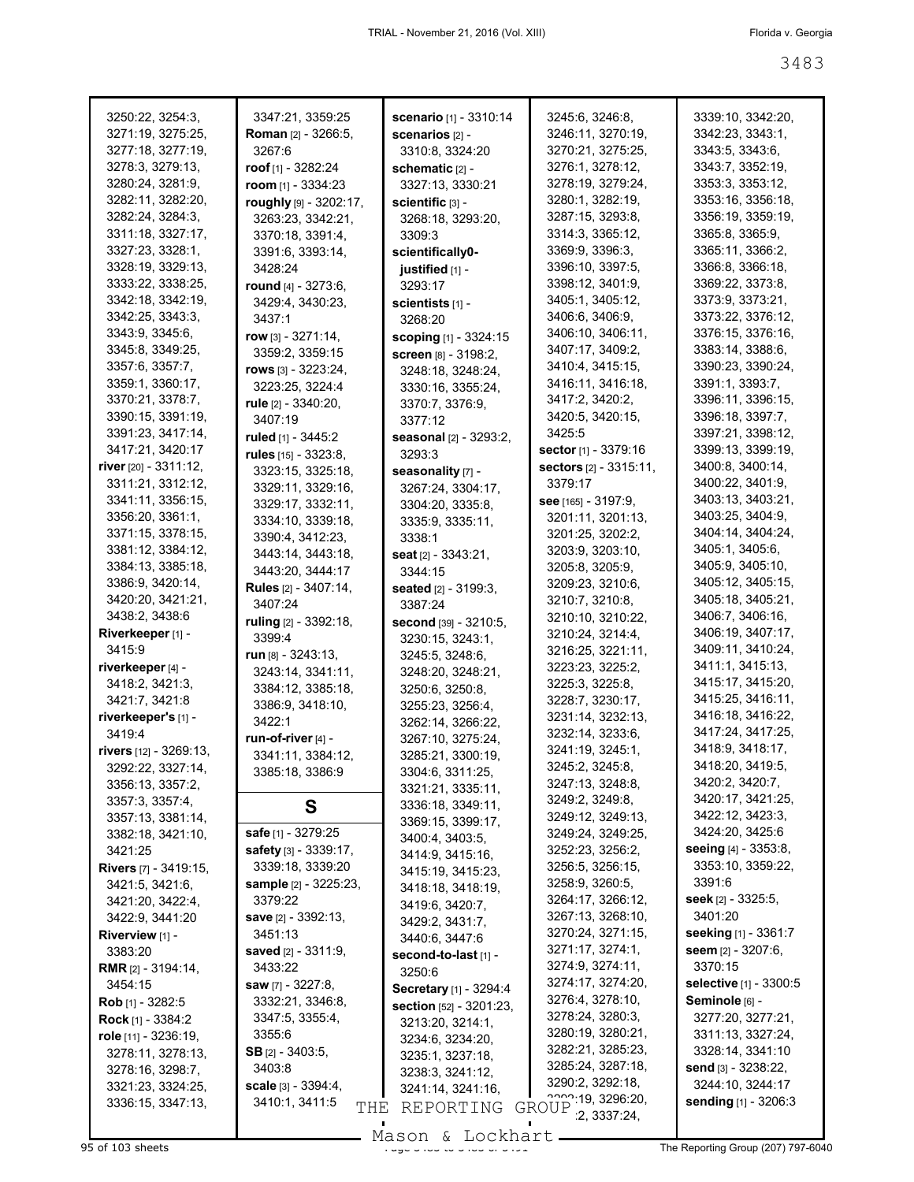3250:22, 3254:3, 3271:19, 3275:25, 3277:18, 3277:19, 3278:3, 3279:13, 3280:24, 3281:9, 3282:11, 3282:20, 3282:24, 3284:3, 3311:18, 3327:17, 3327:23, 3328:1, 3328:19, 3329:13, 3333:22, 3338:25, 3342:18, 3342:19, 3342:25, 3343:3, 3343:9, 3345:6, 3345:8, 3349:25, 3357:6, 3357:7, 3359:1, 3360:17, 3370:21, 3378:7, 3390:15, 3391:19, 3391:23, 3417:14, 3417:21, 3420:17

**river** [20] - 3311:12, 3311:21, 3312:12, 3341:11, 3356:15, 3356:20, 3361:1, 3371:15, 3378:15, 3381:12, 3384:12, 3384:13, 3385:18, 3386:9, 3420:14, 3420:20, 3421:21, 3438:2, 3438:6

**Riverkeeper** [1] - 3415:9

**riverkeeper** [4] - 3418:2, 3421:3, 3421:7, 3421:8

**riverkeeper's** [1] - 3419:4

**rivers** [12] - 3269:13, 3292:22, 3327:14, 3356:13, 3357:2, 3357:3, 3357:4, 3357:13, 3381:14, 3382:18, 3421:10, 3421:25

**Rivers** [7] - 3419:15, 3421:5, 3421:6, 3421:20, 3422:4, 3422:9, 3441:20

**Riverview** [1] - 3383:20

**RMR** [2] - 3194:14, 3454:15

**Rob** [1] - 3282:5

**Rock** [1] - 3384:2

**role** [11] - 3236:19, 3278:11, 3278:13, 3278:16, 3298:7, 3321:23, 3324:25, 3336:15, 3347:13, 3347:21, 3359:25

**Roman** [2] - 3266:5, 3267:6

**roof** [1] - 3282:24

**room** [1] - 3334:23

**roughly** [9] - 3202:17, 3263:23, 3342:21, 3370:18, 3391:4, 3391:6, 3393:14, 3428:24

**round** [4] - 3273:6, 3429:4, 3430:23, 3437:1

**row** [3] - 3271:14, 3359:2, 3359:15

**rows** [3] - 3223:24, 3223:25, 3224:4

**rule** [2] - 3340:20, 3407:19

**ruled** [1] - 3445:2

**rules** [15] - 3323:8, 3323:15, 3325:18, 3329:11, 3329:16, 3329:17, 3332:11, 3334:10, 3339:18, 3390:4, 3412:23, 3443:14, 3443:18, 3443:20, 3444:17

**Rules** [2] - 3407:14, 3407:24

**ruling** [2] - 3392:18, 3399:4

**run** [8] - 3243:13, 3243:14, 3341:11, 3384:12, 3385:18, 3386:9, 3418:10, 3422:1

**run-of-river** [4] - 3341:11, 3384:12, 3385:18, 3386:9

## S

**safe** [1] - 3279:25

**safety** [3] - 3339:17, 3339:18, 3339:20

**sample** [2] - 3225:23, 3379:22

**save** [2] - 3392:13, 3451:13

**saved** [2] - 3311:9, 3433:22

**saw** [7] - 3227:8, 3332:21, 3346:8, 3347:5, 3355:4, 3355:6

**SB** [2] - 3403:5, 3403:8

**scale** [3] - 3394:4, 3410:1, 3411:5

**scenario** [1] - 3310:14

**scenarios** [2] - 3310:8, 3324:20

**schematic** [2] - 3327:13, 3330:21

**scientific** [3] - 3268:18, 3293:20, 3309:3

**scientifically0-justified** [1] - 3293:17

**scientists** [1] - 3268:20

**scoping** [1] - 3324:15

**screen** [8] - 3198:2, 3248:18, 3248:24, 3330:16, 3355:24, 3370:7, 3376:9, 3377:12

**seasonal** [2] - 3293:2, 3293:3

**seasonality** [7] - 3267:24, 3304:17, 3304:20, 3335:8, 3335:9, 3335:11, 3338:1

**seat** [2] - 3343:21, 3344:15

**seated** [2] - 3199:3, 3387:24

**second** [39] - 3210:5, 3230:15, 3243:1, 3245:5, 3248:6, 3248:20, 3248:21, 3250:6, 3250:8, 3255:23, 3256:4, 3262:14, 3266:22, 3267:10, 3275:24, 3285:21, 3300:19, 3304:6, 3311:25, 3321:21, 3335:11, 3336:18, 3349:11, 3369:15, 3399:17, 3400:4, 3403:5, 3414:9, 3415:16, 3415:19, 3415:23, 3418:18, 3418:19, 3419:6, 3420:7, 3429:2, 3431:7, 3440:6, 3447:6

**second-to-last** [1] - 3250:6

**Secretary** [1] - 3294:4

**section** [52] - 3201:23, 3213:20, 3214:1, 3234:6, 3234:20, 3235:1, 3237:18, 3238:3, 3241:12, 3241:14, 3241:16, 3245:6, 3246:8, 3246:11, 3270:19, 3270:21, 3275:25, 3276:1, 3278:12, 3278:19, 3279:24, 3280:1, 3282:19, 3287:15, 3293:8, 3314:3, 3365:12, 3369:9, 3396:3, 3396:10, 3397:5, 3398:12, 3401:9, 3405:1, 3405:12, 3406:6, 3406:9, 3406:10, 3406:11, 3407:17, 3409:2, 3410:4, 3415:15, 3416:11, 3416:18, 3417:2, 3420:2, 3420:5, 3420:15, 3425:5

**sector** [1] - 3379:16

**sectors** [2] - 3315:11, 3379:17

**see** [165] - 3197:9, 3201:11, 3201:13, 3201:25, 3202:2, 3203:9, 3203:10, 3205:8, 3205:9, 3209:23, 3210:6, 3210:7, 3210:8, 3210:10, 3210:22, 3210:24, 3214:4, 3216:25, 3221:11, 3223:23, 3225:2, 3225:3, 3225:8, 3228:7, 3230:17, 3231:14, 3232:13, 3232:14, 3233:6, 3241:19, 3245:1, 3245:2, 3245:8, 3247:13, 3248:8, 3249:2, 3249:8, 3249:12, 3249:13, 3249:24, 3249:25, 3252:23, 3256:2, 3256:5, 3256:15, 3258:9, 3260:5, 3264:17, 3266:12, 3267:13, 3268:10, 3270:24, 3271:15, 3271:17, 3274:1, 3274:9, 3274:11, 3274:17, 3274:20, 3276:4, 3278:10, 3278:24, 3280:3, 3280:19, 3280:21, 3282:21, 3285:23, 3285:24, 3287:18, 3290:2, 3292:18, 3292:19, 3296:20, 3297:2, 3337:24, 3339:10, 3342:20, 3342:23, 3343:1, 3343:5, 3343:6, 3343:7, 3352:19, 3353:3, 3353:12, 3353:16, 3356:18, 3356:19, 3359:19, 3365:8, 3365:9, 3365:11, 3366:2, 3366:8, 3366:18, 3369:22, 3373:8, 3373:9, 3373:21, 3373:22, 3376:12, 3376:15, 3376:16, 3383:14, 3388:6, 3390:23, 3390:24, 3391:1, 3393:7, 3396:11, 3396:15, 3396:18, 3397:7, 3397:21, 3398:12, 3399:13, 3399:19, 3400:8, 3400:14, 3400:22, 3401:9, 3403:13, 3403:21, 3403:25, 3404:9, 3404:14, 3404:24, 3405:1, 3405:6, 3405:9, 3405:10, 3405:12, 3405:15, 3405:18, 3405:21, 3406:7, 3406:16, 3406:19, 3407:17, 3409:11, 3410:24, 3411:1, 3415:13, 3415:17, 3415:20, 3415:25, 3416:11, 3416:18, 3416:22, 3417:24, 3417:25, 3418:9, 3418:17, 3418:20, 3419:5, 3420:2, 3420:7, 3420:17, 3421:25, 3422:12, 3423:3, 3424:20, 3425:6

**seeing** [4] - 3353:8, 3353:10, 3359:22, 3391:6

**seek** [2] - 3325:5, 3401:20

**seeking** [1] - 3361:7

**seem** [2] - 3207:6, 3370:15

**selective** [1] - 3300:5

**Seminole** [6] - 3277:20, 3277:21, 3311:13, 3327:24, 3328:14, 3341:10

**send** [3] - 3238:22, 3244:10, 3244:17

**sending** [1] - 3206:3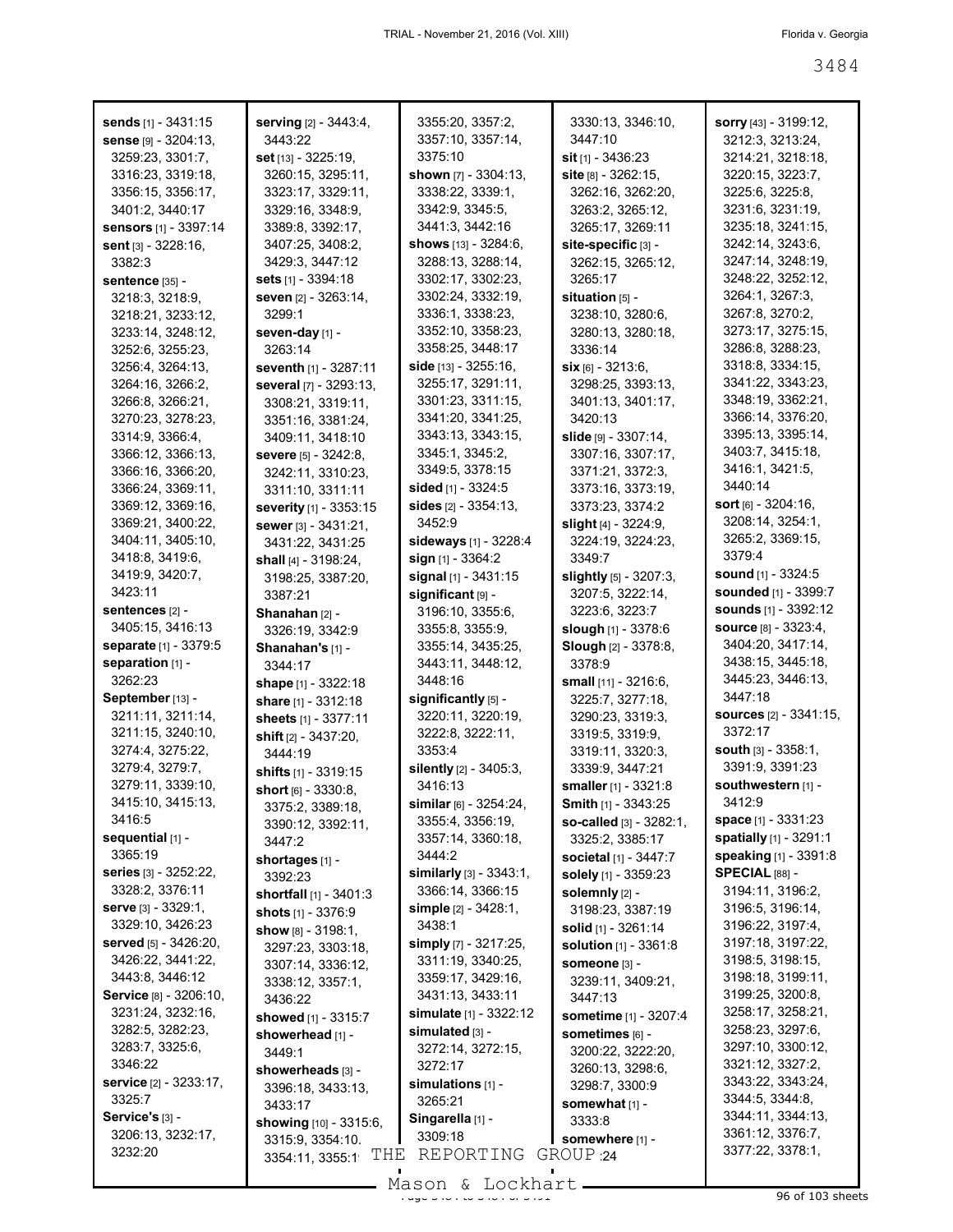**sends** [1] - 3431:15
**sense** [9] - 3204:13, 3259:23, 3301:7, 3316:23, 3319:18, 3356:15, 3356:17, 3401:2, 3440:17
**sensors** [1] - 3397:14
**sent** [3] - 3228:16, 3382:3
**sentence** [35] - 3218:3, 3218:9, 3218:21, 3233:12, 3233:14, 3248:12, 3252:6, 3255:23, 3256:4, 3264:13, 3264:16, 3266:2, 3266:8, 3266:21, 3270:23, 3278:23, 3314:9, 3366:4, 3366:12, 3366:13, 3366:16, 3366:20, 3366:24, 3369:11, 3369:12, 3369:16, 3369:21, 3400:22, 3404:11, 3405:10, 3418:8, 3419:6, 3419:9, 3420:7, 3423:11
**sentences** [2] - 3405:15, 3416:13
**separate** [1] - 3379:5
**separation** [1] - 3262:23
**September** [13] - 3211:11, 3211:14, 3211:15, 3240:10, 3274:4, 3275:22, 3279:4, 3279:7, 3279:11, 3339:10, 3415:10, 3415:13, 3416:5
**sequential** [1] - 3365:19
**series** [3] - 3252:22, 3328:2, 3376:11
**serve** [3] - 3329:1, 3329:10, 3426:23
**served** [5] - 3426:20, 3426:22, 3441:22, 3443:8, 3446:12
**Service** [8] - 3206:10, 3231:24, 3232:16, 3282:5, 3282:23, 3283:7, 3325:6, 3346:22
**service** [2] - 3233:17, 3325:7
**Service's** [3] - 3206:13, 3232:17, 3232:20
**serving** [2] - 3443:4, 3443:22
**set** [13] - 3225:19, 3260:15, 3295:11, 3323:17, 3329:11, 3329:16, 3348:9, 3389:8, 3392:17, 3407:25, 3408:2, 3429:3, 3447:12
**sets** [1] - 3394:18
**seven** [2] - 3263:14, 3299:1
**seven-day** [1] - 3263:14
**seventh** [1] - 3287:11
**several** [7] - 3293:13, 3308:21, 3319:11, 3351:16, 3381:24, 3409:11, 3418:10
**severe** [5] - 3242:8, 3242:11, 3310:23, 3311:10, 3311:11
**severity** [1] - 3353:15
**sewer** [3] - 3431:21, 3431:22, 3431:25
**shall** [4] - 3198:24, 3198:25, 3387:20, 3387:21
**Shanahan** [2] - 3326:19, 3342:9
**Shanahan's** [1] - 3344:17
**shape** [1] - 3322:18
**share** [1] - 3312:18
**sheets** [1] - 3377:11
**shift** [2] - 3437:20, 3444:19
**shifts** [1] - 3319:15
**short** [6] - 3330:8, 3375:2, 3389:18, 3390:12, 3392:11, 3447:2
**shortages** [1] - 3392:23
**shortfall** [1] - 3401:3
**shots** [1] - 3376:9
**show** [8] - 3198:1, 3297:23, 3303:18, 3307:14, 3336:12, 3338:12, 3357:1, 3436:22
**showed** [1] - 3315:7
**showerhead** [1] - 3449:1
**showerheads** [3] - 3396:18, 3433:13, 3433:17
**showing** [10] - 3315:6, 3315:9, 3354:10, 3354:11, 3355:1, 3355:20, 3357:2, 3357:10, 3357:14, 3375:10
**shown** [7] - 3304:13, 3338:22, 3339:1, 3342:9, 3345:5, 3441:3, 3442:16
**shows** [13] - 3284:6, 3288:13, 3288:14, 3302:17, 3302:23, 3302:24, 3332:19, 3336:1, 3338:23, 3352:10, 3358:23, 3358:25, 3448:17
**side** [13] - 3255:16, 3255:17, 3291:11, 3301:23, 3311:15, 3341:20, 3341:25, 3343:13, 3343:15, 3345:1, 3345:2, 3349:5, 3378:15
**sided** [1] - 3324:5
**sides** [2] - 3354:13, 3452:9
**sideways** [1] - 3228:4
**sign** [1] - 3364:2
**signal** [1] - 3431:15
**significant** [9] - 3196:10, 3355:6, 3355:8, 3355:9, 3355:14, 3435:25, 3443:11, 3448:12, 3448:16
**significantly** [5] - 3220:11, 3220:19, 3222:8, 3222:11, 3353:4
**silently** [2] - 3405:3, 3416:13
**similar** [6] - 3254:24, 3355:4, 3356:19, 3357:14, 3360:18, 3444:2
**similarly** [3] - 3343:1, 3366:14, 3366:15
**simple** [2] - 3428:1, 3438:1
**simply** [7] - 3217:25, 3311:19, 3340:25, 3359:17, 3429:16, 3431:13, 3433:11
**simulate** [1] - 3322:12
**simulated** [3] - 3272:14, 3272:15, 3272:17
**simulations** [1] - 3265:21
**Singarella** [1] - 3309:18
**sit** [1] - 3436:23
**site** [8] - 3262:15, 3262:16, 3262:20, 3263:2, 3265:12, 3265:17, 3269:11
**site-specific** [3] - 3262:15, 3265:12, 3265:17
**situation** [5] - 3238:10, 3280:6, 3280:13, 3280:18, 3336:14
**six** [6] - 3213:6, 3298:25, 3393:13, 3401:13, 3401:17, 3420:13
**slide** [9] - 3307:14, 3307:16, 3307:17, 3371:21, 3372:3, 3373:16, 3373:19, 3373:23, 3374:2
**slight** [4] - 3224:9, 3224:19, 3224:23, 3349:7
**slightly** [5] - 3207:3, 3207:5, 3222:14, 3223:6, 3223:7
**slough** [1] - 3378:6
**Slough** [2] - 3378:8, 3378:9
**small** [11] - 3216:6, 3225:7, 3277:18, 3290:23, 3319:3, 3319:5, 3319:9, 3319:11, 3320:3, 3339:9, 3447:21
**smaller** [1] - 3321:8
**Smith** [1] - 3343:25
**so-called** [3] - 3282:1, 3325:2, 3385:17
**societal** [1] - 3447:7
**solely** [1] - 3359:23
**solemnly** [2] - 3198:23, 3387:19
**solid** [1] - 3261:14
**solution** [1] - 3361:8
**someone** [3] - 3239:11, 3409:21, 3447:13
**sometime** [1] - 3207:4
**sometimes** [6] - 3200:22, 3222:20, 3260:13, 3298:6, 3298:7, 3300:9
**somewhat** [1] - 3333:8
**somewhere** [1] - 3330:13, 3346:10, 3447:10
**sorry** [43] - 3199:12, 3212:3, 3213:24, 3214:21, 3218:18, 3220:15, 3223:7, 3225:6, 3225:8, 3231:6, 3231:19, 3235:18, 3241:15, 3242:14, 3243:6, 3247:14, 3248:19, 3248:22, 3252:12, 3264:1, 3267:3, 3267:8, 3270:2, 3273:17, 3275:15, 3286:8, 3288:23, 3318:8, 3334:15, 3341:22, 3343:23, 3348:19, 3362:21, 3366:14, 3376:20, 3395:13, 3395:14, 3403:7, 3415:18, 3416:1, 3421:5, 3440:14
**sort** [6] - 3204:16, 3208:14, 3254:1, 3265:2, 3369:15, 3379:4
**sound** [1] - 3324:5
**sounded** [1] - 3399:7
**sounds** [1] - 3392:12
**source** [8] - 3323:4, 3404:20, 3417:14, 3438:15, 3445:18, 3445:23, 3446:13, 3447:18
**sources** [2] - 3341:15, 3372:17
**south** [3] - 3358:1, 3391:9, 3391:23
**southwestern** [1] - 3412:9
**space** [1] - 3331:23
**spatially** [1] - 3291:1
**speaking** [1] - 3391:8
**SPECIAL** [88] - 3194:11, 3196:2, 3196:5, 3196:14, 3196:22, 3197:4, 3197:18, 3197:22, 3198:5, 3198:15, 3198:18, 3199:11, 3199:25, 3200:8, 3258:17, 3258:21, 3258:23, 3297:6, 3297:10, 3300:12, 3321:12, 3327:2, 3343:22, 3343:24, 3344:5, 3344:8, 3344:11, 3344:13, 3361:12, 3376:7, 3377:22, 3378:1,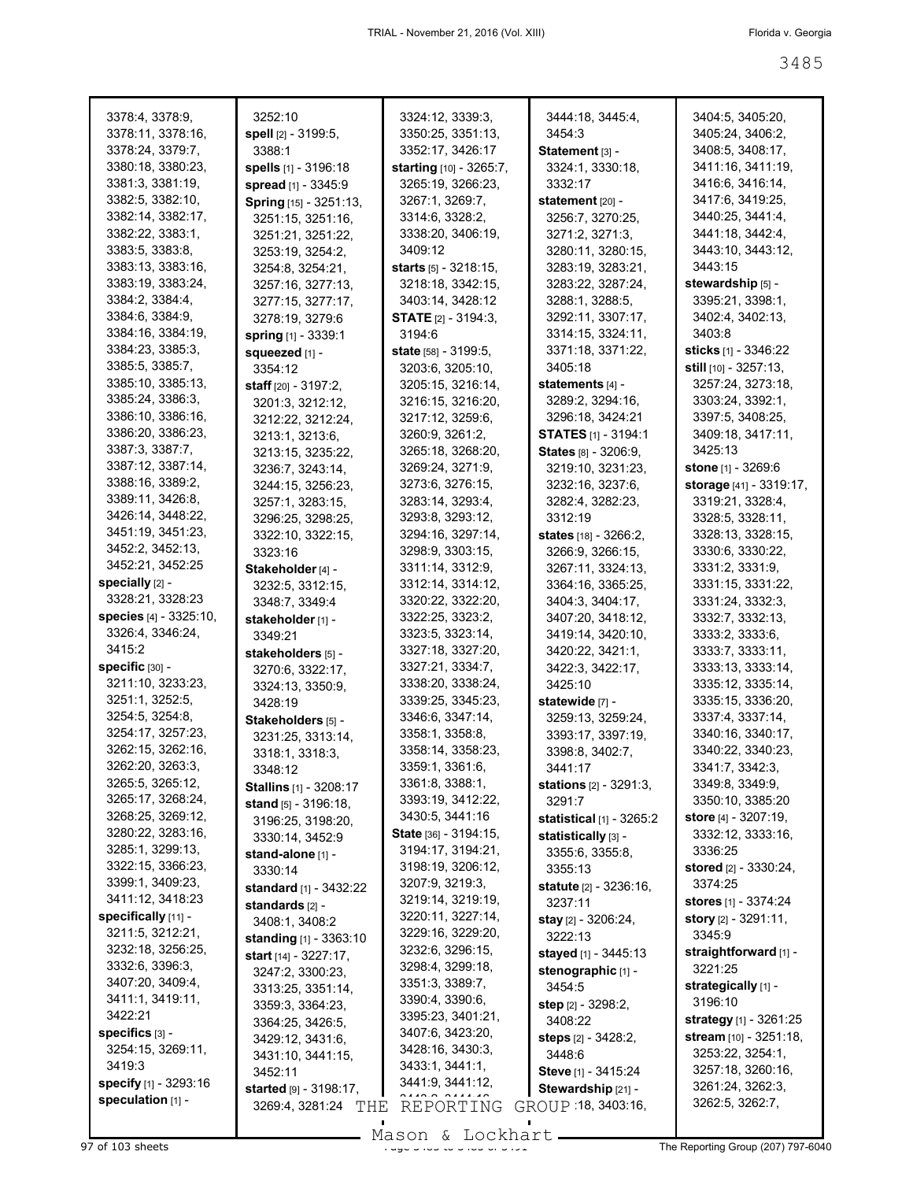3378:4, 3378:9, 3378:11, 3378:16, 3378:24, 3379:7, 3380:18, 3380:23, 3381:3, 3381:19, 3382:5, 3382:10, 3382:14, 3382:17, 3382:22, 3383:1, 3383:5, 3383:8, 3383:13, 3383:16, 3383:19, 3383:24, 3384:2, 3384:4, 3384:6, 3384:9, 3384:16, 3384:19, 3384:23, 3385:3, 3385:5, 3385:7, 3385:10, 3385:13, 3385:24, 3386:3, 3386:10, 3386:16, 3386:20, 3386:23, 3387:3, 3387:7, 3387:12, 3387:14, 3388:16, 3389:2, 3389:11, 3426:8, 3426:14, 3448:22, 3451:19, 3451:23, 3452:2, 3452:13, 3452:21, 3452:25

**specially** [2] - 3328:21, 3328:23

**species** [4] - 3325:10, 3326:4, 3346:24, 3415:2

**specific** [30] - 3211:10, 3233:23, 3251:1, 3252:5, 3254:5, 3254:8, 3254:17, 3257:23, 3262:15, 3262:16, 3262:20, 3263:3, 3265:5, 3265:12, 3265:17, 3268:24, 3268:25, 3269:12, 3280:22, 3283:16, 3285:1, 3299:13, 3322:15, 3366:23, 3399:1, 3409:23, 3411:12, 3418:23

**specifically** [11] - 3211:5, 3212:21, 3232:18, 3256:25, 3332:6, 3396:3, 3407:20, 3409:4, 3411:1, 3419:11, 3422:21

**specifics** [3] - 3254:15, 3269:11, 3419:3

**specify** [1] - 3293:16

**speculation** [1] - 3252:10

**spell** [2] - 3199:5, 3388:1

**spells** [1] - 3196:18

**spread** [1] - 3345:9

**Spring** [15] - 3251:13, 3251:15, 3251:16, 3251:21, 3251:22, 3253:19, 3254:2, 3254:8, 3254:21, 3257:16, 3277:13, 3277:15, 3277:17, 3278:19, 3279:6

**spring** [1] - 3339:1

**squeezed** [1] - 3354:12

**staff** [20] - 3197:2, 3201:3, 3212:12, 3212:22, 3212:24, 3213:1, 3213:6, 3213:15, 3235:22, 3236:7, 3243:14, 3244:15, 3256:23, 3257:1, 3283:15, 3296:25, 3298:25, 3322:10, 3322:15, 3323:16

**Stakeholder** [4] - 3232:5, 3312:15, 3348:7, 3349:4

**stakeholder** [1] - 3349:21

**stakeholders** [5] - 3270:6, 3322:17, 3324:13, 3350:9, 3428:19

**Stakeholders** [5] - 3231:25, 3313:14, 3318:1, 3318:3, 3348:12

**Stallins** [1] - 3208:17

**stand** [5] - 3196:18, 3196:25, 3198:20, 3330:14, 3452:9

**stand-alone** [1] - 3330:14

**standard** [1] - 3432:22

**standards** [2] - 3408:1, 3408:2

**standing** [1] - 3363:10

**start** [14] - 3227:17, 3247:2, 3300:23, 3313:25, 3351:14, 3359:3, 3364:23, 3364:25, 3426:5, 3429:12, 3431:6, 3431:10, 3441:15, 3452:11

**started** [9] - 3198:17, 3269:4, 3281:24, 3324:12, 3339:3, 3350:25, 3351:13, 3352:17, 3426:17

**starting** [10] - 3265:7, 3265:19, 3266:23, 3267:1, 3269:7, 3314:6, 3328:2, 3338:20, 3406:19, 3409:12

**starts** [5] - 3218:15, 3218:18, 3342:15, 3403:14, 3428:12

**STATE** [2] - 3194:3, 3194:6

**state** [58] - 3199:5, 3203:6, 3205:10, 3205:15, 3216:14, 3216:15, 3216:20, 3217:12, 3259:6, 3260:9, 3261:2, 3265:18, 3268:20, 3269:24, 3271:9, 3273:6, 3276:15, 3283:14, 3293:4, 3293:8, 3293:12, 3294:16, 3297:14, 3298:9, 3303:15, 3311:14, 3312:9, 3312:14, 3314:12, 3320:22, 3322:20, 3322:25, 3323:2, 3323:5, 3323:14, 3327:18, 3327:20, 3327:21, 3334:7, 3338:20, 3338:24, 3339:25, 3345:23, 3346:6, 3347:14, 3358:1, 3358:8, 3358:14, 3358:23, 3359:1, 3361:6, 3361:8, 3388:1, 3393:19, 3412:22, 3430:5, 3441:16

**State** [36] - 3194:15, 3194:17, 3194:21, 3198:19, 3206:12, 3207:9, 3219:3, 3219:14, 3219:19, 3220:11, 3227:14, 3229:16, 3229:20, 3232:6, 3296:15, 3298:4, 3299:18, 3351:3, 3389:7, 3390:4, 3390:6, 3395:23, 3401:21, 3407:6, 3423:20, 3428:16, 3430:3, 3433:1, 3441:1, 3441:9, 3441:12, 3442:2, 3444:18, 3445:4, 3454:3

**Statement** [3] - 3324:1, 3330:18, 3332:17

**statement** [20] - 3256:7, 3270:25, 3271:2, 3271:3, 3280:11, 3280:15, 3283:19, 3283:21, 3283:22, 3287:24, 3288:1, 3288:5, 3292:11, 3307:17, 3314:15, 3324:11, 3371:18, 3371:22, 3405:18

**statements** [4] - 3289:2, 3294:16, 3296:18, 3424:21

**STATES** [1] - 3194:1

**States** [8] - 3206:9, 3219:10, 3231:23, 3232:16, 3237:6, 3282:4, 3282:23, 3312:19

**states** [18] - 3266:2, 3266:9, 3266:15, 3267:11, 3324:13, 3364:16, 3365:25, 3404:3, 3404:17, 3407:20, 3418:12, 3419:14, 3420:10, 3420:22, 3421:1, 3422:3, 3422:17, 3425:10

**statewide** [7] - 3259:13, 3259:24, 3393:17, 3397:19, 3398:8, 3402:7, 3441:17

**stations** [2] - 3291:3, 3291:7

**statistical** [1] - 3265:2

**statistically** [3] - 3355:6, 3355:8, 3355:13

**statute** [2] - 3236:16, 3237:11

**stay** [2] - 3206:24, 3222:13

**stayed** [1] - 3445:13

**stenographic** [1] - 3454:5

**step** [2] - 3298:2, 3408:22

**steps** [2] - 3428:2, 3448:6

**Steve** [1] - 3415:24

**Stewardship** [21] - 3402:18, 3403:16, 3404:5, 3405:20, 3405:24, 3406:2, 3408:5, 3408:17, 3411:16, 3411:19, 3416:6, 3416:14, 3417:6, 3419:25, 3440:25, 3441:4, 3441:18, 3442:4, 3443:10, 3443:12, 3443:15

**stewardship** [5] - 3395:21, 3398:1, 3402:4, 3402:13, 3403:8

**sticks** [1] - 3346:22

**still** [10] - 3257:13, 3257:24, 3273:18, 3303:24, 3392:1, 3397:5, 3408:25, 3409:18, 3417:11, 3425:13

**stone** [1] - 3269:6

**storage** [41] - 3319:17, 3319:21, 3328:4, 3328:5, 3328:11, 3328:13, 3328:15, 3330:6, 3330:22, 3331:2, 3331:9, 3331:15, 3331:22, 3331:24, 3332:3, 3332:7, 3332:13, 3333:2, 3333:6, 3333:7, 3333:11, 3333:13, 3333:14, 3335:12, 3335:14, 3335:15, 3336:20, 3337:4, 3337:14, 3340:16, 3340:17, 3340:22, 3340:23, 3341:7, 3342:3, 3349:8, 3349:9, 3350:10, 3385:20

**store** [4] - 3207:19, 3332:12, 3333:16, 3336:25

**stored** [2] - 3330:24, 3374:25

**stores** [1] - 3374:24

**story** [2] - 3291:11, 3345:9

**straightforward** [1] - 3221:25

**strategically** [1] - 3196:10

**strategy** [1] - 3261:25

**stream** [10] - 3251:18, 3253:22, 3254:1, 3257:18, 3260:16, 3261:24, 3262:3, 3262:5, 3262:7,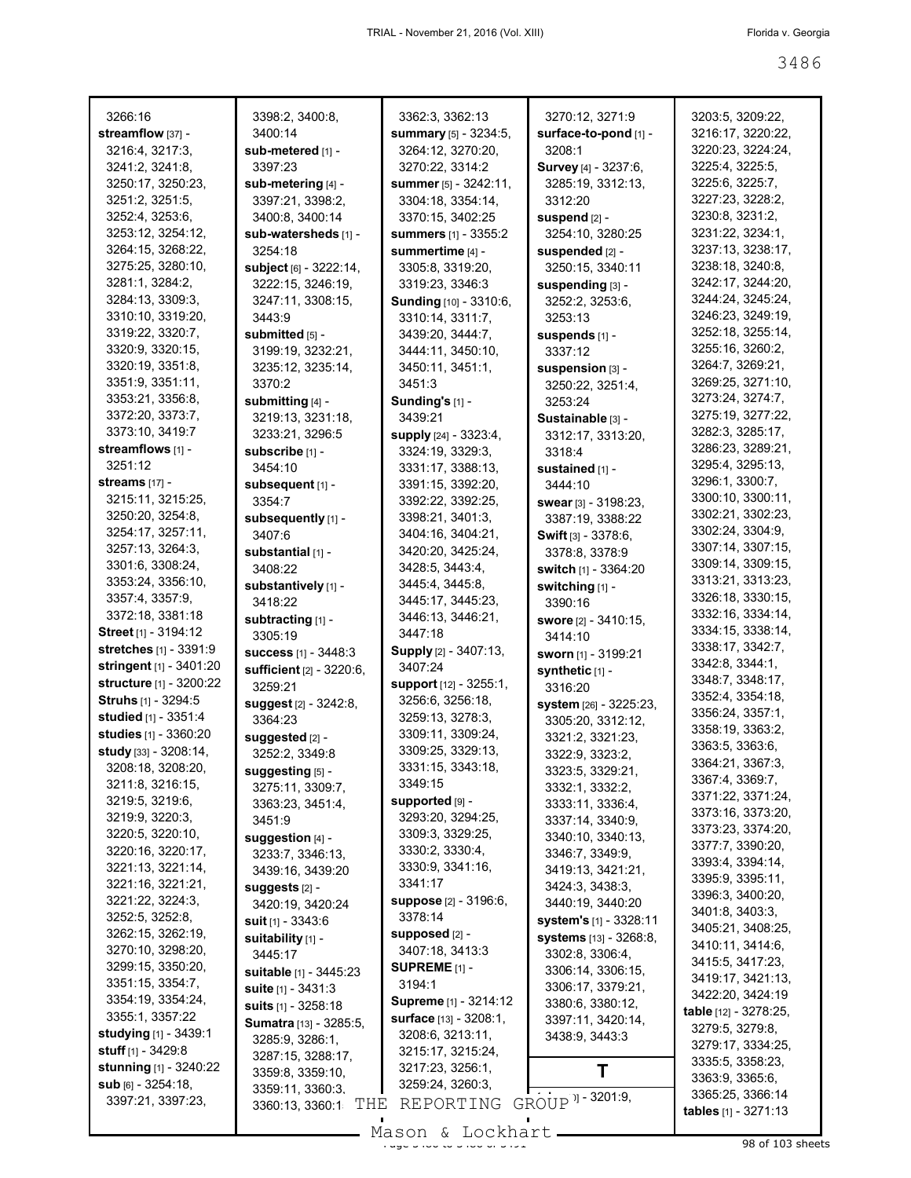3266:16
**streamflow** [37] - 3216:4, 3217:3, 3241:2, 3241:8, 3250:17, 3250:23, 3251:2, 3251:5, 3252:4, 3253:6, 3253:12, 3254:12, 3264:15, 3268:22, 3275:25, 3280:10, 3281:1, 3284:2, 3284:13, 3309:3, 3310:10, 3319:20, 3319:22, 3320:7, 3320:9, 3320:15, 3320:19, 3351:8, 3351:9, 3351:11, 3353:21, 3356:8, 3372:20, 3373:7, 3373:10, 3419:7
**streamflows** [1] - 3251:12
**streams** [17] - 3215:11, 3215:25, 3250:20, 3254:8, 3254:17, 3257:11, 3257:13, 3264:3, 3301:6, 3308:24, 3353:24, 3356:10, 3357:4, 3357:9, 3372:18, 3381:18
**Street** [1] - 3194:12
**stretches** [1] - 3391:9
**stringent** [1] - 3401:20
**structure** [1] - 3200:22
**Struhs** [1] - 3294:5
**studied** [1] - 3351:4
**studies** [1] - 3360:20
**study** [33] - 3208:14, 3208:18, 3208:20, 3211:8, 3216:15, 3219:5, 3219:6, 3219:9, 3220:3, 3220:5, 3220:10, 3220:16, 3220:17, 3221:13, 3221:14, 3221:16, 3221:21, 3221:22, 3224:3, 3252:5, 3252:8, 3262:15, 3262:19, 3270:10, 3298:20, 3299:15, 3350:20, 3351:15, 3354:7, 3354:19, 3354:24, 3355:1, 3357:22
**studying** [1] - 3439:1
**stuff** [1] - 3429:8
**stunning** [1] - 3240:22
**sub** [6] - 3254:18, 3397:21, 3397:23, 3398:2, 3400:8, 3400:14
**sub-metered** [1] - 3397:23
**sub-metering** [4] - 3397:21, 3398:2, 3400:8, 3400:14
**sub-watersheds** [1] - 3254:18
**subject** [6] - 3222:14, 3222:15, 3246:19, 3247:11, 3308:15, 3443:9
**submitted** [5] - 3199:19, 3232:21, 3235:12, 3235:14, 3370:2
**submitting** [4] - 3219:13, 3231:18, 3233:21, 3296:5
**subscribe** [1] - 3454:10
**subsequent** [1] - 3354:7
**subsequently** [1] - 3407:6
**substantial** [1] - 3408:22
**substantively** [1] - 3418:22
**subtracting** [1] - 3305:19
**success** [1] - 3448:3
**sufficient** [2] - 3220:6, 3259:21
**suggest** [2] - 3242:8, 3364:23
**suggested** [2] - 3252:3, 3349:8
**suggesting** [5] - 3275:11, 3309:7, 3363:23, 3451:4, 3451:9
**suggestion** [4] - 3233:7, 3346:13, 3439:16, 3439:20
**suggests** [2] - 3420:19, 3420:24
**suit** [1] - 3343:6
**suitability** [1] - 3445:17
**suitable** [1] - 3445:23
**suite** [1] - 3431:3
**suits** [1] - 3258:18
**Sumatra** [13] - 3285:5, 3285:9, 3286:1, 3287:15, 3288:17, 3359:8, 3359:10, 3359:11, 3360:3, 3360:13, 3360:1
3362:3, 3362:13
**summary** [5] - 3234:5, 3264:12, 3270:20, 3270:22, 3314:2
**summer** [5] - 3242:11, 3304:18, 3354:14, 3370:15, 3402:25
**summers** [1] - 3355:2
**summertime** [4] - 3305:8, 3319:20, 3319:23, 3346:3
**Sunding** [10] - 3310:6, 3310:14, 3311:7, 3439:20, 3444:7, 3444:11, 3450:10, 3450:11, 3451:1, 3451:3
**Sunding's** [1] - 3439:21
**supply** [24] - 3323:4, 3324:19, 3329:3, 3331:17, 3388:13, 3391:15, 3392:20, 3392:22, 3392:25, 3398:21, 3401:3, 3404:16, 3404:21, 3420:20, 3425:24, 3428:5, 3443:4, 3445:4, 3445:8, 3445:17, 3445:23, 3446:13, 3446:21, 3447:18
**Supply** [2] - 3407:13, 3407:24
**support** [12] - 3255:1, 3256:6, 3256:18, 3259:13, 3278:3, 3309:11, 3309:24, 3309:25, 3329:13, 3331:15, 3343:18, 3349:15
**supported** [9] - 3293:20, 3294:25, 3309:3, 3329:25, 3330:2, 3330:4, 3330:9, 3341:16, 3341:17
**suppose** [2] - 3196:6, 3378:14
**supposed** [2] - 3407:18, 3413:3
**SUPREME** [1] - 3194:1
**Supreme** [1] - 3214:12
**surface** [13] - 3208:1, 3208:6, 3213:11, 3215:17, 3215:24, 3217:23, 3256:1, 3259:24, 3260:3, 3270:12, 3271:9
**surface-to-pond** [1] - 3208:1
**Survey** [4] - 3237:6, 3285:19, 3312:13, 3312:20
**suspend** [2] - 3254:10, 3280:25
**suspended** [2] - 3250:15, 3340:11
**suspending** [3] - 3252:2, 3253:6, 3253:13
**suspends** [1] - 3337:12
**suspension** [3] - 3250:22, 3251:4, 3253:24
**Sustainable** [3] - 3312:17, 3313:20, 3318:4
**sustained** [1] - 3444:10
**swear** [3] - 3198:23, 3387:19, 3388:22
**Swift** [3] - 3378:6, 3378:8, 3378:9
**switch** [1] - 3364:20
**switching** [1] - 3390:16
**swore** [2] - 3410:15, 3414:10
**sworn** [1] - 3199:21
**synthetic** [1] - 3316:20
**system** [26] - 3225:23, 3305:20, 3312:12, 3321:2, 3321:23, 3322:9, 3323:2, 3323:5, 3329:21, 3332:1, 3332:2, 3333:11, 3336:4, 3337:14, 3340:9, 3340:10, 3340:13, 3346:7, 3349:9, 3419:13, 3421:21, 3424:3, 3438:3, 3440:19, 3440:20
**system's** [1] - 3328:11
**systems** [13] - 3268:8, 3302:8, 3306:4, 3306:14, 3306:15, 3306:17, 3379:21, 3380:6, 3380:12, 3397:11, 3420:14, 3438:9, 3443:3

## T

... - 3201:9, 3203:5, 3209:22, 3216:17, 3220:22, 3220:23, 3224:24, 3225:4, 3225:5, 3225:6, 3225:7, 3227:23, 3228:2, 3230:8, 3231:2, 3231:22, 3234:1, 3237:13, 3238:17, 3238:18, 3240:8, 3242:17, 3244:20, 3244:24, 3245:24, 3246:23, 3249:19, 3252:18, 3255:14, 3255:16, 3260:2, 3264:7, 3269:21, 3269:25, 3271:10, 3273:24, 3274:7, 3275:19, 3277:22, 3282:3, 3285:17, 3286:23, 3289:21, 3295:4, 3295:13, 3296:1, 3300:7, 3300:10, 3300:11, 3302:21, 3302:23, 3302:24, 3304:9, 3307:14, 3307:15, 3309:14, 3309:15, 3313:21, 3313:23, 3326:18, 3330:15, 3332:16, 3334:14, 3334:15, 3338:14, 3338:17, 3342:7, 3342:8, 3344:1, 3348:7, 3348:17, 3352:4, 3354:18, 3356:24, 3357:1, 3358:19, 3363:2, 3363:5, 3363:6, 3364:21, 3367:3, 3367:4, 3369:7, 3371:22, 3371:24, 3373:16, 3373:20, 3373:23, 3374:20, 3377:7, 3390:20, 3393:4, 3394:14, 3395:9, 3395:11, 3396:3, 3400:20, 3401:8, 3403:3, 3405:21, 3408:25, 3410:11, 3414:6, 3415:5, 3417:23, 3419:17, 3421:13, 3422:20, 3424:19
**table** [12] - 3278:25, 3279:5, 3279:8, 3279:17, 3334:25, 3335:5, 3358:23, 3363:9, 3365:6, 3365:25, 3366:14
**tables** [1] - 3271:13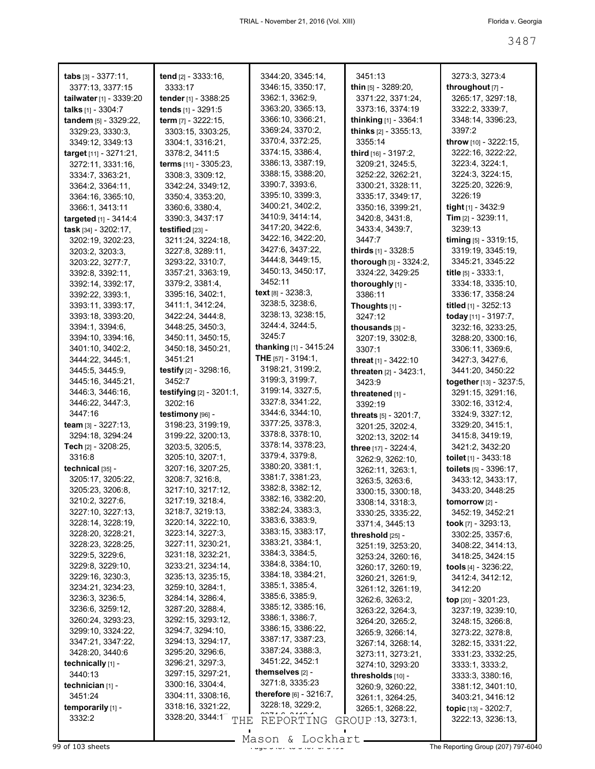**tabs** [3] - 3377:11, 3377:13, 3377:15
**tailwater** [1] - 3339:20
**talks** [1] - 3304:7
**tandem** [5] - 3329:22, 3329:23, 3330:3, 3349:12, 3349:13
**target** [11] - 3271:21, 3272:11, 3331:16, 3334:7, 3363:21, 3364:2, 3364:11, 3364:16, 3365:10, 3366:1, 3413:11
**targeted** [1] - 3414:4
**task** [34] - 3202:17, 3202:19, 3202:23, 3203:2, 3203:3, 3203:22, 3277:7, 3392:8, 3392:11, 3392:14, 3392:17, 3392:22, 3393:1, 3393:11, 3393:17, 3393:18, 3393:20, 3394:1, 3394:6, 3394:10, 3394:16, 3401:10, 3402:2, 3444:22, 3445:1, 3445:5, 3445:9, 3445:16, 3445:21, 3446:3, 3446:16, 3446:22, 3447:3, 3447:16
**team** [3] - 3227:13, 3294:18, 3294:24
**Tech** [2] - 3208:25, 3316:8
**technical** [35] - 3205:17, 3205:22, 3205:23, 3206:8, 3210:2, 3227:6, 3227:10, 3227:13, 3228:14, 3228:19, 3228:20, 3228:21, 3228:23, 3228:25, 3229:5, 3229:6, 3229:8, 3229:10, 3229:16, 3230:3, 3234:21, 3234:23, 3236:3, 3236:5, 3236:6, 3259:12, 3260:24, 3293:23, 3299:10, 3324:22, 3347:21, 3347:22, 3428:20, 3440:6
**technically** [1] - 3440:13
**technician** [1] - 3451:24
**temporarily** [1] - 3332:2
**tend** [2] - 3333:16, 3333:17
**tender** [1] - 3388:25
**tends** [1] - 3291:5
**term** [7] - 3222:15, 3303:15, 3303:25, 3304:1, 3316:21, 3378:2, 3411:5
**terms** [11] - 3305:23, 3308:3, 3309:12, 3342:24, 3349:12, 3350:4, 3353:20, 3360:6, 3380:4, 3390:3, 3437:17
**testified** [23] - 3211:24, 3224:18, 3227:8, 3289:11, 3293:22, 3310:7, 3357:21, 3363:19, 3379:2, 3381:4, 3395:16, 3402:1, 3411:1, 3412:24, 3422:24, 3444:8, 3448:25, 3450:3, 3450:11, 3450:15, 3450:18, 3450:21, 3451:21
**testify** [2] - 3298:16, 3452:7
**testifying** [2] - 3201:1, 3202:16
**testimony** [96] - 3198:23, 3199:19, 3199:22, 3200:13, 3203:5, 3205:5, 3205:10, 3207:1, 3207:16, 3207:25, 3208:7, 3216:8, 3217:10, 3217:12, 3217:19, 3218:4, 3218:7, 3219:13, 3220:14, 3222:10, 3223:14, 3227:3, 3227:11, 3230:21, 3231:18, 3232:21, 3233:21, 3234:14, 3235:13, 3235:15, 3259:10, 3284:1, 3284:14, 3286:4, 3287:20, 3288:4, 3292:15, 3293:12, 3294:7, 3294:10, 3294:13, 3294:17, 3295:20, 3296:6, 3296:21, 3297:3, 3297:15, 3297:21, 3300:16, 3304:4, 3304:11, 3308:16, 3318:16, 3321:22, 3328:20, 3344:1[?], 3344:20, 3345:14, 3346:15, 3350:17, 3362:1, 3362:9, 3363:20, 3365:13, 3366:10, 3366:21, 3369:24, 3370:2, 3370:4, 3372:25, 3374:15, 3386:4, 3386:13, 3387:19, 3388:15, 3388:20, 3390:7, 3393:6, 3395:10, 3399:3, 3400:21, 3402:2, 3410:9, 3414:14, 3417:20, 3422:6, 3422:16, 3422:20, 3427:6, 3437:22, 3444:8, 3449:15, 3450:13, 3450:17, 3452:11
**text** [8] - 3238:3, 3238:5, 3238:6, 3238:13, 3238:15, 3244:4, 3244:5, 3245:7
**thanking** [1] - 3415:24
**THE** [57] - 3194:1, 3198:21, 3199:2, 3199:3, 3199:7, 3199:14, 3327:5, 3327:8, 3341:22, 3344:6, 3344:10, 3377:25, 3378:3, 3378:8, 3378:10, 3378:14, 3378:23, 3379:4, 3379:8, 3380:20, 3381:1, 3381:7, 3381:23, 3382:8, 3382:12, 3382:16, 3382:20, 3382:24, 3383:3, 3383:6, 3383:9, 3383:15, 3383:17, 3383:21, 3384:1, 3384:3, 3384:5, 3384:8, 3384:10, 3384:18, 3384:21, 3385:1, 3385:4, 3385:6, 3385:9, 3385:12, 3385:16, 3386:1, 3386:7, 3386:15, 3386:22, 3387:17, 3387:23, 3387:24, 3388:3, 3451:22, 3452:1
**themselves** [2] - 3271:8, 3335:23
**therefore** [6] - 3216:7, 3228:18, 3229:2, ...
3451:13
**thin** [5] - 3289:20, 3371:22, 3371:24, 3373:16, 3374:19
**thinking** [1] - 3364:1
**thinks** [2] - 3355:13, 3355:14
**third** [16] - 3197:2, 3209:21, 3245:5, 3252:22, 3262:21, 3300:21, 3328:11, 3335:17, 3349:17, 3350:16, 3399:21, 3420:8, 3431:8, 3433:4, 3439:7, 3447:7
**thirds** [1] - 3328:5
**thorough** [3] - 3324:2, 3324:22, 3429:25
**thoroughly** [1] - 3386:11
**Thoughts** [1] - 3247:12
**thousands** [3] - 3207:19, 3302:8, 3307:1
**threat** [1] - 3422:10
**threaten** [2] - 3423:1, 3423:9
**threatened** [1] - 3392:19
**threats** [5] - 3201:7, 3201:25, 3202:4, 3202:13, 3202:14
**three** [17] - 3224:4, 3262:9, 3262:10, 3262:11, 3263:1, 3263:5, 3263:6, 3300:15, 3300:18, 3308:14, 3318:3, 3330:25, 3335:22, 3371:4, 3445:13
**threshold** [25] - 3251:19, 3253:20, 3253:24, 3260:16, 3260:17, 3260:19, 3260:21, 3261:9, 3261:12, 3261:19, 3262:6, 3263:2, 3263:22, 3264:3, 3264:20, 3265:2, 3265:9, 3266:14, 3267:14, 3268:14, 3273:11, 3273:21, 3274:10, 3293:20
**thresholds** [10] - 3260:9, 3260:22, 3261:1, 3264:25, 3265:1, 3268:22, ...:13, 3273:1, 3273:3, 3273:4
**throughout** [7] - 3265:17, 3297:18, 3322:2, 3339:7, 3348:14, 3396:23, 3397:2
**throw** [10] - 3222:15, 3222:16, 3222:22, 3223:4, 3224:1, 3224:3, 3224:15, 3225:20, 3226:9, 3226:19
**tight** [1] - 3432:9
**Tim** [2] - 3239:11, 3239:13
**timing** [5] - 3319:15, 3319:19, 3345:19, 3345:21, 3345:22
**title** [5] - 3333:1, 3334:18, 3335:10, 3336:17, 3358:24
**titled** [1] - 3252:13
**today** [11] - 3197:7, 3232:16, 3233:25, 3288:20, 3300:16, 3306:11, 3369:6, 3427:3, 3427:6, 3441:20, 3450:22
**together** [13] - 3237:5, 3291:15, 3291:16, 3302:16, 3312:4, 3324:9, 3327:12, 3329:20, 3415:1, 3415:8, 3415:19, 3421:2, 3432:20
**toilet** [1] - 3433:18
**toilets** [5] - 3396:17, 3433:12, 3433:17, 3433:20, 3448:25
**tomorrow** [2] - 3452:19, 3452:21
**took** [7] - 3293:13, 3302:25, 3357:6, 3408:22, 3414:13, 3418:25, 3424:15
**tools** [4] - 3236:22, 3412:4, 3412:12, 3412:20
**top** [20] - 3201:23, 3237:19, 3239:10, 3248:15, 3266:8, 3273:22, 3278:8, 3282:15, 3331:22, 3331:23, 3332:25, 3333:1, 3333:2, 3333:3, 3380:16, 3381:12, 3401:10, 3403:21, 3416:12
**topic** [13] - 3202:7, 3222:13, 3236:13,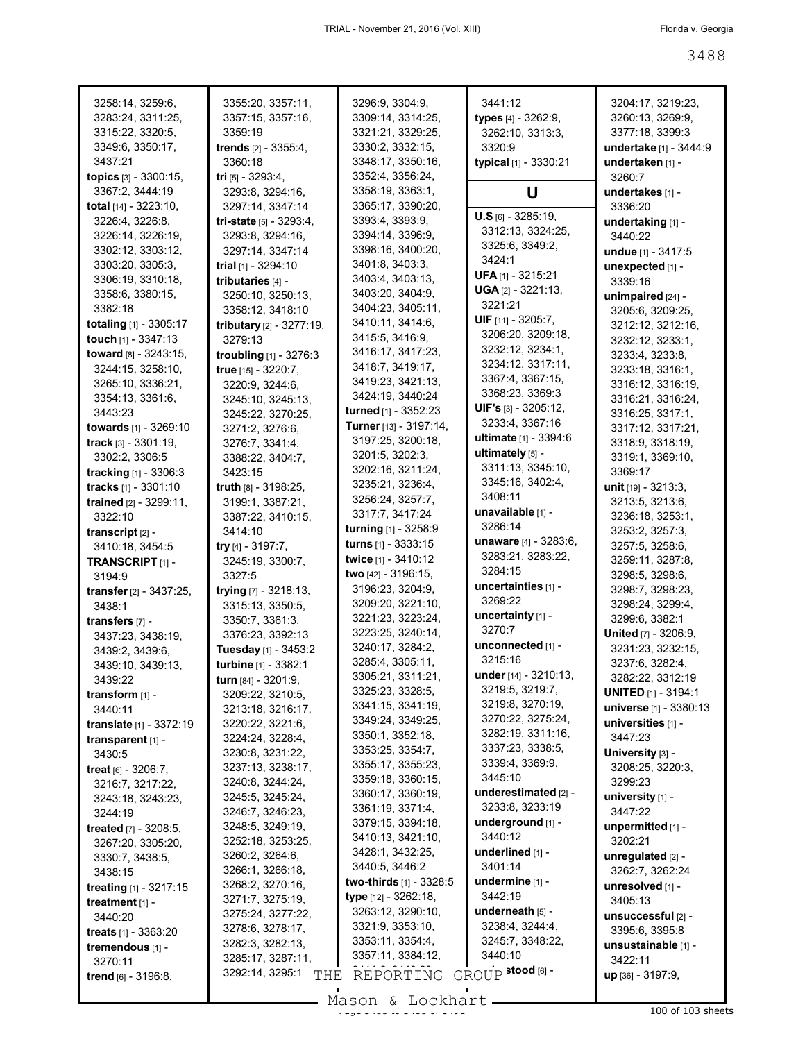3258:14, 3259:6, 3283:24, 3311:25, 3315:22, 3320:5, 3349:6, 3350:17, 3437:21

**topics** [3] - 3300:15, 3367:2, 3444:19

**total** [14] - 3223:10, 3226:4, 3226:8, 3226:14, 3226:19, 3302:12, 3303:12, 3303:20, 3305:3, 3306:19, 3310:18, 3358:6, 3380:15, 3382:18

**totaling** [1] - 3305:17

**touch** [1] - 3347:13

**toward** [8] - 3243:15, 3244:15, 3258:10, 3265:10, 3336:21, 3354:13, 3361:6, 3443:23

**towards** [1] - 3269:10

**track** [3] - 3301:19, 3302:2, 3306:5

**tracking** [1] - 3306:3

**tracks** [1] - 3301:10

**trained** [2] - 3299:11, 3322:10

**transcript** [2] - 3410:18, 3454:5

**TRANSCRIPT** [1] - 3194:9

**transfer** [2] - 3437:25, 3438:1

**transfers** [7] - 3437:23, 3438:19, 3439:2, 3439:6, 3439:10, 3439:13, 3439:22

**transform** [1] - 3440:11

**translate** [1] - 3372:19

**transparent** [1] - 3430:5

**treat** [6] - 3206:7, 3216:7, 3217:22, 3243:18, 3243:23, 3244:19

**treated** [7] - 3208:5, 3267:20, 3305:20, 3330:7, 3438:5, 3438:15

**treating** [1] - 3217:15

**treatment** [1] - 3440:20

**treats** [1] - 3363:20

**tremendous** [1] - 3270:11

**trend** [6] - 3196:8, 3355:20, 3357:11, 3357:15, 3357:16, 3359:19

**trends** [2] - 3355:4, 3360:18

**tri** [5] - 3293:4, 3293:8, 3294:16, 3297:14, 3347:14

**tri-state** [5] - 3293:4, 3293:8, 3294:16, 3297:14, 3347:14

**trial** [1] - 3294:10

**tributaries** [4] - 3250:10, 3250:13, 3358:12, 3418:10

**tributary** [2] - 3277:19, 3279:13

**troubling** [1] - 3276:3

**true** [15] - 3220:7, 3220:9, 3244:6, 3245:10, 3245:13, 3245:22, 3270:25, 3271:2, 3276:6, 3276:7, 3341:4, 3388:22, 3404:7, 3423:15

**truth** [8] - 3198:25, 3199:1, 3387:21, 3387:22, 3410:15, 3414:10

**try** [4] - 3197:7, 3245:19, 3300:7, 3327:5

**trying** [7] - 3218:13, 3315:13, 3350:5, 3350:7, 3361:3, 3376:23, 3392:13

**Tuesday** [1] - 3453:2

**turbine** [1] - 3382:1

**turn** [84] - 3201:9, 3209:22, 3210:5, 3213:18, 3216:17, 3220:22, 3221:6, 3224:24, 3228:4, 3230:8, 3231:22, 3237:13, 3238:17, 3240:8, 3244:24, 3245:5, 3245:24, 3246:7, 3246:23, 3248:5, 3249:19, 3252:18, 3253:25, 3260:2, 3264:6, 3266:1, 3266:18, 3268:2, 3270:16, 3271:7, 3275:19, 3275:24, 3277:22, 3278:6, 3278:17, 3282:3, 3282:13, 3285:17, 3287:11, 3292:14, 3295:1, 3296:9, 3304:9, 3309:14, 3314:25, 3321:21, 3329:25, 3330:2, 3332:15, 3348:17, 3350:16, 3352:4, 3356:24, 3358:19, 3363:1, 3365:17, 3390:20, 3393:4, 3393:9, 3394:14, 3396:9, 3398:16, 3400:20, 3401:8, 3403:3, 3403:4, 3403:13, 3403:20, 3404:9, 3404:23, 3405:11, 3410:11, 3414:6, 3415:5, 3416:9, 3416:17, 3417:23, 3418:7, 3419:17, 3419:23, 3421:13, 3424:19, 3440:24

**turned** [1] - 3352:23

**Turner** [13] - 3197:14, 3197:25, 3200:18, 3201:5, 3202:3, 3202:16, 3211:24, 3235:21, 3236:4, 3256:24, 3257:7, 3317:7, 3417:24

**turning** [1] - 3258:9

**turns** [1] - 3333:15

**twice** [1] - 3410:12

**two** [42] - 3196:15, 3196:23, 3204:9, 3209:20, 3221:10, 3221:23, 3223:24, 3223:25, 3240:14, 3240:17, 3284:2, 3285:4, 3305:11, 3305:21, 3311:21, 3325:23, 3328:5, 3341:15, 3341:19, 3349:24, 3349:25, 3350:1, 3352:18, 3353:25, 3354:7, 3355:17, 3355:23, 3359:18, 3360:15, 3360:17, 3360:19, 3361:19, 3371:4, 3379:15, 3394:18, 3410:13, 3421:10, 3428:1, 3432:25, 3440:5, 3446:2

**two-thirds** [1] - 3328:5

**type** [12] - 3262:18, 3263:12, 3290:10, 3321:9, 3353:10, 3353:11, 3354:4, 3357:11, 3384:12, 3441:12

**types** [4] - 3262:9, 3262:10, 3313:3, 3320:9

**typical** [1] - 3330:21

## U

**U.S** [6] - 3285:19, 3312:13, 3324:25, 3325:6, 3349:2, 3424:1

**UFA** [1] - 3215:21

**UGA** [2] - 3221:13, 3221:21

**UIF** [11] - 3205:7, 3206:20, 3209:18, 3232:12, 3234:1, 3234:12, 3317:11, 3367:4, 3367:15, 3368:23, 3369:3

**UIF's** [3] - 3205:12, 3233:4, 3367:16

**ultimate** [1] - 3394:6

**ultimately** [5] - 3311:13, 3345:10, 3345:16, 3402:4, 3408:11

**unavailable** [1] - 3286:14

**unaware** [4] - 3283:6, 3283:21, 3283:22, 3284:15

**uncertainties** [1] - 3269:22

**uncertainty** [1] - 3270:7

**unconnected** [1] - 3215:16

**under** [14] - 3210:13, 3219:5, 3219:7, 3219:8, 3270:19, 3270:22, 3275:24, 3282:19, 3311:16, 3337:23, 3338:5, 3339:4, 3369:9, 3445:10

**underestimated** [2] - 3233:8, 3233:19

**underground** [1] - 3440:12

**underlined** [1] - 3401:14

**undermine** [1] - 3442:19

**underneath** [5] - 3238:4, 3244:4, 3245:7, 3348:22, 3440:10

**understood** [6] - 3204:17, 3219:23, 3260:13, 3269:9, 3377:18, 3399:3

**undertake** [1] - 3444:9

**undertaken** [1] - 3260:7

**undertakes** [1] - 3336:20

**undertaking** [1] - 3440:22

**undue** [1] - 3417:5

**unexpected** [1] - 3339:16

**unimpaired** [24] - 3205:6, 3209:25, 3212:12, 3212:16, 3232:12, 3233:1, 3233:4, 3233:8, 3233:18, 3316:1, 3316:12, 3316:19, 3316:21, 3316:24, 3316:25, 3317:1, 3317:12, 3317:21, 3318:9, 3318:19, 3319:1, 3369:10, 3369:17

**unit** [19] - 3213:3, 3213:5, 3213:6, 3236:18, 3253:1, 3253:2, 3257:3, 3257:5, 3258:6, 3259:11, 3287:8, 3298:5, 3298:6, 3298:7, 3298:23, 3298:24, 3299:4, 3299:6, 3382:1

**United** [7] - 3206:9, 3231:23, 3232:15, 3237:6, 3282:4, 3282:22, 3312:19

**UNITED** [1] - 3194:1

**universe** [1] - 3380:13

**universities** [1] - 3447:23

**University** [3] - 3208:25, 3220:3, 3299:23

**university** [1] - 3447:22

**unpermitted** [1] - 3202:21

**unregulated** [2] - 3262:7, 3262:24

**unresolved** [1] - 3405:13

**unsuccessful** [2] - 3395:6, 3395:8

**unsustainable** [1] - 3422:11

**up** [36] - 3197:9,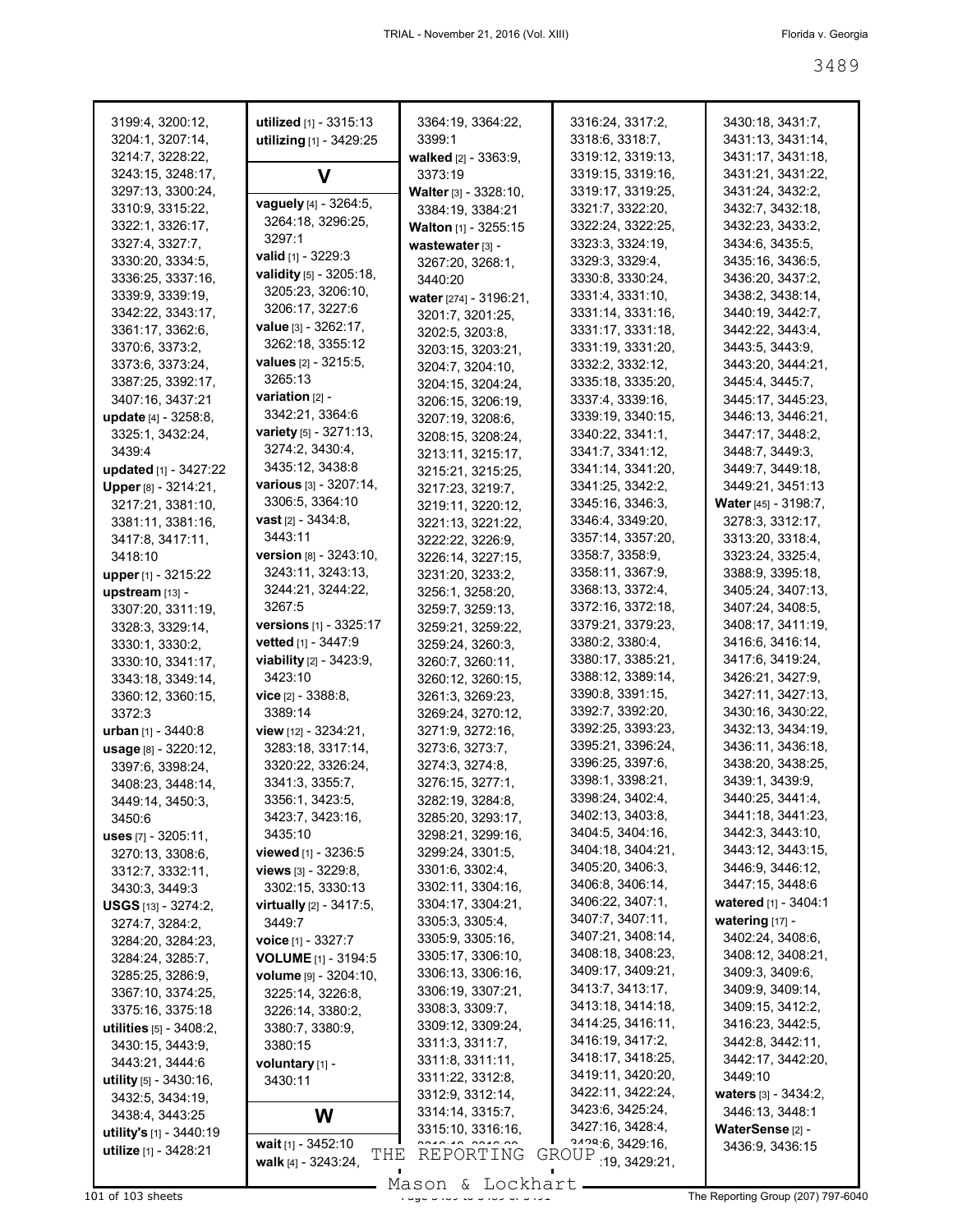3199:4, 3200:12, 3204:1, 3207:14, 3214:7, 3228:22, 3243:15, 3248:17, 3297:13, 3300:24, 3310:9, 3315:22, 3322:1, 3326:17, 3327:4, 3327:7, 3330:20, 3334:5, 3336:25, 3337:16, 3339:9, 3339:19, 3342:22, 3343:17, 3361:17, 3362:6, 3370:6, 3373:2, 3373:6, 3373:24, 3387:25, 3392:17, 3407:16, 3437:21

**update** [4] - 3258:8, 3325:1, 3432:24, 3439:4

**updated** [1] - 3427:22

**Upper** [8] - 3214:21, 3217:21, 3381:10, 3381:11, 3381:16, 3417:8, 3417:11, 3418:10

**upper** [1] - 3215:22

**upstream** [13] - 3307:20, 3311:19, 3328:3, 3329:14, 3330:1, 3330:2, 3330:10, 3341:17, 3343:18, 3349:14, 3360:12, 3360:15, 3372:3

**urban** [1] - 3440:8

**usage** [8] - 3220:12, 3397:6, 3398:24, 3408:23, 3448:14, 3449:14, 3450:3, 3450:6

**uses** [7] - 3205:11, 3270:13, 3308:6, 3312:7, 3332:11, 3430:3, 3449:3

**USGS** [13] - 3274:2, 3274:7, 3284:2, 3284:20, 3284:23, 3284:24, 3285:7, 3285:25, 3286:9, 3367:10, 3374:25, 3375:16, 3375:18

**utilities** [5] - 3408:2, 3430:15, 3443:9, 3443:21, 3444:6

**utility** [5] - 3430:16, 3432:5, 3434:19, 3438:4, 3443:25

**utility's** [1] - 3440:19

**utilize** [1] - 3428:21

**utilized** [1] - 3315:13

**utilizing** [1] - 3429:25

## V

**vaguely** [4] - 3264:5, 3264:18, 3296:25, 3297:1

**valid** [1] - 3229:3

**validity** [5] - 3205:18, 3205:23, 3206:10, 3206:17, 3227:6

**value** [3] - 3262:17, 3262:18, 3355:12

**values** [2] - 3215:5, 3265:13

**variation** [2] - 3342:21, 3364:6

**variety** [5] - 3271:13, 3274:2, 3430:4, 3435:12, 3438:8

**various** [3] - 3207:14, 3306:5, 3364:10

**vast** [2] - 3434:8, 3443:11

**version** [8] - 3243:10, 3243:11, 3243:13, 3244:21, 3244:22, 3267:5

**versions** [1] - 3325:17

**vetted** [1] - 3447:9

**viability** [2] - 3423:9, 3423:10

**vice** [2] - 3388:8, 3389:14

**view** [12] - 3234:21, 3283:18, 3317:14, 3320:22, 3326:24, 3341:3, 3355:7, 3356:1, 3423:5, 3423:7, 3423:16, 3435:10

**viewed** [1] - 3236:5

**views** [3] - 3229:8, 3302:15, 3330:13

**virtually** [2] - 3417:5, 3449:7

**voice** [1] - 3327:7

**VOLUME** [1] - 3194:5

**volume** [9] - 3204:10, 3225:14, 3226:8, 3226:14, 3380:2, 3380:7, 3380:9, 3380:15

**voluntary** [1] - 3430:11

## W

**wait** [1] - 3452:10

**walk** [4] - 3243:24, 3364:19, 3364:22, 3399:1

**walked** [2] - 3363:9, 3373:19

**Walter** [3] - 3328:10, 3384:19, 3384:21

**Walton** [1] - 3255:15

**wastewater** [3] - 3267:20, 3268:1, 3440:20

**water** [274] - 3196:21, 3201:7, 3201:25, 3202:5, 3203:8, 3203:15, 3203:21, 3204:7, 3204:10, 3204:15, 3204:24, 3206:15, 3206:19, 3207:19, 3208:6, 3208:15, 3208:24, 3213:11, 3215:17, 3215:21, 3215:25, 3217:23, 3219:7, 3219:11, 3220:12, 3221:13, 3221:22, 3222:22, 3226:9, 3226:14, 3227:15, 3231:20, 3233:2, 3256:1, 3258:20, 3259:7, 3259:13, 3259:21, 3259:22, 3259:24, 3260:3, 3260:7, 3260:11, 3260:12, 3260:15, 3261:3, 3269:23, 3269:24, 3270:12, 3271:9, 3272:16, 3273:6, 3273:7, 3274:3, 3274:8, 3276:15, 3277:1, 3282:19, 3284:8, 3285:20, 3293:17, 3298:21, 3299:16, 3299:24, 3301:5, 3301:6, 3302:4, 3302:11, 3304:16, 3304:17, 3304:21, 3305:3, 3305:4, 3305:9, 3305:16, 3305:17, 3306:10, 3306:13, 3306:16, 3306:19, 3307:21, 3308:3, 3309:7, 3309:12, 3309:24, 3311:3, 3311:7, 3311:8, 3311:11, 3311:22, 3312:8, 3312:9, 3312:14, 3314:14, 3315:7, 3315:10, 3316:16, 3316:24, 3317:2, 3318:6, 3318:7, 3319:12, 3319:13, 3319:15, 3319:16, 3319:17, 3319:25, 3321:7, 3322:20, 3322:24, 3322:25, 3323:3, 3324:19, 3329:3, 3329:4, 3330:8, 3330:24, 3331:4, 3331:10, 3331:14, 3331:16, 3331:17, 3331:18, 3331:19, 3331:20, 3332:2, 3332:12, 3335:18, 3335:20, 3337:4, 3339:16, 3339:19, 3340:15, 3340:22, 3341:1, 3341:7, 3341:12, 3341:14, 3341:20, 3341:25, 3342:2, 3345:16, 3346:3, 3346:4, 3349:20, 3357:14, 3357:20, 3358:7, 3358:9, 3358:11, 3367:9, 3368:13, 3372:4, 3372:16, 3372:18, 3379:21, 3379:23, 3380:2, 3380:4, 3380:17, 3385:21, 3388:12, 3389:14, 3390:8, 3391:15, 3392:7, 3392:20, 3392:25, 3393:23, 3395:21, 3396:24, 3396:25, 3397:6, 3398:1, 3398:21, 3398:24, 3402:4, 3402:13, 3403:8, 3404:5, 3404:16, 3404:18, 3404:21, 3405:20, 3406:3, 3406:8, 3406:14, 3406:22, 3407:1, 3407:7, 3407:11, 3407:21, 3408:14, 3408:18, 3408:23, 3409:17, 3409:21, 3413:7, 3413:17, 3413:18, 3414:18, 3414:25, 3416:11, 3416:19, 3417:2, 3418:17, 3418:25, 3419:11, 3420:20, 3422:11, 3422:24, 3423:6, 3425:24, 3427:16, 3428:4, 3428:6, 3429:16, 3429:19, 3429:21, 3430:18, 3431:7, 3431:13, 3431:14, 3431:17, 3431:18, 3431:21, 3431:22, 3431:24, 3432:2, 3432:7, 3432:18, 3432:23, 3433:2, 3434:6, 3435:5, 3435:16, 3436:5, 3436:20, 3437:2, 3438:2, 3438:14, 3440:19, 3442:7, 3442:22, 3443:4, 3443:5, 3443:9, 3443:20, 3444:21, 3445:4, 3445:7, 3445:17, 3445:23, 3446:13, 3446:21, 3447:17, 3448:2, 3448:7, 3449:3, 3449:7, 3449:18, 3449:21, 3451:13

**Water** [45] - 3198:7, 3278:3, 3312:17, 3313:20, 3318:4, 3323:24, 3325:4, 3388:9, 3395:18, 3405:24, 3407:13, 3407:24, 3408:5, 3408:17, 3411:19, 3416:6, 3416:14, 3417:6, 3419:24, 3426:21, 3427:9, 3427:11, 3427:13, 3430:16, 3430:22, 3432:13, 3434:19, 3436:11, 3436:18, 3438:20, 3438:25, 3439:1, 3439:9, 3440:25, 3441:4, 3441:18, 3441:23, 3442:3, 3443:10, 3443:12, 3443:15, 3446:9, 3446:12, 3447:15, 3448:6

**watered** [1] - 3404:1

**watering** [17] - 3402:24, 3408:6, 3408:12, 3408:21, 3409:3, 3409:6, 3409:9, 3409:14, 3409:15, 3412:2, 3416:23, 3442:5, 3442:8, 3442:11, 3442:17, 3442:20, 3449:10

**waters** [3] - 3434:2, 3446:13, 3448:1

**WaterSense** [2] - 3436:9, 3436:15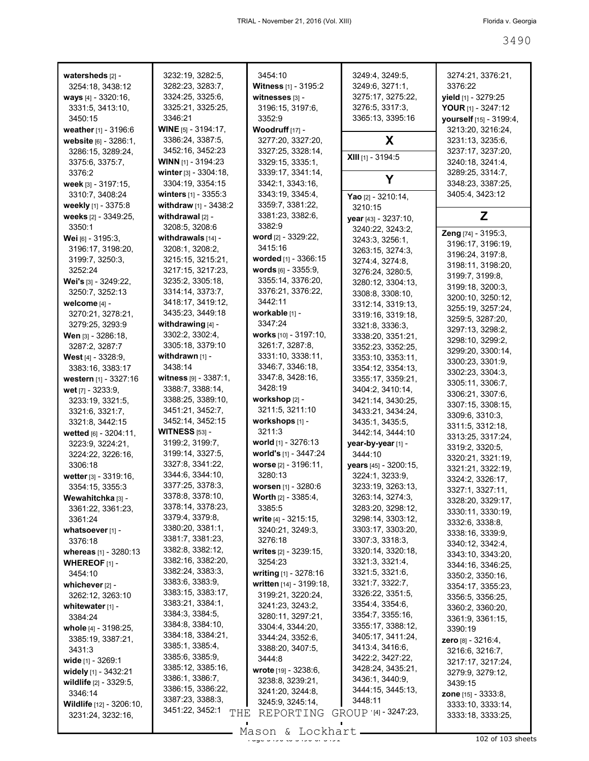**watersheds** [2] - 3254:18, 3438:12
**ways** [4] - 3320:16, 3331:5, 3413:10, 3450:15
**weather** [1] - 3196:6
**website** [6] - 3286:1, 3286:15, 3289:24, 3375:6, 3375:7, 3376:2
**week** [3] - 3197:15, 3310:7, 3408:24
**weekly** [1] - 3375:8
**weeks** [2] - 3349:25, 3350:1
**Wei** [6] - 3195:3, 3196:17, 3198:20, 3199:7, 3250:3, 3252:24
**Wei's** [3] - 3249:22, 3250:7, 3252:13
**welcome** [4] - 3270:21, 3278:21, 3279:25, 3293:9
**Wen** [3] - 3286:18, 3287:2, 3287:7
**West** [4] - 3328:9, 3383:16, 3383:17
**western** [1] - 3327:16
**wet** [7] - 3233:9, 3233:19, 3321:5, 3321:6, 3321:7, 3321:8, 3442:15
**wetted** [6] - 3204:11, 3223:9, 3224:21, 3224:22, 3226:16, 3306:18
**wetter** [3] - 3319:16, 3354:15, 3355:3
**Wewahitchka** [3] - 3361:22, 3361:23, 3361:24
**whatsoever** [1] - 3376:18
**whereas** [1] - 3280:13
**WHEREOF** [1] - 3454:10
**whichever** [2] - 3262:12, 3263:10
**whitewater** [1] - 3384:24
**whole** [4] - 3198:25, 3385:19, 3387:21, 3431:3
**wide** [1] - 3269:1
**widely** [1] - 3432:21
**wildlife** [2] - 3329:5, 3346:14
**Wildlife** [12] - 3206:10, 3231:24, 3232:16, 3232:19, 3282:5, 3282:23, 3283:7, 3324:25, 3325:6, 3325:21, 3325:25, 3346:21
**WINE** [5] - 3194:17, 3386:24, 3387:5, 3452:16, 3452:23
**WINN** [1] - 3194:23
**winter** [3] - 3304:18, 3304:19, 3354:15
**winters** [1] - 3355:3
**withdraw** [1] - 3438:2
**withdrawal** [2] - 3208:5, 3208:6
**withdrawals** [14] - 3208:1, 3208:2, 3215:15, 3215:21, 3217:15, 3217:23, 3235:2, 3305:18, 3314:14, 3373:7, 3418:17, 3419:12, 3435:23, 3449:18
**withdrawing** [4] - 3302:2, 3302:4, 3305:18, 3379:10
**withdrawn** [1] - 3438:14
**witness** [9] - 3387:1, 3388:7, 3388:14, 3388:25, 3389:10, 3451:21, 3452:7, 3452:14, 3452:15
**WITNESS** [53] - 3199:2, 3199:7, 3199:14, 3327:5, 3327:8, 3341:22, 3344:6, 3344:10, 3377:25, 3378:3, 3378:8, 3378:10, 3378:14, 3378:23, 3379:4, 3379:8, 3380:20, 3381:1, 3381:7, 3381:23, 3382:8, 3382:12, 3382:16, 3382:20, 3382:24, 3383:3, 3383:6, 3383:9, 3383:15, 3383:17, 3383:21, 3384:1, 3384:3, 3384:5, 3384:8, 3384:10, 3384:18, 3384:21, 3385:1, 3385:4, 3385:6, 3385:9, 3385:12, 3385:16, 3386:1, 3386:7, 3386:15, 3386:22, 3387:23, 3388:3, 3451:22, 3452:1, 3454:10
**Witness** [1] - 3195:2
**witnesses** [3] - 3196:15, 3197:6, 3352:9
**Woodruff** [17] - 3277:20, 3327:20, 3327:25, 3328:14, 3329:15, 3335:1, 3339:17, 3341:14, 3342:1, 3343:16, 3343:19, 3345:4, 3359:7, 3381:22, 3381:23, 3382:6, 3382:9
**word** [2] - 3329:22, 3415:16
**worded** [1] - 3366:15
**words** [6] - 3355:9, 3355:14, 3376:20, 3376:21, 3376:22, 3442:11
**workable** [1] - 3347:24
**works** [10] - 3197:10, 3261:7, 3287:8, 3331:10, 3338:11, 3346:7, 3346:18, 3347:8, 3428:16, 3428:19
**workshop** [2] - 3211:5, 3211:10
**workshops** [1] - 3211:3
**world** [1] - 3276:13
**world's** [1] - 3447:24
**worse** [2] - 3196:11, 3280:13
**worsen** [1] - 3280:6
**Worth** [2] - 3385:4, 3385:5
**write** [4] - 3215:15, 3240:21, 3249:3, 3276:18
**writes** [2] - 3239:15, 3254:23
**writing** [1] - 3278:16
**written** [14] - 3199:18, 3199:21, 3220:24, 3241:23, 3243:2, 3280:11, 3297:21, 3304:4, 3344:20, 3344:24, 3352:6, 3388:20, 3407:5, 3444:8
**wrote** [19] - 3238:6, 3238:8, 3239:21, 3241:20, 3244:8, 3245:9, 3245:14, 3249:4, 3249:5, 3249:6, 3271:1, 3275:17, 3275:22, 3276:5, 3317:3, 3365:13, 3395:16

## X

**XIII** [1] - 3194:5

## Y

**Yao** [2] - 3210:14, 3210:15
**year** [43] - 3237:10, 3240:22, 3243:2, 3243:3, 3256:1, 3263:15, 3274:3, 3274:4, 3274:8, 3276:24, 3280:5, 3280:12, 3304:13, 3308:8, 3308:10, 3312:14, 3319:13, 3319:16, 3319:18, 3321:8, 3336:3, 3338:20, 3351:21, 3352:23, 3352:25, 3353:10, 3353:11, 3354:12, 3354:13, 3355:17, 3359:21, 3404:2, 3410:14, 3421:14, 3430:25, 3433:21, 3434:24, 3435:1, 3435:5, 3442:14, 3444:10
**year-by-year** [1] - 3444:10
**years** [45] - 3200:15, 3224:1, 3233:9, 3233:19, 3263:13, 3263:14, 3274:3, 3283:20, 3298:12, 3298:14, 3303:12, 3303:17, 3303:20, 3307:3, 3318:3, 3320:14, 3320:18, 3321:3, 3321:4, 3321:5, 3321:6, 3321:7, 3322:7, 3326:22, 3351:5, 3354:4, 3354:6, 3354:7, 3355:16, 3355:17, 3388:12, 3405:17, 3411:24, 3413:4, 3416:6, 3422:2, 3427:22, 3428:24, 3435:21, 3436:1, 3440:9, 3444:15, 3445:13, 3448:11
**yes** [4] - 3247:23, 3274:21, 3376:21, 3376:22
**yield** [1] - 3279:25
**YOUR** [1] - 3247:12
**yourself** [15] - 3199:4, 3213:20, 3216:24, 3231:13, 3235:6, 3237:17, 3237:20, 3240:18, 3241:4, 3289:25, 3314:7, 3348:23, 3387:25, 3405:4, 3423:12

## Z

**Zeng** [74] - 3195:3, 3196:17, 3196:19, 3196:24, 3197:8, 3198:11, 3198:20, 3199:7, 3199:8, 3199:18, 3200:3, 3200:10, 3250:12, 3255:19, 3257:24, 3259:5, 3287:20, 3297:13, 3298:2, 3298:10, 3299:2, 3299:20, 3300:14, 3300:23, 3301:9, 3302:23, 3304:3, 3305:11, 3306:7, 3306:21, 3307:6, 3307:15, 3308:15, 3309:6, 3310:3, 3311:5, 3312:18, 3313:25, 3317:24, 3319:2, 3320:5, 3320:21, 3321:19, 3321:21, 3322:19, 3324:2, 3326:17, 3327:1, 3327:11, 3328:20, 3329:17, 3330:11, 3330:19, 3332:6, 3338:8, 3338:16, 3339:9, 3340:12, 3342:4, 3343:10, 3343:20, 3344:16, 3346:25, 3350:2, 3350:16, 3354:17, 3355:23, 3356:5, 3356:25, 3360:2, 3360:20, 3361:9, 3361:15, 3390:19
**zero** [8] - 3216:4, 3216:6, 3216:7, 3217:17, 3217:24, 3279:9, 3279:12, 3439:15
**zone** [15] - 3333:8, 3333:10, 3333:14, 3333:18, 3333:25,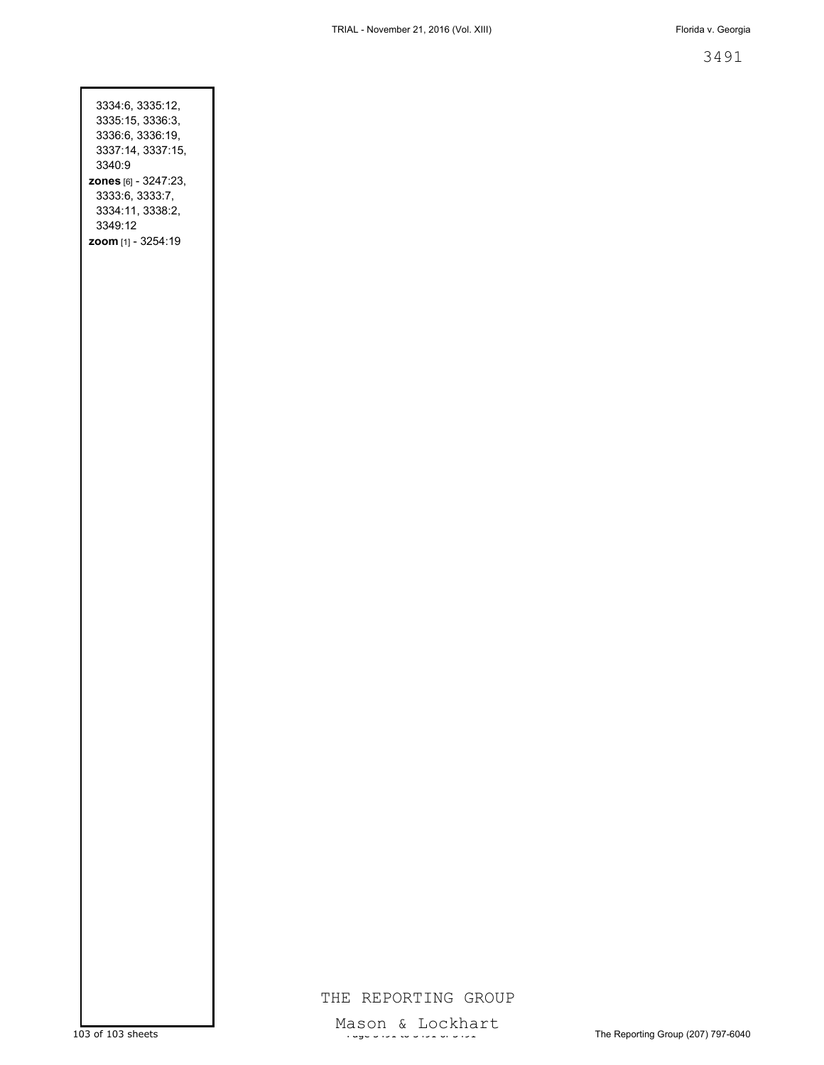3334:6, 3335:12, 3335:15, 3336:3, 3336:6, 3336:19, 3337:14, 3337:15, 3340:9

**zones** [6] - 3247:23, 3333:6, 3333:7, 3334:11, 3338:2, 3349:12

**zoom** [1] - 3254:19